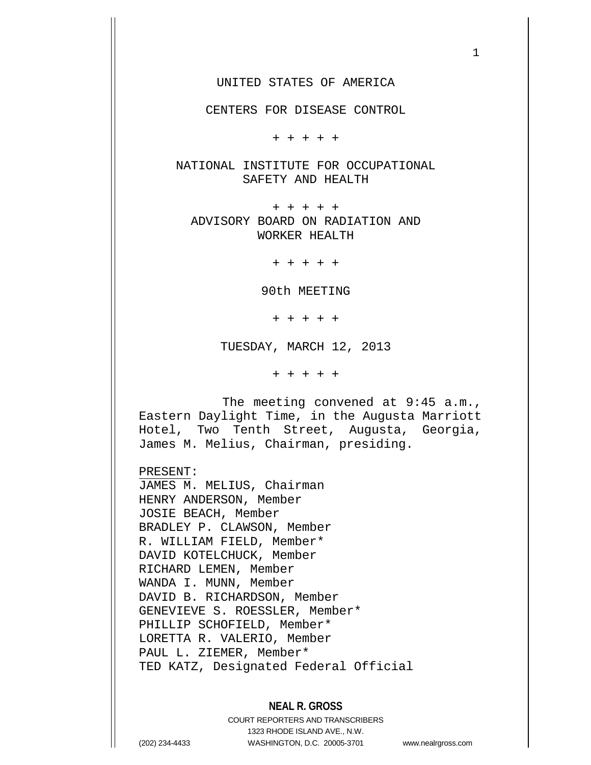UNITED STATES OF AMERICA

CENTERS FOR DISEASE CONTROL

+ + + + +

NATIONAL INSTITUTE FOR OCCUPATIONAL SAFETY AND HEALTH

+ + + + +

ADVISORY BOARD ON RADIATION AND WORKER HEALTH

+ + + + +

90th MEETING

+ + + + +

TUESDAY, MARCH 12, 2013

+ + + + +

The meeting convened at 9:45 a.m., Eastern Daylight Time, in the Augusta Marriott Hotel, Two Tenth Street, Augusta, Georgia, James M. Melius, Chairman, presiding.

PRESENT:

JAMES M. MELIUS, Chairman
HENRY ANDERSON, Member
JOSIE BEACH, Member
BRADLEY P. CLAWSON, Member
R. WILLIAM FIELD, Member*
DAVID KOTELCHUCK, Member
RICHARD LEMEN, Member
WANDA I. MUNN, Member
DAVID B. RICHARDSON, Member
GENEVIEVE S. ROESSLER, Member*
PHILLIP SCHOFIELD, Member*
LORETTA R. VALERIO, Member
PAUL L. ZIEMER, Member*
TED KATZ, Designated Federal Official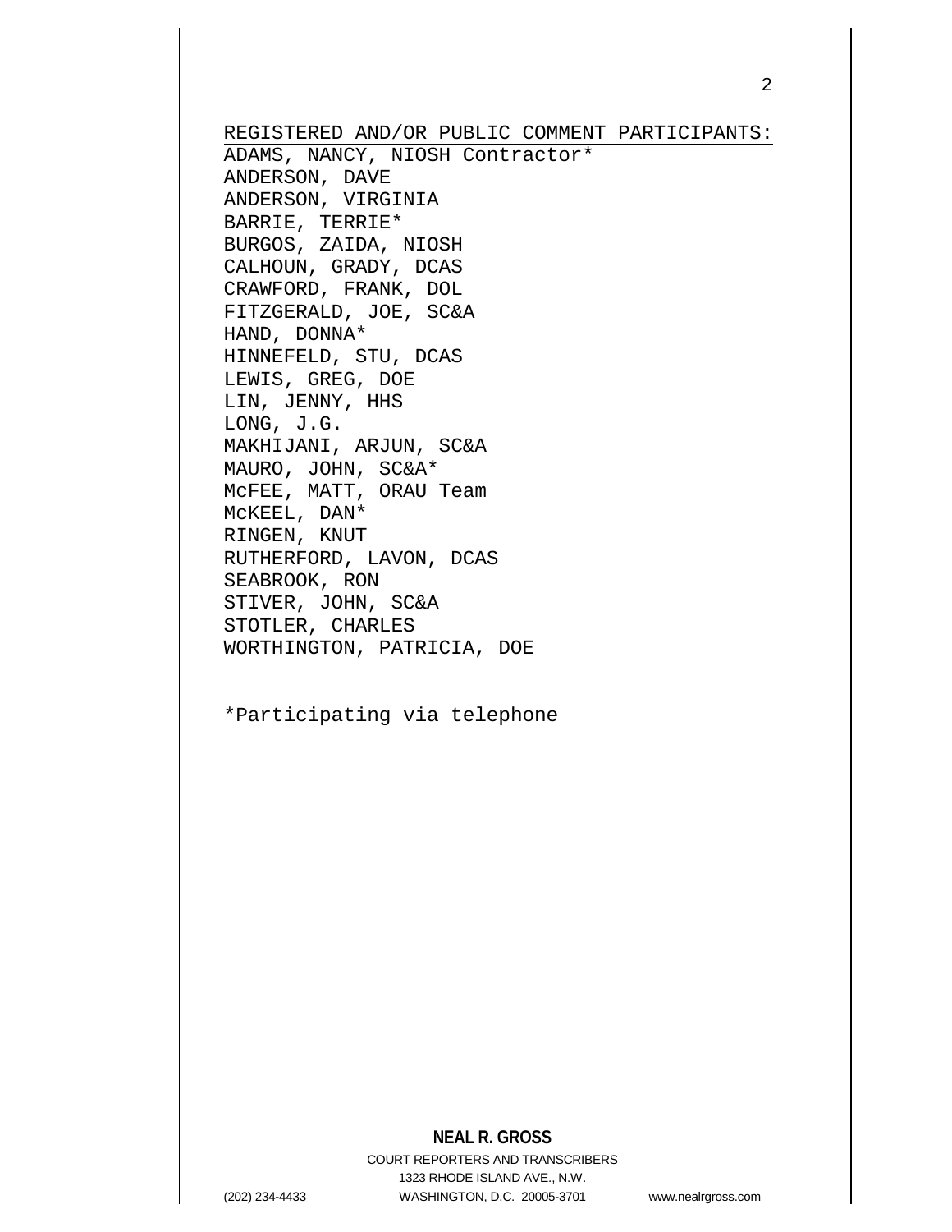REGISTERED AND/OR PUBLIC COMMENT PARTICIPANTS:

ADAMS, NANCY, NIOSH Contractor*
ANDERSON, DAVE
ANDERSON, VIRGINIA
BARRIE, TERRIE*
BURGOS, ZAIDA, NIOSH
CALHOUN, GRADY, DCAS
CRAWFORD, FRANK, DOL
FITZGERALD, JOE, SC&A
HAND, DONNA*
HINNEFELD, STU, DCAS
LEWIS, GREG, DOE
LIN, JENNY, HHS
LONG, J.G.
MAKHIJANI, ARJUN, SC&A
MAURO, JOHN, SC&A*
McFEE, MATT, ORAU Team
McKEEL, DAN*
RINGEN, KNUT
RUTHERFORD, LAVON, DCAS
SEABROOK, RON
STIVER, JOHN, SC&A
STOTLER, CHARLES
WORTHINGTON, PATRICIA, DOE

*Participating via telephone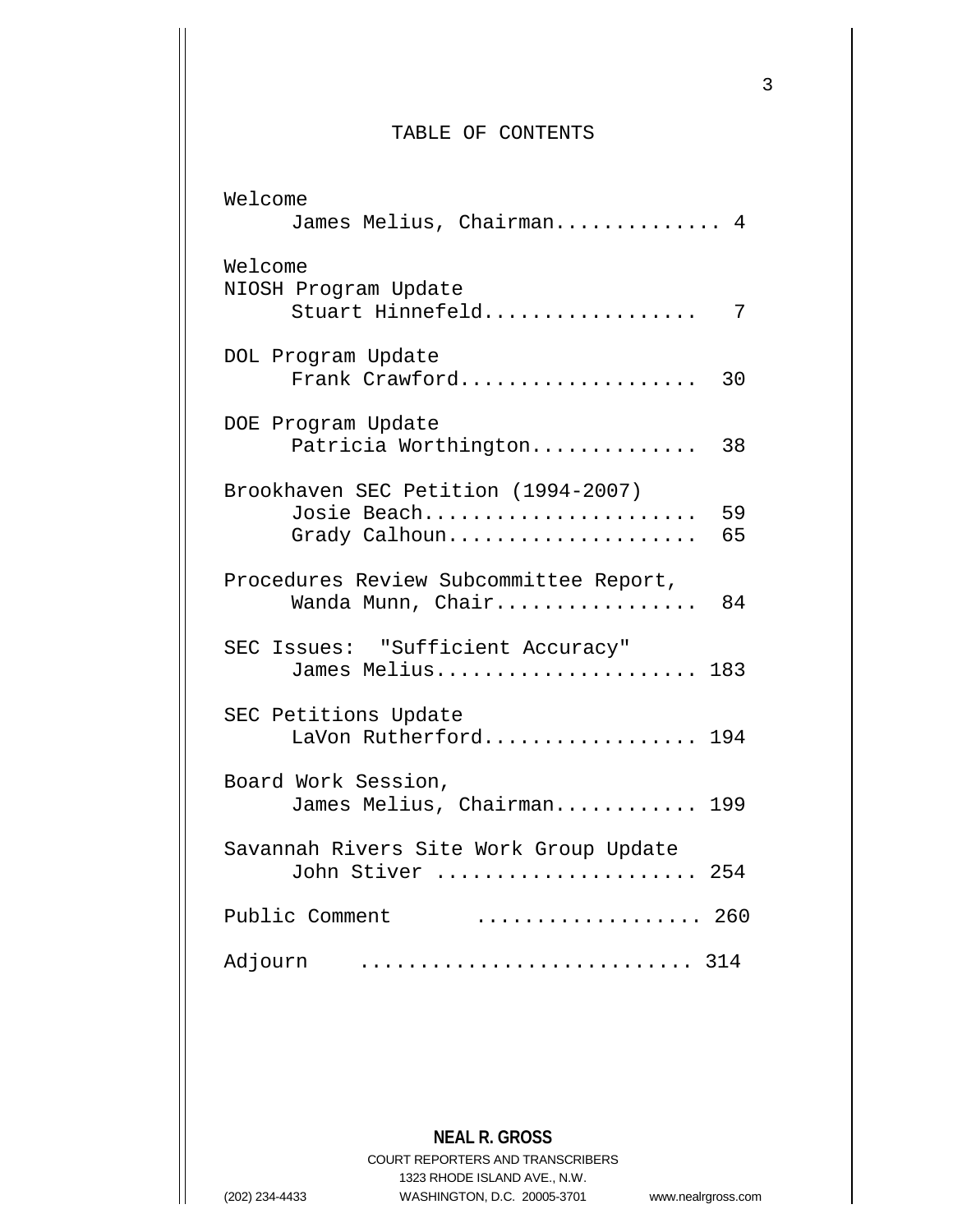# TABLE OF CONTENTS

Welcome
James Melius, Chairman.............. 4

Welcome
NIOSH Program Update
Stuart Hinnefeld.................. 7

DOL Program Update
Frank Crawford.................... 30

DOE Program Update
Patricia Worthington.............. 38

Brookhaven SEC Petition (1994-2007)
Josie Beach....................... 59
Grady Calhoun..................... 65

Procedures Review Subcommittee Report,
Wanda Munn, Chair................. 84

SEC Issues: "Sufficient Accuracy"
James Melius...................... 183

SEC Petitions Update
LaVon Rutherford.................. 194

Board Work Session,
James Melius, Chairman............ 199

Savannah Rivers Site Work Group Update
John Stiver ...................... 254

Public Comment .................. 260

Adjourn .......................... 314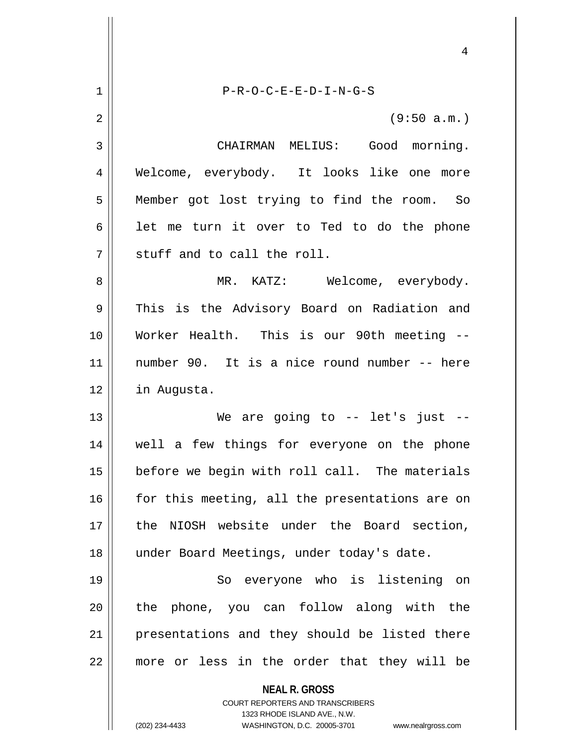P-R-O-C-E-E-D-I-N-G-S

(9:50 a.m.)

CHAIRMAN MELIUS: Good morning. Welcome, everybody. It looks like one more Member got lost trying to find the room. So let me turn it over to Ted to do the phone stuff and to call the roll.

MR. KATZ: Welcome, everybody. This is the Advisory Board on Radiation and Worker Health. This is our 90th meeting -- number 90. It is a nice round number -- here in Augusta.

We are going to -- let's just -- well a few things for everyone on the phone before we begin with roll call. The materials for this meeting, all the presentations are on the NIOSH website under the Board section, under Board Meetings, under today's date.

So everyone who is listening on the phone, you can follow along with the presentations and they should be listed there more or less in the order that they will be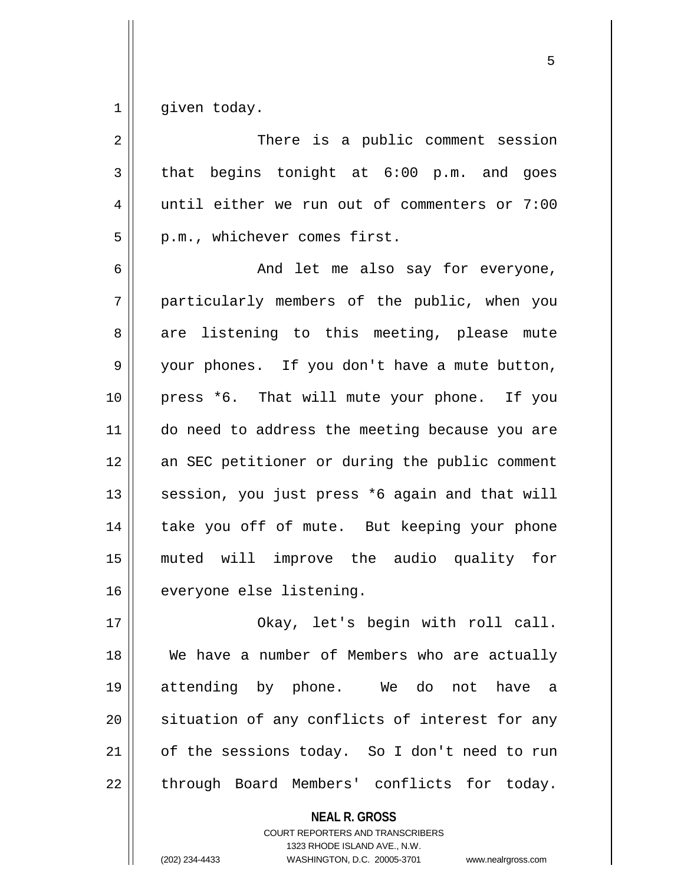given today.

There is a public comment session that begins tonight at 6:00 p.m. and goes until either we run out of commenters or 7:00 p.m., whichever comes first.

And let me also say for everyone, particularly members of the public, when you are listening to this meeting, please mute your phones. If you don't have a mute button, press *6. That will mute your phone. If you do need to address the meeting because you are an SEC petitioner or during the public comment session, you just press *6 again and that will take you off of mute. But keeping your phone muted will improve the audio quality for everyone else listening.

Okay, let's begin with roll call. We have a number of Members who are actually attending by phone. We do not have a situation of any conflicts of interest for any of the sessions today. So I don't need to run through Board Members' conflicts for today.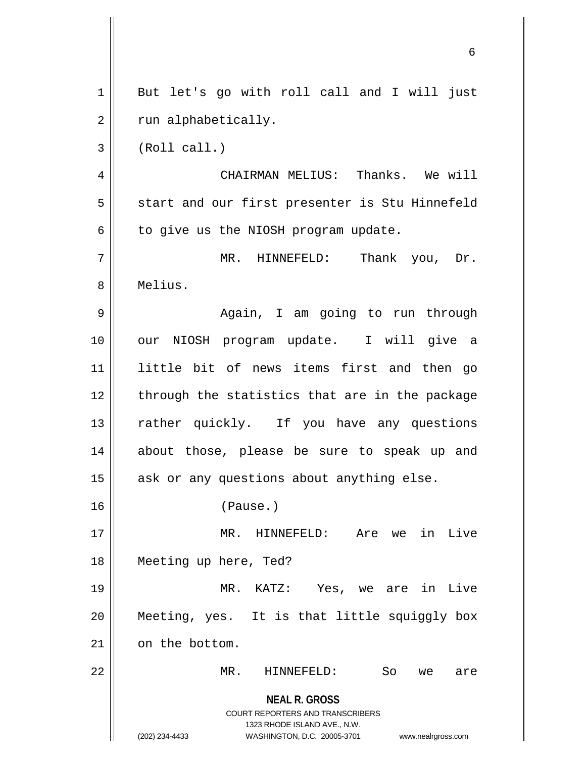But let's go with roll call and I will just run alphabetically.

(Roll call.)

CHAIRMAN MELIUS: Thanks. We will start and our first presenter is Stu Hinnefeld to give us the NIOSH program update.

MR. HINNEFELD: Thank you, Dr. Melius.

Again, I am going to run through our NIOSH program update. I will give a little bit of news items first and then go through the statistics that are in the package rather quickly. If you have any questions about those, please be sure to speak up and ask or any questions about anything else.

(Pause.)

MR. HINNEFELD: Are we in Live Meeting up here, Ted?

MR. KATZ: Yes, we are in Live Meeting, yes. It is that little squiggly box on the bottom.

MR. HINNEFELD: So we are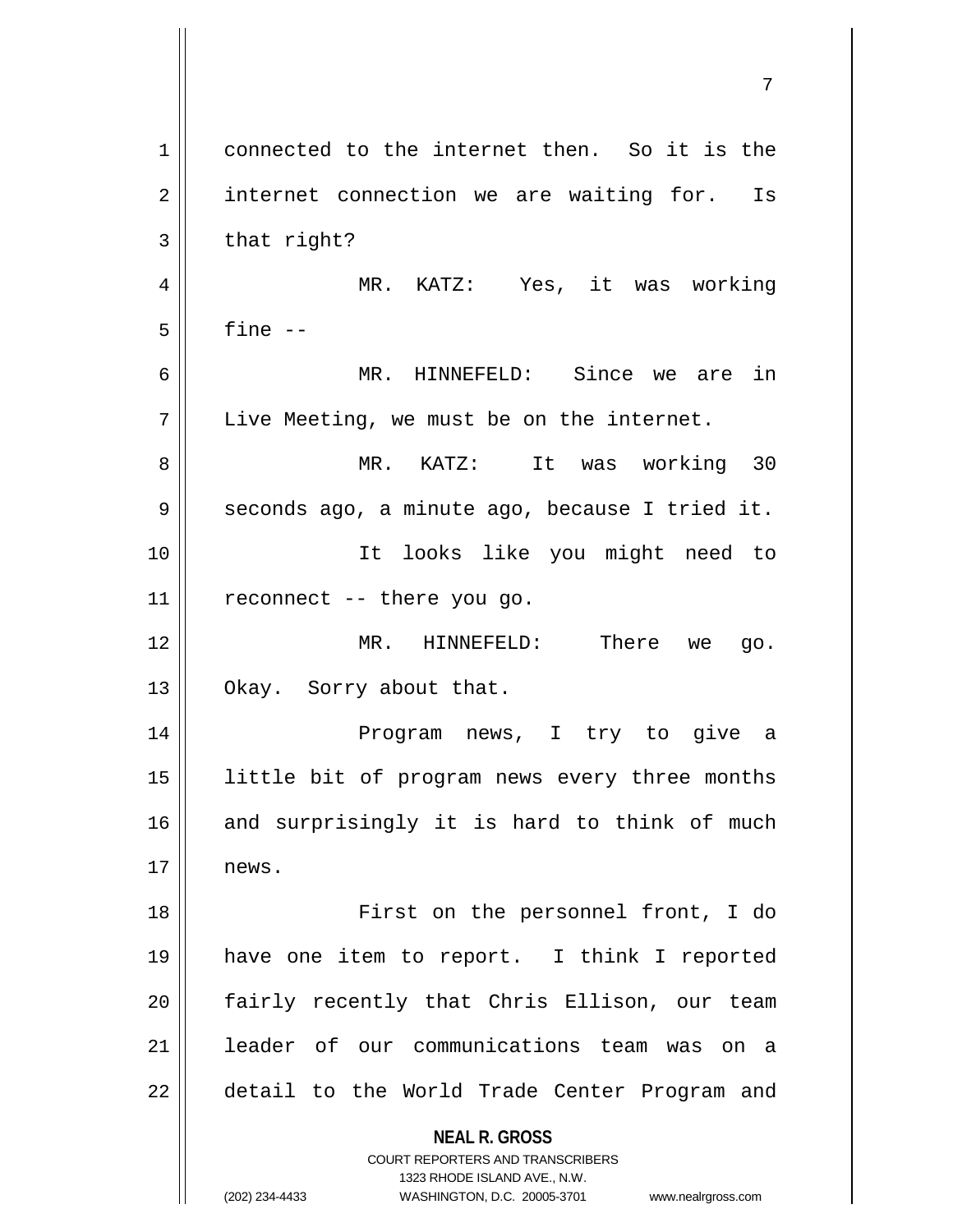connected to the internet then. So it is the internet connection we are waiting for. Is that right?

MR. KATZ: Yes, it was working fine --

MR. HINNEFELD: Since we are in Live Meeting, we must be on the internet.

MR. KATZ: It was working 30 seconds ago, a minute ago, because I tried it.

It looks like you might need to reconnect -- there you go.

MR. HINNEFELD: There we go. Okay. Sorry about that.

Program news, I try to give a little bit of program news every three months and surprisingly it is hard to think of much news.

First on the personnel front, I do have one item to report. I think I reported fairly recently that Chris Ellison, our team leader of our communications team was on a detail to the World Trade Center Program and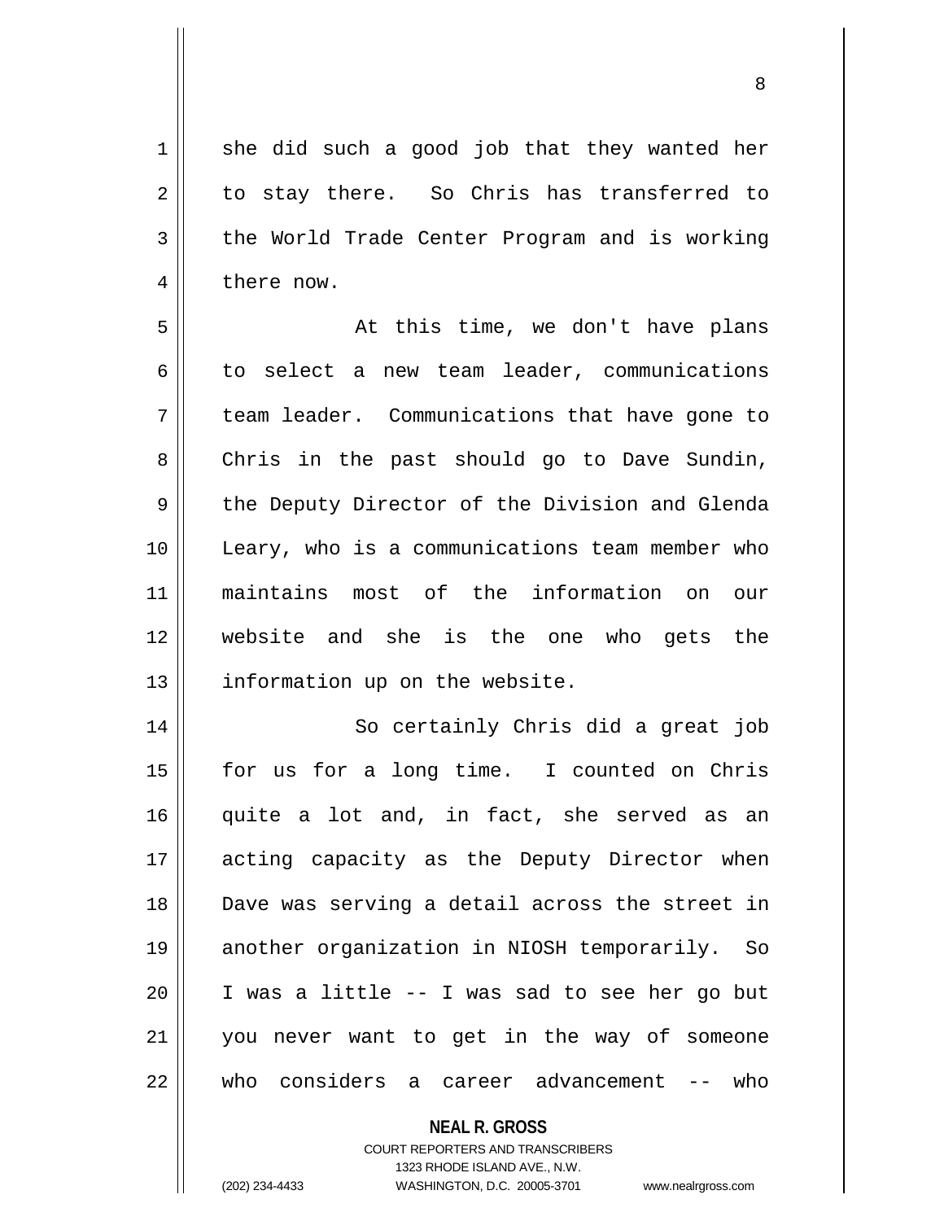she did such a good job that they wanted her to stay there. So Chris has transferred to the World Trade Center Program and is working there now.

At this time, we don't have plans to select a new team leader, communications team leader. Communications that have gone to Chris in the past should go to Dave Sundin, the Deputy Director of the Division and Glenda Leary, who is a communications team member who maintains most of the information on our website and she is the one who gets the information up on the website.

So certainly Chris did a great job for us for a long time. I counted on Chris quite a lot and, in fact, she served as an acting capacity as the Deputy Director when Dave was serving a detail across the street in another organization in NIOSH temporarily. So I was a little -- I was sad to see her go but you never want to get in the way of someone who considers a career advancement -- who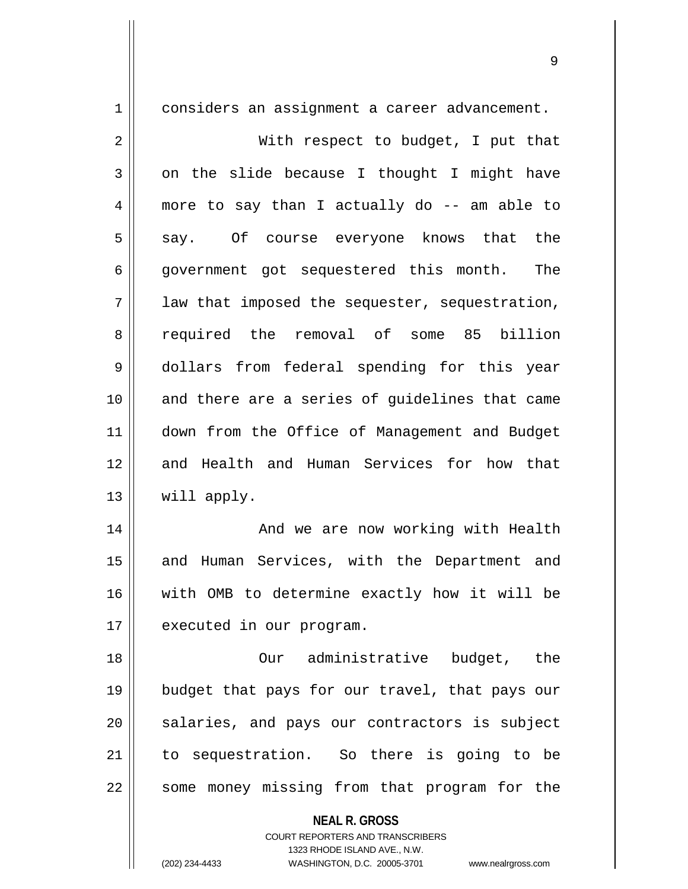considers an assignment a career advancement.

With respect to budget, I put that on the slide because I thought I might have more to say than I actually do -- am able to say. Of course everyone knows that the government got sequestered this month. The law that imposed the sequester, sequestration, required the removal of some 85 billion dollars from federal spending for this year and there are a series of guidelines that came down from the Office of Management and Budget and Health and Human Services for how that will apply.

And we are now working with Health and Human Services, with the Department and with OMB to determine exactly how it will be executed in our program.

Our administrative budget, the budget that pays for our travel, that pays our salaries, and pays our contractors is subject to sequestration. So there is going to be some money missing from that program for the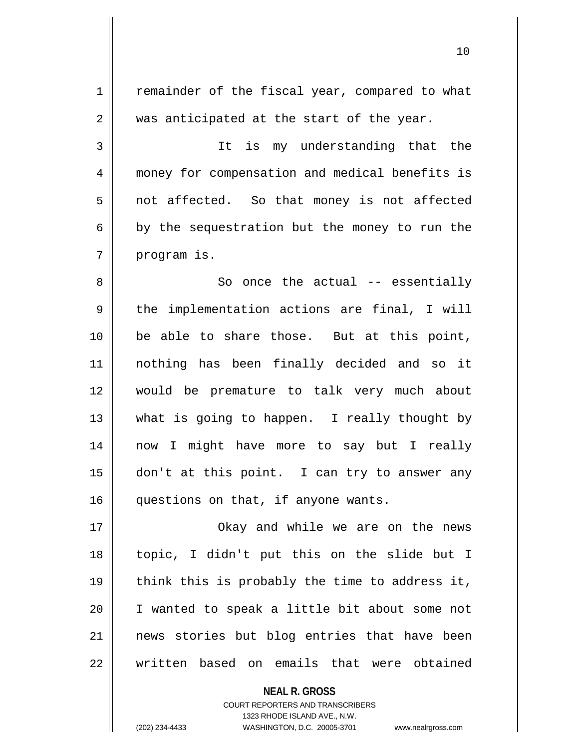remainder of the fiscal year, compared to what was anticipated at the start of the year.

It is my understanding that the money for compensation and medical benefits is not affected. So that money is not affected by the sequestration but the money to run the program is.

So once the actual -- essentially the implementation actions are final, I will be able to share those. But at this point, nothing has been finally decided and so it would be premature to talk very much about what is going to happen. I really thought by now I might have more to say but I really don't at this point. I can try to answer any questions on that, if anyone wants.

Okay and while we are on the news topic, I didn't put this on the slide but I think this is probably the time to address it, I wanted to speak a little bit about some not news stories but blog entries that have been written based on emails that were obtained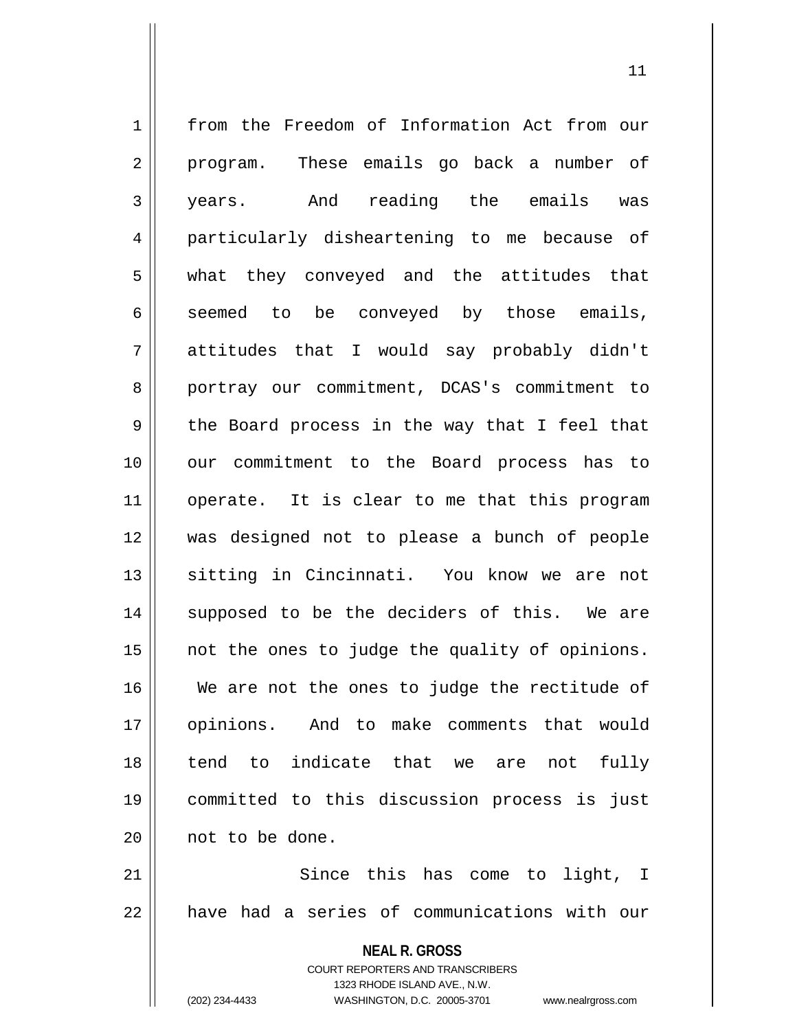from the Freedom of Information Act from our program. These emails go back a number of years. And reading the emails was particularly disheartening to me because of what they conveyed and the attitudes that seemed to be conveyed by those emails, attitudes that I would say probably didn't portray our commitment, DCAS's commitment to the Board process in the way that I feel that our commitment to the Board process has to operate. It is clear to me that this program was designed not to please a bunch of people sitting in Cincinnati. You know we are not supposed to be the deciders of this. We are not the ones to judge the quality of opinions. We are not the ones to judge the rectitude of opinions. And to make comments that would tend to indicate that we are not fully committed to this discussion process is just not to be done.

Since this has come to light, I have had a series of communications with our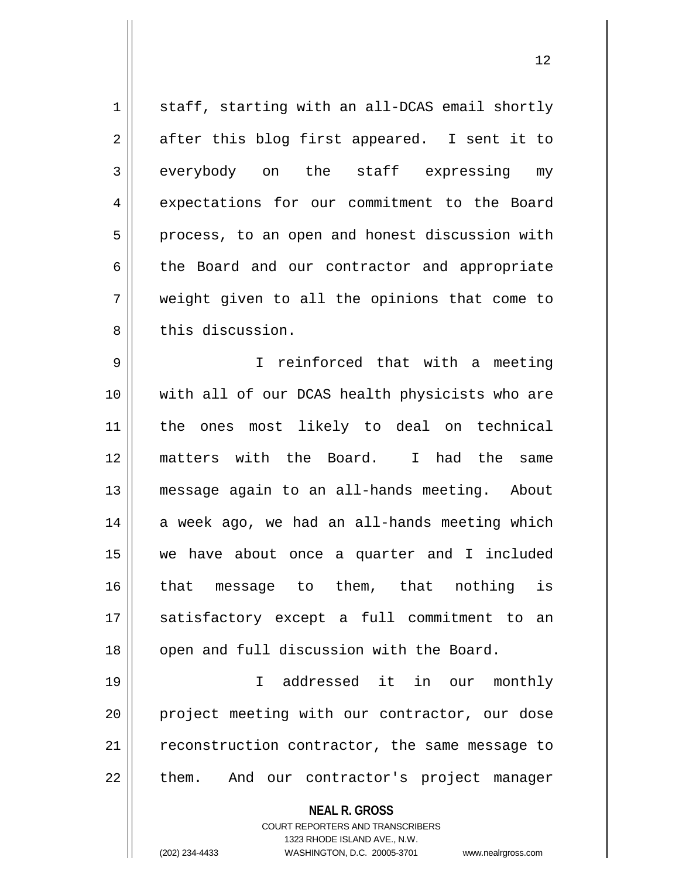staff, starting with an all-DCAS email shortly after this blog first appeared. I sent it to everybody on the staff expressing my expectations for our commitment to the Board process, to an open and honest discussion with the Board and our contractor and appropriate weight given to all the opinions that come to this discussion.

I reinforced that with a meeting with all of our DCAS health physicists who are the ones most likely to deal on technical matters with the Board. I had the same message again to an all-hands meeting. About a week ago, we had an all-hands meeting which we have about once a quarter and I included that message to them, that nothing is satisfactory except a full commitment to an open and full discussion with the Board.

I addressed it in our monthly project meeting with our contractor, our dose reconstruction contractor, the same message to them. And our contractor's project manager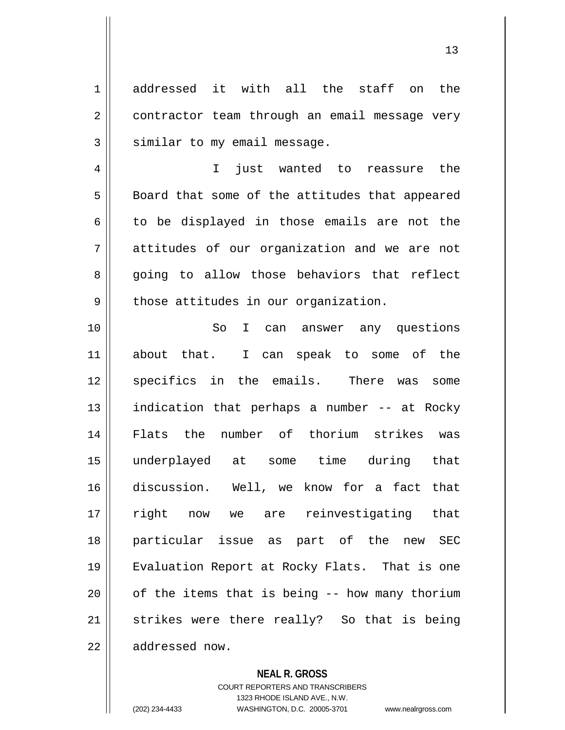addressed it with all the staff on the contractor team through an email message very similar to my email message.

I just wanted to reassure the Board that some of the attitudes that appeared to be displayed in those emails are not the attitudes of our organization and we are not going to allow those behaviors that reflect those attitudes in our organization.

So I can answer any questions about that. I can speak to some of the specifics in the emails. There was some indication that perhaps a number -- at Rocky Flats the number of thorium strikes was underplayed at some time during that discussion. Well, we know for a fact that right now we are reinvestigating that particular issue as part of the new SEC Evaluation Report at Rocky Flats. That is one of the items that is being -- how many thorium strikes were there really? So that is being addressed now.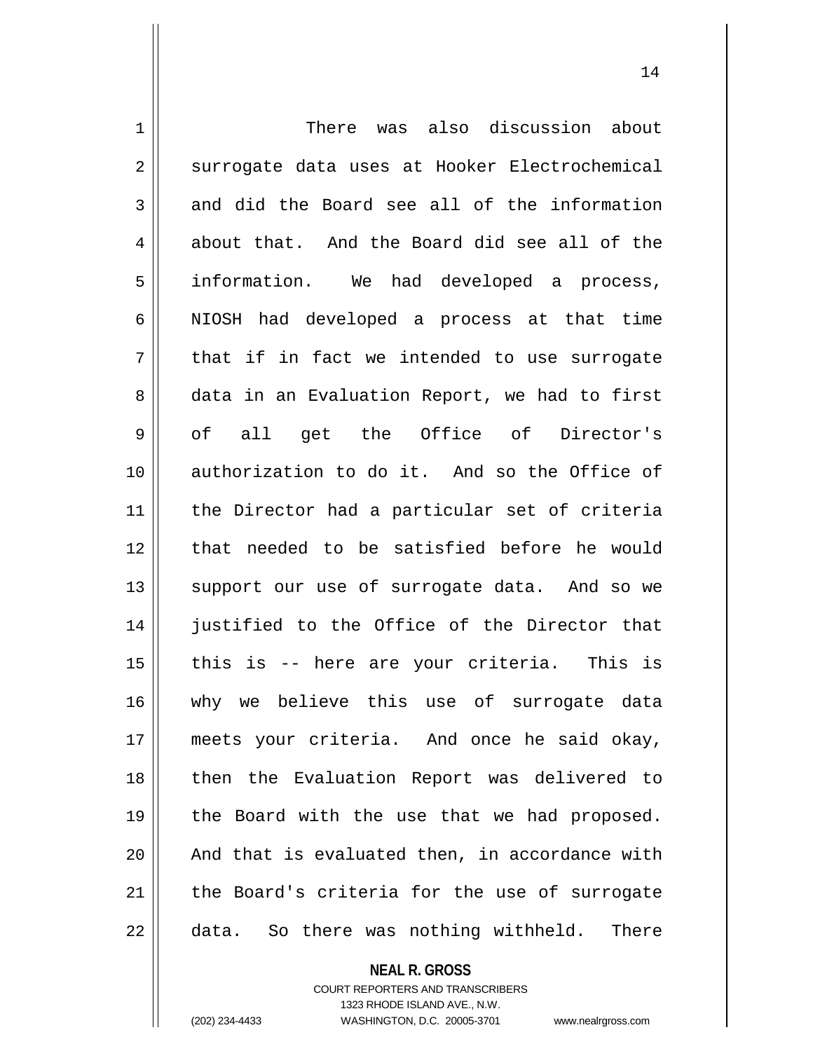There was also discussion about surrogate data uses at Hooker Electrochemical and did the Board see all of the information about that. And the Board did see all of the information. We had developed a process, NIOSH had developed a process at that time that if in fact we intended to use surrogate data in an Evaluation Report, we had to first of all get the Office of Director's authorization to do it. And so the Office of the Director had a particular set of criteria that needed to be satisfied before he would support our use of surrogate data. And so we justified to the Office of the Director that this is -- here are your criteria. This is why we believe this use of surrogate data meets your criteria. And once he said okay, then the Evaluation Report was delivered to the Board with the use that we had proposed. And that is evaluated then, in accordance with the Board's criteria for the use of surrogate data. So there was nothing withheld. There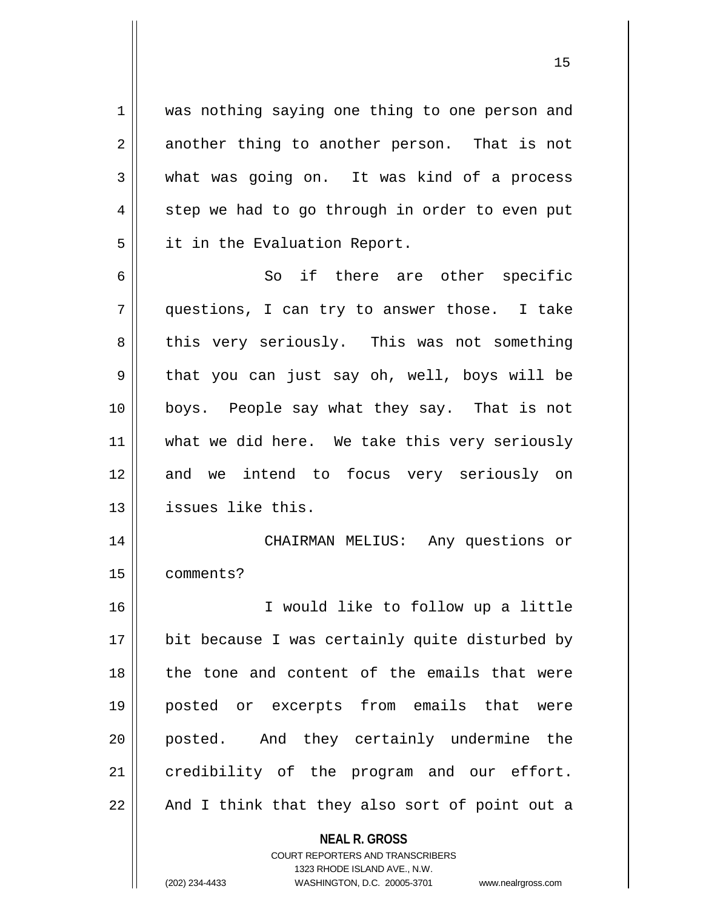was nothing saying one thing to one person and another thing to another person. That is not what was going on. It was kind of a process step we had to go through in order to even put it in the Evaluation Report.

So if there are other specific questions, I can try to answer those. I take this very seriously. This was not something that you can just say oh, well, boys will be boys. People say what they say. That is not what we did here. We take this very seriously and we intend to focus very seriously on issues like this.

CHAIRMAN MELIUS: Any questions or comments?

I would like to follow up a little bit because I was certainly quite disturbed by the tone and content of the emails that were posted or excerpts from emails that were posted. And they certainly undermine the credibility of the program and our effort. And I think that they also sort of point out a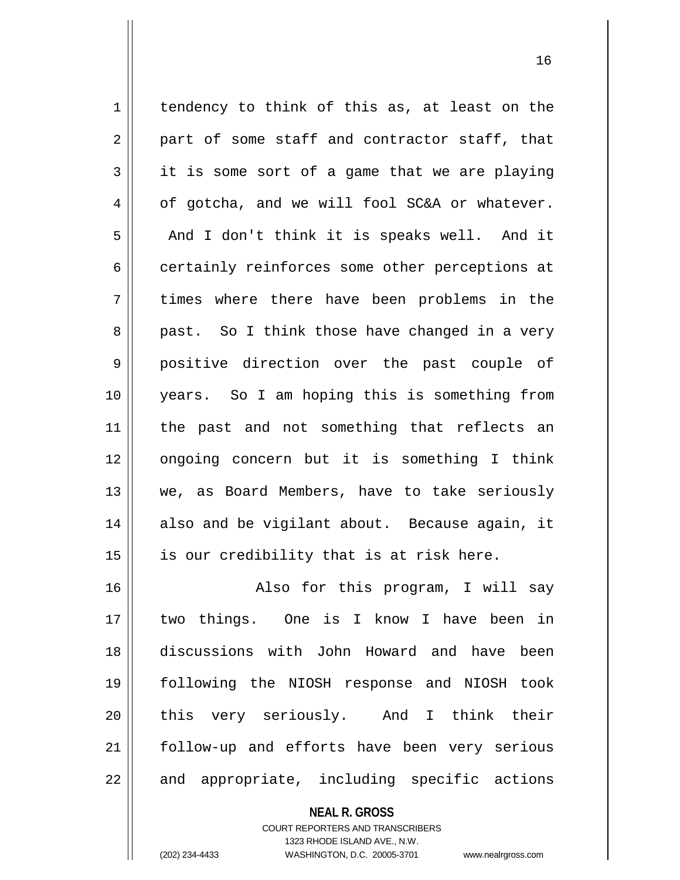tendency to think of this as, at least on the part of some staff and contractor staff, that it is some sort of a game that we are playing of gotcha, and we will fool SC&A or whatever. And I don't think it is speaks well. And it certainly reinforces some other perceptions at times where there have been problems in the past. So I think those have changed in a very positive direction over the past couple of years. So I am hoping this is something from the past and not something that reflects an ongoing concern but it is something I think we, as Board Members, have to take seriously also and be vigilant about. Because again, it is our credibility that is at risk here.

Also for this program, I will say two things. One is I know I have been in discussions with John Howard and have been following the NIOSH response and NIOSH took this very seriously. And I think their follow-up and efforts have been very serious and appropriate, including specific actions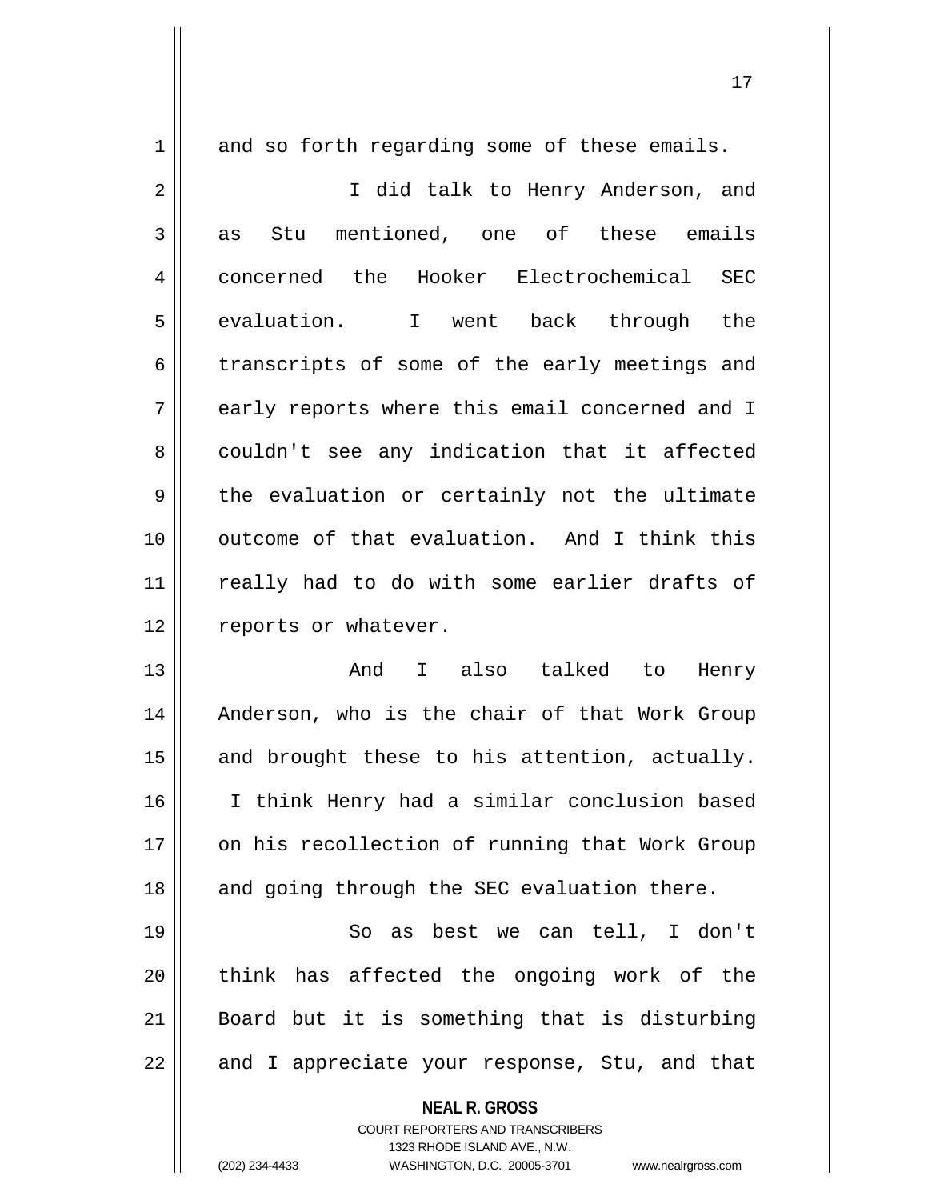and so forth regarding some of these emails.

I did talk to Henry Anderson, and as Stu mentioned, one of these emails concerned the Hooker Electrochemical SEC evaluation. I went back through the transcripts of some of the early meetings and early reports where this email concerned and I couldn't see any indication that it affected the evaluation or certainly not the ultimate outcome of that evaluation. And I think this really had to do with some earlier drafts of reports or whatever.

And I also talked to Henry Anderson, who is the chair of that Work Group and brought these to his attention, actually. I think Henry had a similar conclusion based on his recollection of running that Work Group and going through the SEC evaluation there.

So as best we can tell, I don't think has affected the ongoing work of the Board but it is something that is disturbing and I appreciate your response, Stu, and that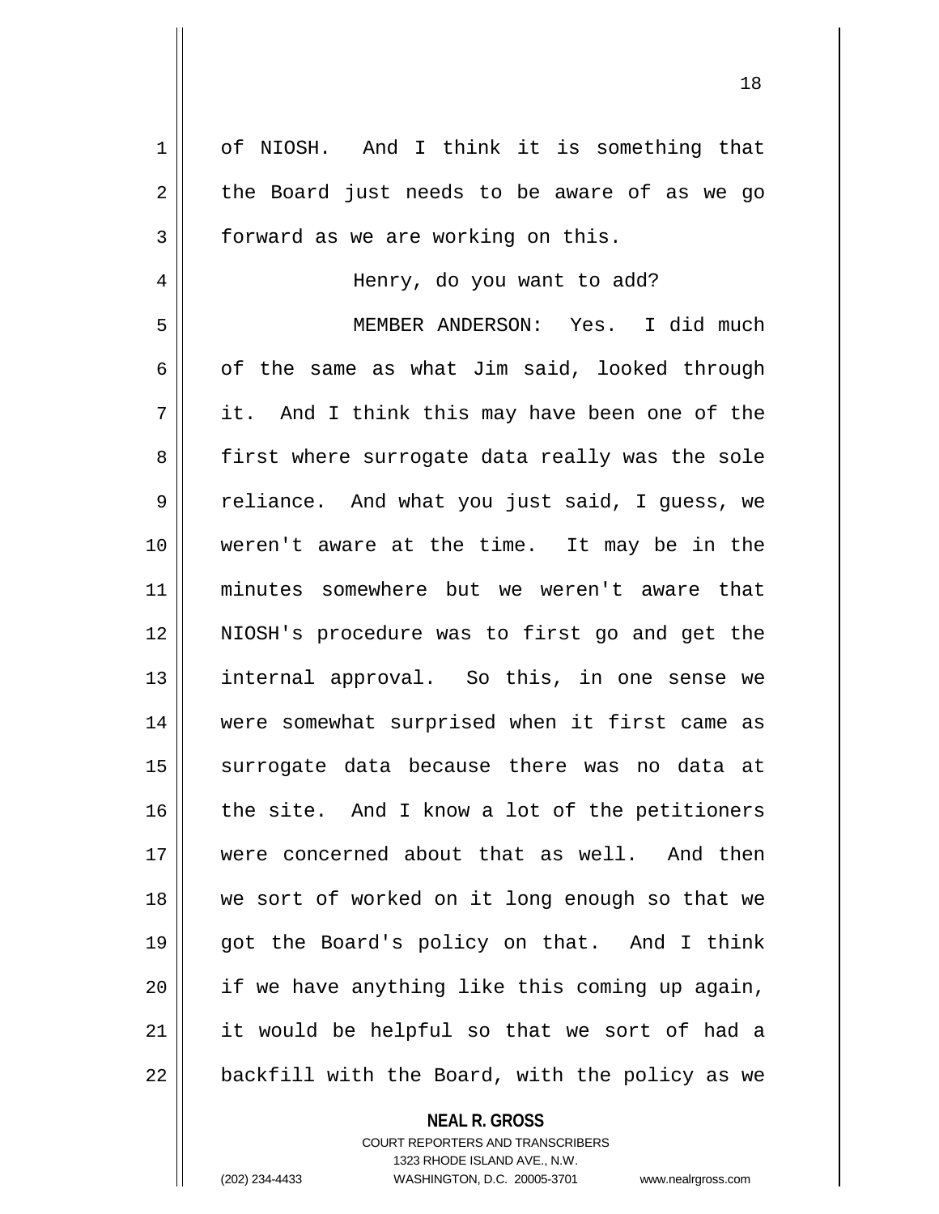of NIOSH. And I think it is something that the Board just needs to be aware of as we go forward as we are working on this.

Henry, do you want to add?

MEMBER ANDERSON: Yes. I did much of the same as what Jim said, looked through it. And I think this may have been one of the first where surrogate data really was the sole reliance. And what you just said, I guess, we weren't aware at the time. It may be in the minutes somewhere but we weren't aware that NIOSH's procedure was to first go and get the internal approval. So this, in one sense we were somewhat surprised when it first came as surrogate data because there was no data at the site. And I know a lot of the petitioners were concerned about that as well. And then we sort of worked on it long enough so that we got the Board's policy on that. And I think if we have anything like this coming up again, it would be helpful so that we sort of had a backfill with the Board, with the policy as we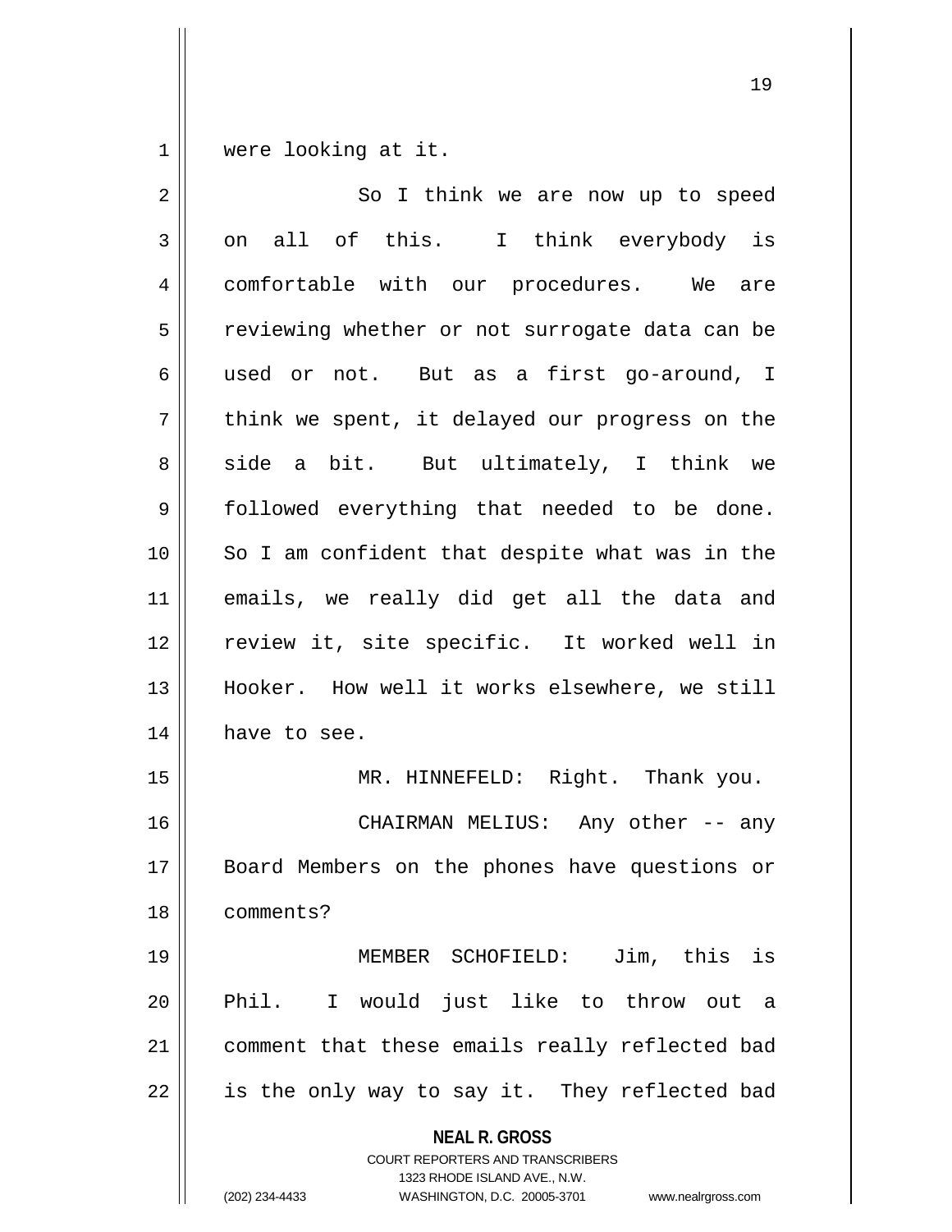were looking at it.

So I think we are now up to speed on all of this. I think everybody is comfortable with our procedures. We are reviewing whether or not surrogate data can be used or not. But as a first go-around, I think we spent, it delayed our progress on the side a bit. But ultimately, I think we followed everything that needed to be done. So I am confident that despite what was in the emails, we really did get all the data and review it, site specific. It worked well in Hooker. How well it works elsewhere, we still have to see.

MR. HINNEFELD: Right. Thank you.

CHAIRMAN MELIUS: Any other -- any Board Members on the phones have questions or comments?

MEMBER SCHOFIELD: Jim, this is Phil. I would just like to throw out a comment that these emails really reflected bad is the only way to say it. They reflected bad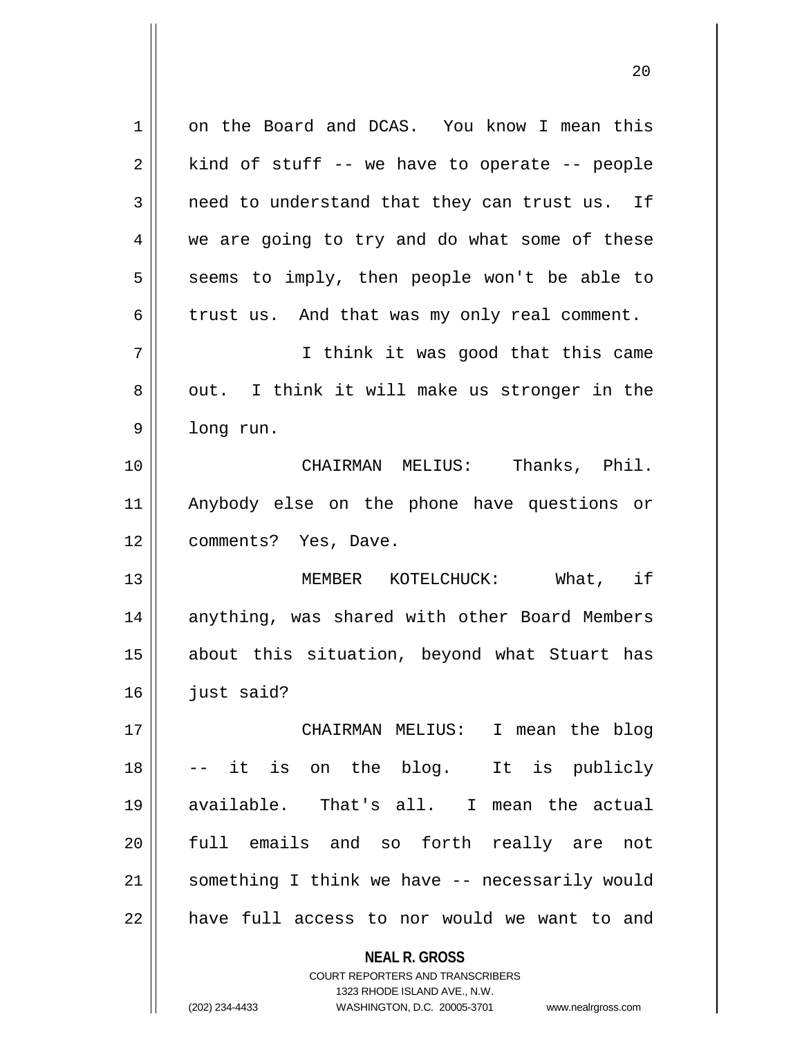on the Board and DCAS. You know I mean this kind of stuff -- we have to operate -- people need to understand that they can trust us. If we are going to try and do what some of these seems to imply, then people won't be able to trust us. And that was my only real comment.

I think it was good that this came out. I think it will make us stronger in the long run.

CHAIRMAN MELIUS: Thanks, Phil. Anybody else on the phone have questions or comments? Yes, Dave.

MEMBER KOTELCHUCK: What, if anything, was shared with other Board Members about this situation, beyond what Stuart has just said?

CHAIRMAN MELIUS: I mean the blog -- it is on the blog. It is publicly available. That's all. I mean the actual full emails and so forth really are not something I think we have -- necessarily would have full access to nor would we want to and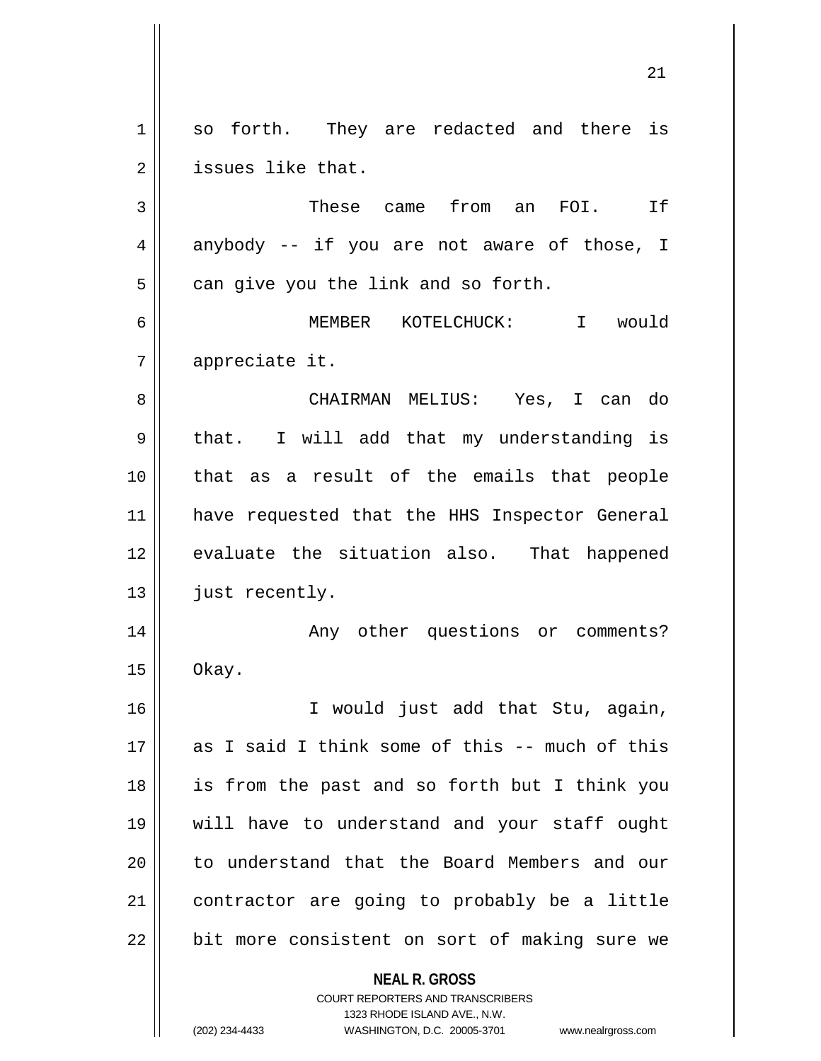so forth. They are redacted and there is issues like that.

These came from an FOI. If anybody -- if you are not aware of those, I can give you the link and so forth.

MEMBER KOTELCHUCK: I would appreciate it.

CHAIRMAN MELIUS: Yes, I can do that. I will add that my understanding is that as a result of the emails that people have requested that the HHS Inspector General evaluate the situation also. That happened just recently.

Any other questions or comments? Okay.

I would just add that Stu, again, as I said I think some of this -- much of this is from the past and so forth but I think you will have to understand and your staff ought to understand that the Board Members and our contractor are going to probably be a little bit more consistent on sort of making sure we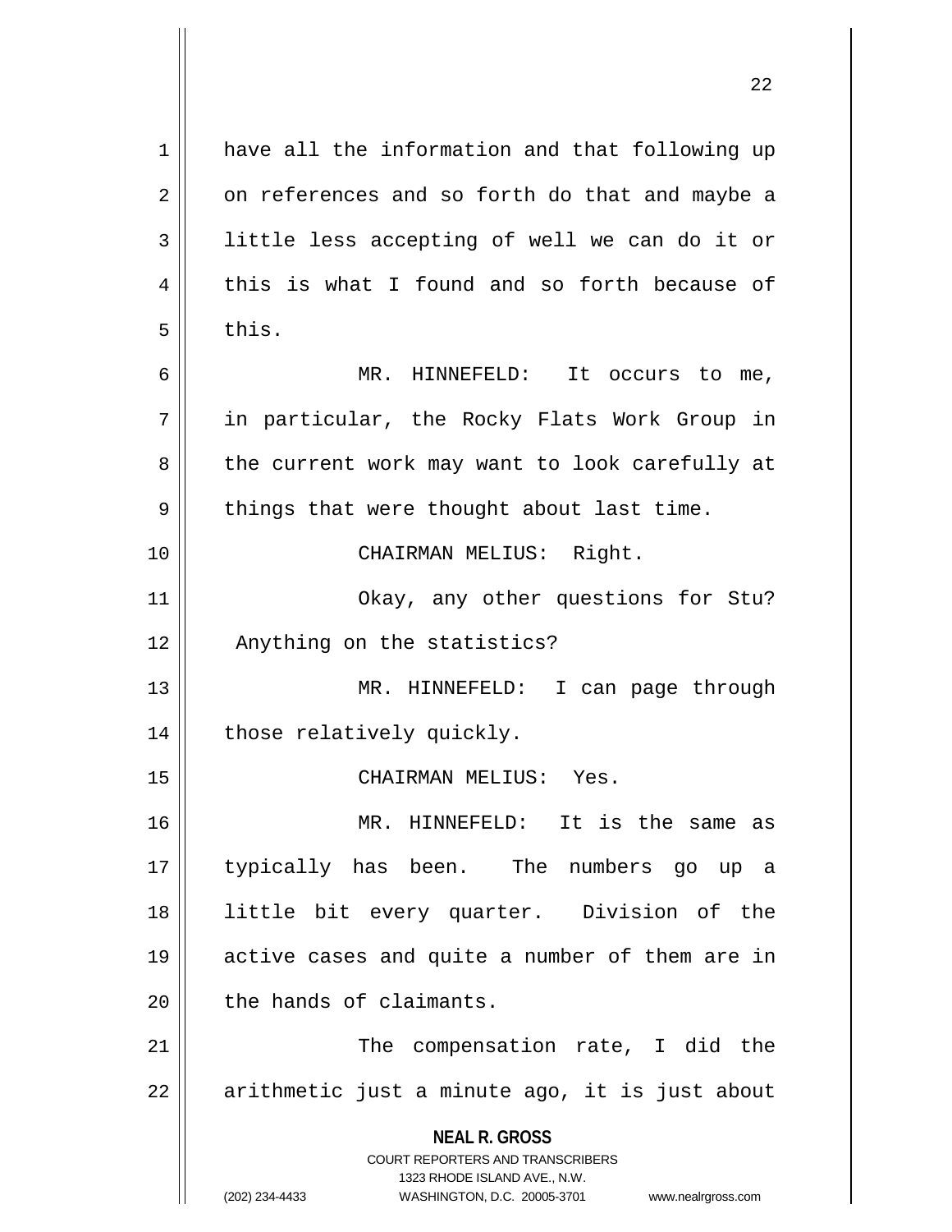have all the information and that following up on references and so forth do that and maybe a little less accepting of well we can do it or this is what I found and so forth because of this.

MR. HINNEFELD: It occurs to me, in particular, the Rocky Flats Work Group in the current work may want to look carefully at things that were thought about last time.

CHAIRMAN MELIUS: Right.

Okay, any other questions for Stu? Anything on the statistics?

MR. HINNEFELD: I can page through those relatively quickly.

CHAIRMAN MELIUS: Yes.

MR. HINNEFELD: It is the same as typically has been. The numbers go up a little bit every quarter. Division of the active cases and quite a number of them are in the hands of claimants.

The compensation rate, I did the arithmetic just a minute ago, it is just about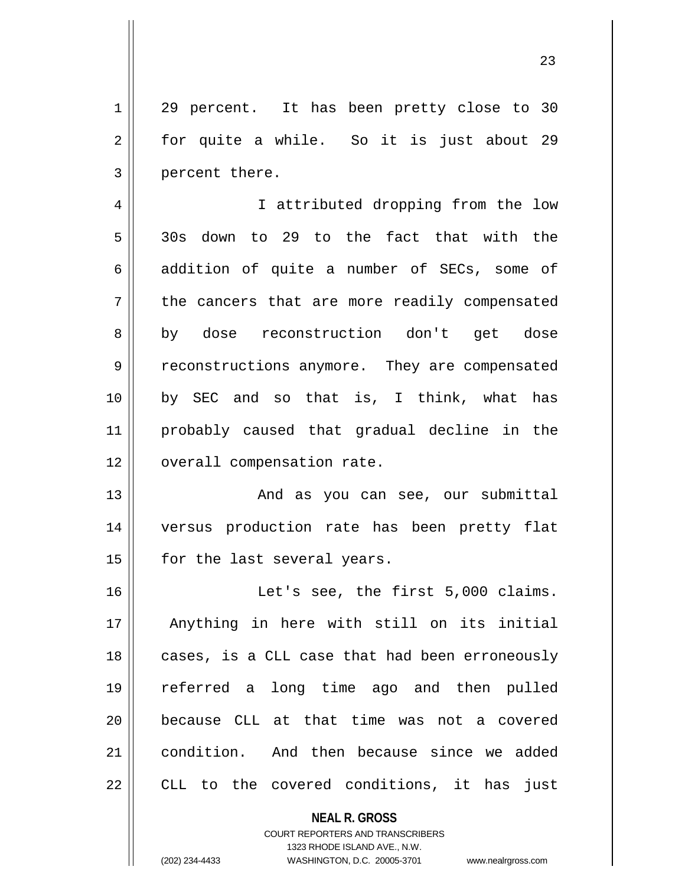29 percent. It has been pretty close to 30 for quite a while. So it is just about 29 percent there.

I attributed dropping from the low 30s down to 29 to the fact that with the addition of quite a number of SECs, some of the cancers that are more readily compensated by dose reconstruction don't get dose reconstructions anymore. They are compensated by SEC and so that is, I think, what has probably caused that gradual decline in the overall compensation rate.

And as you can see, our submittal versus production rate has been pretty flat for the last several years.

Let's see, the first 5,000 claims. Anything in here with still on its initial cases, is a CLL case that had been erroneously referred a long time ago and then pulled because CLL at that time was not a covered condition. And then because since we added CLL to the covered conditions, it has just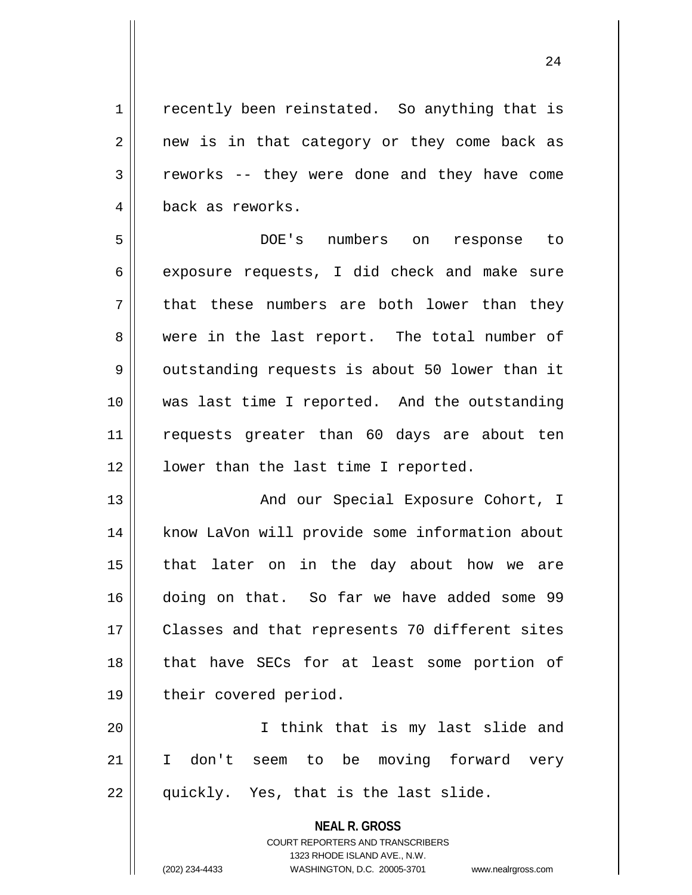recently been reinstated. So anything that is new is in that category or they come back as reworks -- they were done and they have come back as reworks.

DOE's numbers on response to exposure requests, I did check and make sure that these numbers are both lower than they were in the last report. The total number of outstanding requests is about 50 lower than it was last time I reported. And the outstanding requests greater than 60 days are about ten lower than the last time I reported.

And our Special Exposure Cohort, I know LaVon will provide some information about that later on in the day about how we are doing on that. So far we have added some 99 Classes and that represents 70 different sites that have SECs for at least some portion of their covered period.

I think that is my last slide and I don't seem to be moving forward very quickly. Yes, that is the last slide.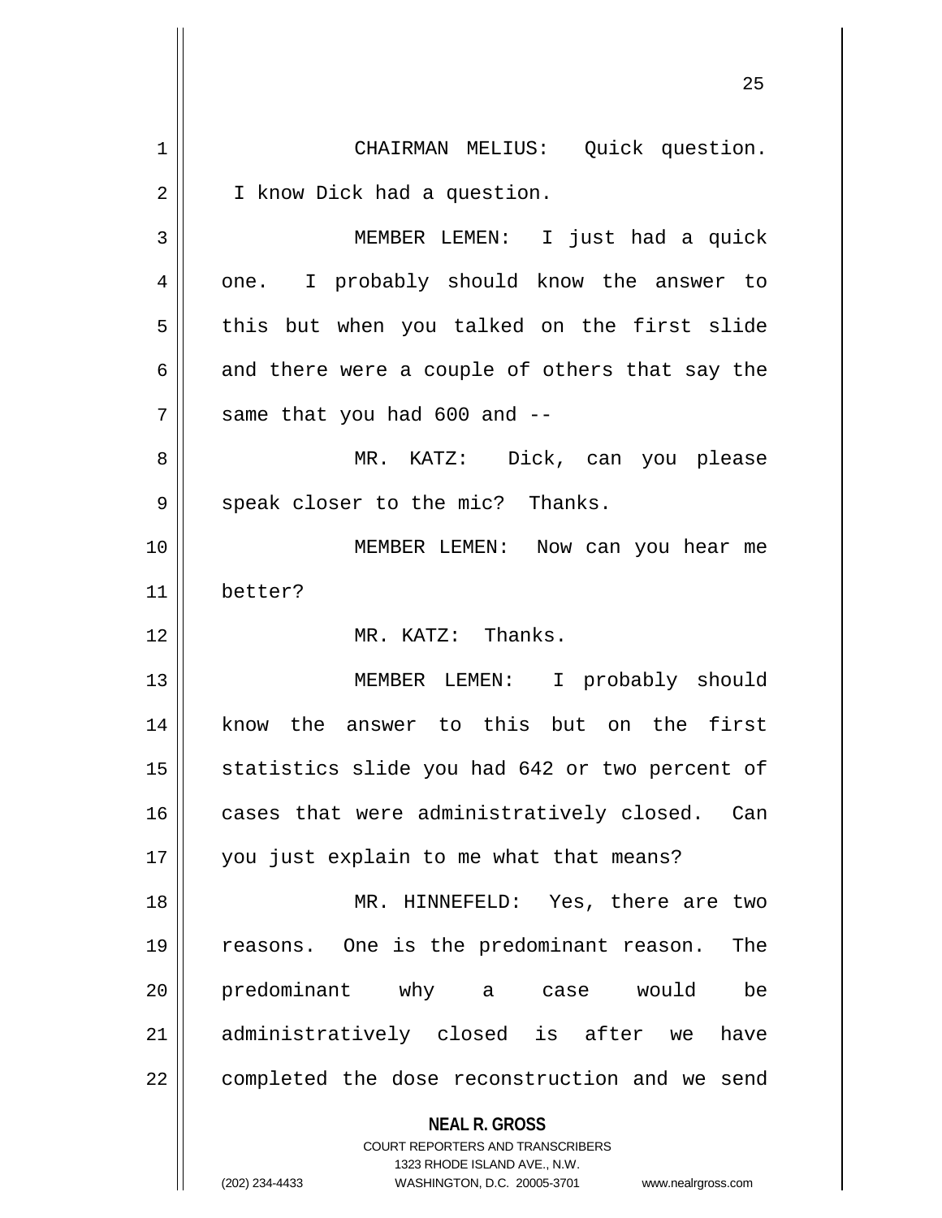CHAIRMAN MELIUS: Quick question. I know Dick had a question.

MEMBER LEMEN: I just had a quick one. I probably should know the answer to this but when you talked on the first slide and there were a couple of others that say the same that you had 600 and --

MR. KATZ: Dick, can you please speak closer to the mic? Thanks.

MEMBER LEMEN: Now can you hear me better?

MR. KATZ: Thanks.

MEMBER LEMEN: I probably should know the answer to this but on the first statistics slide you had 642 or two percent of cases that were administratively closed. Can you just explain to me what that means?

MR. HINNEFELD: Yes, there are two reasons. One is the predominant reason. The predominant why a case would be administratively closed is after we have completed the dose reconstruction and we send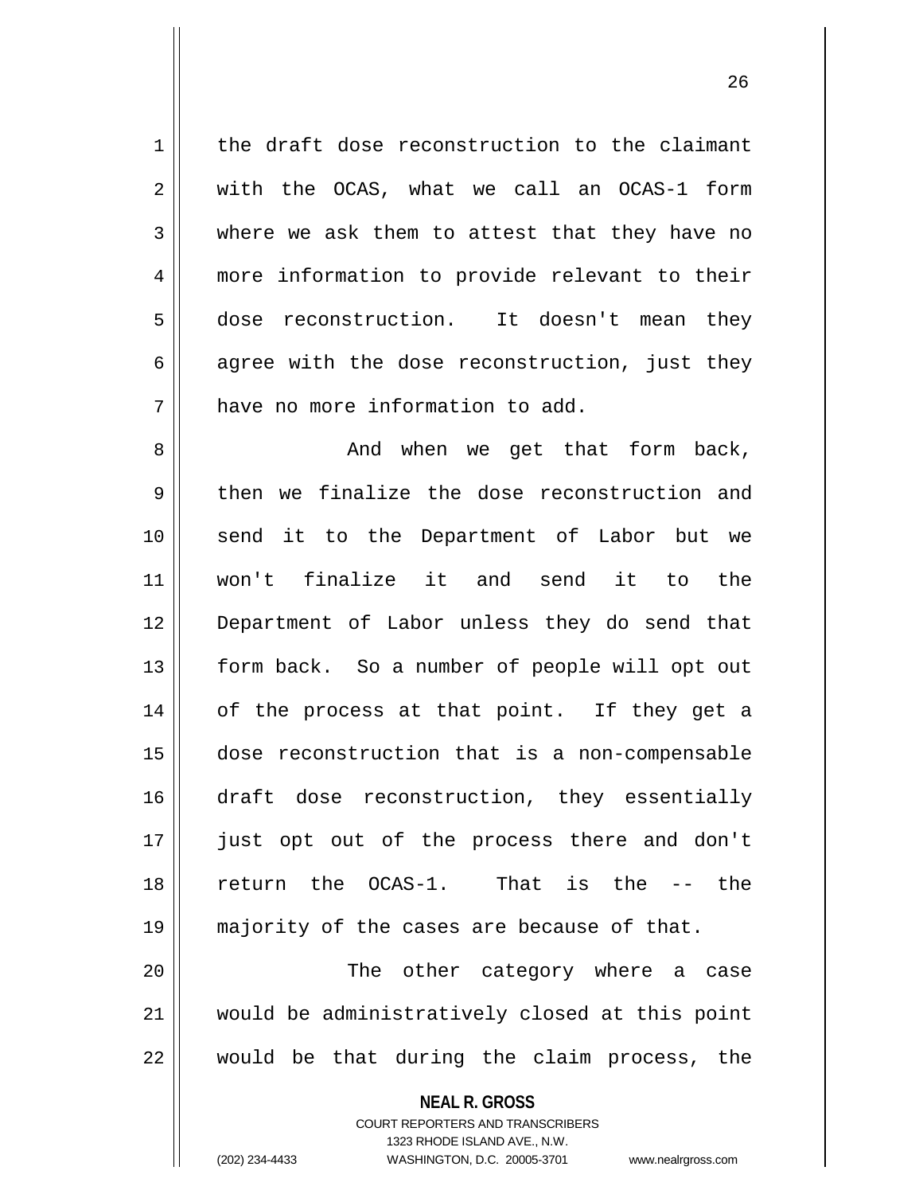the draft dose reconstruction to the claimant with the OCAS, what we call an OCAS-1 form where we ask them to attest that they have no more information to provide relevant to their dose reconstruction. It doesn't mean they agree with the dose reconstruction, just they have no more information to add.

And when we get that form back, then we finalize the dose reconstruction and send it to the Department of Labor but we won't finalize it and send it to the Department of Labor unless they do send that form back. So a number of people will opt out of the process at that point. If they get a dose reconstruction that is a non-compensable draft dose reconstruction, they essentially just opt out of the process there and don't return the OCAS-1. That is the -- the majority of the cases are because of that.

The other category where a case would be administratively closed at this point would be that during the claim process, the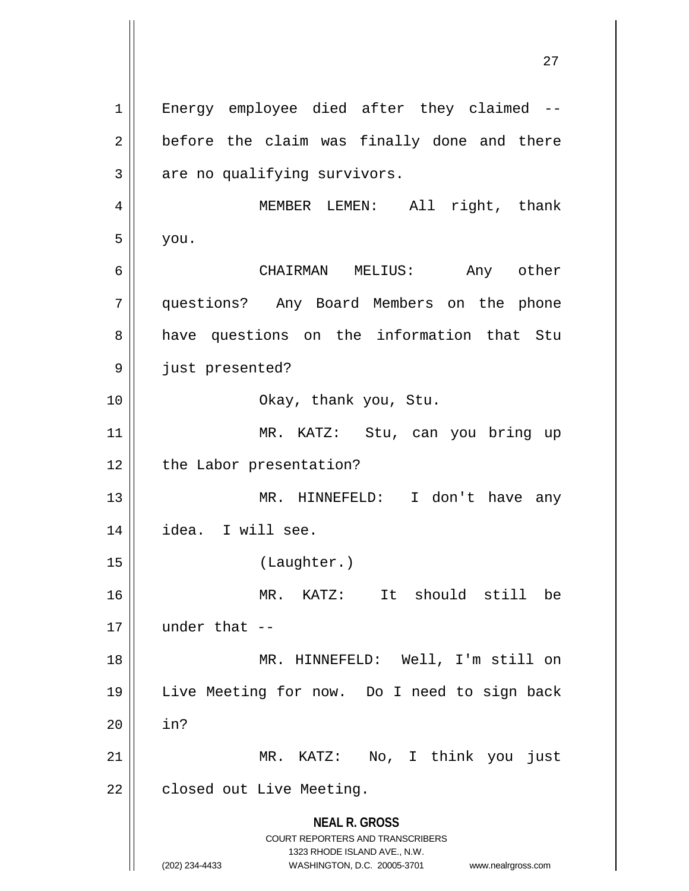Energy employee died after they claimed -- before the claim was finally done and there are no qualifying survivors.

MEMBER LEMEN: All right, thank you.

CHAIRMAN MELIUS: Any other questions? Any Board Members on the phone have questions on the information that Stu just presented?

Okay, thank you, Stu.

MR. KATZ: Stu, can you bring up the Labor presentation?

MR. HINNEFELD: I don't have any idea. I will see.

(Laughter.)

MR. KATZ: It should still be under that --

MR. HINNEFELD: Well, I'm still on Live Meeting for now. Do I need to sign back in?

MR. KATZ: No, I think you just closed out Live Meeting.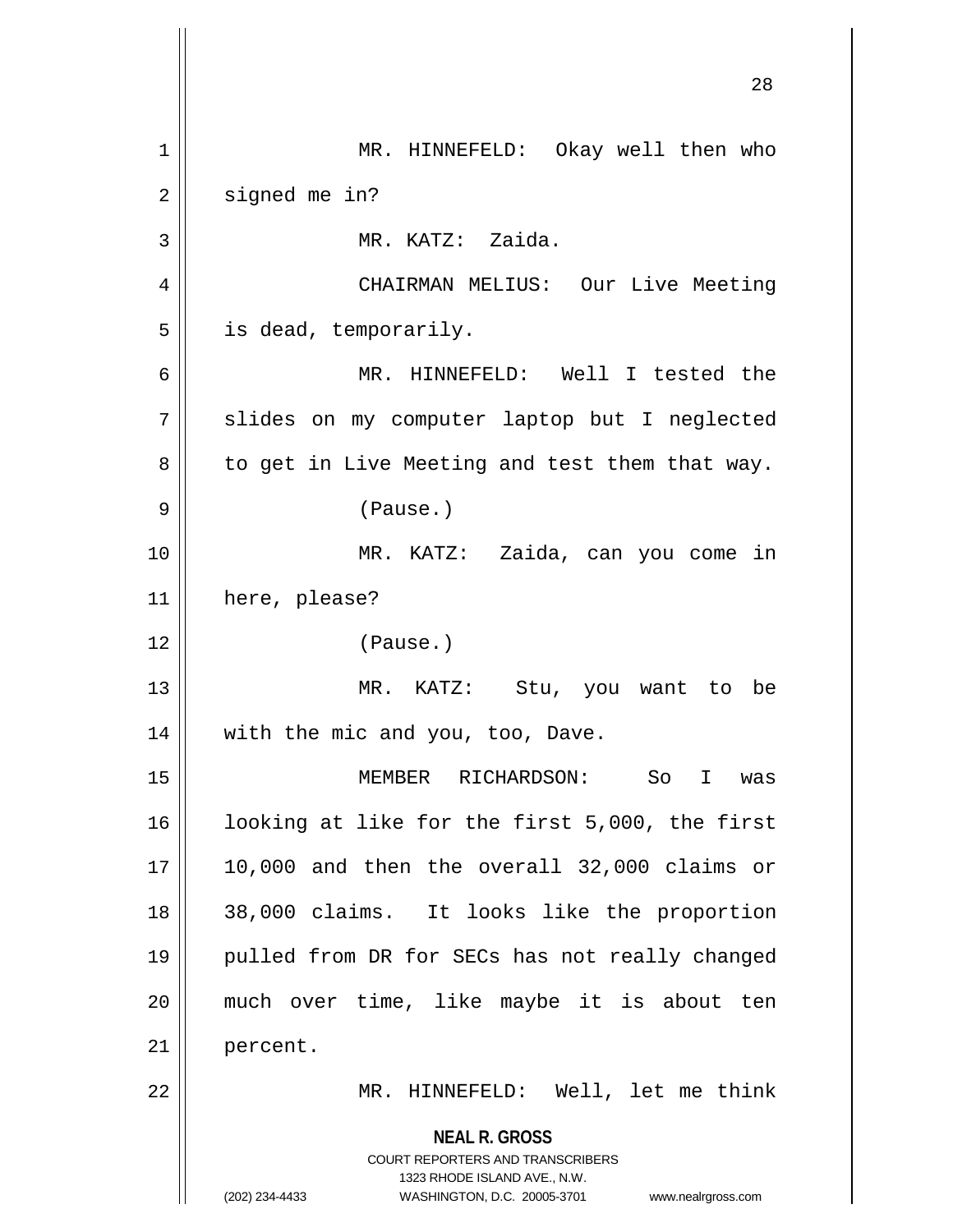MR. HINNEFELD: Okay well then who signed me in?

MR. KATZ: Zaida.

CHAIRMAN MELIUS: Our Live Meeting is dead, temporarily.

MR. HINNEFELD: Well I tested the slides on my computer laptop but I neglected to get in Live Meeting and test them that way.

(Pause.)

MR. KATZ: Zaida, can you come in here, please?

(Pause.)

MR. KATZ: Stu, you want to be with the mic and you, too, Dave.

MEMBER RICHARDSON: So I was looking at like for the first 5,000, the first 10,000 and then the overall 32,000 claims or 38,000 claims. It looks like the proportion pulled from DR for SECs has not really changed much over time, like maybe it is about ten percent.

MR. HINNEFELD: Well, let me think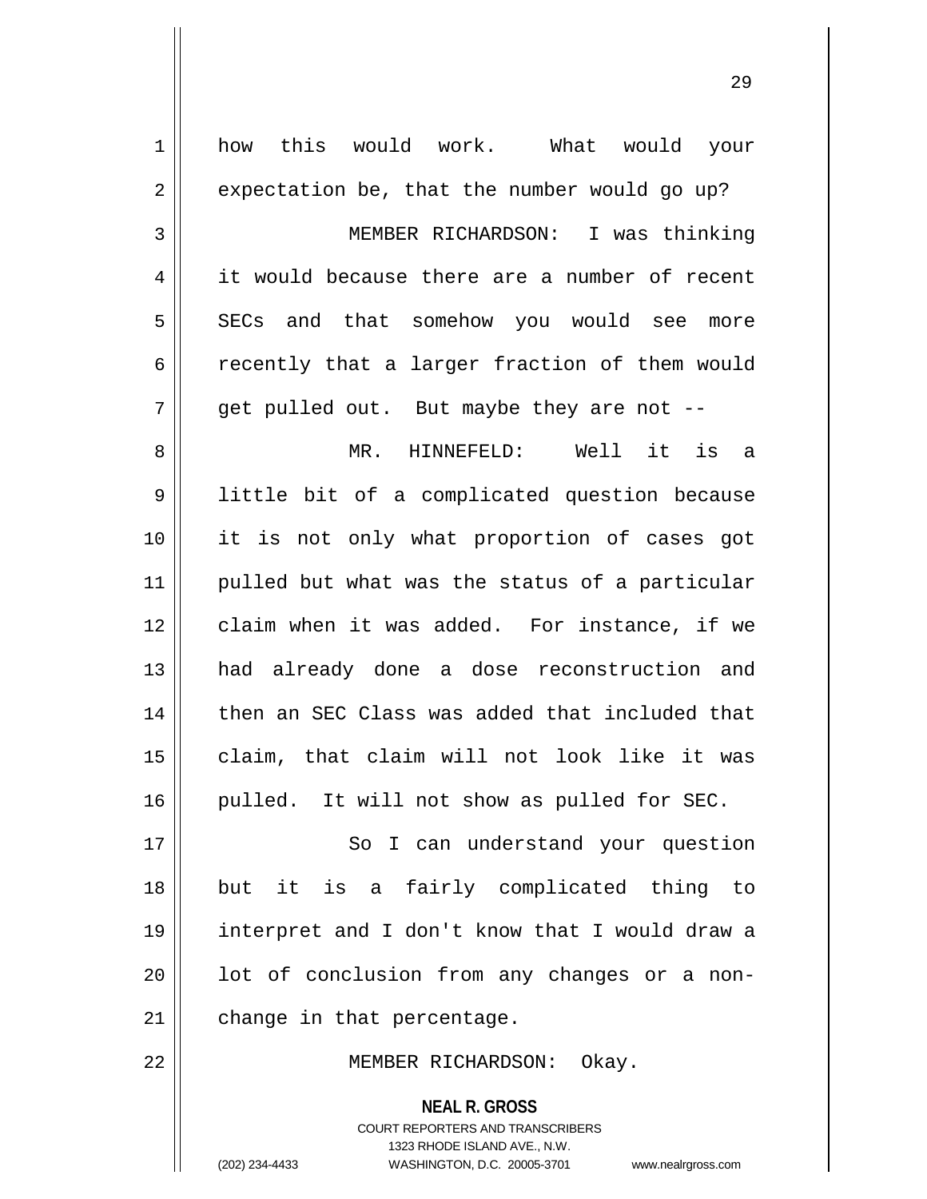how this would work. What would your expectation be, that the number would go up?

MEMBER RICHARDSON: I was thinking it would because there are a number of recent SECs and that somehow you would see more recently that a larger fraction of them would get pulled out. But maybe they are not --

MR. HINNEFELD: Well it is a little bit of a complicated question because it is not only what proportion of cases got pulled but what was the status of a particular claim when it was added. For instance, if we had already done a dose reconstruction and then an SEC Class was added that included that claim, that claim will not look like it was pulled. It will not show as pulled for SEC.

So I can understand your question but it is a fairly complicated thing to interpret and I don't know that I would draw a lot of conclusion from any changes or a non-change in that percentage.

MEMBER RICHARDSON: Okay.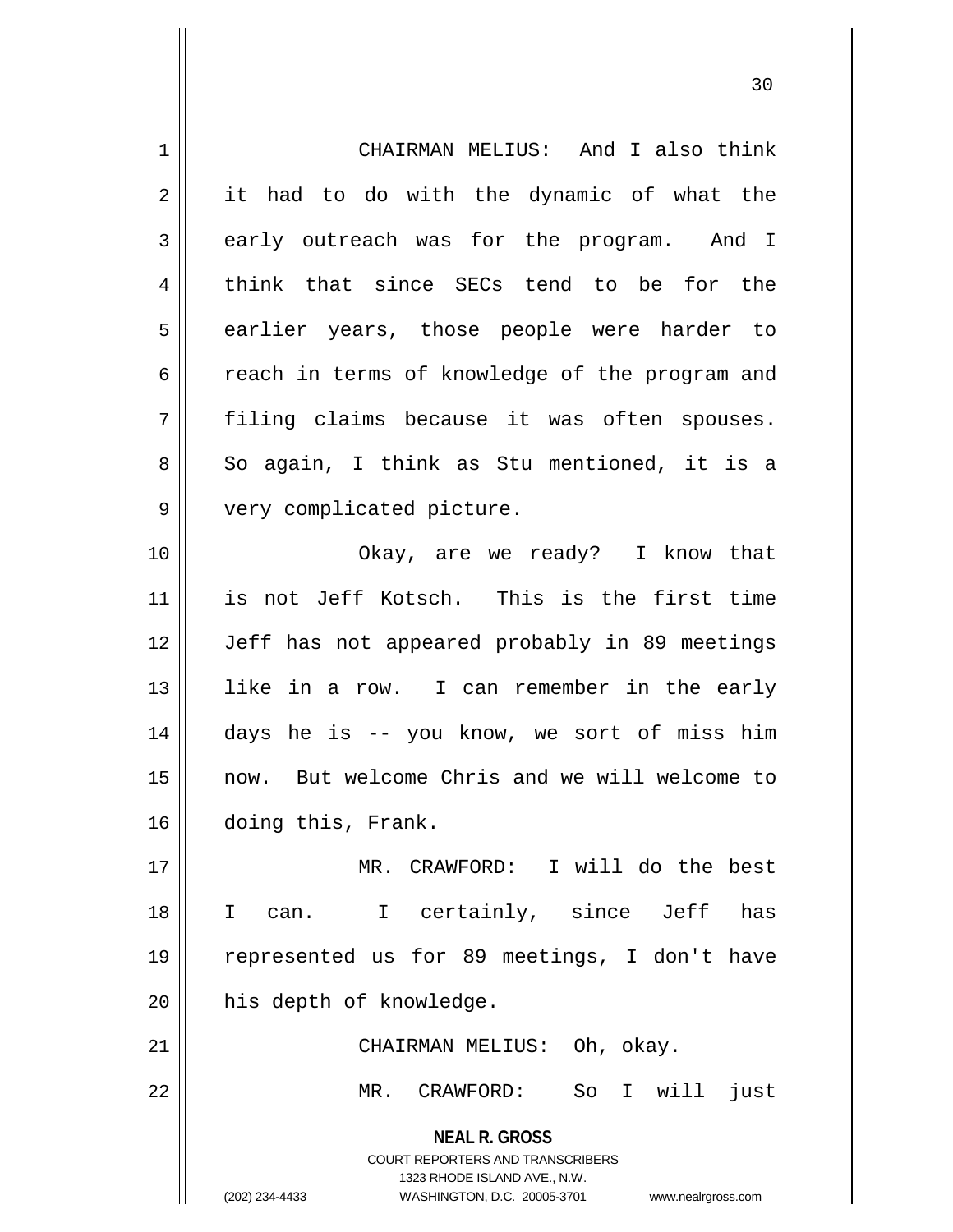CHAIRMAN MELIUS: And I also think it had to do with the dynamic of what the early outreach was for the program. And I think that since SECs tend to be for the earlier years, those people were harder to reach in terms of knowledge of the program and filing claims because it was often spouses. So again, I think as Stu mentioned, it is a very complicated picture.

Okay, are we ready? I know that is not Jeff Kotsch. This is the first time Jeff has not appeared probably in 89 meetings like in a row. I can remember in the early days he is -- you know, we sort of miss him now. But welcome Chris and we will welcome to doing this, Frank.

MR. CRAWFORD: I will do the best I can. I certainly, since Jeff has represented us for 89 meetings, I don't have his depth of knowledge.

CHAIRMAN MELIUS: Oh, okay.

MR. CRAWFORD: So I will just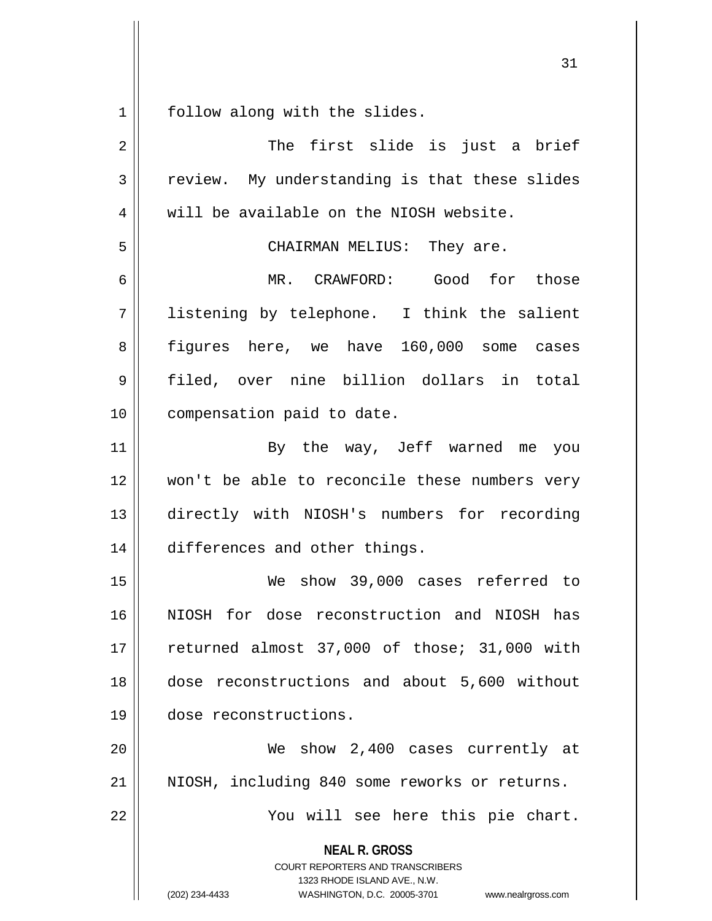follow along with the slides.

The first slide is just a brief review. My understanding is that these slides will be available on the NIOSH website.

CHAIRMAN MELIUS: They are.

MR. CRAWFORD: Good for those listening by telephone. I think the salient figures here, we have 160,000 some cases filed, over nine billion dollars in total compensation paid to date.

By the way, Jeff warned me you won't be able to reconcile these numbers very directly with NIOSH's numbers for recording differences and other things.

We show 39,000 cases referred to NIOSH for dose reconstruction and NIOSH has returned almost 37,000 of those; 31,000 with dose reconstructions and about 5,600 without dose reconstructions.

We show 2,400 cases currently at NIOSH, including 840 some reworks or returns.

You will see here this pie chart.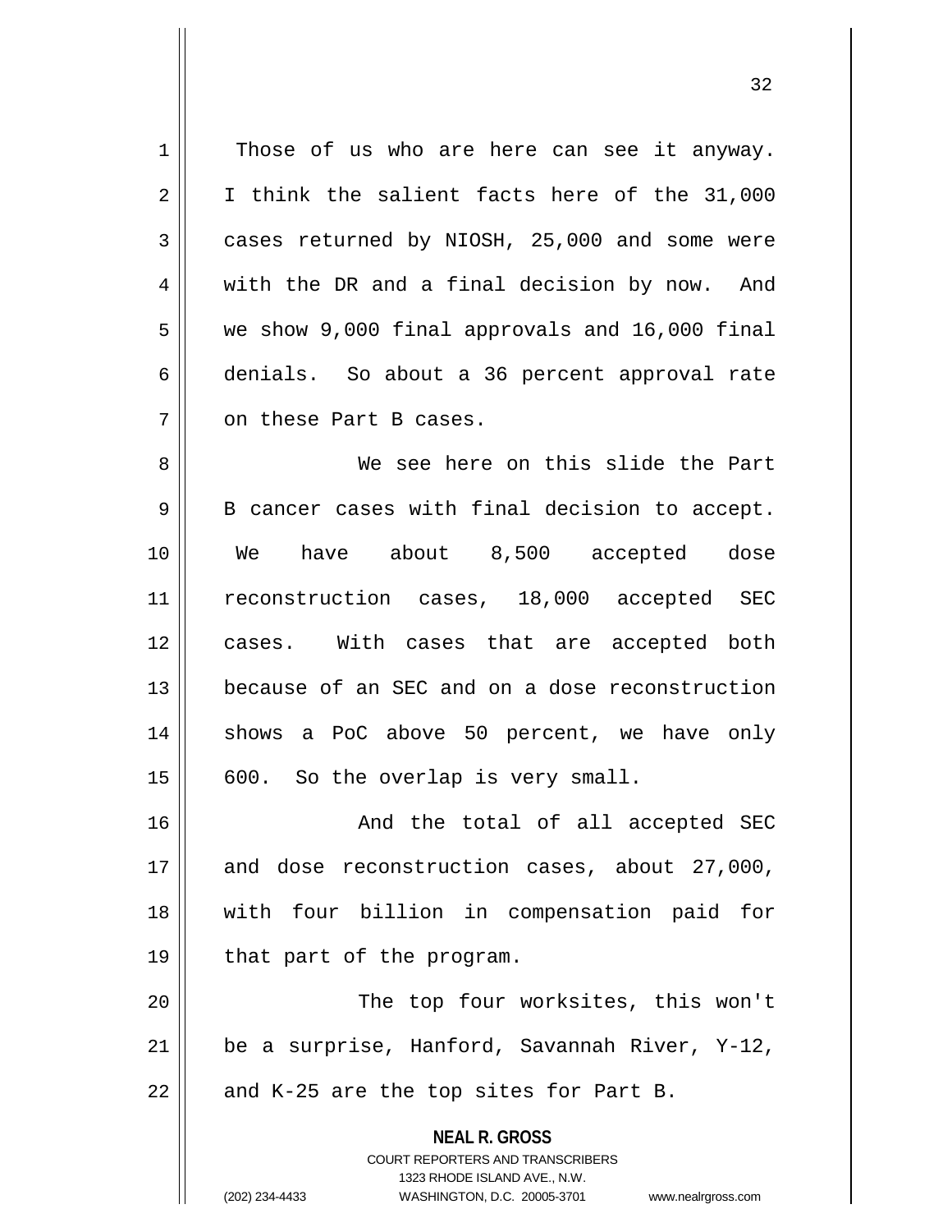Those of us who are here can see it anyway. I think the salient facts here of the 31,000 cases returned by NIOSH, 25,000 and some were with the DR and a final decision by now. And we show 9,000 final approvals and 16,000 final denials. So about a 36 percent approval rate on these Part B cases.

We see here on this slide the Part B cancer cases with final decision to accept. We have about 8,500 accepted dose reconstruction cases, 18,000 accepted SEC cases. With cases that are accepted both because of an SEC and on a dose reconstruction shows a PoC above 50 percent, we have only 600. So the overlap is very small.

And the total of all accepted SEC and dose reconstruction cases, about 27,000, with four billion in compensation paid for that part of the program.

The top four worksites, this won't be a surprise, Hanford, Savannah River, Y-12, and K-25 are the top sites for Part B.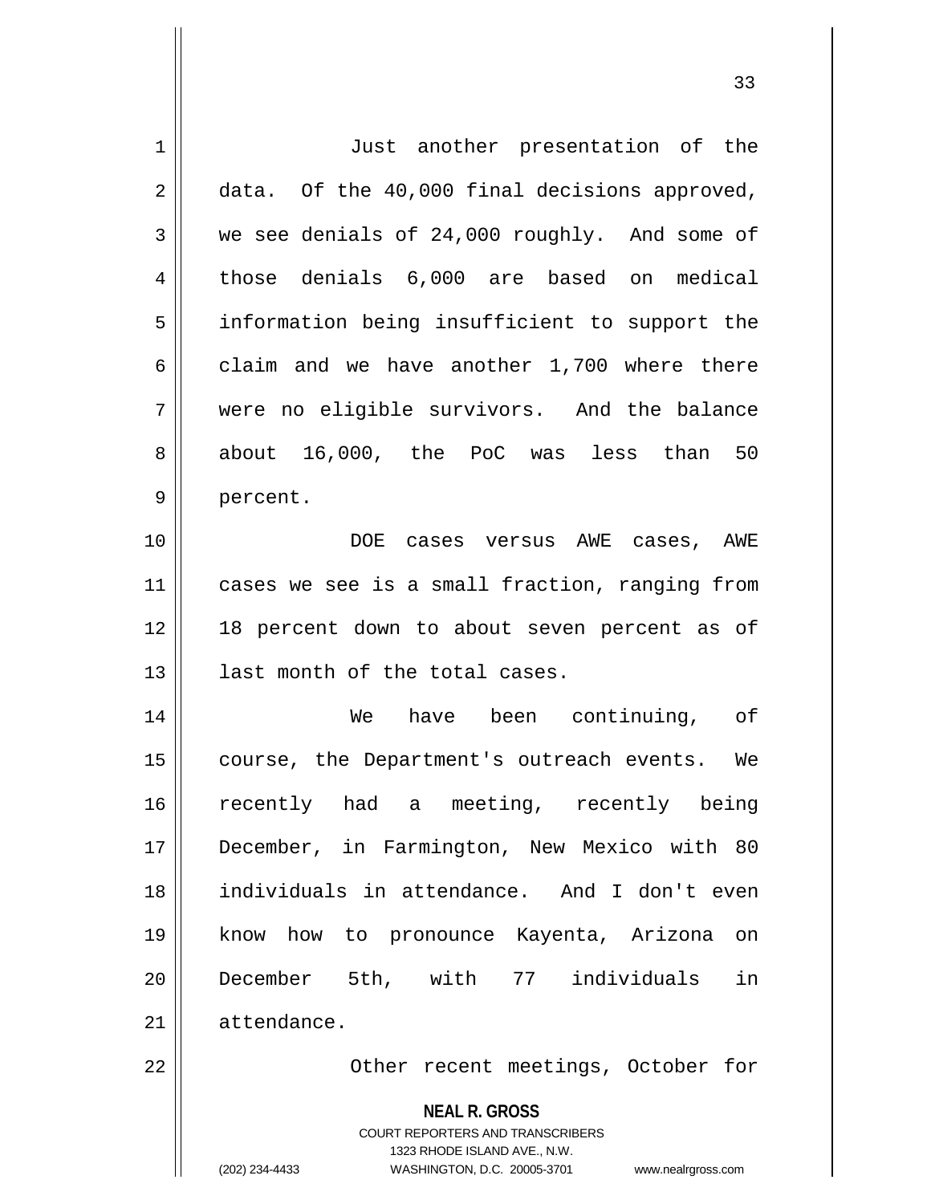Just another presentation of the data. Of the 40,000 final decisions approved, we see denials of 24,000 roughly. And some of those denials 6,000 are based on medical information being insufficient to support the claim and we have another 1,700 where there were no eligible survivors. And the balance about 16,000, the PoC was less than 50 percent.

DOE cases versus AWE cases, AWE cases we see is a small fraction, ranging from 18 percent down to about seven percent as of last month of the total cases.

We have been continuing, of course, the Department's outreach events. We recently had a meeting, recently being December, in Farmington, New Mexico with 80 individuals in attendance. And I don't even know how to pronounce Kayenta, Arizona on December 5th, with 77 individuals in attendance.

Other recent meetings, October for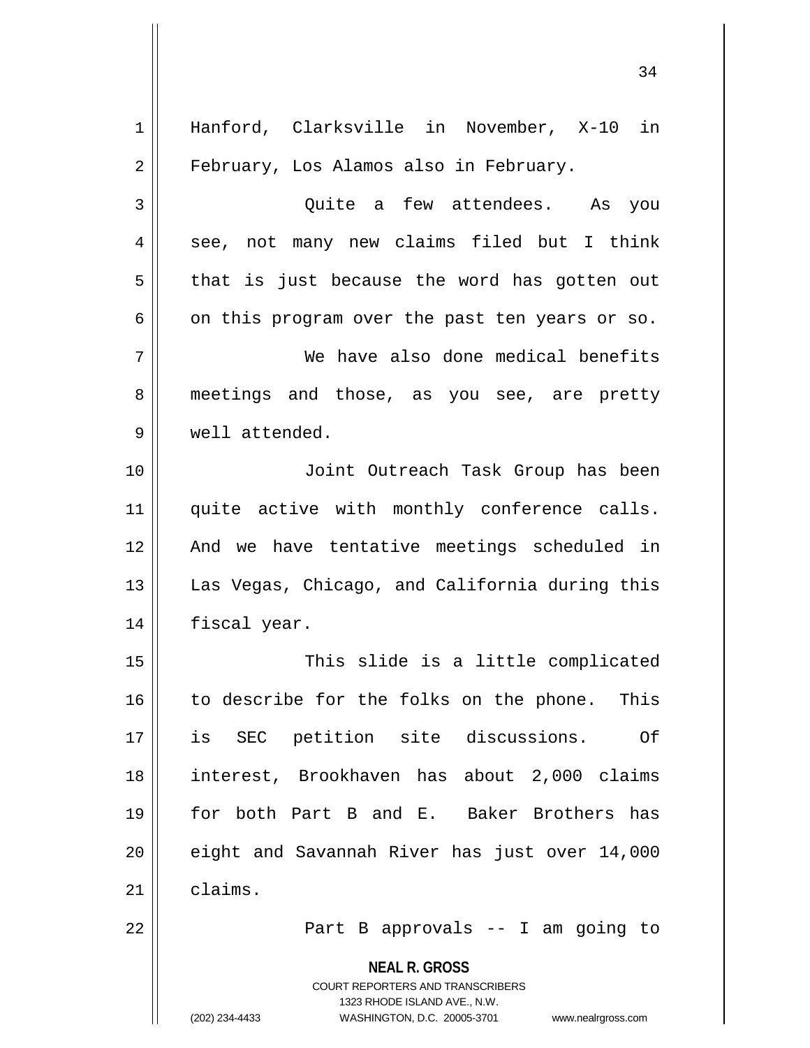Hanford, Clarksville in November, X-10 in February, Los Alamos also in February.

Quite a few attendees. As you see, not many new claims filed but I think that is just because the word has gotten out on this program over the past ten years or so.

We have also done medical benefits meetings and those, as you see, are pretty well attended.

Joint Outreach Task Group has been quite active with monthly conference calls. And we have tentative meetings scheduled in Las Vegas, Chicago, and California during this fiscal year.

This slide is a little complicated to describe for the folks on the phone. This is SEC petition site discussions. Of interest, Brookhaven has about 2,000 claims for both Part B and E. Baker Brothers has eight and Savannah River has just over 14,000 claims.

Part B approvals -- I am going to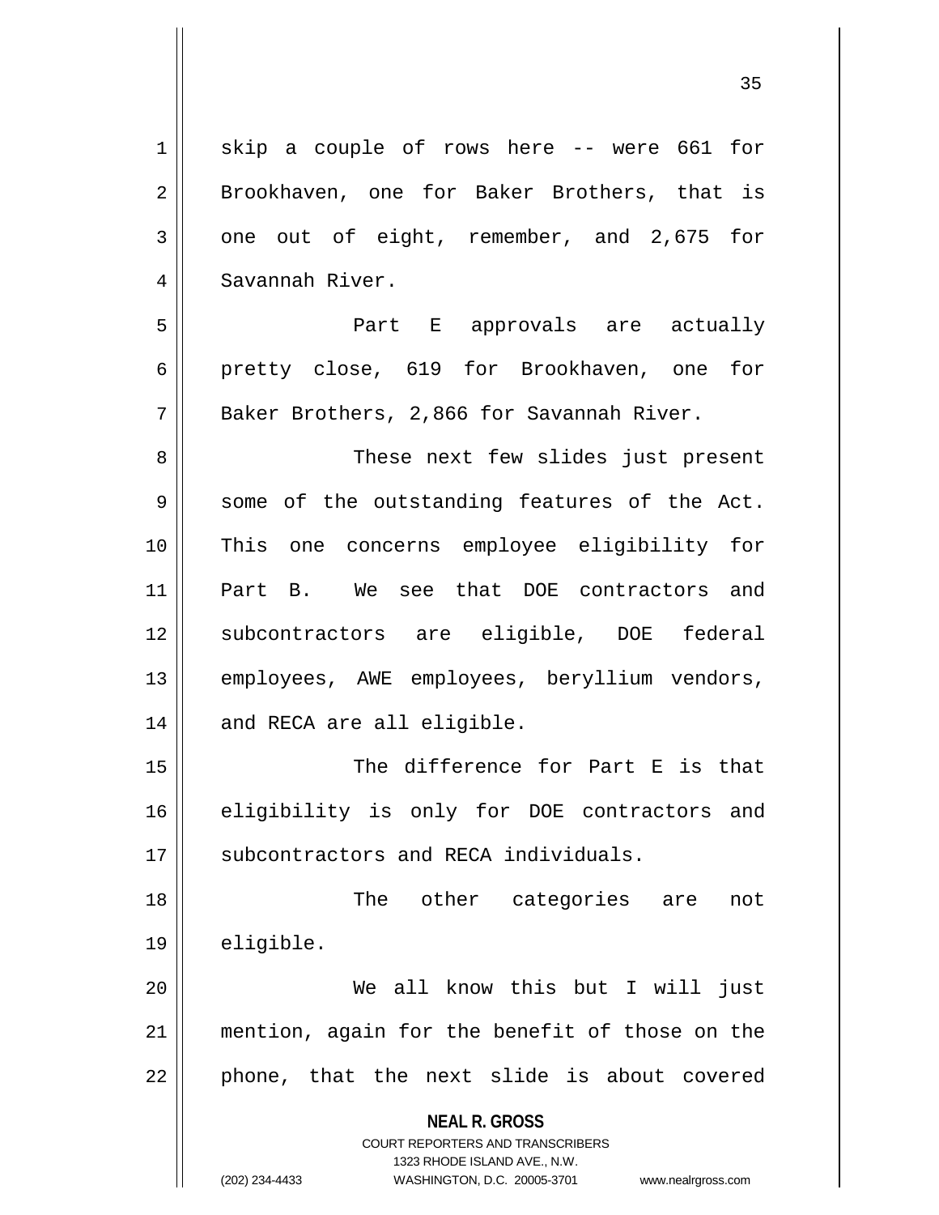skip a couple of rows here -- were 661 for Brookhaven, one for Baker Brothers, that is one out of eight, remember, and 2,675 for Savannah River.

Part E approvals are actually pretty close, 619 for Brookhaven, one for Baker Brothers, 2,866 for Savannah River.

These next few slides just present some of the outstanding features of the Act. This one concerns employee eligibility for Part B. We see that DOE contractors and subcontractors are eligible, DOE federal employees, AWE employees, beryllium vendors, and RECA are all eligible.

The difference for Part E is that eligibility is only for DOE contractors and subcontractors and RECA individuals.

The other categories are not eligible.

We all know this but I will just mention, again for the benefit of those on the phone, that the next slide is about covered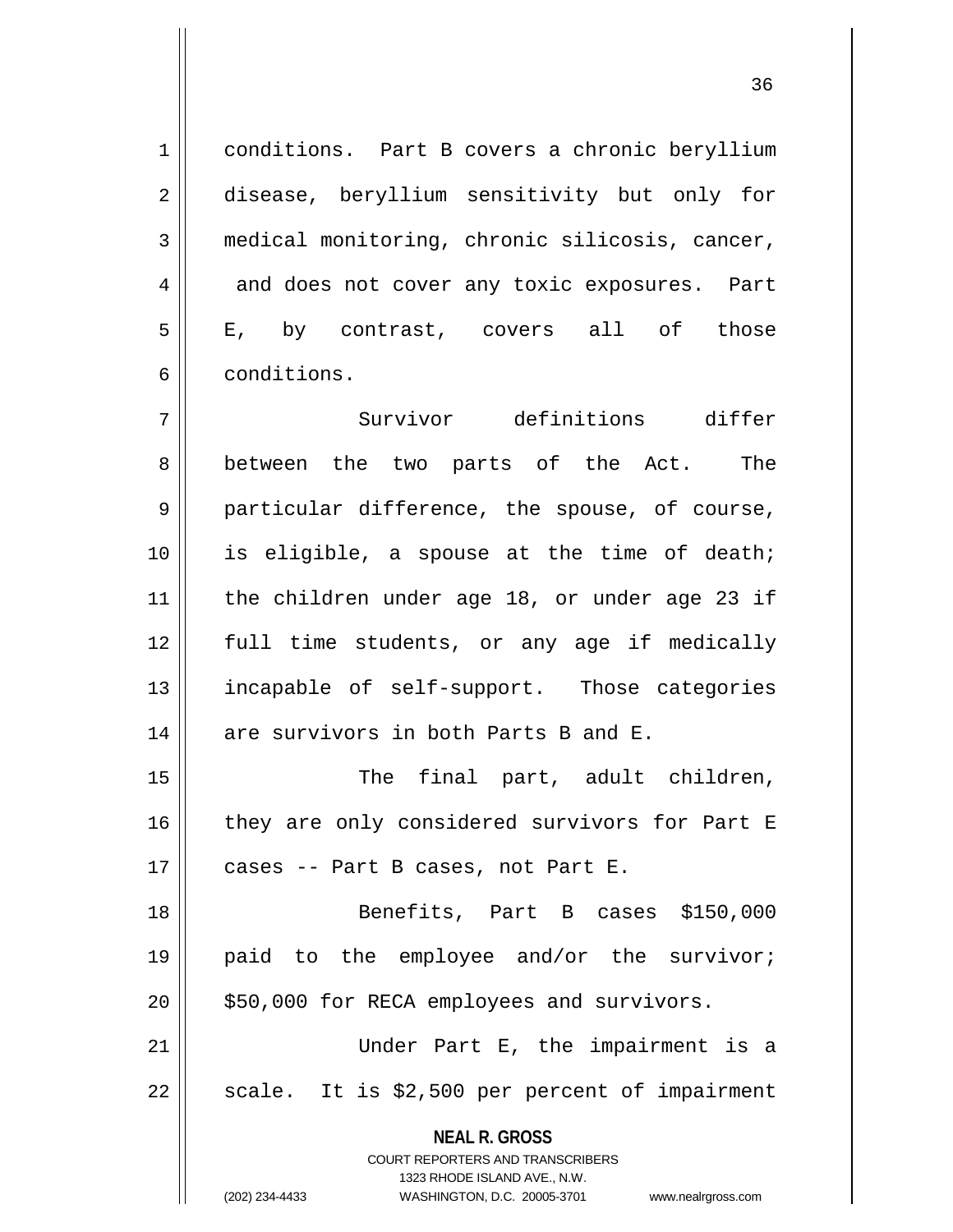conditions. Part B covers a chronic beryllium disease, beryllium sensitivity but only for medical monitoring, chronic silicosis, cancer, and does not cover any toxic exposures. Part E, by contrast, covers all of those conditions.

Survivor definitions differ between the two parts of the Act. The particular difference, the spouse, of course, is eligible, a spouse at the time of death; the children under age 18, or under age 23 if full time students, or any age if medically incapable of self-support. Those categories are survivors in both Parts B and E.

The final part, adult children, they are only considered survivors for Part E cases -- Part B cases, not Part E.

Benefits, Part B cases $150,000 paid to the employee and/or the survivor; $50,000 for RECA employees and survivors.

Under Part E, the impairment is a scale. It is $2,500 per percent of impairment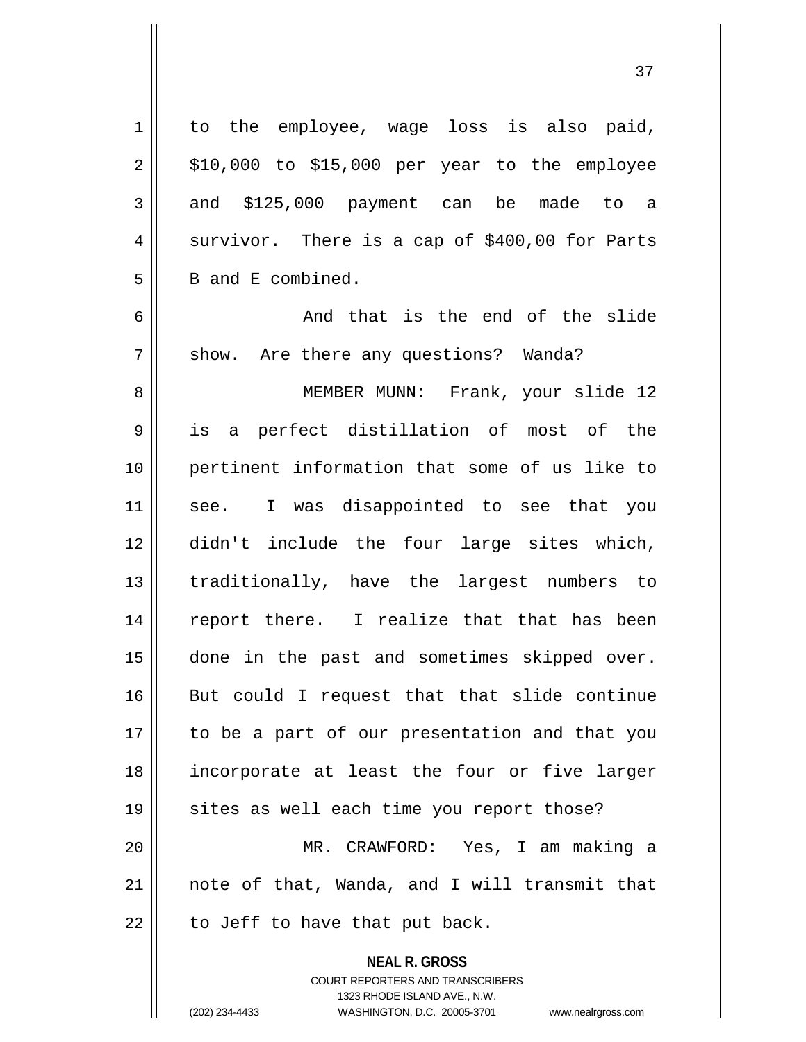to the employee, wage loss is also paid, $10,000 to $15,000 per year to the employee and $125,000 payment can be made to a survivor. There is a cap of $400,00 for Parts B and E combined.

And that is the end of the slide show. Are there any questions? Wanda?

MEMBER MUNN: Frank, your slide 12 is a perfect distillation of most of the pertinent information that some of us like to see. I was disappointed to see that you didn't include the four large sites which, traditionally, have the largest numbers to report there. I realize that that has been done in the past and sometimes skipped over. But could I request that that slide continue to be a part of our presentation and that you incorporate at least the four or five larger sites as well each time you report those?

MR. CRAWFORD: Yes, I am making a note of that, Wanda, and I will transmit that to Jeff to have that put back.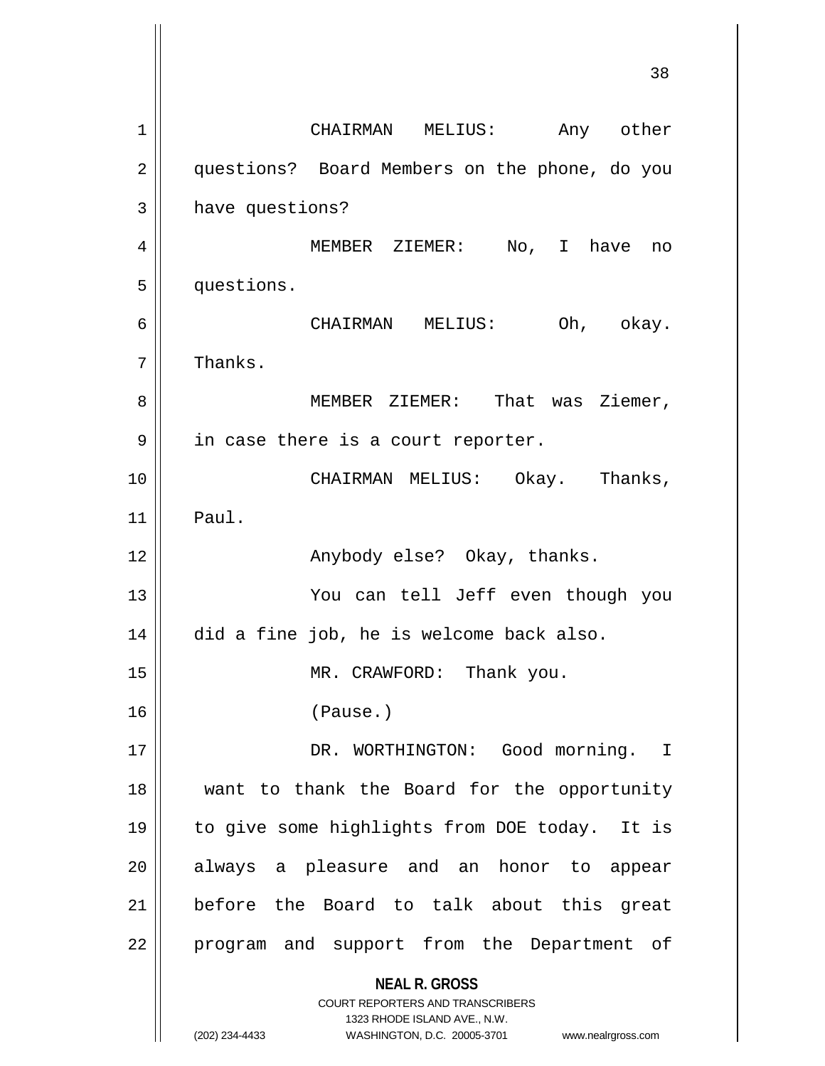CHAIRMAN MELIUS: Any other questions? Board Members on the phone, do you have questions?

MEMBER ZIEMER: No, I have no questions.

CHAIRMAN MELIUS: Oh, okay. Thanks.

MEMBER ZIEMER: That was Ziemer, in case there is a court reporter.

CHAIRMAN MELIUS: Okay. Thanks, Paul.

Anybody else? Okay, thanks.

You can tell Jeff even though you did a fine job, he is welcome back also.

MR. CRAWFORD: Thank you.

(Pause.)

DR. WORTHINGTON: Good morning. I want to thank the Board for the opportunity to give some highlights from DOE today. It is always a pleasure and an honor to appear before the Board to talk about this great program and support from the Department of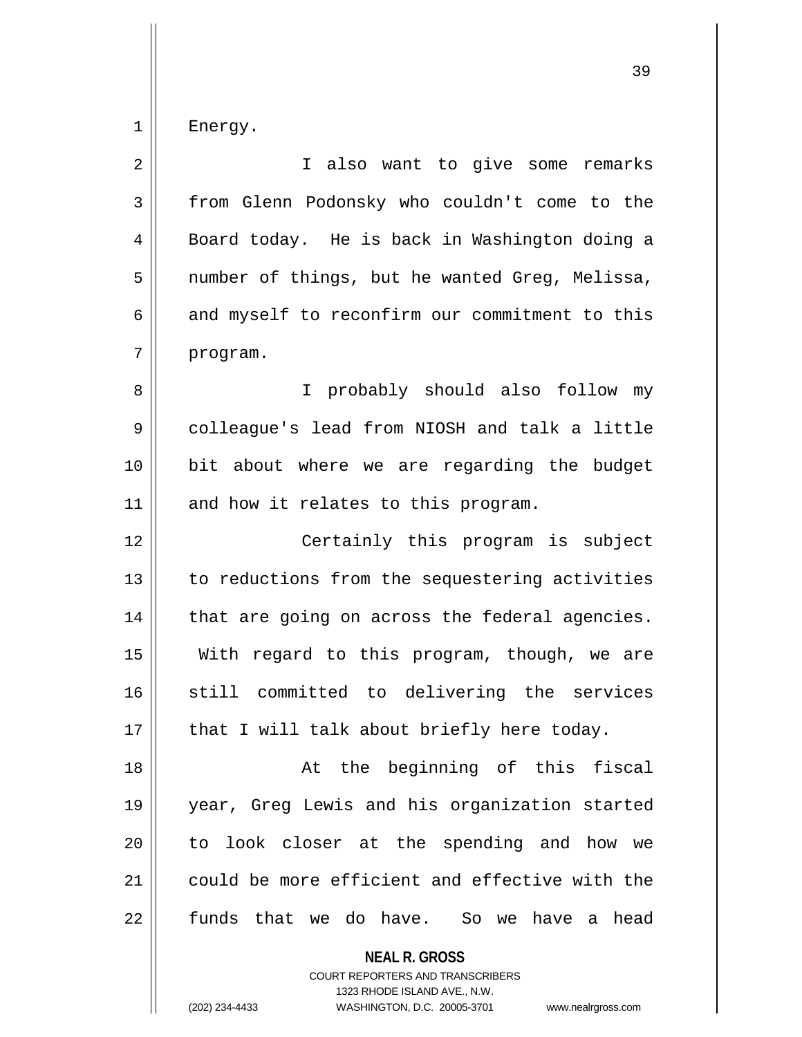Energy.

I also want to give some remarks from Glenn Podonsky who couldn't come to the Board today. He is back in Washington doing a number of things, but he wanted Greg, Melissa, and myself to reconfirm our commitment to this program.

I probably should also follow my colleague's lead from NIOSH and talk a little bit about where we are regarding the budget and how it relates to this program.

Certainly this program is subject to reductions from the sequestering activities that are going on across the federal agencies. With regard to this program, though, we are still committed to delivering the services that I will talk about briefly here today.

At the beginning of this fiscal year, Greg Lewis and his organization started to look closer at the spending and how we could be more efficient and effective with the funds that we do have. So we have a head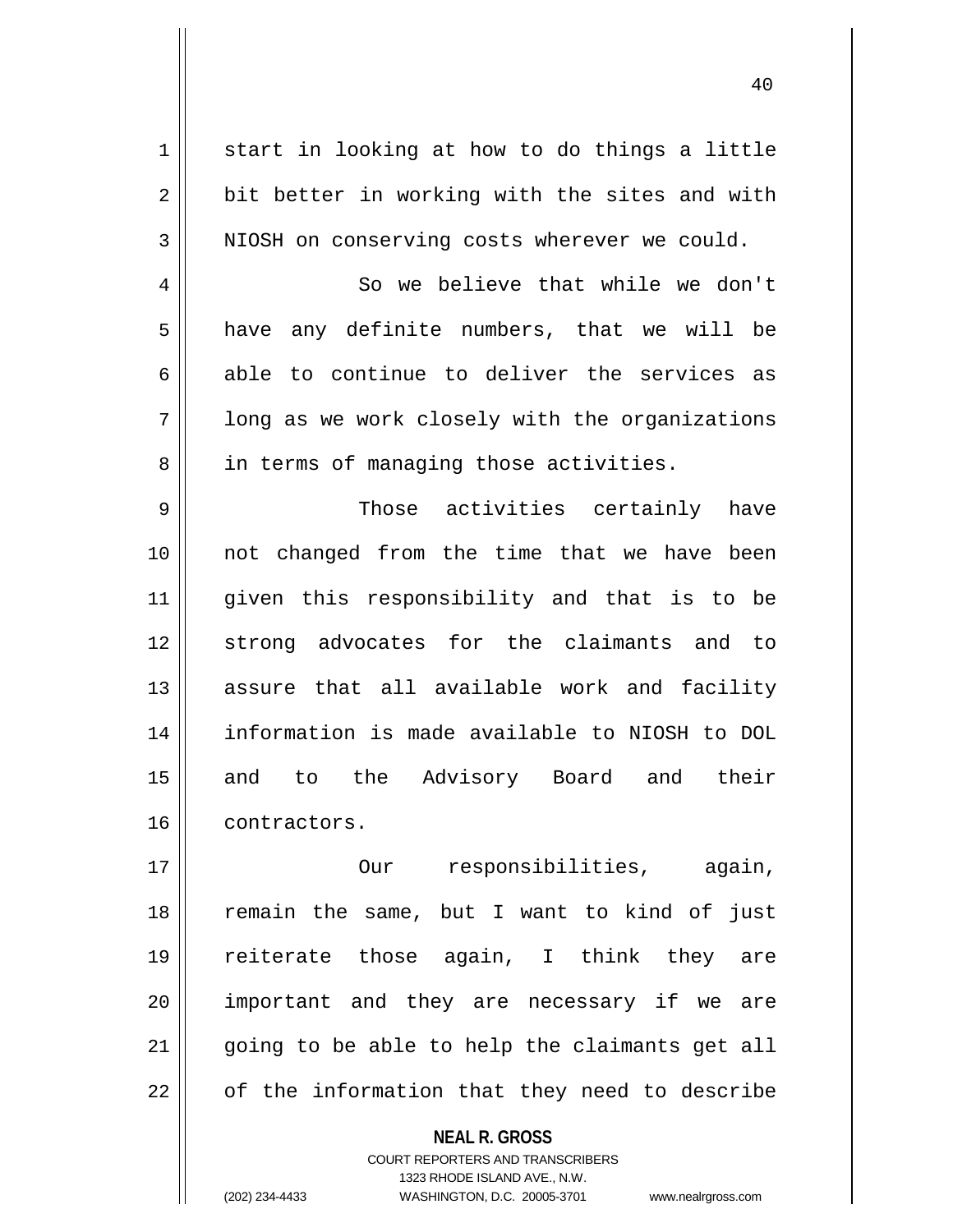start in looking at how to do things a little bit better in working with the sites and with NIOSH on conserving costs wherever we could.

So we believe that while we don't have any definite numbers, that we will be able to continue to deliver the services as long as we work closely with the organizations in terms of managing those activities.

Those activities certainly have not changed from the time that we have been given this responsibility and that is to be strong advocates for the claimants and to assure that all available work and facility information is made available to NIOSH to DOL and to the Advisory Board and their contractors.

Our responsibilities, again, remain the same, but I want to kind of just reiterate those again, I think they are important and they are necessary if we are going to be able to help the claimants get all of the information that they need to describe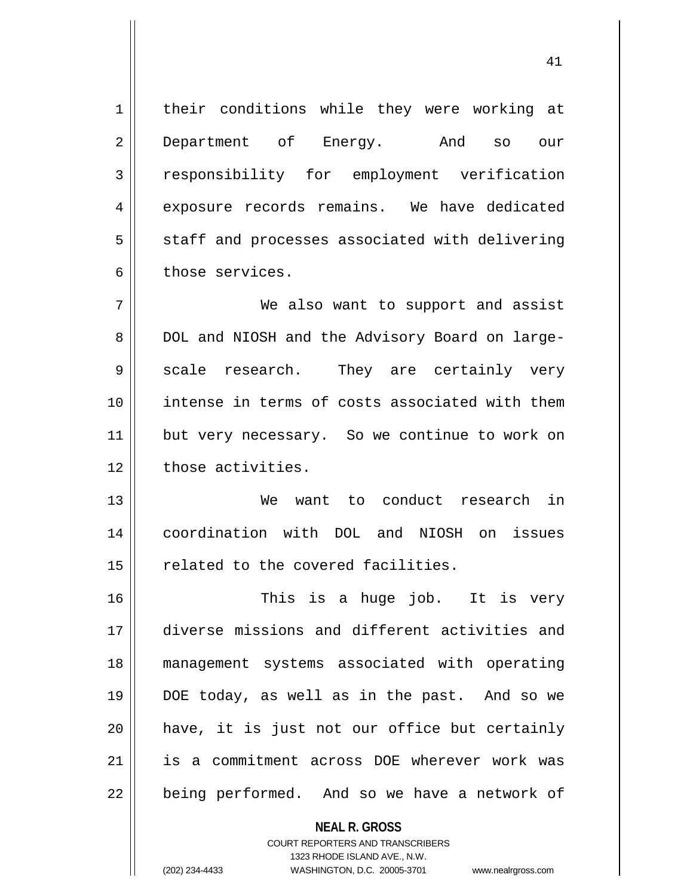their conditions while they were working at Department of Energy. And so our responsibility for employment verification exposure records remains. We have dedicated staff and processes associated with delivering those services.

We also want to support and assist DOL and NIOSH and the Advisory Board on large-scale research. They are certainly very intense in terms of costs associated with them but very necessary. So we continue to work on those activities.

We want to conduct research in coordination with DOL and NIOSH on issues related to the covered facilities.

This is a huge job. It is very diverse missions and different activities and management systems associated with operating DOE today, as well as in the past. And so we have, it is just not our office but certainly is a commitment across DOE wherever work was being performed. And so we have a network of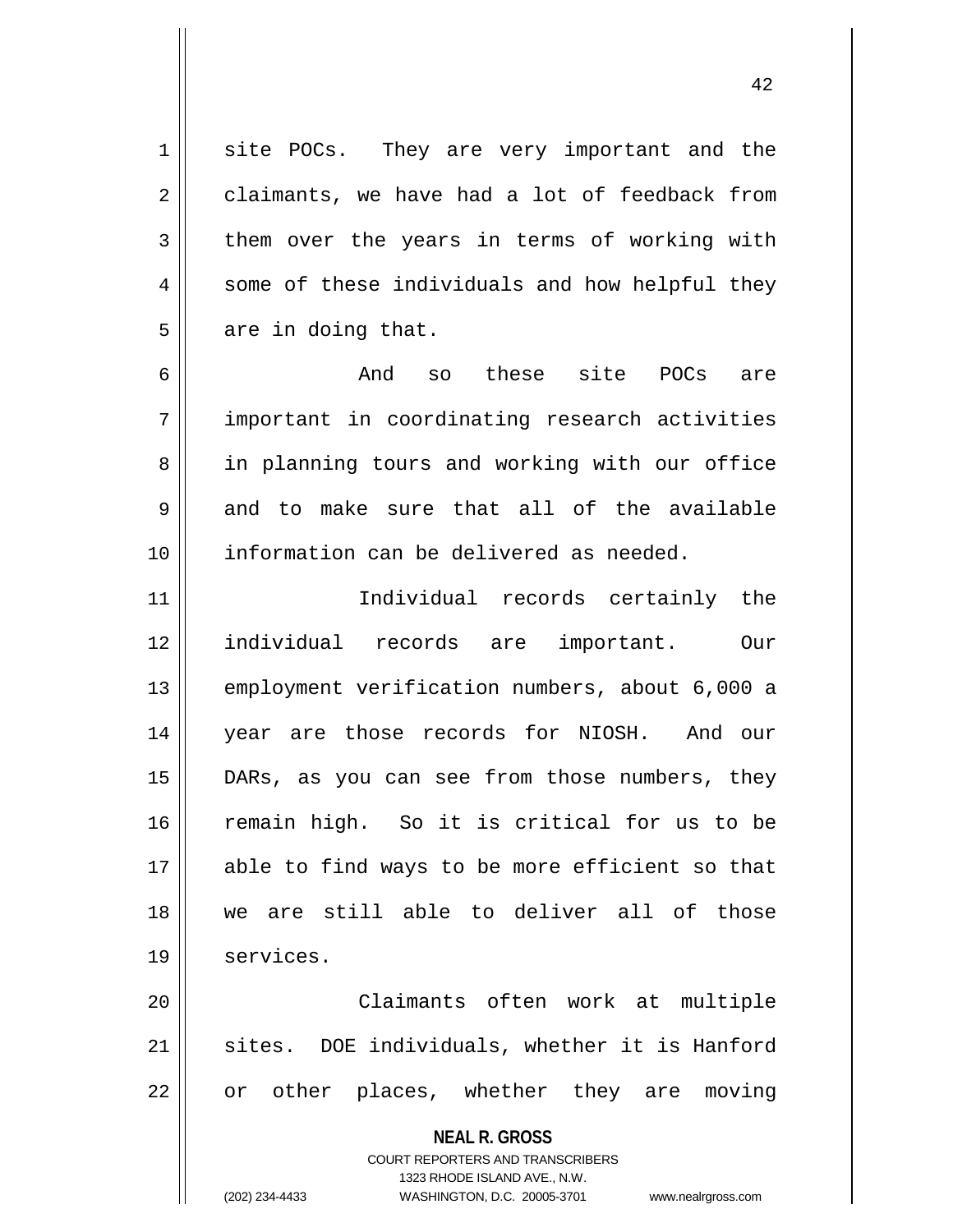site POCs. They are very important and the claimants, we have had a lot of feedback from them over the years in terms of working with some of these individuals and how helpful they are in doing that.

And so these site POCs are important in coordinating research activities in planning tours and working with our office and to make sure that all of the available information can be delivered as needed.

Individual records certainly the individual records are important. Our employment verification numbers, about 6,000 a year are those records for NIOSH. And our DARs, as you can see from those numbers, they remain high. So it is critical for us to be able to find ways to be more efficient so that we are still able to deliver all of those services.

Claimants often work at multiple sites. DOE individuals, whether it is Hanford or other places, whether they are moving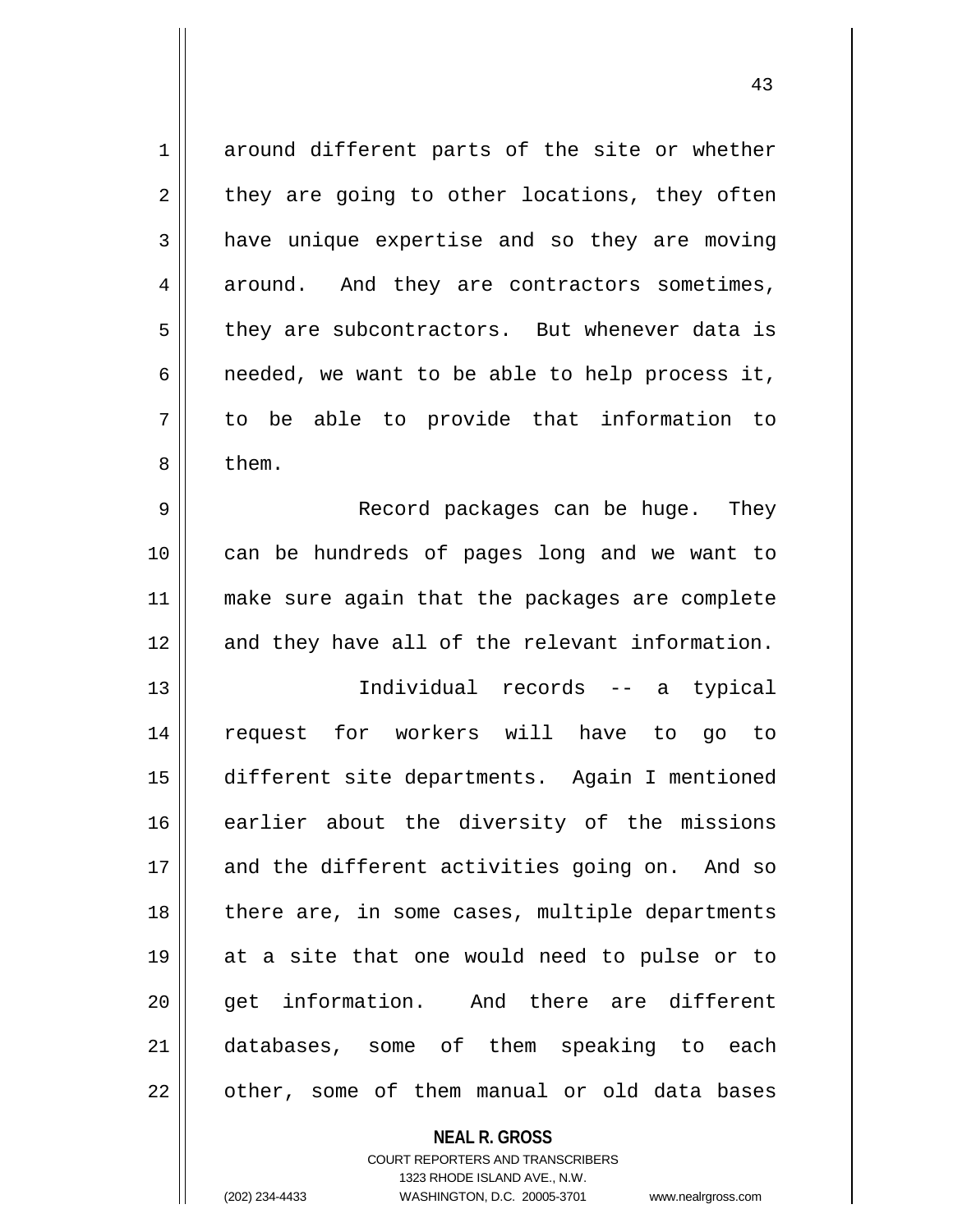around different parts of the site or whether they are going to other locations, they often have unique expertise and so they are moving around. And they are contractors sometimes, they are subcontractors. But whenever data is needed, we want to be able to help process it, to be able to provide that information to them.

Record packages can be huge. They can be hundreds of pages long and we want to make sure again that the packages are complete and they have all of the relevant information.

Individual records -- a typical request for workers will have to go to different site departments. Again I mentioned earlier about the diversity of the missions and the different activities going on. And so there are, in some cases, multiple departments at a site that one would need to pulse or to get information. And there are different databases, some of them speaking to each other, some of them manual or old data bases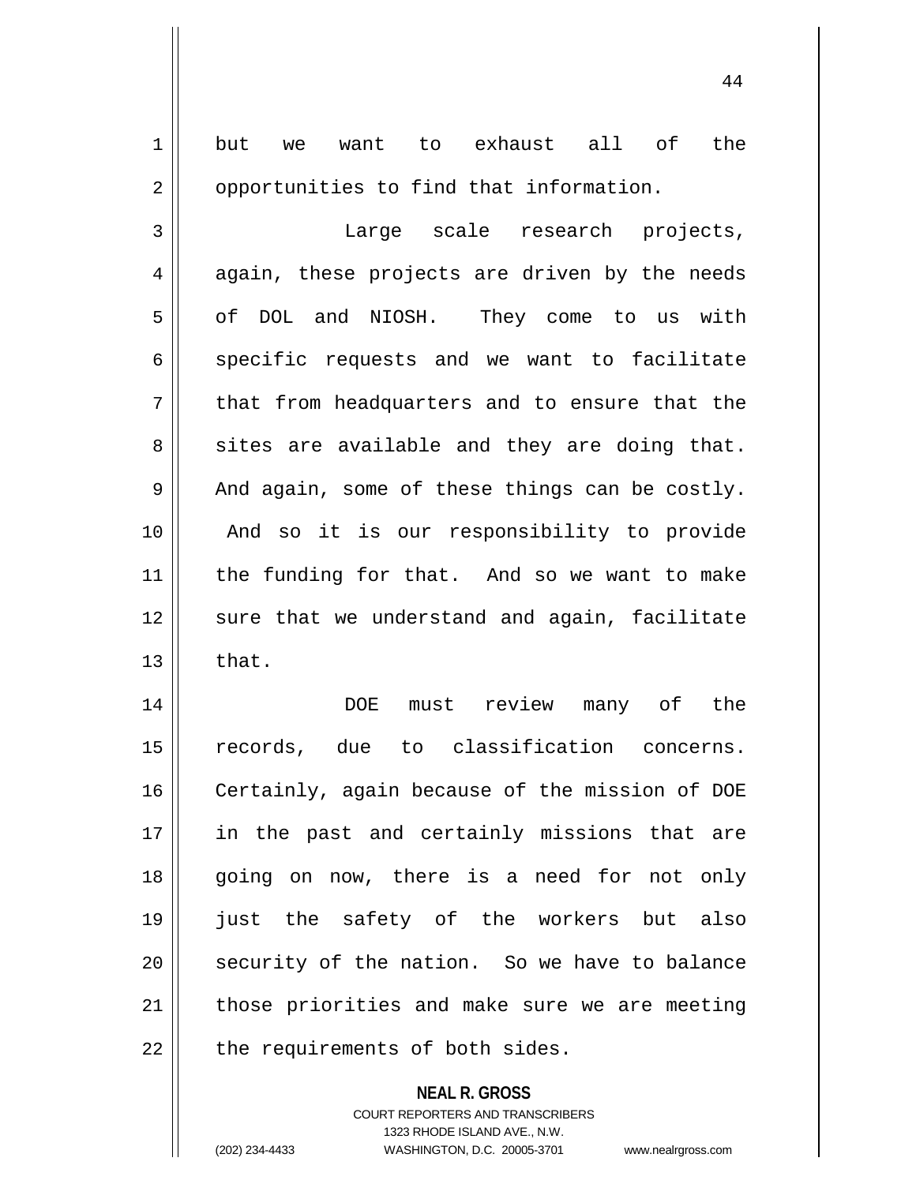but we want to exhaust all of the opportunities to find that information.

Large scale research projects, again, these projects are driven by the needs of DOL and NIOSH. They come to us with specific requests and we want to facilitate that from headquarters and to ensure that the sites are available and they are doing that. And again, some of these things can be costly. And so it is our responsibility to provide the funding for that. And so we want to make sure that we understand and again, facilitate that.

DOE must review many of the records, due to classification concerns. Certainly, again because of the mission of DOE in the past and certainly missions that are going on now, there is a need for not only just the safety of the workers but also security of the nation. So we have to balance those priorities and make sure we are meeting the requirements of both sides.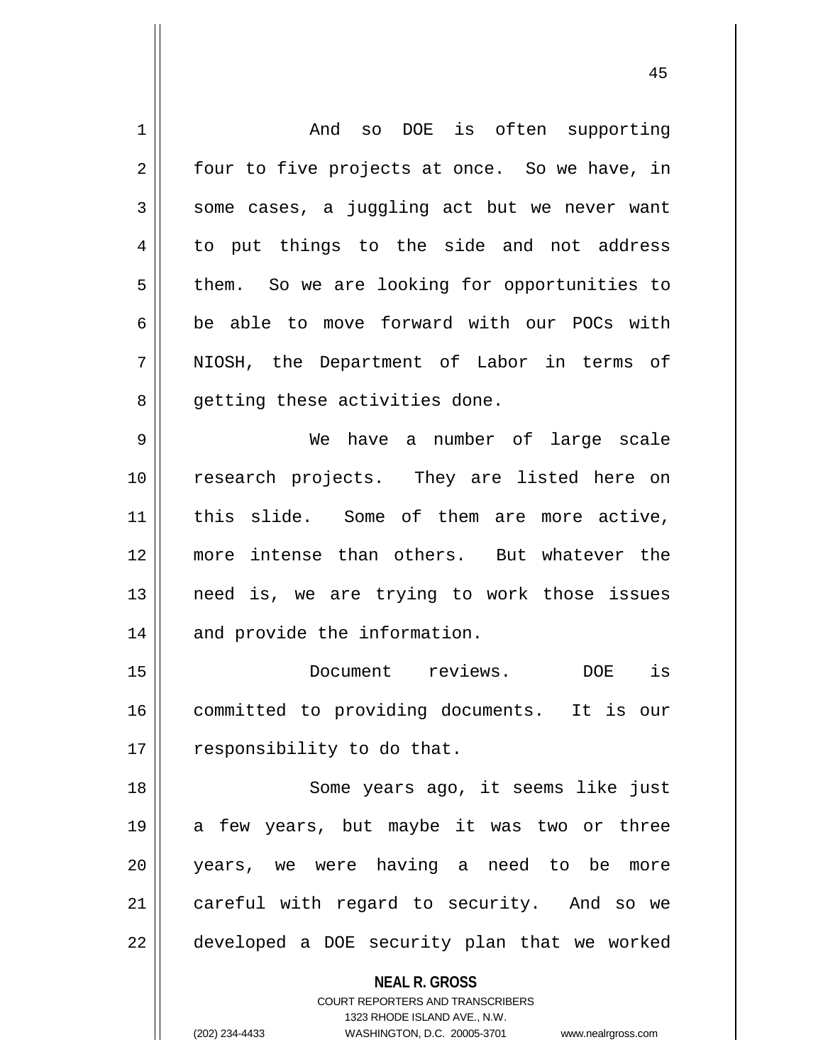And so DOE is often supporting four to five projects at once. So we have, in some cases, a juggling act but we never want to put things to the side and not address them. So we are looking for opportunities to be able to move forward with our POCs with NIOSH, the Department of Labor in terms of getting these activities done.

We have a number of large scale research projects. They are listed here on this slide. Some of them are more active, more intense than others. But whatever the need is, we are trying to work those issues and provide the information.

Document reviews. DOE is committed to providing documents. It is our responsibility to do that.

Some years ago, it seems like just a few years, but maybe it was two or three years, we were having a need to be more careful with regard to security. And so we developed a DOE security plan that we worked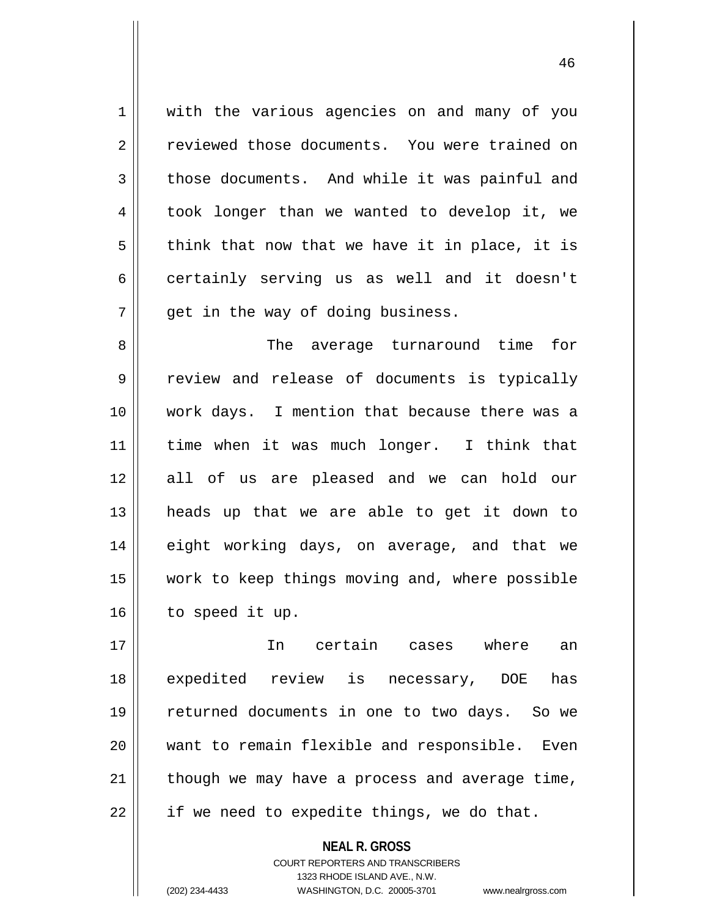with the various agencies on and many of you reviewed those documents. You were trained on those documents. And while it was painful and took longer than we wanted to develop it, we think that now that we have it in place, it is certainly serving us as well and it doesn't get in the way of doing business.

The average turnaround time for review and release of documents is typically work days. I mention that because there was a time when it was much longer. I think that all of us are pleased and we can hold our heads up that we are able to get it down to eight working days, on average, and that we work to keep things moving and, where possible to speed it up.

In certain cases where an expedited review is necessary, DOE has returned documents in one to two days. So we want to remain flexible and responsible. Even though we may have a process and average time, if we need to expedite things, we do that.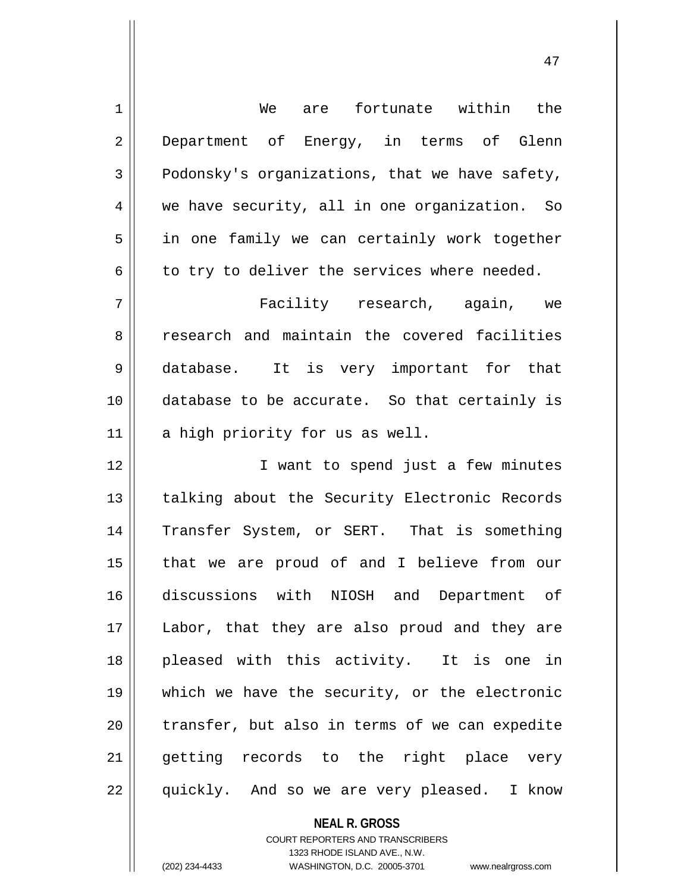We are fortunate within the Department of Energy, in terms of Glenn Podonsky's organizations, that we have safety, we have security, all in one organization. So in one family we can certainly work together to try to deliver the services where needed.

Facility research, again, we research and maintain the covered facilities database. It is very important for that database to be accurate. So that certainly is a high priority for us as well.

I want to spend just a few minutes talking about the Security Electronic Records Transfer System, or SERT. That is something that we are proud of and I believe from our discussions with NIOSH and Department of Labor, that they are also proud and they are pleased with this activity. It is one in which we have the security, or the electronic transfer, but also in terms of we can expedite getting records to the right place very quickly. And so we are very pleased. I know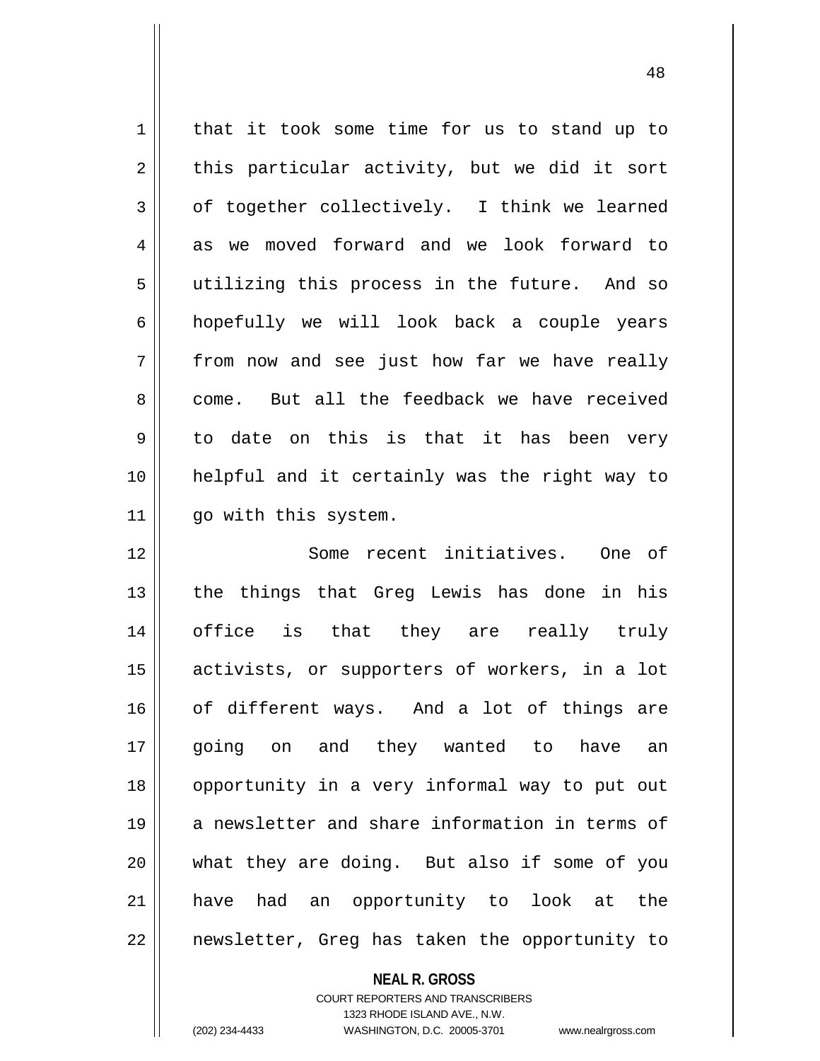that it took some time for us to stand up to this particular activity, but we did it sort of together collectively. I think we learned as we moved forward and we look forward to utilizing this process in the future. And so hopefully we will look back a couple years from now and see just how far we have really come. But all the feedback we have received to date on this is that it has been very helpful and it certainly was the right way to go with this system.

Some recent initiatives. One of the things that Greg Lewis has done in his office is that they are really truly activists, or supporters of workers, in a lot of different ways. And a lot of things are going on and they wanted to have an opportunity in a very informal way to put out a newsletter and share information in terms of what they are doing. But also if some of you have had an opportunity to look at the newsletter, Greg has taken the opportunity to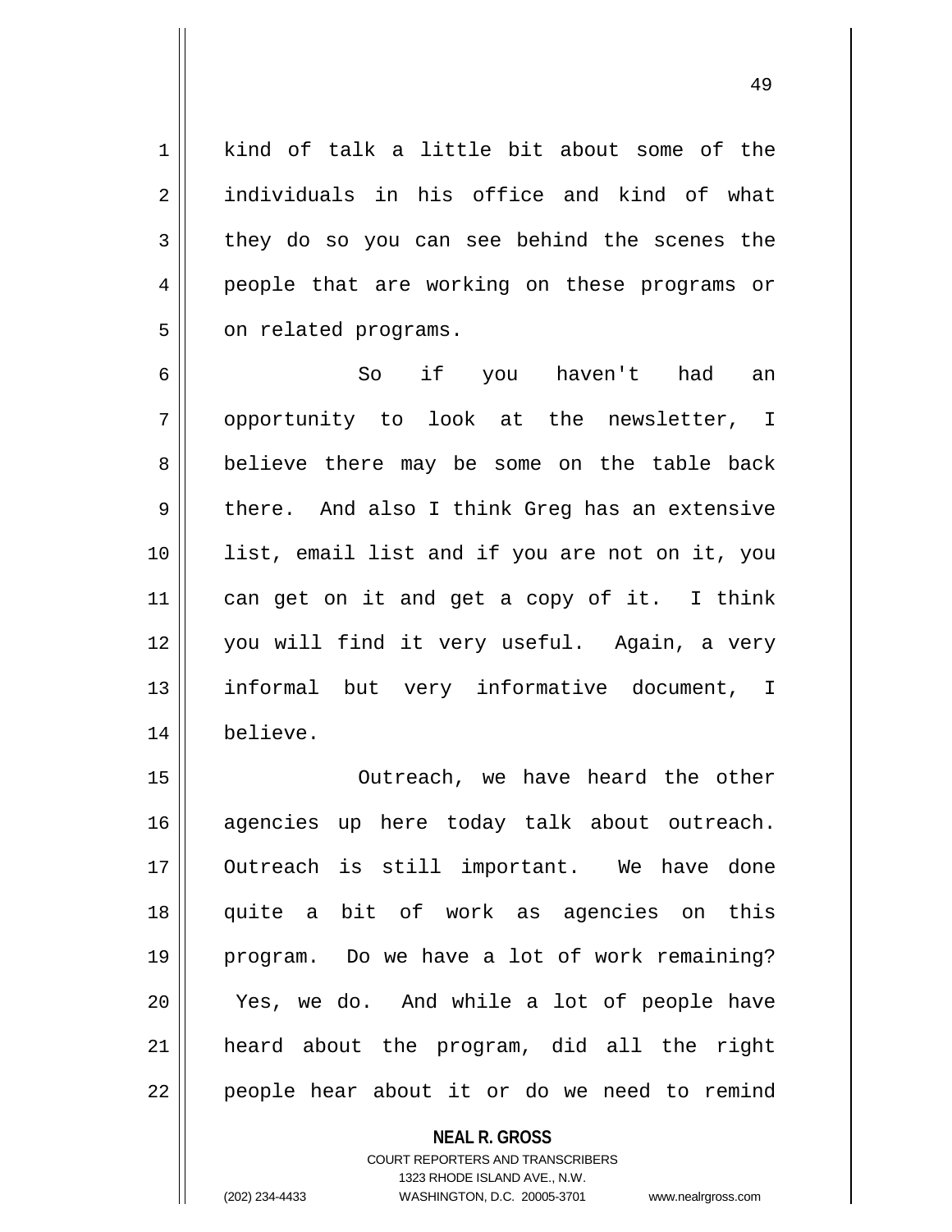kind of talk a little bit about some of the individuals in his office and kind of what they do so you can see behind the scenes the people that are working on these programs or on related programs.

So if you haven't had an opportunity to look at the newsletter, I believe there may be some on the table back there. And also I think Greg has an extensive list, email list and if you are not on it, you can get on it and get a copy of it. I think you will find it very useful. Again, a very informal but very informative document, I believe.

Outreach, we have heard the other agencies up here today talk about outreach. Outreach is still important. We have done quite a bit of work as agencies on this program. Do we have a lot of work remaining? Yes, we do. And while a lot of people have heard about the program, did all the right people hear about it or do we need to remind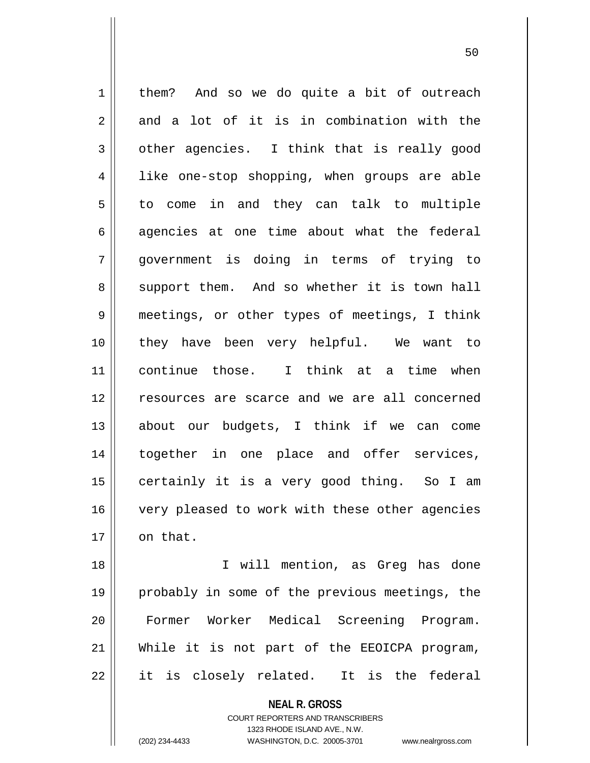them? And so we do quite a bit of outreach and a lot of it is in combination with the other agencies. I think that is really good like one-stop shopping, when groups are able to come in and they can talk to multiple agencies at one time about what the federal government is doing in terms of trying to support them. And so whether it is town hall meetings, or other types of meetings, I think they have been very helpful. We want to continue those. I think at a time when resources are scarce and we are all concerned about our budgets, I think if we can come together in one place and offer services, certainly it is a very good thing. So I am very pleased to work with these other agencies on that.

I will mention, as Greg has done probably in some of the previous meetings, the Former Worker Medical Screening Program. While it is not part of the EEOICPA program, it is closely related. It is the federal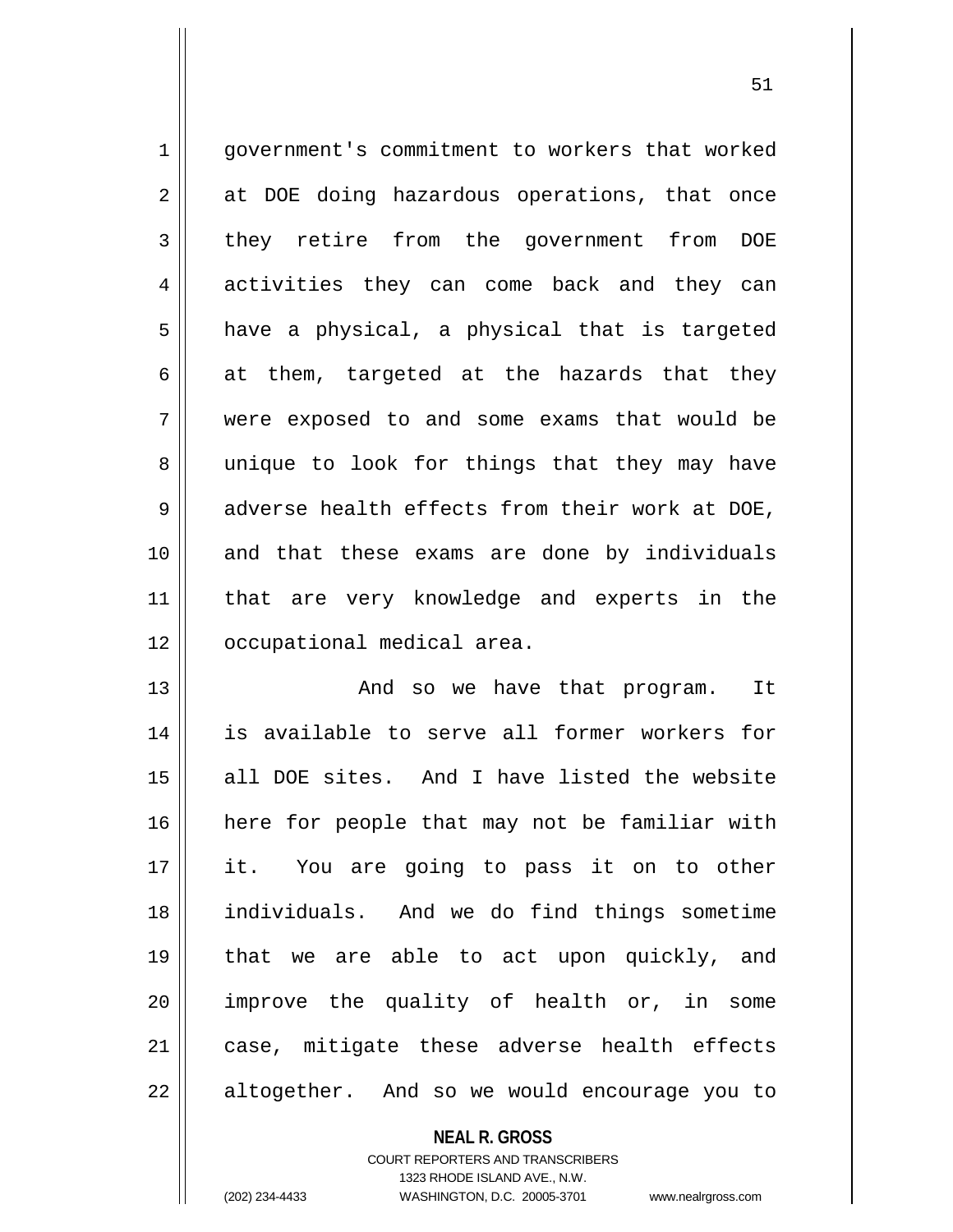government's commitment to workers that worked at DOE doing hazardous operations, that once they retire from the government from DOE activities they can come back and they can have a physical, a physical that is targeted at them, targeted at the hazards that they were exposed to and some exams that would be unique to look for things that they may have adverse health effects from their work at DOE, and that these exams are done by individuals that are very knowledge and experts in the occupational medical area.

And so we have that program. It is available to serve all former workers for all DOE sites. And I have listed the website here for people that may not be familiar with it. You are going to pass it on to other individuals. And we do find things sometime that we are able to act upon quickly, and improve the quality of health or, in some case, mitigate these adverse health effects altogether. And so we would encourage you to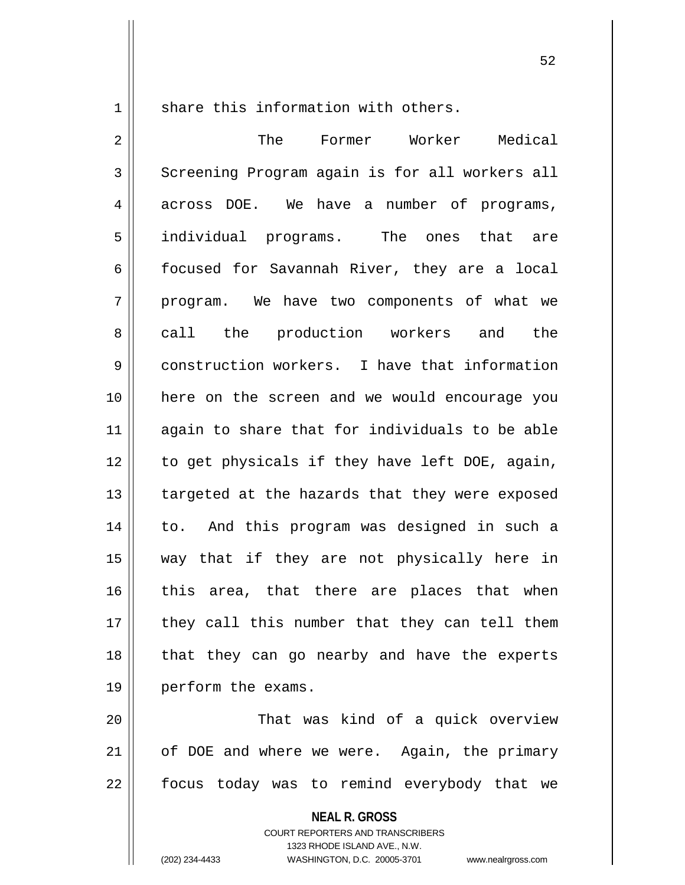share this information with others.

The Former Worker Medical Screening Program again is for all workers all across DOE. We have a number of programs, individual programs. The ones that are focused for Savannah River, they are a local program. We have two components of what we call the production workers and the construction workers. I have that information here on the screen and we would encourage you again to share that for individuals to be able to get physicals if they have left DOE, again, targeted at the hazards that they were exposed to. And this program was designed in such a way that if they are not physically here in this area, that there are places that when they call this number that they can tell them that they can go nearby and have the experts perform the exams.

That was kind of a quick overview of DOE and where we were. Again, the primary focus today was to remind everybody that we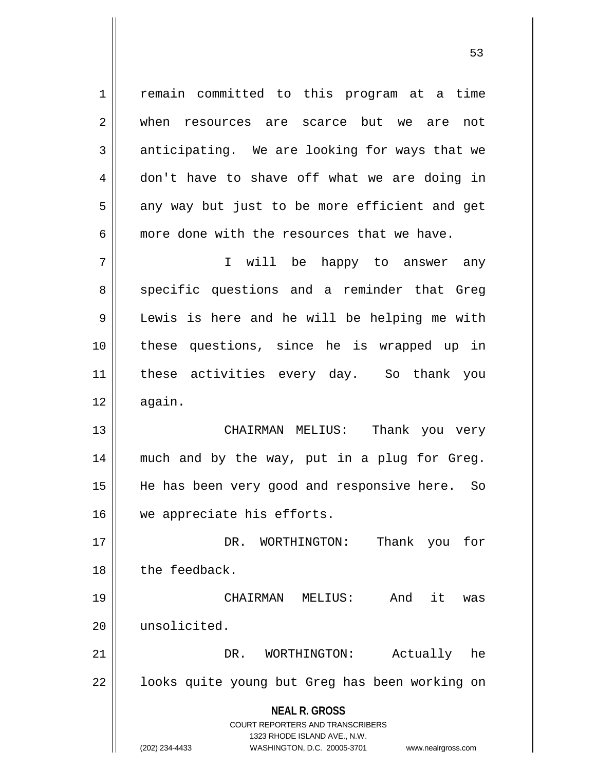remain committed to this program at a time when resources are scarce but we are not anticipating. We are looking for ways that we don't have to shave off what we are doing in any way but just to be more efficient and get more done with the resources that we have.

I will be happy to answer any specific questions and a reminder that Greg Lewis is here and he will be helping me with these questions, since he is wrapped up in these activities every day. So thank you again.

CHAIRMAN MELIUS: Thank you very much and by the way, put in a plug for Greg. He has been very good and responsive here. So we appreciate his efforts.

DR. WORTHINGTON: Thank you for the feedback.

CHAIRMAN MELIUS: And it was unsolicited.

DR. WORTHINGTON: Actually he looks quite young but Greg has been working on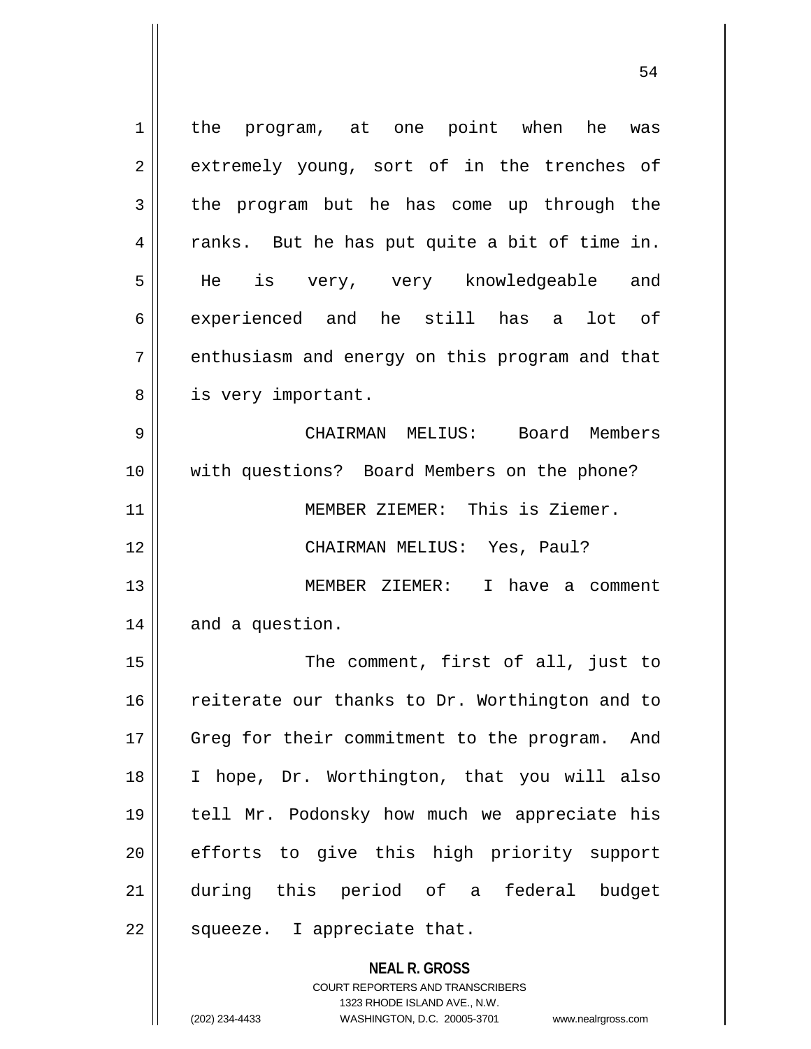the program, at one point when he was extremely young, sort of in the trenches of the program but he has come up through the ranks. But he has put quite a bit of time in. He is very, very knowledgeable and experienced and he still has a lot of enthusiasm and energy on this program and that is very important.

CHAIRMAN MELIUS: Board Members with questions? Board Members on the phone?

MEMBER ZIEMER: This is Ziemer.

CHAIRMAN MELIUS: Yes, Paul?

MEMBER ZIEMER: I have a comment and a question.

The comment, first of all, just to reiterate our thanks to Dr. Worthington and to Greg for their commitment to the program. And I hope, Dr. Worthington, that you will also tell Mr. Podonsky how much we appreciate his efforts to give this high priority support during this period of a federal budget squeeze. I appreciate that.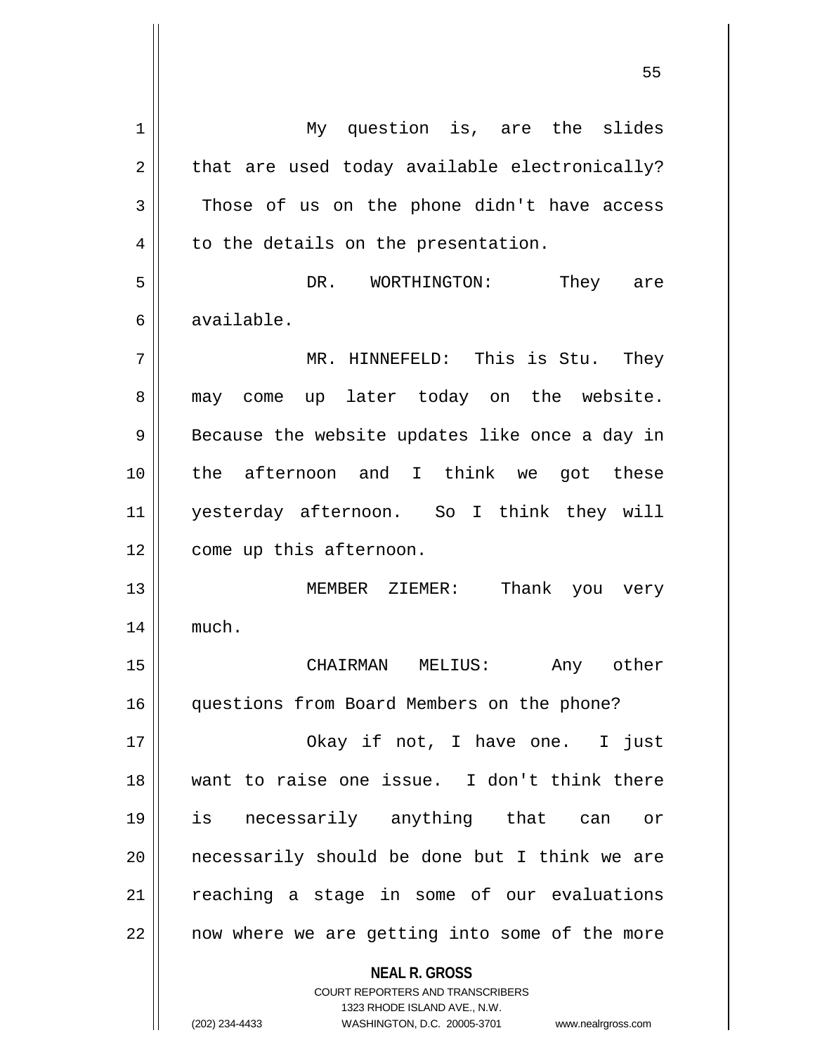My question is, are the slides that are used today available electronically? Those of us on the phone didn't have access to the details on the presentation.

DR. WORTHINGTON: They are available.

MR. HINNEFELD: This is Stu. They may come up later today on the website. Because the website updates like once a day in the afternoon and I think we got these yesterday afternoon. So I think they will come up this afternoon.

MEMBER ZIEMER: Thank you very much.

CHAIRMAN MELIUS: Any other questions from Board Members on the phone?

Okay if not, I have one. I just want to raise one issue. I don't think there is necessarily anything that can or necessarily should be done but I think we are reaching a stage in some of our evaluations now where we are getting into some of the more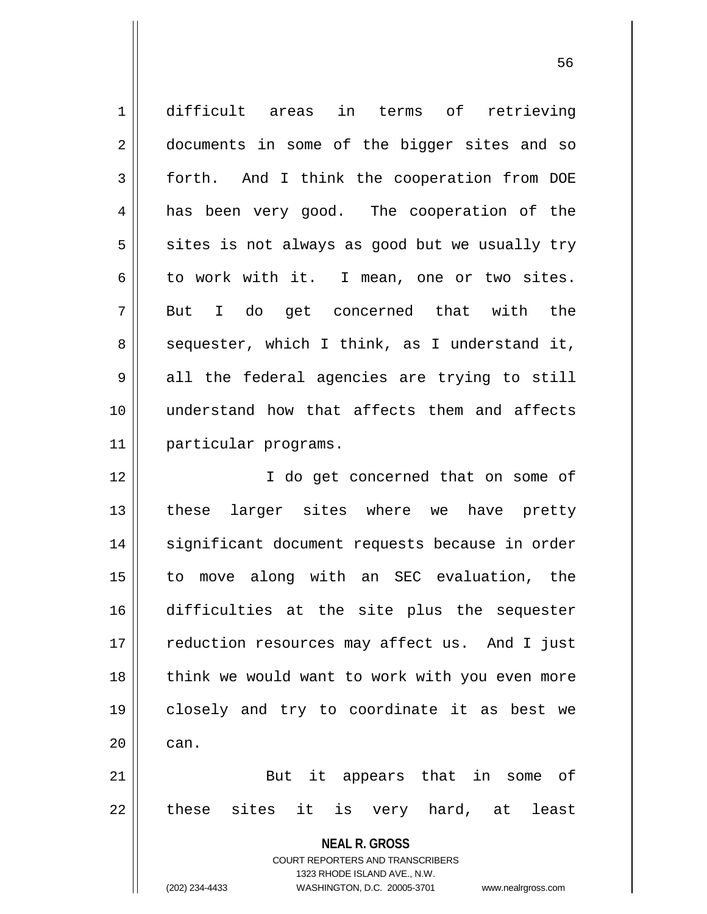difficult areas in terms of retrieving documents in some of the bigger sites and so forth. And I think the cooperation from DOE has been very good. The cooperation of the sites is not always as good but we usually try to work with it. I mean, one or two sites. But I do get concerned that with the sequester, which I think, as I understand it, all the federal agencies are trying to still understand how that affects them and affects particular programs.

I do get concerned that on some of these larger sites where we have pretty significant document requests because in order to move along with an SEC evaluation, the difficulties at the site plus the sequester reduction resources may affect us. And I just think we would want to work with you even more closely and try to coordinate it as best we can.

But it appears that in some of these sites it is very hard, at least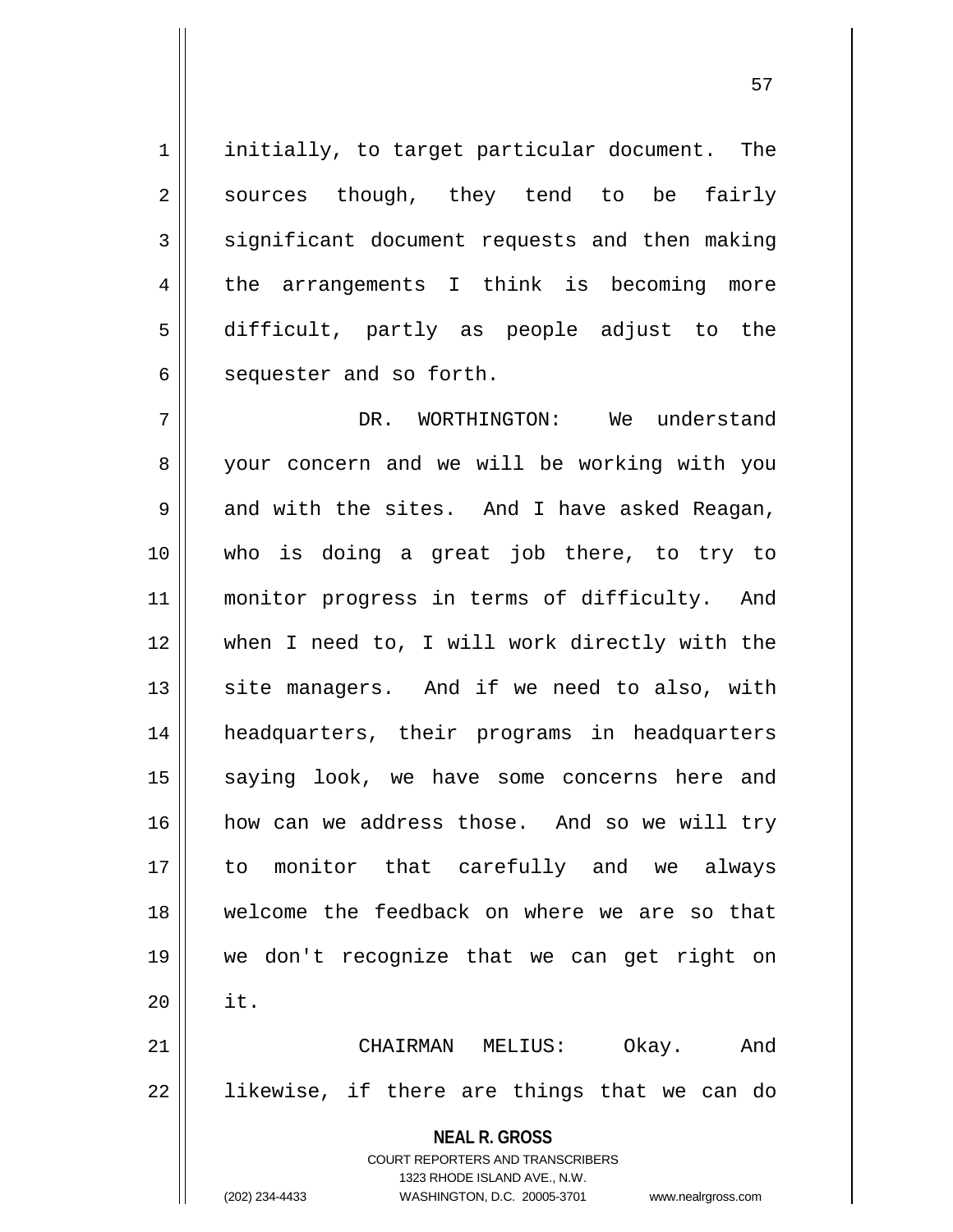initially, to target particular document. The sources though, they tend to be fairly significant document requests and then making the arrangements I think is becoming more difficult, partly as people adjust to the sequester and so forth.

DR. WORTHINGTON: We understand your concern and we will be working with you and with the sites. And I have asked Reagan, who is doing a great job there, to try to monitor progress in terms of difficulty. And when I need to, I will work directly with the site managers. And if we need to also, with headquarters, their programs in headquarters saying look, we have some concerns here and how can we address those. And so we will try to monitor that carefully and we always welcome the feedback on where we are so that we don't recognize that we can get right on it.

CHAIRMAN MELIUS: Okay. And likewise, if there are things that we can do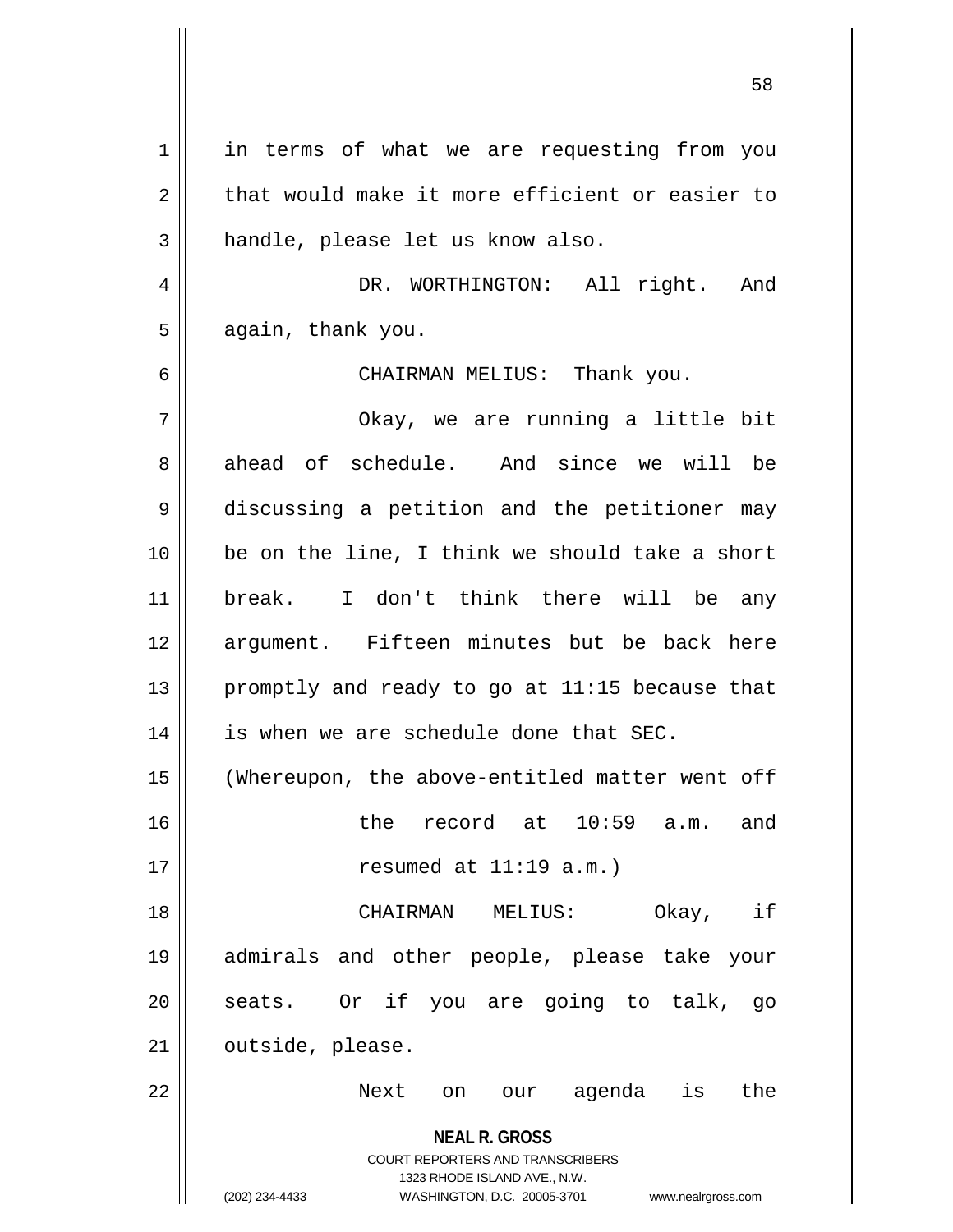in terms of what we are requesting from you that would make it more efficient or easier to handle, please let us know also.

DR. WORTHINGTON: All right. And again, thank you.

CHAIRMAN MELIUS: Thank you.

Okay, we are running a little bit ahead of schedule. And since we will be discussing a petition and the petitioner may be on the line, I think we should take a short break. I don't think there will be any argument. Fifteen minutes but be back here promptly and ready to go at 11:15 because that is when we are schedule done that SEC.

(Whereupon, the above-entitled matter went off the record at 10:59 a.m. and resumed at 11:19 a.m.)

CHAIRMAN MELIUS: Okay, if admirals and other people, please take your seats. Or if you are going to talk, go outside, please.

Next on our agenda is the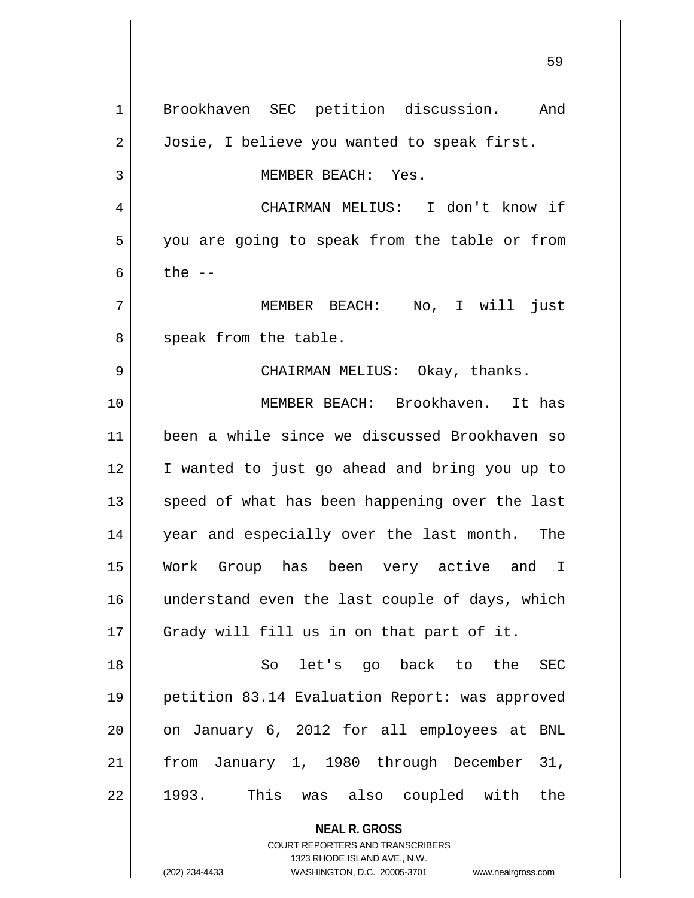Brookhaven SEC petition discussion. And Josie, I believe you wanted to speak first.

MEMBER BEACH: Yes.

CHAIRMAN MELIUS: I don't know if you are going to speak from the table or from the --

MEMBER BEACH: No, I will just speak from the table.

CHAIRMAN MELIUS: Okay, thanks.

MEMBER BEACH: Brookhaven. It has been a while since we discussed Brookhaven so I wanted to just go ahead and bring you up to speed of what has been happening over the last year and especially over the last month. The Work Group has been very active and I understand even the last couple of days, which Grady will fill us in on that part of it.

So let's go back to the SEC petition 83.14 Evaluation Report: was approved on January 6, 2012 for all employees at BNL from January 1, 1980 through December 31, 1993. This was also coupled with the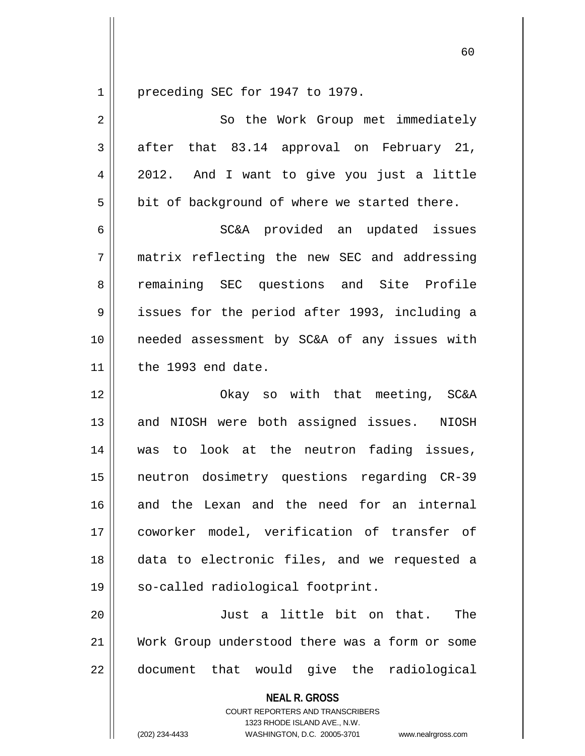preceding SEC for 1947 to 1979.

So the Work Group met immediately after that 83.14 approval on February 21, 2012. And I want to give you just a little bit of background of where we started there.

SC&A provided an updated issues matrix reflecting the new SEC and addressing remaining SEC questions and Site Profile issues for the period after 1993, including a needed assessment by SC&A of any issues with the 1993 end date.

Okay so with that meeting, SC&A and NIOSH were both assigned issues. NIOSH was to look at the neutron fading issues, neutron dosimetry questions regarding CR-39 and the Lexan and the need for an internal coworker model, verification of transfer of data to electronic files, and we requested a so-called radiological footprint.

Just a little bit on that. The Work Group understood there was a form or some document that would give the radiological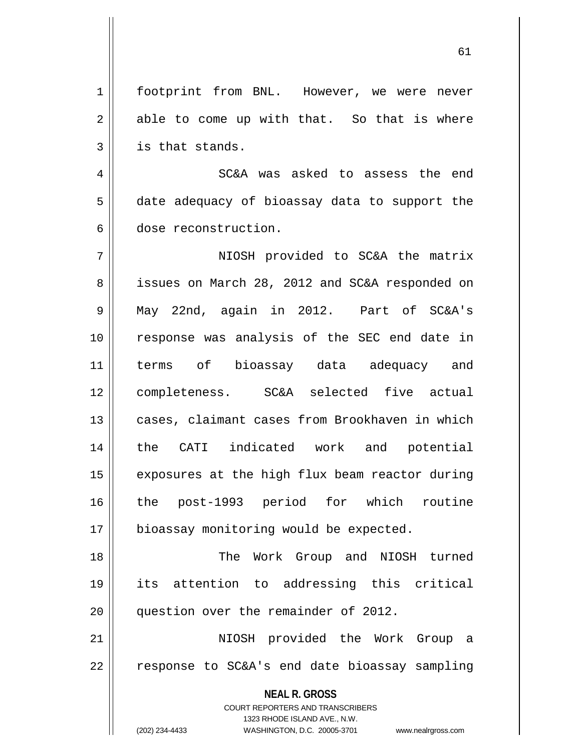footprint from BNL. However, we were never able to come up with that. So that is where is that stands.

SC&A was asked to assess the end date adequacy of bioassay data to support the dose reconstruction.

NIOSH provided to SC&A the matrix issues on March 28, 2012 and SC&A responded on May 22nd, again in 2012. Part of SC&A's response was analysis of the SEC end date in terms of bioassay data adequacy and completeness. SC&A selected five actual cases, claimant cases from Brookhaven in which the CATI indicated work and potential exposures at the high flux beam reactor during the post-1993 period for which routine bioassay monitoring would be expected.

The Work Group and NIOSH turned its attention to addressing this critical question over the remainder of 2012.

NIOSH provided the Work Group a response to SC&A's end date bioassay sampling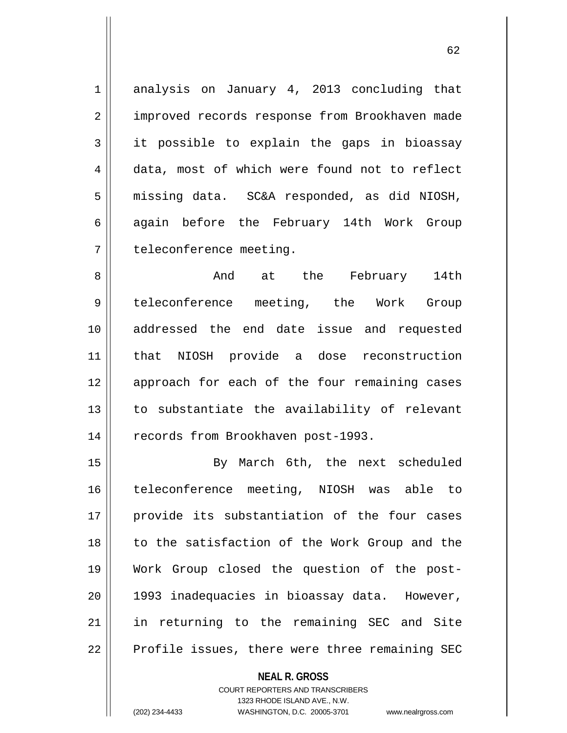analysis on January 4, 2013 concluding that improved records response from Brookhaven made it possible to explain the gaps in bioassay data, most of which were found not to reflect missing data. SC&A responded, as did NIOSH, again before the February 14th Work Group teleconference meeting.

And at the February 14th teleconference meeting, the Work Group addressed the end date issue and requested that NIOSH provide a dose reconstruction approach for each of the four remaining cases to substantiate the availability of relevant records from Brookhaven post-1993.

By March 6th, the next scheduled teleconference meeting, NIOSH was able to provide its substantiation of the four cases to the satisfaction of the Work Group and the Work Group closed the question of the post-1993 inadequacies in bioassay data. However, in returning to the remaining SEC and Site Profile issues, there were three remaining SEC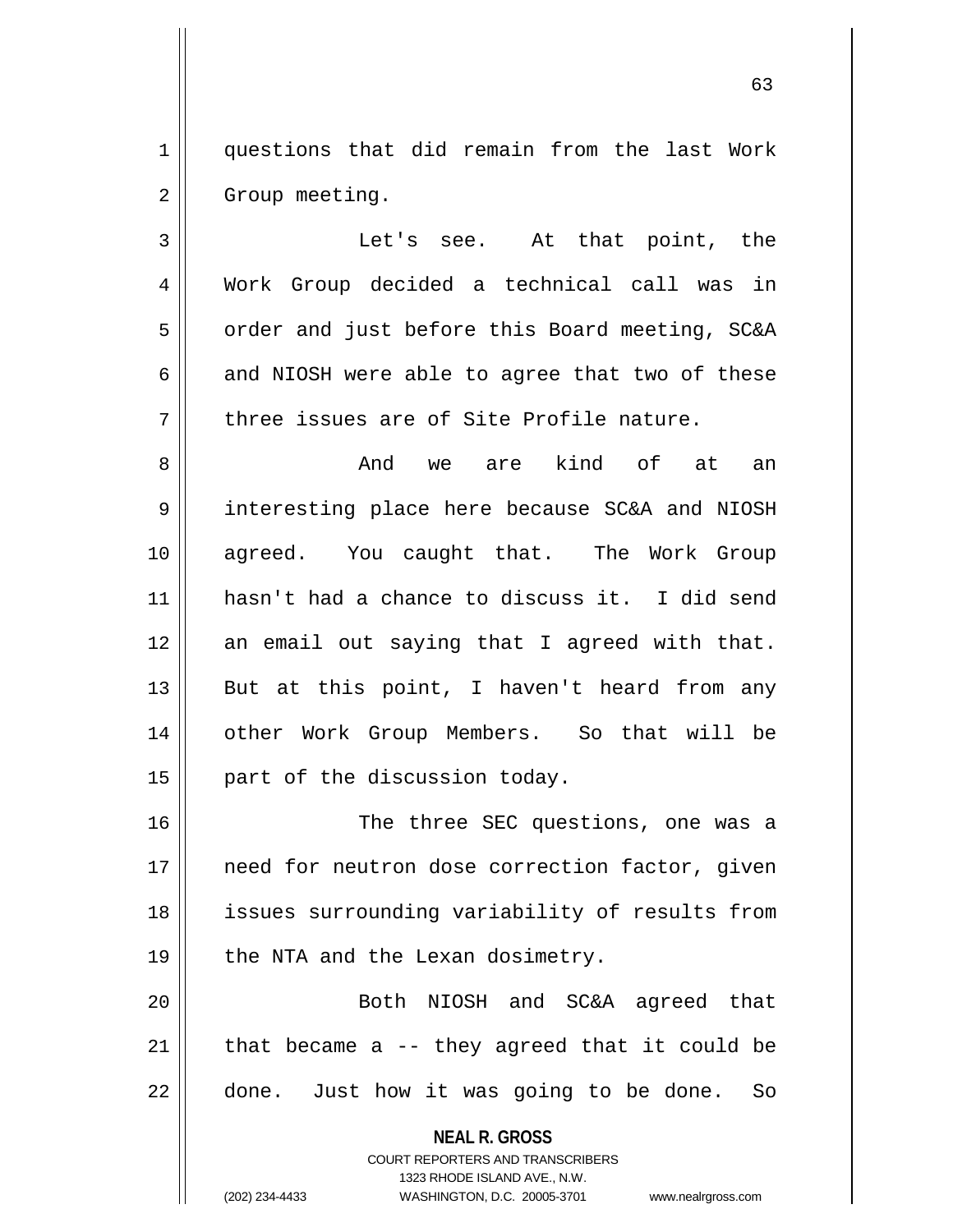questions that did remain from the last Work Group meeting.

Let's see. At that point, the Work Group decided a technical call was in order and just before this Board meeting, SC&A and NIOSH were able to agree that two of these three issues are of Site Profile nature.

And we are kind of at an interesting place here because SC&A and NIOSH agreed. You caught that. The Work Group hasn't had a chance to discuss it. I did send an email out saying that I agreed with that. But at this point, I haven't heard from any other Work Group Members. So that will be part of the discussion today.

The three SEC questions, one was a need for neutron dose correction factor, given issues surrounding variability of results from the NTA and the Lexan dosimetry.

Both NIOSH and SC&A agreed that that became a -- they agreed that it could be done. Just how it was going to be done. So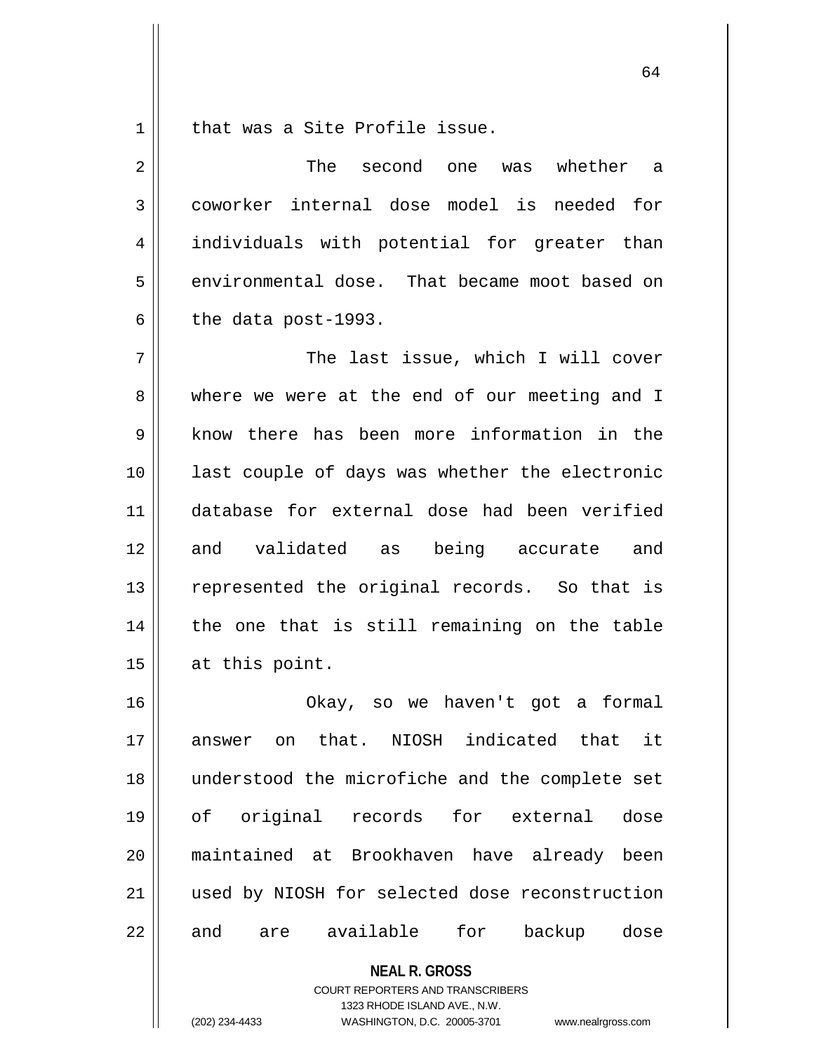that was a Site Profile issue.

The second one was whether a coworker internal dose model is needed for individuals with potential for greater than environmental dose. That became moot based on the data post-1993.

The last issue, which I will cover where we were at the end of our meeting and I know there has been more information in the last couple of days was whether the electronic database for external dose had been verified and validated as being accurate and represented the original records. So that is the one that is still remaining on the table at this point.

Okay, so we haven't got a formal answer on that. NIOSH indicated that it understood the microfiche and the complete set of original records for external dose maintained at Brookhaven have already been used by NIOSH for selected dose reconstruction and are available for backup dose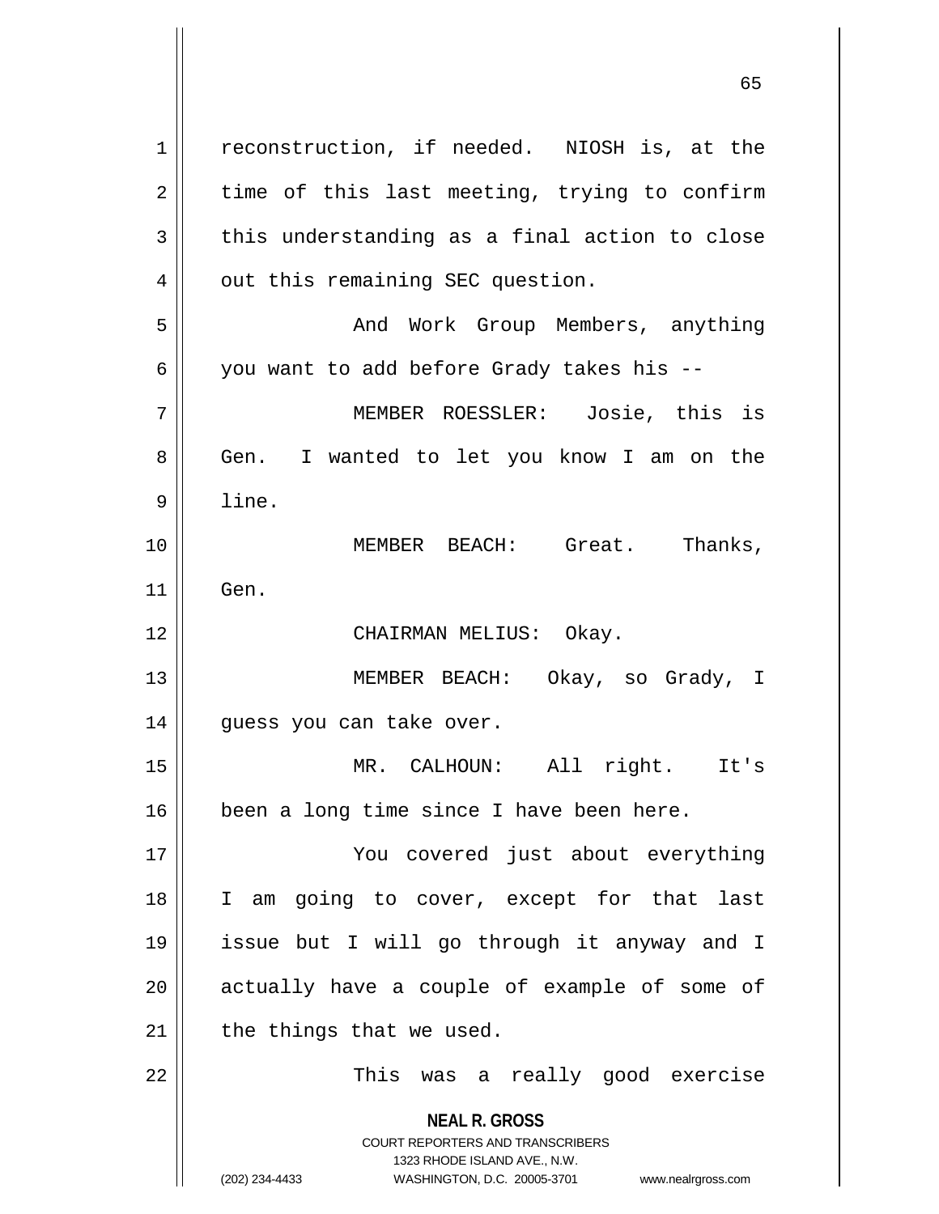reconstruction, if needed. NIOSH is, at the time of this last meeting, trying to confirm this understanding as a final action to close out this remaining SEC question.

And Work Group Members, anything you want to add before Grady takes his --

MEMBER ROESSLER: Josie, this is Gen. I wanted to let you know I am on the line.

MEMBER BEACH: Great. Thanks, Gen.

CHAIRMAN MELIUS: Okay.

MEMBER BEACH: Okay, so Grady, I guess you can take over.

MR. CALHOUN: All right. It's been a long time since I have been here.

You covered just about everything I am going to cover, except for that last issue but I will go through it anyway and I actually have a couple of example of some of the things that we used.

This was a really good exercise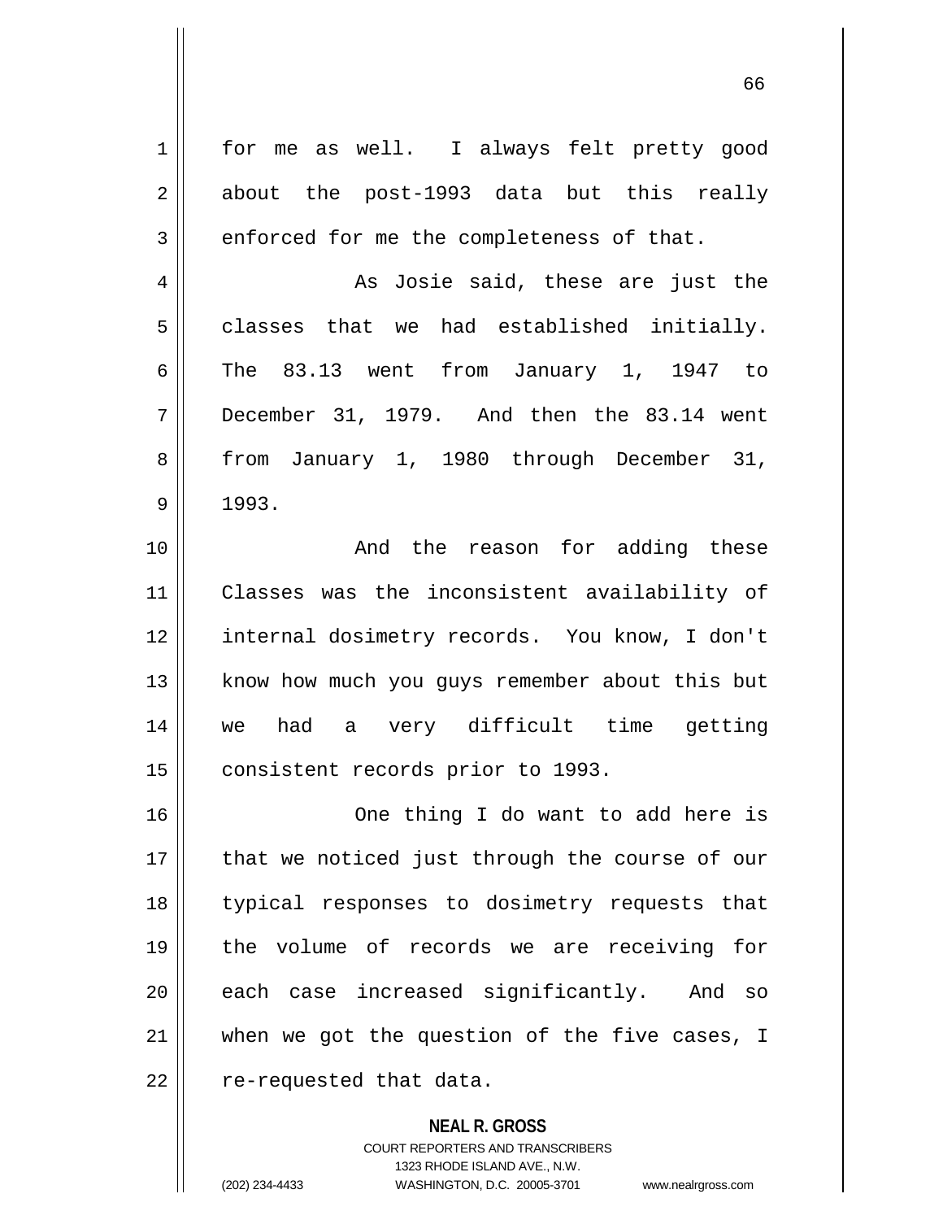for me as well. I always felt pretty good about the post-1993 data but this really enforced for me the completeness of that.

As Josie said, these are just the classes that we had established initially. The 83.13 went from January 1, 1947 to December 31, 1979. And then the 83.14 went from January 1, 1980 through December 31, 1993.

And the reason for adding these Classes was the inconsistent availability of internal dosimetry records. You know, I don't know how much you guys remember about this but we had a very difficult time getting consistent records prior to 1993.

One thing I do want to add here is that we noticed just through the course of our typical responses to dosimetry requests that the volume of records we are receiving for each case increased significantly. And so when we got the question of the five cases, I re-requested that data.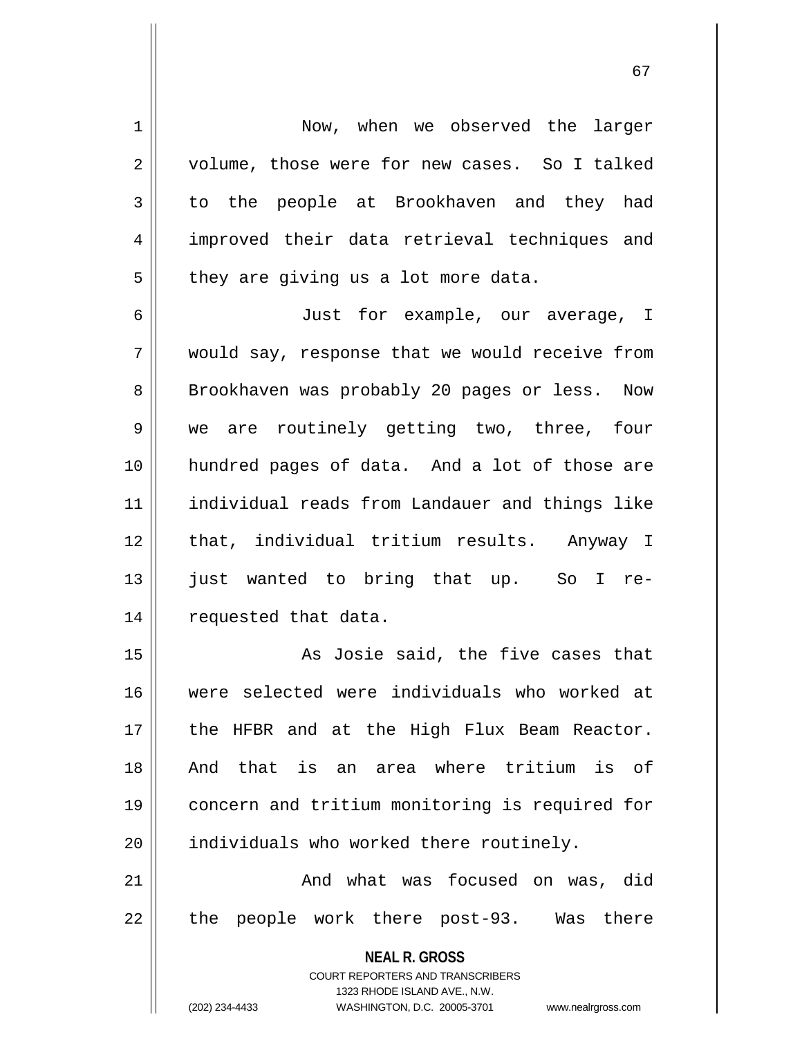Now, when we observed the larger volume, those were for new cases. So I talked to the people at Brookhaven and they had improved their data retrieval techniques and they are giving us a lot more data.

Just for example, our average, I would say, response that we would receive from Brookhaven was probably 20 pages or less. Now we are routinely getting two, three, four hundred pages of data. And a lot of those are individual reads from Landauer and things like that, individual tritium results. Anyway I just wanted to bring that up. So I re-requested that data.

As Josie said, the five cases that were selected were individuals who worked at the HFBR and at the High Flux Beam Reactor. And that is an area where tritium is of concern and tritium monitoring is required for individuals who worked there routinely.

And what was focused on was, did the people work there post-93. Was there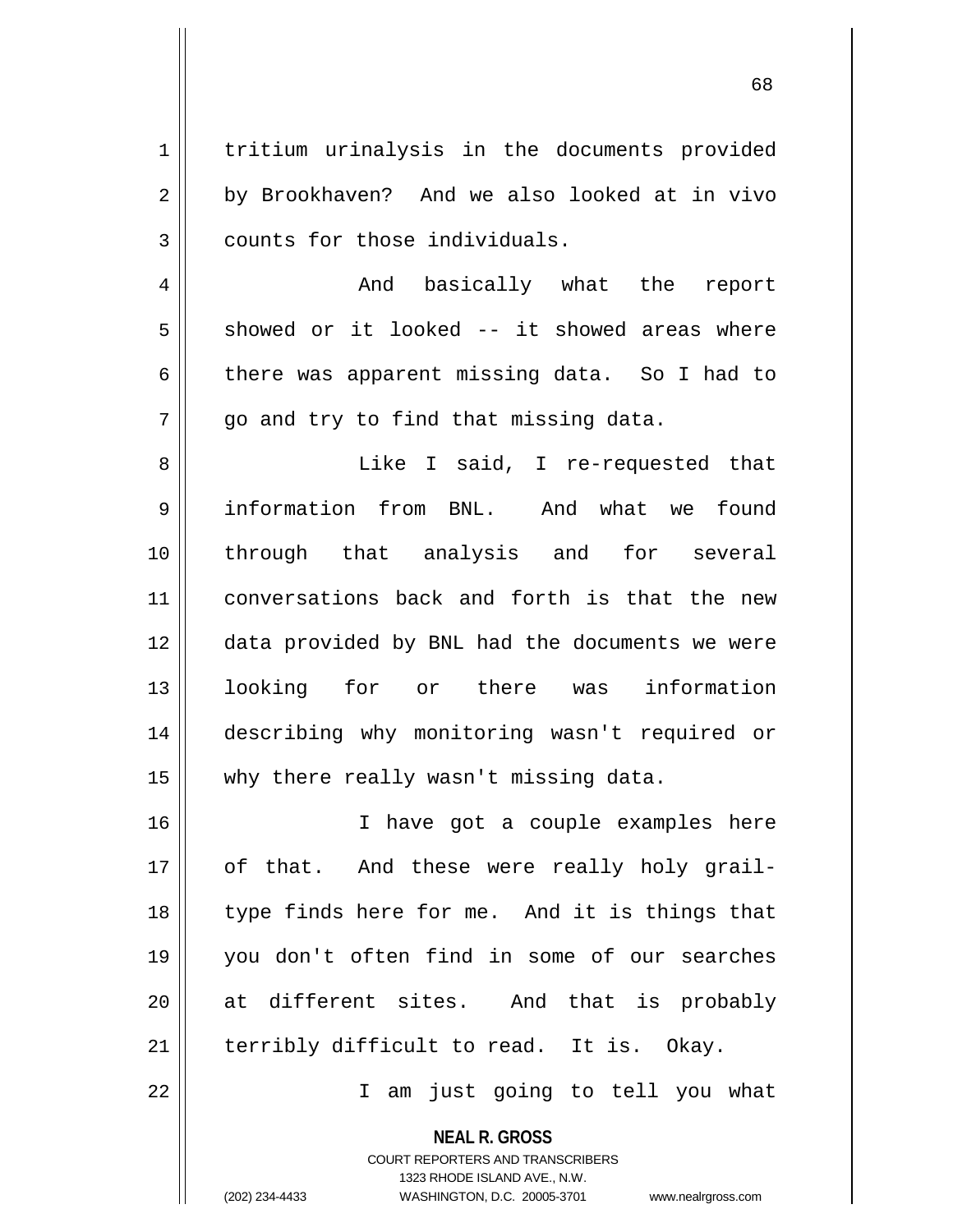tritium urinalysis in the documents provided by Brookhaven? And we also looked at in vivo counts for those individuals.

And basically what the report showed or it looked -- it showed areas where there was apparent missing data. So I had to go and try to find that missing data.

Like I said, I re-requested that information from BNL. And what we found through that analysis and for several conversations back and forth is that the new data provided by BNL had the documents we were looking for or there was information describing why monitoring wasn't required or why there really wasn't missing data.

I have got a couple examples here of that. And these were really holy grail-type finds here for me. And it is things that you don't often find in some of our searches at different sites. And that is probably terribly difficult to read. It is. Okay.

I am just going to tell you what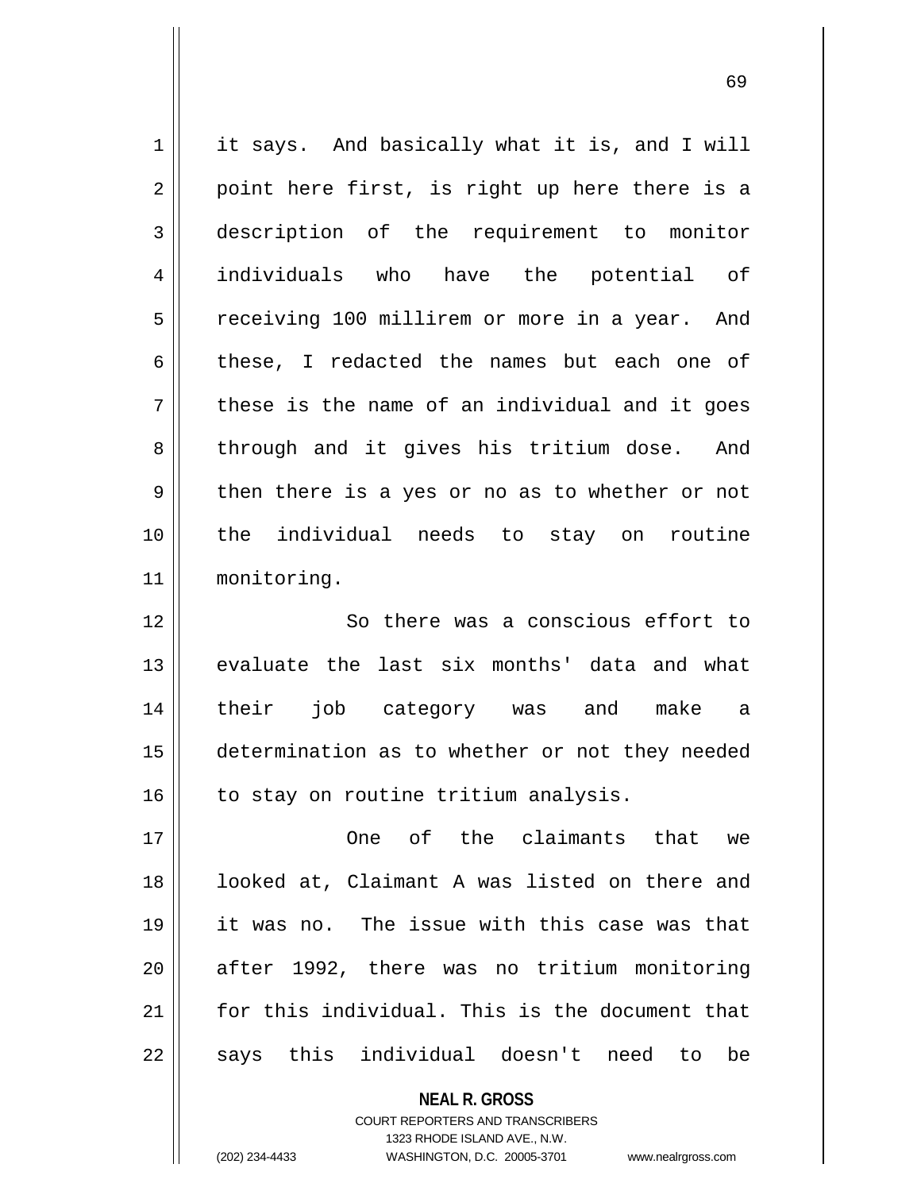it says. And basically what it is, and I will point here first, is right up here there is a description of the requirement to monitor individuals who have the potential of receiving 100 millirem or more in a year. And these, I redacted the names but each one of these is the name of an individual and it goes through and it gives his tritium dose. And then there is a yes or no as to whether or not the individual needs to stay on routine monitoring.

So there was a conscious effort to evaluate the last six months' data and what their job category was and make a determination as to whether or not they needed to stay on routine tritium analysis.

One of the claimants that we looked at, Claimant A was listed on there and it was no. The issue with this case was that after 1992, there was no tritium monitoring for this individual. This is the document that says this individual doesn't need to be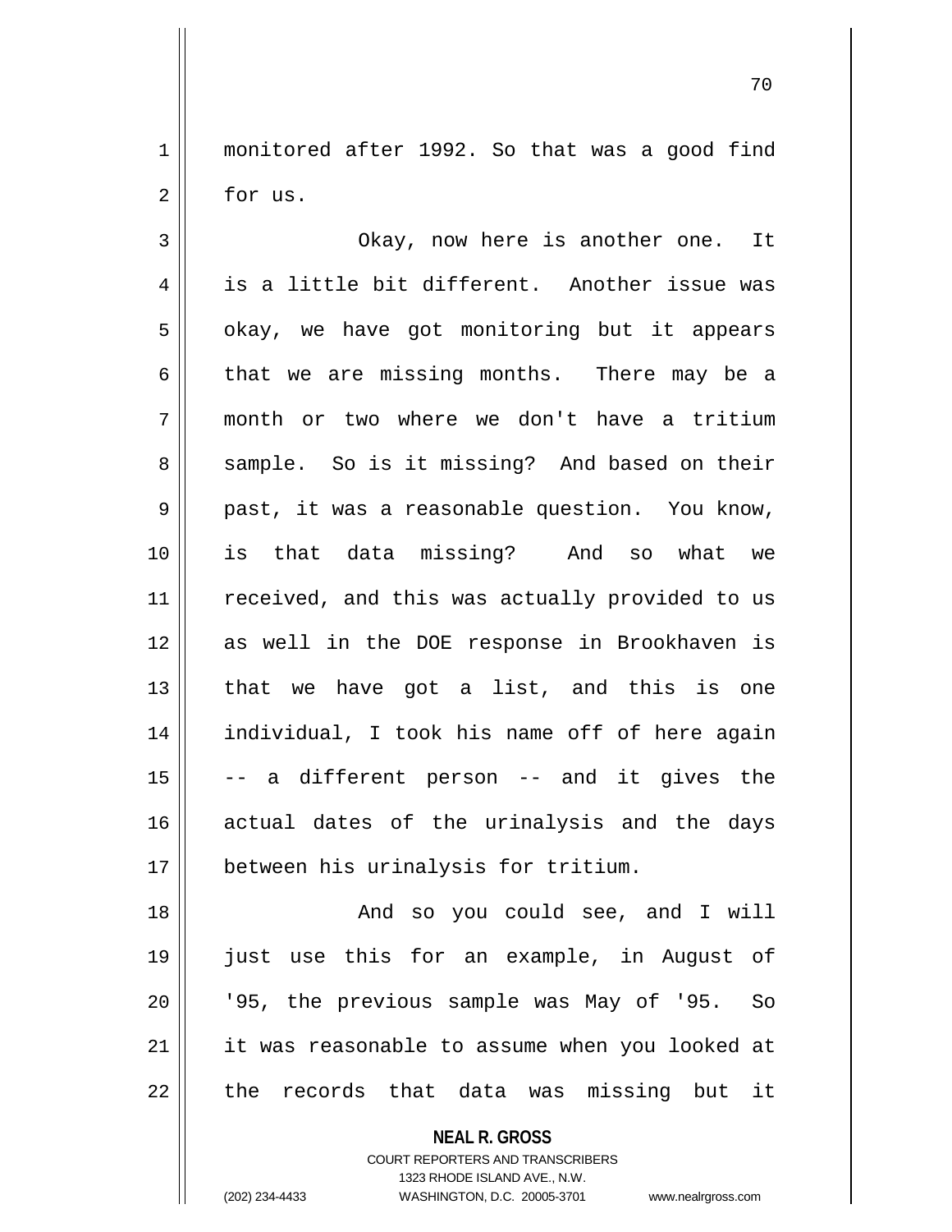monitored after 1992. So that was a good find for us.

Okay, now here is another one. It is a little bit different. Another issue was okay, we have got monitoring but it appears that we are missing months. There may be a month or two where we don't have a tritium sample. So is it missing? And based on their past, it was a reasonable question. You know, is that data missing? And so what we received, and this was actually provided to us as well in the DOE response in Brookhaven is that we have got a list, and this is one individual, I took his name off of here again -- a different person -- and it gives the actual dates of the urinalysis and the days between his urinalysis for tritium.

And so you could see, and I will just use this for an example, in August of '95, the previous sample was May of '95. So it was reasonable to assume when you looked at the records that data was missing but it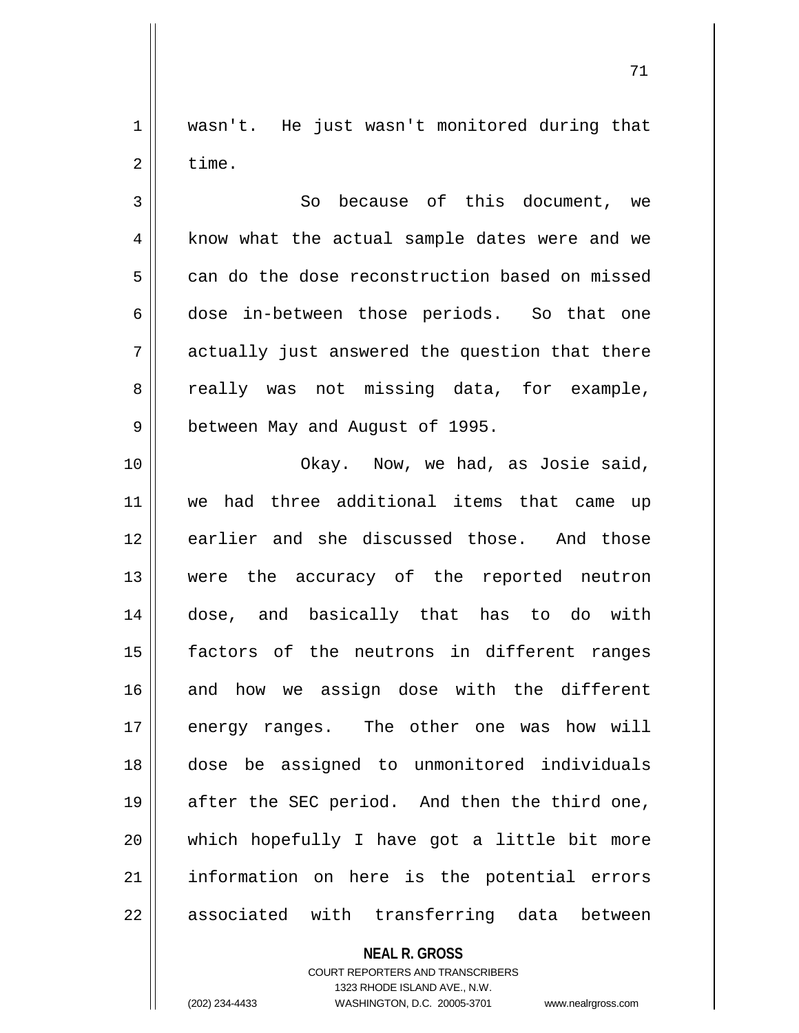wasn't. He just wasn't monitored during that time.

So because of this document, we know what the actual sample dates were and we can do the dose reconstruction based on missed dose in-between those periods. So that one actually just answered the question that there really was not missing data, for example, between May and August of 1995.

Okay. Now, we had, as Josie said, we had three additional items that came up earlier and she discussed those. And those were the accuracy of the reported neutron dose, and basically that has to do with factors of the neutrons in different ranges and how we assign dose with the different energy ranges. The other one was how will dose be assigned to unmonitored individuals after the SEC period. And then the third one, which hopefully I have got a little bit more information on here is the potential errors associated with transferring data between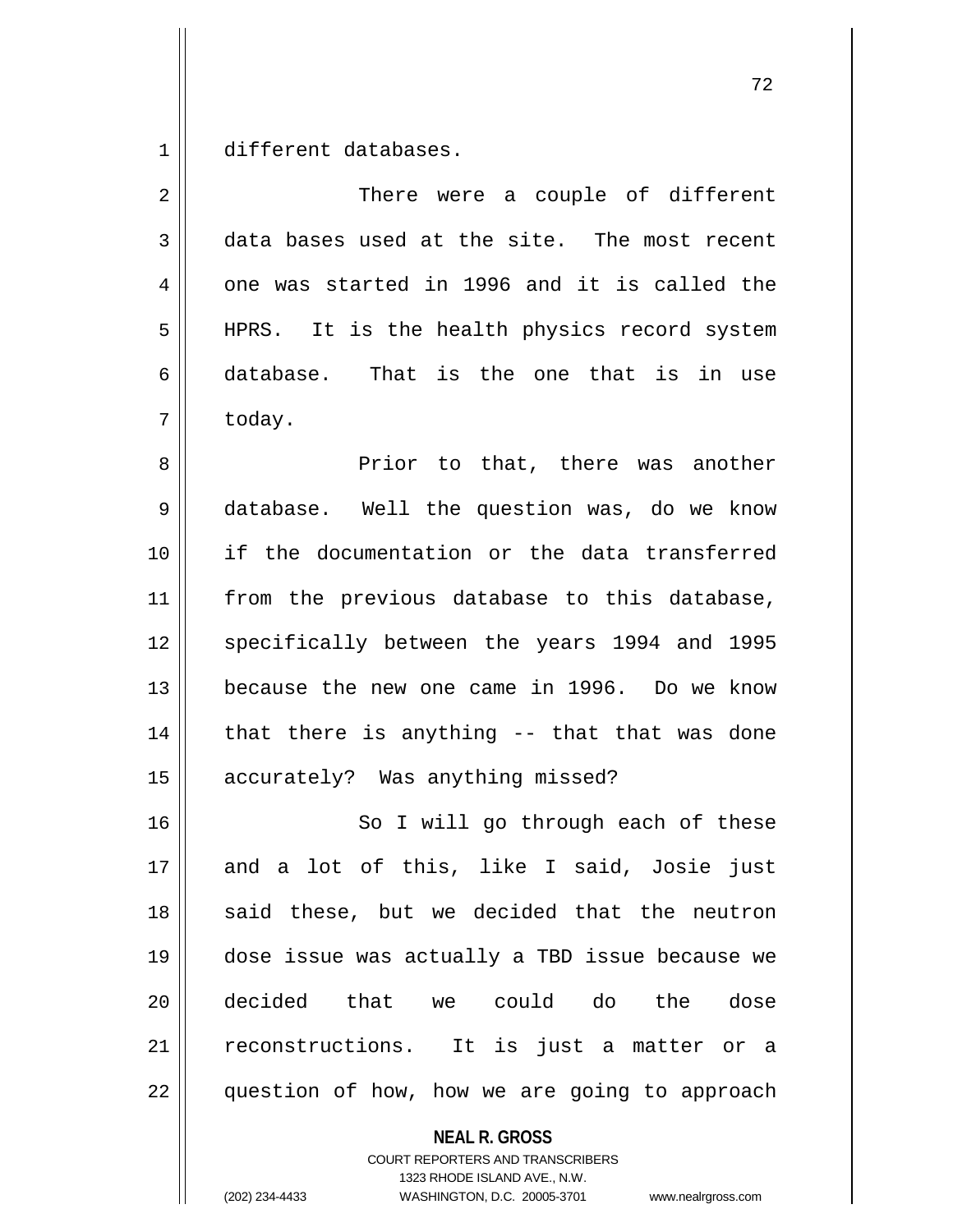different databases.

There were a couple of different data bases used at the site. The most recent one was started in 1996 and it is called the HPRS. It is the health physics record system database. That is the one that is in use today.

Prior to that, there was another database. Well the question was, do we know if the documentation or the data transferred from the previous database to this database, specifically between the years 1994 and 1995 because the new one came in 1996. Do we know that there is anything -- that that was done accurately? Was anything missed?

So I will go through each of these and a lot of this, like I said, Josie just said these, but we decided that the neutron dose issue was actually a TBD issue because we decided that we could do the dose reconstructions. It is just a matter or a question of how, how we are going to approach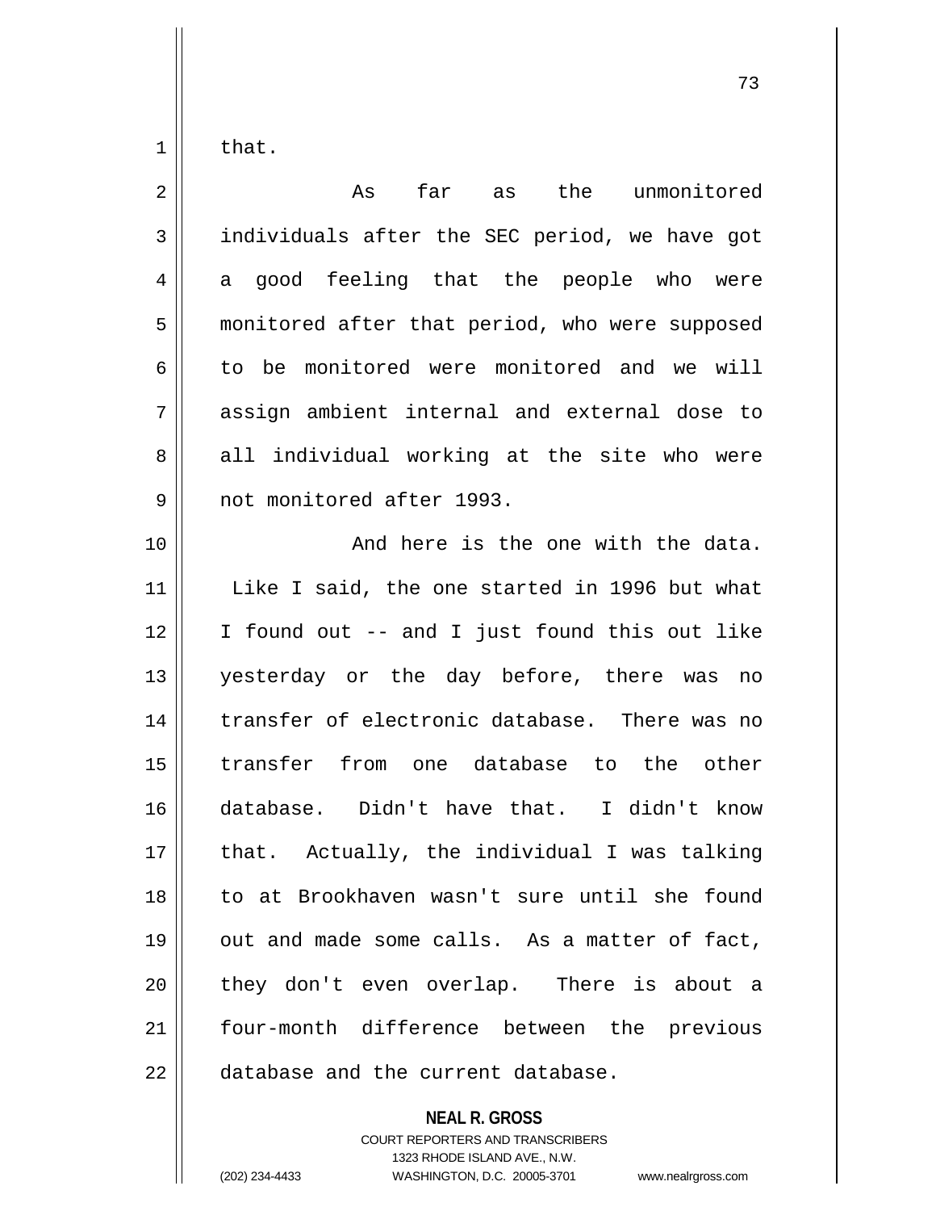that.

As far as the unmonitored individuals after the SEC period, we have got a good feeling that the people who were monitored after that period, who were supposed to be monitored were monitored and we will assign ambient internal and external dose to all individual working at the site who were not monitored after 1993.

And here is the one with the data. Like I said, the one started in 1996 but what I found out -- and I just found this out like yesterday or the day before, there was no transfer of electronic database. There was no transfer from one database to the other database. Didn't have that. I didn't know that. Actually, the individual I was talking to at Brookhaven wasn't sure until she found out and made some calls. As a matter of fact, they don't even overlap. There is about a four-month difference between the previous database and the current database.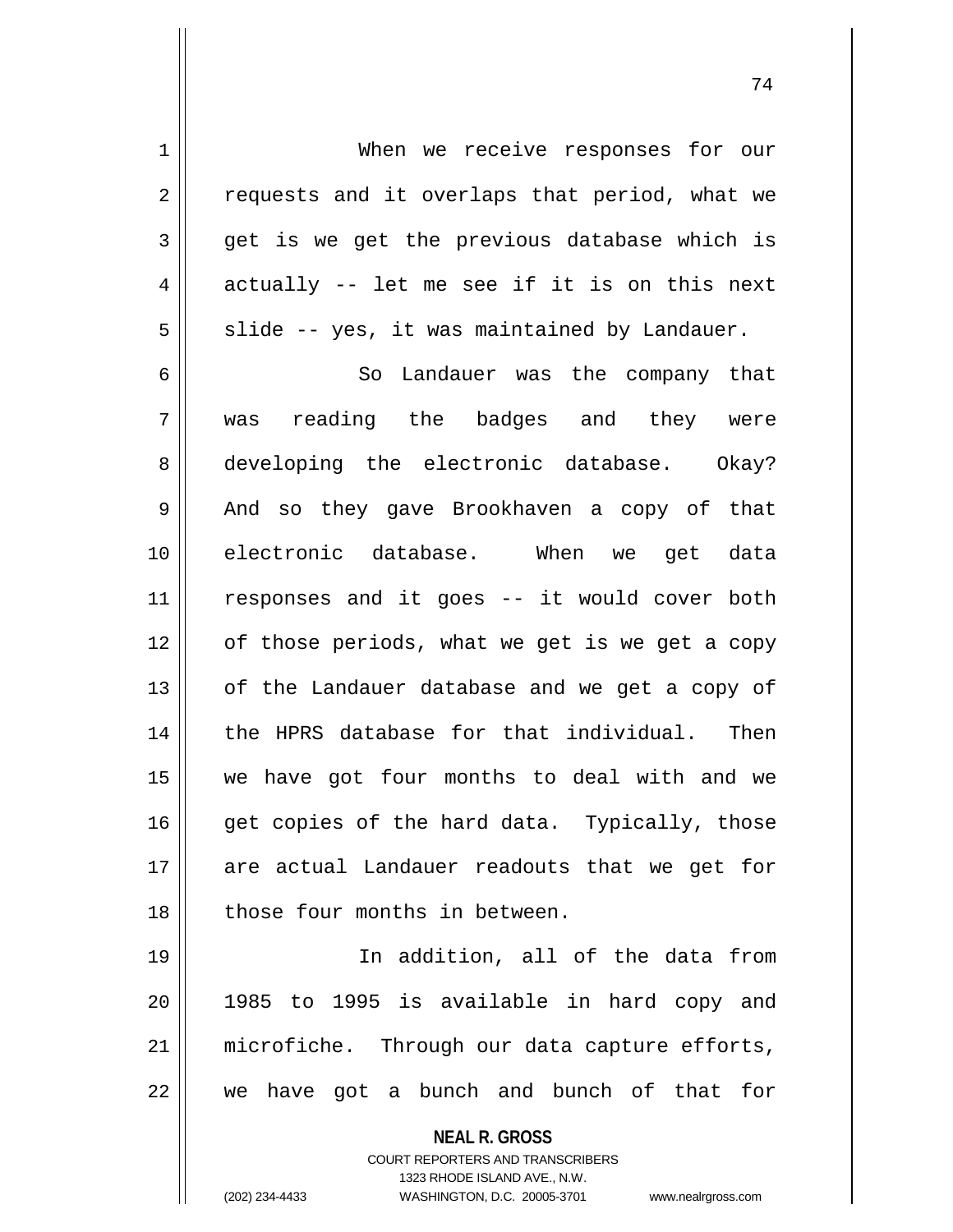When we receive responses for our requests and it overlaps that period, what we get is we get the previous database which is actually -- let me see if it is on this next slide -- yes, it was maintained by Landauer.

So Landauer was the company that was reading the badges and they were developing the electronic database. Okay? And so they gave Brookhaven a copy of that electronic database. When we get data responses and it goes -- it would cover both of those periods, what we get is we get a copy of the Landauer database and we get a copy of the HPRS database for that individual. Then we have got four months to deal with and we get copies of the hard data. Typically, those are actual Landauer readouts that we get for those four months in between.

In addition, all of the data from 1985 to 1995 is available in hard copy and microfiche. Through our data capture efforts, we have got a bunch and bunch of that for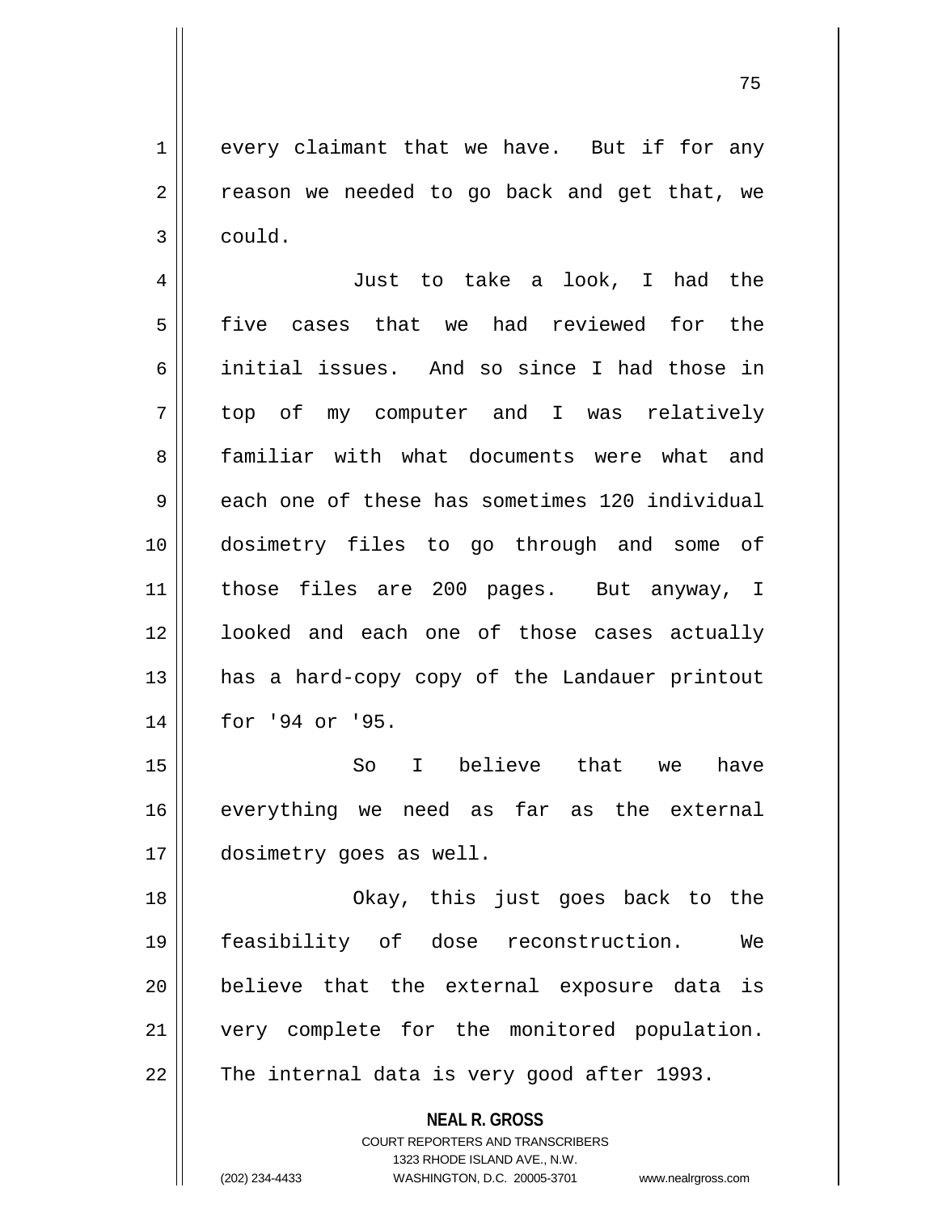every claimant that we have. But if for any reason we needed to go back and get that, we could.

Just to take a look, I had the five cases that we had reviewed for the initial issues. And so since I had those in top of my computer and I was relatively familiar with what documents were what and each one of these has sometimes 120 individual dosimetry files to go through and some of those files are 200 pages. But anyway, I looked and each one of those cases actually has a hard-copy copy of the Landauer printout for '94 or '95.

So I believe that we have everything we need as far as the external dosimetry goes as well.

Okay, this just goes back to the feasibility of dose reconstruction. We believe that the external exposure data is very complete for the monitored population. The internal data is very good after 1993.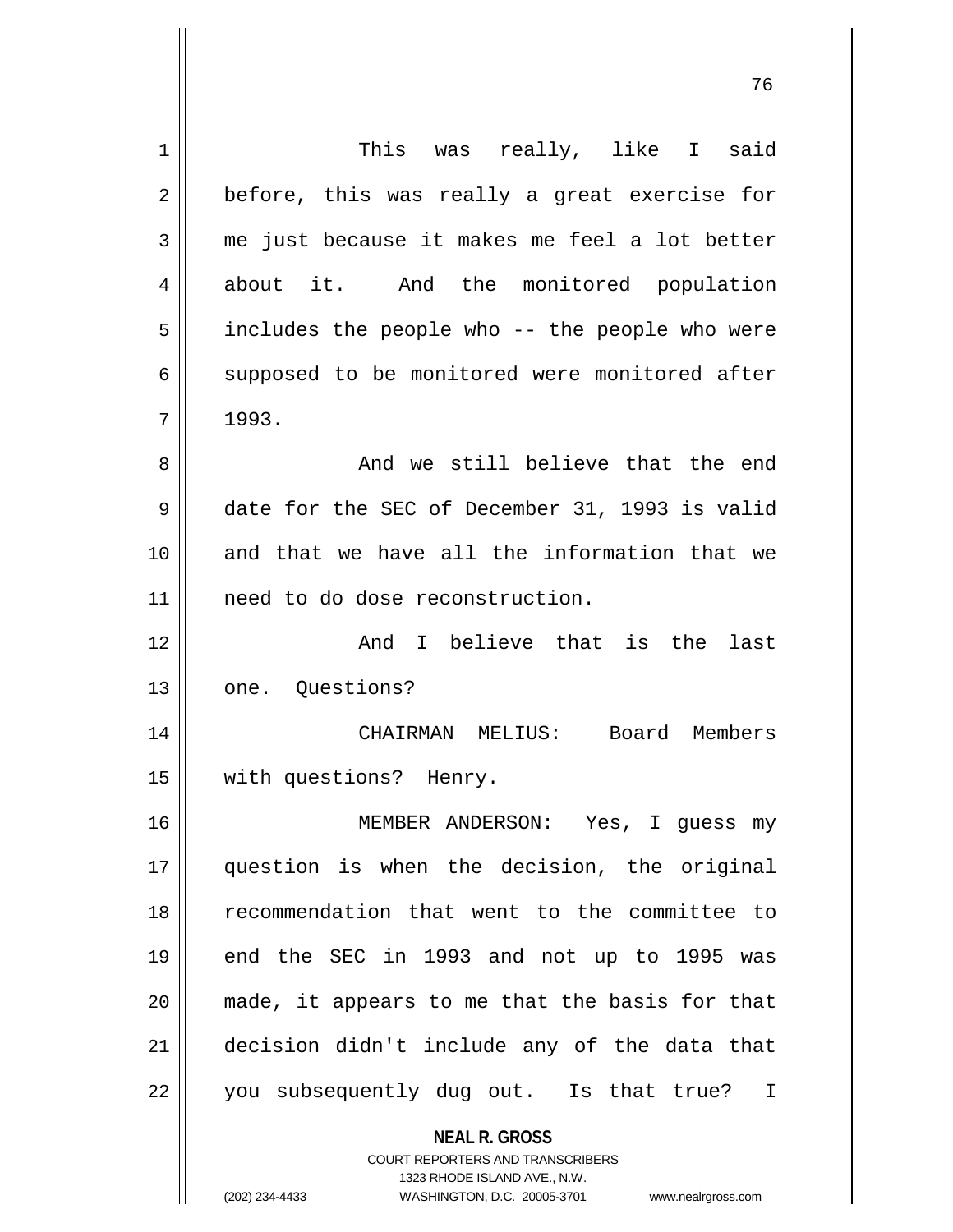This was really, like I said before, this was really a great exercise for me just because it makes me feel a lot better about it. And the monitored population includes the people who -- the people who were supposed to be monitored were monitored after 1993.

And we still believe that the end date for the SEC of December 31, 1993 is valid and that we have all the information that we need to do dose reconstruction.

And I believe that is the last one. Questions?

CHAIRMAN MELIUS: Board Members with questions? Henry.

MEMBER ANDERSON: Yes, I guess my question is when the decision, the original recommendation that went to the committee to end the SEC in 1993 and not up to 1995 was made, it appears to me that the basis for that decision didn't include any of the data that you subsequently dug out. Is that true? I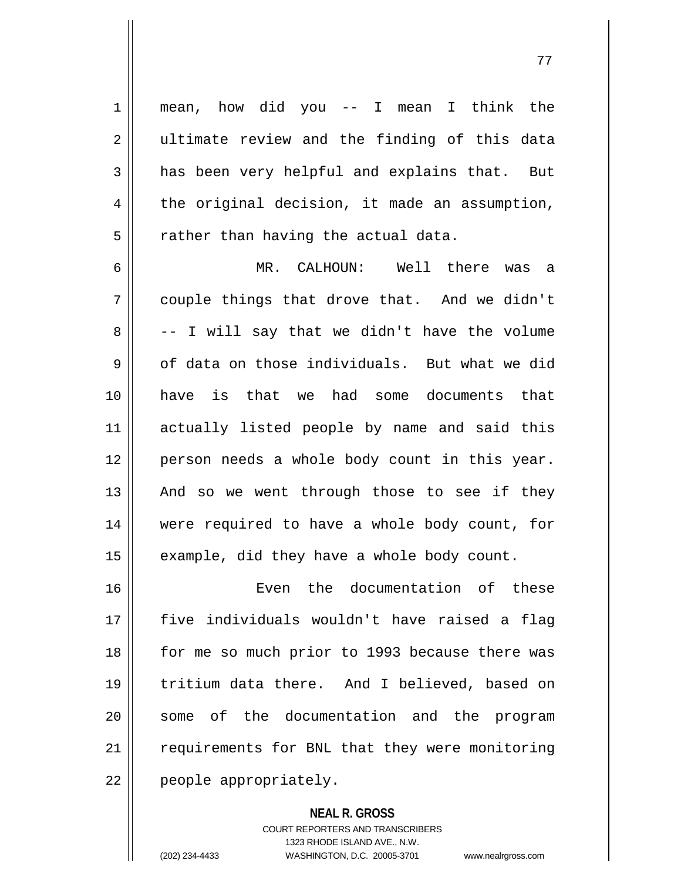mean, how did you -- I mean I think the ultimate review and the finding of this data has been very helpful and explains that. But the original decision, it made an assumption, rather than having the actual data.

MR. CALHOUN: Well there was a couple things that drove that. And we didn't -- I will say that we didn't have the volume of data on those individuals. But what we did have is that we had some documents that actually listed people by name and said this person needs a whole body count in this year. And so we went through those to see if they were required to have a whole body count, for example, did they have a whole body count.

Even the documentation of these five individuals wouldn't have raised a flag for me so much prior to 1993 because there was tritium data there. And I believed, based on some of the documentation and the program requirements for BNL that they were monitoring people appropriately.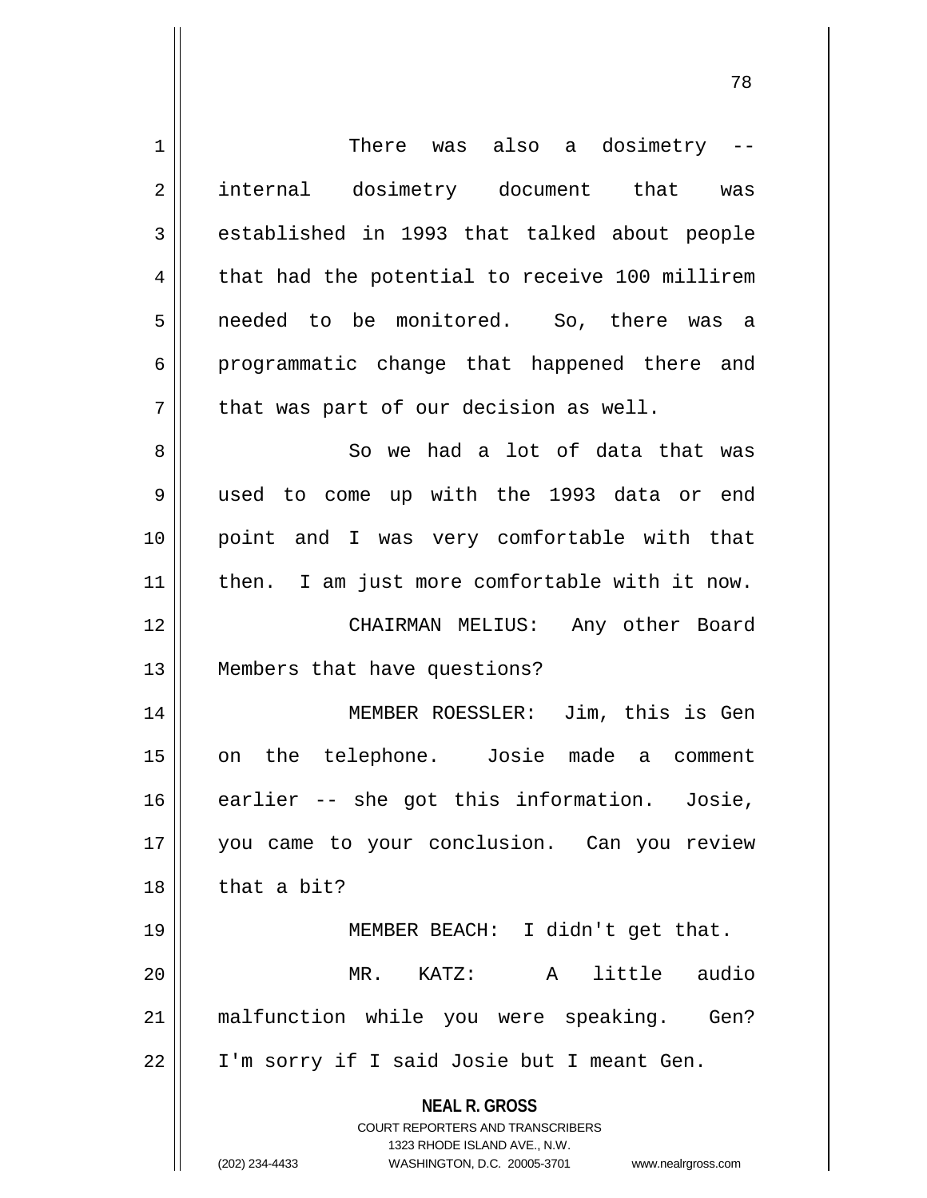There was also a dosimetry -- internal dosimetry document that was established in 1993 that talked about people that had the potential to receive 100 millirem needed to be monitored. So, there was a programmatic change that happened there and that was part of our decision as well.

So we had a lot of data that was used to come up with the 1993 data or end point and I was very comfortable with that then. I am just more comfortable with it now.

CHAIRMAN MELIUS: Any other Board Members that have questions?

MEMBER ROESSLER: Jim, this is Gen on the telephone. Josie made a comment earlier -- she got this information. Josie, you came to your conclusion. Can you review that a bit?

MEMBER BEACH: I didn't get that.

MR. KATZ: A little audio malfunction while you were speaking. Gen? I'm sorry if I said Josie but I meant Gen.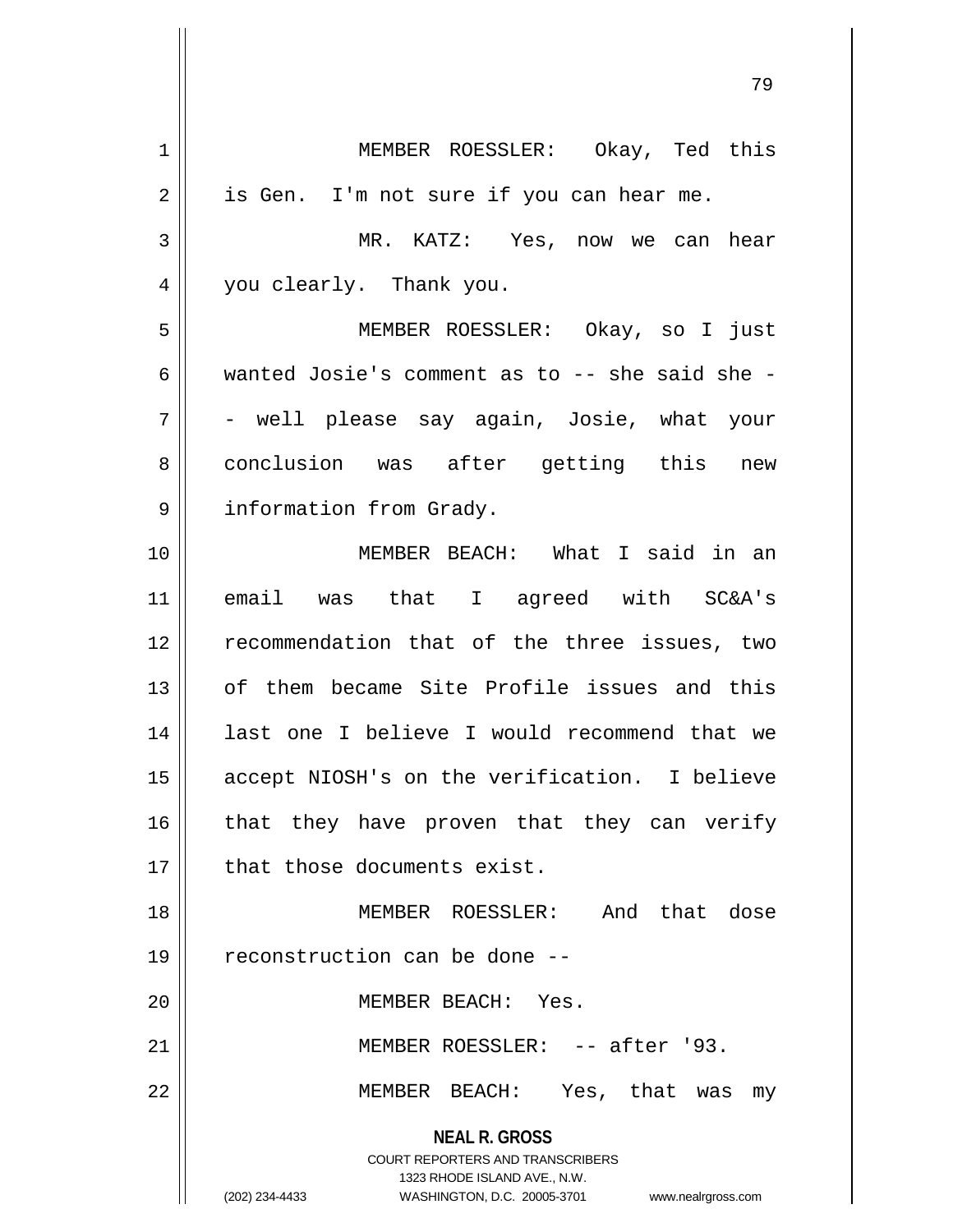MEMBER ROESSLER: Okay, Ted this is Gen. I'm not sure if you can hear me.

MR. KATZ: Yes, now we can hear you clearly. Thank you.

MEMBER ROESSLER: Okay, so I just wanted Josie's comment as to -- she said she -- well please say again, Josie, what your conclusion was after getting this new information from Grady.

MEMBER BEACH: What I said in an email was that I agreed with SC&A's recommendation that of the three issues, two of them became Site Profile issues and this last one I believe I would recommend that we accept NIOSH's on the verification. I believe that they have proven that they can verify that those documents exist.

MEMBER ROESSLER: And that dose reconstruction can be done --

MEMBER BEACH: Yes.

MEMBER ROESSLER: -- after '93.

MEMBER BEACH: Yes, that was my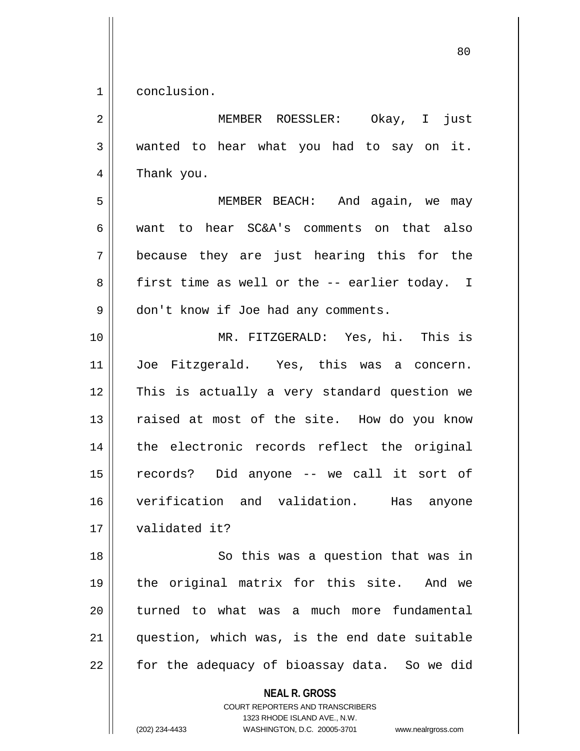conclusion.

MEMBER ROESSLER: Okay, I just wanted to hear what you had to say on it. Thank you.

MEMBER BEACH: And again, we may want to hear SC&A's comments on that also because they are just hearing this for the first time as well or the -- earlier today. I don't know if Joe had any comments.

MR. FITZGERALD: Yes, hi. This is Joe Fitzgerald. Yes, this was a concern. This is actually a very standard question we raised at most of the site. How do you know the electronic records reflect the original records? Did anyone -- we call it sort of verification and validation. Has anyone validated it?

So this was a question that was in the original matrix for this site. And we turned to what was a much more fundamental question, which was, is the end date suitable for the adequacy of bioassay data. So we did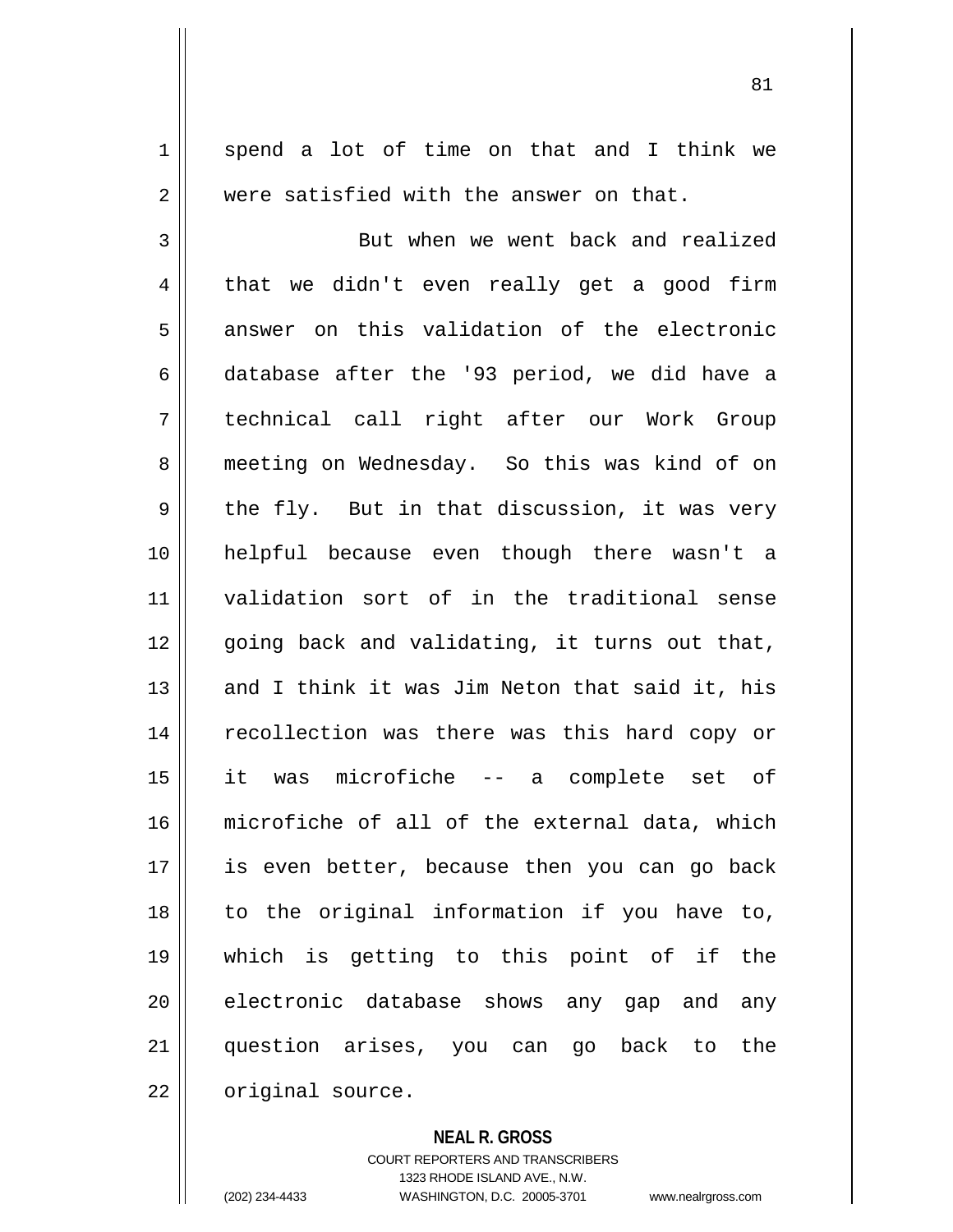spend a lot of time on that and I think we were satisfied with the answer on that.

But when we went back and realized that we didn't even really get a good firm answer on this validation of the electronic database after the '93 period, we did have a technical call right after our Work Group meeting on Wednesday. So this was kind of on the fly. But in that discussion, it was very helpful because even though there wasn't a validation sort of in the traditional sense going back and validating, it turns out that, and I think it was Jim Neton that said it, his recollection was there was this hard copy or it was microfiche -- a complete set of microfiche of all of the external data, which is even better, because then you can go back to the original information if you have to, which is getting to this point of if the electronic database shows any gap and any question arises, you can go back to the original source.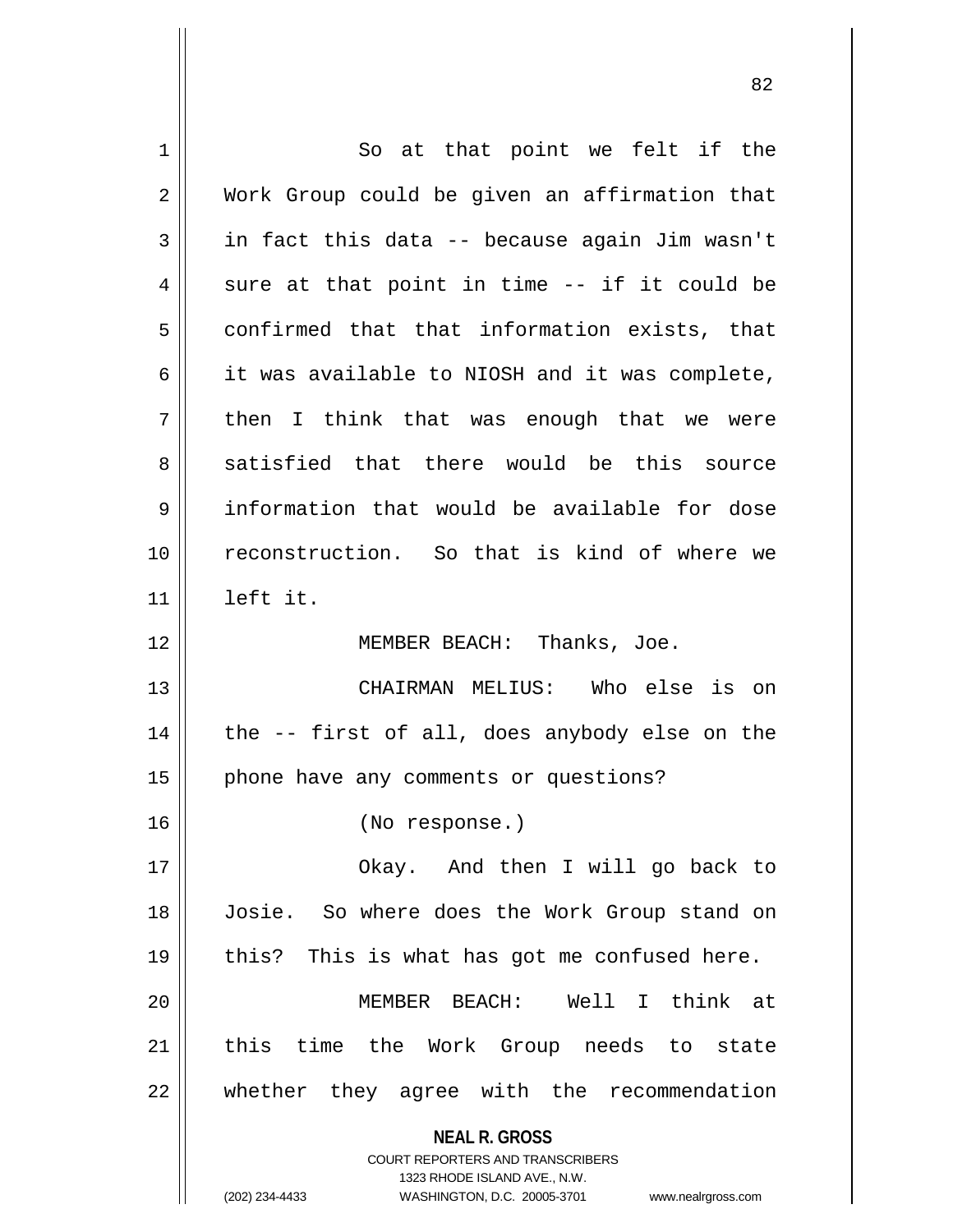So at that point we felt if the Work Group could be given an affirmation that in fact this data -- because again Jim wasn't sure at that point in time -- if it could be confirmed that that information exists, that it was available to NIOSH and it was complete, then I think that was enough that we were satisfied that there would be this source information that would be available for dose reconstruction. So that is kind of where we left it.

MEMBER BEACH: Thanks, Joe.

CHAIRMAN MELIUS: Who else is on the -- first of all, does anybody else on the phone have any comments or questions?

(No response.)

Okay. And then I will go back to Josie. So where does the Work Group stand on this? This is what has got me confused here.

MEMBER BEACH: Well I think at this time the Work Group needs to state whether they agree with the recommendation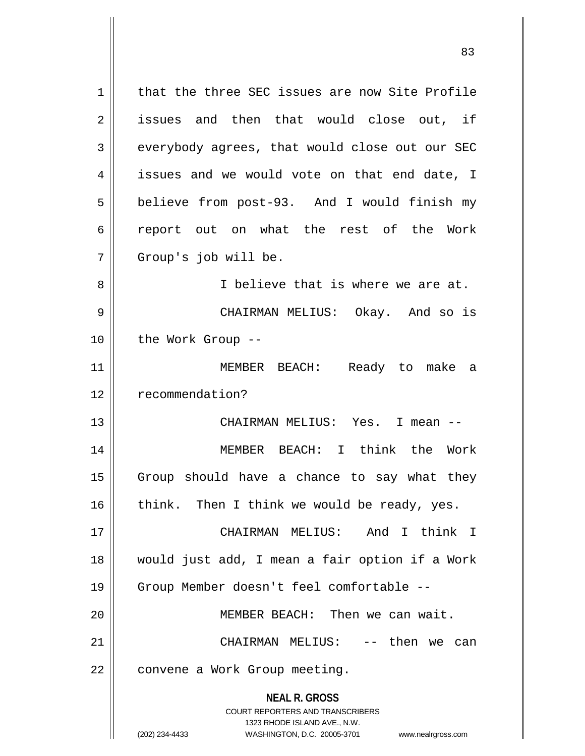that the three SEC issues are now Site Profile issues and then that would close out, if everybody agrees, that would close out our SEC issues and we would vote on that end date, I believe from post-93. And I would finish my report out on what the rest of the Work Group's job will be.

I believe that is where we are at.

CHAIRMAN MELIUS: Okay. And so is the Work Group --

MEMBER BEACH: Ready to make a recommendation?

CHAIRMAN MELIUS: Yes. I mean --

MEMBER BEACH: I think the Work Group should have a chance to say what they think. Then I think we would be ready, yes.

CHAIRMAN MELIUS: And I think I would just add, I mean a fair option if a Work Group Member doesn't feel comfortable --

MEMBER BEACH: Then we can wait.

CHAIRMAN MELIUS: -- then we can convene a Work Group meeting.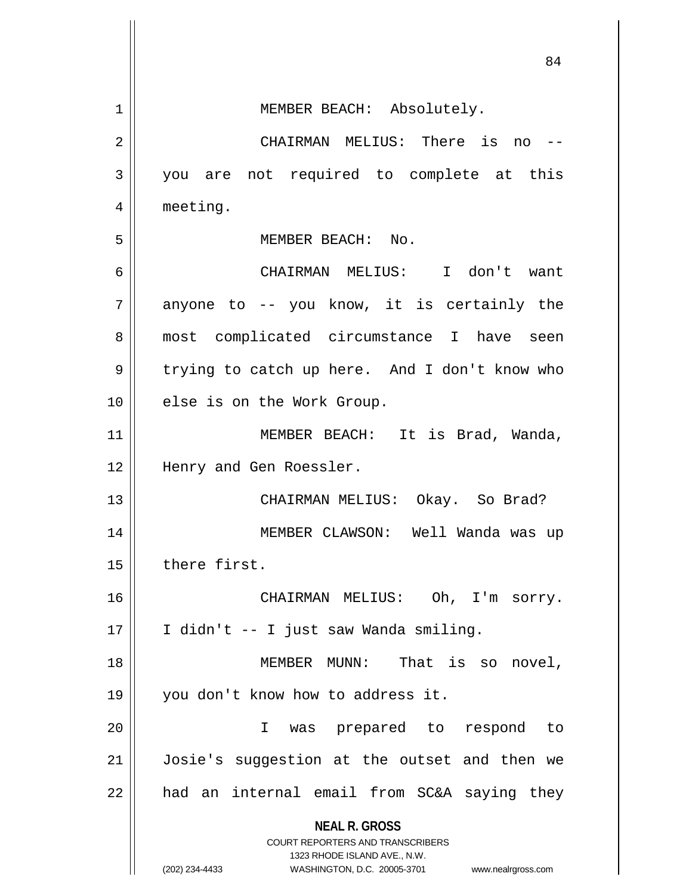MEMBER BEACH: Absolutely.

CHAIRMAN MELIUS: There is no -- you are not required to complete at this meeting.

MEMBER BEACH: No.

CHAIRMAN MELIUS: I don't want anyone to -- you know, it is certainly the most complicated circumstance I have seen trying to catch up here. And I don't know who else is on the Work Group.

MEMBER BEACH: It is Brad, Wanda, Henry and Gen Roessler.

CHAIRMAN MELIUS: Okay. So Brad?

MEMBER CLAWSON: Well Wanda was up there first.

CHAIRMAN MELIUS: Oh, I'm sorry. I didn't -- I just saw Wanda smiling.

MEMBER MUNN: That is so novel, you don't know how to address it.

I was prepared to respond to Josie's suggestion at the outset and then we had an internal email from SC&A saying they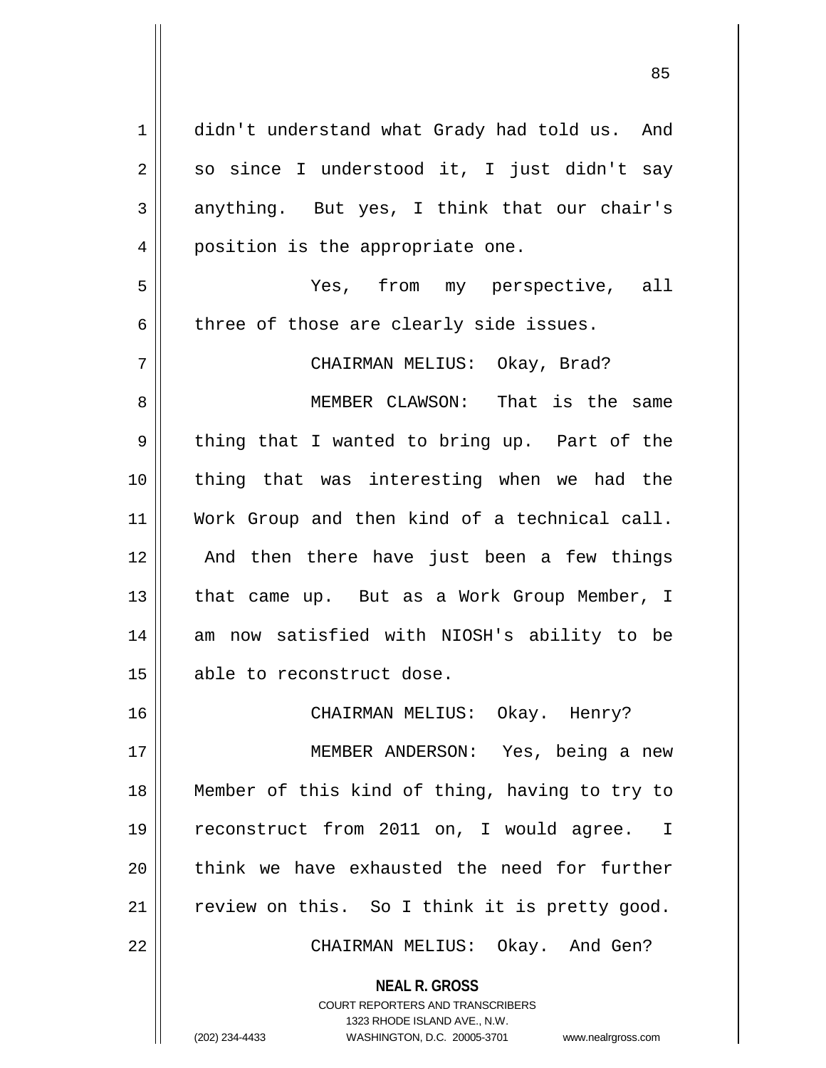didn't understand what Grady had told us. And so since I understood it, I just didn't say anything. But yes, I think that our chair's position is the appropriate one.

Yes, from my perspective, all three of those are clearly side issues.

CHAIRMAN MELIUS: Okay, Brad?

MEMBER CLAWSON: That is the same thing that I wanted to bring up. Part of the thing that was interesting when we had the Work Group and then kind of a technical call. And then there have just been a few things that came up. But as a Work Group Member, I am now satisfied with NIOSH's ability to be able to reconstruct dose.

CHAIRMAN MELIUS: Okay. Henry?

MEMBER ANDERSON: Yes, being a new Member of this kind of thing, having to try to reconstruct from 2011 on, I would agree. I think we have exhausted the need for further review on this. So I think it is pretty good.

CHAIRMAN MELIUS: Okay. And Gen?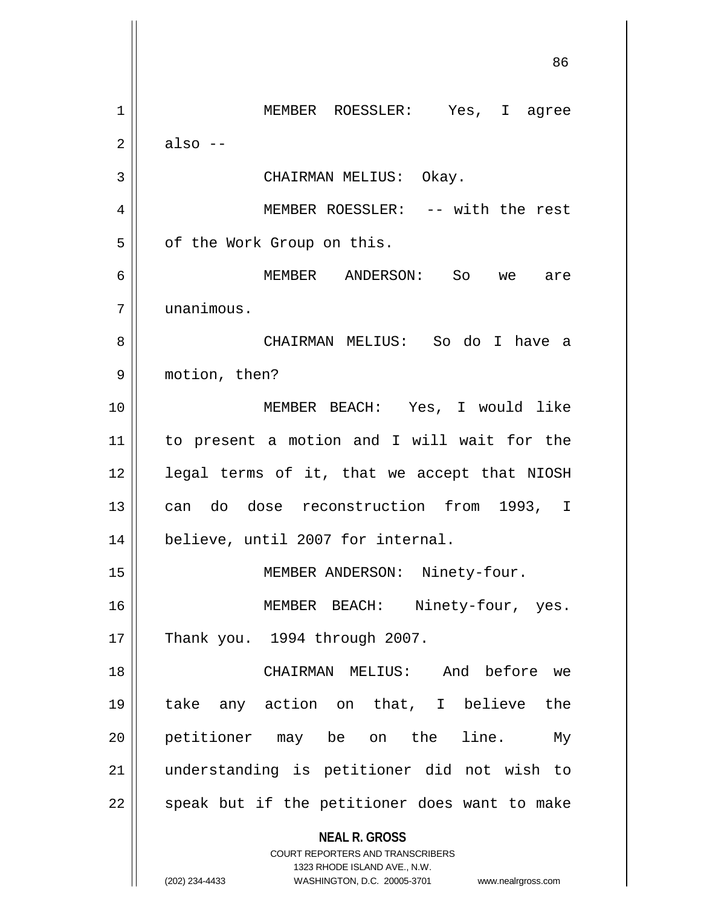MEMBER ROESSLER: Yes, I agree also --

CHAIRMAN MELIUS: Okay.

MEMBER ROESSLER: -- with the rest of the Work Group on this.

MEMBER ANDERSON: So we are unanimous.

CHAIRMAN MELIUS: So do I have a motion, then?

MEMBER BEACH: Yes, I would like to present a motion and I will wait for the legal terms of it, that we accept that NIOSH can do dose reconstruction from 1993, I believe, until 2007 for internal.

MEMBER ANDERSON: Ninety-four.

MEMBER BEACH: Ninety-four, yes. Thank you. 1994 through 2007.

CHAIRMAN MELIUS: And before we take any action on that, I believe the petitioner may be on the line. My understanding is petitioner did not wish to speak but if the petitioner does want to make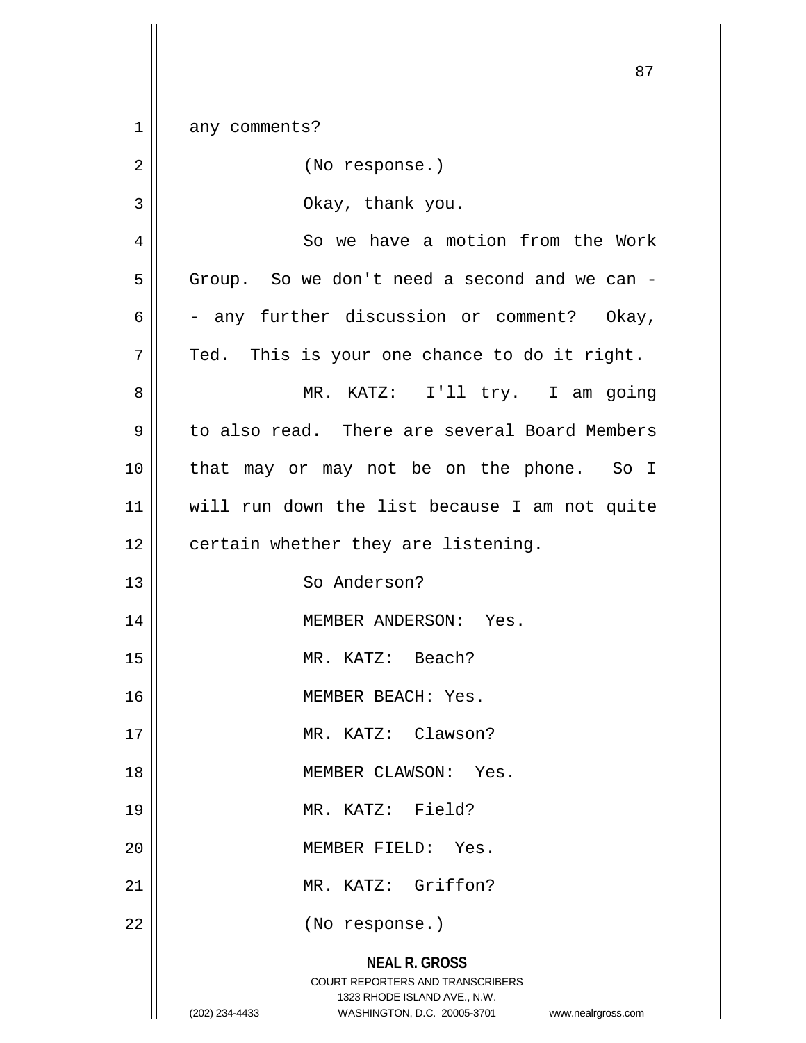any comments?

(No response.)

Okay, thank you.

So we have a motion from the Work Group. So we don't need a second and we can - - any further discussion or comment? Okay, Ted. This is your one chance to do it right.

MR. KATZ: I'll try. I am going to also read. There are several Board Members that may or may not be on the phone. So I will run down the list because I am not quite certain whether they are listening.

So Anderson?

MEMBER ANDERSON: Yes.

MR. KATZ: Beach?

MEMBER BEACH: Yes.

MR. KATZ: Clawson?

MEMBER CLAWSON: Yes.

MR. KATZ: Field?

MEMBER FIELD: Yes.

MR. KATZ: Griffon?

(No response.)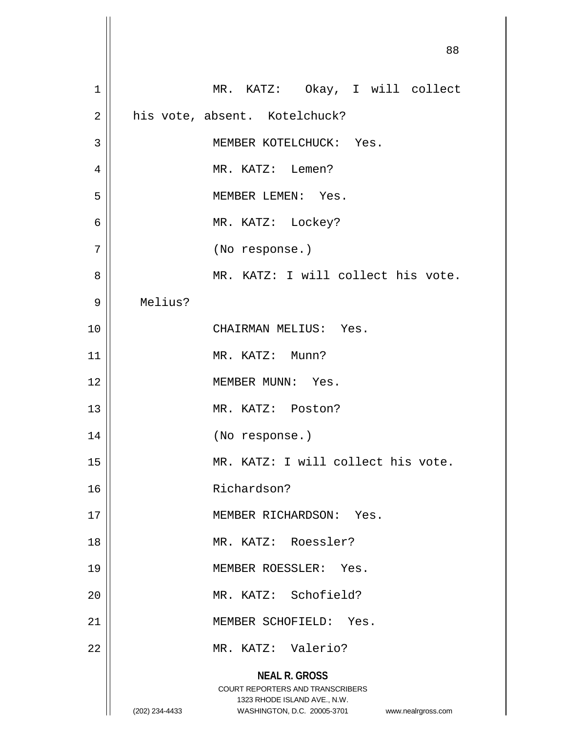MR. KATZ: Okay, I will collect his vote, absent. Kotelchuck?

MEMBER KOTELCHUCK: Yes.

MR. KATZ: Lemen?

MEMBER LEMEN: Yes.

MR. KATZ: Lockey?

(No response.)

MR. KATZ: I will collect his vote. Melius?

CHAIRMAN MELIUS: Yes.

MR. KATZ: Munn?

MEMBER MUNN: Yes.

MR. KATZ: Poston?

(No response.)

MR. KATZ: I will collect his vote. Richardson?

MEMBER RICHARDSON: Yes.

MR. KATZ: Roessler?

MEMBER ROESSLER: Yes.

MR. KATZ: Schofield?

MEMBER SCHOFIELD: Yes.

MR. KATZ: Valerio?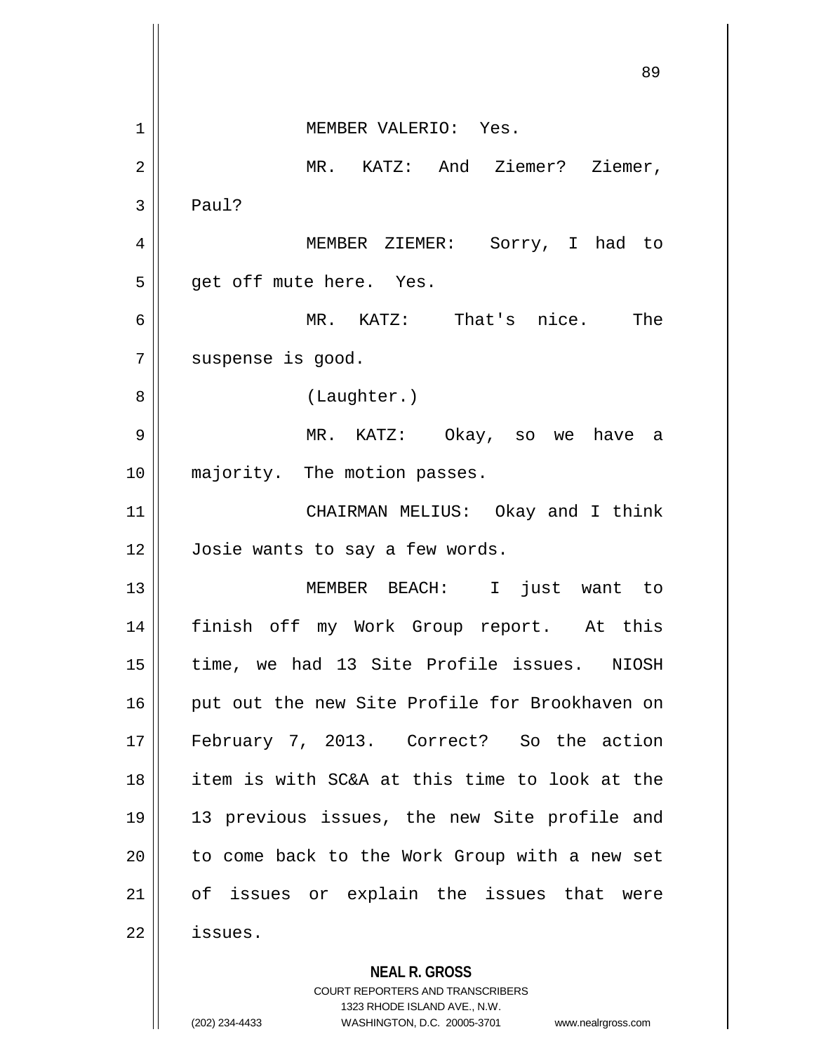MEMBER VALERIO: Yes.

MR. KATZ: And Ziemer? Ziemer, Paul?

MEMBER ZIEMER: Sorry, I had to get off mute here. Yes.

MR. KATZ: That's nice. The suspense is good.

(Laughter.)

MR. KATZ: Okay, so we have a majority. The motion passes.

CHAIRMAN MELIUS: Okay and I think Josie wants to say a few words.

MEMBER BEACH: I just want to finish off my Work Group report. At this time, we had 13 Site Profile issues. NIOSH put out the new Site Profile for Brookhaven on February 7, 2013. Correct? So the action item is with SC&A at this time to look at the 13 previous issues, the new Site profile and to come back to the Work Group with a new set of issues or explain the issues that were issues.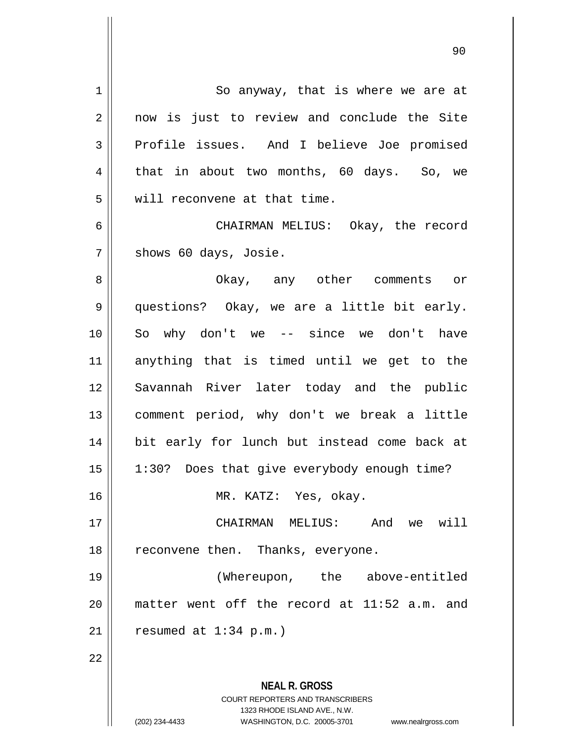So anyway, that is where we are at now is just to review and conclude the Site Profile issues. And I believe Joe promised that in about two months, 60 days. So, we will reconvene at that time.

CHAIRMAN MELIUS: Okay, the record shows 60 days, Josie.

Okay, any other comments or questions? Okay, we are a little bit early. So why don't we -- since we don't have anything that is timed until we get to the Savannah River later today and the public comment period, why don't we break a little bit early for lunch but instead come back at 1:30? Does that give everybody enough time?

MR. KATZ: Yes, okay.

CHAIRMAN MELIUS: And we will reconvene then. Thanks, everyone.

(Whereupon, the above-entitled matter went off the record at 11:52 a.m. and resumed at 1:34 p.m.)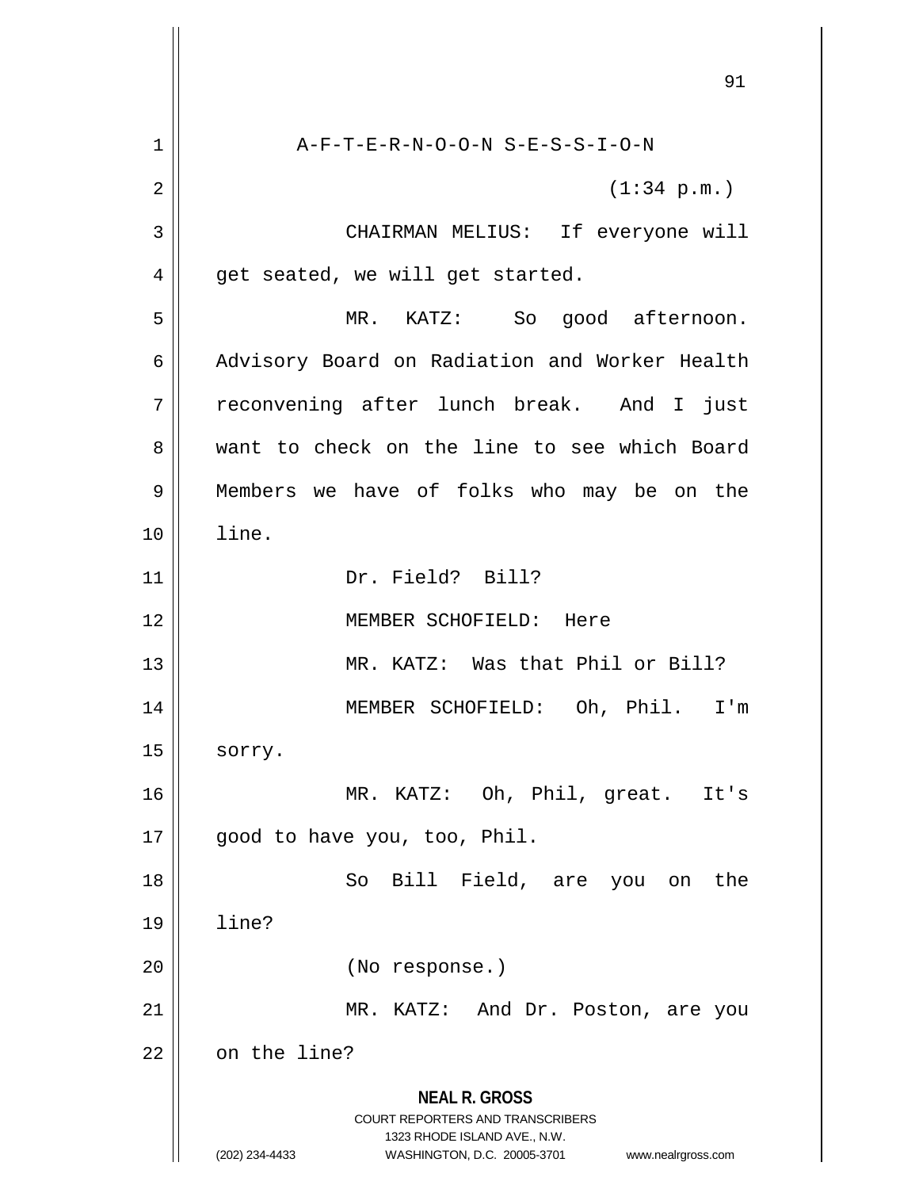A-F-T-E-R-N-O-O-N S-E-S-S-I-O-N

(1:34 p.m.)

CHAIRMAN MELIUS: If everyone will get seated, we will get started.

MR. KATZ: So good afternoon. Advisory Board on Radiation and Worker Health reconvening after lunch break. And I just want to check on the line to see which Board Members we have of folks who may be on the line.

Dr. Field? Bill?

MEMBER SCHOFIELD: Here

MR. KATZ: Was that Phil or Bill?

MEMBER SCHOFIELD: Oh, Phil. I'm sorry.

MR. KATZ: Oh, Phil, great. It's good to have you, too, Phil.

So Bill Field, are you on the line?

(No response.)

MR. KATZ: And Dr. Poston, are you on the line?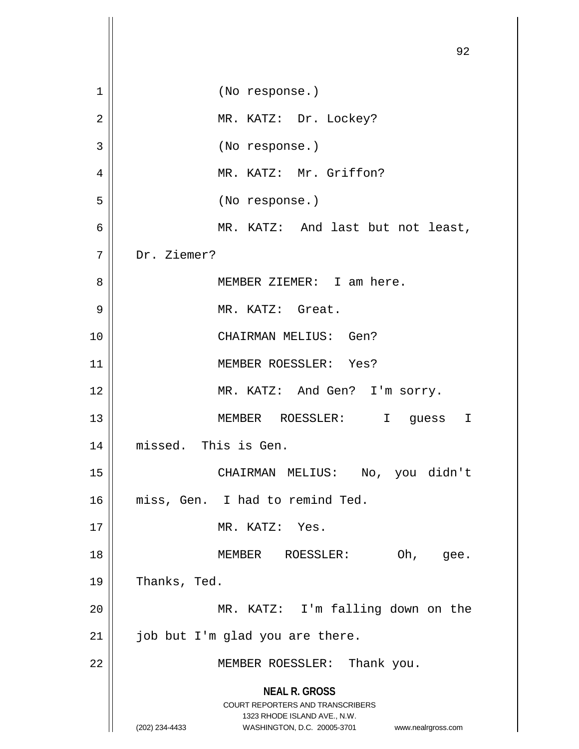(No response.)

MR. KATZ: Dr. Lockey?

(No response.)

MR. KATZ: Mr. Griffon?

(No response.)

MR. KATZ: And last but not least, Dr. Ziemer?

MEMBER ZIEMER: I am here.

MR. KATZ: Great.

CHAIRMAN MELIUS: Gen?

MEMBER ROESSLER: Yes?

MR. KATZ: And Gen? I'm sorry.

MEMBER ROESSLER: I guess I missed. This is Gen.

CHAIRMAN MELIUS: No, you didn't miss, Gen. I had to remind Ted.

MR. KATZ: Yes.

MEMBER ROESSLER: Oh, gee. Thanks, Ted.

MR. KATZ: I'm falling down on the job but I'm glad you are there.

MEMBER ROESSLER: Thank you.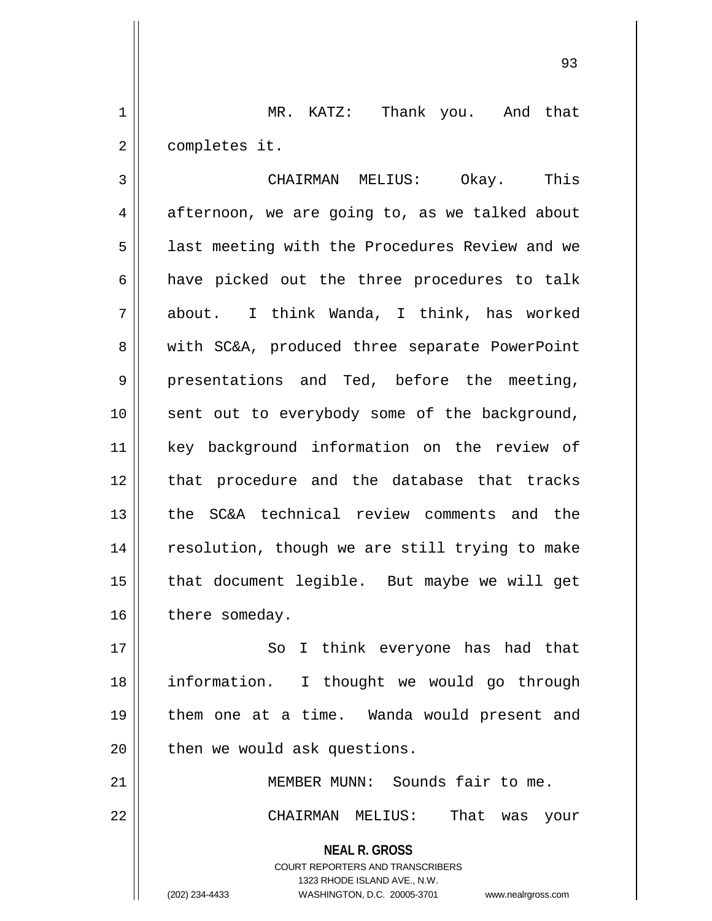MR. KATZ: Thank you. And that completes it.

CHAIRMAN MELIUS: Okay. This afternoon, we are going to, as we talked about last meeting with the Procedures Review and we have picked out the three procedures to talk about. I think Wanda, I think, has worked with SC&A, produced three separate PowerPoint presentations and Ted, before the meeting, sent out to everybody some of the background, key background information on the review of that procedure and the database that tracks the SC&A technical review comments and the resolution, though we are still trying to make that document legible. But maybe we will get there someday.

So I think everyone has had that information. I thought we would go through them one at a time. Wanda would present and then we would ask questions.

MEMBER MUNN: Sounds fair to me.

CHAIRMAN MELIUS: That was your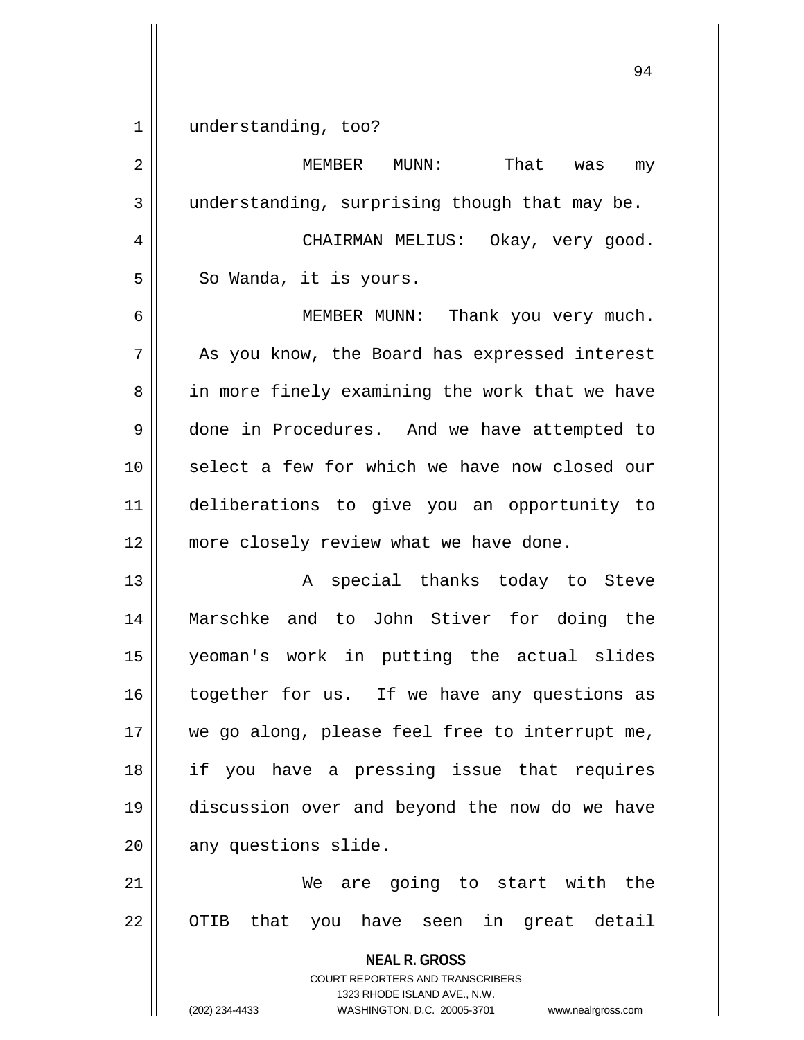understanding, too?

MEMBER MUNN: That was my understanding, surprising though that may be.

CHAIRMAN MELIUS: Okay, very good. So Wanda, it is yours.

MEMBER MUNN: Thank you very much. As you know, the Board has expressed interest in more finely examining the work that we have done in Procedures. And we have attempted to select a few for which we have now closed our deliberations to give you an opportunity to more closely review what we have done.

A special thanks today to Steve Marschke and to John Stiver for doing the yeoman's work in putting the actual slides together for us. If we have any questions as we go along, please feel free to interrupt me, if you have a pressing issue that requires discussion over and beyond the now do we have any questions slide.

We are going to start with the OTIB that you have seen in great detail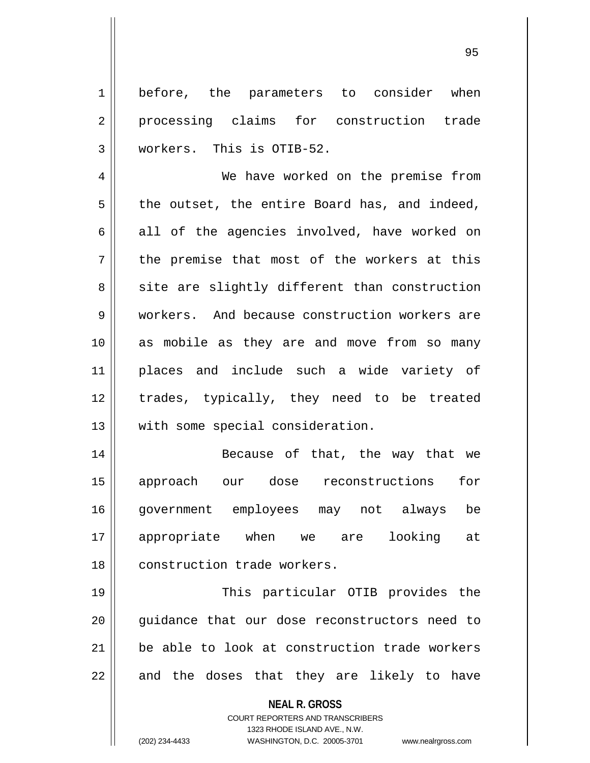before, the parameters to consider when processing claims for construction trade workers. This is OTIB-52.

We have worked on the premise from the outset, the entire Board has, and indeed, all of the agencies involved, have worked on the premise that most of the workers at this site are slightly different than construction workers. And because construction workers are as mobile as they are and move from so many places and include such a wide variety of trades, typically, they need to be treated with some special consideration.

Because of that, the way that we approach our dose reconstructions for government employees may not always be appropriate when we are looking at construction trade workers.

This particular OTIB provides the guidance that our dose reconstructors need to be able to look at construction trade workers and the doses that they are likely to have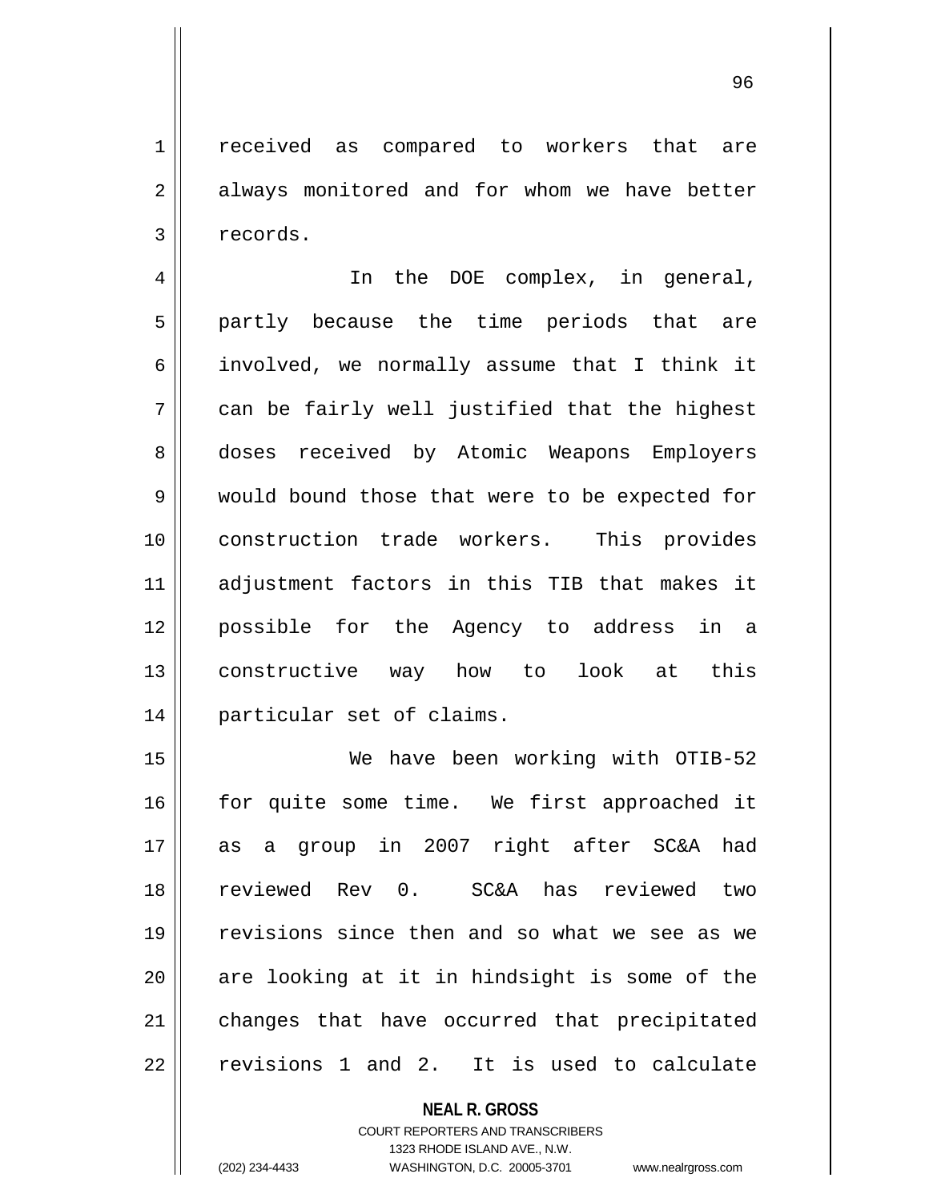received as compared to workers that are always monitored and for whom we have better records.

In the DOE complex, in general, partly because the time periods that are involved, we normally assume that I think it can be fairly well justified that the highest doses received by Atomic Weapons Employers would bound those that were to be expected for construction trade workers. This provides adjustment factors in this TIB that makes it possible for the Agency to address in a constructive way how to look at this particular set of claims.

We have been working with OTIB-52 for quite some time. We first approached it as a group in 2007 right after SC&A had reviewed Rev 0. SC&A has reviewed two revisions since then and so what we see as we are looking at it in hindsight is some of the changes that have occurred that precipitated revisions 1 and 2. It is used to calculate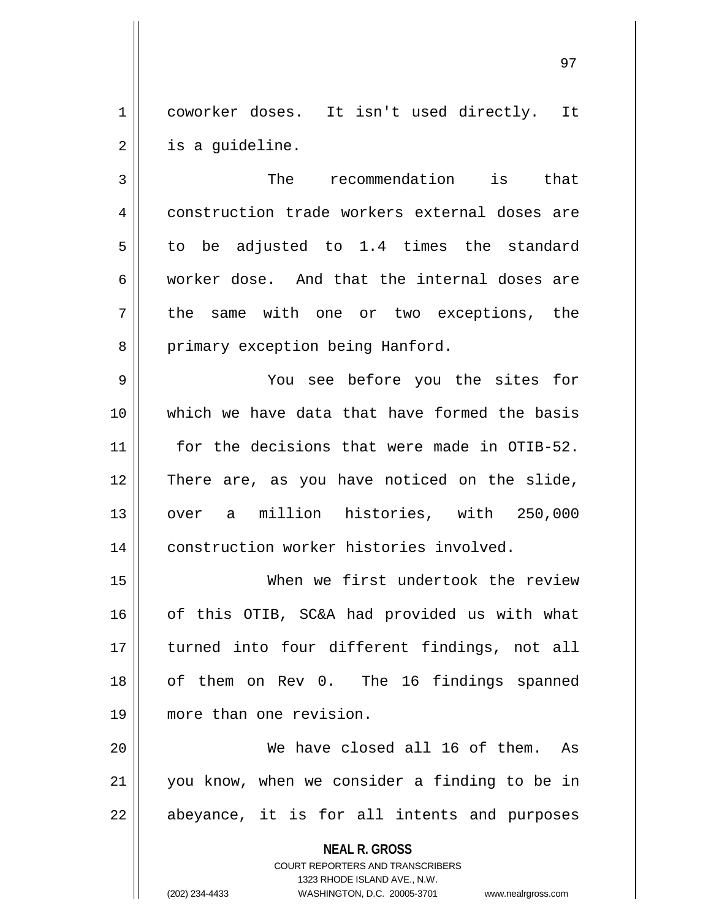coworker doses. It isn't used directly. It is a guideline.

The recommendation is that construction trade workers external doses are to be adjusted to 1.4 times the standard worker dose. And that the internal doses are the same with one or two exceptions, the primary exception being Hanford.

You see before you the sites for which we have data that have formed the basis for the decisions that were made in OTIB-52. There are, as you have noticed on the slide, over a million histories, with 250,000 construction worker histories involved.

When we first undertook the review of this OTIB, SC&A had provided us with what turned into four different findings, not all of them on Rev 0. The 16 findings spanned more than one revision.

We have closed all 16 of them. As you know, when we consider a finding to be in abeyance, it is for all intents and purposes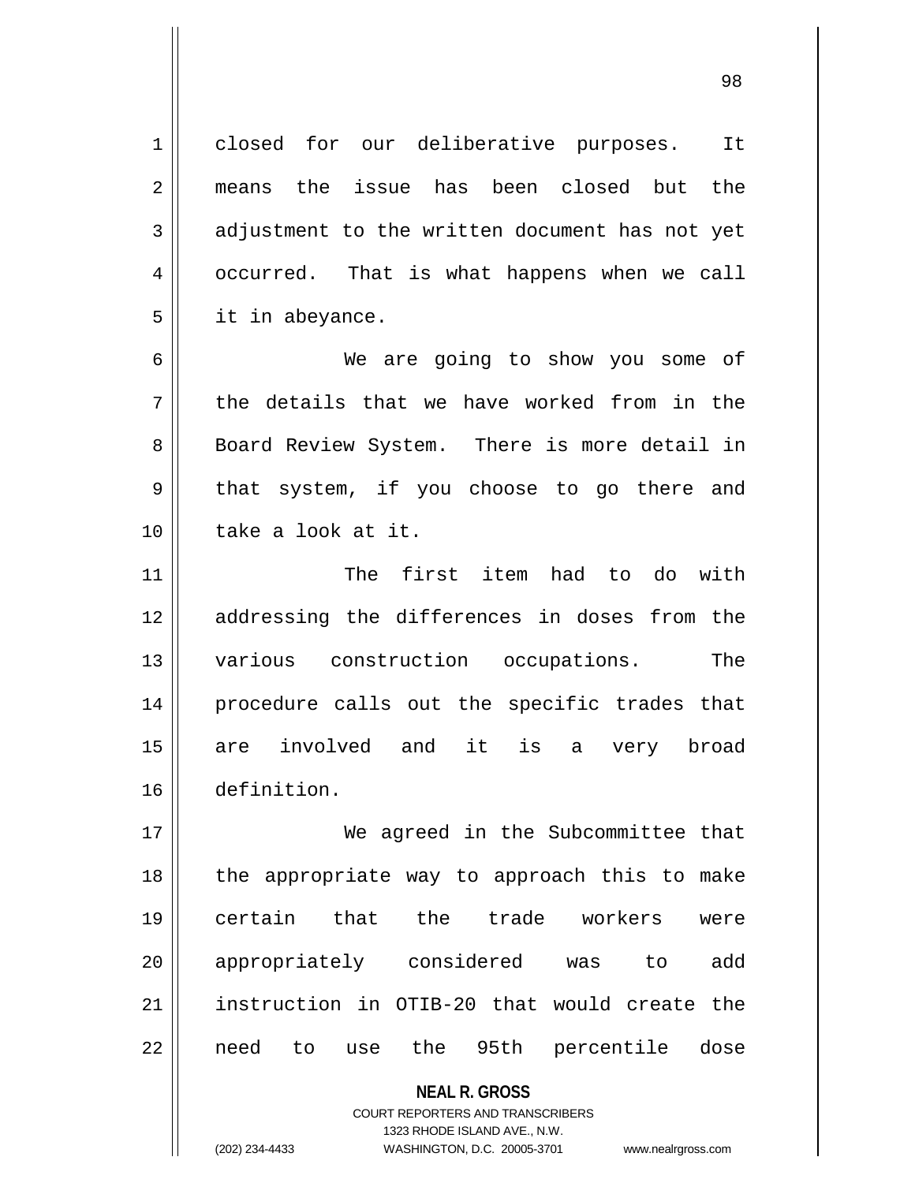closed for our deliberative purposes. It means the issue has been closed but the adjustment to the written document has not yet occurred. That is what happens when we call it in abeyance.

We are going to show you some of the details that we have worked from in the Board Review System. There is more detail in that system, if you choose to go there and take a look at it.

The first item had to do with addressing the differences in doses from the various construction occupations. The procedure calls out the specific trades that are involved and it is a very broad definition.

We agreed in the Subcommittee that the appropriate way to approach this to make certain that the trade workers were appropriately considered was to add instruction in OTIB-20 that would create the need to use the 95th percentile dose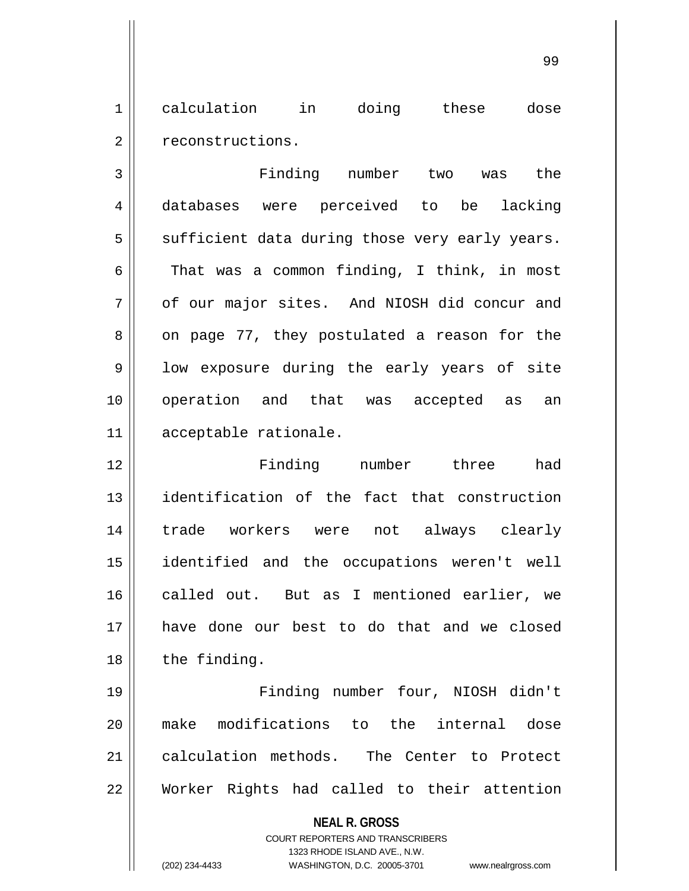calculation in doing these dose reconstructions.

Finding number two was the databases were perceived to be lacking sufficient data during those very early years. That was a common finding, I think, in most of our major sites. And NIOSH did concur and on page 77, they postulated a reason for the low exposure during the early years of site operation and that was accepted as an acceptable rationale.

Finding number three had identification of the fact that construction trade workers were not always clearly identified and the occupations weren't well called out. But as I mentioned earlier, we have done our best to do that and we closed the finding.

Finding number four, NIOSH didn't make modifications to the internal dose calculation methods. The Center to Protect Worker Rights had called to their attention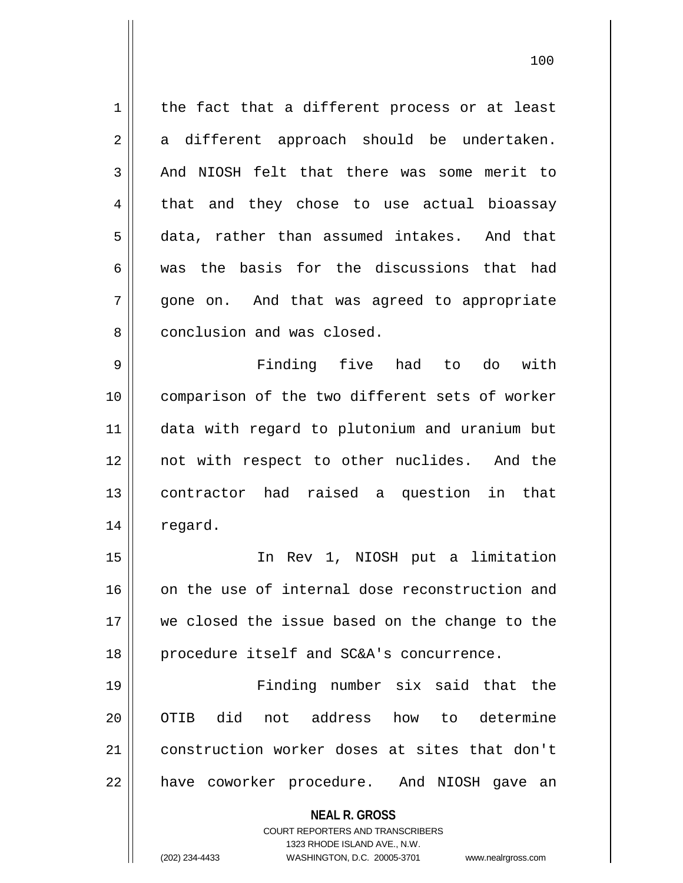the fact that a different process or at least a different approach should be undertaken. And NIOSH felt that there was some merit to that and they chose to use actual bioassay data, rather than assumed intakes. And that was the basis for the discussions that had gone on. And that was agreed to appropriate conclusion and was closed.

Finding five had to do with comparison of the two different sets of worker data with regard to plutonium and uranium but not with respect to other nuclides. And the contractor had raised a question in that regard.

In Rev 1, NIOSH put a limitation on the use of internal dose reconstruction and we closed the issue based on the change to the procedure itself and SC&A's concurrence.

Finding number six said that the OTIB did not address how to determine construction worker doses at sites that don't have coworker procedure. And NIOSH gave an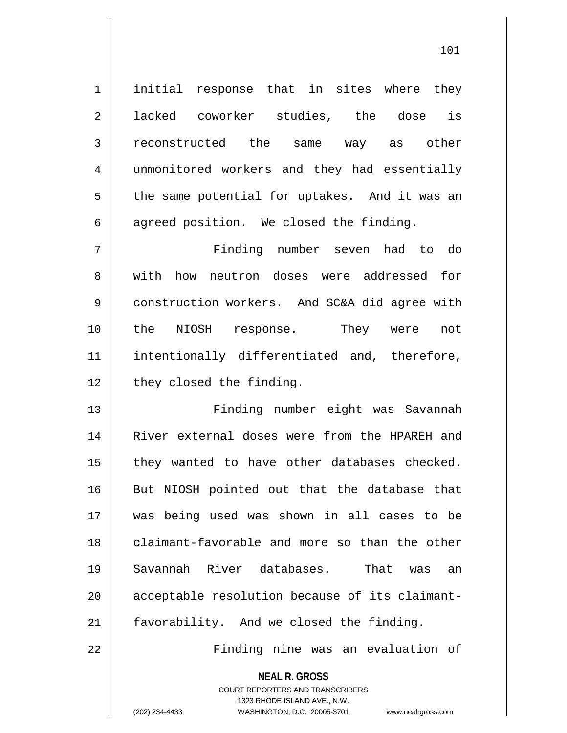initial response that in sites where they lacked coworker studies, the dose is reconstructed the same way as other unmonitored workers and they had essentially the same potential for uptakes. And it was an agreed position. We closed the finding.

Finding number seven had to do with how neutron doses were addressed for construction workers. And SC&A did agree with the NIOSH response. They were not intentionally differentiated and, therefore, they closed the finding.

Finding number eight was Savannah River external doses were from the HPAREH and they wanted to have other databases checked. But NIOSH pointed out that the database that was being used was shown in all cases to be claimant-favorable and more so than the other Savannah River databases. That was an acceptable resolution because of its claimant-favorability. And we closed the finding.

Finding nine was an evaluation of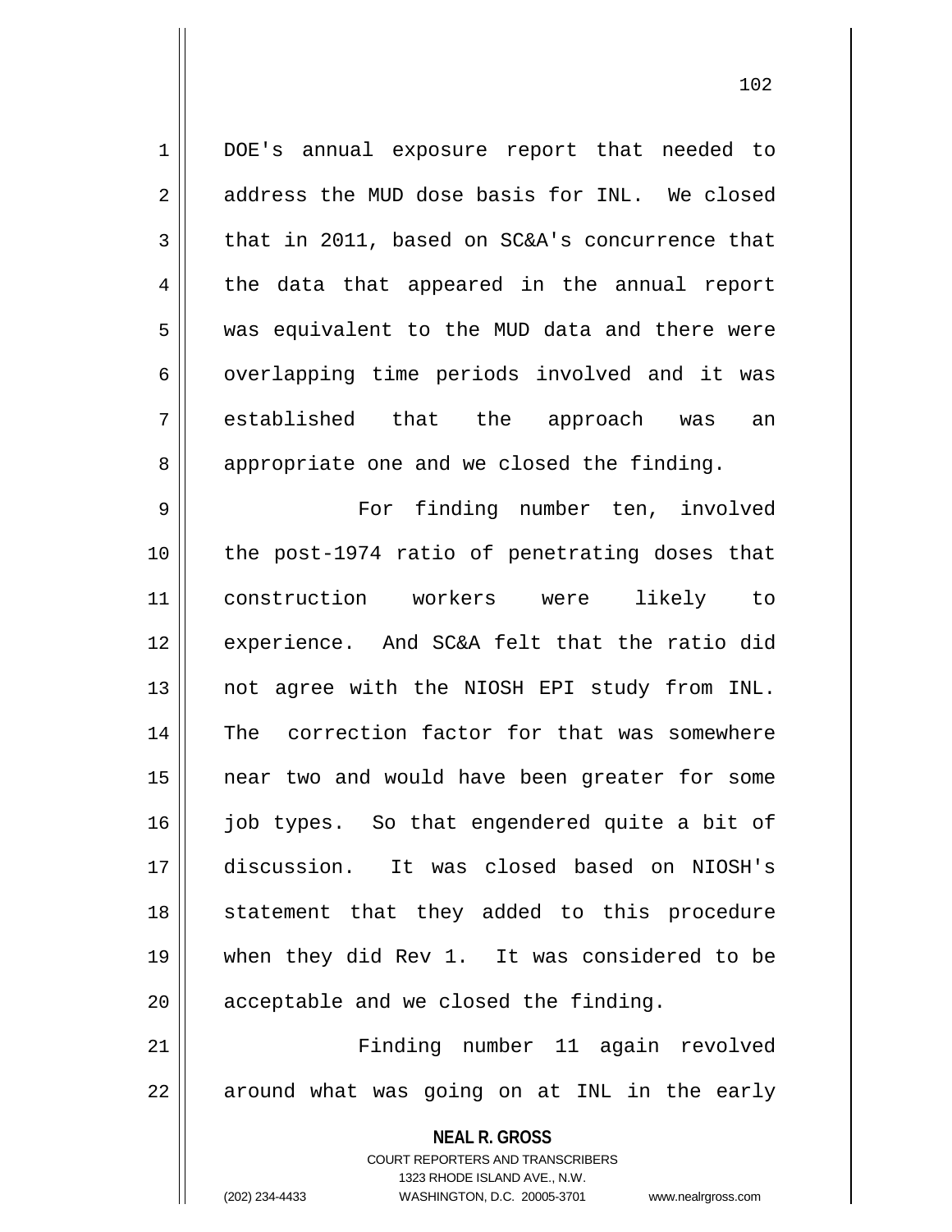DOE's annual exposure report that needed to address the MUD dose basis for INL. We closed that in 2011, based on SC&A's concurrence that the data that appeared in the annual report was equivalent to the MUD data and there were overlapping time periods involved and it was established that the approach was an appropriate one and we closed the finding.

For finding number ten, involved the post-1974 ratio of penetrating doses that construction workers were likely to experience. And SC&A felt that the ratio did not agree with the NIOSH EPI study from INL. The correction factor for that was somewhere near two and would have been greater for some job types. So that engendered quite a bit of discussion. It was closed based on NIOSH's statement that they added to this procedure when they did Rev 1. It was considered to be acceptable and we closed the finding.

Finding number 11 again revolved around what was going on at INL in the early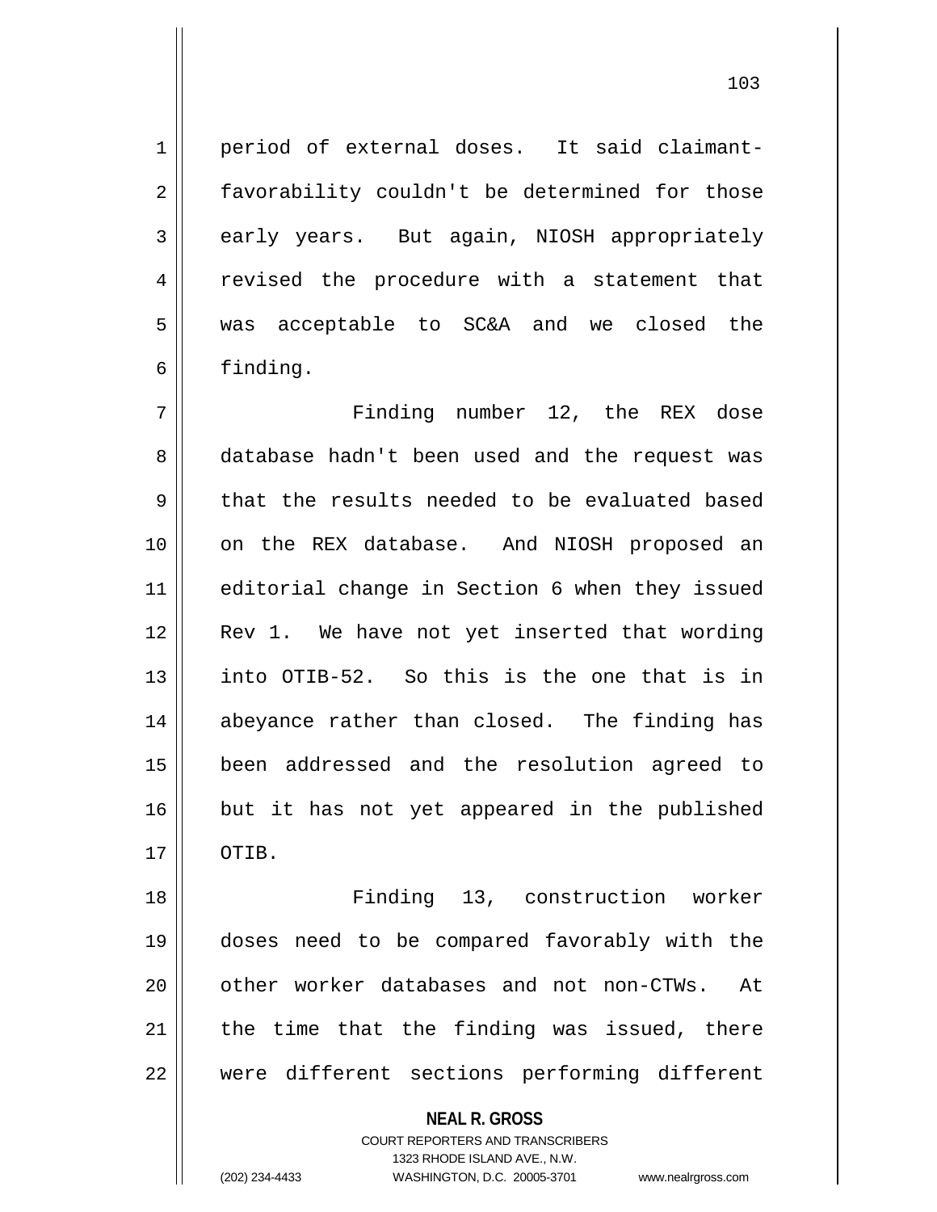period of external doses. It said claimant-favorability couldn't be determined for those early years. But again, NIOSH appropriately revised the procedure with a statement that was acceptable to SC&A and we closed the finding.

Finding number 12, the REX dose database hadn't been used and the request was that the results needed to be evaluated based on the REX database. And NIOSH proposed an editorial change in Section 6 when they issued Rev 1. We have not yet inserted that wording into OTIB-52. So this is the one that is in abeyance rather than closed. The finding has been addressed and the resolution agreed to but it has not yet appeared in the published OTIB.

Finding 13, construction worker doses need to be compared favorably with the other worker databases and not non-CTWs. At the time that the finding was issued, there were different sections performing different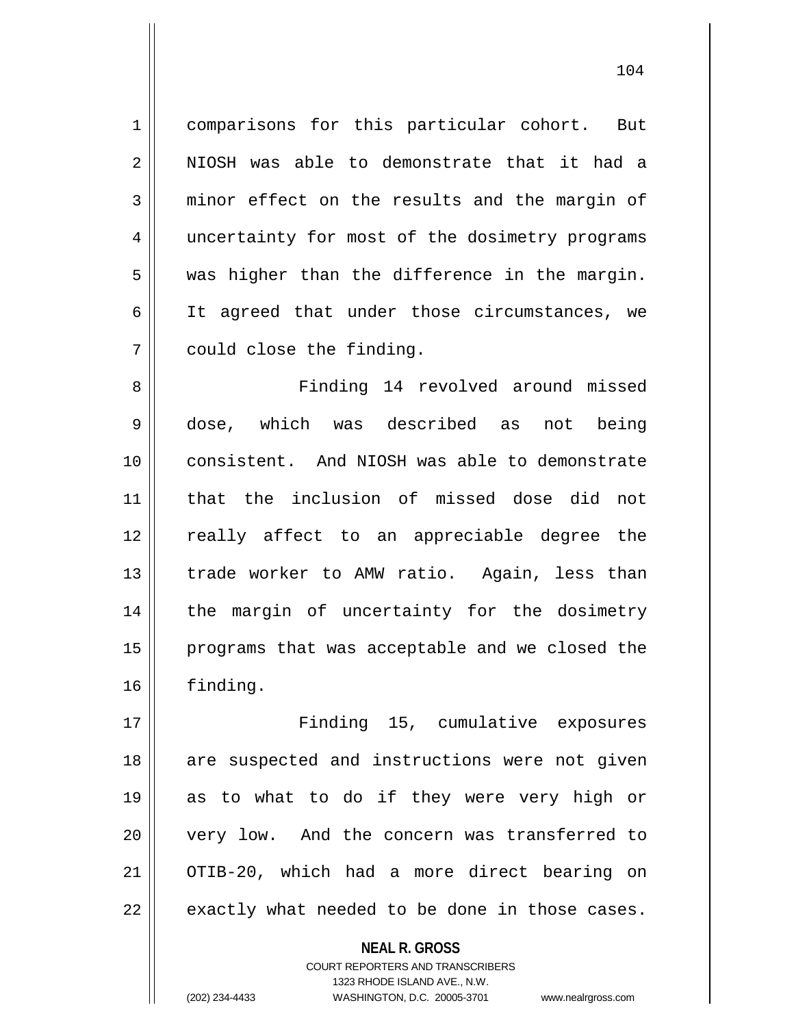comparisons for this particular cohort. But NIOSH was able to demonstrate that it had a minor effect on the results and the margin of uncertainty for most of the dosimetry programs was higher than the difference in the margin. It agreed that under those circumstances, we could close the finding.

Finding 14 revolved around missed dose, which was described as not being consistent. And NIOSH was able to demonstrate that the inclusion of missed dose did not really affect to an appreciable degree the trade worker to AMW ratio. Again, less than the margin of uncertainty for the dosimetry programs that was acceptable and we closed the finding.

Finding 15, cumulative exposures are suspected and instructions were not given as to what to do if they were very high or very low. And the concern was transferred to OTIB-20, which had a more direct bearing on exactly what needed to be done in those cases.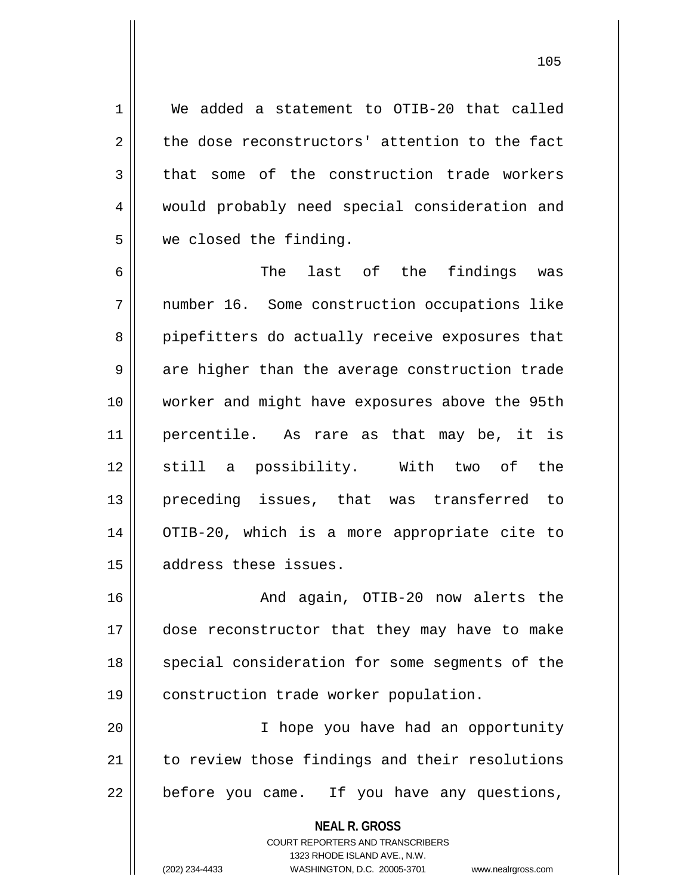We added a statement to OTIB-20 that called the dose reconstructors' attention to the fact that some of the construction trade workers would probably need special consideration and we closed the finding.

The last of the findings was number 16. Some construction occupations like pipefitters do actually receive exposures that are higher than the average construction trade worker and might have exposures above the 95th percentile. As rare as that may be, it is still a possibility. With two of the preceding issues, that was transferred to OTIB-20, which is a more appropriate cite to address these issues.

And again, OTIB-20 now alerts the dose reconstructor that they may have to make special consideration for some segments of the construction trade worker population.

I hope you have had an opportunity to review those findings and their resolutions before you came. If you have any questions,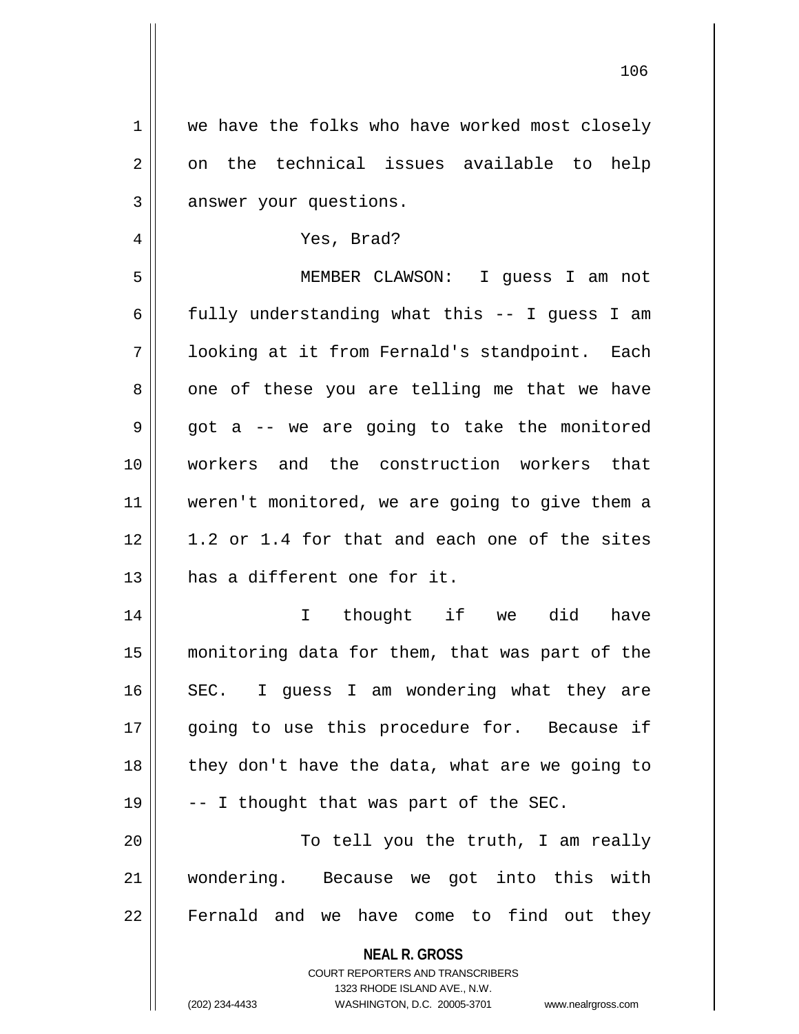we have the folks who have worked most closely on the technical issues available to help answer your questions.

Yes, Brad?

MEMBER CLAWSON: I guess I am not fully understanding what this -- I guess I am looking at it from Fernald's standpoint. Each one of these you are telling me that we have got a -- we are going to take the monitored workers and the construction workers that weren't monitored, we are going to give them a 1.2 or 1.4 for that and each one of the sites has a different one for it.

I thought if we did have monitoring data for them, that was part of the SEC. I guess I am wondering what they are going to use this procedure for. Because if they don't have the data, what are we going to -- I thought that was part of the SEC.

To tell you the truth, I am really wondering. Because we got into this with Fernald and we have come to find out they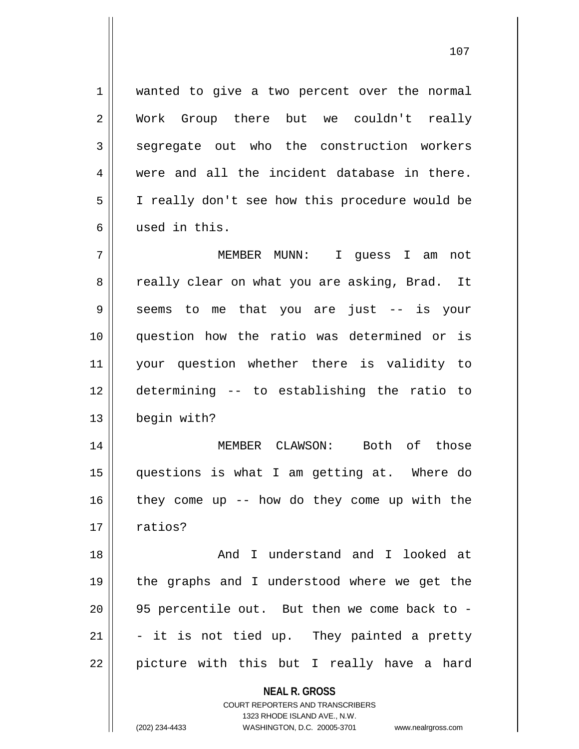wanted to give a two percent over the normal Work Group there but we couldn't really segregate out who the construction workers were and all the incident database in there. I really don't see how this procedure would be used in this.

MEMBER MUNN: I guess I am not really clear on what you are asking, Brad. It seems to me that you are just -- is your question how the ratio was determined or is your question whether there is validity to determining -- to establishing the ratio to begin with?

MEMBER CLAWSON: Both of those questions is what I am getting at. Where do they come up -- how do they come up with the ratios?

And I understand and I looked at the graphs and I understood where we get the 95 percentile out. But then we come back to -- it is not tied up. They painted a pretty picture with this but I really have a hard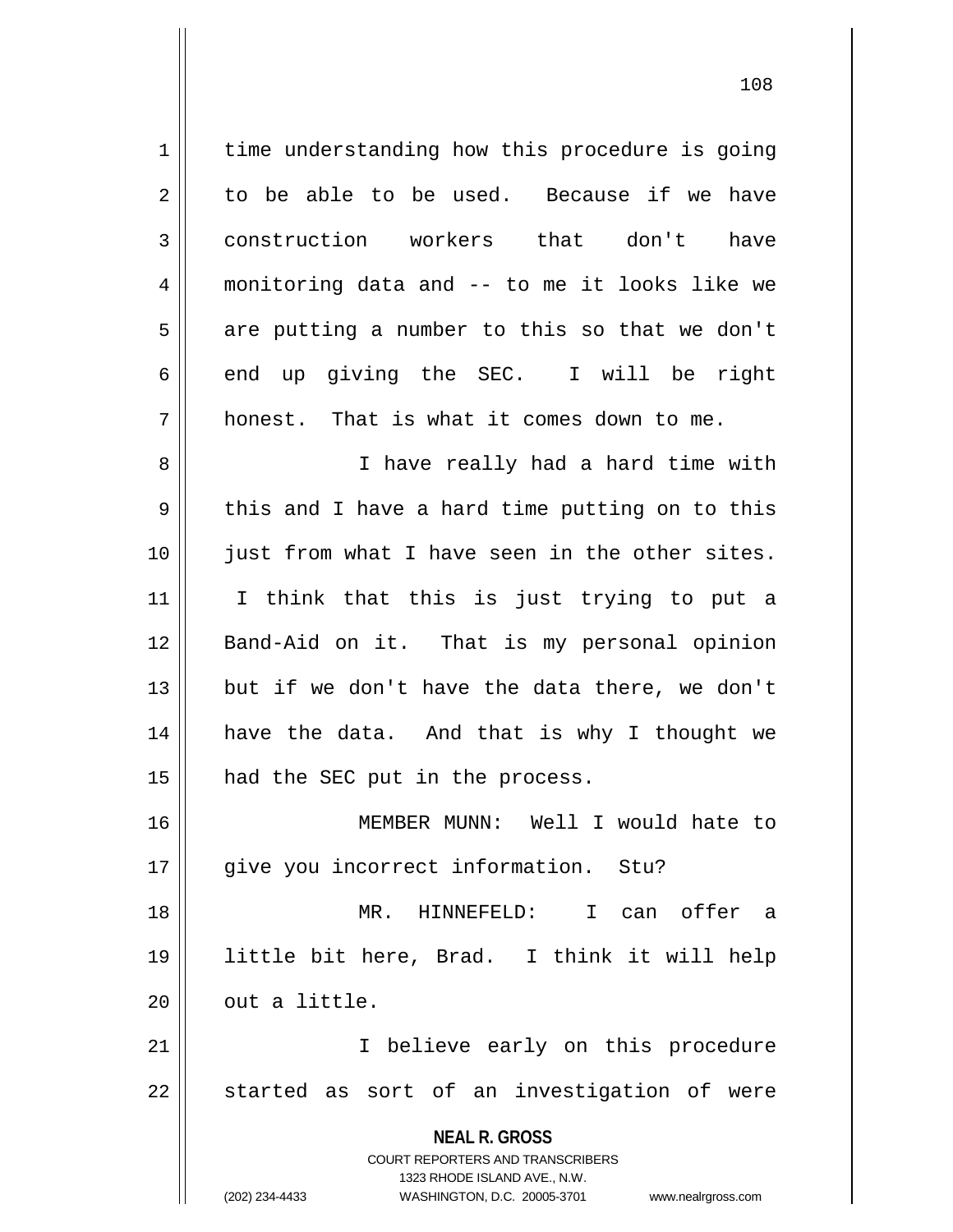time understanding how this procedure is going to be able to be used. Because if we have construction workers that don't have monitoring data and -- to me it looks like we are putting a number to this so that we don't end up giving the SEC. I will be right honest. That is what it comes down to me.

I have really had a hard time with this and I have a hard time putting on to this just from what I have seen in the other sites. I think that this is just trying to put a Band-Aid on it. That is my personal opinion but if we don't have the data there, we don't have the data. And that is why I thought we had the SEC put in the process.

MEMBER MUNN: Well I would hate to give you incorrect information. Stu?

MR. HINNEFELD: I can offer a little bit here, Brad. I think it will help out a little.

I believe early on this procedure started as sort of an investigation of were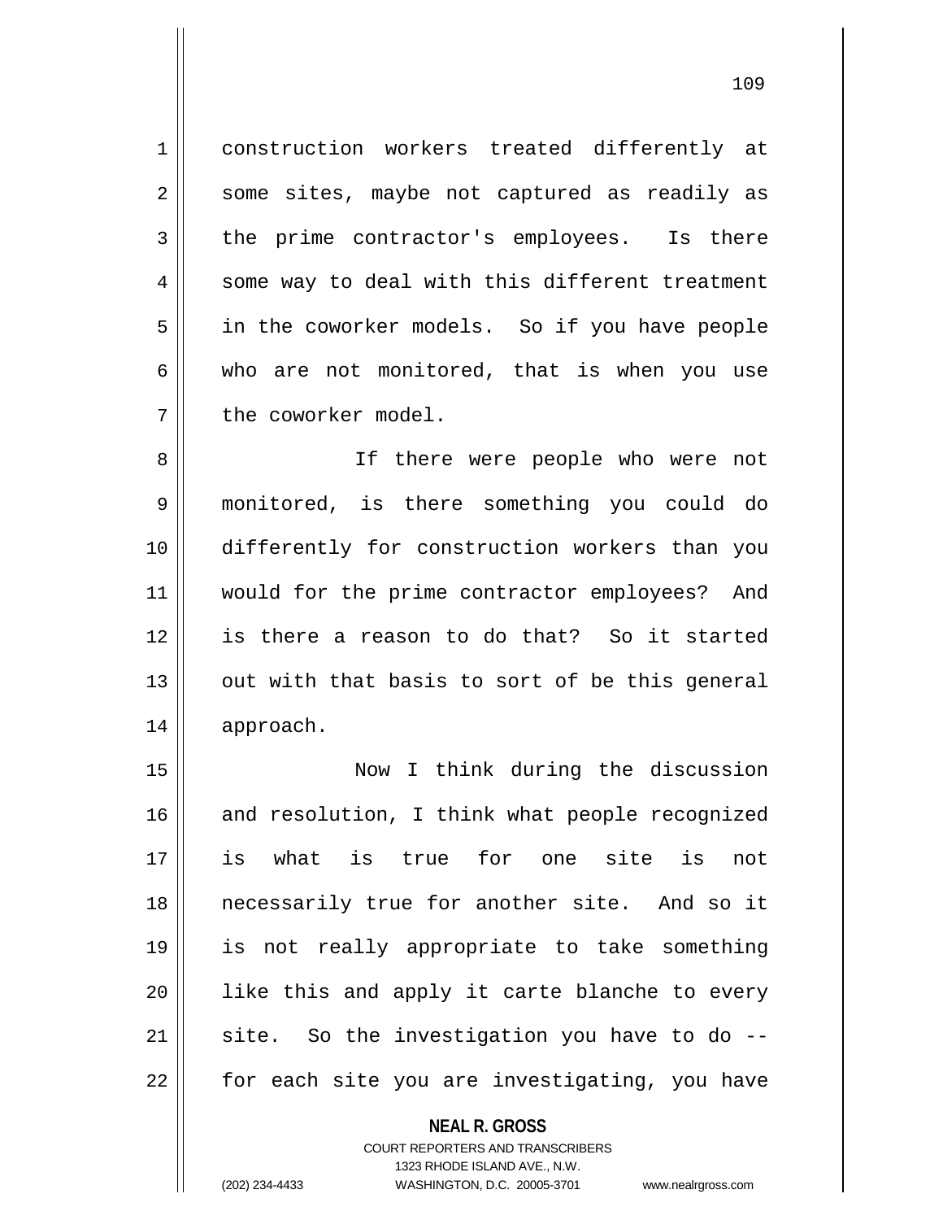construction workers treated differently at some sites, maybe not captured as readily as the prime contractor's employees. Is there some way to deal with this different treatment in the coworker models. So if you have people who are not monitored, that is when you use the coworker model.

If there were people who were not monitored, is there something you could do differently for construction workers than you would for the prime contractor employees? And is there a reason to do that? So it started out with that basis to sort of be this general approach.

Now I think during the discussion and resolution, I think what people recognized is what is true for one site is not necessarily true for another site. And so it is not really appropriate to take something like this and apply it carte blanche to every site. So the investigation you have to do -- for each site you are investigating, you have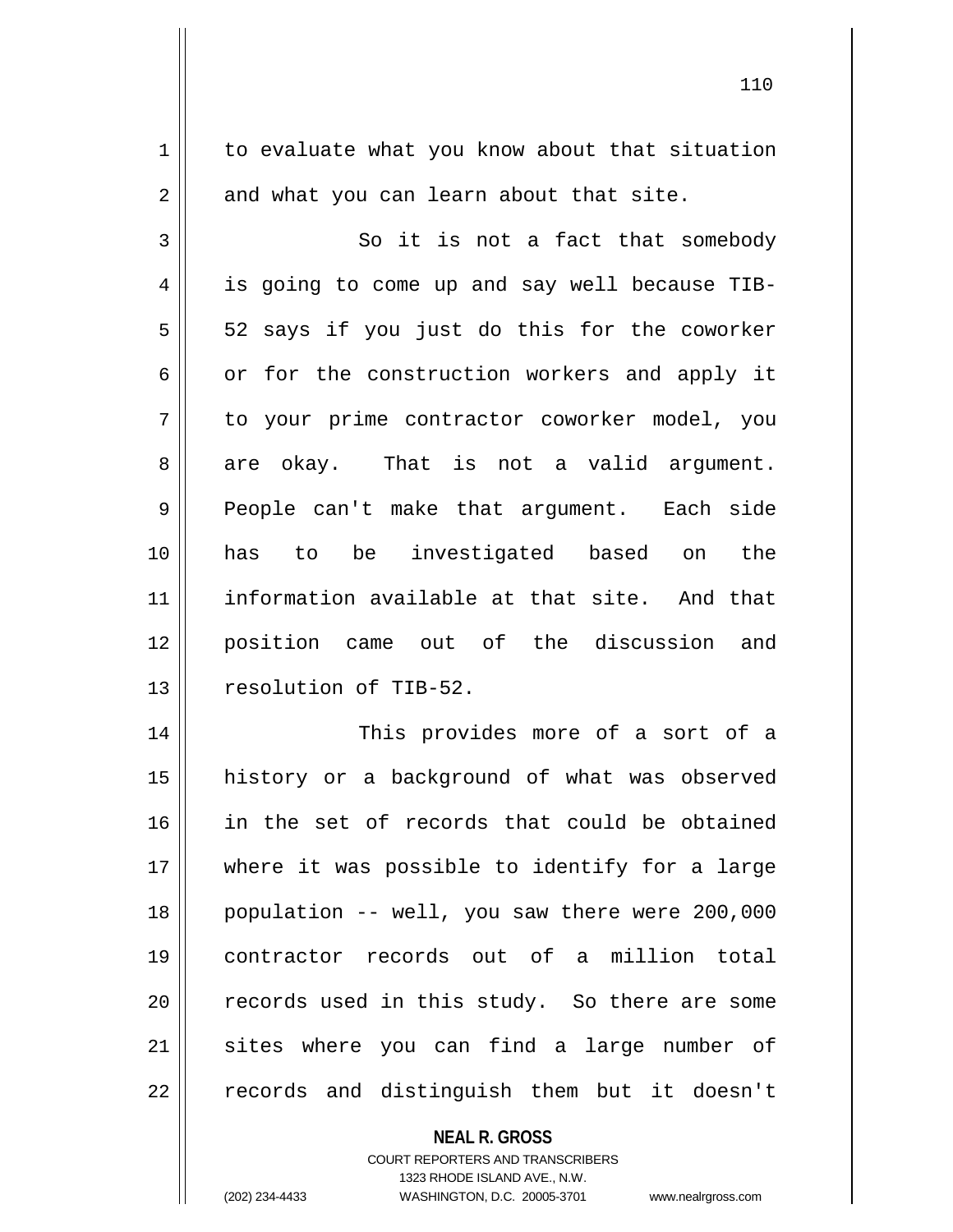to evaluate what you know about that situation and what you can learn about that site.

So it is not a fact that somebody is going to come up and say well because TIB-52 says if you just do this for the coworker or for the construction workers and apply it to your prime contractor coworker model, you are okay. That is not a valid argument. People can't make that argument. Each side has to be investigated based on the information available at that site. And that position came out of the discussion and resolution of TIB-52.

This provides more of a sort of a history or a background of what was observed in the set of records that could be obtained where it was possible to identify for a large population -- well, you saw there were 200,000 contractor records out of a million total records used in this study. So there are some sites where you can find a large number of records and distinguish them but it doesn't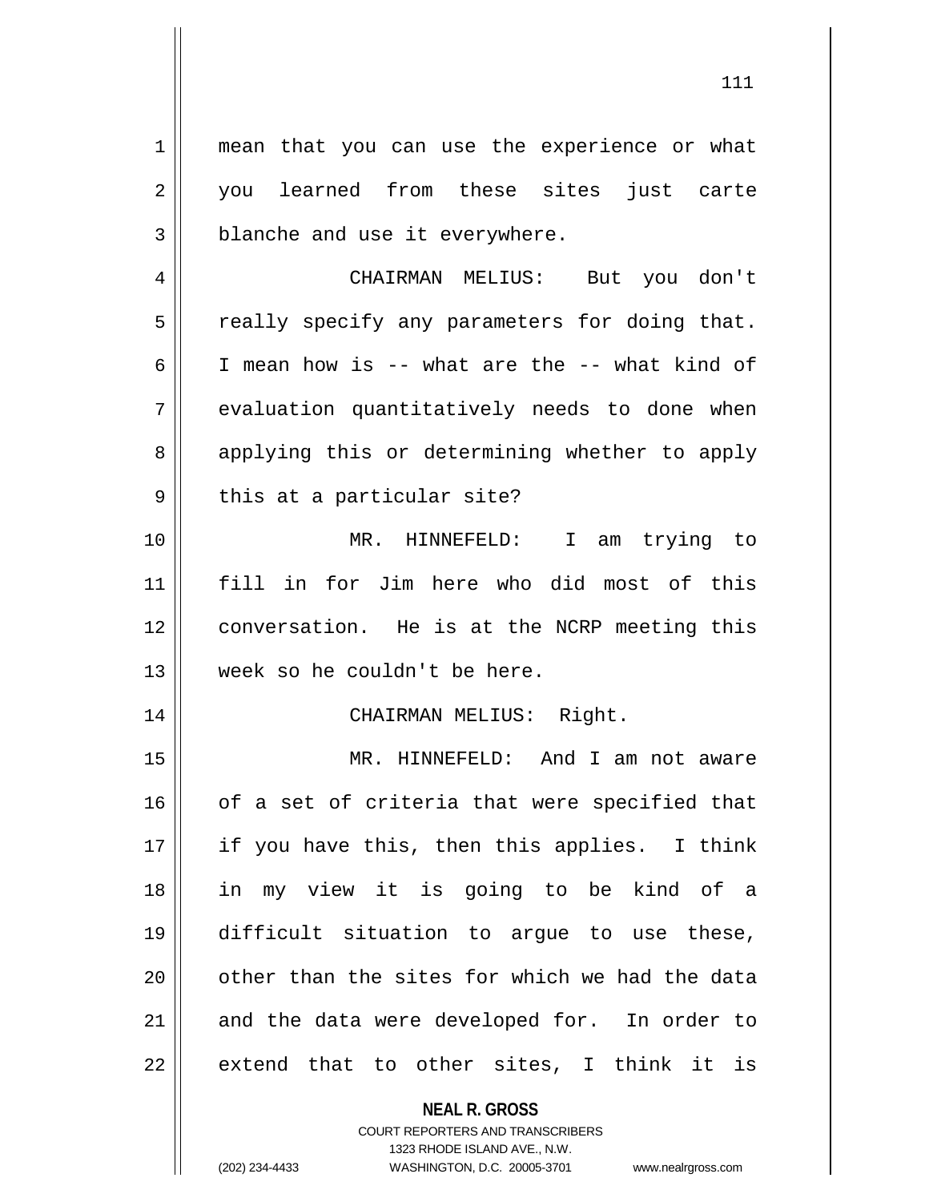mean that you can use the experience or what you learned from these sites just carte blanche and use it everywhere.

CHAIRMAN MELIUS: But you don't really specify any parameters for doing that. I mean how is -- what are the -- what kind of evaluation quantitatively needs to done when applying this or determining whether to apply this at a particular site?

MR. HINNEFELD: I am trying to fill in for Jim here who did most of this conversation. He is at the NCRP meeting this week so he couldn't be here.

CHAIRMAN MELIUS: Right.

MR. HINNEFELD: And I am not aware of a set of criteria that were specified that if you have this, then this applies. I think in my view it is going to be kind of a difficult situation to argue to use these, other than the sites for which we had the data and the data were developed for. In order to extend that to other sites, I think it is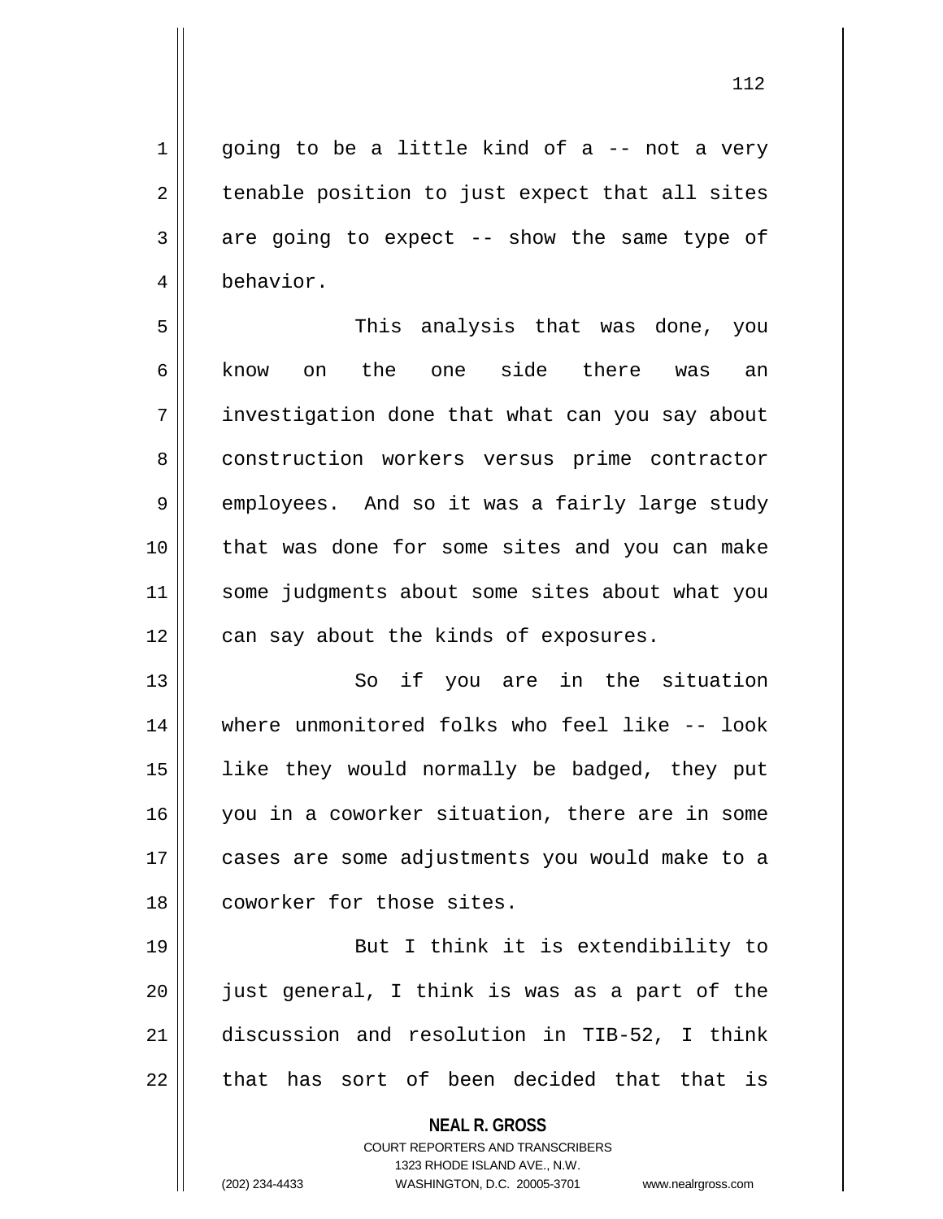going to be a little kind of a -- not a very tenable position to just expect that all sites are going to expect -- show the same type of behavior.

This analysis that was done, you know on the one side there was an investigation done that what can you say about construction workers versus prime contractor employees. And so it was a fairly large study that was done for some sites and you can make some judgments about some sites about what you can say about the kinds of exposures.

So if you are in the situation where unmonitored folks who feel like -- look like they would normally be badged, they put you in a coworker situation, there are in some cases are some adjustments you would make to a coworker for those sites.

But I think it is extendibility to just general, I think is was as a part of the discussion and resolution in TIB-52, I think that has sort of been decided that that is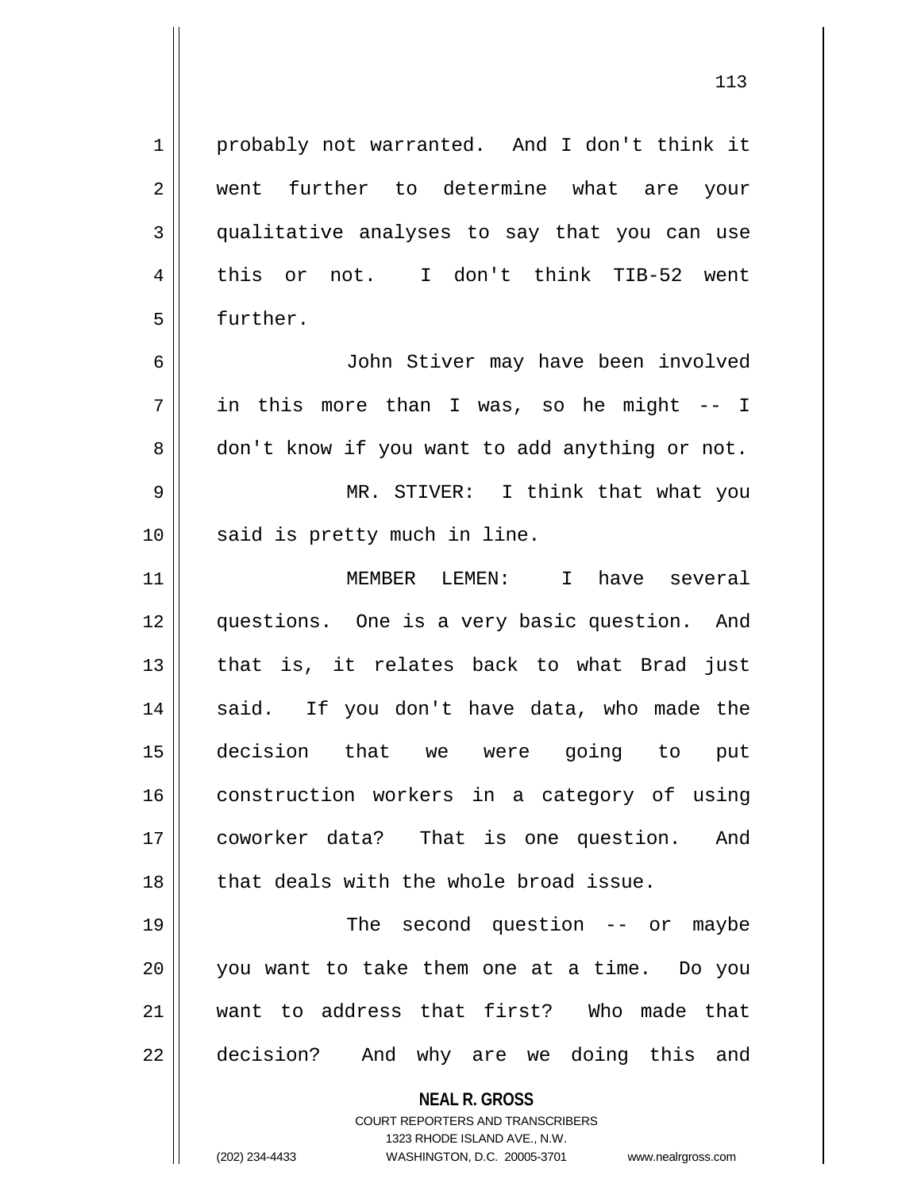probably not warranted. And I don't think it went further to determine what are your qualitative analyses to say that you can use this or not. I don't think TIB-52 went further.

John Stiver may have been involved in this more than I was, so he might -- I don't know if you want to add anything or not.

MR. STIVER: I think that what you said is pretty much in line.

MEMBER LEMEN: I have several questions. One is a very basic question. And that is, it relates back to what Brad just said. If you don't have data, who made the decision that we were going to put construction workers in a category of using coworker data? That is one question. And that deals with the whole broad issue.

The second question -- or maybe you want to take them one at a time. Do you want to address that first? Who made that decision? And why are we doing this and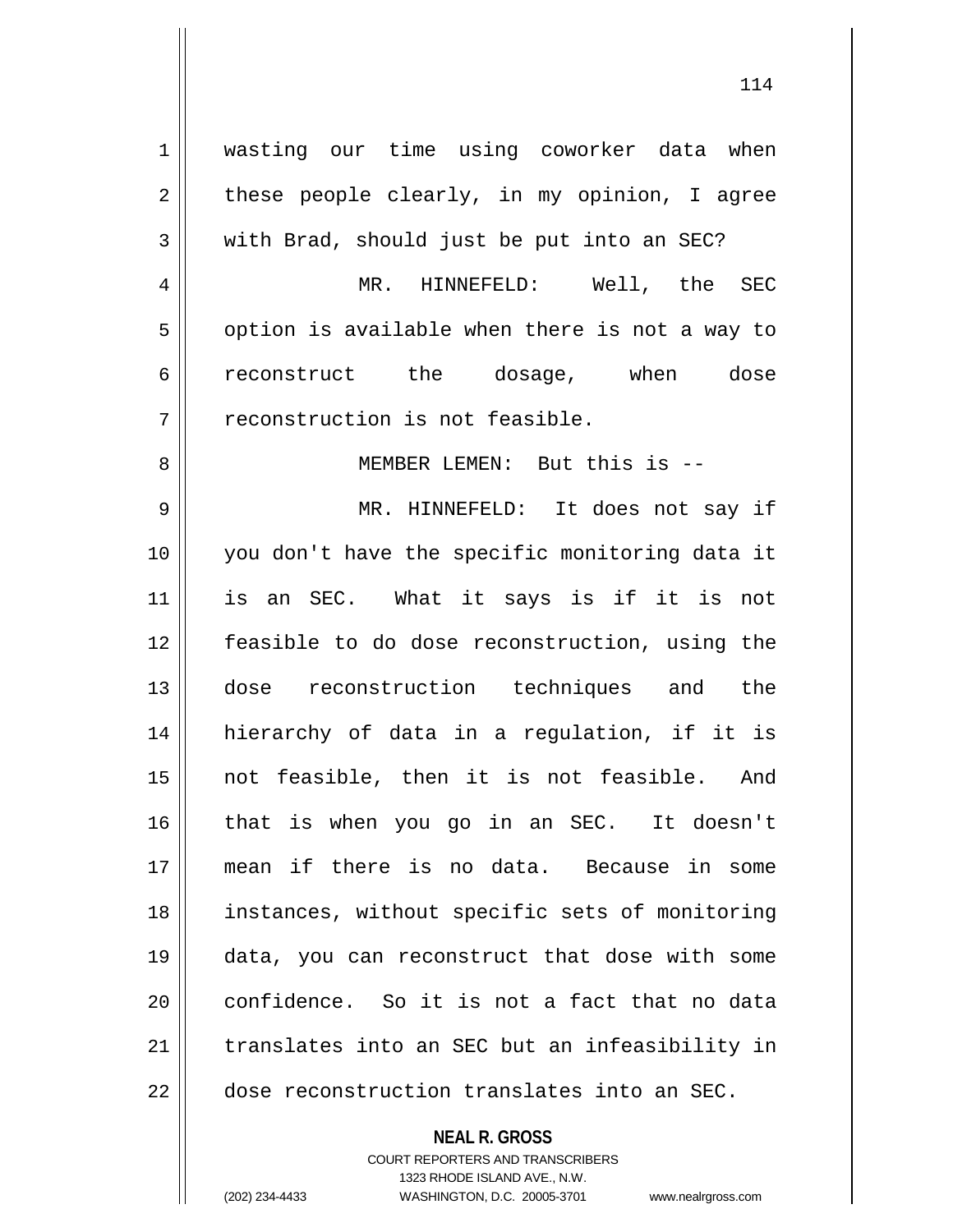wasting our time using coworker data when these people clearly, in my opinion, I agree with Brad, should just be put into an SEC?

MR. HINNEFELD: Well, the SEC option is available when there is not a way to reconstruct the dosage, when dose reconstruction is not feasible.

MEMBER LEMEN: But this is --

MR. HINNEFELD: It does not say if you don't have the specific monitoring data it is an SEC. What it says is if it is not feasible to do dose reconstruction, using the dose reconstruction techniques and the hierarchy of data in a regulation, if it is not feasible, then it is not feasible. And that is when you go in an SEC. It doesn't mean if there is no data. Because in some instances, without specific sets of monitoring data, you can reconstruct that dose with some confidence. So it is not a fact that no data translates into an SEC but an infeasibility in dose reconstruction translates into an SEC.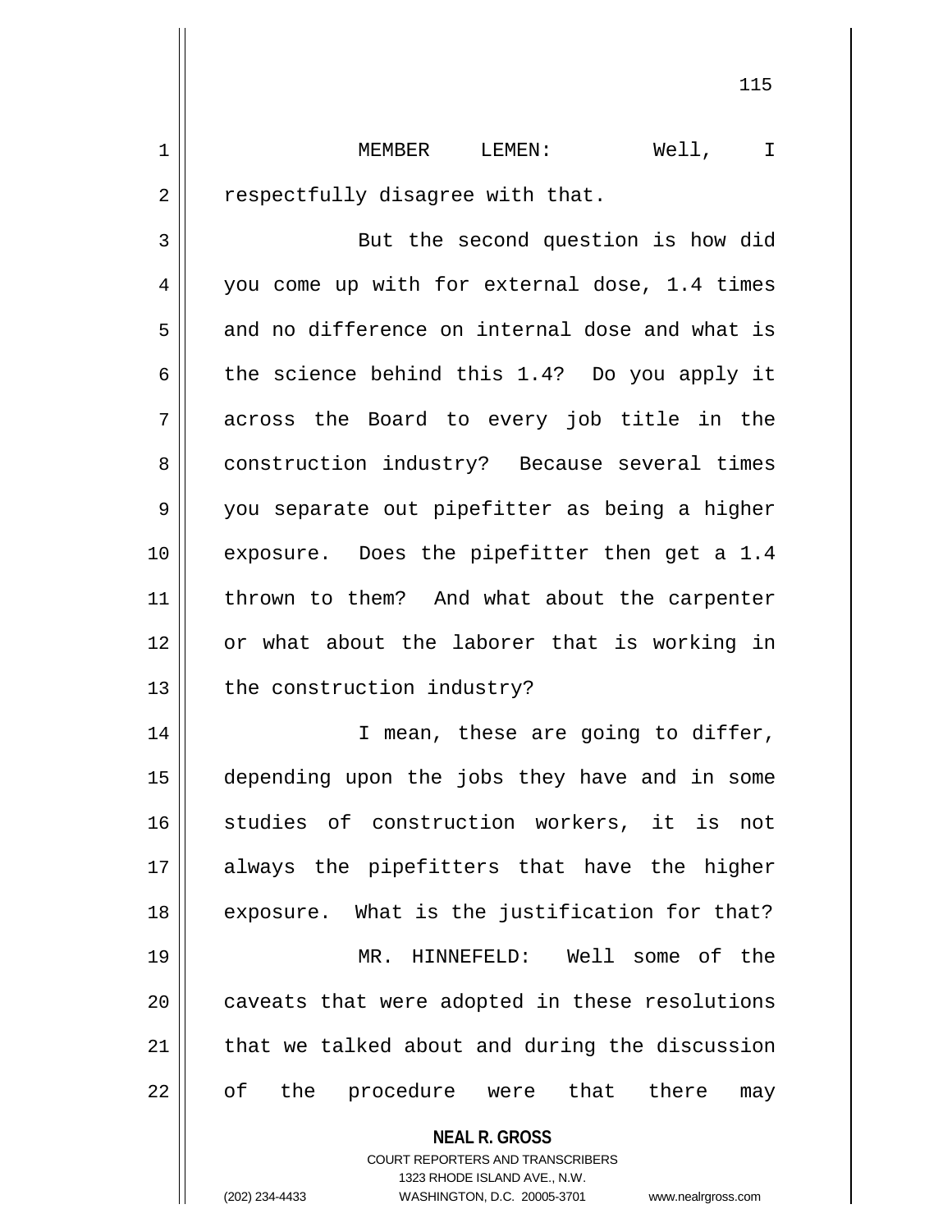MEMBER LEMEN: Well, I respectfully disagree with that.

But the second question is how did you come up with for external dose, 1.4 times and no difference on internal dose and what is the science behind this 1.4? Do you apply it across the Board to every job title in the construction industry? Because several times you separate out pipefitter as being a higher exposure. Does the pipefitter then get a 1.4 thrown to them? And what about the carpenter or what about the laborer that is working in the construction industry?

I mean, these are going to differ, depending upon the jobs they have and in some studies of construction workers, it is not always the pipefitters that have the higher exposure. What is the justification for that?

MR. HINNEFELD: Well some of the caveats that were adopted in these resolutions that we talked about and during the discussion of the procedure were that there may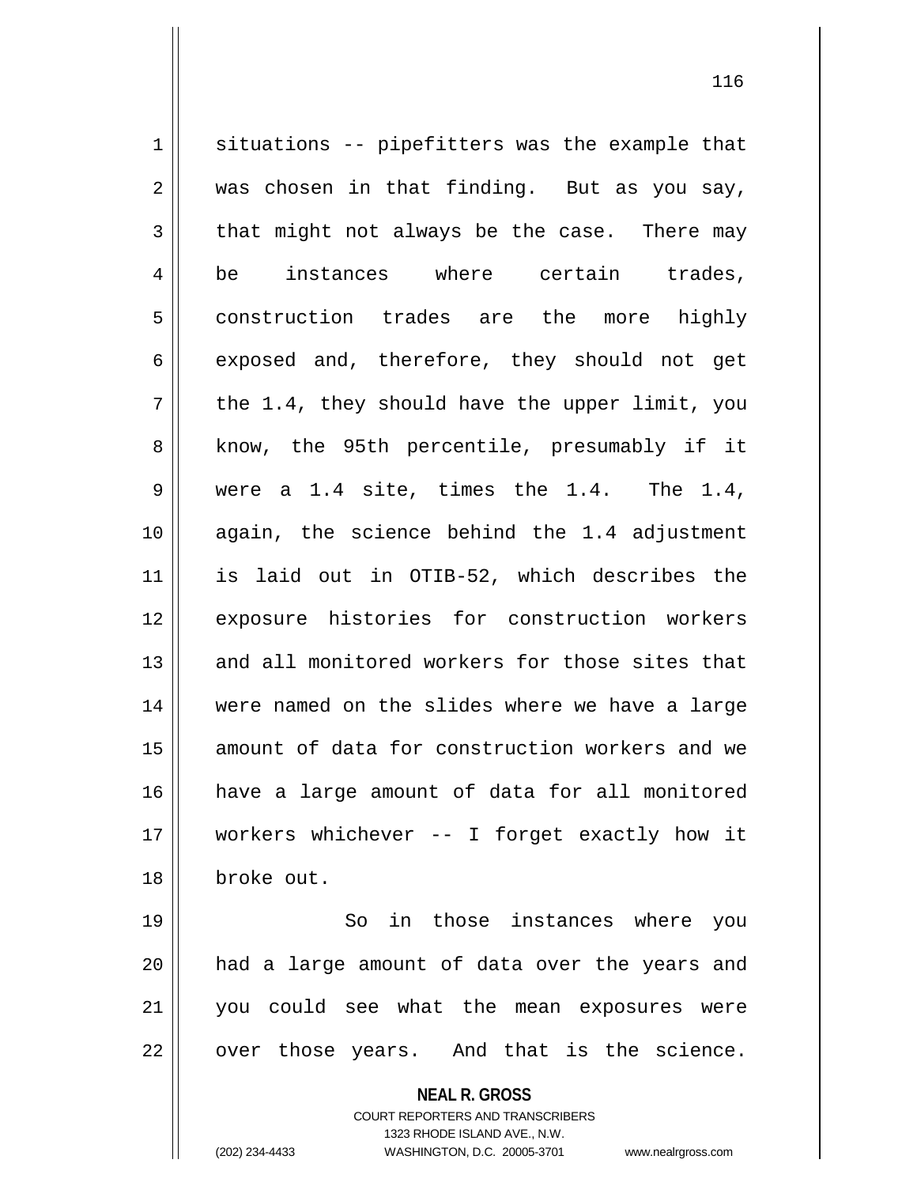situations -- pipefitters was the example that was chosen in that finding. But as you say, that might not always be the case. There may be instances where certain trades, construction trades are the more highly exposed and, therefore, they should not get the 1.4, they should have the upper limit, you know, the 95th percentile, presumably if it were a 1.4 site, times the 1.4. The 1.4, again, the science behind the 1.4 adjustment is laid out in OTIB-52, which describes the exposure histories for construction workers and all monitored workers for those sites that were named on the slides where we have a large amount of data for construction workers and we have a large amount of data for all monitored workers whichever -- I forget exactly how it broke out.

So in those instances where you had a large amount of data over the years and you could see what the mean exposures were over those years. And that is the science.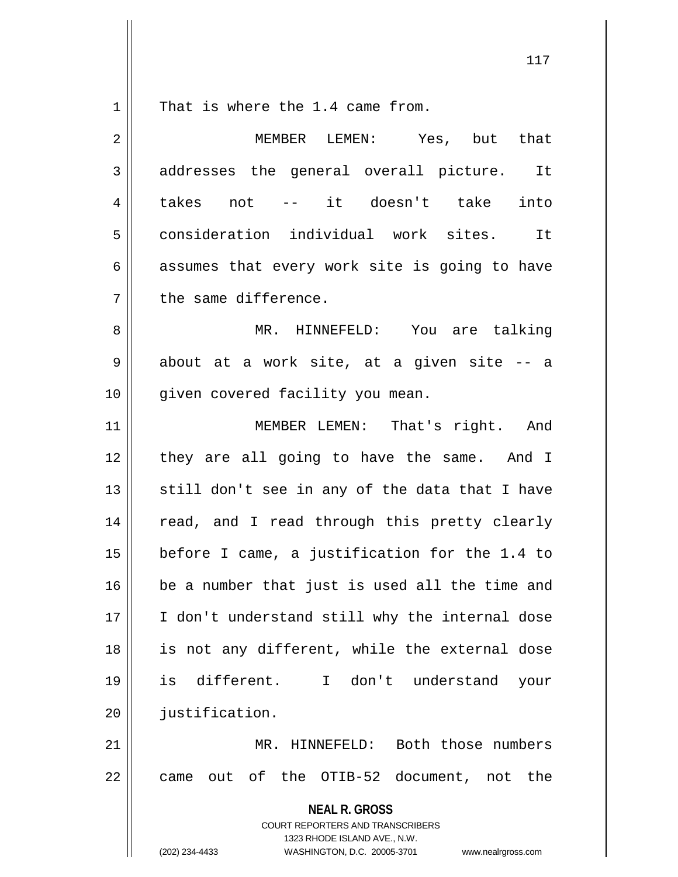That is where the 1.4 came from.

MEMBER LEMEN: Yes, but that addresses the general overall picture. It takes not -- it doesn't take into consideration individual work sites. It assumes that every work site is going to have the same difference.

MR. HINNEFELD: You are talking about at a work site, at a given site -- a given covered facility you mean.

MEMBER LEMEN: That's right. And they are all going to have the same. And I still don't see in any of the data that I have read, and I read through this pretty clearly before I came, a justification for the 1.4 to be a number that just is used all the time and I don't understand still why the internal dose is not any different, while the external dose is different. I don't understand your justification.

MR. HINNEFELD: Both those numbers came out of the OTIB-52 document, not the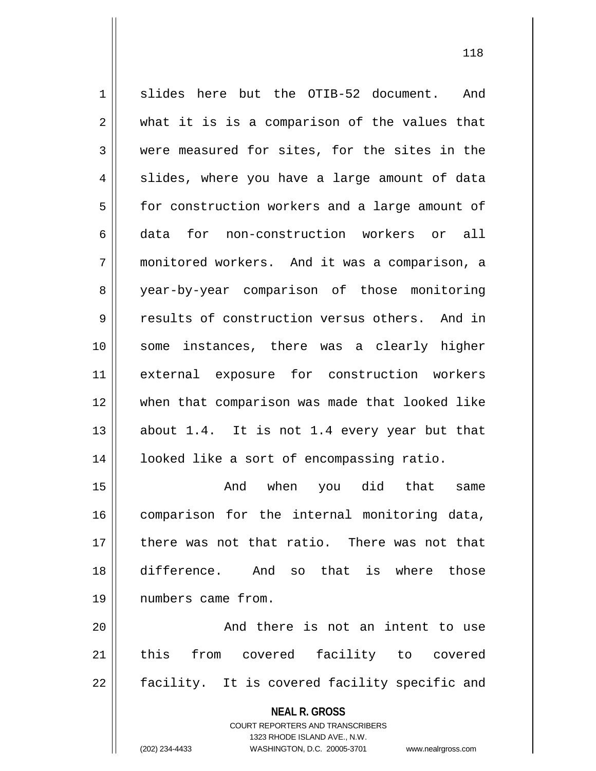slides here but the OTIB-52 document. And what it is is a comparison of the values that were measured for sites, for the sites in the slides, where you have a large amount of data for construction workers and a large amount of data for non-construction workers or all monitored workers. And it was a comparison, a year-by-year comparison of those monitoring results of construction versus others. And in some instances, there was a clearly higher external exposure for construction workers when that comparison was made that looked like about 1.4. It is not 1.4 every year but that looked like a sort of encompassing ratio.

And when you did that same comparison for the internal monitoring data, there was not that ratio. There was not that difference. And so that is where those numbers came from.

And there is not an intent to use this from covered facility to covered facility. It is covered facility specific and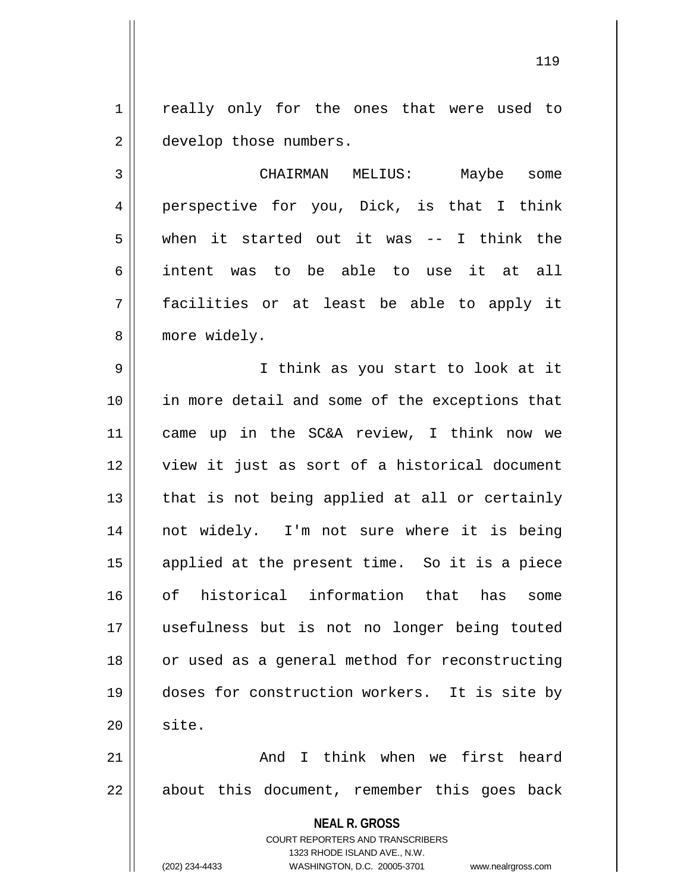really only for the ones that were used to develop those numbers.

CHAIRMAN MELIUS: Maybe some perspective for you, Dick, is that I think when it started out it was -- I think the intent was to be able to use it at all facilities or at least be able to apply it more widely.

I think as you start to look at it in more detail and some of the exceptions that came up in the SC&A review, I think now we view it just as sort of a historical document that is not being applied at all or certainly not widely. I'm not sure where it is being applied at the present time. So it is a piece of historical information that has some usefulness but is not no longer being touted or used as a general method for reconstructing doses for construction workers. It is site by site.

And I think when we first heard about this document, remember this goes back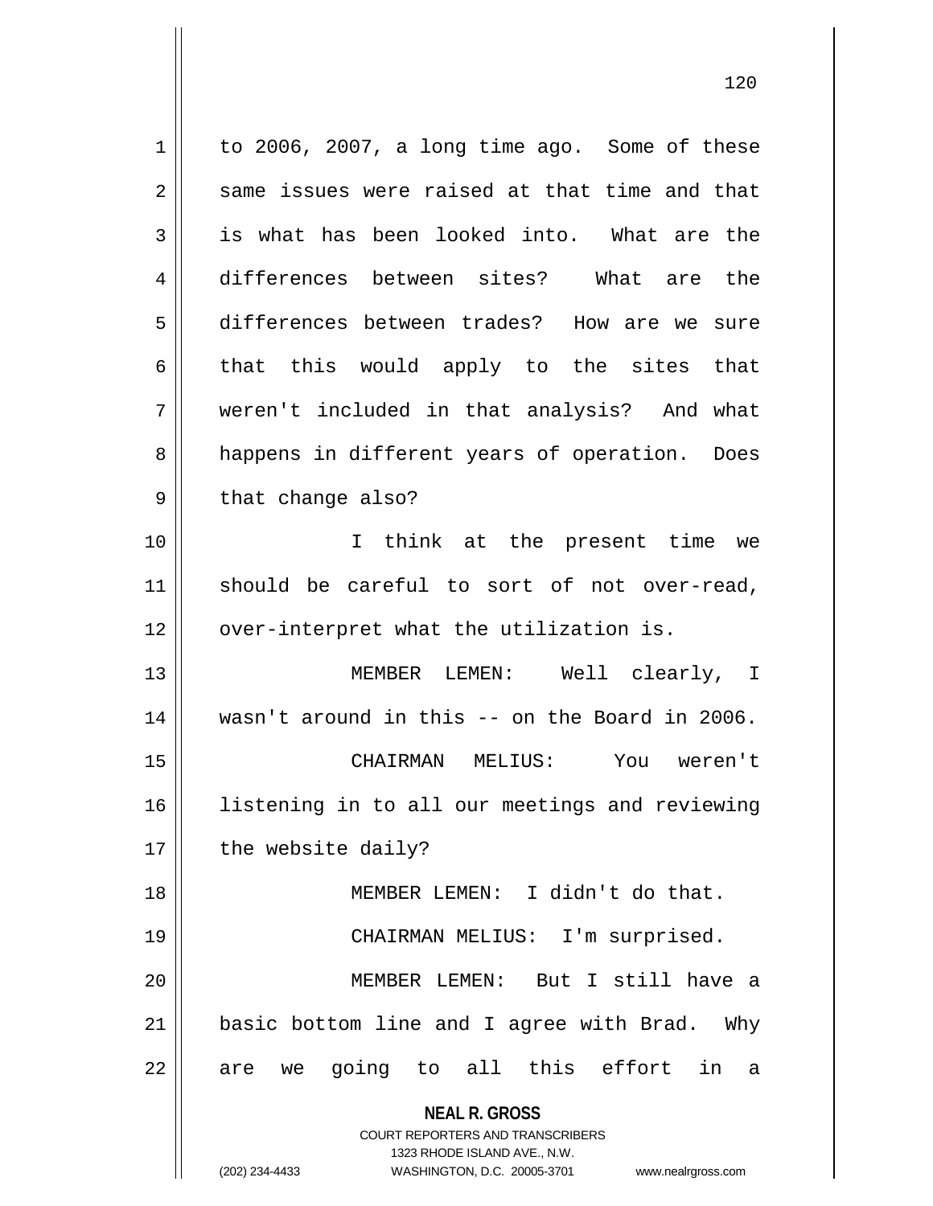to 2006, 2007, a long time ago. Some of these same issues were raised at that time and that is what has been looked into. What are the differences between sites? What are the differences between trades? How are we sure that this would apply to the sites that weren't included in that analysis? And what happens in different years of operation. Does that change also?

I think at the present time we should be careful to sort of not over-read, over-interpret what the utilization is.

MEMBER LEMEN: Well clearly, I wasn't around in this -- on the Board in 2006.

CHAIRMAN MELIUS: You weren't listening in to all our meetings and reviewing the website daily?

MEMBER LEMEN: I didn't do that.

CHAIRMAN MELIUS: I'm surprised.

MEMBER LEMEN: But I still have a basic bottom line and I agree with Brad. Why are we going to all this effort in a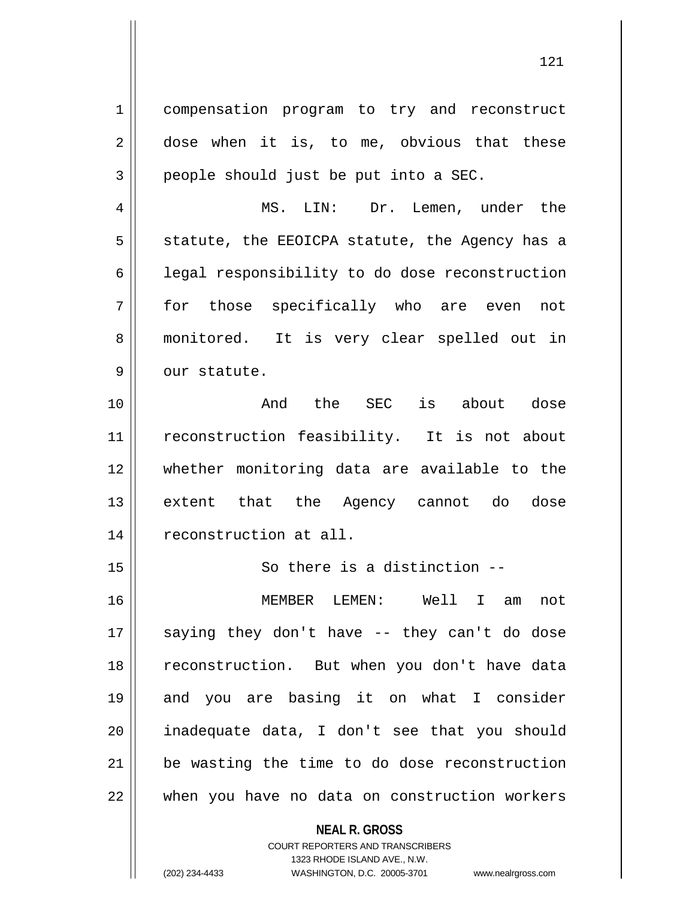compensation program to try and reconstruct dose when it is, to me, obvious that these people should just be put into a SEC.

MS. LIN: Dr. Lemen, under the statute, the EEOICPA statute, the Agency has a legal responsibility to do dose reconstruction for those specifically who are even not monitored. It is very clear spelled out in our statute.

And the SEC is about dose reconstruction feasibility. It is not about whether monitoring data are available to the extent that the Agency cannot do dose reconstruction at all.

So there is a distinction --

MEMBER LEMEN: Well I am not saying they don't have -- they can't do dose reconstruction. But when you don't have data and you are basing it on what I consider inadequate data, I don't see that you should be wasting the time to do dose reconstruction when you have no data on construction workers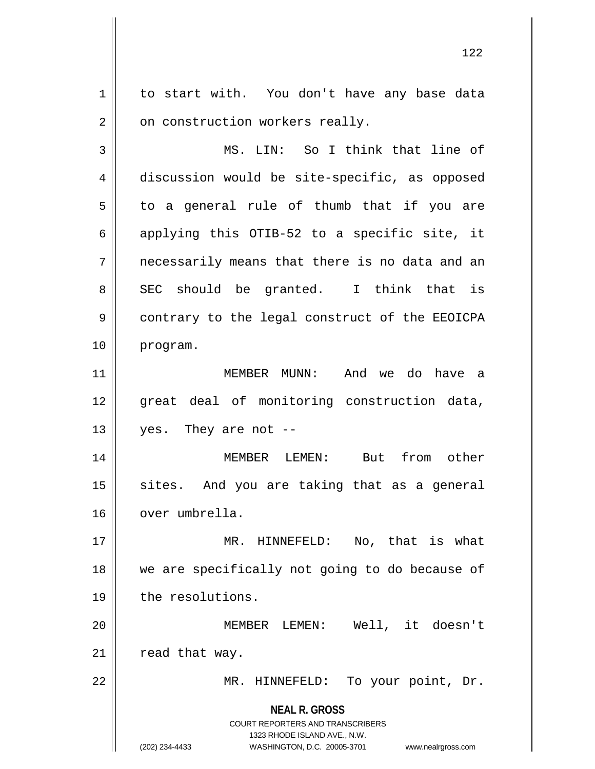to start with. You don't have any base data on construction workers really.

MS. LIN: So I think that line of discussion would be site-specific, as opposed to a general rule of thumb that if you are applying this OTIB-52 to a specific site, it necessarily means that there is no data and an SEC should be granted. I think that is contrary to the legal construct of the EEOICPA program.

MEMBER MUNN: And we do have a great deal of monitoring construction data, yes. They are not --

MEMBER LEMEN: But from other sites. And you are taking that as a general over umbrella.

MR. HINNEFELD: No, that is what we are specifically not going to do because of the resolutions.

MEMBER LEMEN: Well, it doesn't read that way.

MR. HINNEFELD: To your point, Dr.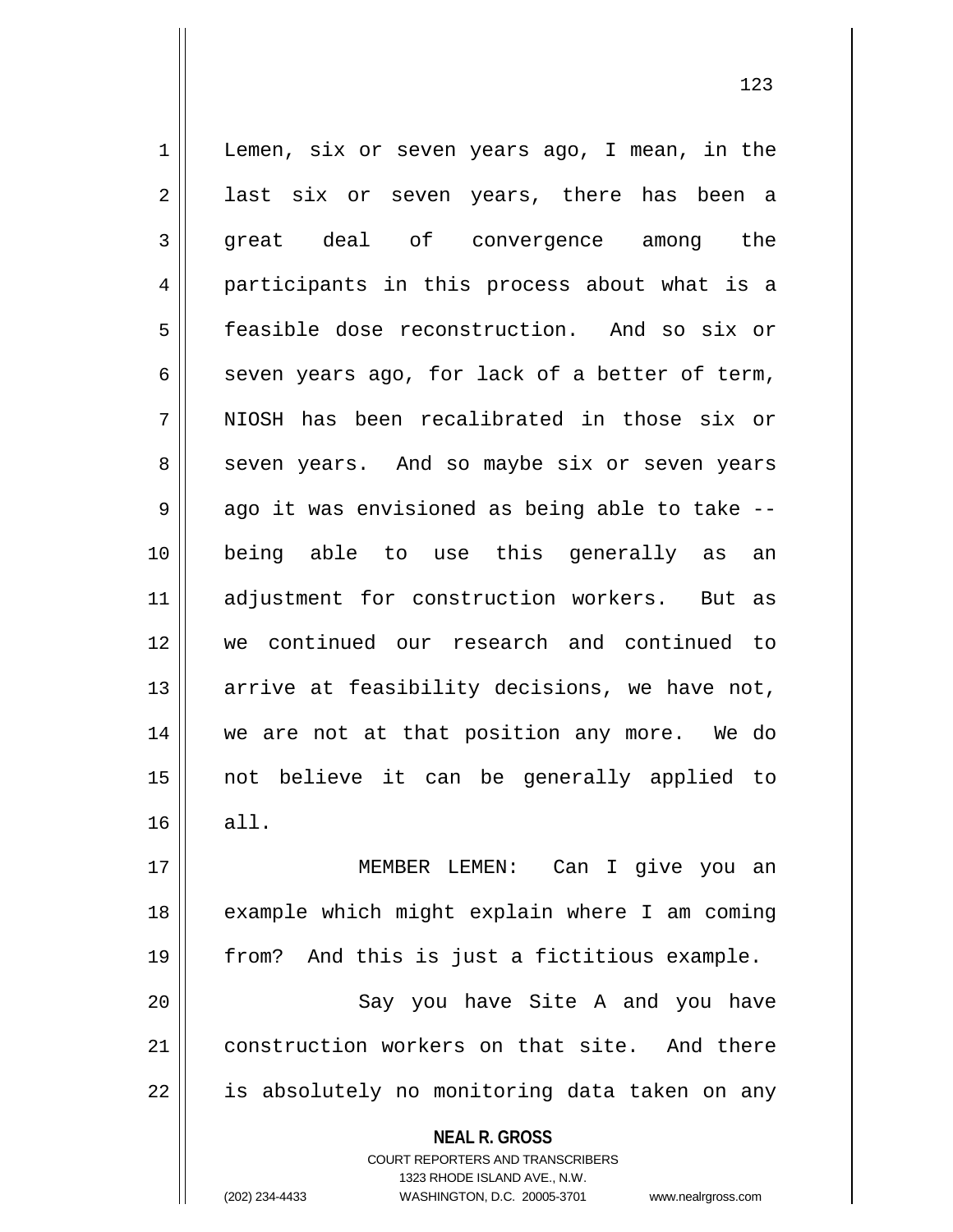Lemen, six or seven years ago, I mean, in the last six or seven years, there has been a great deal of convergence among the participants in this process about what is a feasible dose reconstruction. And so six or seven years ago, for lack of a better of term, NIOSH has been recalibrated in those six or seven years. And so maybe six or seven years ago it was envisioned as being able to take -- being able to use this generally as an adjustment for construction workers. But as we continued our research and continued to arrive at feasibility decisions, we have not, we are not at that position any more. We do not believe it can be generally applied to all.

MEMBER LEMEN: Can I give you an example which might explain where I am coming from? And this is just a fictitious example.

Say you have Site A and you have construction workers on that site. And there is absolutely no monitoring data taken on any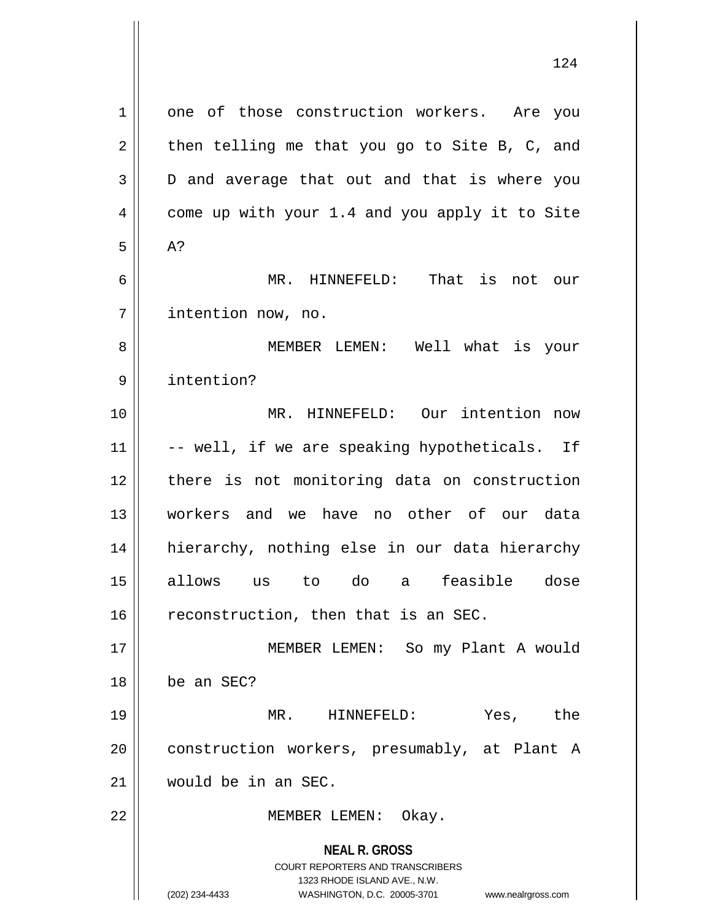one of those construction workers. Are you then telling me that you go to Site B, C, and D and average that out and that is where you come up with your 1.4 and you apply it to Site A?

MR. HINNEFELD: That is not our intention now, no.

MEMBER LEMEN: Well what is your intention?

MR. HINNEFELD: Our intention now -- well, if we are speaking hypotheticals. If there is not monitoring data on construction workers and we have no other of our data hierarchy, nothing else in our data hierarchy allows us to do a feasible dose reconstruction, then that is an SEC.

MEMBER LEMEN: So my Plant A would be an SEC?

MR. HINNEFELD: Yes, the construction workers, presumably, at Plant A would be in an SEC.

MEMBER LEMEN: Okay.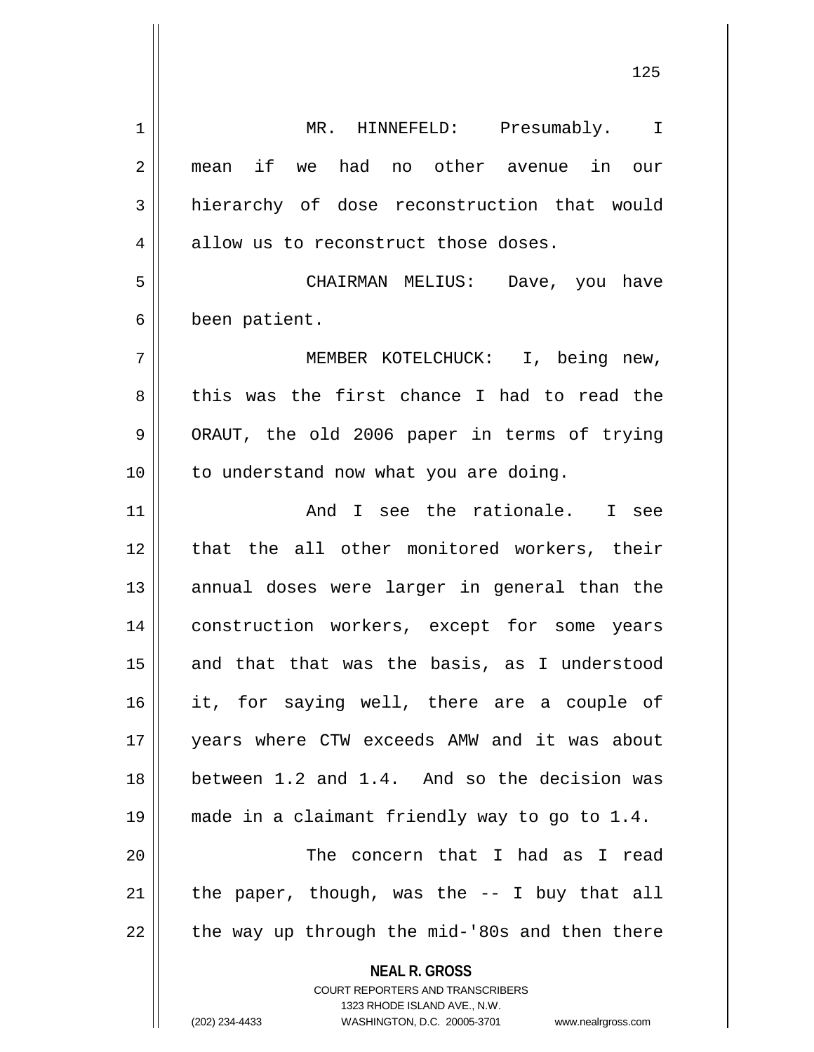MR. HINNEFELD: Presumably. I mean if we had no other avenue in our hierarchy of dose reconstruction that would allow us to reconstruct those doses.

CHAIRMAN MELIUS: Dave, you have been patient.

MEMBER KOTELCHUCK: I, being new, this was the first chance I had to read the ORAUT, the old 2006 paper in terms of trying to understand now what you are doing.

And I see the rationale. I see that the all other monitored workers, their annual doses were larger in general than the construction workers, except for some years and that that was the basis, as I understood it, for saying well, there are a couple of years where CTW exceeds AMW and it was about between 1.2 and 1.4. And so the decision was made in a claimant friendly way to go to 1.4.

The concern that I had as I read the paper, though, was the -- I buy that all the way up through the mid-'80s and then there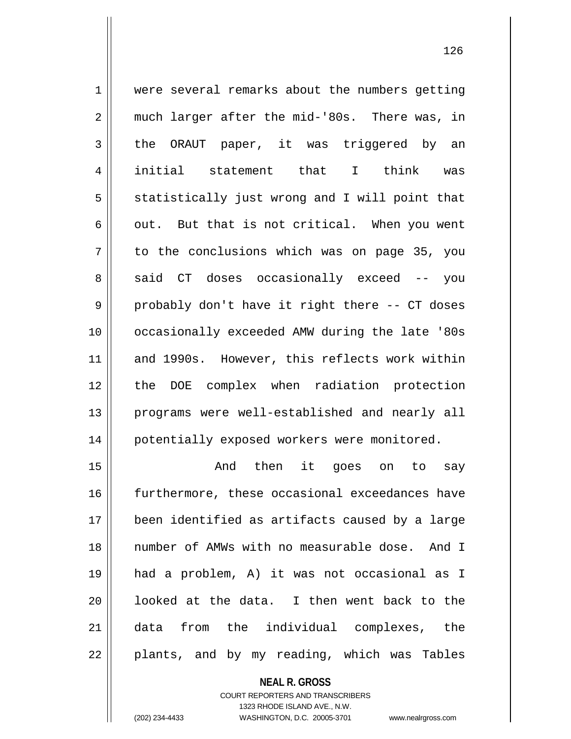were several remarks about the numbers getting much larger after the mid-'80s. There was, in the ORAUT paper, it was triggered by an initial statement that I think was statistically just wrong and I will point that out. But that is not critical. When you went to the conclusions which was on page 35, you said CT doses occasionally exceed -- you probably don't have it right there -- CT doses occasionally exceeded AMW during the late '80s and 1990s. However, this reflects work within the DOE complex when radiation protection programs were well-established and nearly all potentially exposed workers were monitored.

And then it goes on to say furthermore, these occasional exceedances have been identified as artifacts caused by a large number of AMWs with no measurable dose. And I had a problem, A) it was not occasional as I looked at the data. I then went back to the data from the individual complexes, the plants, and by my reading, which was Tables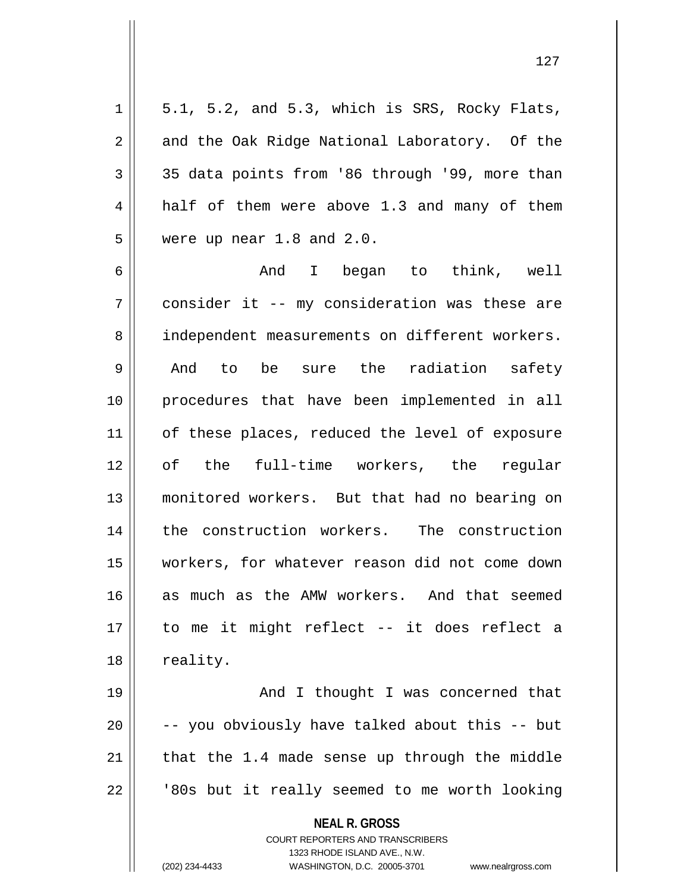5.1, 5.2, and 5.3, which is SRS, Rocky Flats, and the Oak Ridge National Laboratory. Of the 35 data points from '86 through '99, more than half of them were above 1.3 and many of them were up near 1.8 and 2.0.

And I began to think, well consider it -- my consideration was these are independent measurements on different workers. And to be sure the radiation safety procedures that have been implemented in all of these places, reduced the level of exposure of the full-time workers, the regular monitored workers. But that had no bearing on the construction workers. The construction workers, for whatever reason did not come down as much as the AMW workers. And that seemed to me it might reflect -- it does reflect a reality.

And I thought I was concerned that -- you obviously have talked about this -- but that the 1.4 made sense up through the middle '80s but it really seemed to me worth looking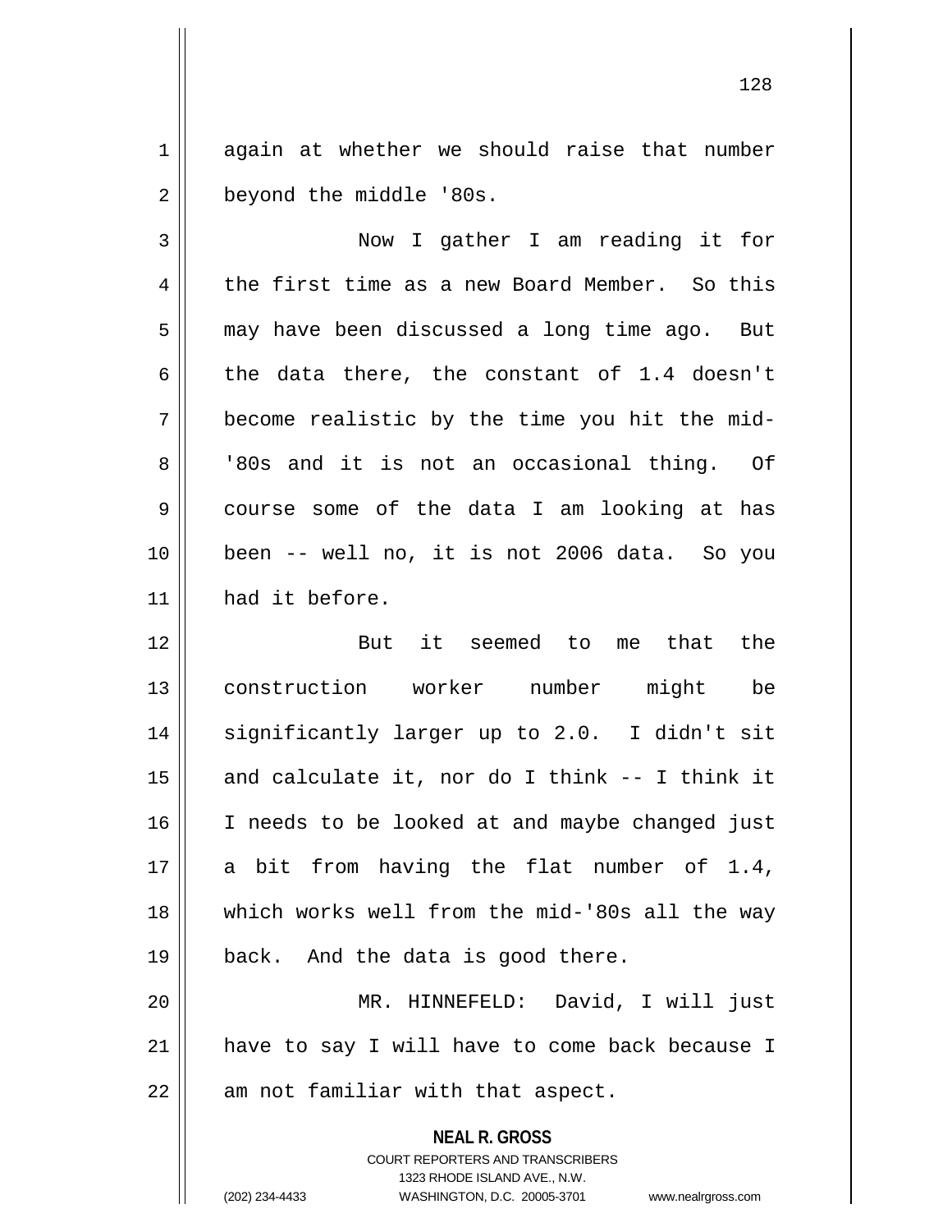again at whether we should raise that number beyond the middle '80s.

Now I gather I am reading it for the first time as a new Board Member. So this may have been discussed a long time ago. But the data there, the constant of 1.4 doesn't become realistic by the time you hit the mid-'80s and it is not an occasional thing. Of course some of the data I am looking at has been -- well no, it is not 2006 data. So you had it before.

But it seemed to me that the construction worker number might be significantly larger up to 2.0. I didn't sit and calculate it, nor do I think -- I think it I needs to be looked at and maybe changed just a bit from having the flat number of 1.4, which works well from the mid-'80s all the way back. And the data is good there.

MR. HINNEFELD: David, I will just have to say I will have to come back because I am not familiar with that aspect.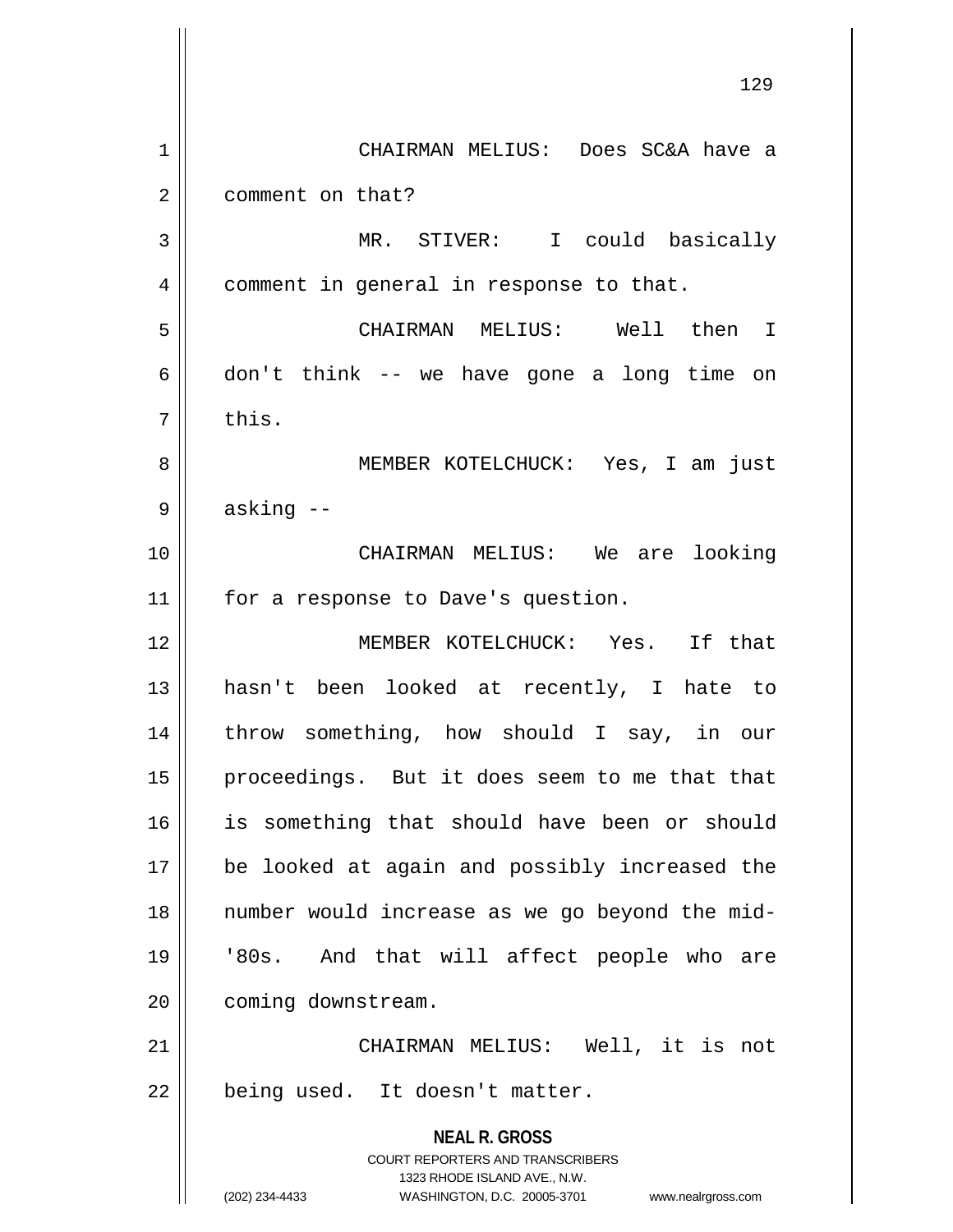CHAIRMAN MELIUS: Does SC&A have a comment on that?

MR. STIVER: I could basically comment in general in response to that.

CHAIRMAN MELIUS: Well then I don't think -- we have gone a long time on this.

MEMBER KOTELCHUCK: Yes, I am just asking --

CHAIRMAN MELIUS: We are looking for a response to Dave's question.

MEMBER KOTELCHUCK: Yes. If that hasn't been looked at recently, I hate to throw something, how should I say, in our proceedings. But it does seem to me that that is something that should have been or should be looked at again and possibly increased the number would increase as we go beyond the mid-'80s. And that will affect people who are coming downstream.

CHAIRMAN MELIUS: Well, it is not being used. It doesn't matter.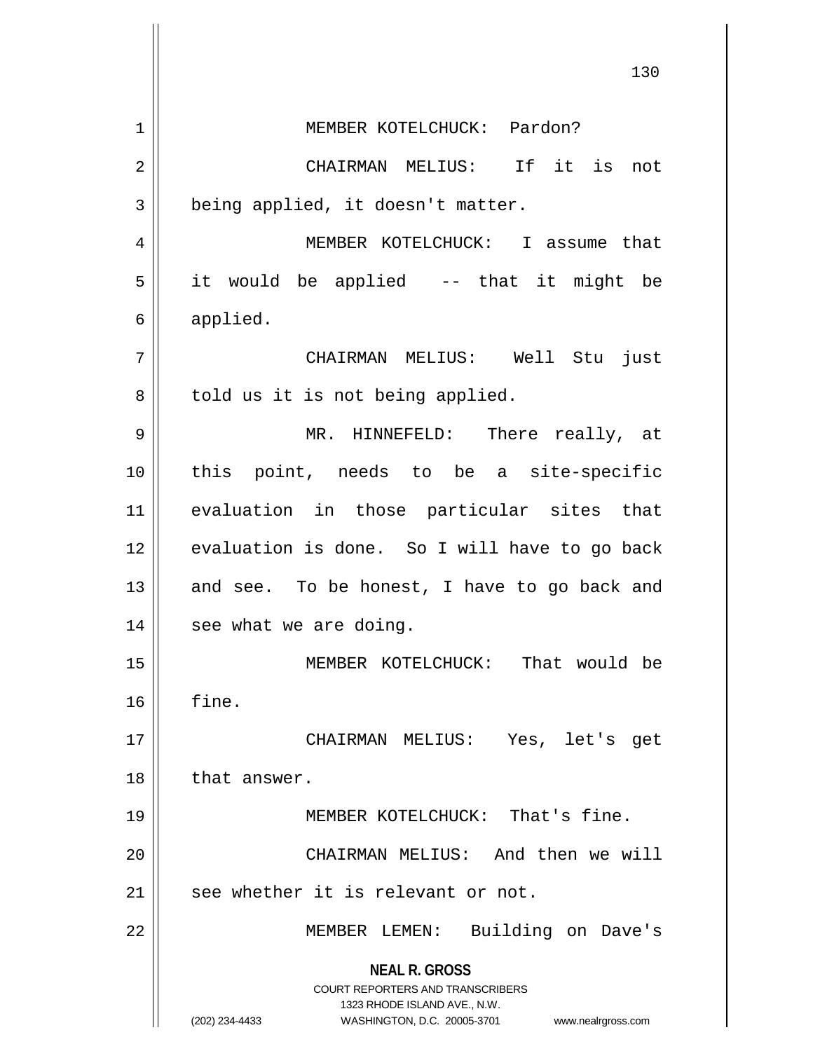MEMBER KOTELCHUCK: Pardon?

CHAIRMAN MELIUS: If it is not being applied, it doesn't matter.

MEMBER KOTELCHUCK: I assume that it would be applied -- that it might be applied.

CHAIRMAN MELIUS: Well Stu just told us it is not being applied.

MR. HINNEFELD: There really, at this point, needs to be a site-specific evaluation in those particular sites that evaluation is done. So I will have to go back and see. To be honest, I have to go back and see what we are doing.

MEMBER KOTELCHUCK: That would be fine.

CHAIRMAN MELIUS: Yes, let's get that answer.

MEMBER KOTELCHUCK: That's fine.

CHAIRMAN MELIUS: And then we will see whether it is relevant or not.

MEMBER LEMEN: Building on Dave's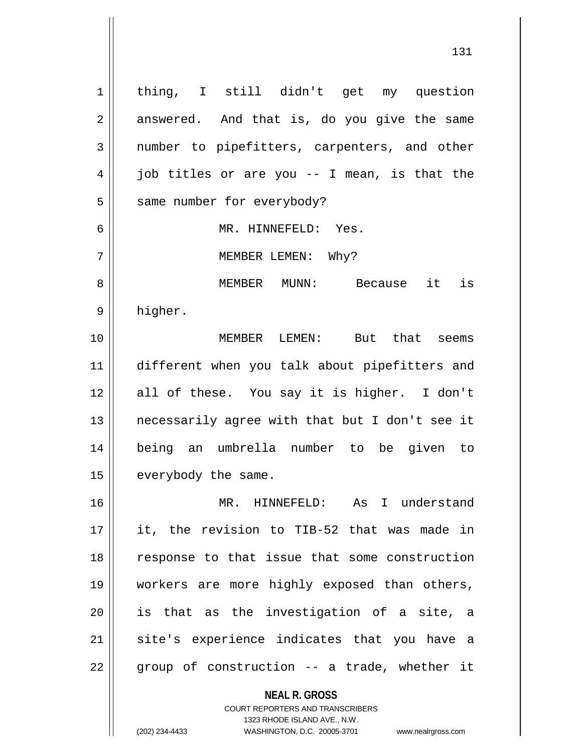thing, I still didn't get my question answered. And that is, do you give the same number to pipefitters, carpenters, and other job titles or are you -- I mean, is that the same number for everybody?

MR. HINNEFELD: Yes.

MEMBER LEMEN: Why?

MEMBER MUNN: Because it is higher.

MEMBER LEMEN: But that seems different when you talk about pipefitters and all of these. You say it is higher. I don't necessarily agree with that but I don't see it being an umbrella number to be given to everybody the same.

MR. HINNEFELD: As I understand it, the revision to TIB-52 that was made in response to that issue that some construction workers are more highly exposed than others, is that as the investigation of a site, a site's experience indicates that you have a group of construction -- a trade, whether it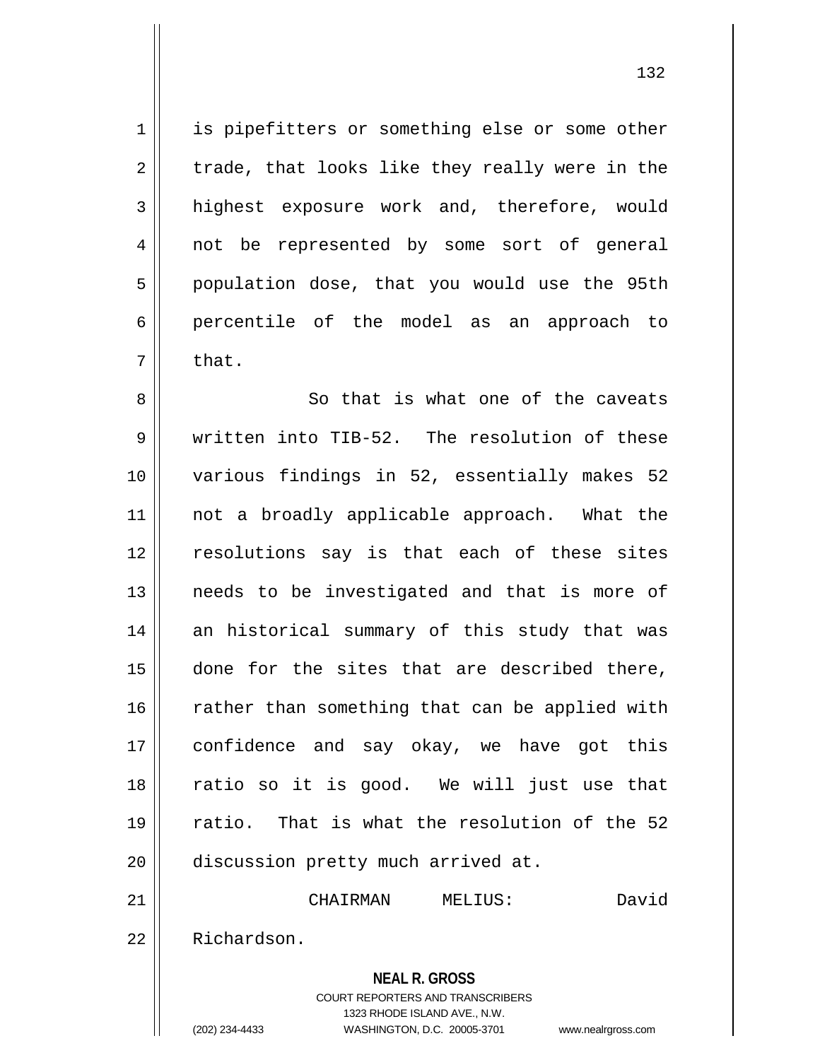is pipefitters or something else or some other trade, that looks like they really were in the highest exposure work and, therefore, would not be represented by some sort of general population dose, that you would use the 95th percentile of the model as an approach to that.

So that is what one of the caveats written into TIB-52. The resolution of these various findings in 52, essentially makes 52 not a broadly applicable approach. What the resolutions say is that each of these sites needs to be investigated and that is more of an historical summary of this study that was done for the sites that are described there, rather than something that can be applied with confidence and say okay, we have got this ratio so it is good. We will just use that ratio. That is what the resolution of the 52 discussion pretty much arrived at.

CHAIRMAN MELIUS: David Richardson.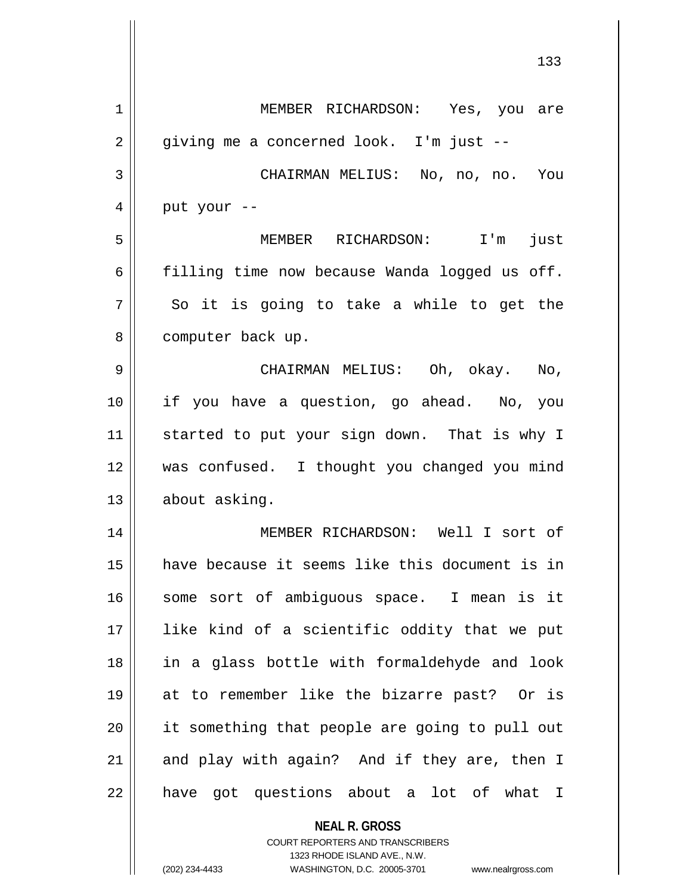MEMBER RICHARDSON: Yes, you are giving me a concerned look. I'm just --

CHAIRMAN MELIUS: No, no, no. You put your --

MEMBER RICHARDSON: I'm just filling time now because Wanda logged us off. So it is going to take a while to get the computer back up.

CHAIRMAN MELIUS: Oh, okay. No, if you have a question, go ahead. No, you started to put your sign down. That is why I was confused. I thought you changed you mind about asking.

MEMBER RICHARDSON: Well I sort of have because it seems like this document is in some sort of ambiguous space. I mean is it like kind of a scientific oddity that we put in a glass bottle with formaldehyde and look at to remember like the bizarre past? Or is it something that people are going to pull out and play with again? And if they are, then I have got questions about a lot of what I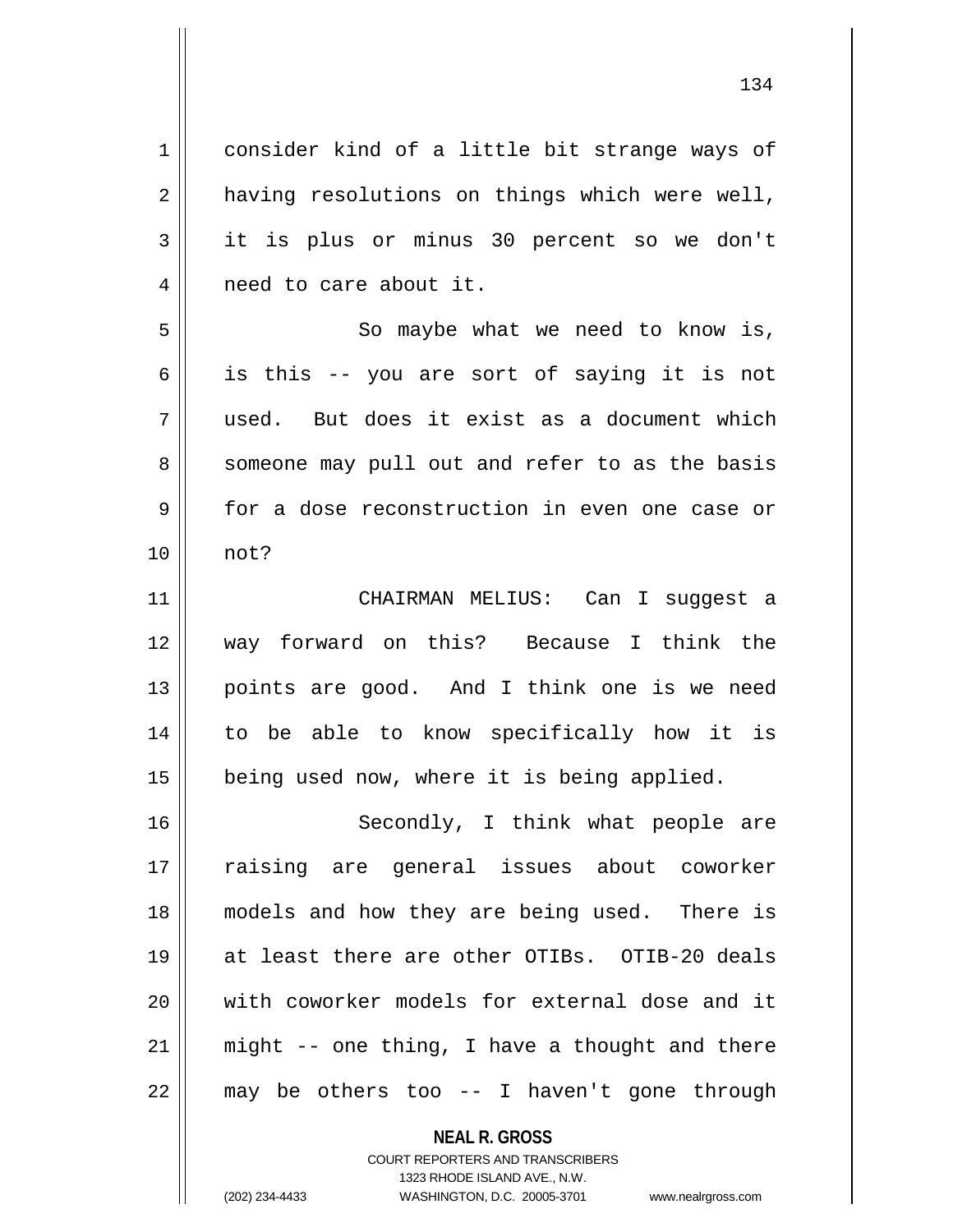consider kind of a little bit strange ways of having resolutions on things which were well, it is plus or minus 30 percent so we don't need to care about it.

So maybe what we need to know is, is this -- you are sort of saying it is not used. But does it exist as a document which someone may pull out and refer to as the basis for a dose reconstruction in even one case or not?

CHAIRMAN MELIUS: Can I suggest a way forward on this? Because I think the points are good. And I think one is we need to be able to know specifically how it is being used now, where it is being applied.

Secondly, I think what people are raising are general issues about coworker models and how they are being used. There is at least there are other OTIBs. OTIB-20 deals with coworker models for external dose and it might -- one thing, I have a thought and there may be others too -- I haven't gone through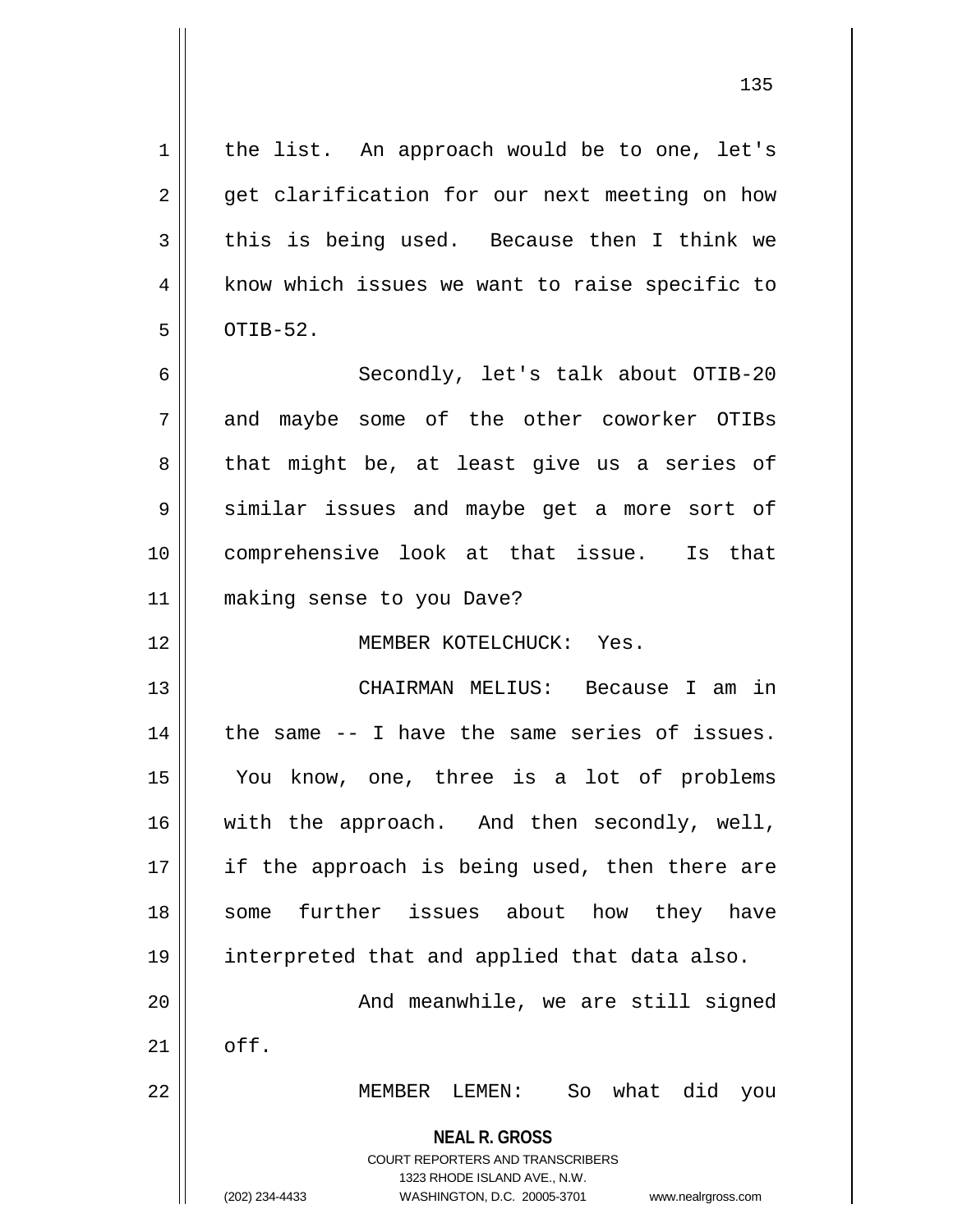the list. An approach would be to one, let's get clarification for our next meeting on how this is being used. Because then I think we know which issues we want to raise specific to OTIB-52.

Secondly, let's talk about OTIB-20 and maybe some of the other coworker OTIBs that might be, at least give us a series of similar issues and maybe get a more sort of comprehensive look at that issue. Is that making sense to you Dave?

MEMBER KOTELCHUCK: Yes.

CHAIRMAN MELIUS: Because I am in the same -- I have the same series of issues. You know, one, three is a lot of problems with the approach. And then secondly, well, if the approach is being used, then there are some further issues about how they have interpreted that and applied that data also.

And meanwhile, we are still signed off.

MEMBER LEMEN: So what did you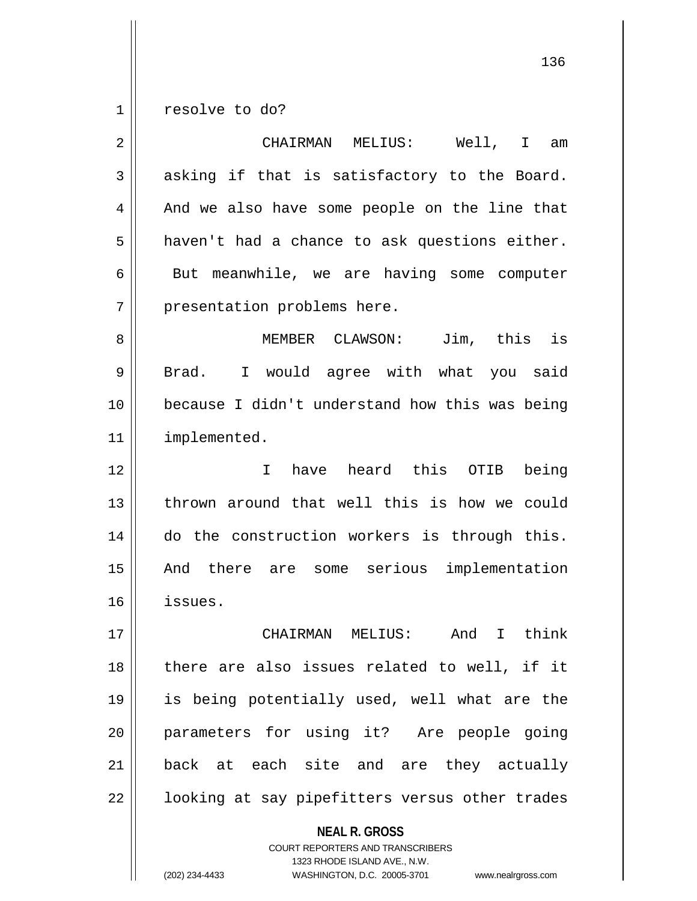resolve to do?

CHAIRMAN MELIUS: Well, I am asking if that is satisfactory to the Board. And we also have some people on the line that haven't had a chance to ask questions either. But meanwhile, we are having some computer presentation problems here.

MEMBER CLAWSON: Jim, this is Brad. I would agree with what you said because I didn't understand how this was being implemented.

I have heard this OTIB being thrown around that well this is how we could do the construction workers is through this. And there are some serious implementation issues.

CHAIRMAN MELIUS: And I think there are also issues related to well, if it is being potentially used, well what are the parameters for using it? Are people going back at each site and are they actually looking at say pipefitters versus other trades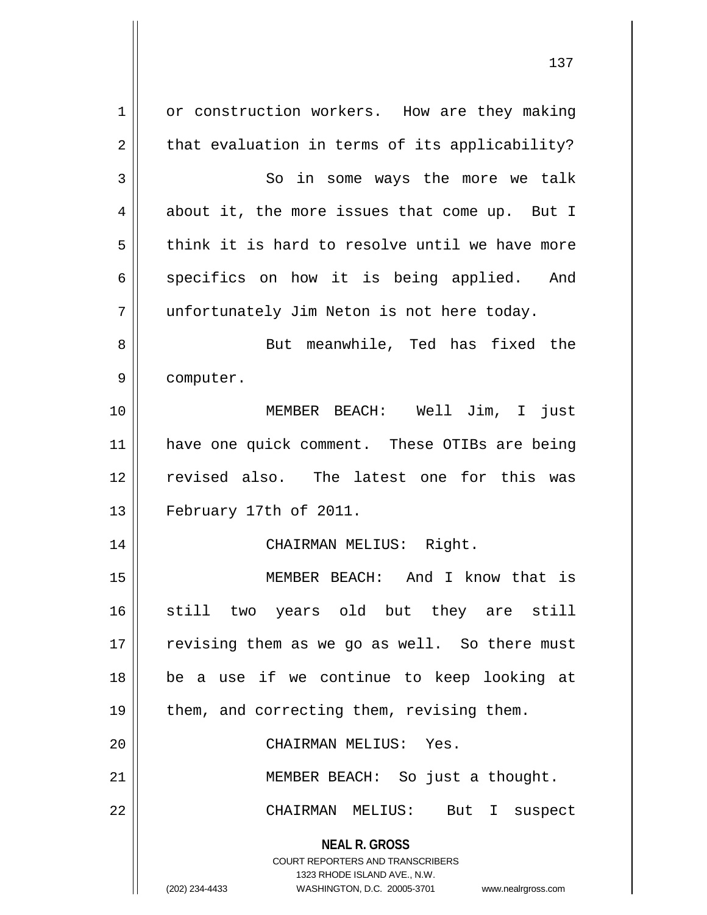or construction workers. How are they making that evaluation in terms of its applicability?

So in some ways the more we talk about it, the more issues that come up. But I think it is hard to resolve until we have more specifics on how it is being applied. And unfortunately Jim Neton is not here today.

But meanwhile, Ted has fixed the computer.

MEMBER BEACH: Well Jim, I just have one quick comment. These OTIBs are being revised also. The latest one for this was February 17th of 2011.

CHAIRMAN MELIUS: Right.

MEMBER BEACH: And I know that is still two years old but they are still revising them as we go as well. So there must be a use if we continue to keep looking at them, and correcting them, revising them.

CHAIRMAN MELIUS: Yes.

MEMBER BEACH: So just a thought.

CHAIRMAN MELIUS: But I suspect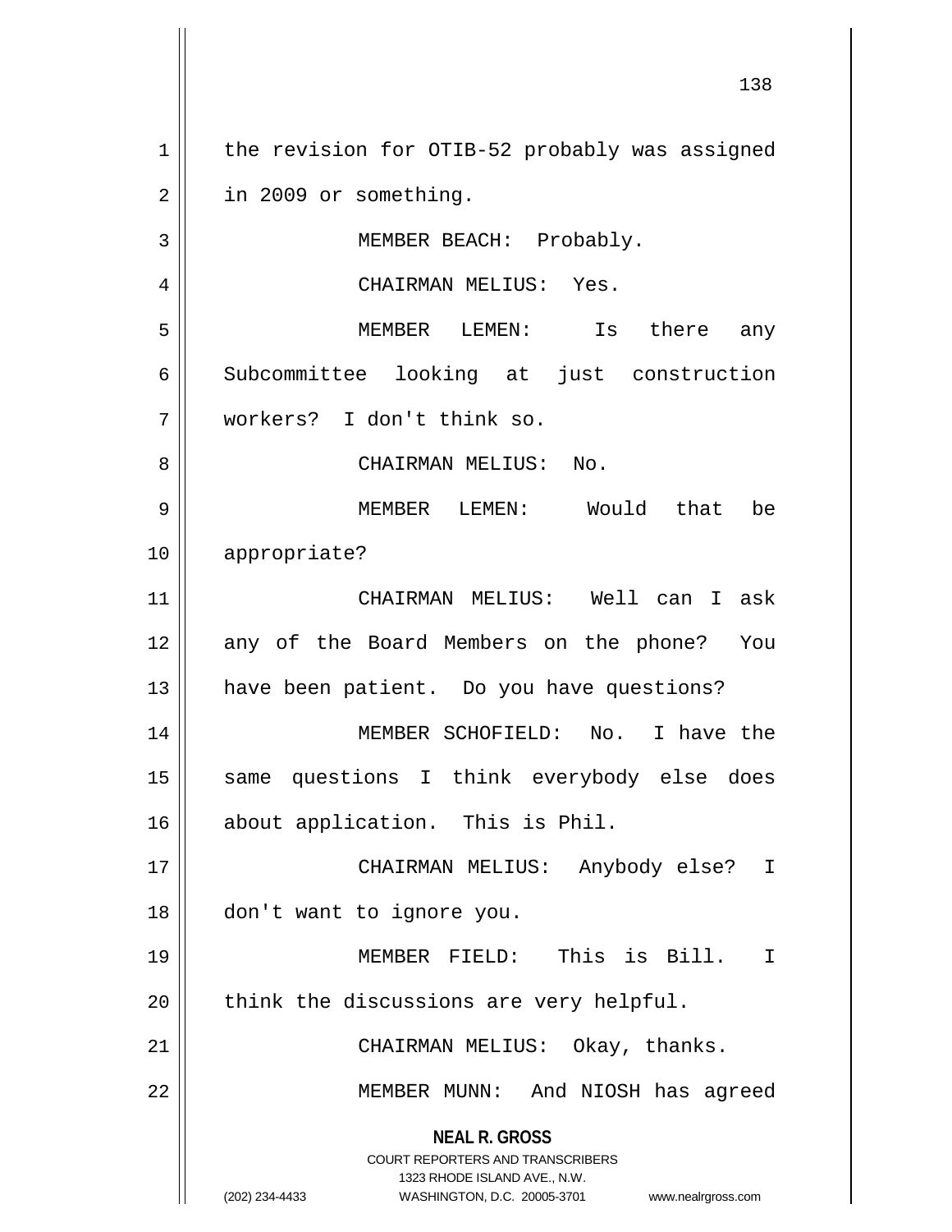the revision for OTIB-52 probably was assigned in 2009 or something.

MEMBER BEACH: Probably.

CHAIRMAN MELIUS: Yes.

MEMBER LEMEN: Is there any Subcommittee looking at just construction workers? I don't think so.

CHAIRMAN MELIUS: No.

MEMBER LEMEN: Would that be appropriate?

CHAIRMAN MELIUS: Well can I ask any of the Board Members on the phone? You have been patient. Do you have questions?

MEMBER SCHOFIELD: No. I have the same questions I think everybody else does about application. This is Phil.

CHAIRMAN MELIUS: Anybody else? I don't want to ignore you.

MEMBER FIELD: This is Bill. I think the discussions are very helpful.

CHAIRMAN MELIUS: Okay, thanks.

MEMBER MUNN: And NIOSH has agreed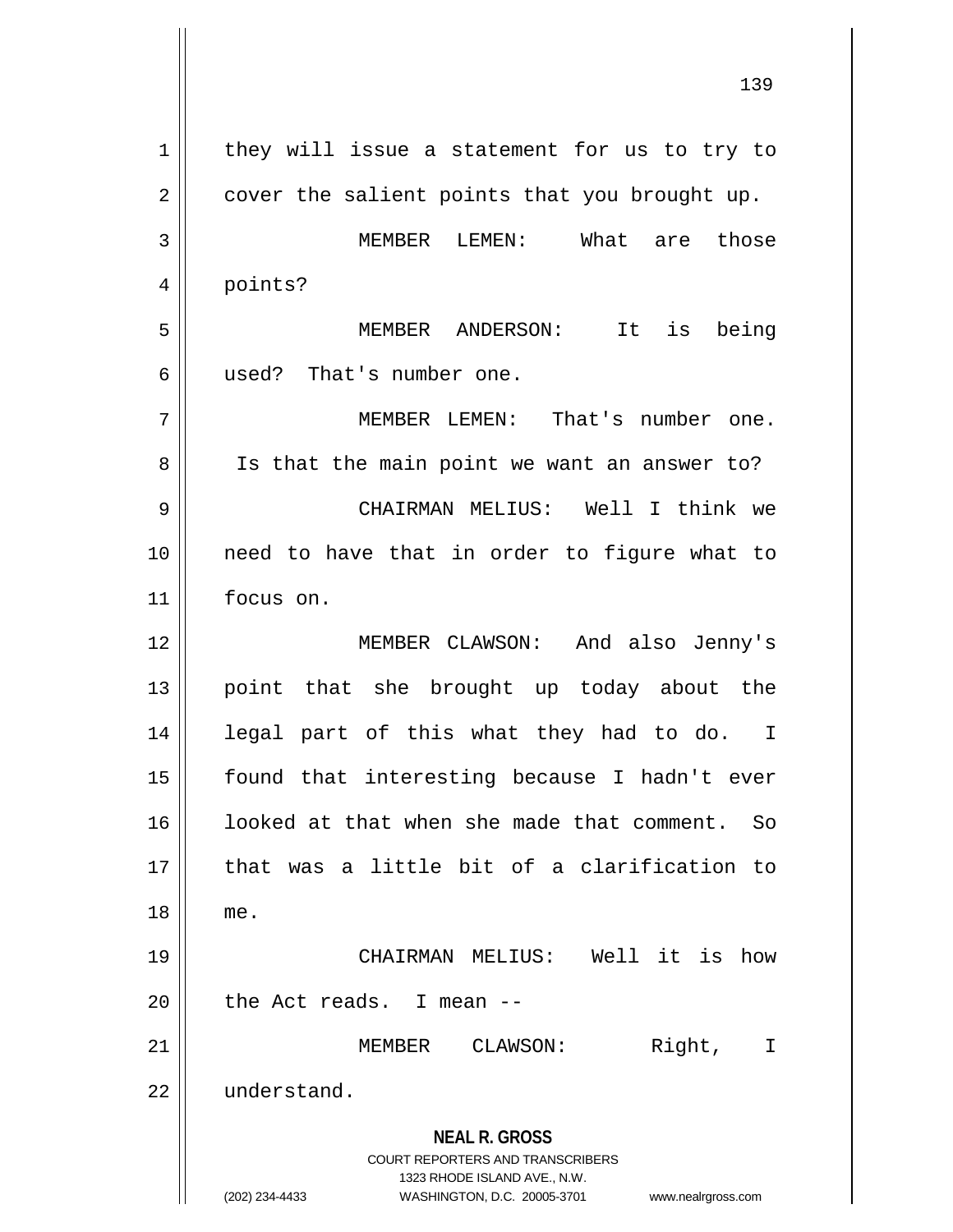they will issue a statement for us to try to cover the salient points that you brought up.

MEMBER LEMEN: What are those points?

MEMBER ANDERSON: It is being used? That's number one.

MEMBER LEMEN: That's number one. Is that the main point we want an answer to?

CHAIRMAN MELIUS: Well I think we need to have that in order to figure what to focus on.

MEMBER CLAWSON: And also Jenny's point that she brought up today about the legal part of this what they had to do. I found that interesting because I hadn't ever looked at that when she made that comment. So that was a little bit of a clarification to me.

CHAIRMAN MELIUS: Well it is how the Act reads. I mean --

MEMBER CLAWSON: Right, I understand.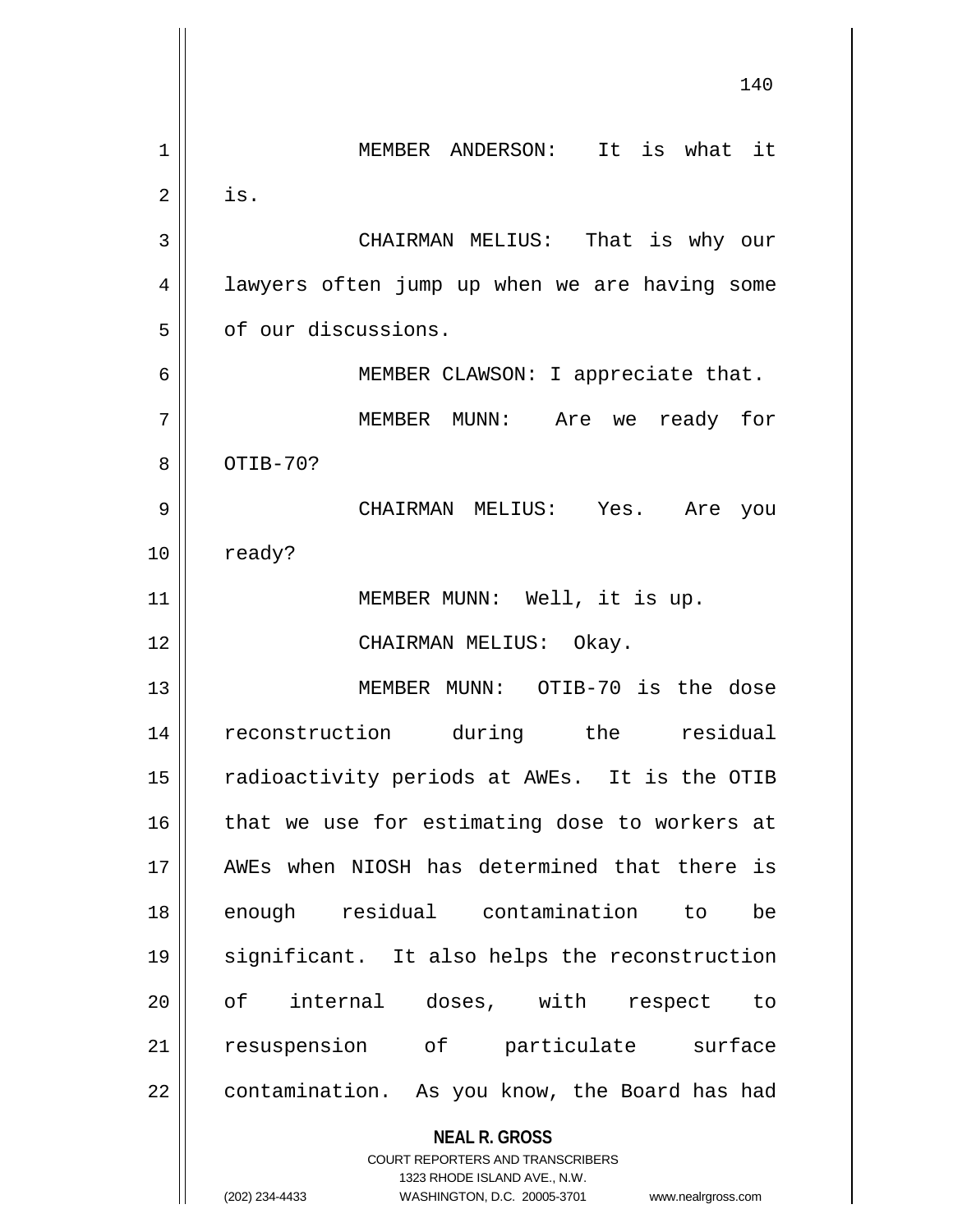MEMBER ANDERSON: It is what it is.

CHAIRMAN MELIUS: That is why our lawyers often jump up when we are having some of our discussions.

MEMBER CLAWSON: I appreciate that.

MEMBER MUNN: Are we ready for OTIB-70?

CHAIRMAN MELIUS: Yes. Are you ready?

MEMBER MUNN: Well, it is up.

CHAIRMAN MELIUS: Okay.

MEMBER MUNN: OTIB-70 is the dose reconstruction during the residual radioactivity periods at AWEs. It is the OTIB that we use for estimating dose to workers at AWEs when NIOSH has determined that there is enough residual contamination to be significant. It also helps the reconstruction of internal doses, with respect to resuspension of particulate surface contamination. As you know, the Board has had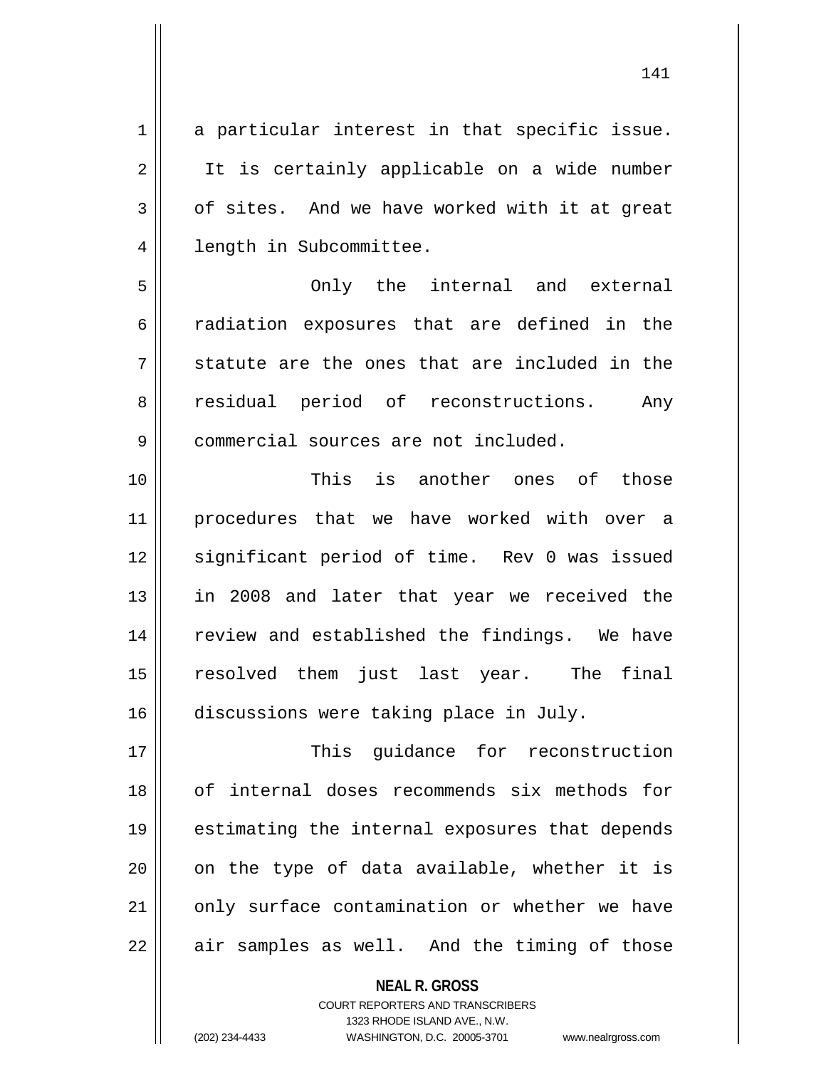a particular interest in that specific issue. It is certainly applicable on a wide number of sites. And we have worked with it at great length in Subcommittee.

Only the internal and external radiation exposures that are defined in the statute are the ones that are included in the residual period of reconstructions. Any commercial sources are not included.

This is another ones of those procedures that we have worked with over a significant period of time. Rev 0 was issued in 2008 and later that year we received the review and established the findings. We have resolved them just last year. The final discussions were taking place in July.

This guidance for reconstruction of internal doses recommends six methods for estimating the internal exposures that depends on the type of data available, whether it is only surface contamination or whether we have air samples as well. And the timing of those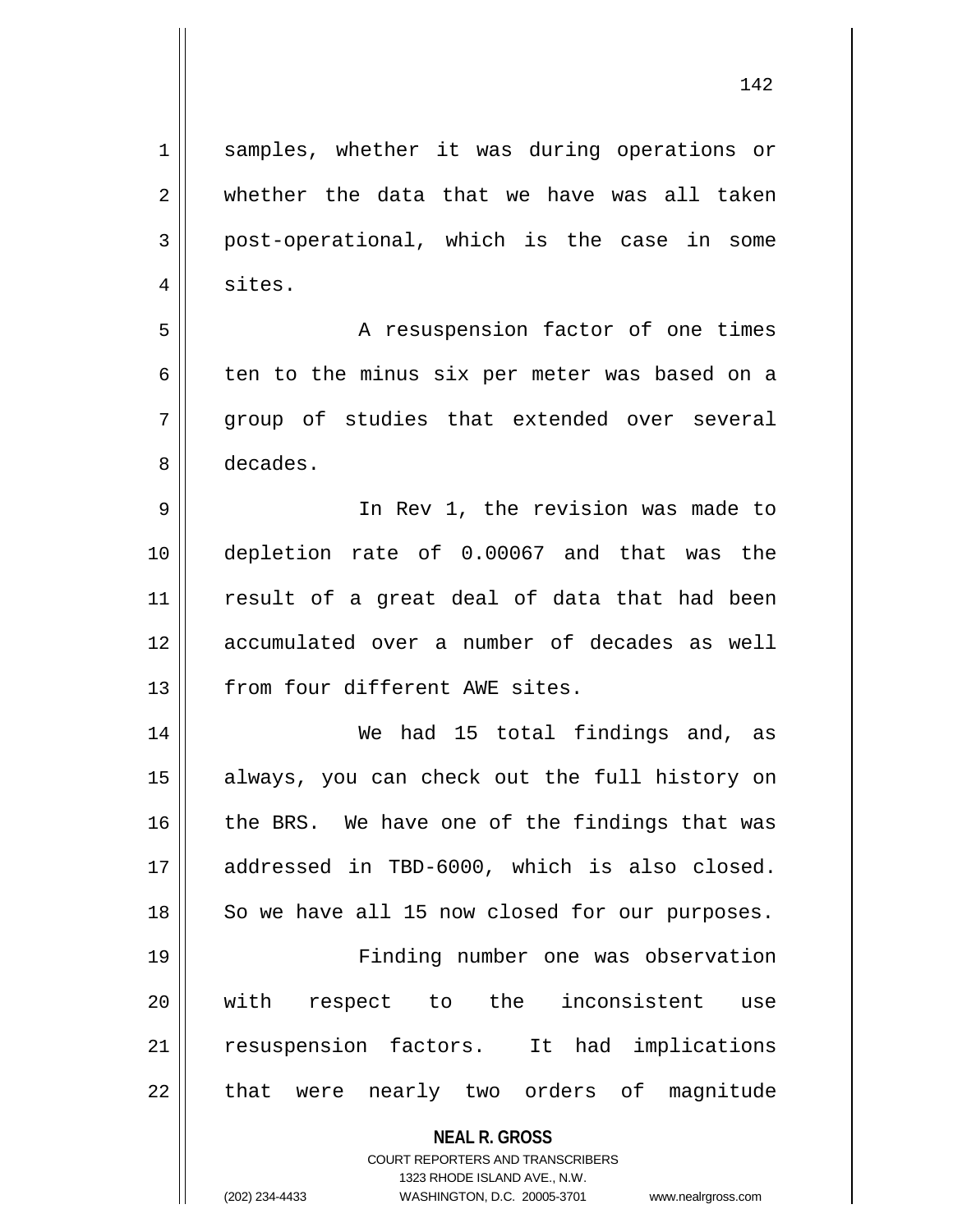samples, whether it was during operations or whether the data that we have was all taken post-operational, which is the case in some sites.

A resuspension factor of one times ten to the minus six per meter was based on a group of studies that extended over several decades.

In Rev 1, the revision was made to depletion rate of 0.00067 and that was the result of a great deal of data that had been accumulated over a number of decades as well from four different AWE sites.

We had 15 total findings and, as always, you can check out the full history on the BRS. We have one of the findings that was addressed in TBD-6000, which is also closed. So we have all 15 now closed for our purposes.

Finding number one was observation with respect to the inconsistent use resuspension factors. It had implications that were nearly two orders of magnitude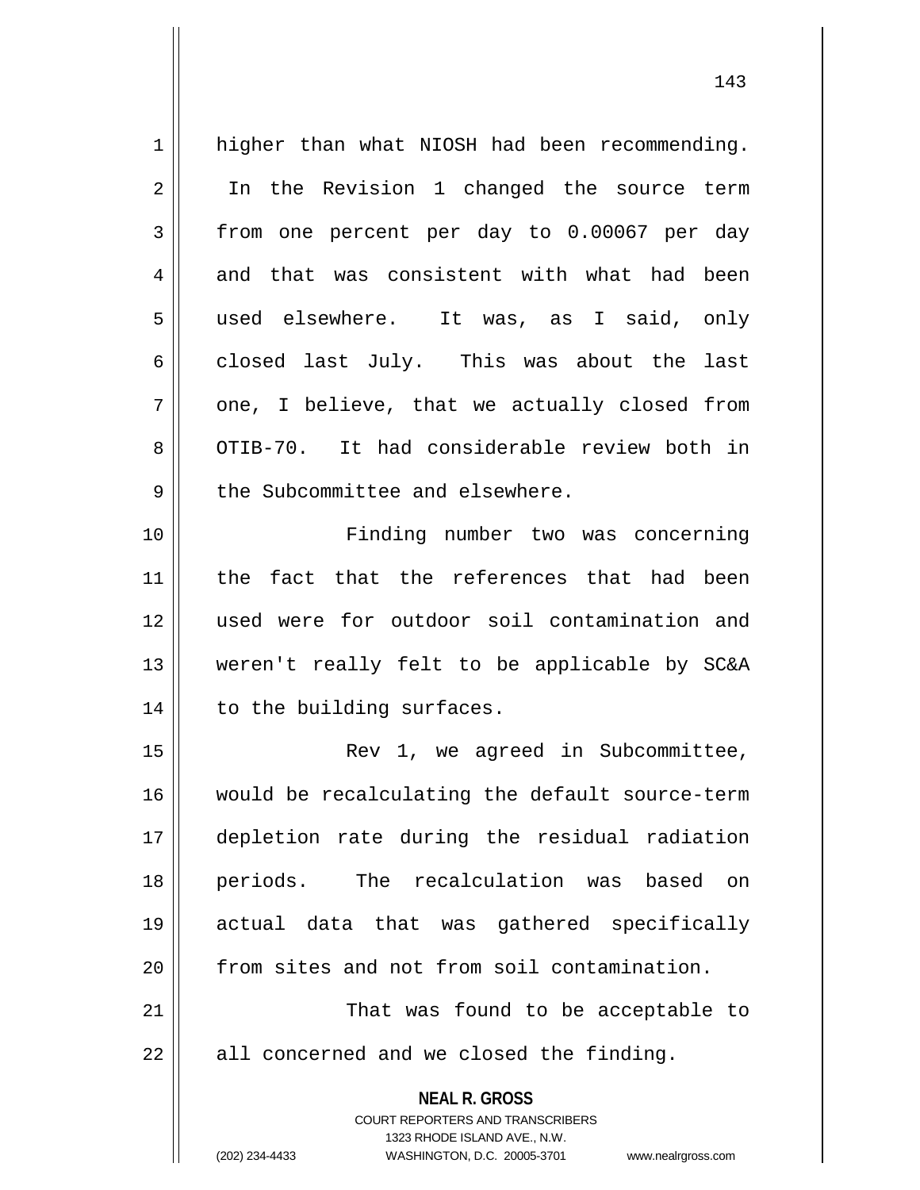higher than what NIOSH had been recommending. In the Revision 1 changed the source term from one percent per day to 0.00067 per day and that was consistent with what had been used elsewhere. It was, as I said, only closed last July. This was about the last one, I believe, that we actually closed from OTIB-70. It had considerable review both in the Subcommittee and elsewhere.

Finding number two was concerning the fact that the references that had been used were for outdoor soil contamination and weren't really felt to be applicable by SC&A to the building surfaces.

Rev 1, we agreed in Subcommittee, would be recalculating the default source-term depletion rate during the residual radiation periods. The recalculation was based on actual data that was gathered specifically from sites and not from soil contamination.

That was found to be acceptable to all concerned and we closed the finding.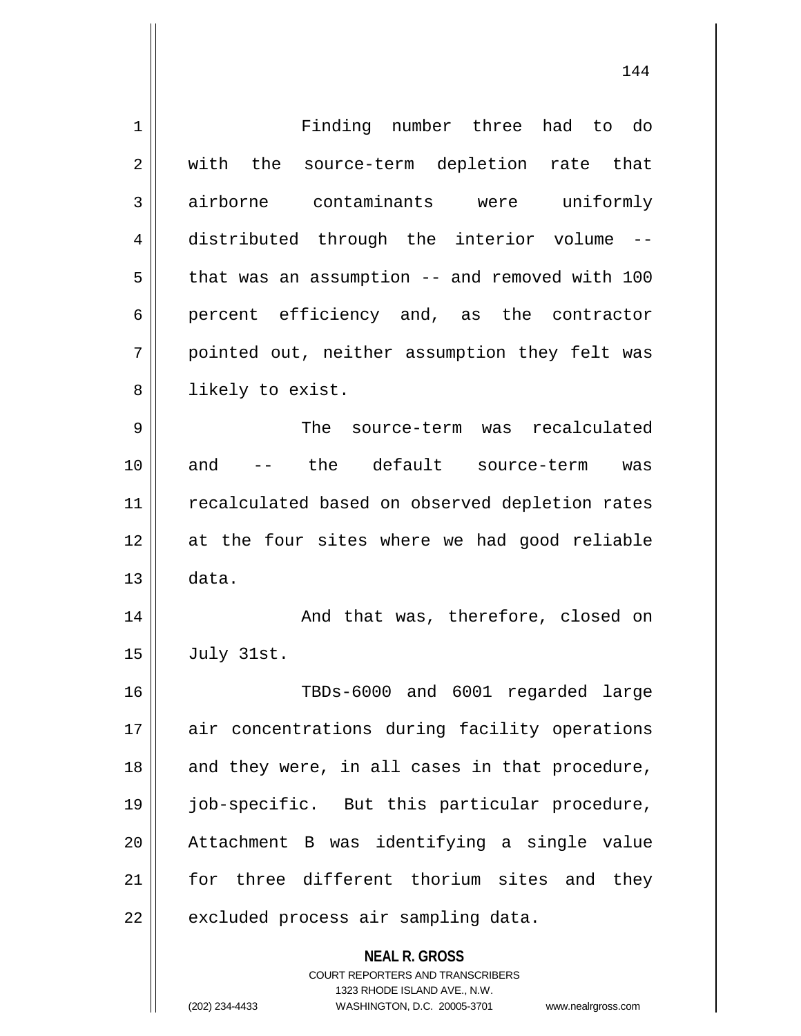Finding number three had to do with the source-term depletion rate that airborne contaminants were uniformly distributed through the interior volume -- that was an assumption -- and removed with 100 percent efficiency and, as the contractor pointed out, neither assumption they felt was likely to exist.

The source-term was recalculated and -- the default source-term was recalculated based on observed depletion rates at the four sites where we had good reliable data.

And that was, therefore, closed on July 31st.

TBDs-6000 and 6001 regarded large air concentrations during facility operations and they were, in all cases in that procedure, job-specific. But this particular procedure, Attachment B was identifying a single value for three different thorium sites and they excluded process air sampling data.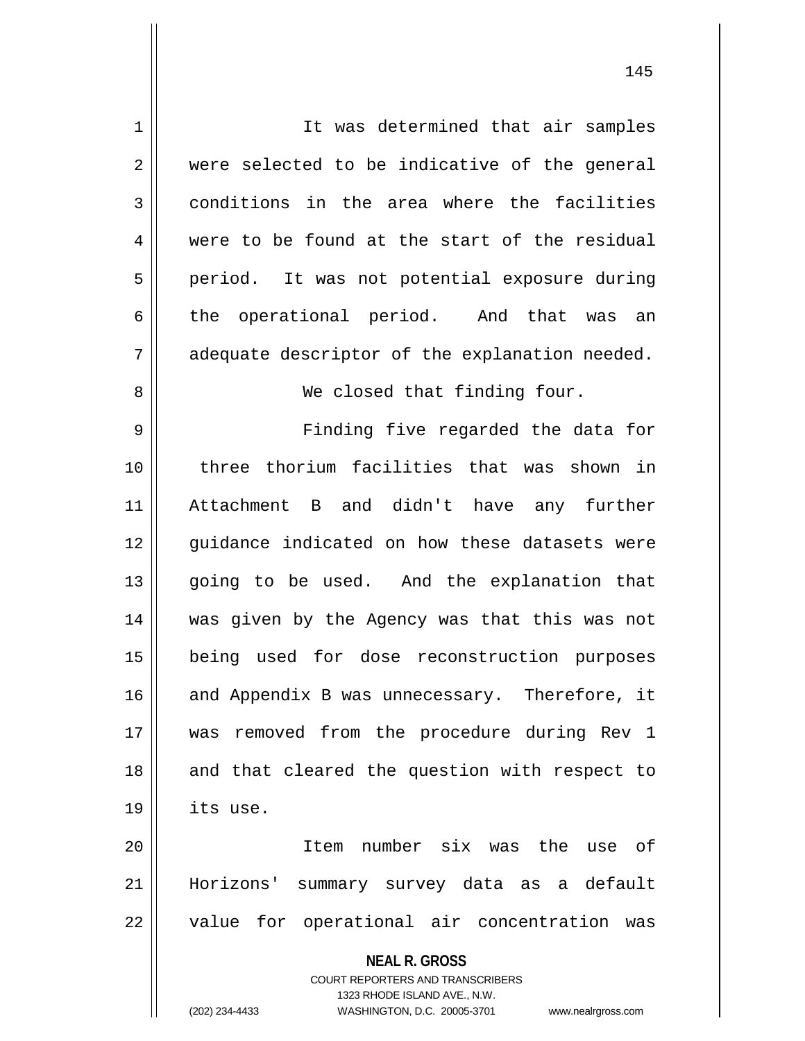It was determined that air samples were selected to be indicative of the general conditions in the area where the facilities were to be found at the start of the residual period. It was not potential exposure during the operational period. And that was an adequate descriptor of the explanation needed.

We closed that finding four.

Finding five regarded the data for three thorium facilities that was shown in Attachment B and didn't have any further guidance indicated on how these datasets were going to be used. And the explanation that was given by the Agency was that this was not being used for dose reconstruction purposes and Appendix B was unnecessary. Therefore, it was removed from the procedure during Rev 1 and that cleared the question with respect to its use.

Item number six was the use of Horizons' summary survey data as a default value for operational air concentration was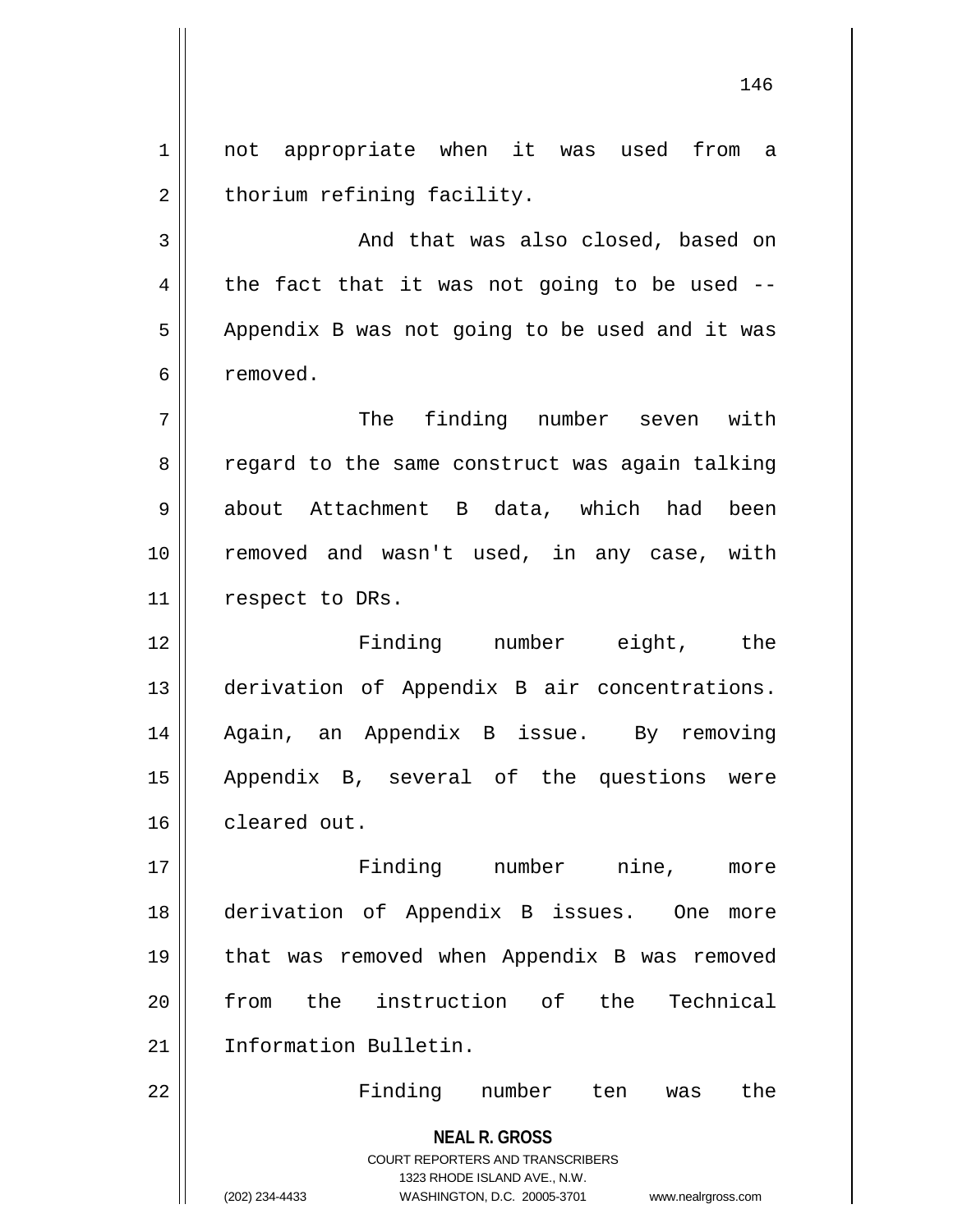not appropriate when it was used from a thorium refining facility.

And that was also closed, based on the fact that it was not going to be used -- Appendix B was not going to be used and it was removed.

The finding number seven with regard to the same construct was again talking about Attachment B data, which had been removed and wasn't used, in any case, with respect to DRs.

Finding number eight, the derivation of Appendix B air concentrations. Again, an Appendix B issue. By removing Appendix B, several of the questions were cleared out.

Finding number nine, more derivation of Appendix B issues. One more that was removed when Appendix B was removed from the instruction of the Technical Information Bulletin.

Finding number ten was the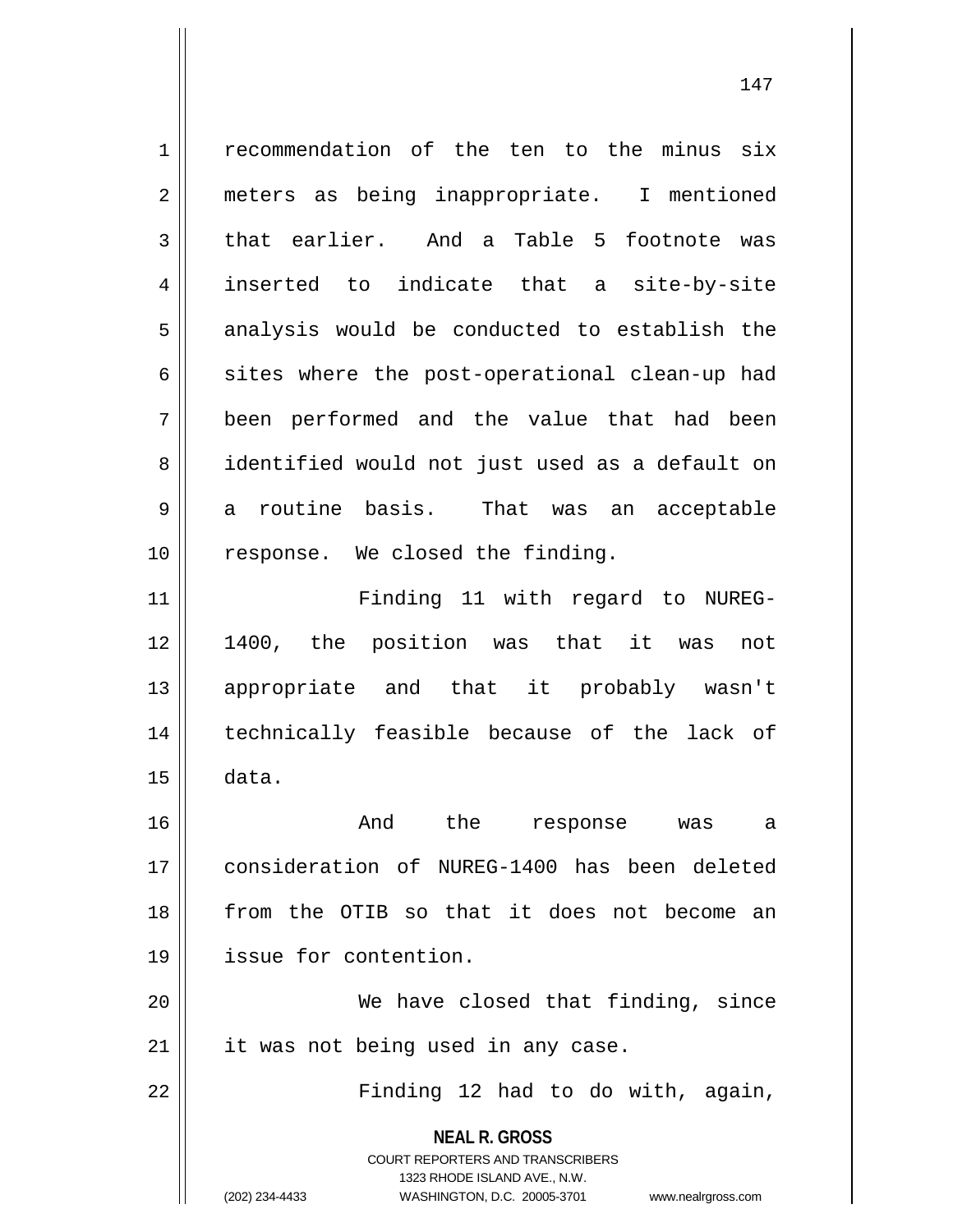recommendation of the ten to the minus six meters as being inappropriate. I mentioned that earlier. And a Table 5 footnote was inserted to indicate that a site-by-site analysis would be conducted to establish the sites where the post-operational clean-up had been performed and the value that had been identified would not just used as a default on a routine basis. That was an acceptable response. We closed the finding.

Finding 11 with regard to NUREG-1400, the position was that it was not appropriate and that it probably wasn't technically feasible because of the lack of data.

And the response was a consideration of NUREG-1400 has been deleted from the OTIB so that it does not become an issue for contention.

We have closed that finding, since it was not being used in any case.

Finding 12 had to do with, again,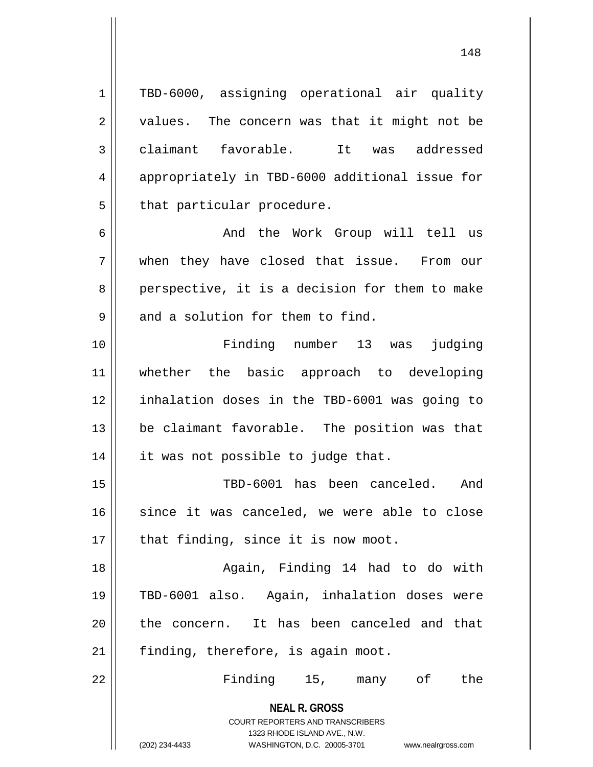TBD-6000, assigning operational air quality values. The concern was that it might not be claimant favorable. It was addressed appropriately in TBD-6000 additional issue for that particular procedure.

And the Work Group will tell us when they have closed that issue. From our perspective, it is a decision for them to make and a solution for them to find.

Finding number 13 was judging whether the basic approach to developing inhalation doses in the TBD-6001 was going to be claimant favorable. The position was that it was not possible to judge that.

TBD-6001 has been canceled. And since it was canceled, we were able to close that finding, since it is now moot.

Again, Finding 14 had to do with TBD-6001 also. Again, inhalation doses were the concern. It has been canceled and that finding, therefore, is again moot.

Finding 15, many of the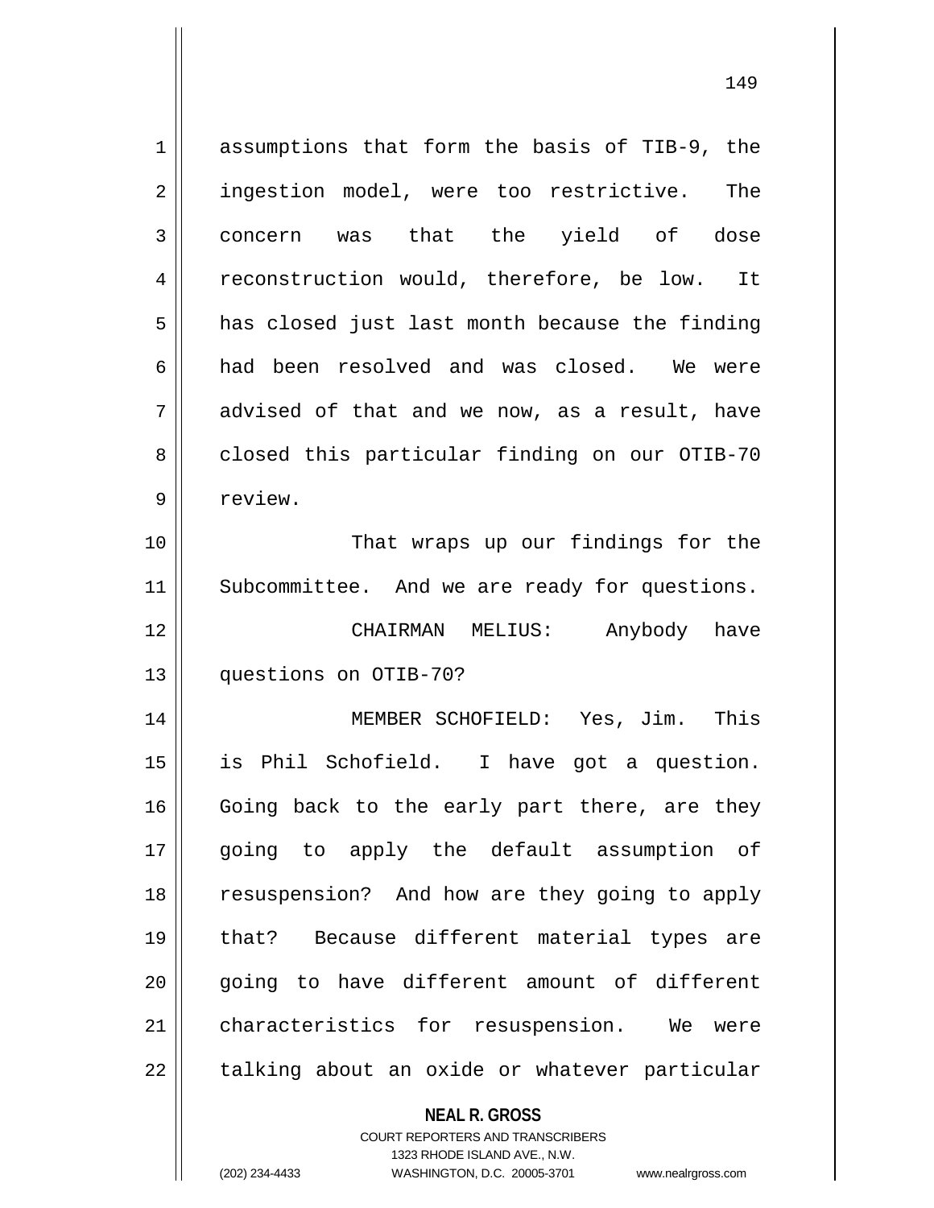assumptions that form the basis of TIB-9, the ingestion model, were too restrictive. The concern was that the yield of dose reconstruction would, therefore, be low. It has closed just last month because the finding had been resolved and was closed. We were advised of that and we now, as a result, have closed this particular finding on our OTIB-70 review.

That wraps up our findings for the Subcommittee. And we are ready for questions.

CHAIRMAN MELIUS: Anybody have questions on OTIB-70?

MEMBER SCHOFIELD: Yes, Jim. This is Phil Schofield. I have got a question. Going back to the early part there, are they going to apply the default assumption of resuspension? And how are they going to apply that? Because different material types are going to have different amount of different characteristics for resuspension. We were talking about an oxide or whatever particular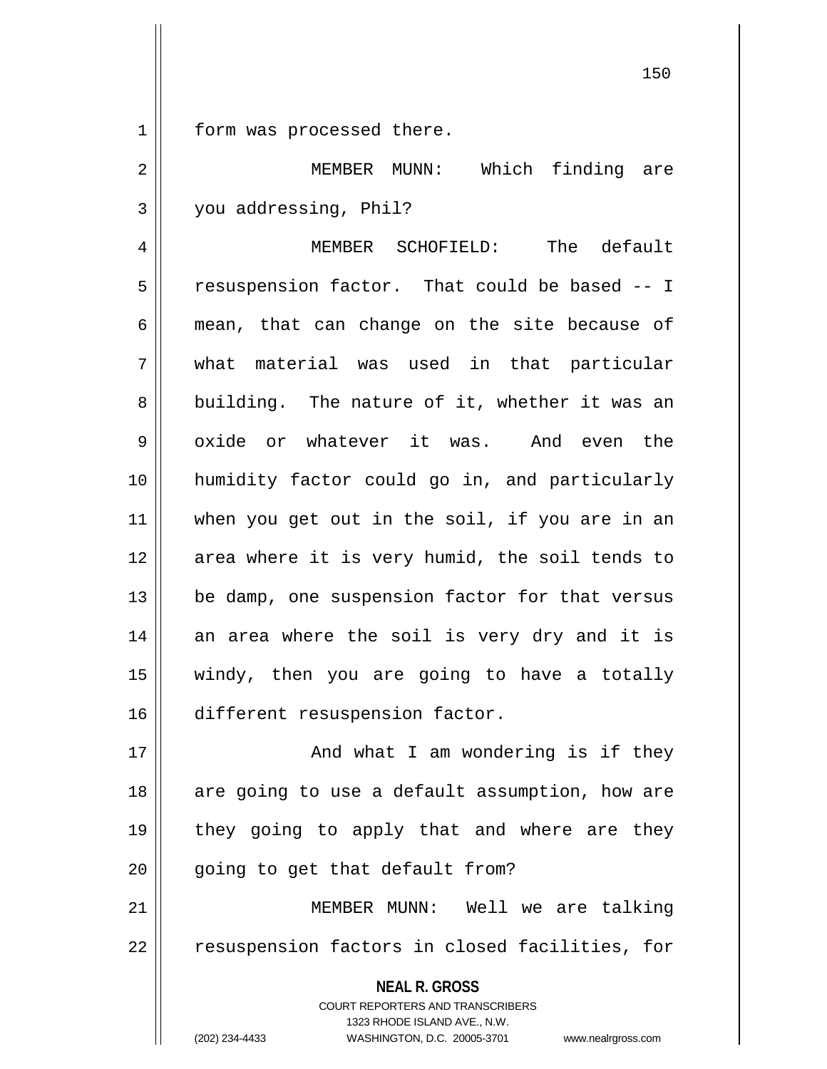form was processed there.

MEMBER MUNN: Which finding are you addressing, Phil?

MEMBER SCHOFIELD: The default resuspension factor. That could be based -- I mean, that can change on the site because of what material was used in that particular building. The nature of it, whether it was an oxide or whatever it was. And even the humidity factor could go in, and particularly when you get out in the soil, if you are in an area where it is very humid, the soil tends to be damp, one suspension factor for that versus an area where the soil is very dry and it is windy, then you are going to have a totally different resuspension factor.

And what I am wondering is if they are going to use a default assumption, how are they going to apply that and where are they going to get that default from?

MEMBER MUNN: Well we are talking resuspension factors in closed facilities, for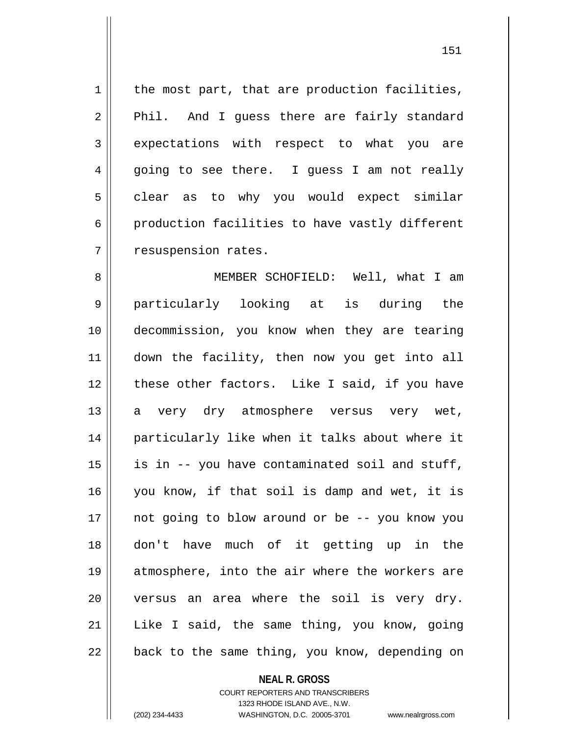the most part, that are production facilities, Phil. And I guess there are fairly standard expectations with respect to what you are going to see there. I guess I am not really clear as to why you would expect similar production facilities to have vastly different resuspension rates.

MEMBER SCHOFIELD: Well, what I am particularly looking at is during the decommission, you know when they are tearing down the facility, then now you get into all these other factors. Like I said, if you have a very dry atmosphere versus very wet, particularly like when it talks about where it is in -- you have contaminated soil and stuff, you know, if that soil is damp and wet, it is not going to blow around or be -- you know you don't have much of it getting up in the atmosphere, into the air where the workers are versus an area where the soil is very dry. Like I said, the same thing, you know, going back to the same thing, you know, depending on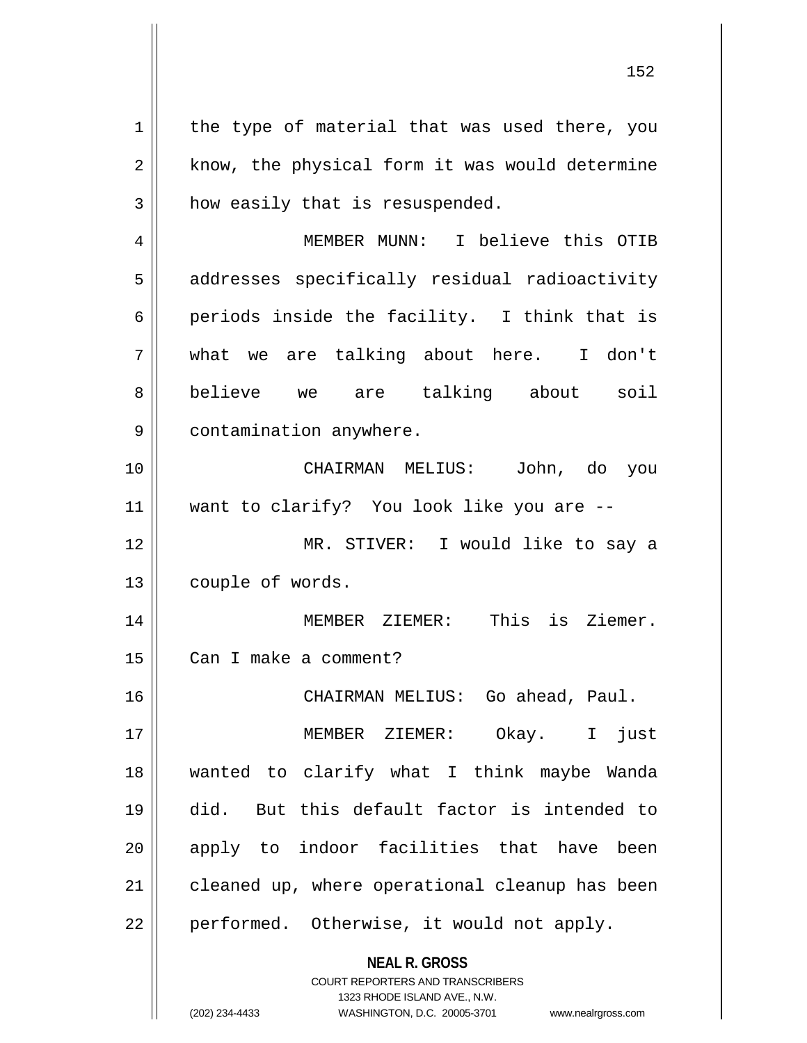the type of material that was used there, you know, the physical form it was would determine how easily that is resuspended.

MEMBER MUNN: I believe this OTIB addresses specifically residual radioactivity periods inside the facility. I think that is what we are talking about here. I don't believe we are talking about soil contamination anywhere.

CHAIRMAN MELIUS: John, do you want to clarify? You look like you are --

MR. STIVER: I would like to say a couple of words.

MEMBER ZIEMER: This is Ziemer. Can I make a comment?

CHAIRMAN MELIUS: Go ahead, Paul.

MEMBER ZIEMER: Okay. I just wanted to clarify what I think maybe Wanda did. But this default factor is intended to apply to indoor facilities that have been cleaned up, where operational cleanup has been performed. Otherwise, it would not apply.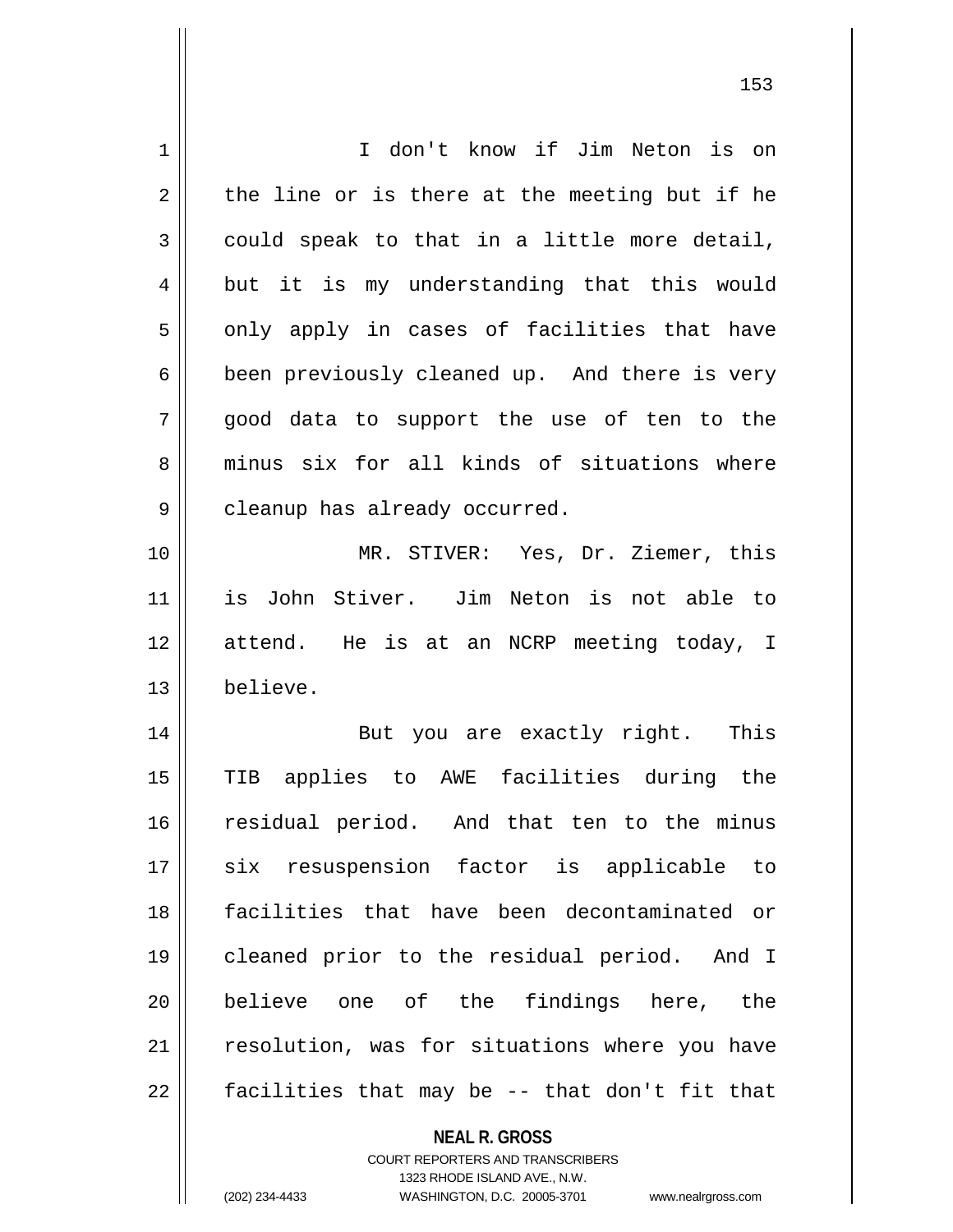I don't know if Jim Neton is on the line or is there at the meeting but if he could speak to that in a little more detail, but it is my understanding that this would only apply in cases of facilities that have been previously cleaned up. And there is very good data to support the use of ten to the minus six for all kinds of situations where cleanup has already occurred.

MR. STIVER: Yes, Dr. Ziemer, this is John Stiver. Jim Neton is not able to attend. He is at an NCRP meeting today, I believe.

But you are exactly right. This TIB applies to AWE facilities during the residual period. And that ten to the minus six resuspension factor is applicable to facilities that have been decontaminated or cleaned prior to the residual period. And I believe one of the findings here, the resolution, was for situations where you have facilities that may be -- that don't fit that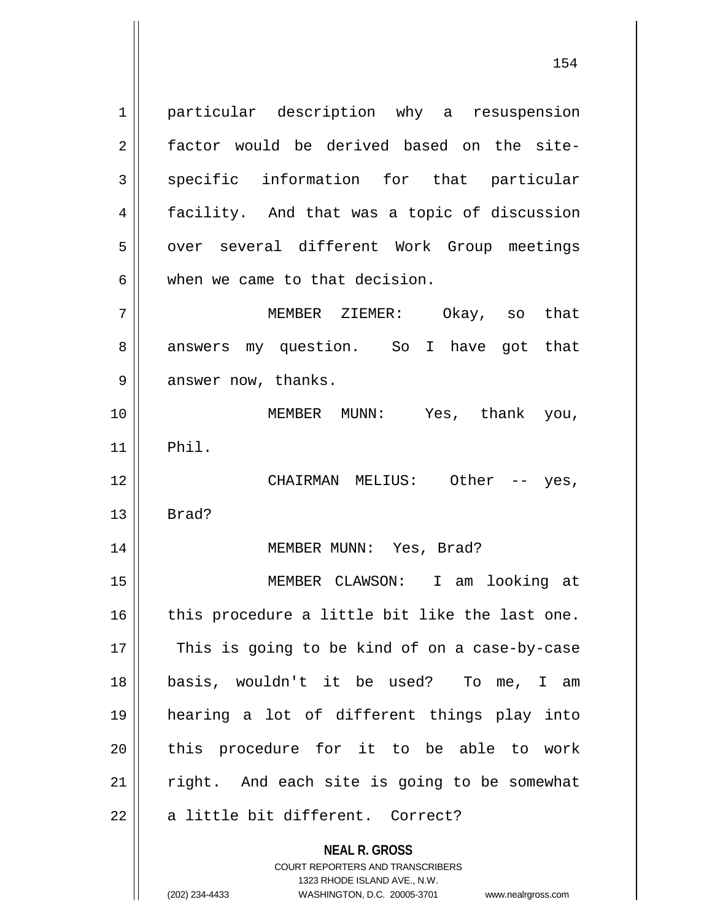particular description why a resuspension factor would be derived based on the site-specific information for that particular facility. And that was a topic of discussion over several different Work Group meetings when we came to that decision.

MEMBER ZIEMER: Okay, so that answers my question. So I have got that answer now, thanks.

MEMBER MUNN: Yes, thank you, Phil.

CHAIRMAN MELIUS: Other -- yes, Brad?

MEMBER MUNN: Yes, Brad?

MEMBER CLAWSON: I am looking at this procedure a little bit like the last one. This is going to be kind of on a case-by-case basis, wouldn't it be used? To me, I am hearing a lot of different things play into this procedure for it to be able to work right. And each site is going to be somewhat a little bit different. Correct?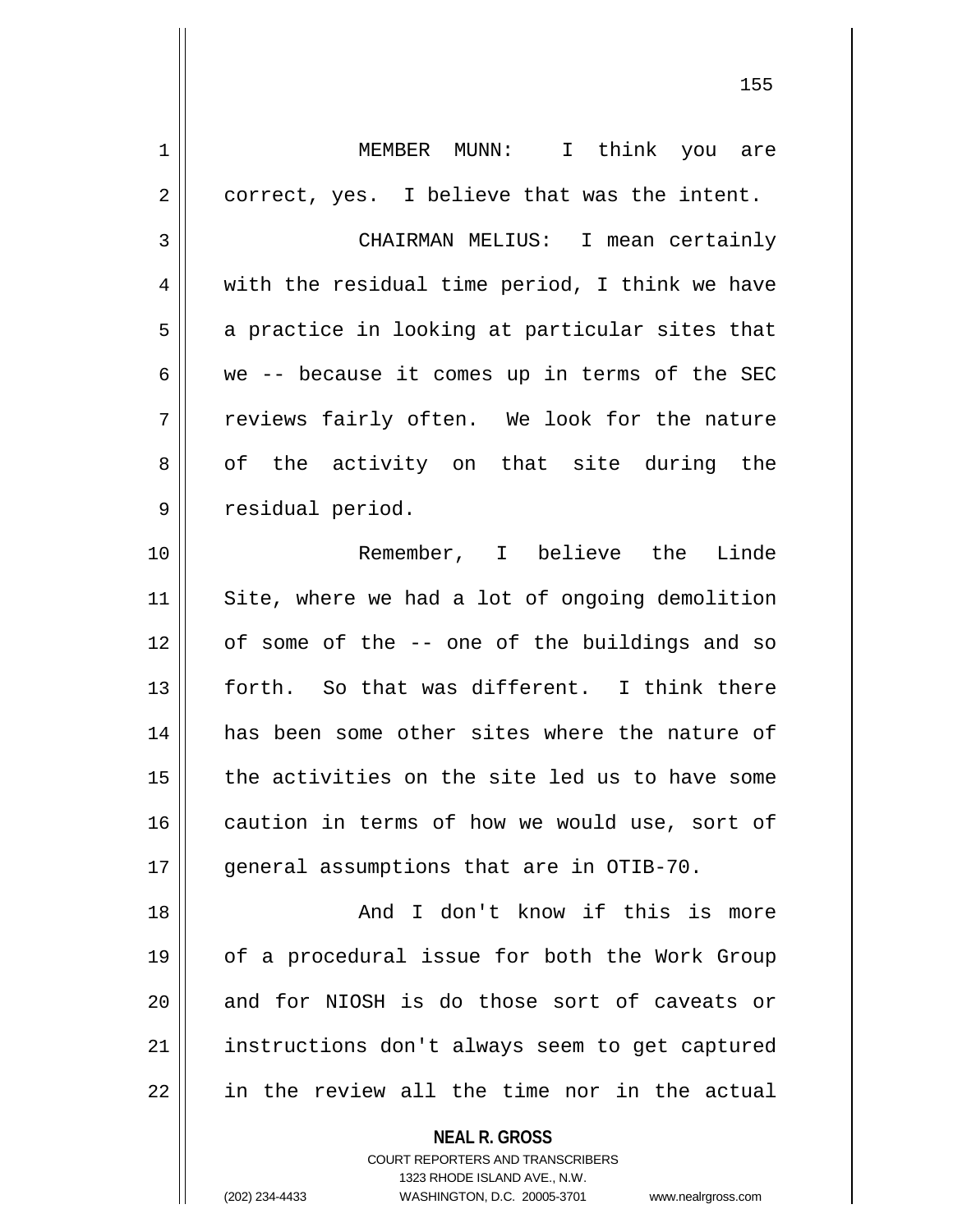MEMBER MUNN: I think you are correct, yes. I believe that was the intent.

CHAIRMAN MELIUS: I mean certainly with the residual time period, I think we have a practice in looking at particular sites that we -- because it comes up in terms of the SEC reviews fairly often. We look for the nature of the activity on that site during the residual period.

Remember, I believe the Linde Site, where we had a lot of ongoing demolition of some of the -- one of the buildings and so forth. So that was different. I think there has been some other sites where the nature of the activities on the site led us to have some caution in terms of how we would use, sort of general assumptions that are in OTIB-70.

And I don't know if this is more of a procedural issue for both the Work Group and for NIOSH is do those sort of caveats or instructions don't always seem to get captured in the review all the time nor in the actual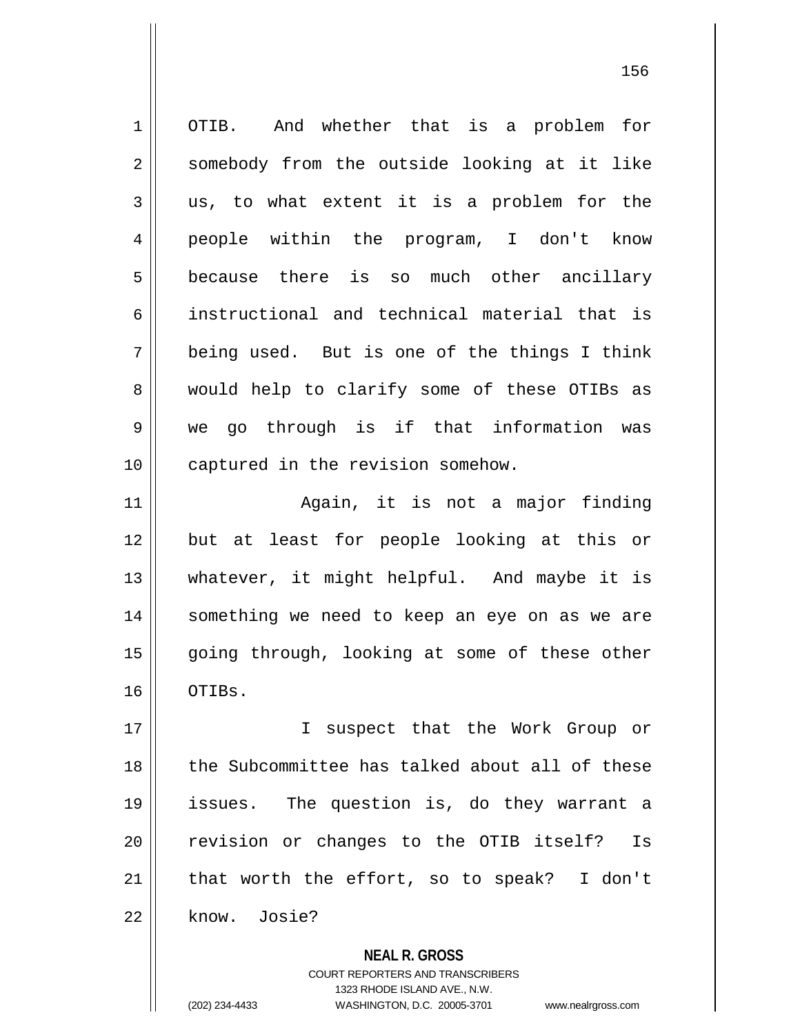OTIB. And whether that is a problem for somebody from the outside looking at it like us, to what extent it is a problem for the people within the program, I don't know because there is so much other ancillary instructional and technical material that is being used. But is one of the things I think would help to clarify some of these OTIBs as we go through is if that information was captured in the revision somehow.

Again, it is not a major finding but at least for people looking at this or whatever, it might helpful. And maybe it is something we need to keep an eye on as we are going through, looking at some of these other OTIBs.

I suspect that the Work Group or the Subcommittee has talked about all of these issues. The question is, do they warrant a revision or changes to the OTIB itself? Is that worth the effort, so to speak? I don't know. Josie?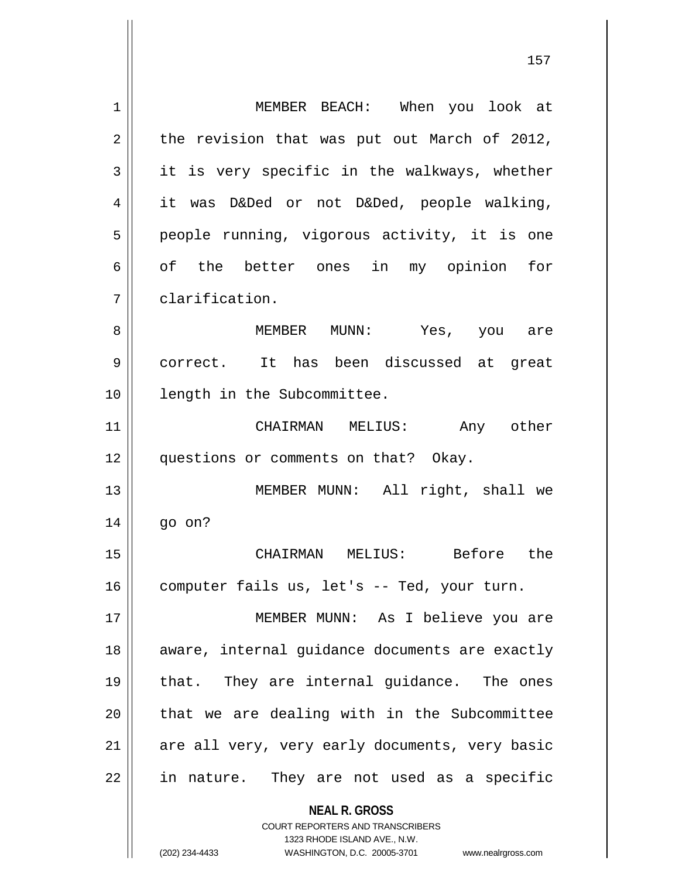MEMBER BEACH: When you look at the revision that was put out March of 2012, it is very specific in the walkways, whether it was D&Ded or not D&Ded, people walking, people running, vigorous activity, it is one of the better ones in my opinion for clarification.

MEMBER MUNN: Yes, you are correct. It has been discussed at great length in the Subcommittee.

CHAIRMAN MELIUS: Any other questions or comments on that? Okay.

MEMBER MUNN: All right, shall we go on?

CHAIRMAN MELIUS: Before the computer fails us, let's -- Ted, your turn.

MEMBER MUNN: As I believe you are aware, internal guidance documents are exactly that. They are internal guidance. The ones that we are dealing with in the Subcommittee are all very, very early documents, very basic in nature. They are not used as a specific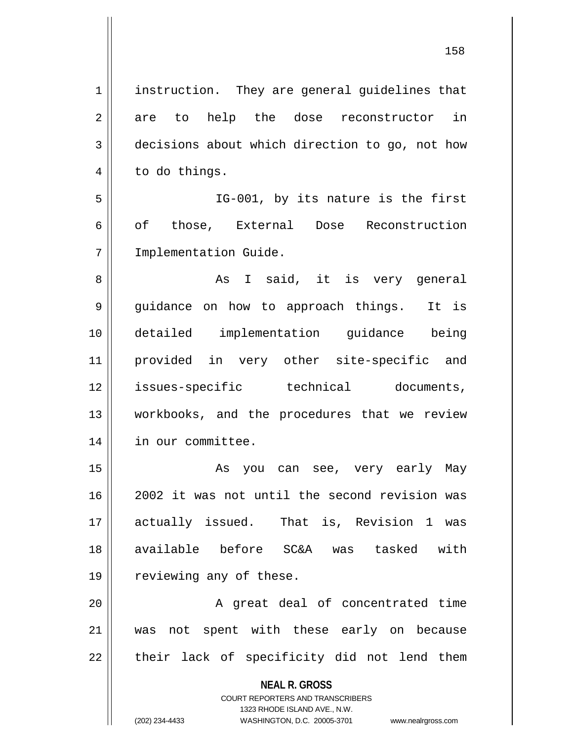instruction. They are general guidelines that are to help the dose reconstructor in decisions about which direction to go, not how to do things.

IG-001, by its nature is the first of those, External Dose Reconstruction Implementation Guide.

As I said, it is very general guidance on how to approach things. It is detailed implementation guidance being provided in very other site-specific and issues-specific technical documents, workbooks, and the procedures that we review in our committee.

As you can see, very early May 2002 it was not until the second revision was actually issued. That is, Revision 1 was available before SC&A was tasked with reviewing any of these.

A great deal of concentrated time was not spent with these early on because their lack of specificity did not lend them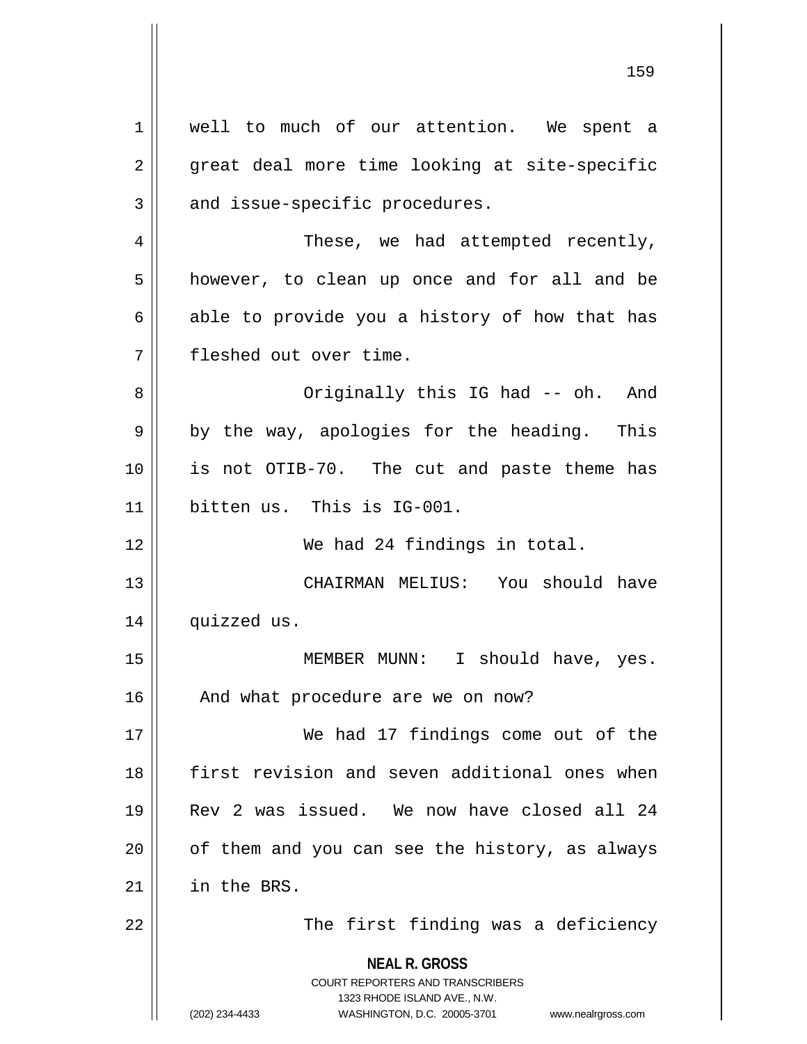well to much of our attention. We spent a great deal more time looking at site-specific and issue-specific procedures.

These, we had attempted recently, however, to clean up once and for all and be able to provide you a history of how that has fleshed out over time.

Originally this IG had -- oh. And by the way, apologies for the heading. This is not OTIB-70. The cut and paste theme has bitten us. This is IG-001.

We had 24 findings in total.

CHAIRMAN MELIUS: You should have quizzed us.

MEMBER MUNN: I should have, yes. And what procedure are we on now?

We had 17 findings come out of the first revision and seven additional ones when Rev 2 was issued. We now have closed all 24 of them and you can see the history, as always in the BRS.

The first finding was a deficiency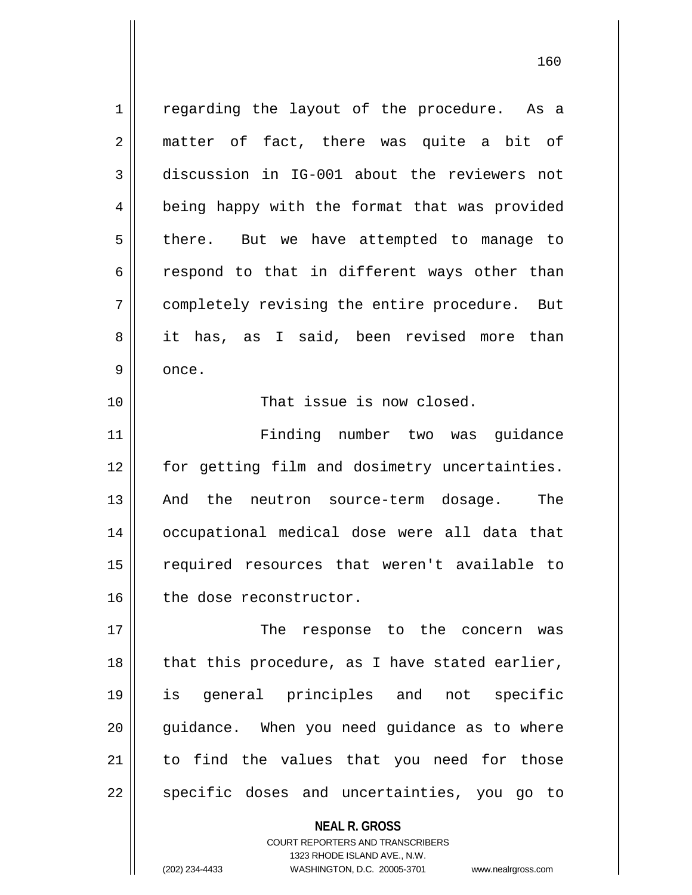regarding the layout of the procedure. As a matter of fact, there was quite a bit of discussion in IG-001 about the reviewers not being happy with the format that was provided there. But we have attempted to manage to respond to that in different ways other than completely revising the entire procedure. But it has, as I said, been revised more than once.

That issue is now closed.

Finding number two was guidance for getting film and dosimetry uncertainties. And the neutron source-term dosage. The occupational medical dose were all data that required resources that weren't available to the dose reconstructor.

The response to the concern was that this procedure, as I have stated earlier, is general principles and not specific guidance. When you need guidance as to where to find the values that you need for those specific doses and uncertainties, you go to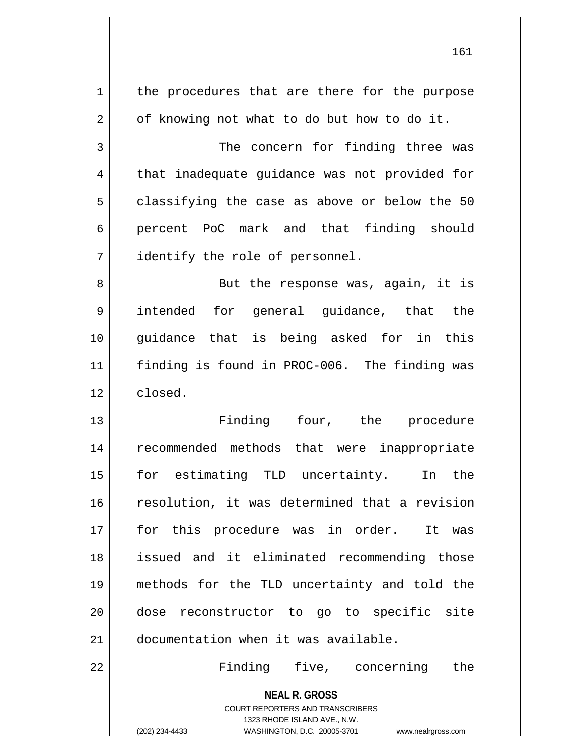the procedures that are there for the purpose of knowing not what to do but how to do it.

The concern for finding three was that inadequate guidance was not provided for classifying the case as above or below the 50 percent PoC mark and that finding should identify the role of personnel.

But the response was, again, it is intended for general guidance, that the guidance that is being asked for in this finding is found in PROC-006. The finding was closed.

Finding four, the procedure recommended methods that were inappropriate for estimating TLD uncertainty. In the resolution, it was determined that a revision for this procedure was in order. It was issued and it eliminated recommending those methods for the TLD uncertainty and told the dose reconstructor to go to specific site documentation when it was available.

Finding five, concerning the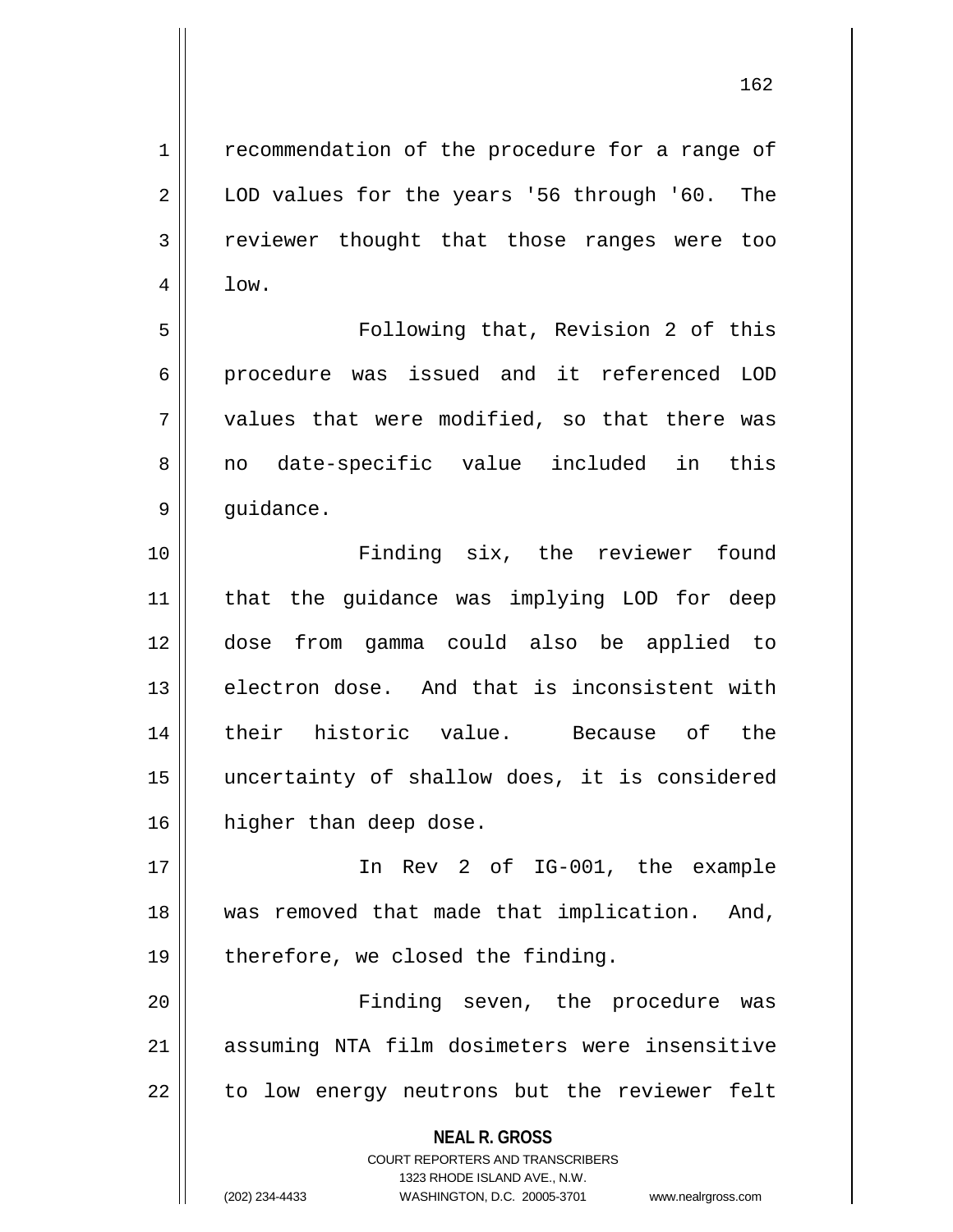recommendation of the procedure for a range of LOD values for the years '56 through '60. The reviewer thought that those ranges were too low.

Following that, Revision 2 of this procedure was issued and it referenced LOD values that were modified, so that there was no date-specific value included in this guidance.

Finding six, the reviewer found that the guidance was implying LOD for deep dose from gamma could also be applied to electron dose. And that is inconsistent with their historic value. Because of the uncertainty of shallow does, it is considered higher than deep dose.

In Rev 2 of IG-001, the example was removed that made that implication. And, therefore, we closed the finding.

Finding seven, the procedure was assuming NTA film dosimeters were insensitive to low energy neutrons but the reviewer felt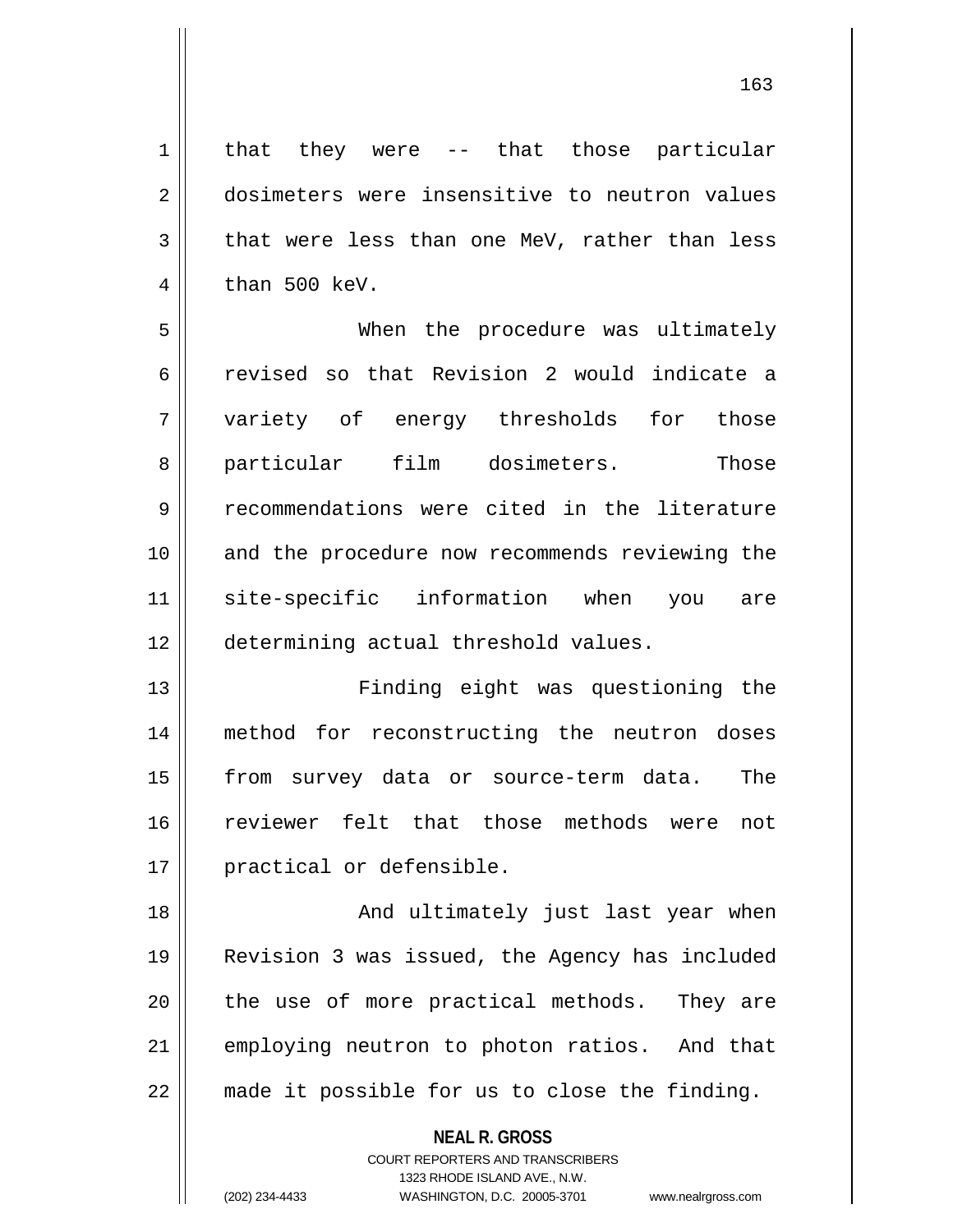that they were -- that those particular dosimeters were insensitive to neutron values that were less than one MeV, rather than less than 500 keV.

When the procedure was ultimately revised so that Revision 2 would indicate a variety of energy thresholds for those particular film dosimeters. Those recommendations were cited in the literature and the procedure now recommends reviewing the site-specific information when you are determining actual threshold values.

Finding eight was questioning the method for reconstructing the neutron doses from survey data or source-term data. The reviewer felt that those methods were not practical or defensible.

And ultimately just last year when Revision 3 was issued, the Agency has included the use of more practical methods. They are employing neutron to photon ratios. And that made it possible for us to close the finding.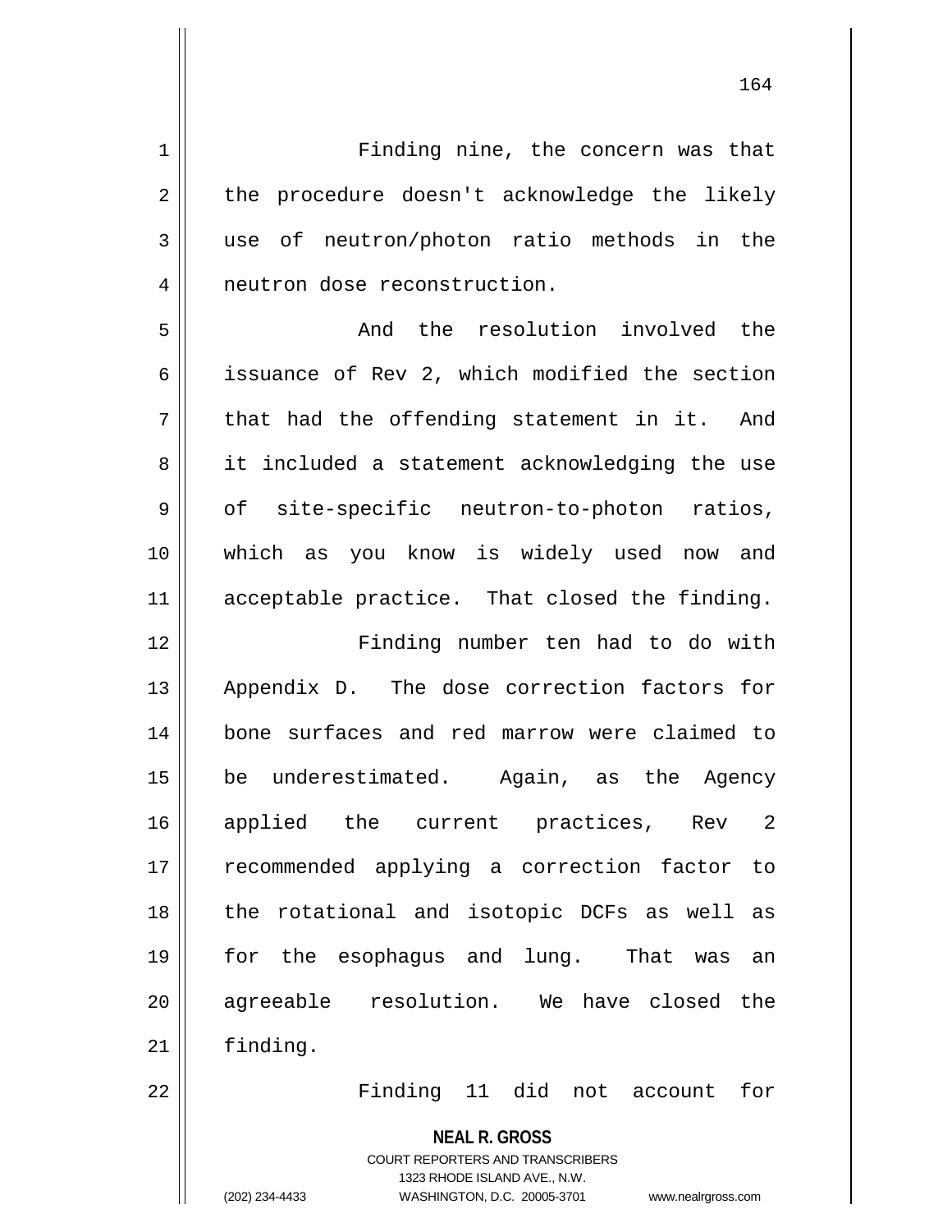Finding nine, the concern was that the procedure doesn't acknowledge the likely use of neutron/photon ratio methods in the neutron dose reconstruction.

And the resolution involved the issuance of Rev 2, which modified the section that had the offending statement in it. And it included a statement acknowledging the use of site-specific neutron-to-photon ratios, which as you know is widely used now and acceptable practice. That closed the finding.

Finding number ten had to do with Appendix D. The dose correction factors for bone surfaces and red marrow were claimed to be underestimated. Again, as the Agency applied the current practices, Rev 2 recommended applying a correction factor to the rotational and isotopic DCFs as well as for the esophagus and lung. That was an agreeable resolution. We have closed the finding.

Finding 11 did not account for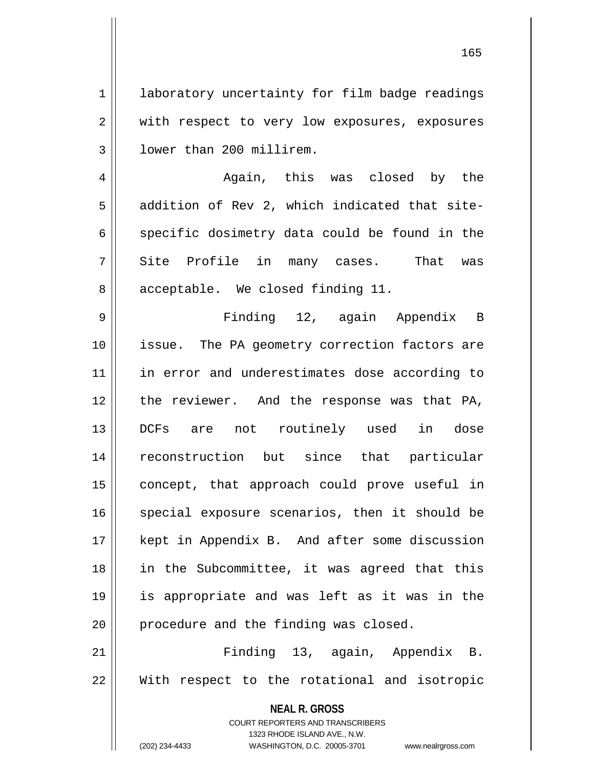laboratory uncertainty for film badge readings with respect to very low exposures, exposures lower than 200 millirem.

Again, this was closed by the addition of Rev 2, which indicated that site-specific dosimetry data could be found in the Site Profile in many cases. That was acceptable. We closed finding 11.

Finding 12, again Appendix B issue. The PA geometry correction factors are in error and underestimates dose according to the reviewer. And the response was that PA, DCFs are not routinely used in dose reconstruction but since that particular concept, that approach could prove useful in special exposure scenarios, then it should be kept in Appendix B. And after some discussion in the Subcommittee, it was agreed that this is appropriate and was left as it was in the procedure and the finding was closed.

Finding 13, again, Appendix B. With respect to the rotational and isotropic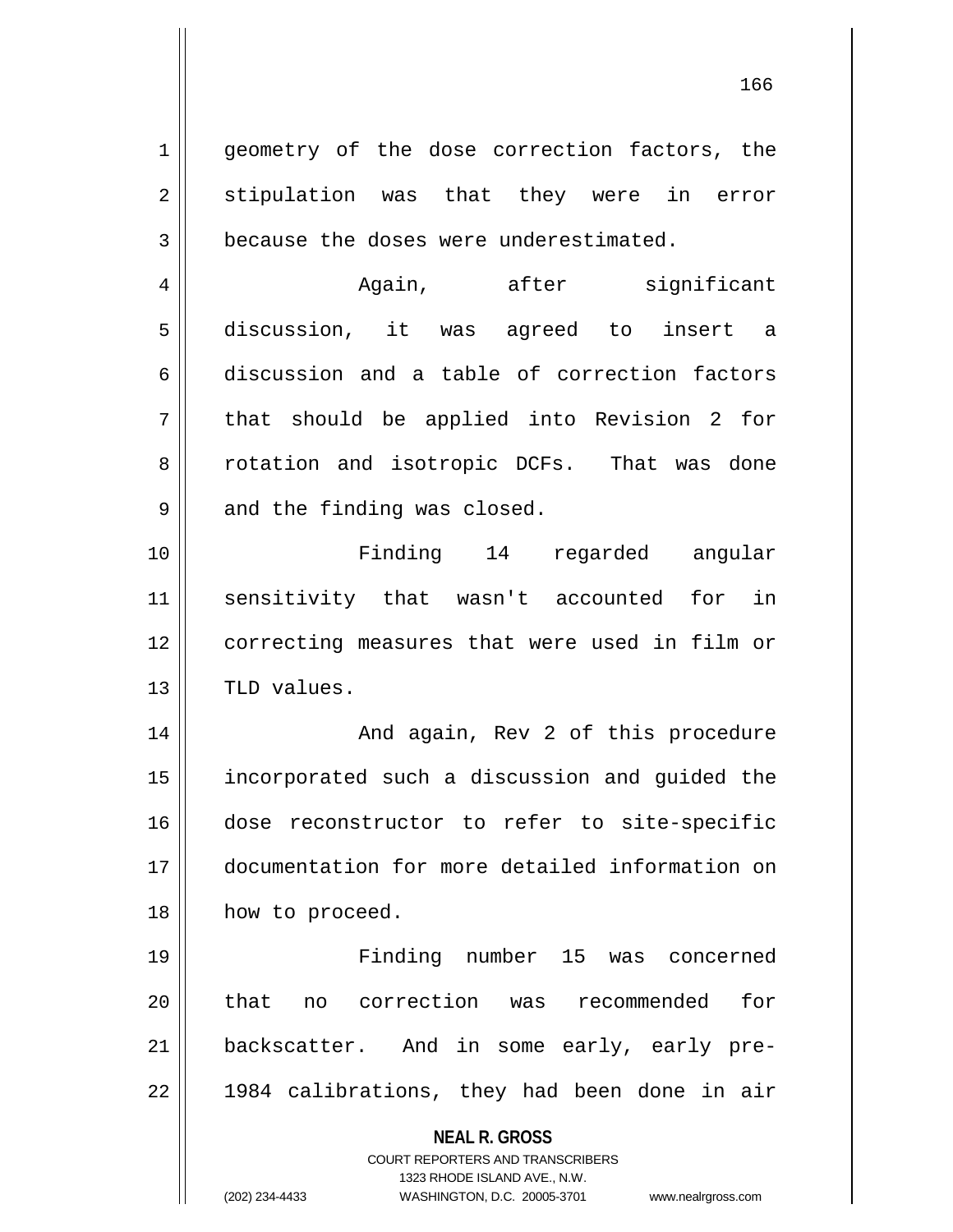geometry of the dose correction factors, the stipulation was that they were in error because the doses were underestimated.

Again, after significant discussion, it was agreed to insert a discussion and a table of correction factors that should be applied into Revision 2 for rotation and isotropic DCFs. That was done and the finding was closed.

Finding 14 regarded angular sensitivity that wasn't accounted for in correcting measures that were used in film or TLD values.

And again, Rev 2 of this procedure incorporated such a discussion and guided the dose reconstructor to refer to site-specific documentation for more detailed information on how to proceed.

Finding number 15 was concerned that no correction was recommended for backscatter. And in some early, early pre-1984 calibrations, they had been done in air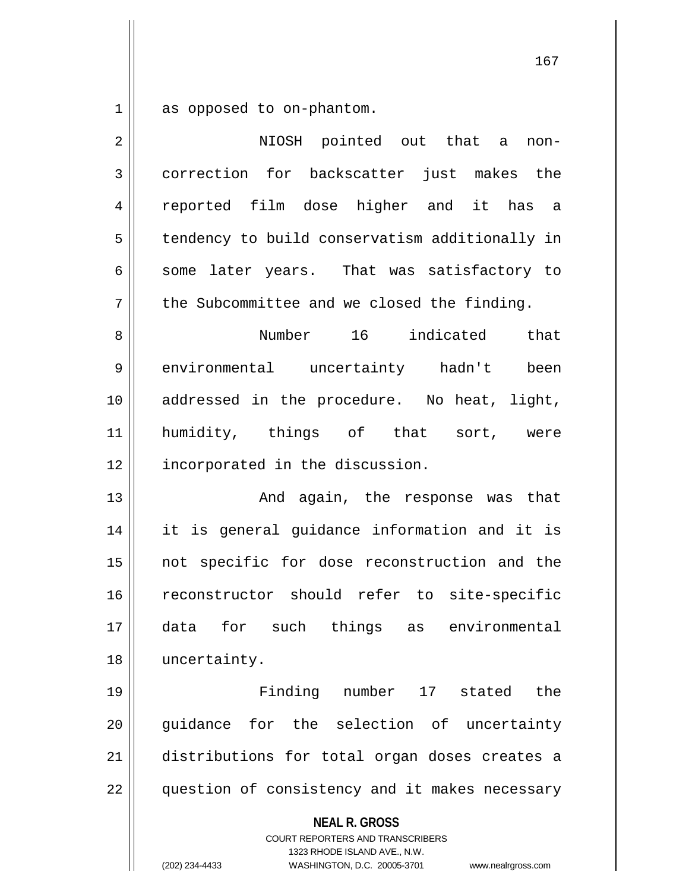as opposed to on-phantom.

NIOSH pointed out that a non-correction for backscatter just makes the reported film dose higher and it has a tendency to build conservatism additionally in some later years. That was satisfactory to the Subcommittee and we closed the finding.

Number 16 indicated that environmental uncertainty hadn't been addressed in the procedure. No heat, light, humidity, things of that sort, were incorporated in the discussion.

And again, the response was that it is general guidance information and it is not specific for dose reconstruction and the reconstructor should refer to site-specific data for such things as environmental uncertainty.

Finding number 17 stated the guidance for the selection of uncertainty distributions for total organ doses creates a question of consistency and it makes necessary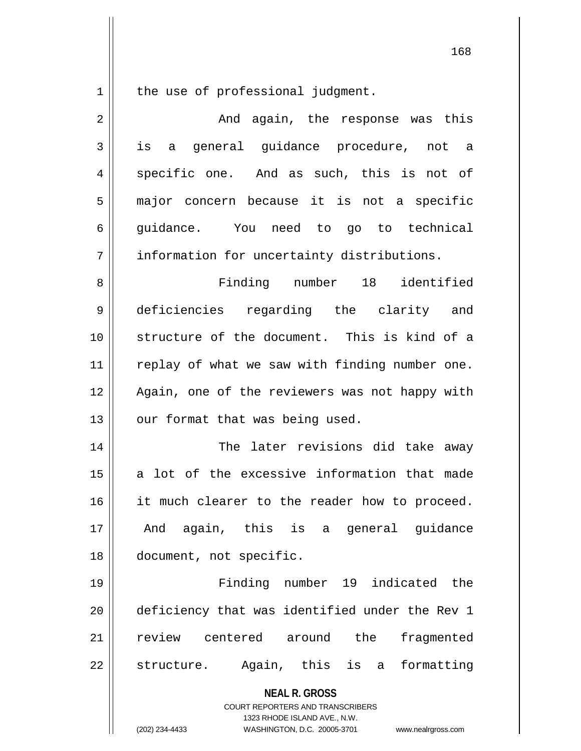the use of professional judgment.

And again, the response was this is a general guidance procedure, not a specific one. And as such, this is not of major concern because it is not a specific guidance. You need to go to technical information for uncertainty distributions.

Finding number 18 identified deficiencies regarding the clarity and structure of the document. This is kind of a replay of what we saw with finding number one. Again, one of the reviewers was not happy with our format that was being used.

The later revisions did take away a lot of the excessive information that made it much clearer to the reader how to proceed. And again, this is a general guidance document, not specific.

Finding number 19 indicated the deficiency that was identified under the Rev 1 review centered around the fragmented structure. Again, this is a formatting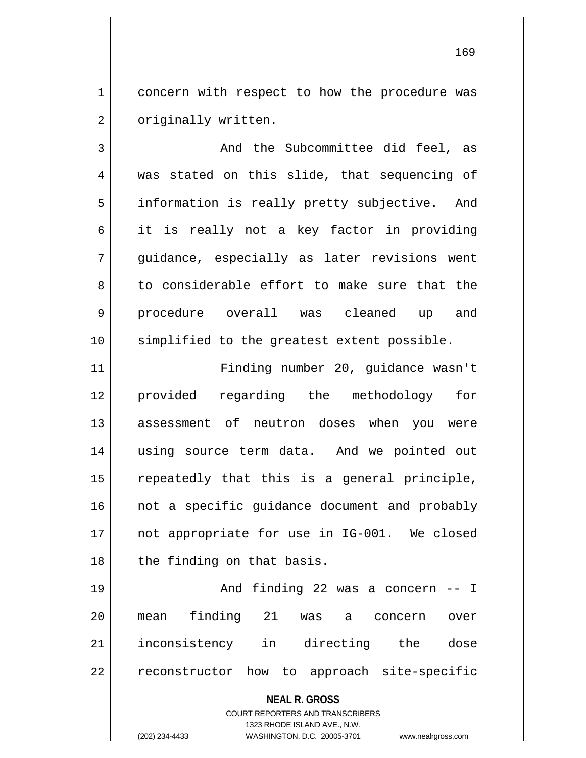concern with respect to how the procedure was originally written.

And the Subcommittee did feel, as was stated on this slide, that sequencing of information is really pretty subjective. And it is really not a key factor in providing guidance, especially as later revisions went to considerable effort to make sure that the procedure overall was cleaned up and simplified to the greatest extent possible.

Finding number 20, guidance wasn't provided regarding the methodology for assessment of neutron doses when you were using source term data. And we pointed out repeatedly that this is a general principle, not a specific guidance document and probably not appropriate for use in IG-001. We closed the finding on that basis.

And finding 22 was a concern -- I mean finding 21 was a concern over inconsistency in directing the dose reconstructor how to approach site-specific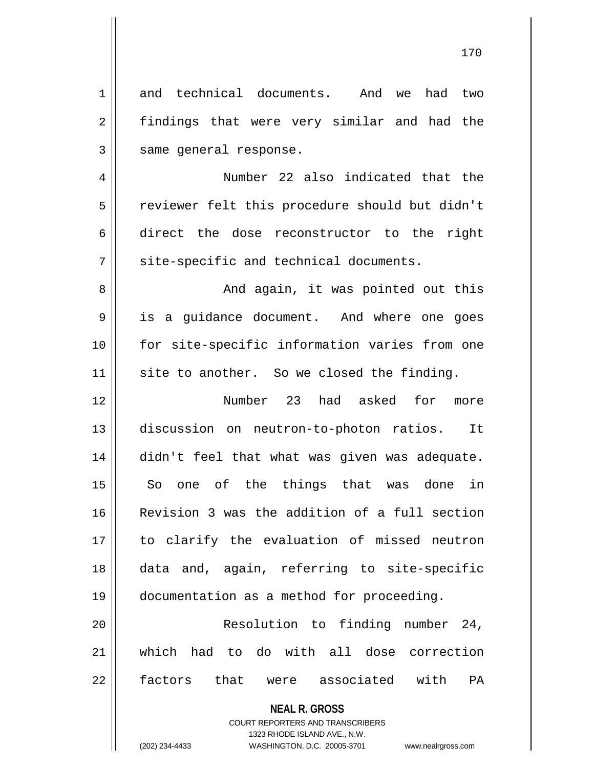and technical documents. And we had two findings that were very similar and had the same general response.

Number 22 also indicated that the reviewer felt this procedure should but didn't direct the dose reconstructor to the right site-specific and technical documents.

And again, it was pointed out this is a guidance document. And where one goes for site-specific information varies from one site to another. So we closed the finding.

Number 23 had asked for more discussion on neutron-to-photon ratios. It didn't feel that what was given was adequate. So one of the things that was done in Revision 3 was the addition of a full section to clarify the evaluation of missed neutron data and, again, referring to site-specific documentation as a method for proceeding.

Resolution to finding number 24, which had to do with all dose correction factors that were associated with PA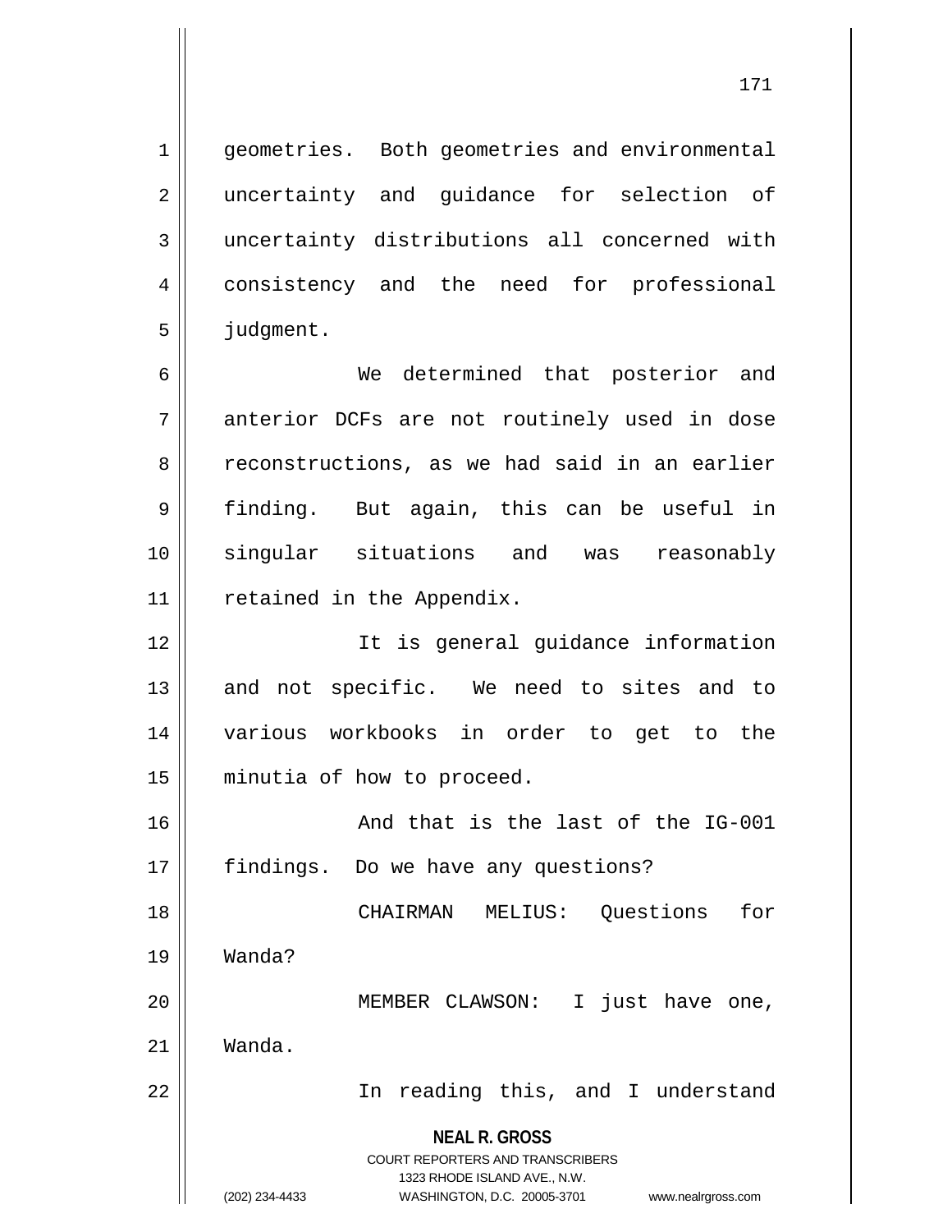geometries. Both geometries and environmental uncertainty and guidance for selection of uncertainty distributions all concerned with consistency and the need for professional judgment.

We determined that posterior and anterior DCFs are not routinely used in dose reconstructions, as we had said in an earlier finding. But again, this can be useful in singular situations and was reasonably retained in the Appendix.

It is general guidance information and not specific. We need to sites and to various workbooks in order to get to the minutia of how to proceed.

And that is the last of the IG-001 findings. Do we have any questions?

CHAIRMAN MELIUS: Questions for Wanda?

MEMBER CLAWSON: I just have one, Wanda.

In reading this, and I understand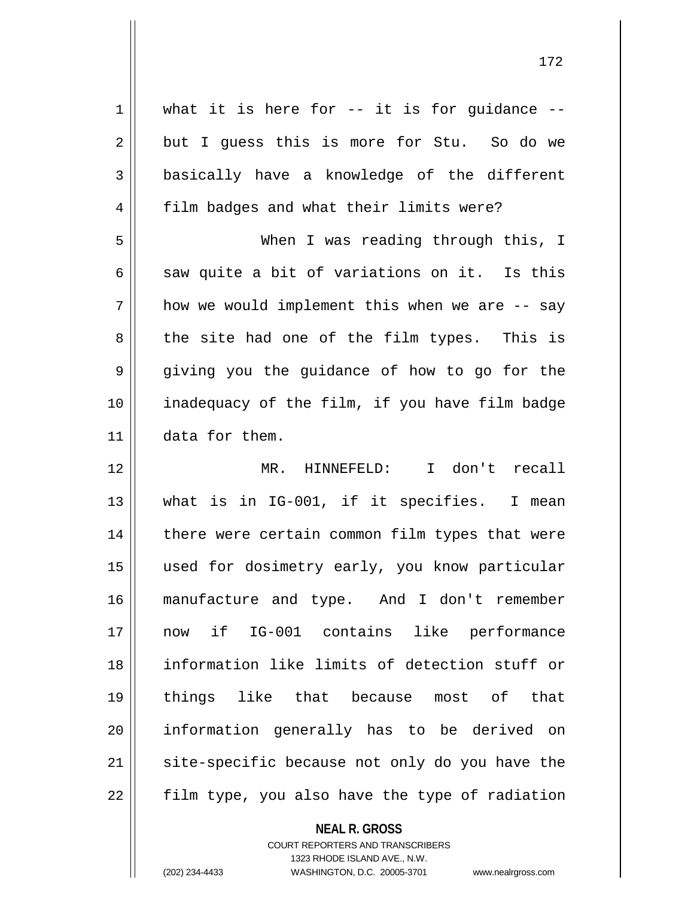what it is here for -- it is for guidance -- but I guess this is more for Stu. So do we basically have a knowledge of the different film badges and what their limits were?

When I was reading through this, I saw quite a bit of variations on it. Is this how we would implement this when we are -- say the site had one of the film types. This is giving you the guidance of how to go for the inadequacy of the film, if you have film badge data for them.

MR. HINNEFELD: I don't recall what is in IG-001, if it specifies. I mean there were certain common film types that were used for dosimetry early, you know particular manufacture and type. And I don't remember now if IG-001 contains like performance information like limits of detection stuff or things like that because most of that information generally has to be derived on site-specific because not only do you have the film type, you also have the type of radiation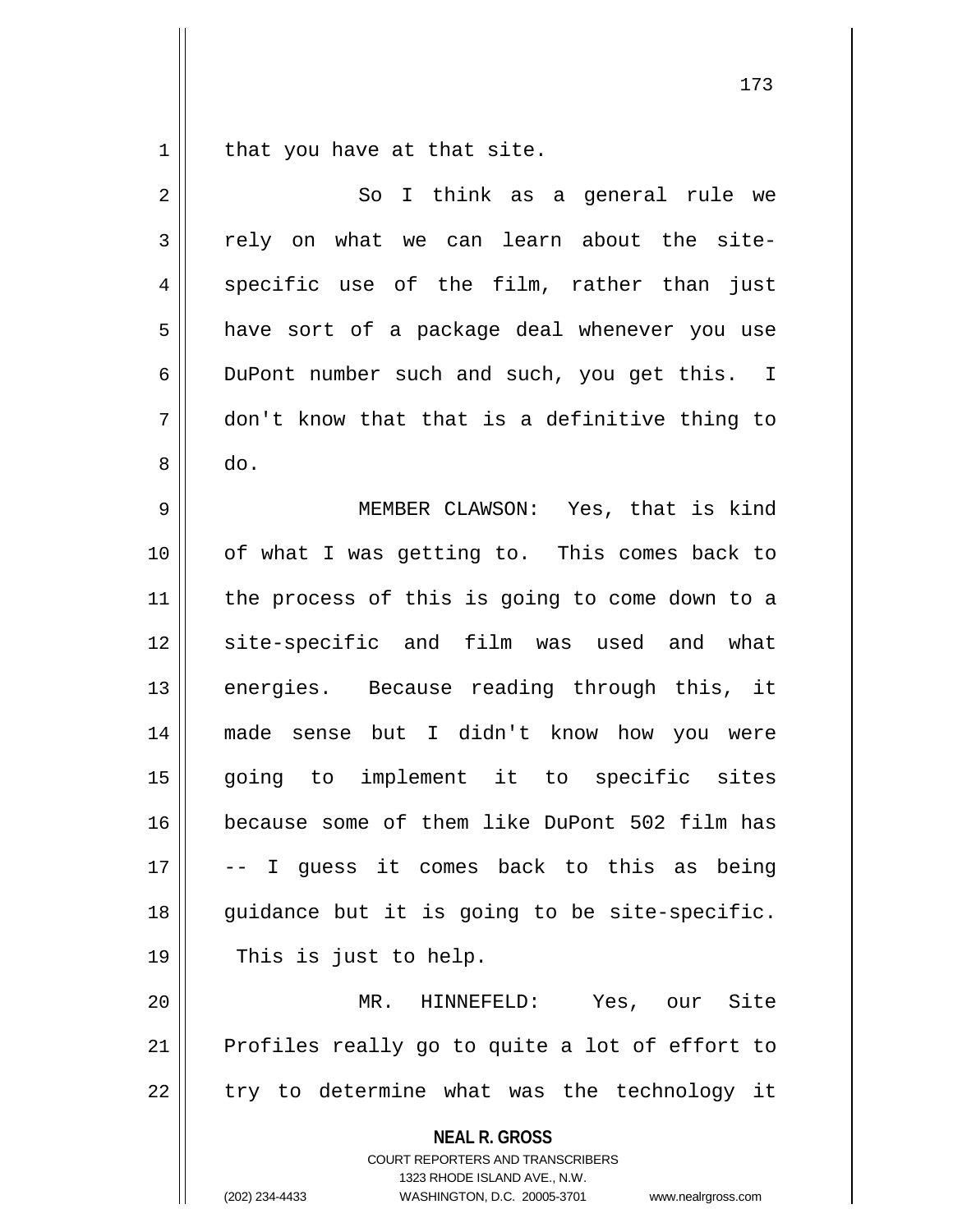that you have at that site.

So I think as a general rule we rely on what we can learn about the site-specific use of the film, rather than just have sort of a package deal whenever you use DuPont number such and such, you get this. I don't know that that is a definitive thing to do.

MEMBER CLAWSON: Yes, that is kind of what I was getting to. This comes back to the process of this is going to come down to a site-specific and film was used and what energies. Because reading through this, it made sense but I didn't know how you were going to implement it to specific sites because some of them like DuPont 502 film has -- I guess it comes back to this as being guidance but it is going to be site-specific. This is just to help.

MR. HINNEFELD: Yes, our Site Profiles really go to quite a lot of effort to try to determine what was the technology it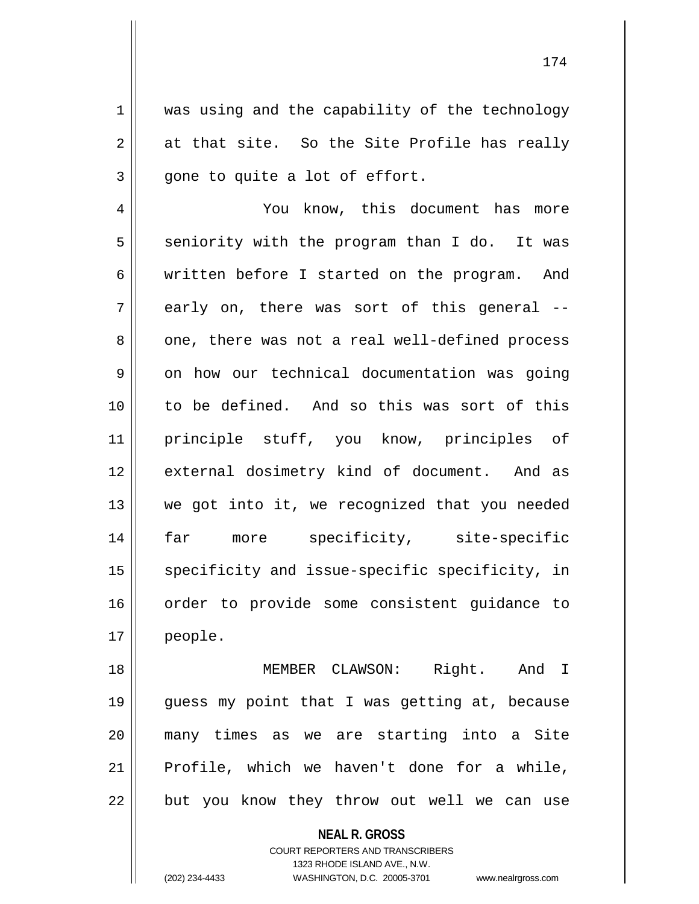was using and the capability of the technology at that site. So the Site Profile has really gone to quite a lot of effort.

You know, this document has more seniority with the program than I do. It was written before I started on the program. And early on, there was sort of this general -- one, there was not a real well-defined process on how our technical documentation was going to be defined. And so this was sort of this principle stuff, you know, principles of external dosimetry kind of document. And as we got into it, we recognized that you needed far more specificity, site-specific specificity and issue-specific specificity, in order to provide some consistent guidance to people.

MEMBER CLAWSON: Right. And I guess my point that I was getting at, because many times as we are starting into a Site Profile, which we haven't done for a while, but you know they throw out well we can use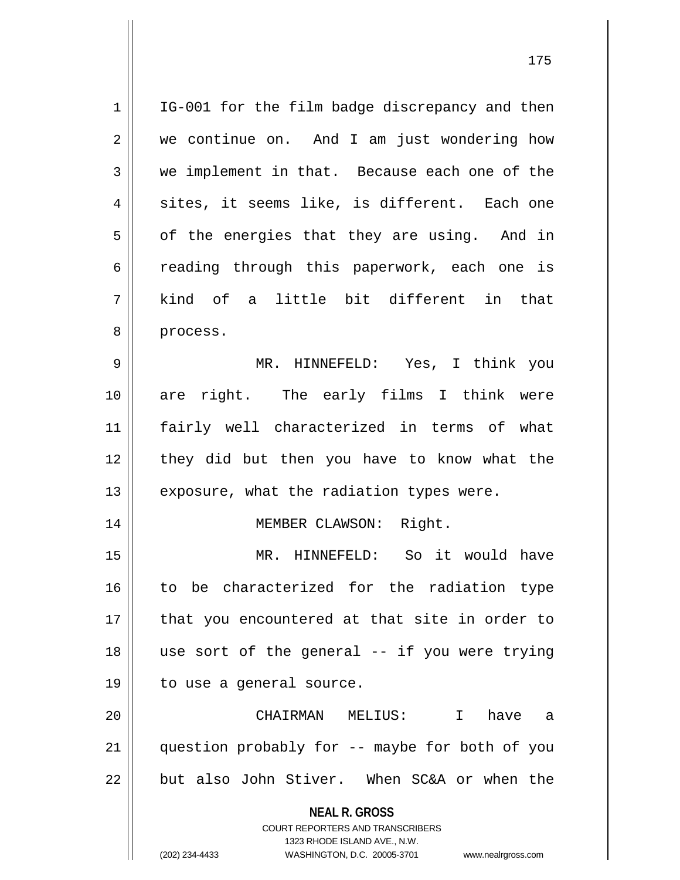IG-001 for the film badge discrepancy and then we continue on. And I am just wondering how we implement in that. Because each one of the sites, it seems like, is different. Each one of the energies that they are using. And in reading through this paperwork, each one is kind of a little bit different in that process.

MR. HINNEFELD: Yes, I think you are right. The early films I think were fairly well characterized in terms of what they did but then you have to know what the exposure, what the radiation types were.

MEMBER CLAWSON: Right.

MR. HINNEFELD: So it would have to be characterized for the radiation type that you encountered at that site in order to use sort of the general -- if you were trying to use a general source.

CHAIRMAN MELIUS: I have a question probably for -- maybe for both of you but also John Stiver. When SC&A or when the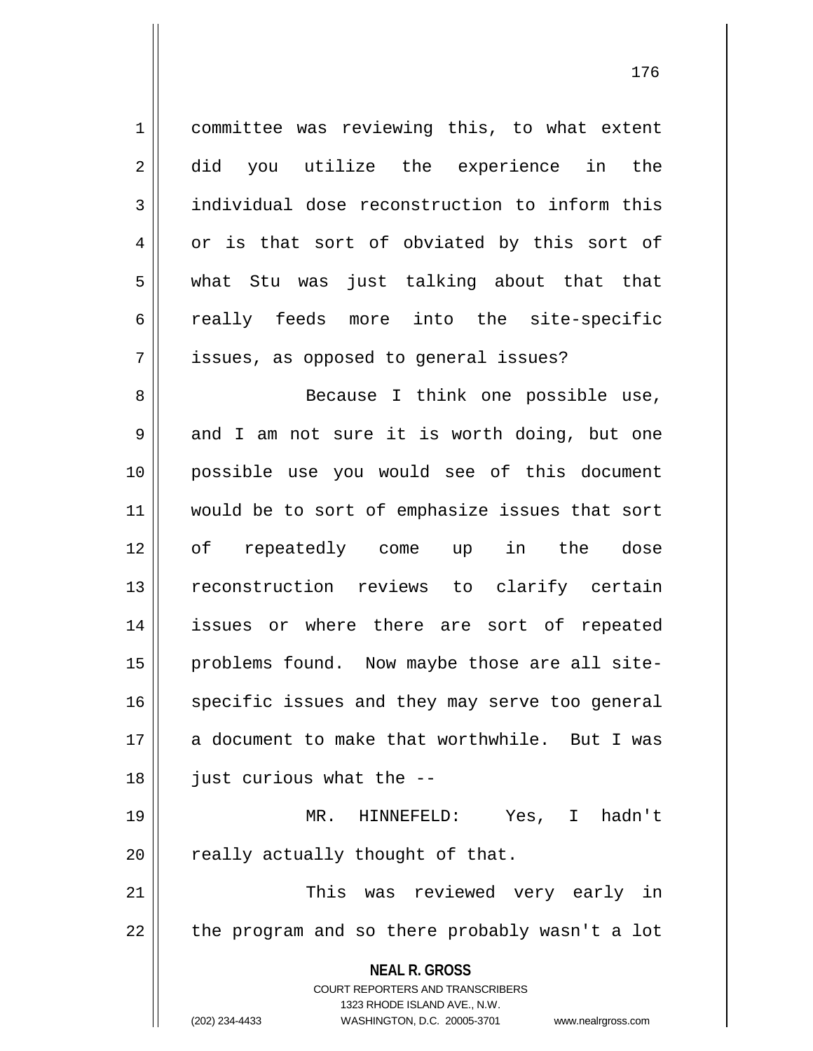committee was reviewing this, to what extent did you utilize the experience in the individual dose reconstruction to inform this or is that sort of obviated by this sort of what Stu was just talking about that that really feeds more into the site-specific issues, as opposed to general issues?

Because I think one possible use, and I am not sure it is worth doing, but one possible use you would see of this document would be to sort of emphasize issues that sort of repeatedly come up in the dose reconstruction reviews to clarify certain issues or where there are sort of repeated problems found. Now maybe those are all site-specific issues and they may serve too general a document to make that worthwhile. But I was just curious what the --

MR. HINNEFELD: Yes, I hadn't really actually thought of that.

This was reviewed very early in the program and so there probably wasn't a lot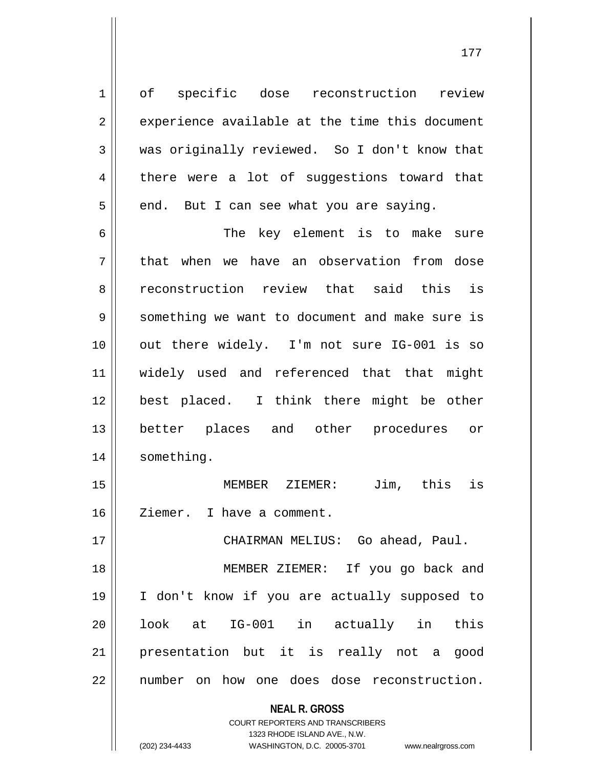of specific dose reconstruction review experience available at the time this document was originally reviewed. So I don't know that there were a lot of suggestions toward that end. But I can see what you are saying.

The key element is to make sure that when we have an observation from dose reconstruction review that said this is something we want to document and make sure is out there widely. I'm not sure IG-001 is so widely used and referenced that that might best placed. I think there might be other better places and other procedures or something.

MEMBER ZIEMER: Jim, this is Ziemer. I have a comment.

CHAIRMAN MELIUS: Go ahead, Paul.

MEMBER ZIEMER: If you go back and I don't know if you are actually supposed to look at IG-001 in actually in this presentation but it is really not a good number on how one does dose reconstruction.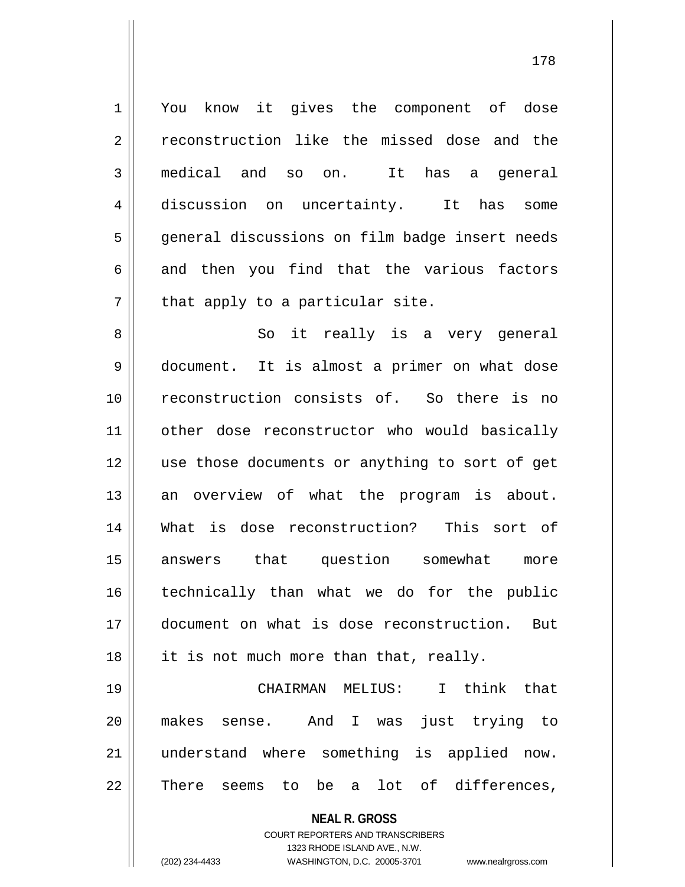You know it gives the component of dose reconstruction like the missed dose and the medical and so on. It has a general discussion on uncertainty. It has some general discussions on film badge insert needs and then you find that the various factors that apply to a particular site.

So it really is a very general document. It is almost a primer on what dose reconstruction consists of. So there is no other dose reconstructor who would basically use those documents or anything to sort of get an overview of what the program is about. What is dose reconstruction? This sort of answers that question somewhat more technically than what we do for the public document on what is dose reconstruction. But it is not much more than that, really.

CHAIRMAN MELIUS: I think that makes sense. And I was just trying to understand where something is applied now. There seems to be a lot of differences,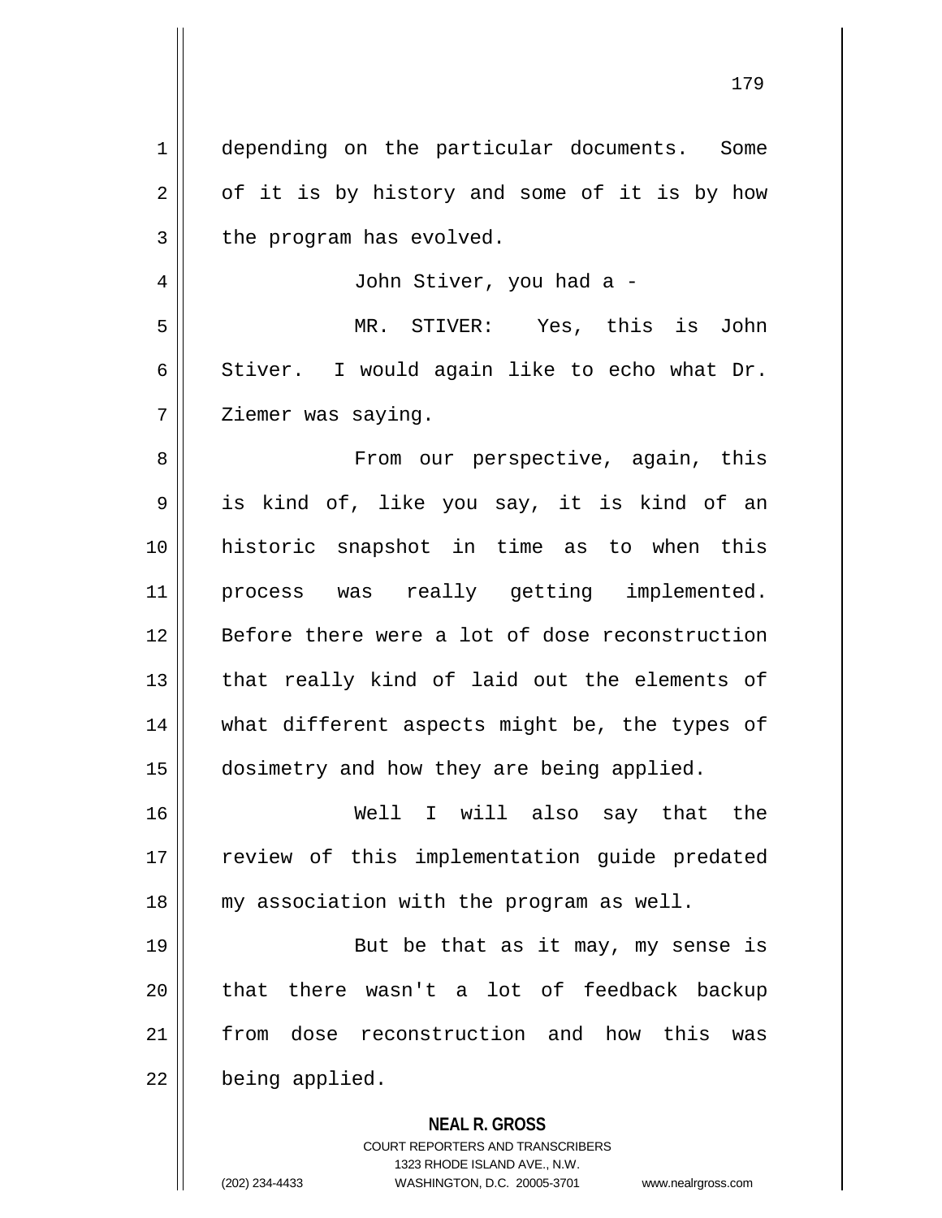depending on the particular documents. Some of it is by history and some of it is by how the program has evolved.

John Stiver, you had a -

MR. STIVER: Yes, this is John Stiver. I would again like to echo what Dr. Ziemer was saying.

From our perspective, again, this is kind of, like you say, it is kind of an historic snapshot in time as to when this process was really getting implemented. Before there were a lot of dose reconstruction that really kind of laid out the elements of what different aspects might be, the types of dosimetry and how they are being applied.

Well I will also say that the review of this implementation guide predated my association with the program as well.

But be that as it may, my sense is that there wasn't a lot of feedback backup from dose reconstruction and how this was being applied.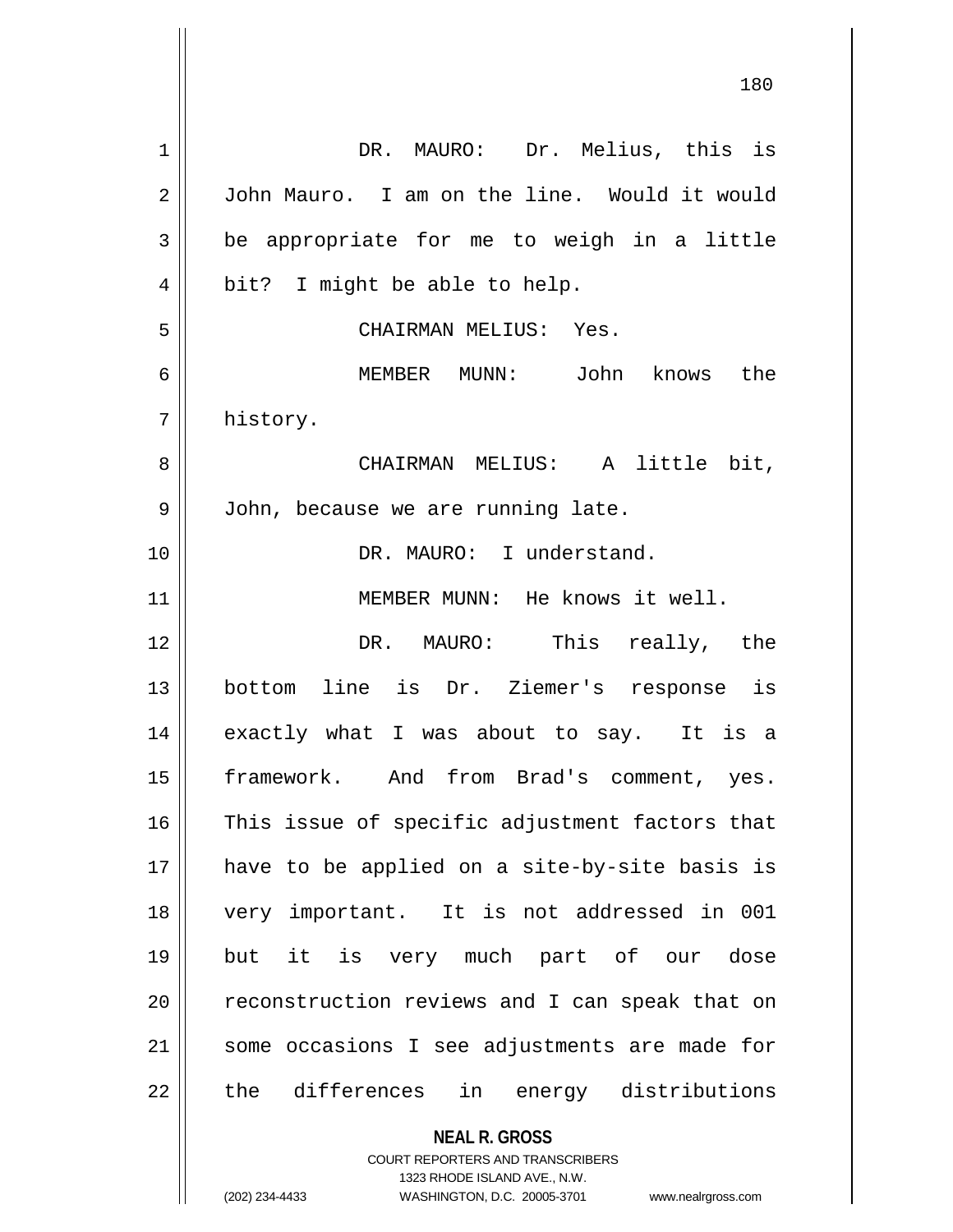DR. MAURO: Dr. Melius, this is John Mauro. I am on the line. Would it would be appropriate for me to weigh in a little bit? I might be able to help.

CHAIRMAN MELIUS: Yes.

MEMBER MUNN: John knows the history.

CHAIRMAN MELIUS: A little bit, John, because we are running late.

DR. MAURO: I understand.

MEMBER MUNN: He knows it well.

DR. MAURO: This really, the bottom line is Dr. Ziemer's response is exactly what I was about to say. It is a framework. And from Brad's comment, yes. This issue of specific adjustment factors that have to be applied on a site-by-site basis is very important. It is not addressed in 001 but it is very much part of our dose reconstruction reviews and I can speak that on some occasions I see adjustments are made for the differences in energy distributions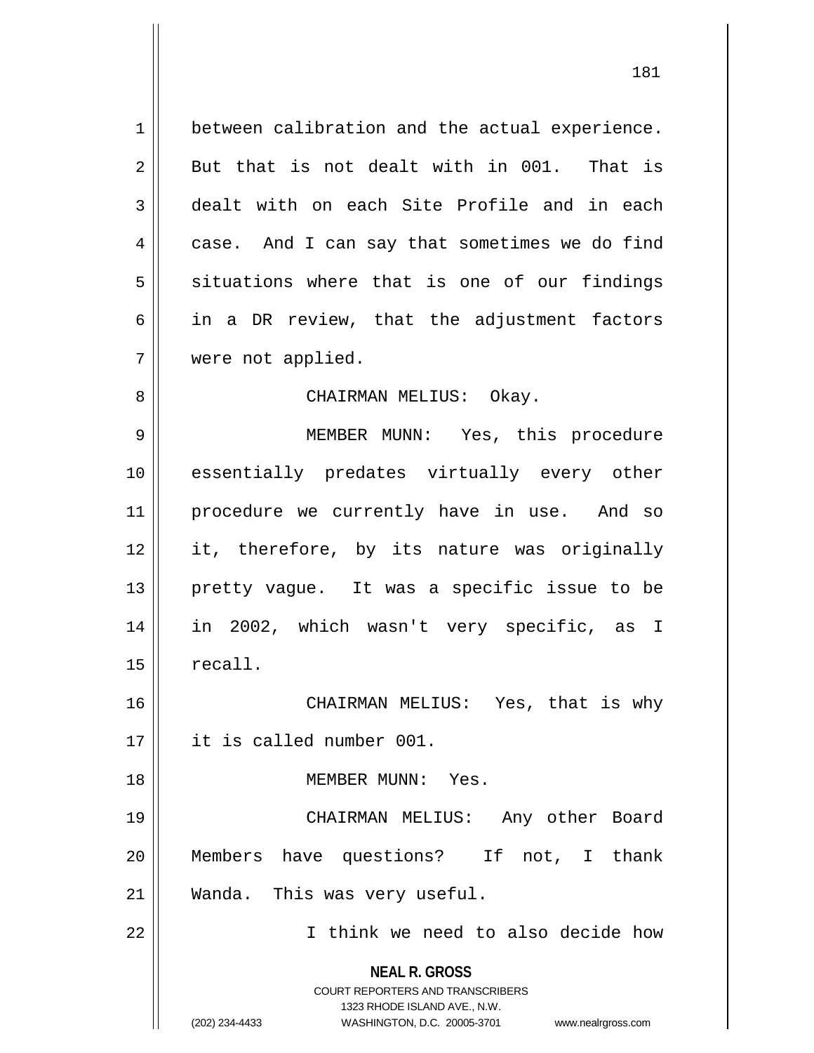between calibration and the actual experience. But that is not dealt with in 001. That is dealt with on each Site Profile and in each case. And I can say that sometimes we do find situations where that is one of our findings in a DR review, that the adjustment factors were not applied.

CHAIRMAN MELIUS: Okay.

MEMBER MUNN: Yes, this procedure essentially predates virtually every other procedure we currently have in use. And so it, therefore, by its nature was originally pretty vague. It was a specific issue to be in 2002, which wasn't very specific, as I recall.

CHAIRMAN MELIUS: Yes, that is why it is called number 001.

MEMBER MUNN: Yes.

CHAIRMAN MELIUS: Any other Board Members have questions? If not, I thank Wanda. This was very useful.

I think we need to also decide how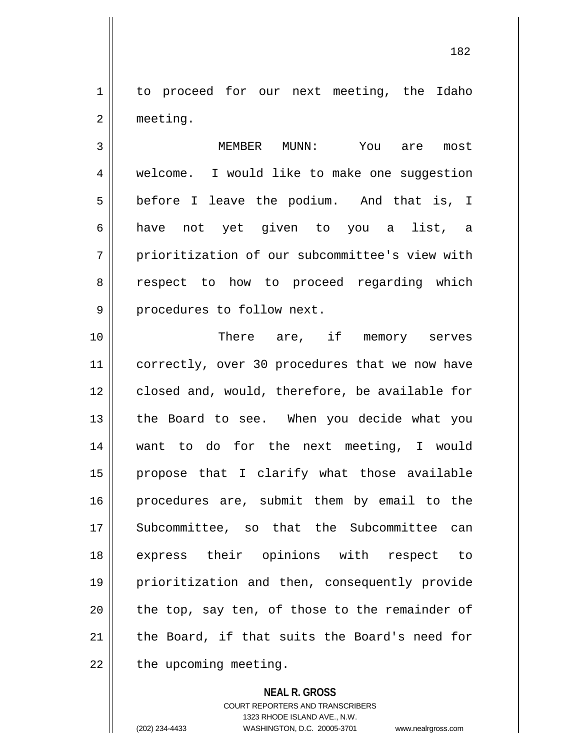to proceed for our next meeting, the Idaho meeting.

MEMBER MUNN: You are most welcome. I would like to make one suggestion before I leave the podium. And that is, I have not yet given to you a list, a prioritization of our subcommittee's view with respect to how to proceed regarding which procedures to follow next.

There are, if memory serves correctly, over 30 procedures that we now have closed and, would, therefore, be available for the Board to see. When you decide what you want to do for the next meeting, I would propose that I clarify what those available procedures are, submit them by email to the Subcommittee, so that the Subcommittee can express their opinions with respect to prioritization and then, consequently provide the top, say ten, of those to the remainder of the Board, if that suits the Board's need for the upcoming meeting.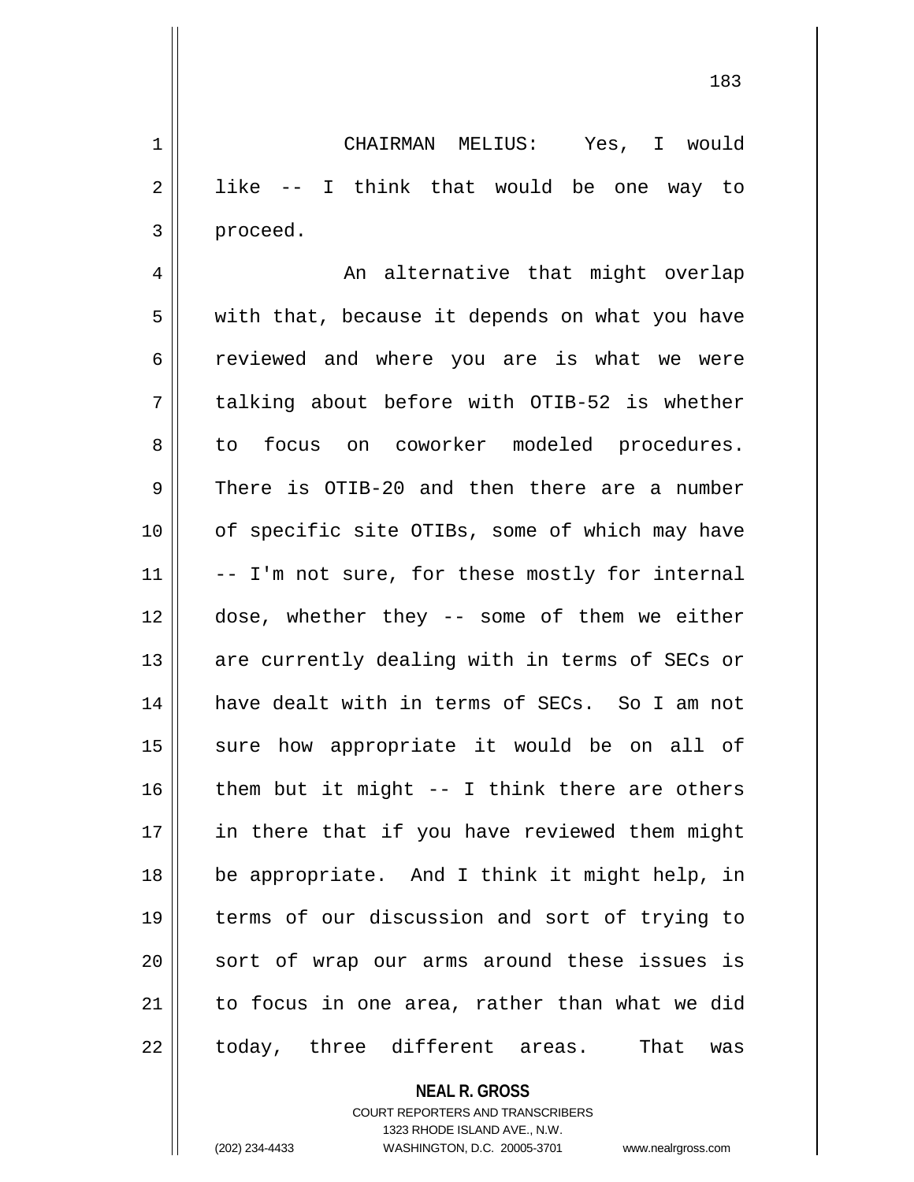CHAIRMAN MELIUS: Yes, I would like -- I think that would be one way to proceed.

An alternative that might overlap with that, because it depends on what you have reviewed and where you are is what we were talking about before with OTIB-52 is whether to focus on coworker modeled procedures. There is OTIB-20 and then there are a number of specific site OTIBs, some of which may have -- I'm not sure, for these mostly for internal dose, whether they -- some of them we either are currently dealing with in terms of SECs or have dealt with in terms of SECs. So I am not sure how appropriate it would be on all of them but it might -- I think there are others in there that if you have reviewed them might be appropriate. And I think it might help, in terms of our discussion and sort of trying to sort of wrap our arms around these issues is to focus in one area, rather than what we did today, three different areas. That was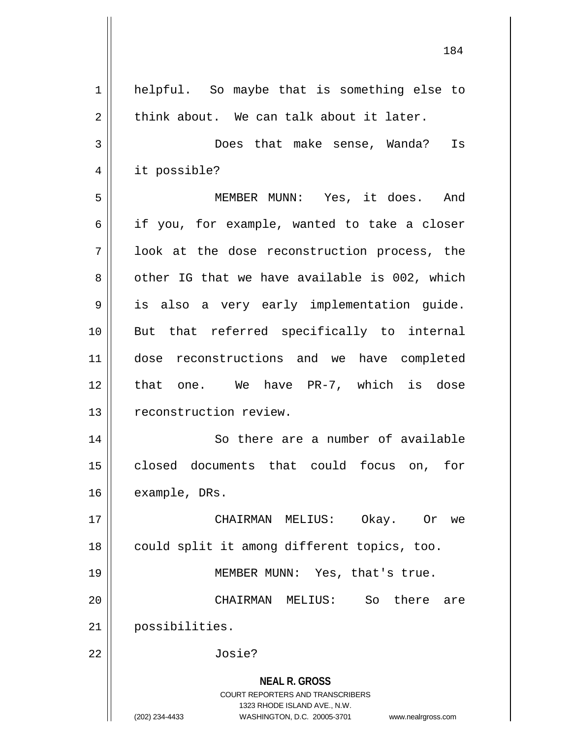helpful. So maybe that is something else to think about. We can talk about it later.

Does that make sense, Wanda? Is it possible?

MEMBER MUNN: Yes, it does. And if you, for example, wanted to take a closer look at the dose reconstruction process, the other IG that we have available is 002, which is also a very early implementation guide. But that referred specifically to internal dose reconstructions and we have completed that one. We have PR-7, which is dose reconstruction review.

So there are a number of available closed documents that could focus on, for example, DRs.

CHAIRMAN MELIUS: Okay. Or we could split it among different topics, too.

MEMBER MUNN: Yes, that's true.

CHAIRMAN MELIUS: So there are possibilities.

Josie?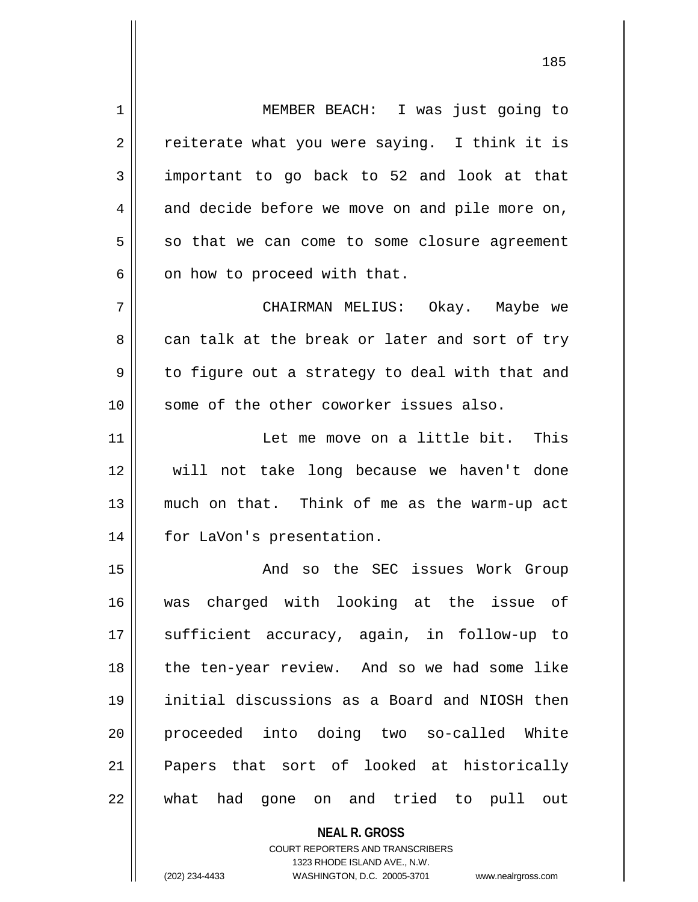MEMBER BEACH: I was just going to reiterate what you were saying. I think it is important to go back to 52 and look at that and decide before we move on and pile more on, so that we can come to some closure agreement on how to proceed with that.

CHAIRMAN MELIUS: Okay. Maybe we can talk at the break or later and sort of try to figure out a strategy to deal with that and some of the other coworker issues also.

Let me move on a little bit. This will not take long because we haven't done much on that. Think of me as the warm-up act for LaVon's presentation.

And so the SEC issues Work Group was charged with looking at the issue of sufficient accuracy, again, in follow-up to the ten-year review. And so we had some like initial discussions as a Board and NIOSH then proceeded into doing two so-called White Papers that sort of looked at historically what had gone on and tried to pull out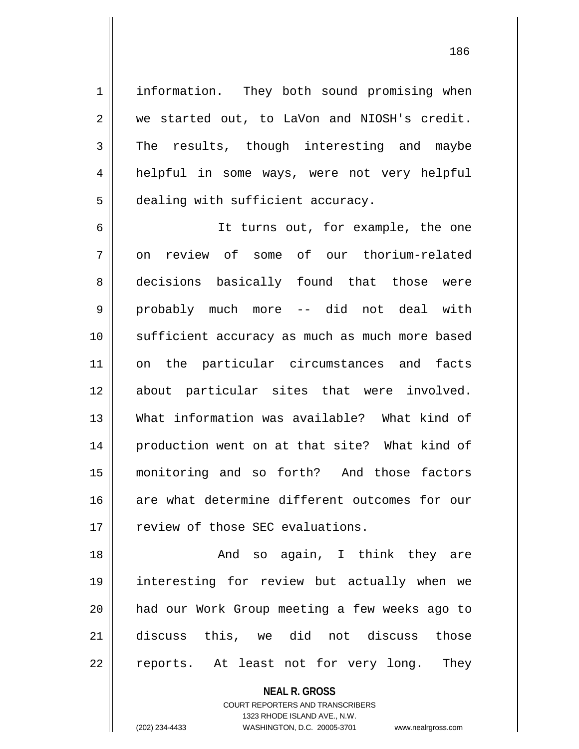information. They both sound promising when we started out, to LaVon and NIOSH's credit. The results, though interesting and maybe helpful in some ways, were not very helpful dealing with sufficient accuracy.

It turns out, for example, the one on review of some of our thorium-related decisions basically found that those were probably much more -- did not deal with sufficient accuracy as much as much more based on the particular circumstances and facts about particular sites that were involved. What information was available? What kind of production went on at that site? What kind of monitoring and so forth? And those factors are what determine different outcomes for our review of those SEC evaluations.

And so again, I think they are interesting for review but actually when we had our Work Group meeting a few weeks ago to discuss this, we did not discuss those reports. At least not for very long. They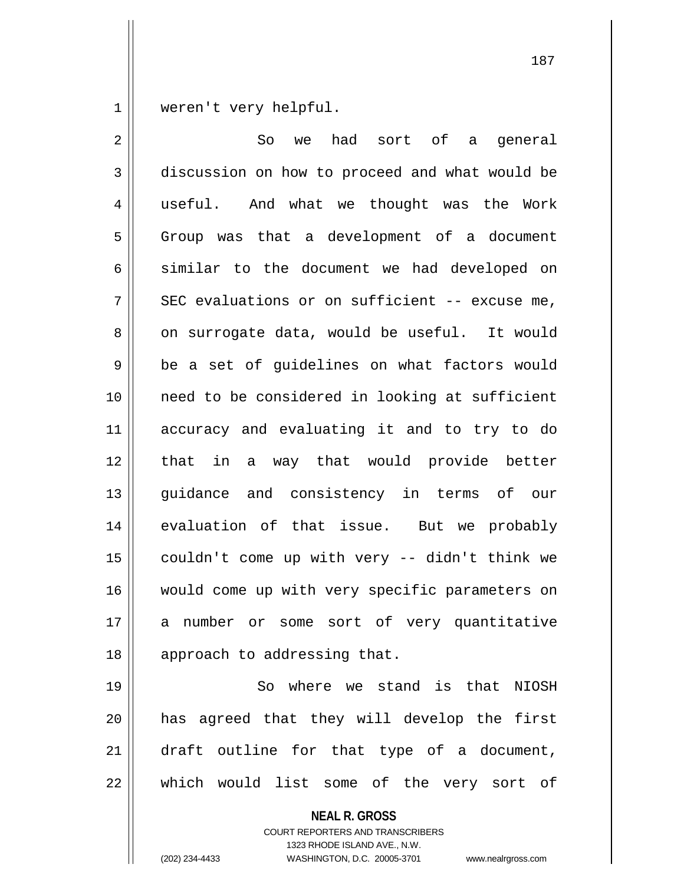weren't very helpful.

So we had sort of a general discussion on how to proceed and what would be useful. And what we thought was the Work Group was that a development of a document similar to the document we had developed on SEC evaluations or on sufficient -- excuse me, on surrogate data, would be useful. It would be a set of guidelines on what factors would need to be considered in looking at sufficient accuracy and evaluating it and to try to do that in a way that would provide better guidance and consistency in terms of our evaluation of that issue. But we probably couldn't come up with very -- didn't think we would come up with very specific parameters on a number or some sort of very quantitative approach to addressing that.

So where we stand is that NIOSH has agreed that they will develop the first draft outline for that type of a document, which would list some of the very sort of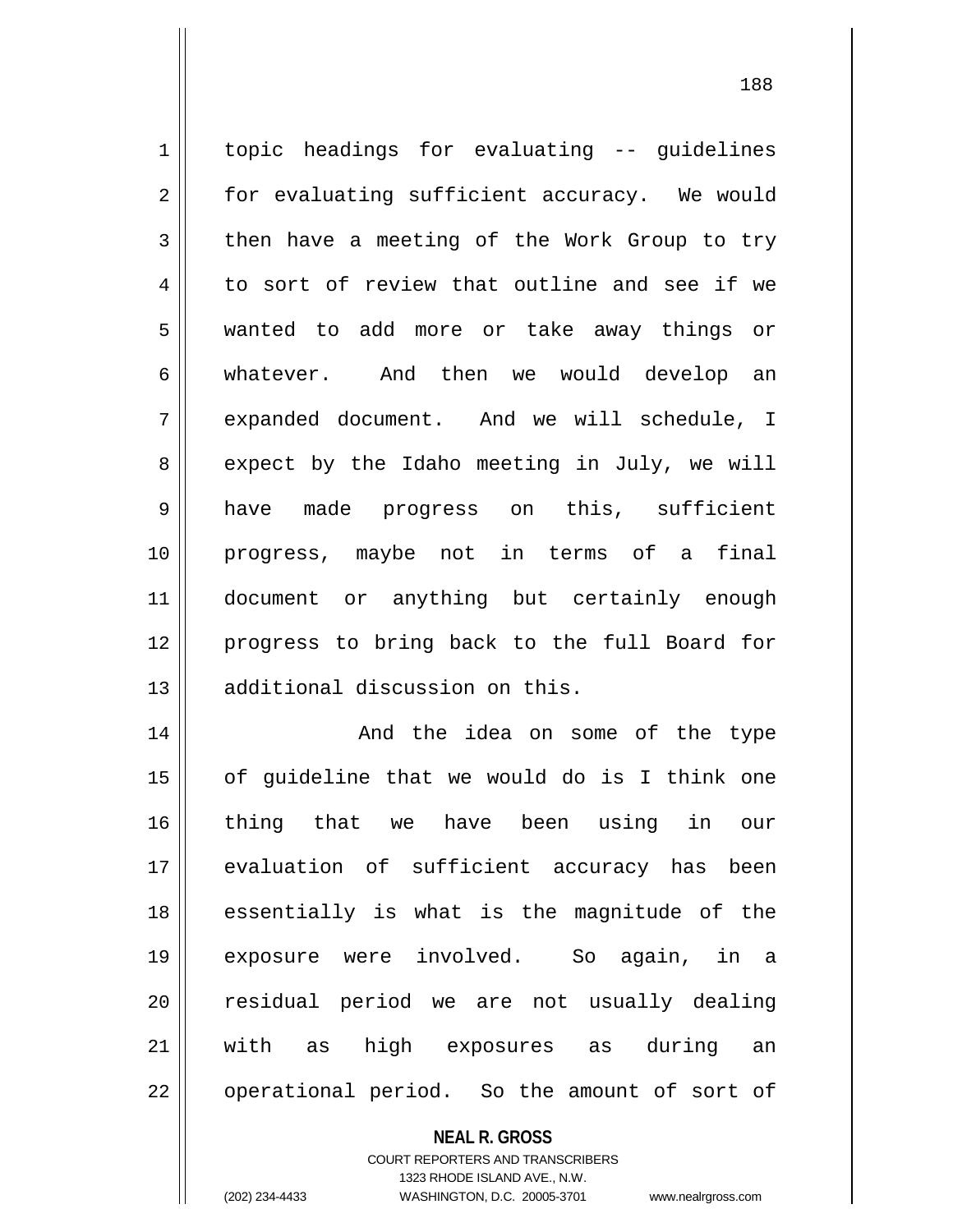topic headings for evaluating -- guidelines for evaluating sufficient accuracy. We would then have a meeting of the Work Group to try to sort of review that outline and see if we wanted to add more or take away things or whatever. And then we would develop an expanded document. And we will schedule, I expect by the Idaho meeting in July, we will have made progress on this, sufficient progress, maybe not in terms of a final document or anything but certainly enough progress to bring back to the full Board for additional discussion on this.

And the idea on some of the type of guideline that we would do is I think one thing that we have been using in our evaluation of sufficient accuracy has been essentially is what is the magnitude of the exposure were involved. So again, in a residual period we are not usually dealing with as high exposures as during an operational period. So the amount of sort of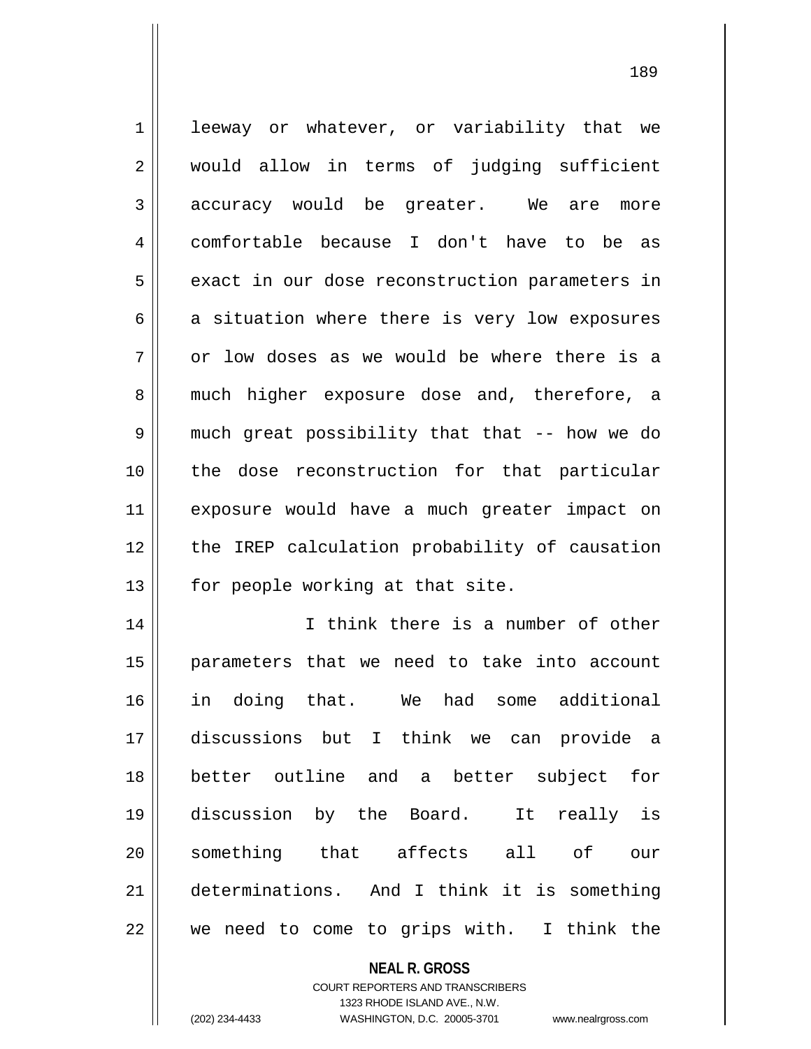leeway or whatever, or variability that we would allow in terms of judging sufficient accuracy would be greater. We are more comfortable because I don't have to be as exact in our dose reconstruction parameters in a situation where there is very low exposures or low doses as we would be where there is a much higher exposure dose and, therefore, a much great possibility that that -- how we do the dose reconstruction for that particular exposure would have a much greater impact on the IREP calculation probability of causation for people working at that site.

I think there is a number of other parameters that we need to take into account in doing that. We had some additional discussions but I think we can provide a better outline and a better subject for discussion by the Board. It really is something that affects all of our determinations. And I think it is something we need to come to grips with. I think the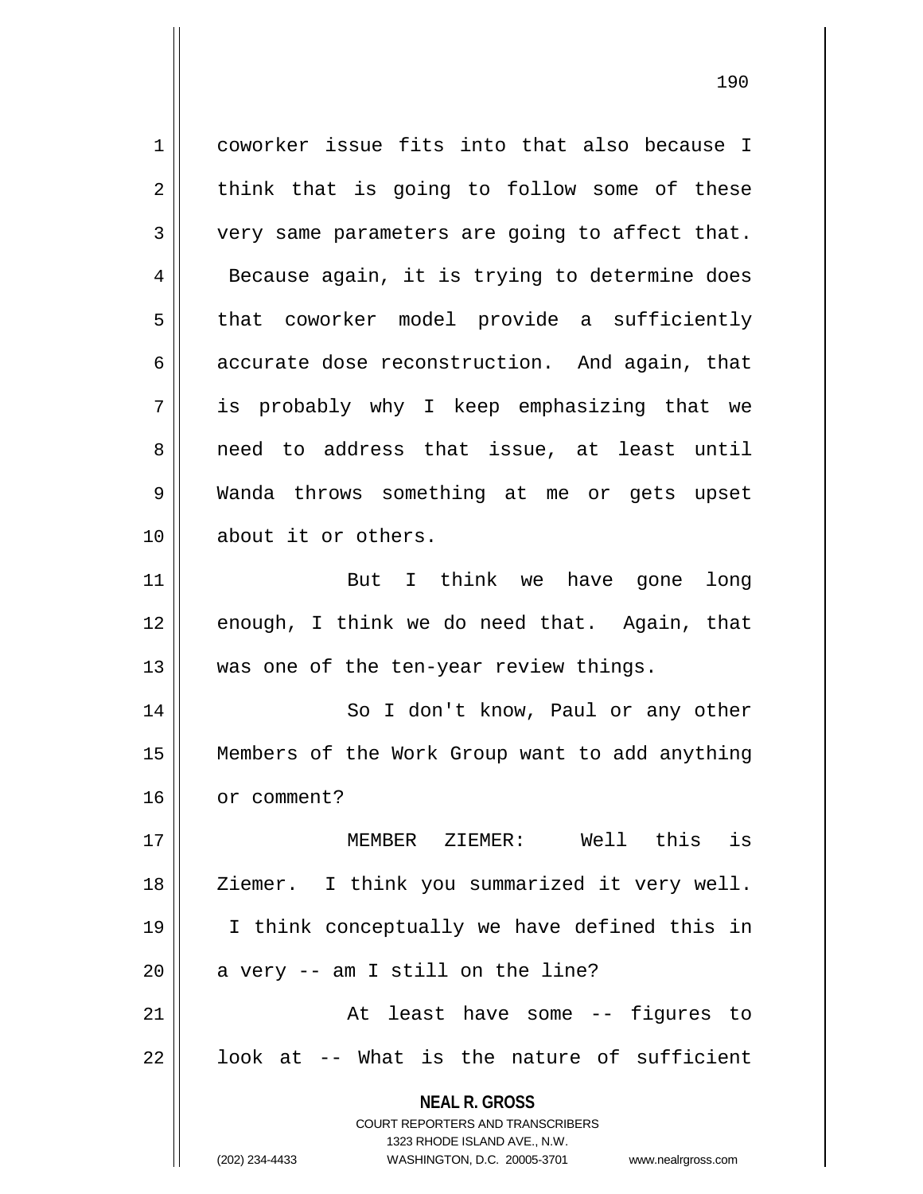coworker issue fits into that also because I think that is going to follow some of these very same parameters are going to affect that. Because again, it is trying to determine does that coworker model provide a sufficiently accurate dose reconstruction. And again, that is probably why I keep emphasizing that we need to address that issue, at least until Wanda throws something at me or gets upset about it or others.

But I think we have gone long enough, I think we do need that. Again, that was one of the ten-year review things.

So I don't know, Paul or any other Members of the Work Group want to add anything or comment?

MEMBER ZIEMER: Well this is Ziemer. I think you summarized it very well. I think conceptually we have defined this in a very -- am I still on the line?

At least have some -- figures to look at -- What is the nature of sufficient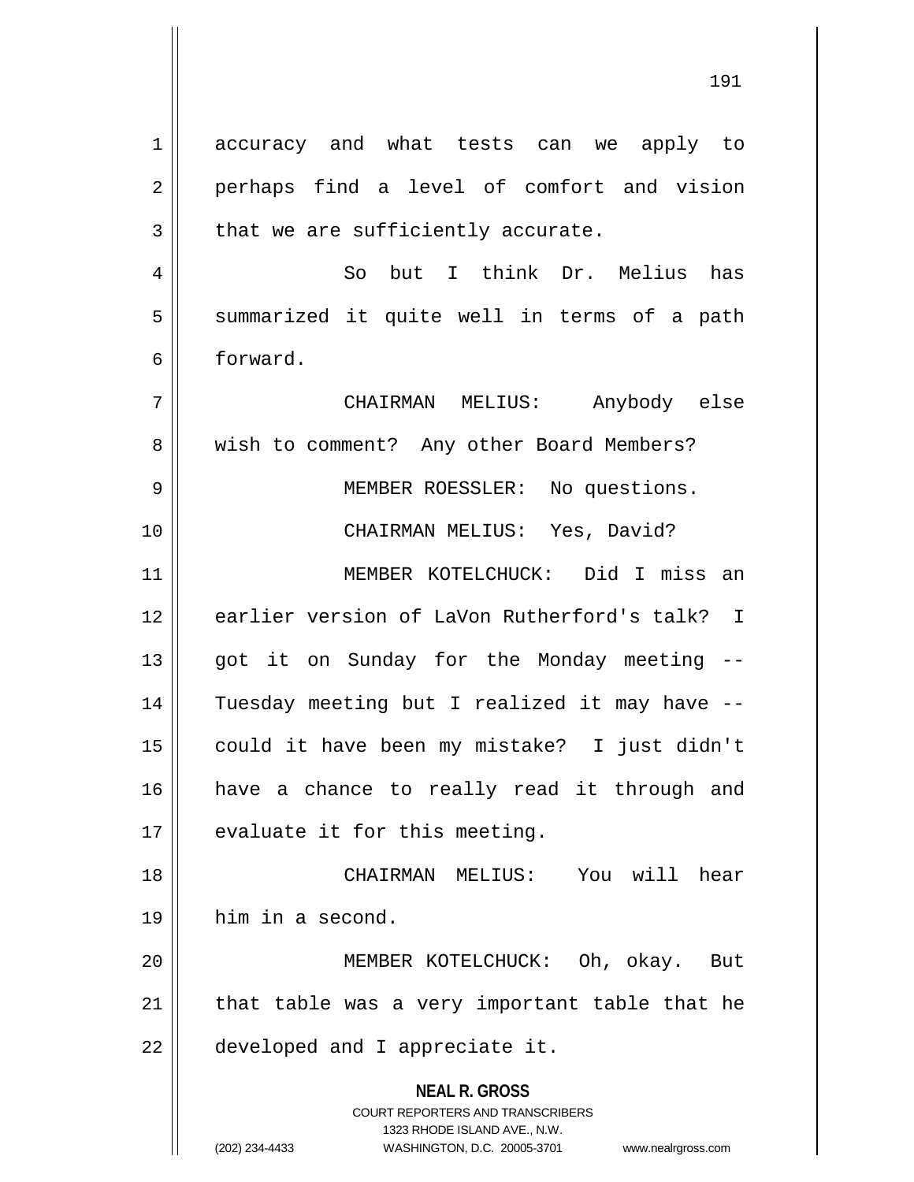accuracy and what tests can we apply to perhaps find a level of comfort and vision that we are sufficiently accurate.

So but I think Dr. Melius has summarized it quite well in terms of a path forward.

CHAIRMAN MELIUS: Anybody else wish to comment? Any other Board Members?

MEMBER ROESSLER: No questions.

CHAIRMAN MELIUS: Yes, David?

MEMBER KOTELCHUCK: Did I miss an earlier version of LaVon Rutherford's talk? I got it on Sunday for the Monday meeting -- Tuesday meeting but I realized it may have -- could it have been my mistake? I just didn't have a chance to really read it through and evaluate it for this meeting.

CHAIRMAN MELIUS: You will hear him in a second.

MEMBER KOTELCHUCK: Oh, okay. But that table was a very important table that he developed and I appreciate it.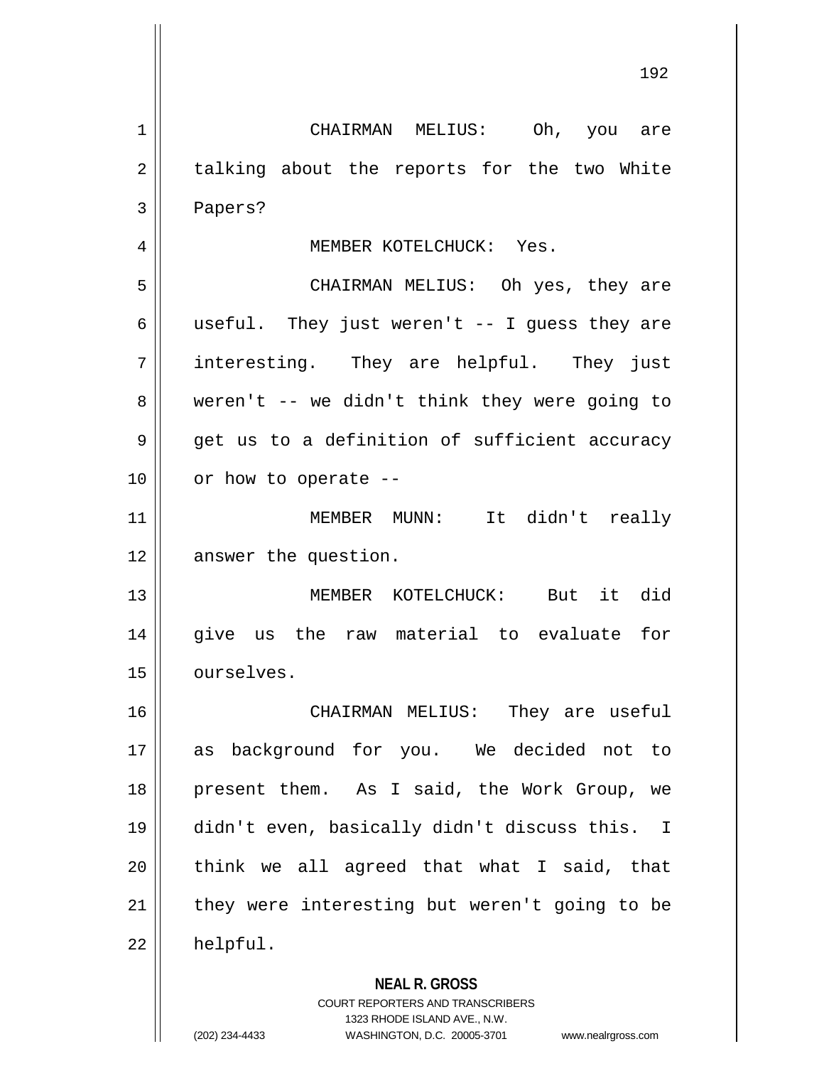CHAIRMAN MELIUS: Oh, you are talking about the reports for the two White Papers?

MEMBER KOTELCHUCK: Yes.

CHAIRMAN MELIUS: Oh yes, they are useful. They just weren't -- I guess they are interesting. They are helpful. They just weren't -- we didn't think they were going to get us to a definition of sufficient accuracy or how to operate --

MEMBER MUNN: It didn't really answer the question.

MEMBER KOTELCHUCK: But it did give us the raw material to evaluate for ourselves.

CHAIRMAN MELIUS: They are useful as background for you. We decided not to present them. As I said, the Work Group, we didn't even, basically didn't discuss this. I think we all agreed that what I said, that they were interesting but weren't going to be helpful.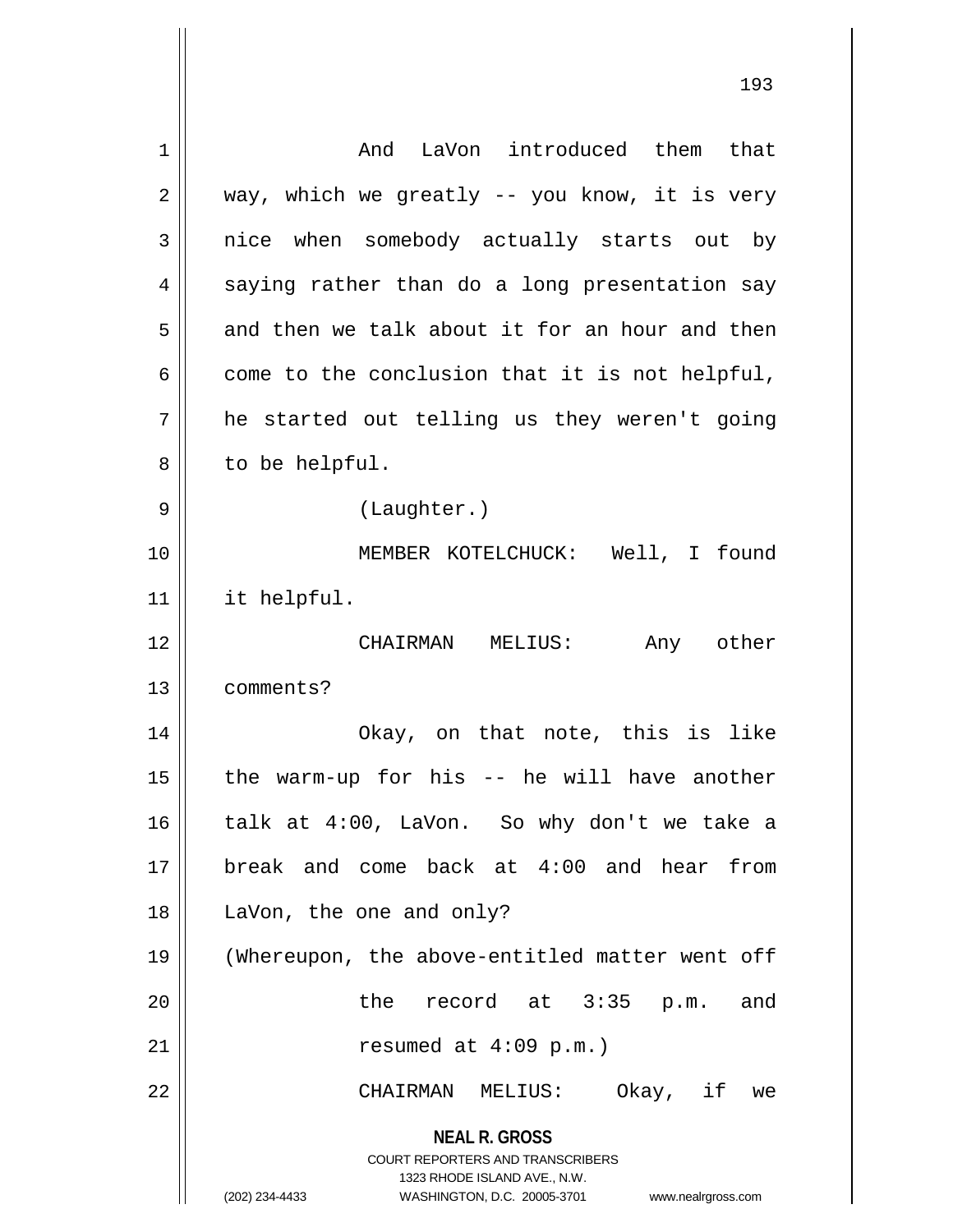And LaVon introduced them that way, which we greatly -- you know, it is very nice when somebody actually starts out by saying rather than do a long presentation say and then we talk about it for an hour and then come to the conclusion that it is not helpful, he started out telling us they weren't going to be helpful.

(Laughter.)

MEMBER KOTELCHUCK: Well, I found it helpful.

CHAIRMAN MELIUS: Any other comments?

Okay, on that note, this is like the warm-up for his -- he will have another talk at 4:00, LaVon. So why don't we take a break and come back at 4:00 and hear from LaVon, the one and only?

(Whereupon, the above-entitled matter went off the record at 3:35 p.m. and resumed at 4:09 p.m.)

CHAIRMAN MELIUS: Okay, if we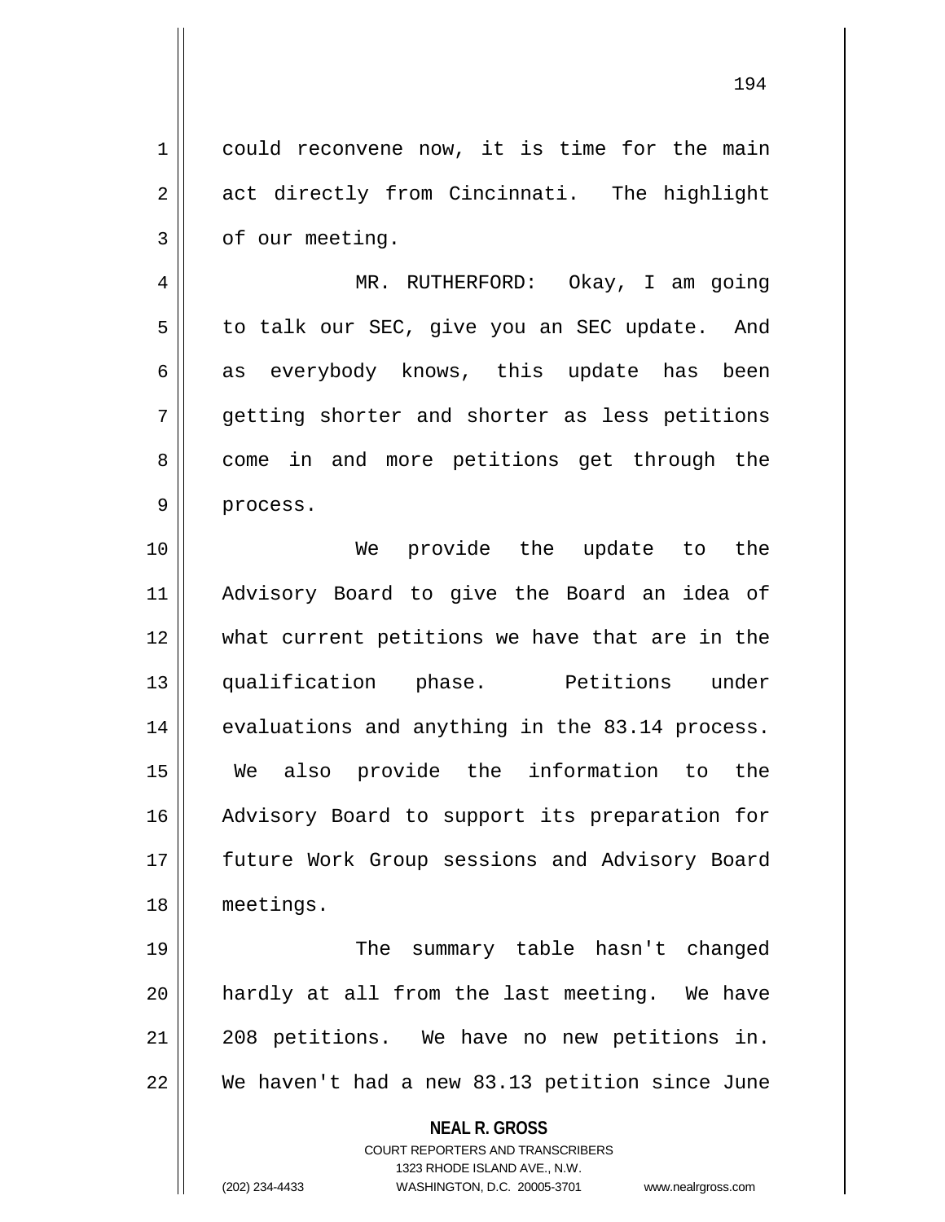could reconvene now, it is time for the main act directly from Cincinnati. The highlight of our meeting.

MR. RUTHERFORD: Okay, I am going to talk our SEC, give you an SEC update. And as everybody knows, this update has been getting shorter and shorter as less petitions come in and more petitions get through the process.

We provide the update to the Advisory Board to give the Board an idea of what current petitions we have that are in the qualification phase. Petitions under evaluations and anything in the 83.14 process. We also provide the information to the Advisory Board to support its preparation for future Work Group sessions and Advisory Board meetings.

The summary table hasn't changed hardly at all from the last meeting. We have 208 petitions. We have no new petitions in. We haven't had a new 83.13 petition since June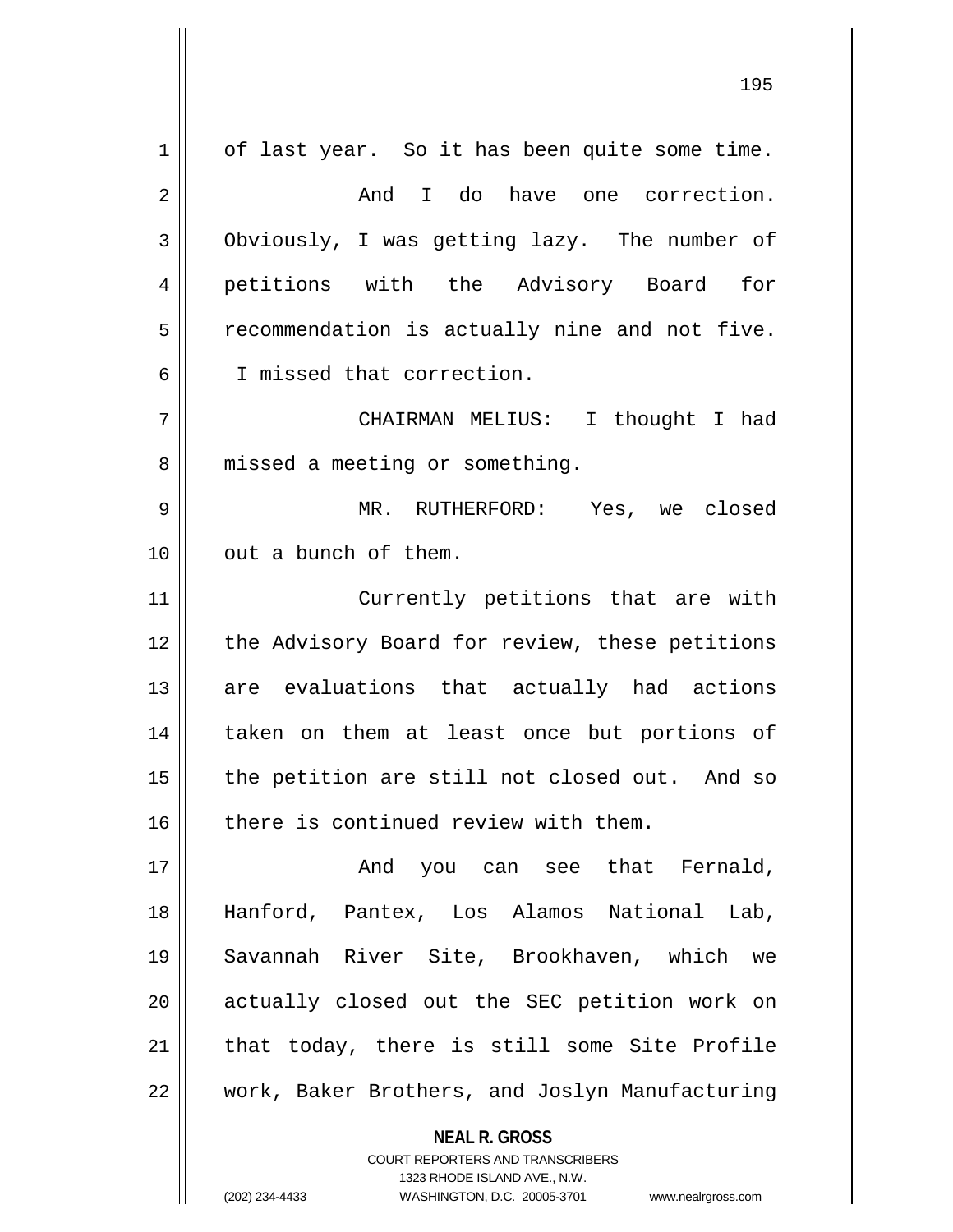of last year. So it has been quite some time.

And I do have one correction. Obviously, I was getting lazy. The number of petitions with the Advisory Board for recommendation is actually nine and not five. I missed that correction.

CHAIRMAN MELIUS: I thought I had missed a meeting or something.

MR. RUTHERFORD: Yes, we closed out a bunch of them.

Currently petitions that are with the Advisory Board for review, these petitions are evaluations that actually had actions taken on them at least once but portions of the petition are still not closed out. And so there is continued review with them.

And you can see that Fernald, Hanford, Pantex, Los Alamos National Lab, Savannah River Site, Brookhaven, which we actually closed out the SEC petition work on that today, there is still some Site Profile work, Baker Brothers, and Joslyn Manufacturing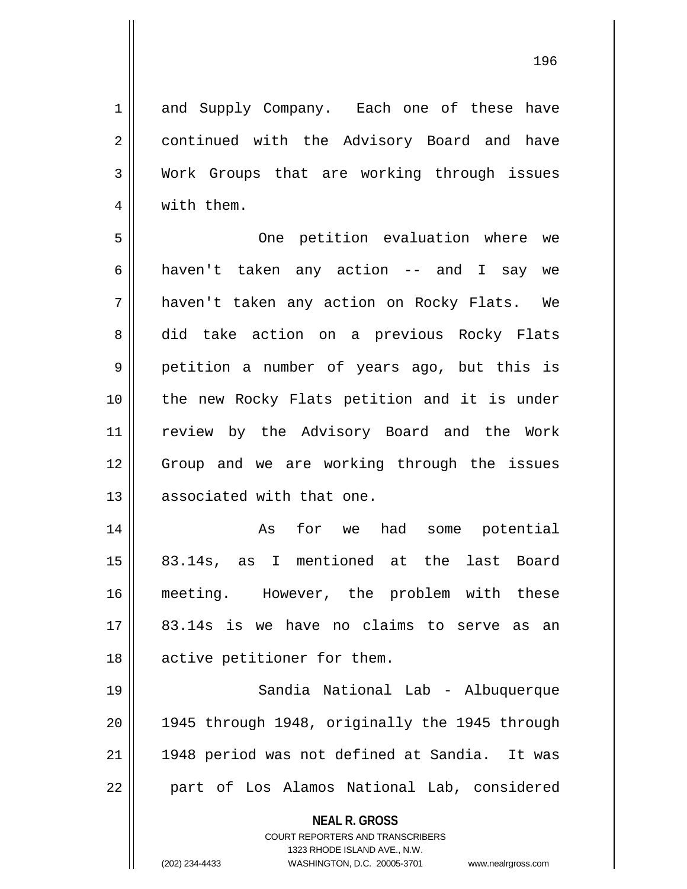and Supply Company. Each one of these have continued with the Advisory Board and have Work Groups that are working through issues with them.

One petition evaluation where we haven't taken any action -- and I say we haven't taken any action on Rocky Flats. We did take action on a previous Rocky Flats petition a number of years ago, but this is the new Rocky Flats petition and it is under review by the Advisory Board and the Work Group and we are working through the issues associated with that one.

As for we had some potential 83.14s, as I mentioned at the last Board meeting. However, the problem with these 83.14s is we have no claims to serve as an active petitioner for them.

Sandia National Lab - Albuquerque 1945 through 1948, originally the 1945 through 1948 period was not defined at Sandia. It was part of Los Alamos National Lab, considered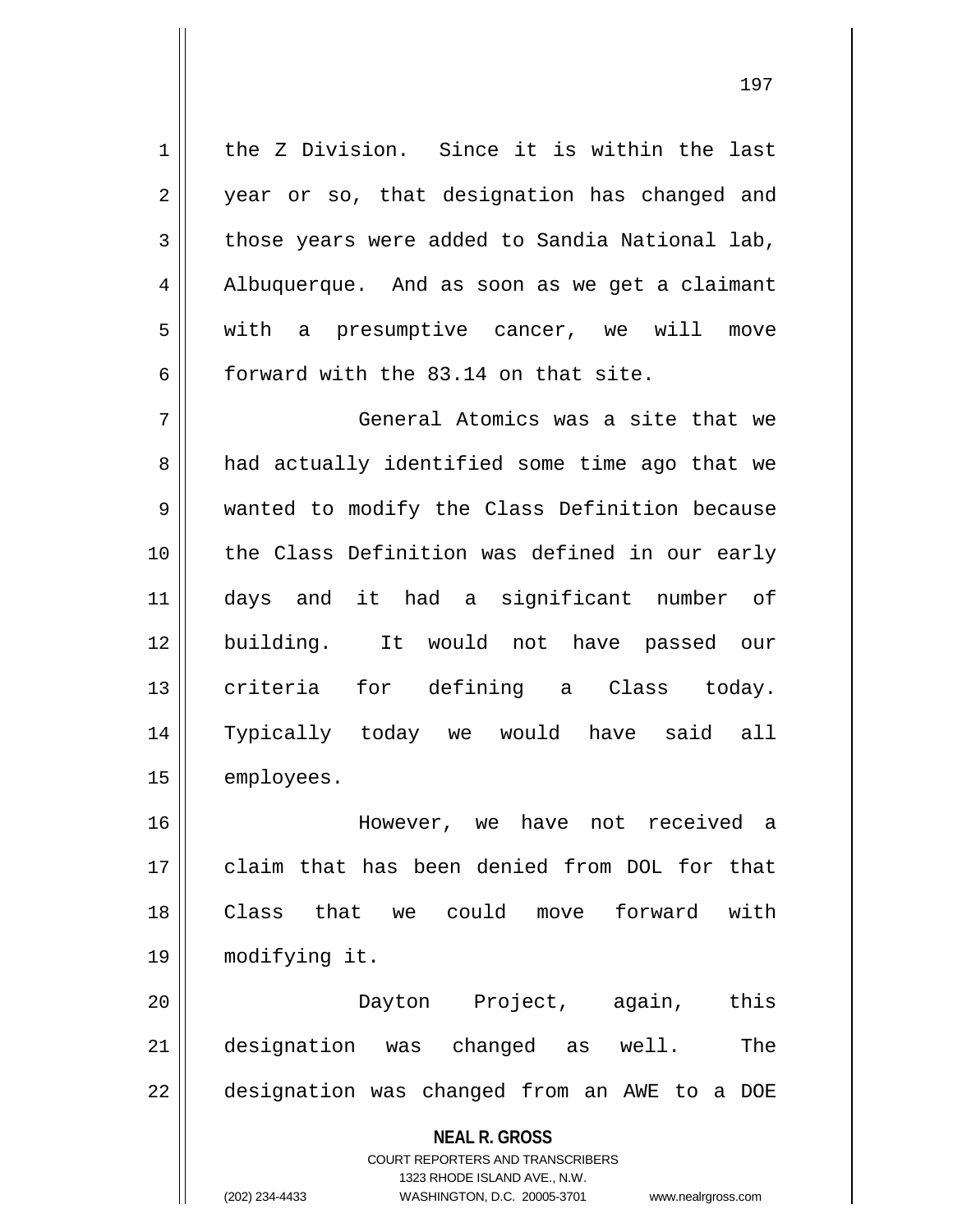the Z Division. Since it is within the last year or so, that designation has changed and those years were added to Sandia National lab, Albuquerque. And as soon as we get a claimant with a presumptive cancer, we will move forward with the 83.14 on that site.

General Atomics was a site that we had actually identified some time ago that we wanted to modify the Class Definition because the Class Definition was defined in our early days and it had a significant number of building. It would not have passed our criteria for defining a Class today. Typically today we would have said all employees.

However, we have not received a claim that has been denied from DOL for that Class that we could move forward with modifying it.

Dayton Project, again, this designation was changed as well. The designation was changed from an AWE to a DOE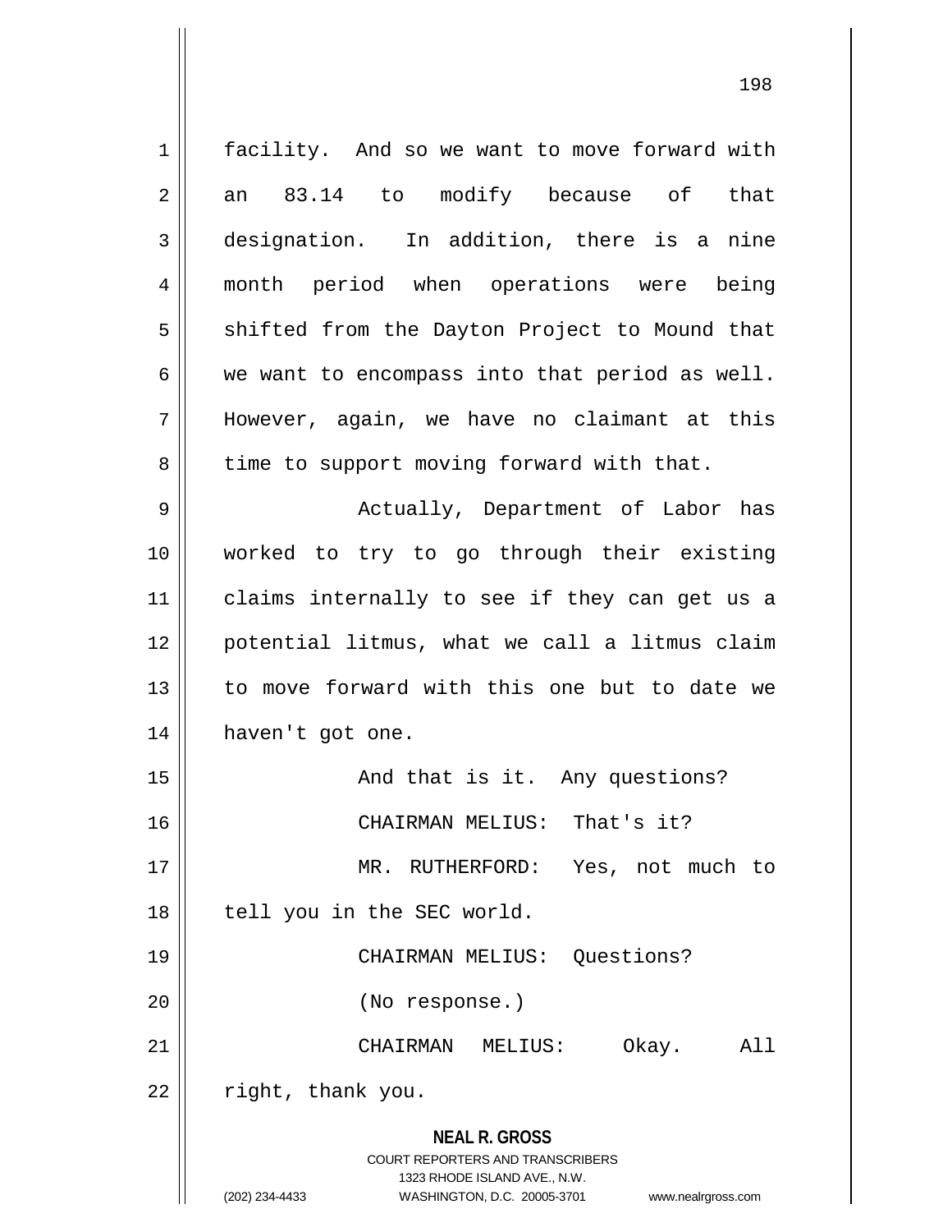facility. And so we want to move forward with an 83.14 to modify because of that designation. In addition, there is a nine month period when operations were being shifted from the Dayton Project to Mound that we want to encompass into that period as well. However, again, we have no claimant at this time to support moving forward with that.

Actually, Department of Labor has worked to try to go through their existing claims internally to see if they can get us a potential litmus, what we call a litmus claim to move forward with this one but to date we haven't got one.

And that is it. Any questions?

CHAIRMAN MELIUS: That's it?

MR. RUTHERFORD: Yes, not much to tell you in the SEC world.

CHAIRMAN MELIUS: Questions?

(No response.)

CHAIRMAN MELIUS: Okay. All right, thank you.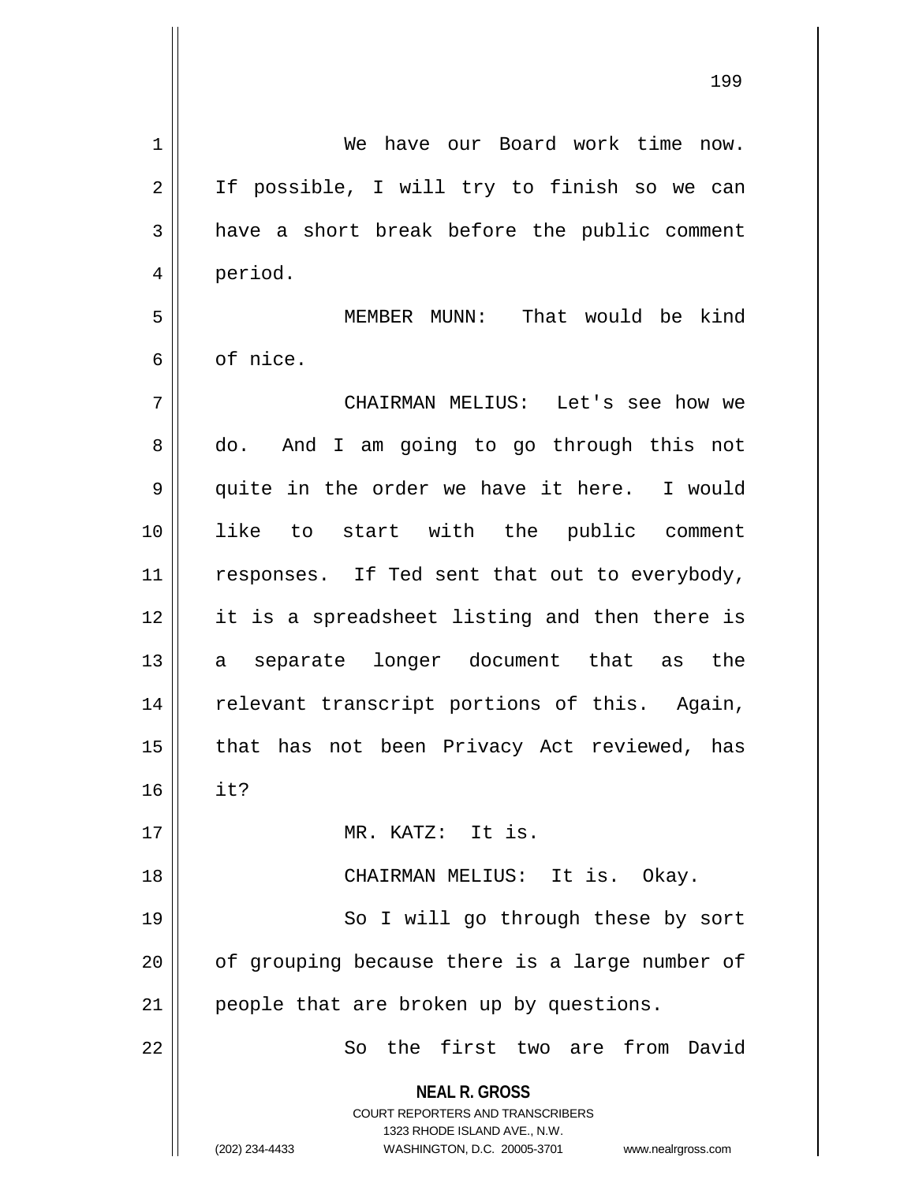We have our Board work time now. If possible, I will try to finish so we can have a short break before the public comment period.

MEMBER MUNN: That would be kind of nice.

CHAIRMAN MELIUS: Let's see how we do. And I am going to go through this not quite in the order we have it here. I would like to start with the public comment responses. If Ted sent that out to everybody, it is a spreadsheet listing and then there is a separate longer document that as the relevant transcript portions of this. Again, that has not been Privacy Act reviewed, has it?

MR. KATZ: It is.

CHAIRMAN MELIUS: It is. Okay.

So I will go through these by sort of grouping because there is a large number of people that are broken up by questions.

So the first two are from David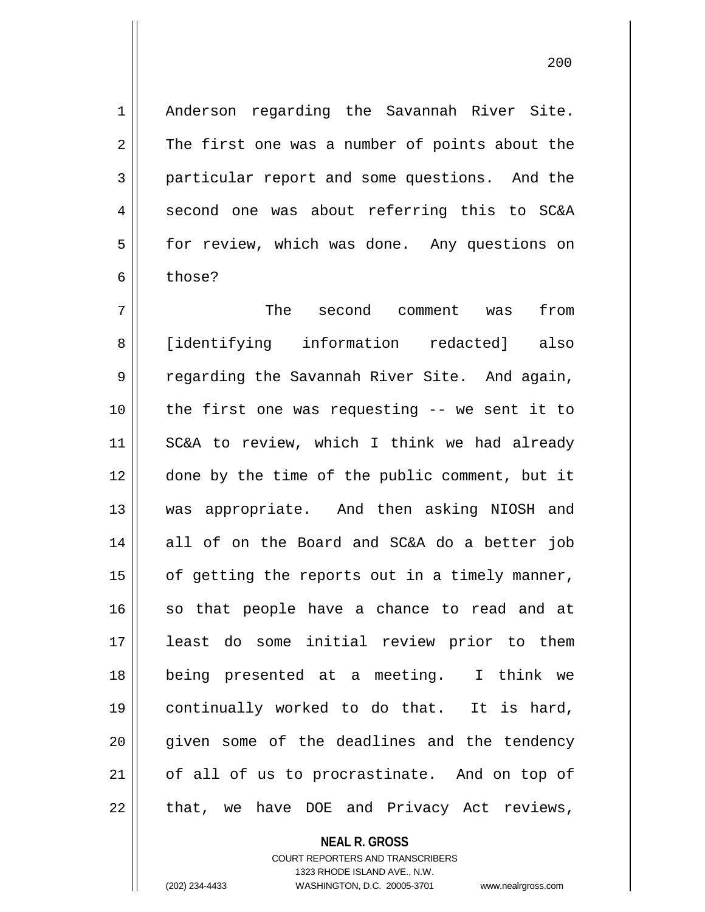Anderson regarding the Savannah River Site. The first one was a number of points about the particular report and some questions. And the second one was about referring this to SC&A for review, which was done. Any questions on those?

The second comment was from [identifying information redacted] also regarding the Savannah River Site. And again, the first one was requesting -- we sent it to SC&A to review, which I think we had already done by the time of the public comment, but it was appropriate. And then asking NIOSH and all of on the Board and SC&A do a better job of getting the reports out in a timely manner, so that people have a chance to read and at least do some initial review prior to them being presented at a meeting. I think we continually worked to do that. It is hard, given some of the deadlines and the tendency of all of us to procrastinate. And on top of that, we have DOE and Privacy Act reviews,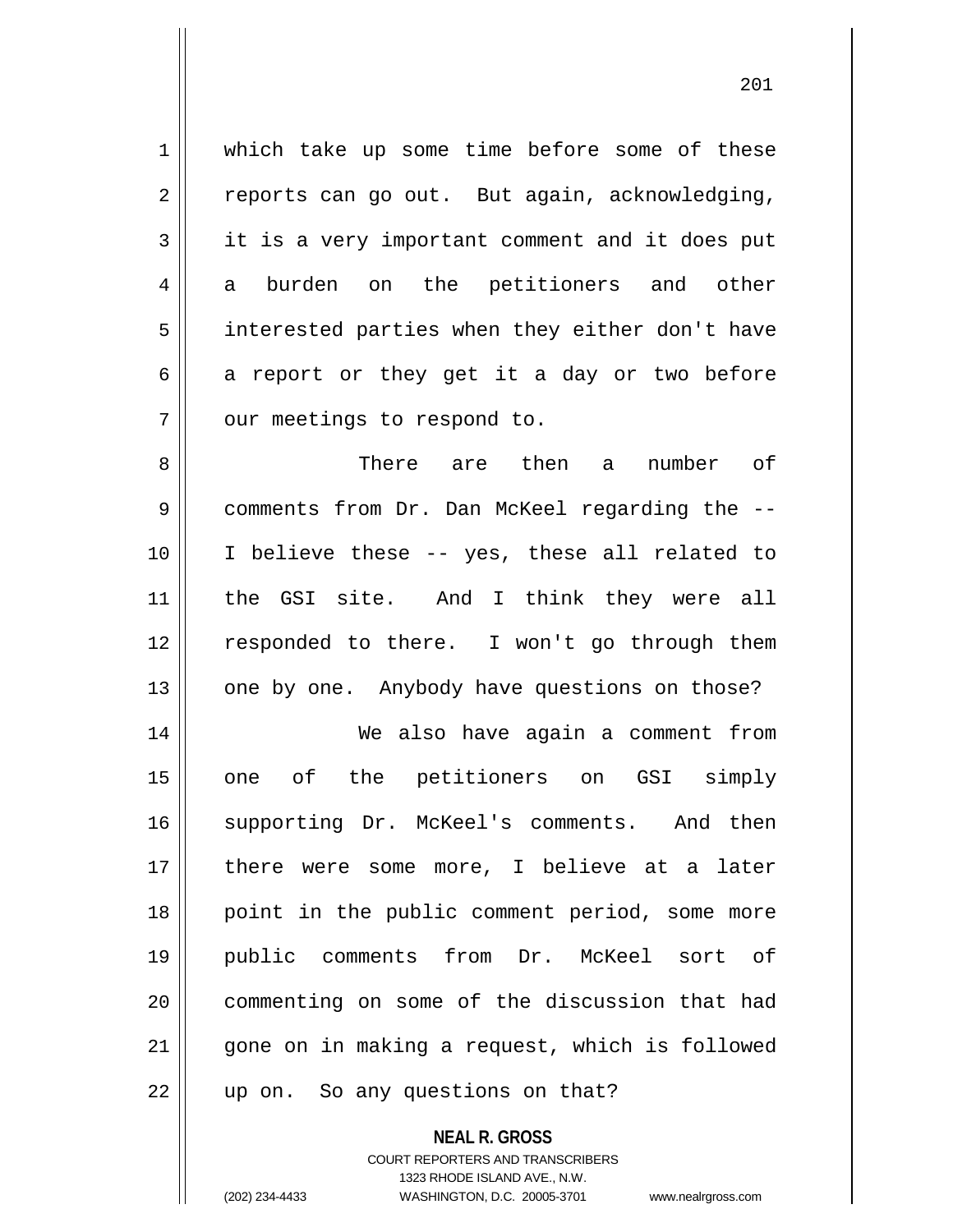which take up some time before some of these reports can go out. But again, acknowledging, it is a very important comment and it does put a burden on the petitioners and other interested parties when they either don't have a report or they get it a day or two before our meetings to respond to.

There are then a number of comments from Dr. Dan McKeel regarding the -- I believe these -- yes, these all related to the GSI site. And I think they were all responded to there. I won't go through them one by one. Anybody have questions on those?

We also have again a comment from one of the petitioners on GSI simply supporting Dr. McKeel's comments. And then there were some more, I believe at a later point in the public comment period, some more public comments from Dr. McKeel sort of commenting on some of the discussion that had gone on in making a request, which is followed up on. So any questions on that?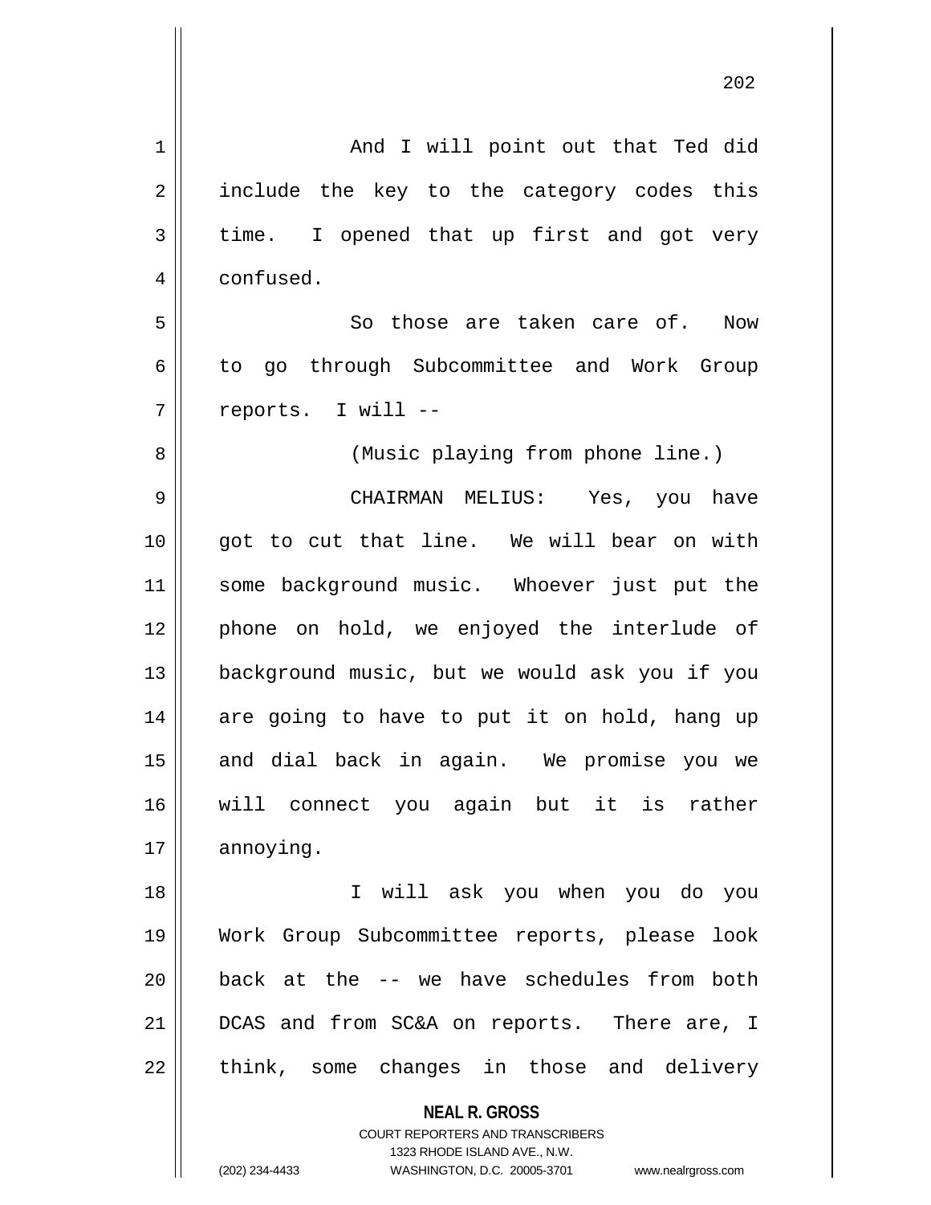And I will point out that Ted did include the key to the category codes this time. I opened that up first and got very confused.

So those are taken care of. Now to go through Subcommittee and Work Group reports. I will --

(Music playing from phone line.)

CHAIRMAN MELIUS: Yes, you have got to cut that line. We will bear on with some background music. Whoever just put the phone on hold, we enjoyed the interlude of background music, but we would ask you if you are going to have to put it on hold, hang up and dial back in again. We promise you we will connect you again but it is rather annoying.

I will ask you when you do you Work Group Subcommittee reports, please look back at the -- we have schedules from both DCAS and from SC&A on reports. There are, I think, some changes in those and delivery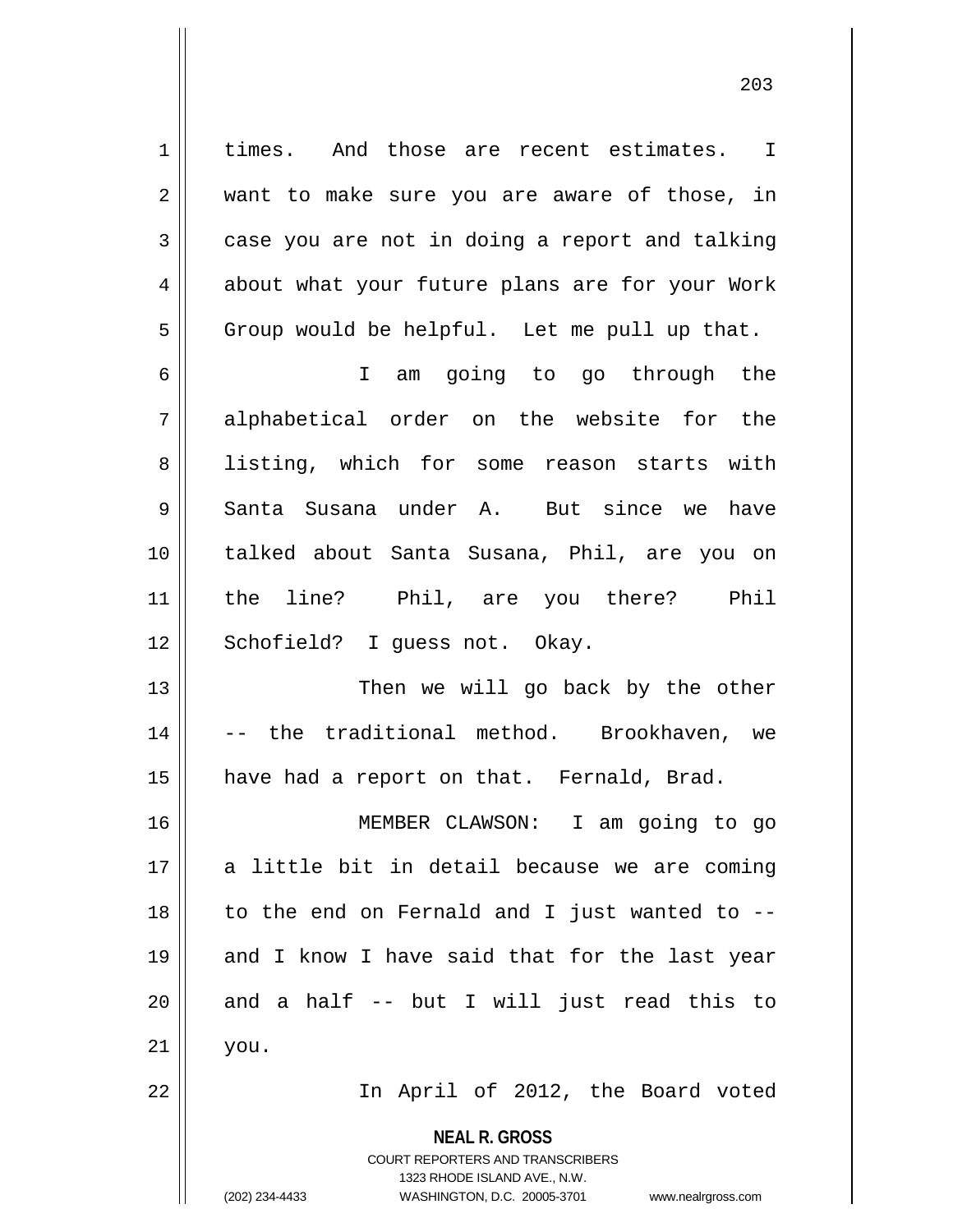times. And those are recent estimates. I want to make sure you are aware of those, in case you are not in doing a report and talking about what your future plans are for your Work Group would be helpful. Let me pull up that.

I am going to go through the alphabetical order on the website for the listing, which for some reason starts with Santa Susana under A. But since we have talked about Santa Susana, Phil, are you on the line? Phil, are you there? Phil Schofield? I guess not. Okay.

Then we will go back by the other -- the traditional method. Brookhaven, we have had a report on that. Fernald, Brad.

MEMBER CLAWSON: I am going to go a little bit in detail because we are coming to the end on Fernald and I just wanted to -- and I know I have said that for the last year and a half -- but I will just read this to you.

In April of 2012, the Board voted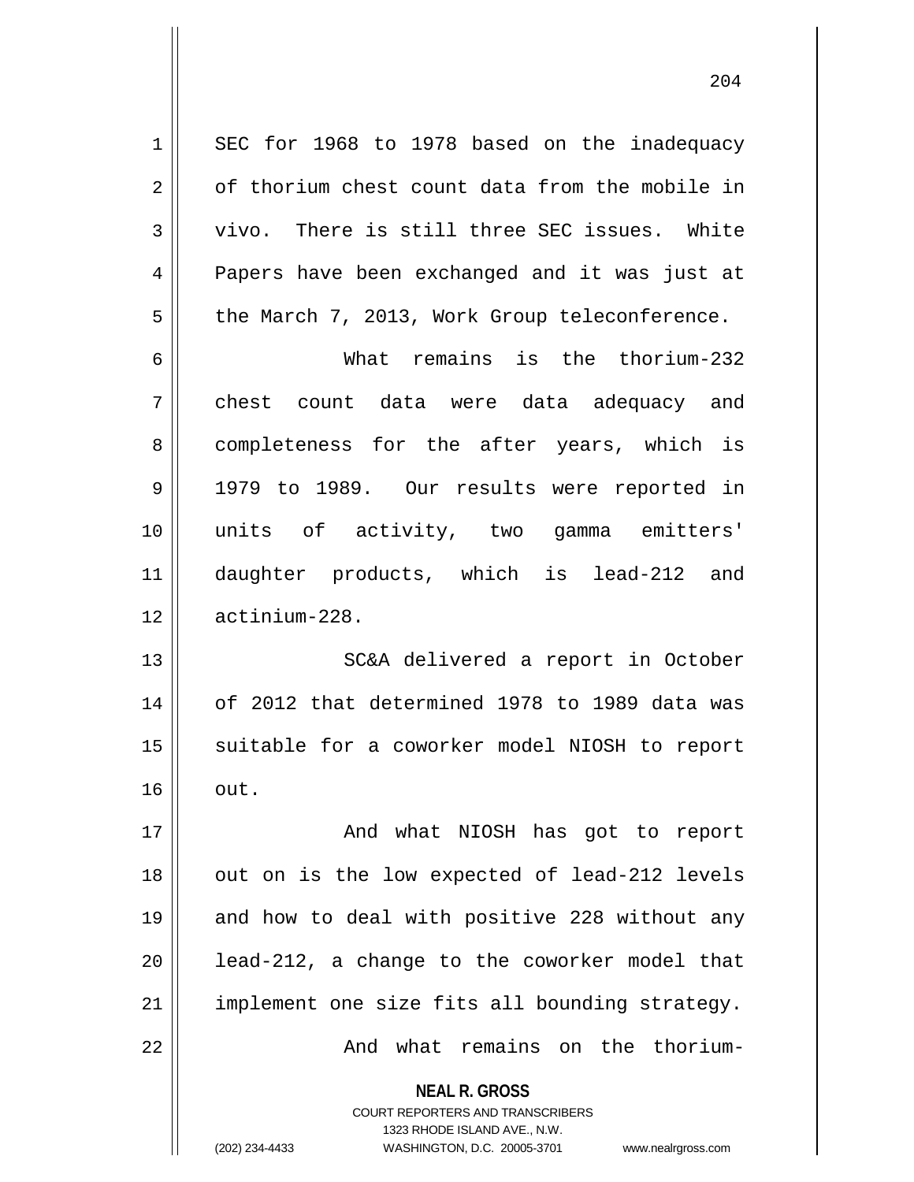SEC for 1968 to 1978 based on the inadequacy of thorium chest count data from the mobile in vivo. There is still three SEC issues. White Papers have been exchanged and it was just at the March 7, 2013, Work Group teleconference.

What remains is the thorium-232 chest count data were data adequacy and completeness for the after years, which is 1979 to 1989. Our results were reported in units of activity, two gamma emitters' daughter products, which is lead-212 and actinium-228.

SC&A delivered a report in October of 2012 that determined 1978 to 1989 data was suitable for a coworker model NIOSH to report out.

And what NIOSH has got to report out on is the low expected of lead-212 levels and how to deal with positive 228 without any lead-212, a change to the coworker model that implement one size fits all bounding strategy.

And what remains on the thorium-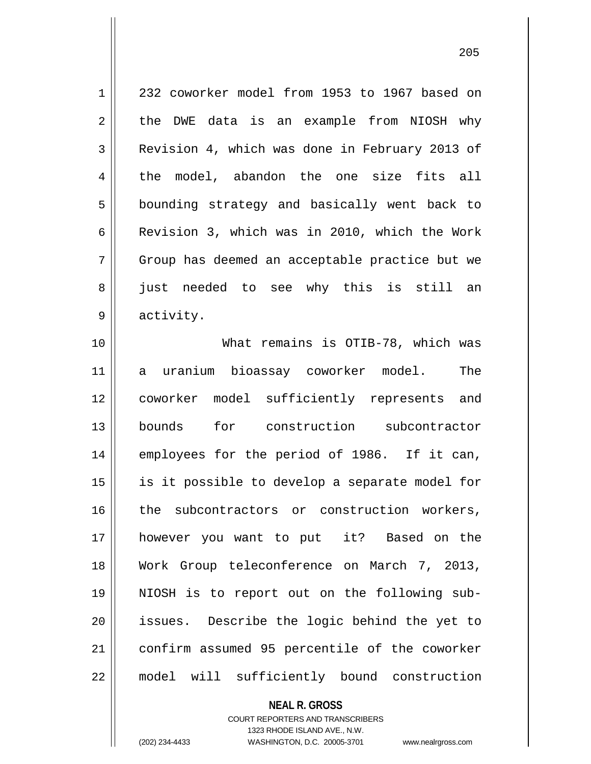232 coworker model from 1953 to 1967 based on the DWE data is an example from NIOSH why Revision 4, which was done in February 2013 of the model, abandon the one size fits all bounding strategy and basically went back to Revision 3, which was in 2010, which the Work Group has deemed an acceptable practice but we just needed to see why this is still an activity.

What remains is OTIB-78, which was a uranium bioassay coworker model. The coworker model sufficiently represents and bounds for construction subcontractor employees for the period of 1986. If it can, is it possible to develop a separate model for the subcontractors or construction workers, however you want to put it? Based on the Work Group teleconference on March 7, 2013, NIOSH is to report out on the following sub-issues. Describe the logic behind the yet to confirm assumed 95 percentile of the coworker model will sufficiently bound construction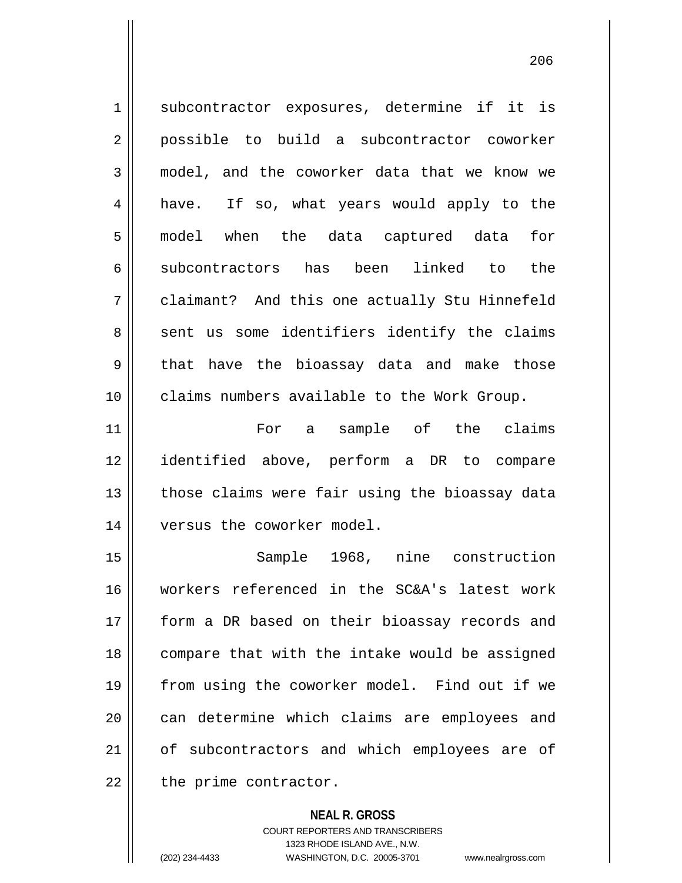subcontractor exposures, determine if it is possible to build a subcontractor coworker model, and the coworker data that we know we have. If so, what years would apply to the model when the data captured data for subcontractors has been linked to the claimant? And this one actually Stu Hinnefeld sent us some identifiers identify the claims that have the bioassay data and make those claims numbers available to the Work Group.

For a sample of the claims identified above, perform a DR to compare those claims were fair using the bioassay data versus the coworker model.

Sample 1968, nine construction workers referenced in the SC&A's latest work form a DR based on their bioassay records and compare that with the intake would be assigned from using the coworker model. Find out if we can determine which claims are employees and of subcontractors and which employees are of the prime contractor.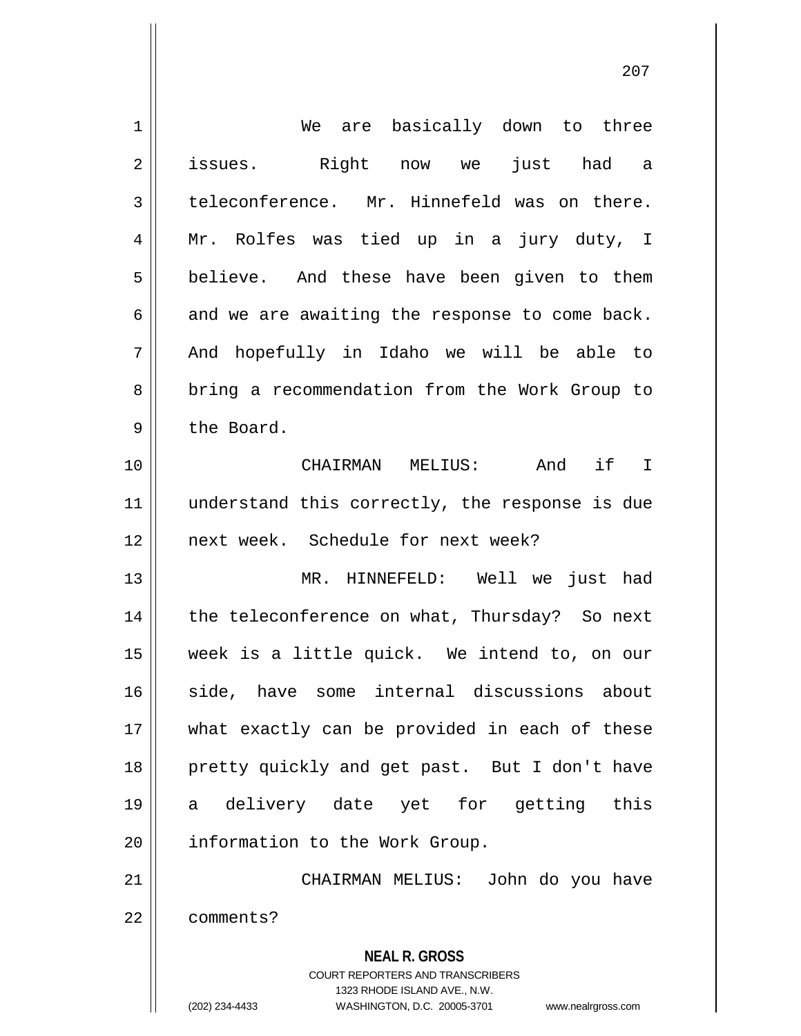We are basically down to three issues. Right now we just had a teleconference. Mr. Hinnefeld was on there. Mr. Rolfes was tied up in a jury duty, I believe. And these have been given to them and we are awaiting the response to come back. And hopefully in Idaho we will be able to bring a recommendation from the Work Group to the Board.

CHAIRMAN MELIUS: And if I understand this correctly, the response is due next week. Schedule for next week?

MR. HINNEFELD: Well we just had the teleconference on what, Thursday? So next week is a little quick. We intend to, on our side, have some internal discussions about what exactly can be provided in each of these pretty quickly and get past. But I don't have a delivery date yet for getting this information to the Work Group.

CHAIRMAN MELIUS: John do you have comments?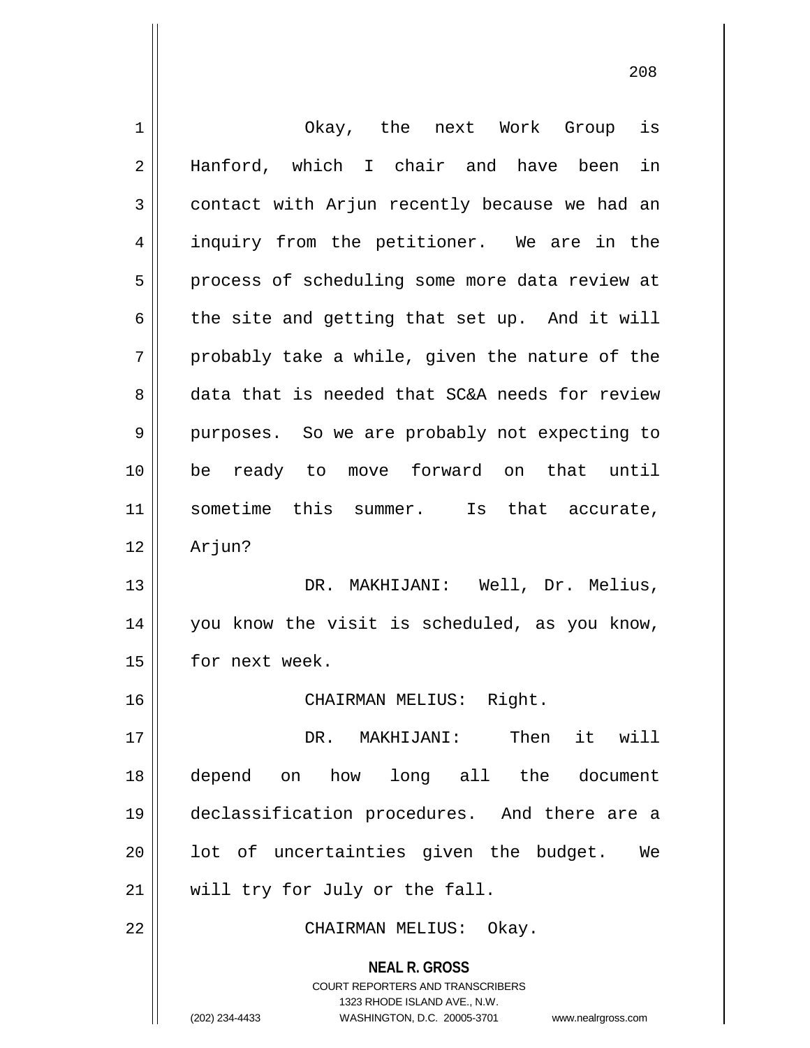Okay, the next Work Group is Hanford, which I chair and have been in contact with Arjun recently because we had an inquiry from the petitioner. We are in the process of scheduling some more data review at the site and getting that set up. And it will probably take a while, given the nature of the data that is needed that SC&A needs for review purposes. So we are probably not expecting to be ready to move forward on that until sometime this summer. Is that accurate, Arjun?

DR. MAKHIJANI: Well, Dr. Melius, you know the visit is scheduled, as you know, for next week.

CHAIRMAN MELIUS: Right.

DR. MAKHIJANI: Then it will depend on how long all the document declassification procedures. And there are a lot of uncertainties given the budget. We will try for July or the fall.

CHAIRMAN MELIUS: Okay.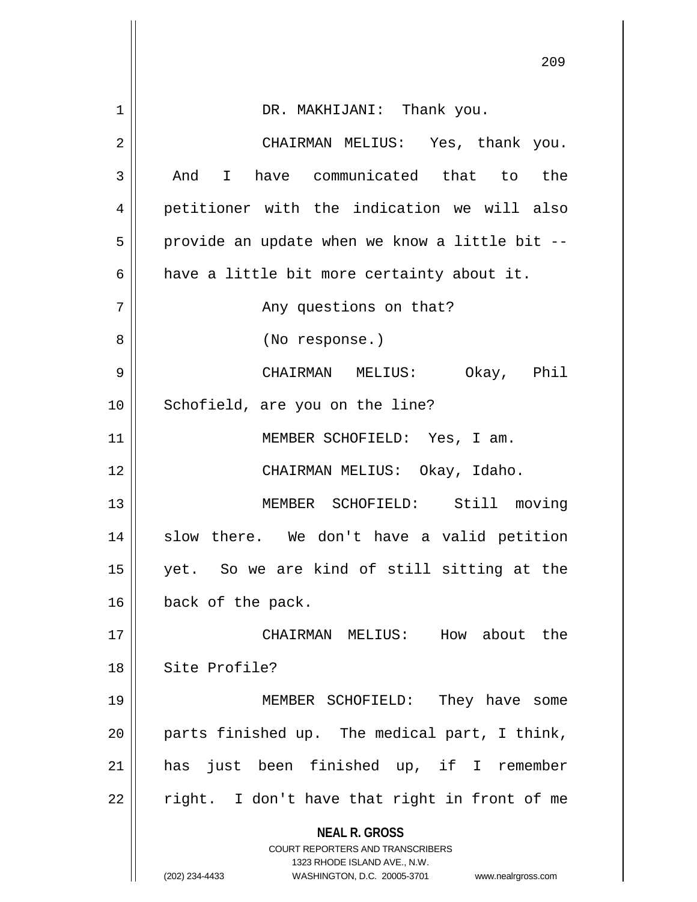DR. MAKHIJANI: Thank you.

CHAIRMAN MELIUS: Yes, thank you. And I have communicated that to the petitioner with the indication we will also provide an update when we know a little bit -- have a little bit more certainty about it.

Any questions on that?

(No response.)

CHAIRMAN MELIUS: Okay, Phil Schofield, are you on the line?

MEMBER SCHOFIELD: Yes, I am.

CHAIRMAN MELIUS: Okay, Idaho.

MEMBER SCHOFIELD: Still moving slow there. We don't have a valid petition yet. So we are kind of still sitting at the back of the pack.

CHAIRMAN MELIUS: How about the Site Profile?

MEMBER SCHOFIELD: They have some parts finished up. The medical part, I think, has just been finished up, if I remember right. I don't have that right in front of me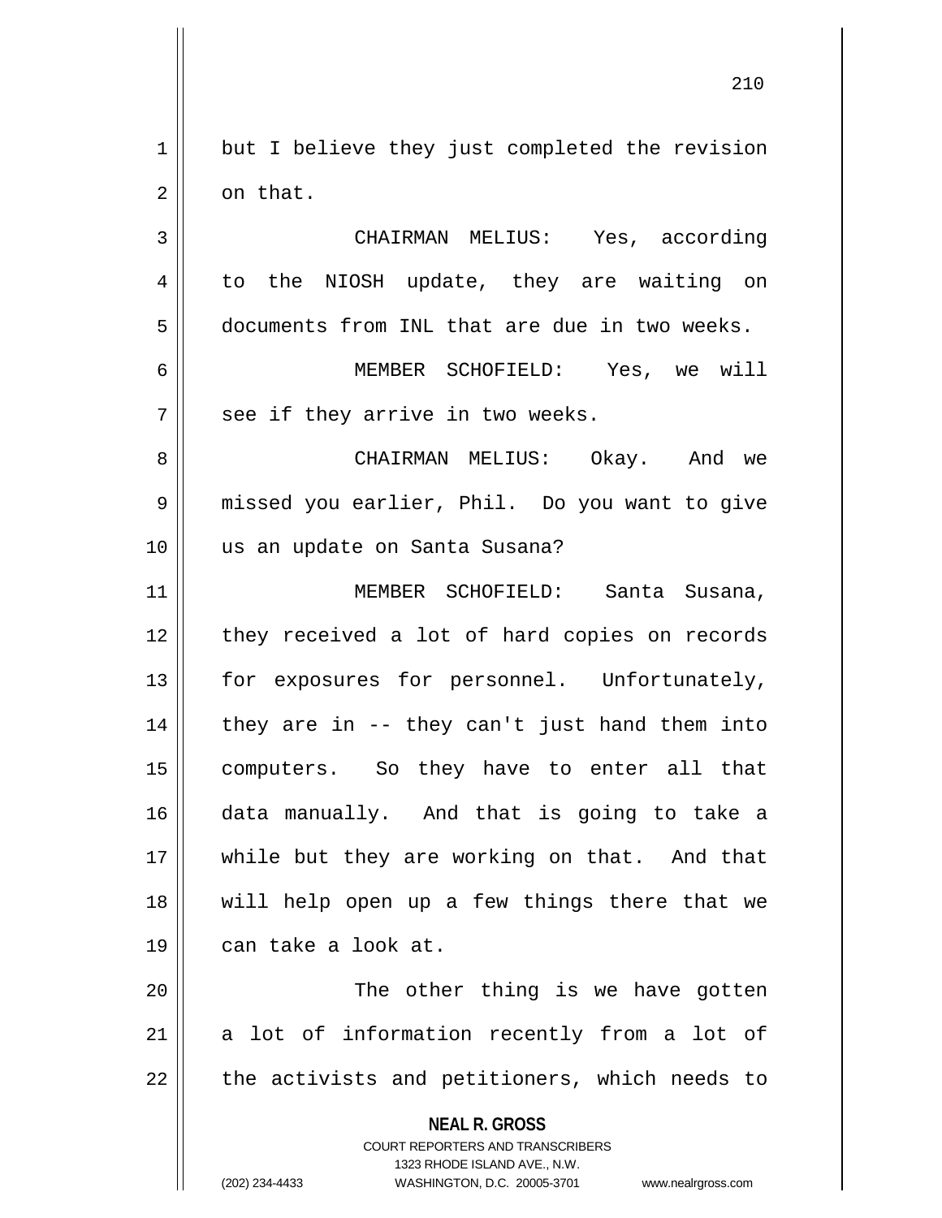but I believe they just completed the revision on that.

CHAIRMAN MELIUS: Yes, according to the NIOSH update, they are waiting on documents from INL that are due in two weeks.

MEMBER SCHOFIELD: Yes, we will see if they arrive in two weeks.

CHAIRMAN MELIUS: Okay. And we missed you earlier, Phil. Do you want to give us an update on Santa Susana?

MEMBER SCHOFIELD: Santa Susana, they received a lot of hard copies on records for exposures for personnel. Unfortunately, they are in -- they can't just hand them into computers. So they have to enter all that data manually. And that is going to take a while but they are working on that. And that will help open up a few things there that we can take a look at.

The other thing is we have gotten a lot of information recently from a lot of the activists and petitioners, which needs to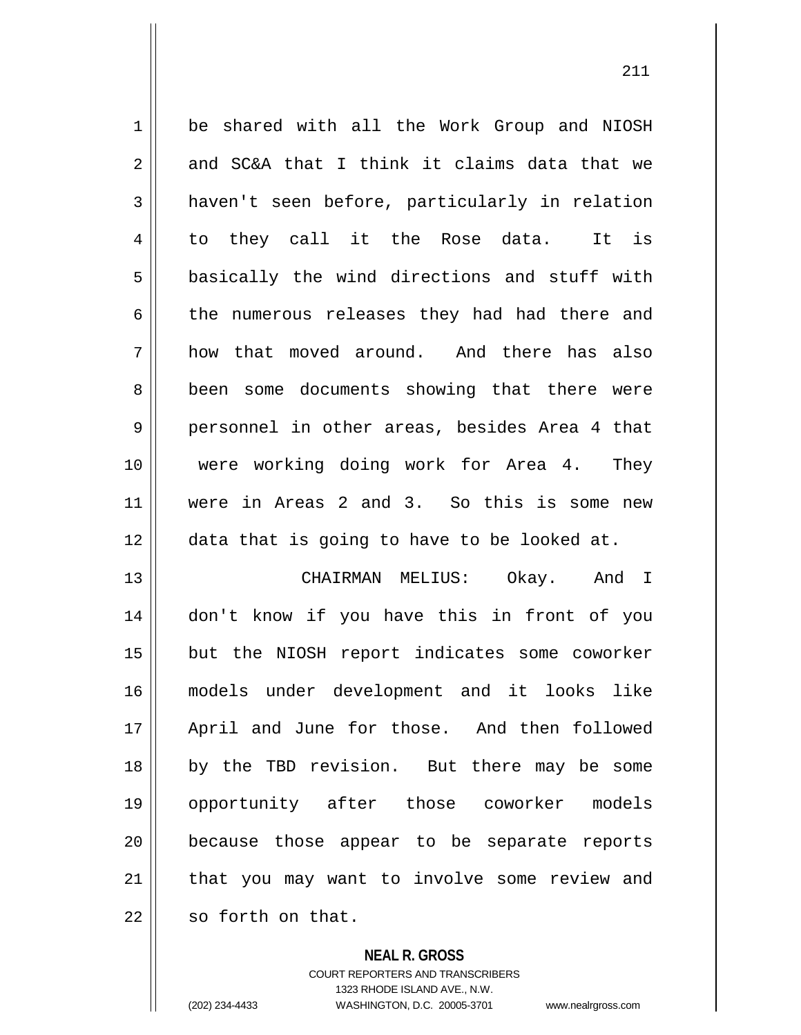be shared with all the Work Group and NIOSH and SC&A that I think it claims data that we haven't seen before, particularly in relation to they call it the Rose data. It is basically the wind directions and stuff with the numerous releases they had had there and how that moved around. And there has also been some documents showing that there were personnel in other areas, besides Area 4 that were working doing work for Area 4. They were in Areas 2 and 3. So this is some new data that is going to have to be looked at.

CHAIRMAN MELIUS: Okay. And I don't know if you have this in front of you but the NIOSH report indicates some coworker models under development and it looks like April and June for those. And then followed by the TBD revision. But there may be some opportunity after those coworker models because those appear to be separate reports that you may want to involve some review and so forth on that.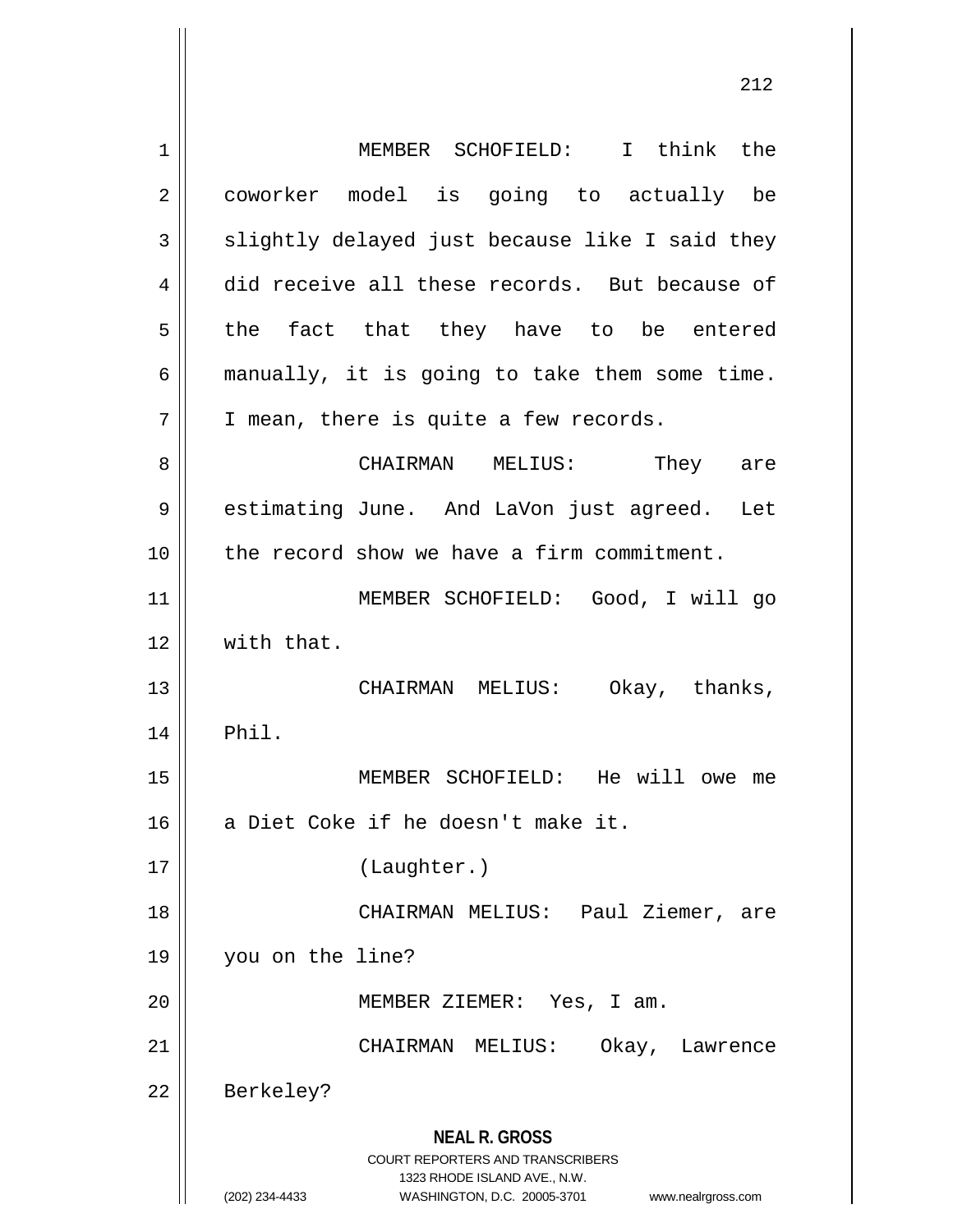MEMBER SCHOFIELD: I think the coworker model is going to actually be slightly delayed just because like I said they did receive all these records. But because of the fact that they have to be entered manually, it is going to take them some time. I mean, there is quite a few records.

CHAIRMAN MELIUS: They are estimating June. And LaVon just agreed. Let the record show we have a firm commitment.

MEMBER SCHOFIELD: Good, I will go with that.

CHAIRMAN MELIUS: Okay, thanks, Phil.

MEMBER SCHOFIELD: He will owe me a Diet Coke if he doesn't make it.

(Laughter.)

CHAIRMAN MELIUS: Paul Ziemer, are you on the line?

MEMBER ZIEMER: Yes, I am.

CHAIRMAN MELIUS: Okay, Lawrence Berkeley?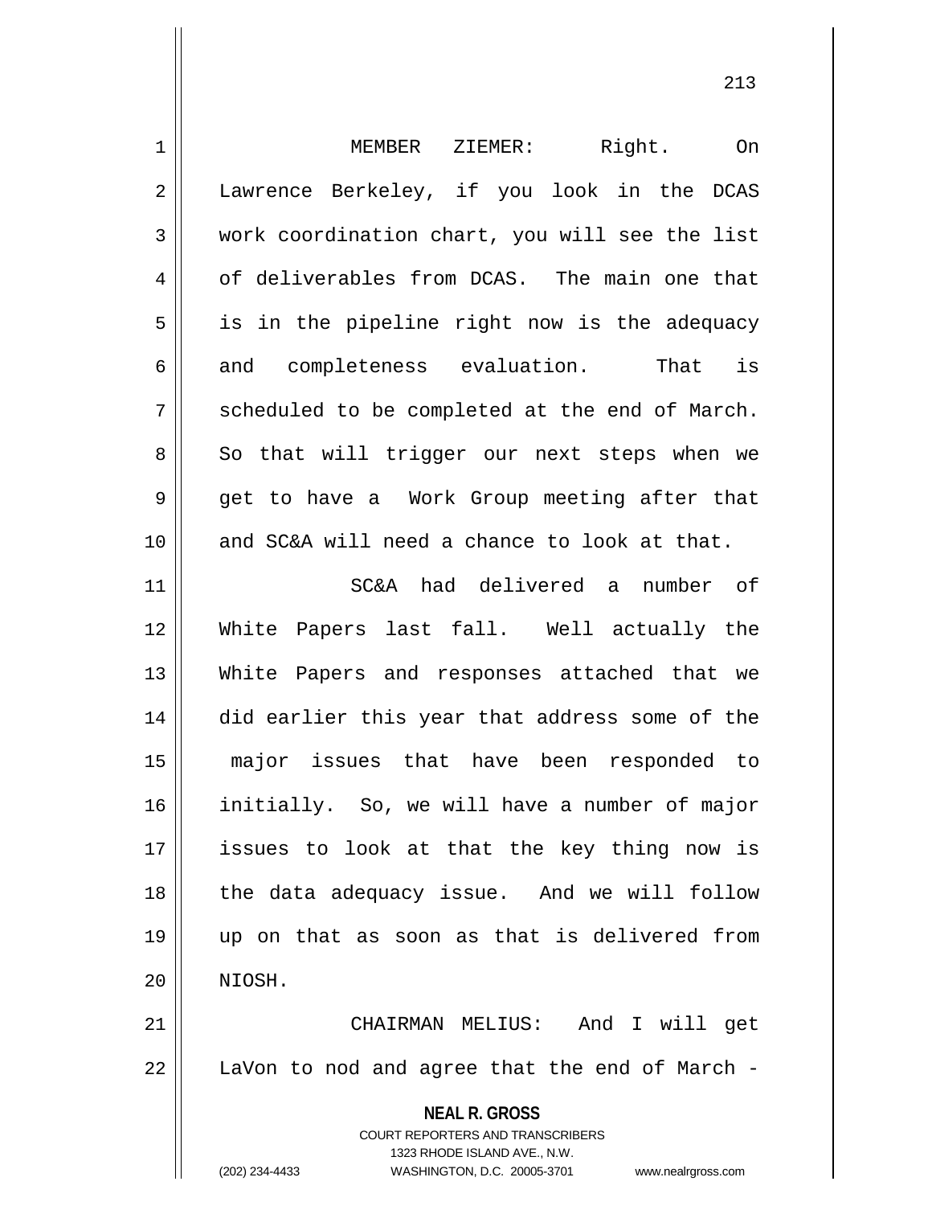MEMBER ZIEMER: Right. On Lawrence Berkeley, if you look in the DCAS work coordination chart, you will see the list of deliverables from DCAS. The main one that is in the pipeline right now is the adequacy and completeness evaluation. That is scheduled to be completed at the end of March. So that will trigger our next steps when we get to have a Work Group meeting after that and SC&A will need a chance to look at that.

SC&A had delivered a number of White Papers last fall. Well actually the White Papers and responses attached that we did earlier this year that address some of the major issues that have been responded to initially. So, we will have a number of major issues to look at that the key thing now is the data adequacy issue. And we will follow up on that as soon as that is delivered from NIOSH.

CHAIRMAN MELIUS: And I will get LaVon to nod and agree that the end of March -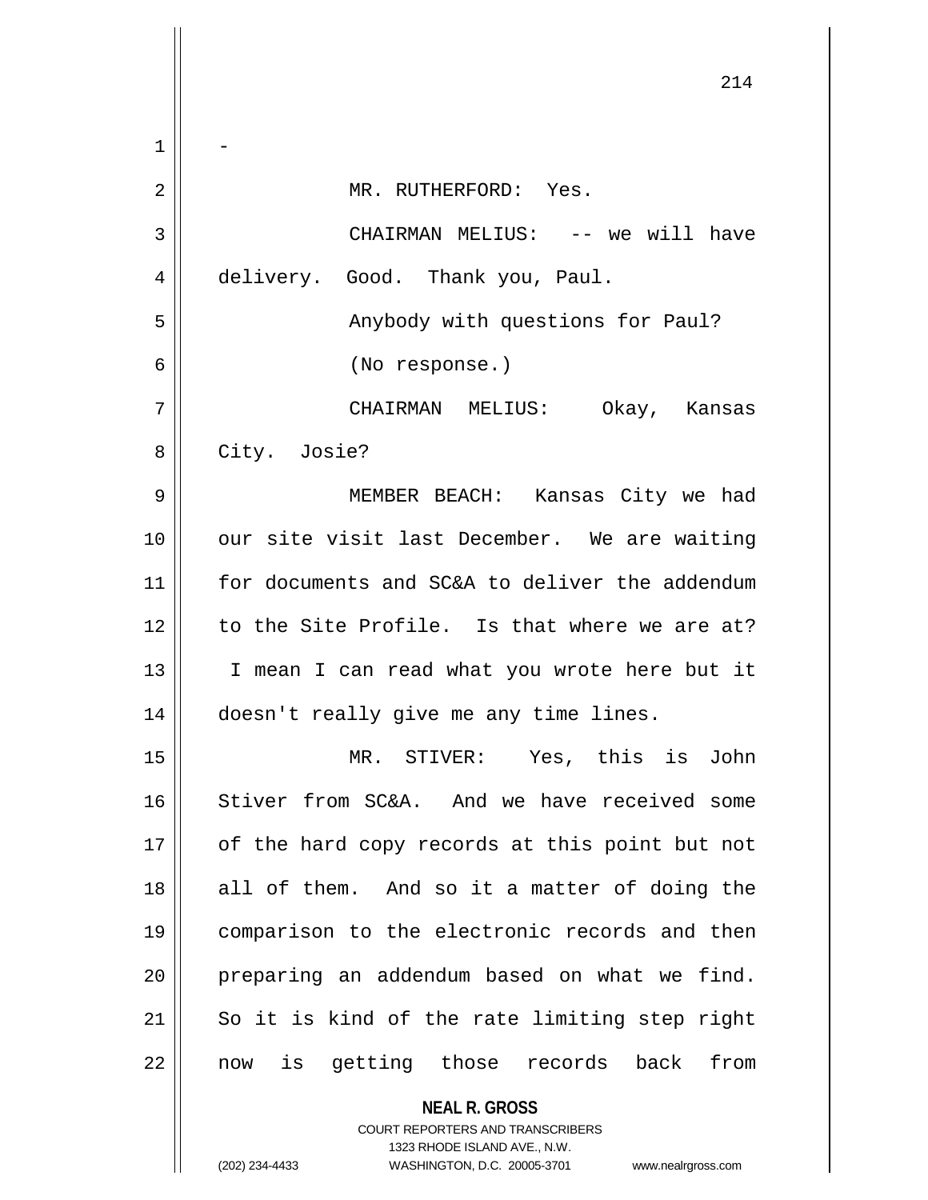-

MR. RUTHERFORD: Yes.

CHAIRMAN MELIUS: -- we will have delivery. Good. Thank you, Paul.

Anybody with questions for Paul?

(No response.)

CHAIRMAN MELIUS: Okay, Kansas City. Josie?

MEMBER BEACH: Kansas City we had our site visit last December. We are waiting for documents and SC&A to deliver the addendum to the Site Profile. Is that where we are at? I mean I can read what you wrote here but it doesn't really give me any time lines.

MR. STIVER: Yes, this is John Stiver from SC&A. And we have received some of the hard copy records at this point but not all of them. And so it a matter of doing the comparison to the electronic records and then preparing an addendum based on what we find. So it is kind of the rate limiting step right now is getting those records back from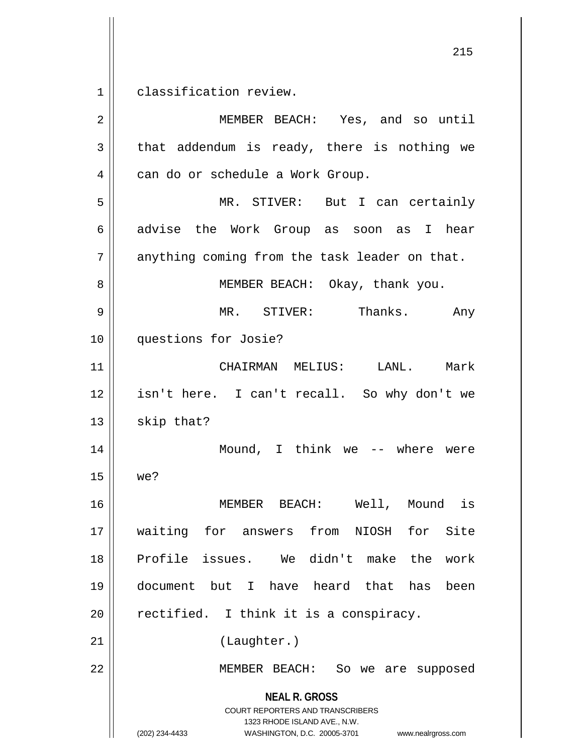classification review.

MEMBER BEACH: Yes, and so until that addendum is ready, there is nothing we can do or schedule a Work Group.

MR. STIVER: But I can certainly advise the Work Group as soon as I hear anything coming from the task leader on that.

MEMBER BEACH: Okay, thank you.

MR. STIVER: Thanks. Any questions for Josie?

CHAIRMAN MELIUS: LANL. Mark isn't here. I can't recall. So why don't we skip that?

Mound, I think we -- where were we?

MEMBER BEACH: Well, Mound is waiting for answers from NIOSH for Site Profile issues. We didn't make the work document but I have heard that has been rectified. I think it is a conspiracy.

(Laughter.)

MEMBER BEACH: So we are supposed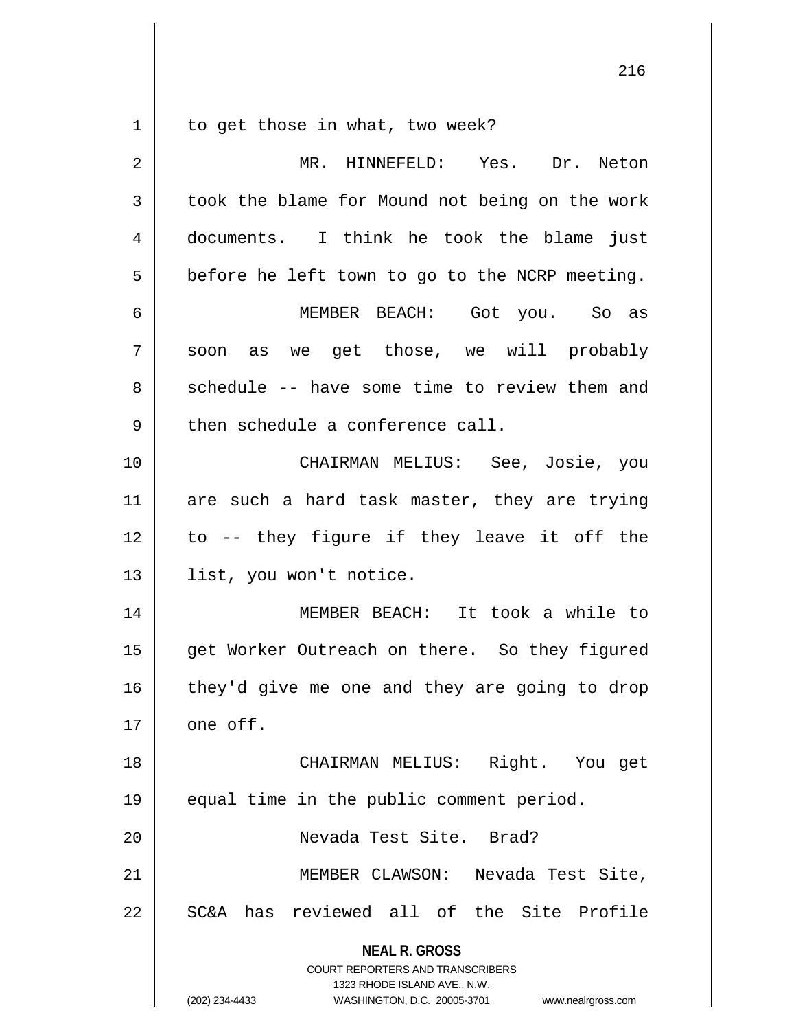to get those in what, two week?

MR. HINNEFELD: Yes. Dr. Neton took the blame for Mound not being on the work documents. I think he took the blame just before he left town to go to the NCRP meeting.

MEMBER BEACH: Got you. So as soon as we get those, we will probably schedule -- have some time to review them and then schedule a conference call.

CHAIRMAN MELIUS: See, Josie, you are such a hard task master, they are trying to -- they figure if they leave it off the list, you won't notice.

MEMBER BEACH: It took a while to get Worker Outreach on there. So they figured they'd give me one and they are going to drop one off.

CHAIRMAN MELIUS: Right. You get equal time in the public comment period.

Nevada Test Site. Brad?

MEMBER CLAWSON: Nevada Test Site, SC&A has reviewed all of the Site Profile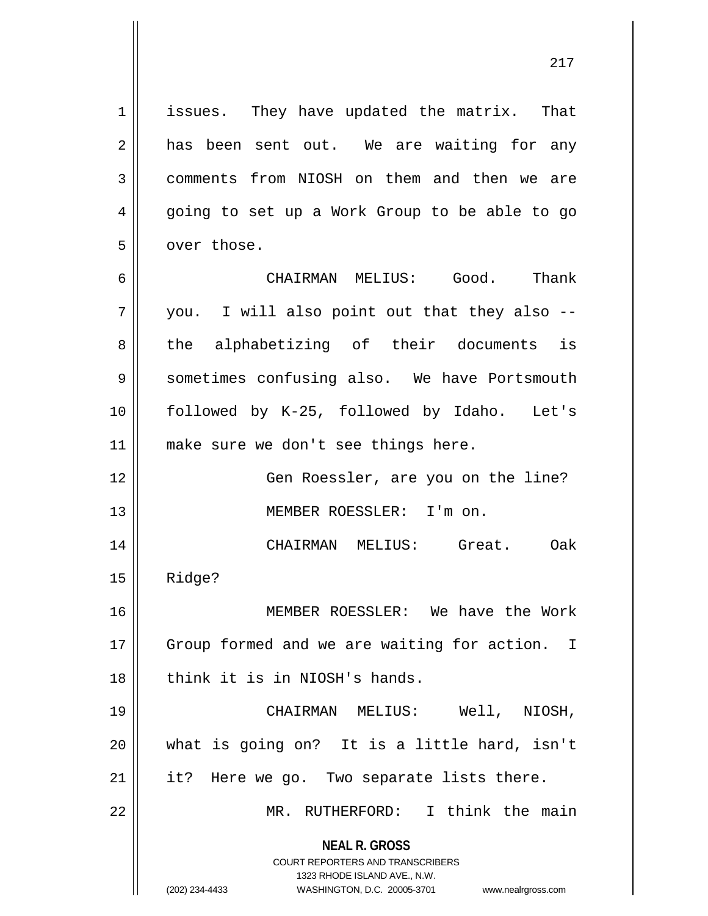issues. They have updated the matrix. That has been sent out. We are waiting for any comments from NIOSH on them and then we are going to set up a Work Group to be able to go over those.

CHAIRMAN MELIUS: Good. Thank you. I will also point out that they also -- the alphabetizing of their documents is sometimes confusing also. We have Portsmouth followed by K-25, followed by Idaho. Let's make sure we don't see things here.

Gen Roessler, are you on the line?

MEMBER ROESSLER: I'm on.

CHAIRMAN MELIUS: Great. Oak Ridge?

MEMBER ROESSLER: We have the Work Group formed and we are waiting for action. I think it is in NIOSH's hands.

CHAIRMAN MELIUS: Well, NIOSH, what is going on? It is a little hard, isn't it? Here we go. Two separate lists there.

MR. RUTHERFORD: I think the main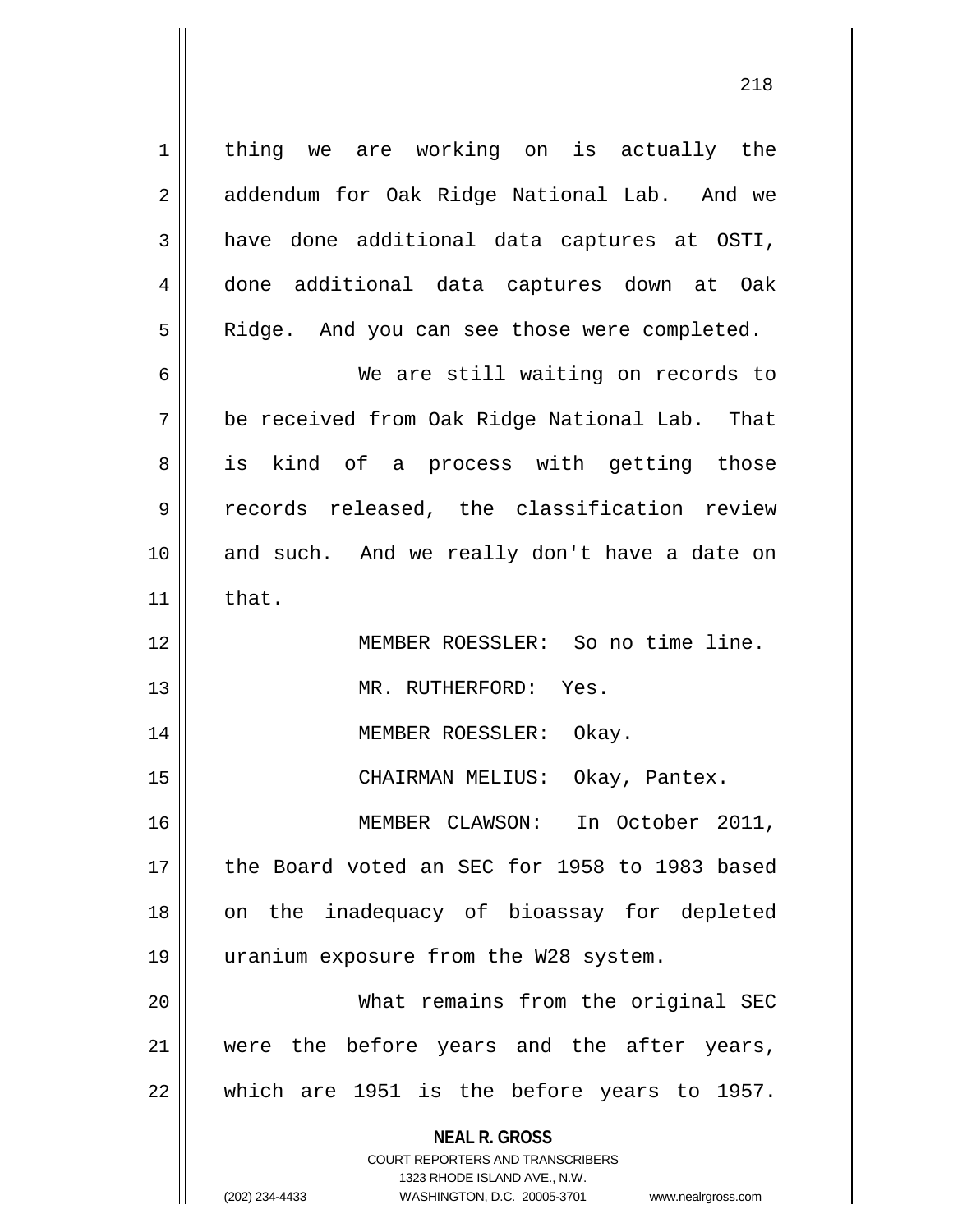thing we are working on is actually the addendum for Oak Ridge National Lab. And we have done additional data captures at OSTI, done additional data captures down at Oak Ridge. And you can see those were completed.

We are still waiting on records to be received from Oak Ridge National Lab. That is kind of a process with getting those records released, the classification review and such. And we really don't have a date on that.

MEMBER ROESSLER: So no time line.

MR. RUTHERFORD: Yes.

MEMBER ROESSLER: Okay.

CHAIRMAN MELIUS: Okay, Pantex.

MEMBER CLAWSON: In October 2011, the Board voted an SEC for 1958 to 1983 based on the inadequacy of bioassay for depleted uranium exposure from the W28 system.

What remains from the original SEC were the before years and the after years, which are 1951 is the before years to 1957.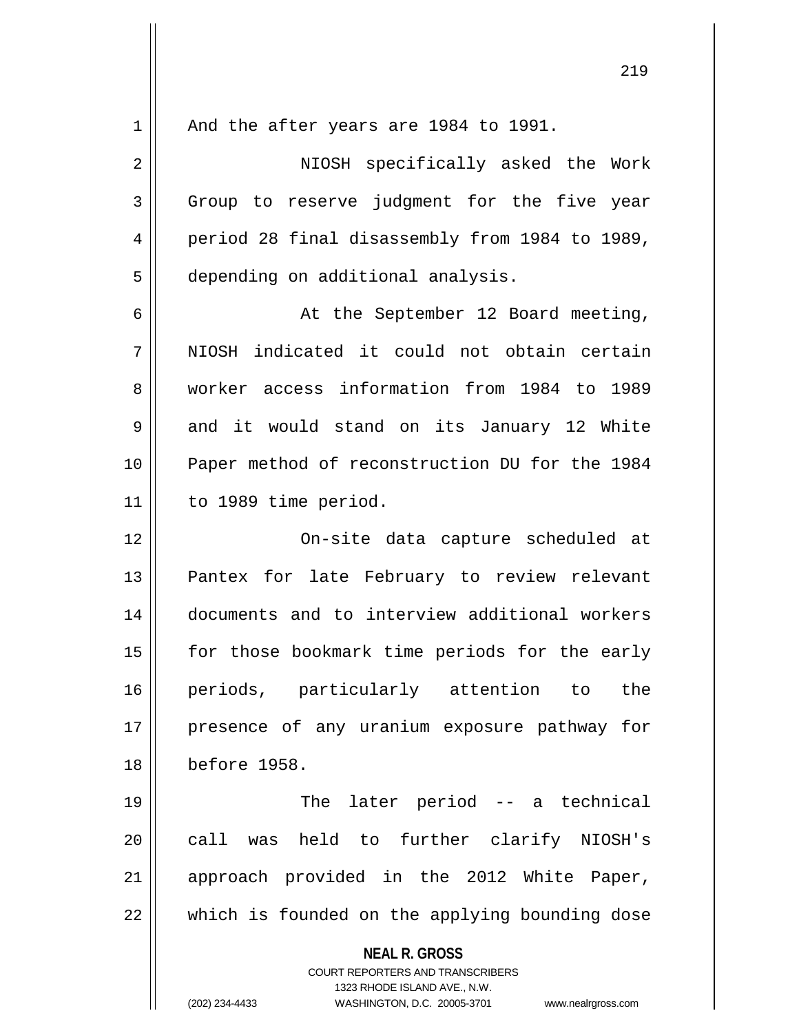And the after years are 1984 to 1991.

NIOSH specifically asked the Work Group to reserve judgment for the five year period 28 final disassembly from 1984 to 1989, depending on additional analysis.

At the September 12 Board meeting, NIOSH indicated it could not obtain certain worker access information from 1984 to 1989 and it would stand on its January 12 White Paper method of reconstruction DU for the 1984 to 1989 time period.

On-site data capture scheduled at Pantex for late February to review relevant documents and to interview additional workers for those bookmark time periods for the early periods, particularly attention to the presence of any uranium exposure pathway for before 1958.

The later period -- a technical call was held to further clarify NIOSH's approach provided in the 2012 White Paper, which is founded on the applying bounding dose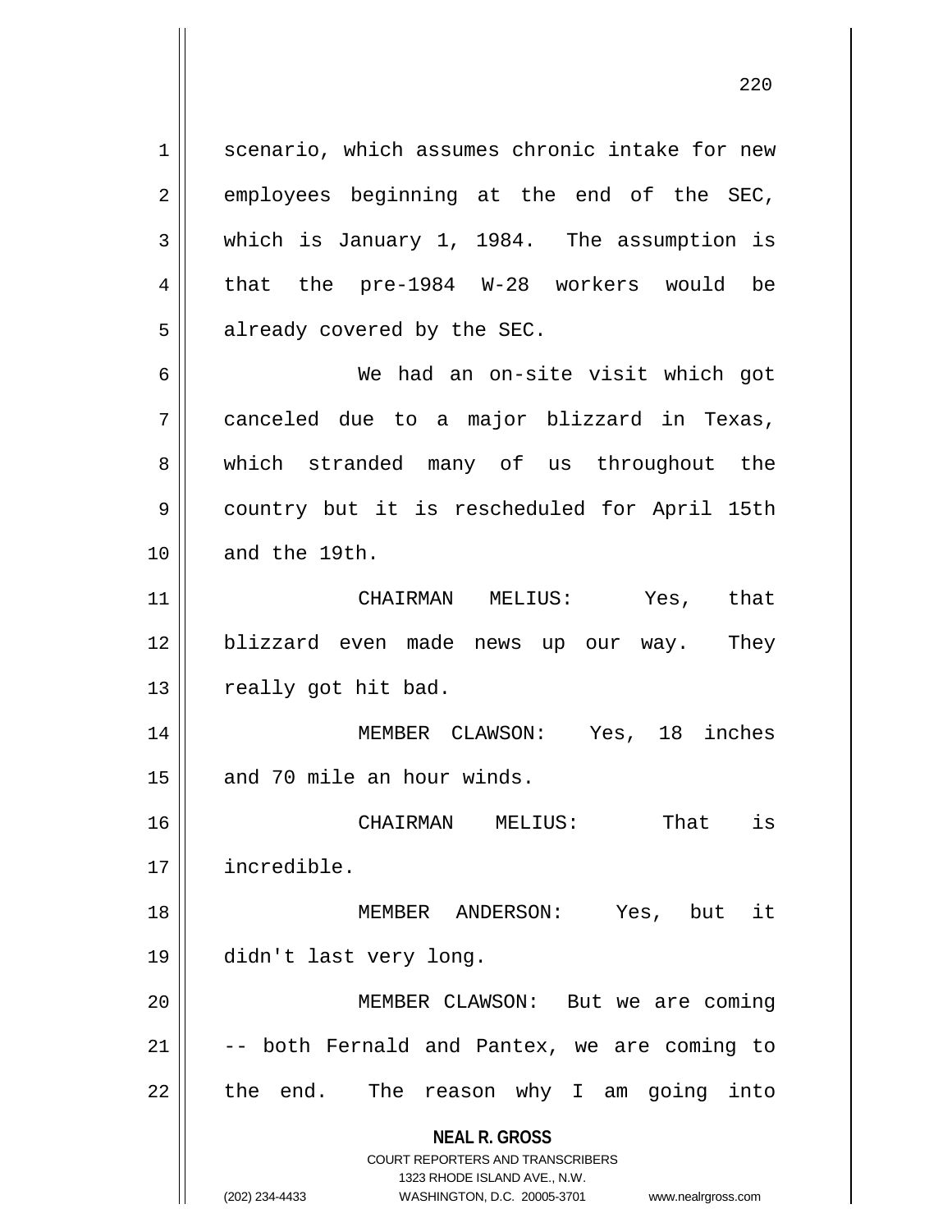scenario, which assumes chronic intake for new employees beginning at the end of the SEC, which is January 1, 1984. The assumption is that the pre-1984 W-28 workers would be already covered by the SEC.

We had an on-site visit which got canceled due to a major blizzard in Texas, which stranded many of us throughout the country but it is rescheduled for April 15th and the 19th.

CHAIRMAN MELIUS: Yes, that blizzard even made news up our way. They really got hit bad.

MEMBER CLAWSON: Yes, 18 inches and 70 mile an hour winds.

CHAIRMAN MELIUS: That is incredible.

MEMBER ANDERSON: Yes, but it didn't last very long.

MEMBER CLAWSON: But we are coming -- both Fernald and Pantex, we are coming to the end. The reason why I am going into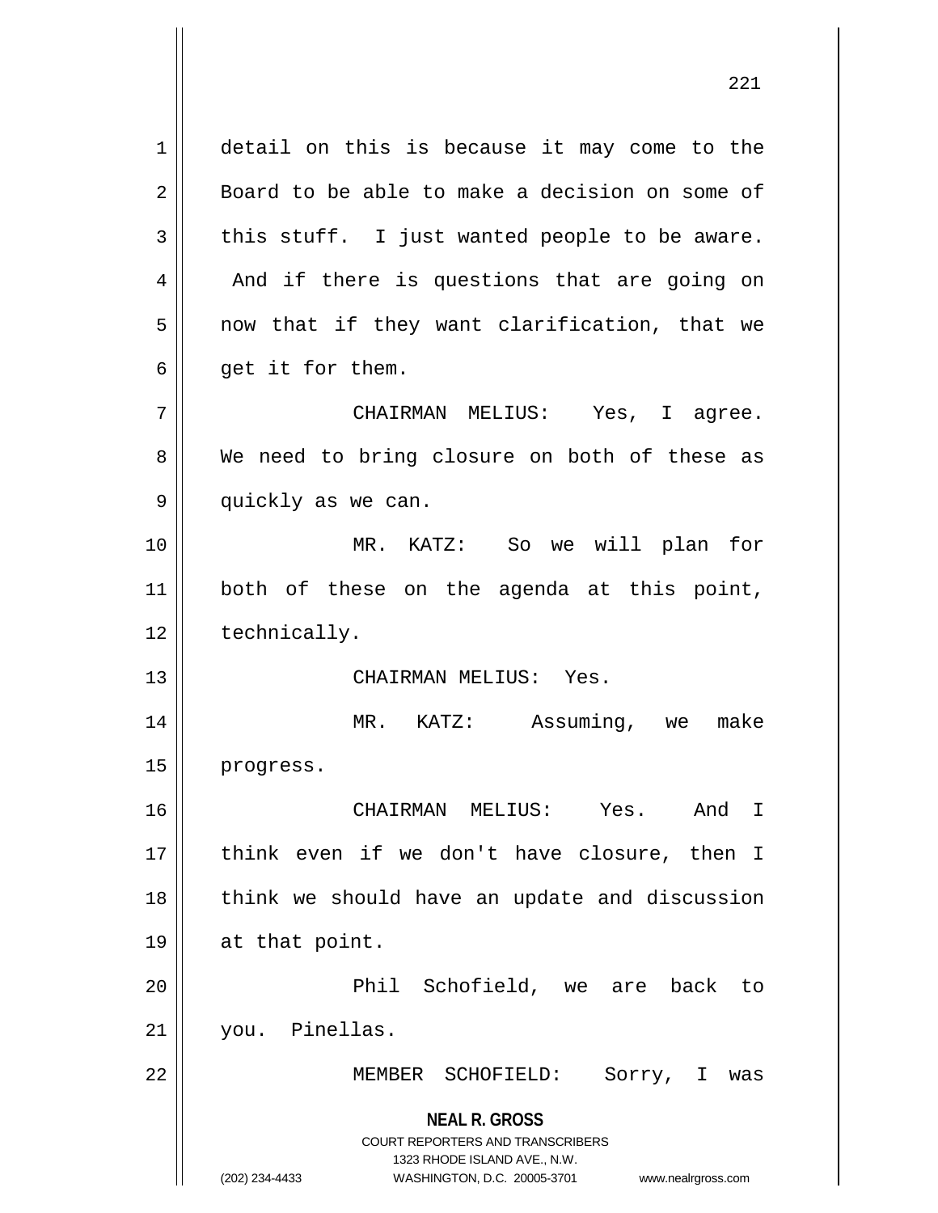detail on this is because it may come to the Board to be able to make a decision on some of this stuff. I just wanted people to be aware. And if there is questions that are going on now that if they want clarification, that we get it for them.

CHAIRMAN MELIUS: Yes, I agree. We need to bring closure on both of these as quickly as we can.

MR. KATZ: So we will plan for both of these on the agenda at this point, technically.

CHAIRMAN MELIUS: Yes.

MR. KATZ: Assuming, we make progress.

CHAIRMAN MELIUS: Yes. And I think even if we don't have closure, then I think we should have an update and discussion at that point.

Phil Schofield, we are back to you. Pinellas.

MEMBER SCHOFIELD: Sorry, I was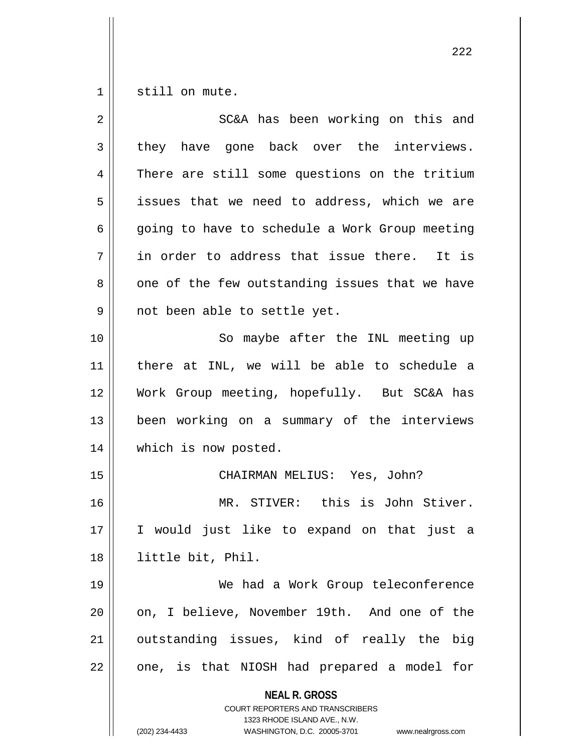still on mute.

SC&A has been working on this and they have gone back over the interviews. There are still some questions on the tritium issues that we need to address, which we are going to have to schedule a Work Group meeting in order to address that issue there. It is one of the few outstanding issues that we have not been able to settle yet.

So maybe after the INL meeting up there at INL, we will be able to schedule a Work Group meeting, hopefully. But SC&A has been working on a summary of the interviews which is now posted.

CHAIRMAN MELIUS: Yes, John?

MR. STIVER: this is John Stiver. I would just like to expand on that just a little bit, Phil.

We had a Work Group teleconference on, I believe, November 19th. And one of the outstanding issues, kind of really the big one, is that NIOSH had prepared a model for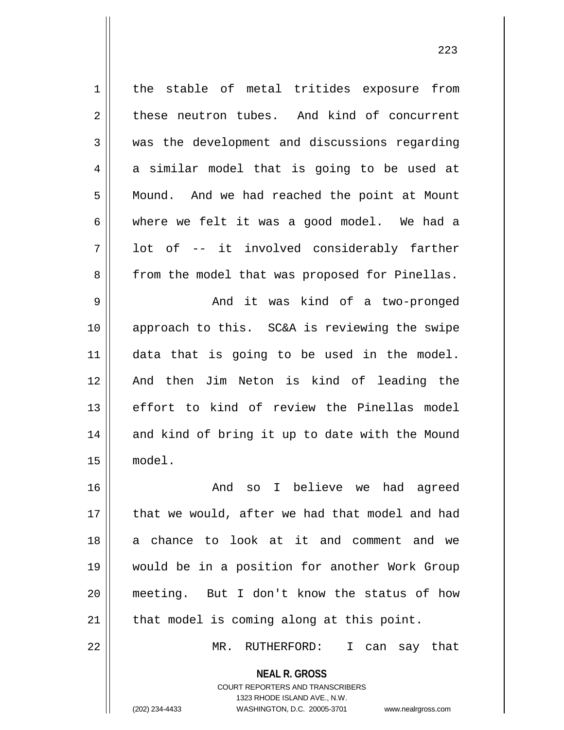the stable of metal tritides exposure from these neutron tubes. And kind of concurrent was the development and discussions regarding a similar model that is going to be used at Mound. And we had reached the point at Mount where we felt it was a good model. We had a lot of -- it involved considerably farther from the model that was proposed for Pinellas.

And it was kind of a two-pronged approach to this. SC&A is reviewing the swipe data that is going to be used in the model. And then Jim Neton is kind of leading the effort to kind of review the Pinellas model and kind of bring it up to date with the Mound model.

And so I believe we had agreed that we would, after we had that model and had a chance to look at it and comment and we would be in a position for another Work Group meeting. But I don't know the status of how that model is coming along at this point.

MR. RUTHERFORD: I can say that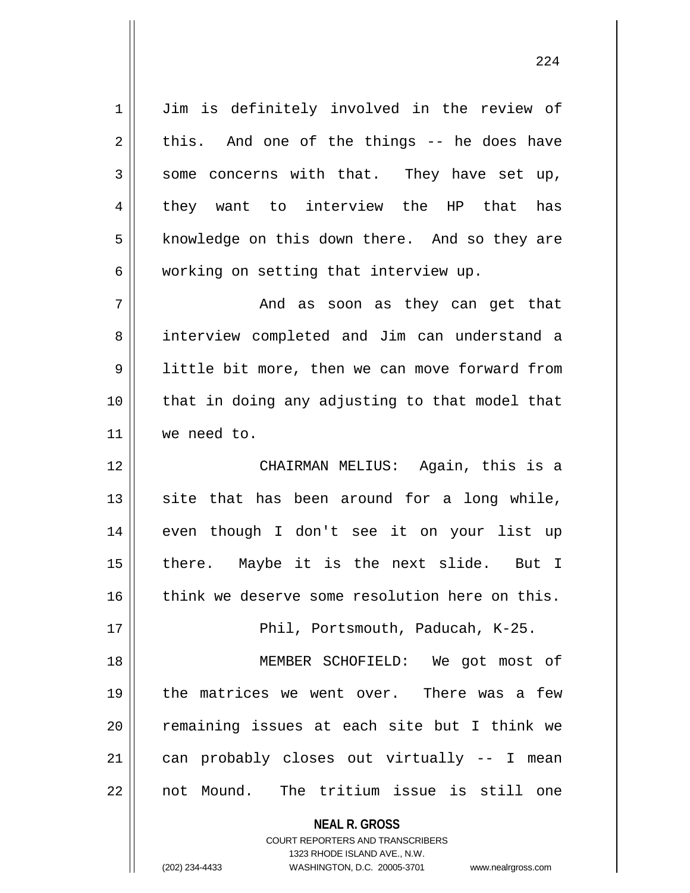Jim is definitely involved in the review of this. And one of the things -- he does have some concerns with that. They have set up, they want to interview the HP that has knowledge on this down there. And so they are working on setting that interview up.

And as soon as they can get that interview completed and Jim can understand a little bit more, then we can move forward from that in doing any adjusting to that model that we need to.

CHAIRMAN MELIUS: Again, this is a site that has been around for a long while, even though I don't see it on your list up there. Maybe it is the next slide. But I think we deserve some resolution here on this.

Phil, Portsmouth, Paducah, K-25.

MEMBER SCHOFIELD: We got most of the matrices we went over. There was a few remaining issues at each site but I think we can probably closes out virtually -- I mean not Mound. The tritium issue is still one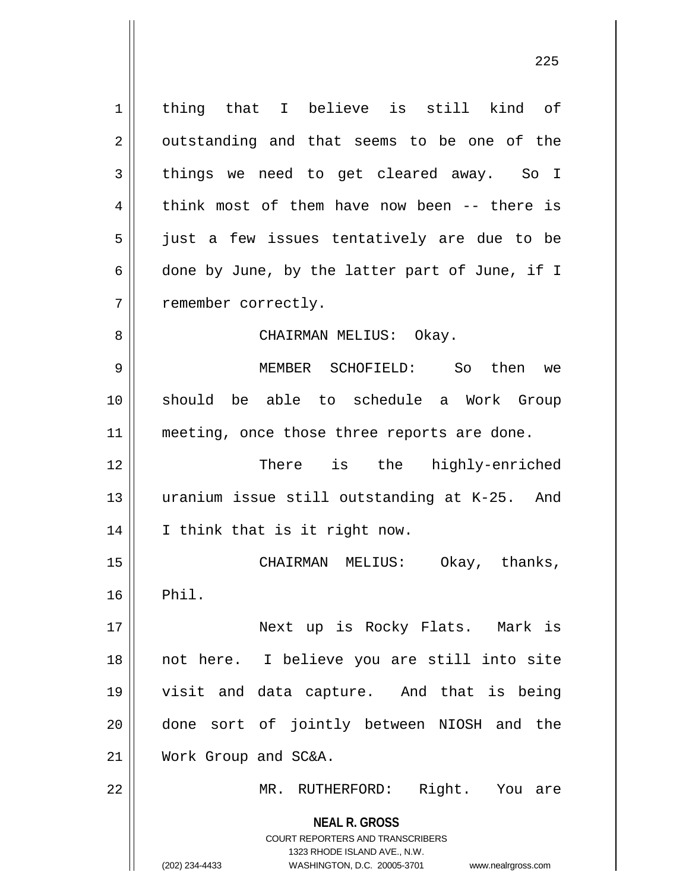thing that I believe is still kind of outstanding and that seems to be one of the things we need to get cleared away. So I think most of them have now been -- there is just a few issues tentatively are due to be done by June, by the latter part of June, if I remember correctly.

CHAIRMAN MELIUS: Okay.

MEMBER SCHOFIELD: So then we should be able to schedule a Work Group meeting, once those three reports are done.

There is the highly-enriched uranium issue still outstanding at K-25. And I think that is it right now.

CHAIRMAN MELIUS: Okay, thanks, Phil.

Next up is Rocky Flats. Mark is not here. I believe you are still into site visit and data capture. And that is being done sort of jointly between NIOSH and the Work Group and SC&A.

MR. RUTHERFORD: Right. You are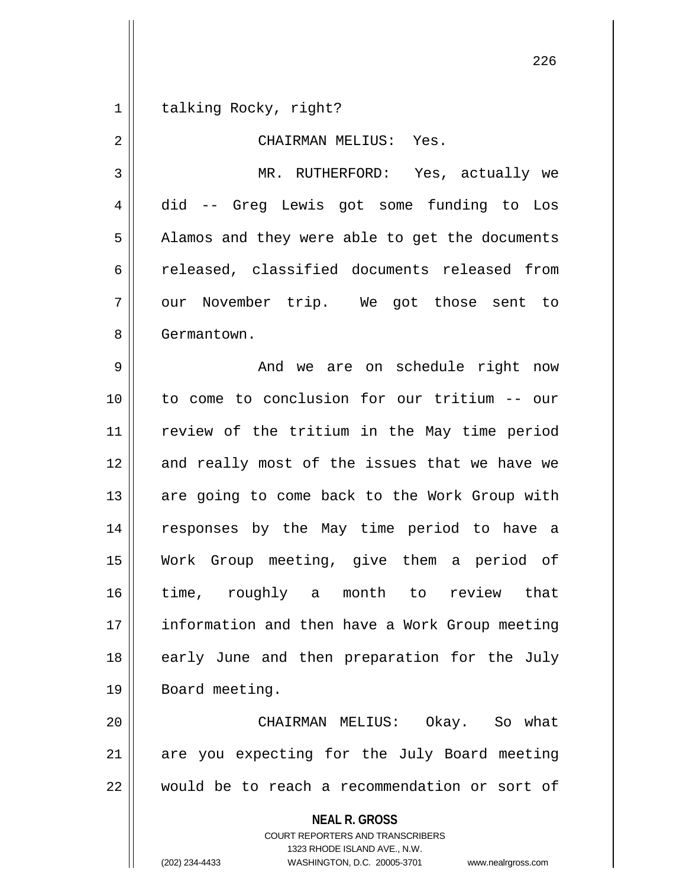talking Rocky, right?

CHAIRMAN MELIUS: Yes.

MR. RUTHERFORD: Yes, actually we did -- Greg Lewis got some funding to Los Alamos and they were able to get the documents released, classified documents released from our November trip. We got those sent to Germantown.

And we are on schedule right now to come to conclusion for our tritium -- our review of the tritium in the May time period and really most of the issues that we have we are going to come back to the Work Group with responses by the May time period to have a Work Group meeting, give them a period of time, roughly a month to review that information and then have a Work Group meeting early June and then preparation for the July Board meeting.

CHAIRMAN MELIUS: Okay. So what are you expecting for the July Board meeting would be to reach a recommendation or sort of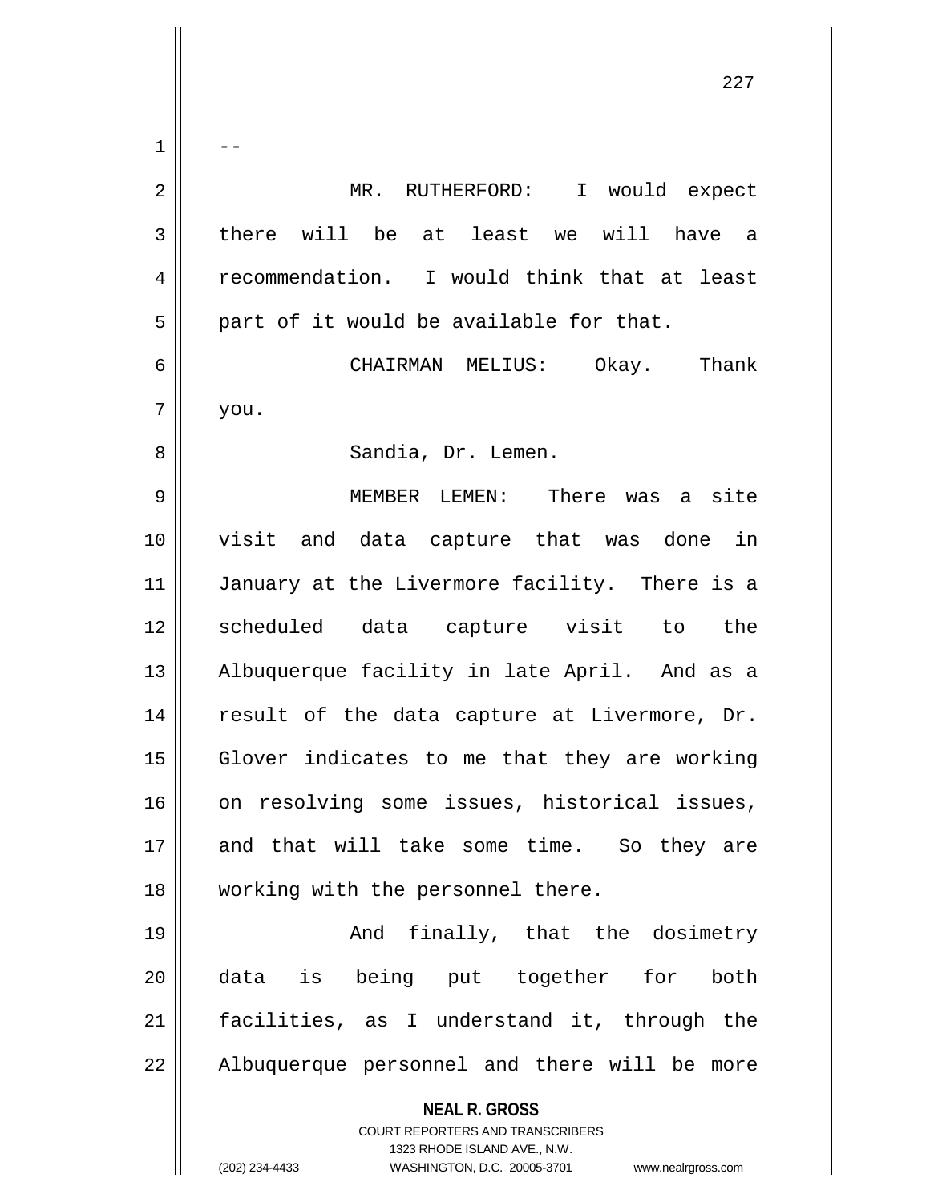--

MR. RUTHERFORD: I would expect there will be at least we will have a recommendation. I would think that at least part of it would be available for that.

CHAIRMAN MELIUS: Okay. Thank you.

Sandia, Dr. Lemen.

MEMBER LEMEN: There was a site visit and data capture that was done in January at the Livermore facility. There is a scheduled data capture visit to the Albuquerque facility in late April. And as a result of the data capture at Livermore, Dr. Glover indicates to me that they are working on resolving some issues, historical issues, and that will take some time. So they are working with the personnel there.

And finally, that the dosimetry data is being put together for both facilities, as I understand it, through the Albuquerque personnel and there will be more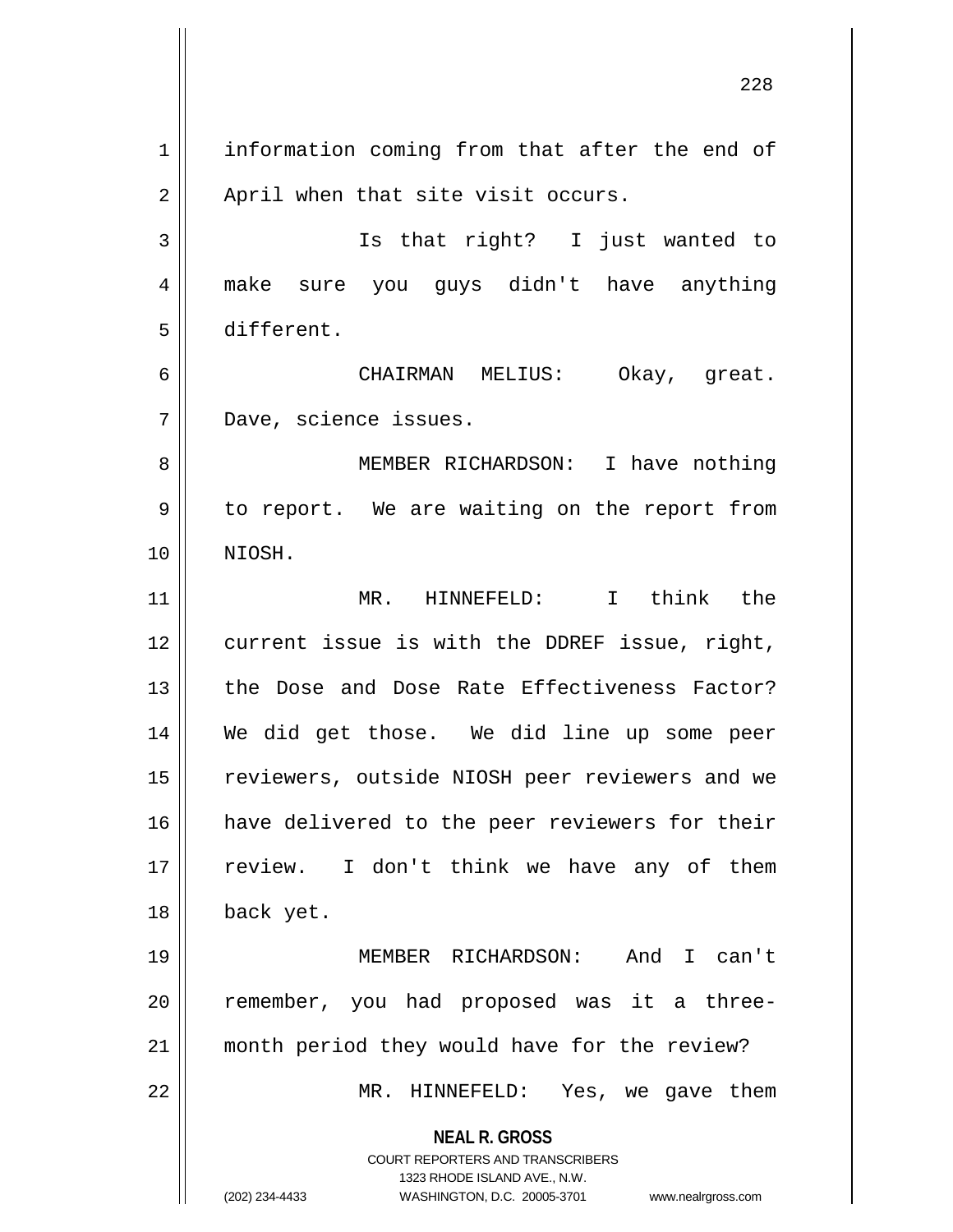information coming from that after the end of April when that site visit occurs.

Is that right? I just wanted to make sure you guys didn't have anything different.

CHAIRMAN MELIUS: Okay, great. Dave, science issues.

MEMBER RICHARDSON: I have nothing to report. We are waiting on the report from NIOSH.

MR. HINNEFELD: I think the current issue is with the DDREF issue, right, the Dose and Dose Rate Effectiveness Factor? We did get those. We did line up some peer reviewers, outside NIOSH peer reviewers and we have delivered to the peer reviewers for their review. I don't think we have any of them back yet.

MEMBER RICHARDSON: And I can't remember, you had proposed was it a three-month period they would have for the review?

MR. HINNEFELD: Yes, we gave them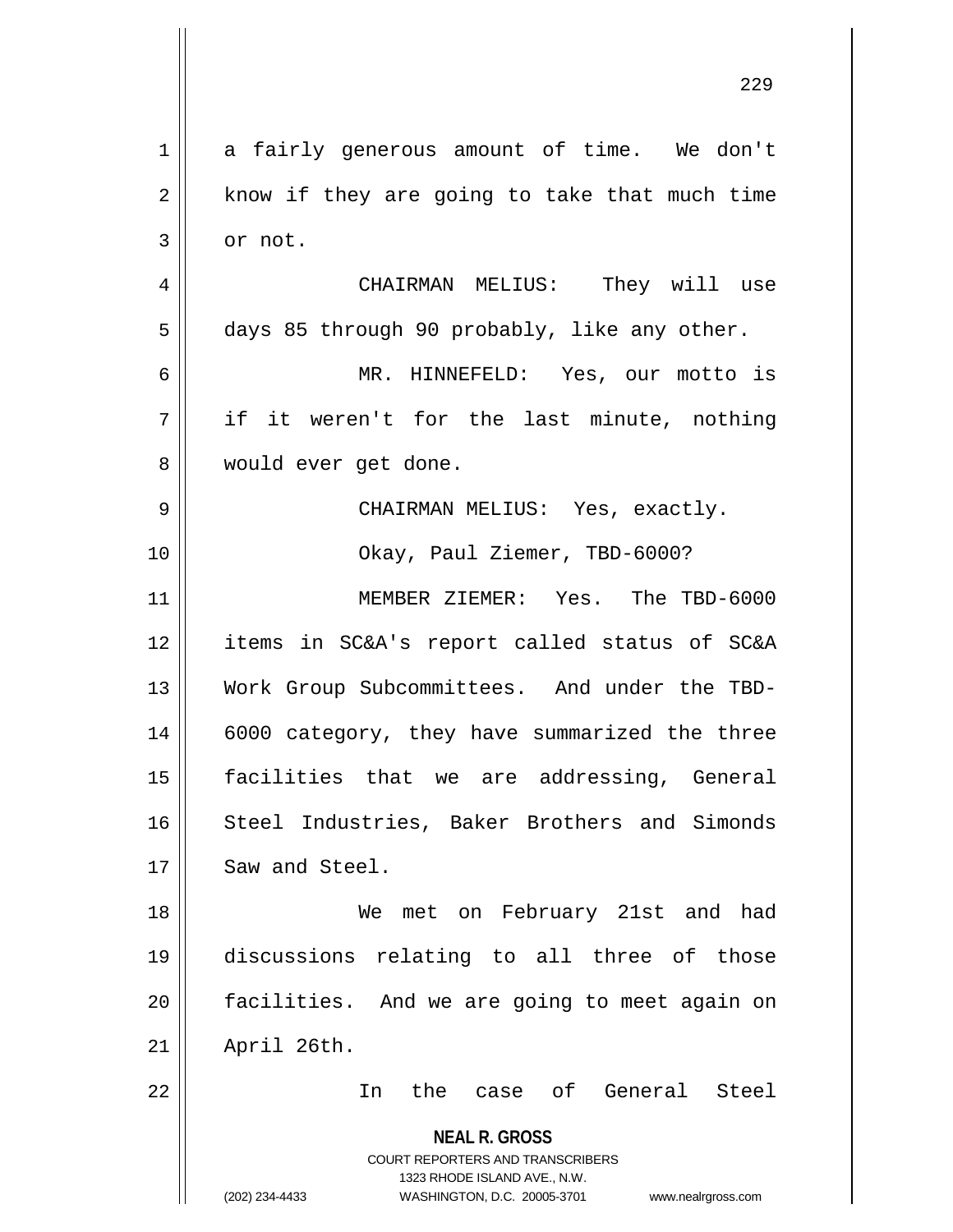a fairly generous amount of time. We don't know if they are going to take that much time or not.

CHAIRMAN MELIUS: They will use days 85 through 90 probably, like any other.

MR. HINNEFELD: Yes, our motto is if it weren't for the last minute, nothing would ever get done.

CHAIRMAN MELIUS: Yes, exactly.

Okay, Paul Ziemer, TBD-6000?

MEMBER ZIEMER: Yes. The TBD-6000 items in SC&A's report called status of SC&A Work Group Subcommittees. And under the TBD-6000 category, they have summarized the three facilities that we are addressing, General Steel Industries, Baker Brothers and Simonds Saw and Steel.

We met on February 21st and had discussions relating to all three of those facilities. And we are going to meet again on April 26th.

In the case of General Steel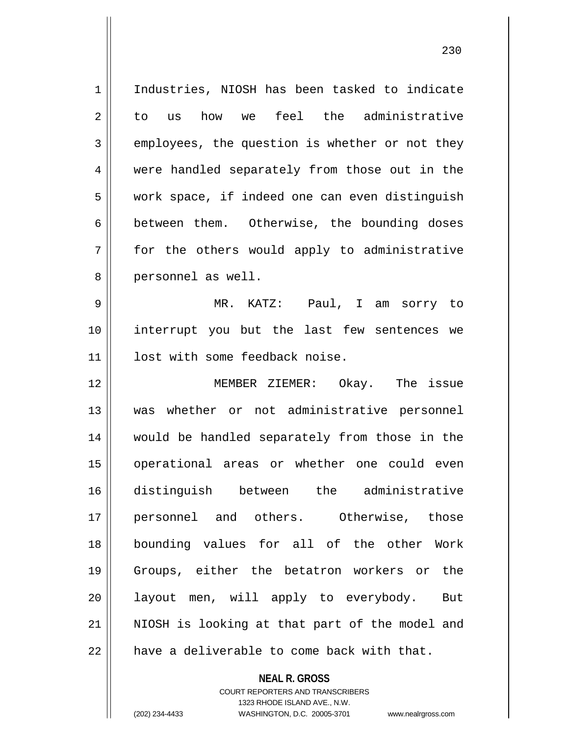Industries, NIOSH has been tasked to indicate to us how we feel the administrative employees, the question is whether or not they were handled separately from those out in the work space, if indeed one can even distinguish between them. Otherwise, the bounding doses for the others would apply to administrative personnel as well.

MR. KATZ: Paul, I am sorry to interrupt you but the last few sentences we lost with some feedback noise.

MEMBER ZIEMER: Okay. The issue was whether or not administrative personnel would be handled separately from those in the operational areas or whether one could even distinguish between the administrative personnel and others. Otherwise, those bounding values for all of the other Work Groups, either the betatron workers or the layout men, will apply to everybody. But NIOSH is looking at that part of the model and have a deliverable to come back with that.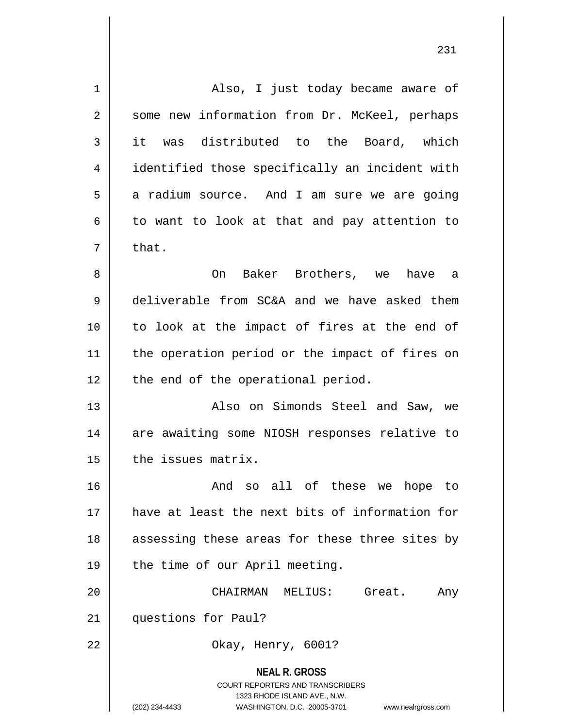Also, I just today became aware of some new information from Dr. McKeel, perhaps it was distributed to the Board, which identified those specifically an incident with a radium source. And I am sure we are going to want to look at that and pay attention to that.

On Baker Brothers, we have a deliverable from SC&A and we have asked them to look at the impact of fires at the end of the operation period or the impact of fires on the end of the operational period.

Also on Simonds Steel and Saw, we are awaiting some NIOSH responses relative to the issues matrix.

And so all of these we hope to have at least the next bits of information for assessing these areas for these three sites by the time of our April meeting.

CHAIRMAN MELIUS: Great. Any questions for Paul?

Okay, Henry, 6001?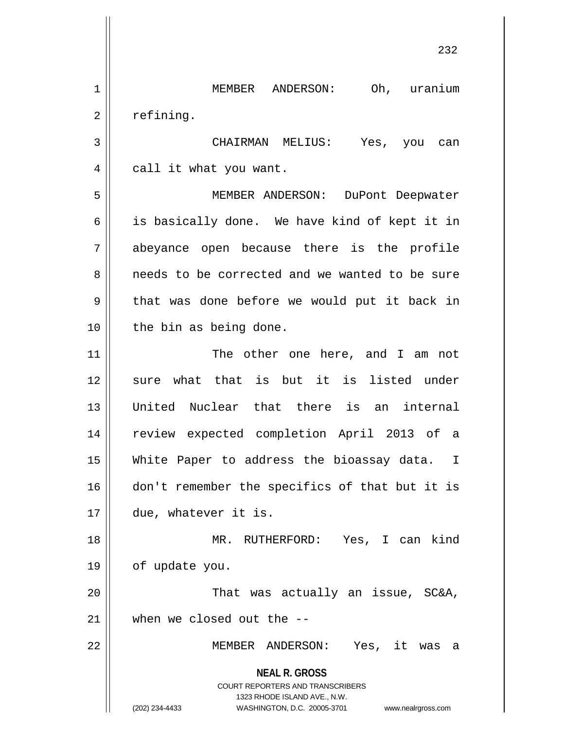MEMBER ANDERSON: Oh, uranium refining.

CHAIRMAN MELIUS: Yes, you can call it what you want.

MEMBER ANDERSON: DuPont Deepwater is basically done. We have kind of kept it in abeyance open because there is the profile needs to be corrected and we wanted to be sure that was done before we would put it back in the bin as being done.

The other one here, and I am not sure what that is but it is listed under United Nuclear that there is an internal review expected completion April 2013 of a White Paper to address the bioassay data. I don't remember the specifics of that but it is due, whatever it is.

MR. RUTHERFORD: Yes, I can kind of update you.

That was actually an issue, SC&A, when we closed out the --

MEMBER ANDERSON: Yes, it was a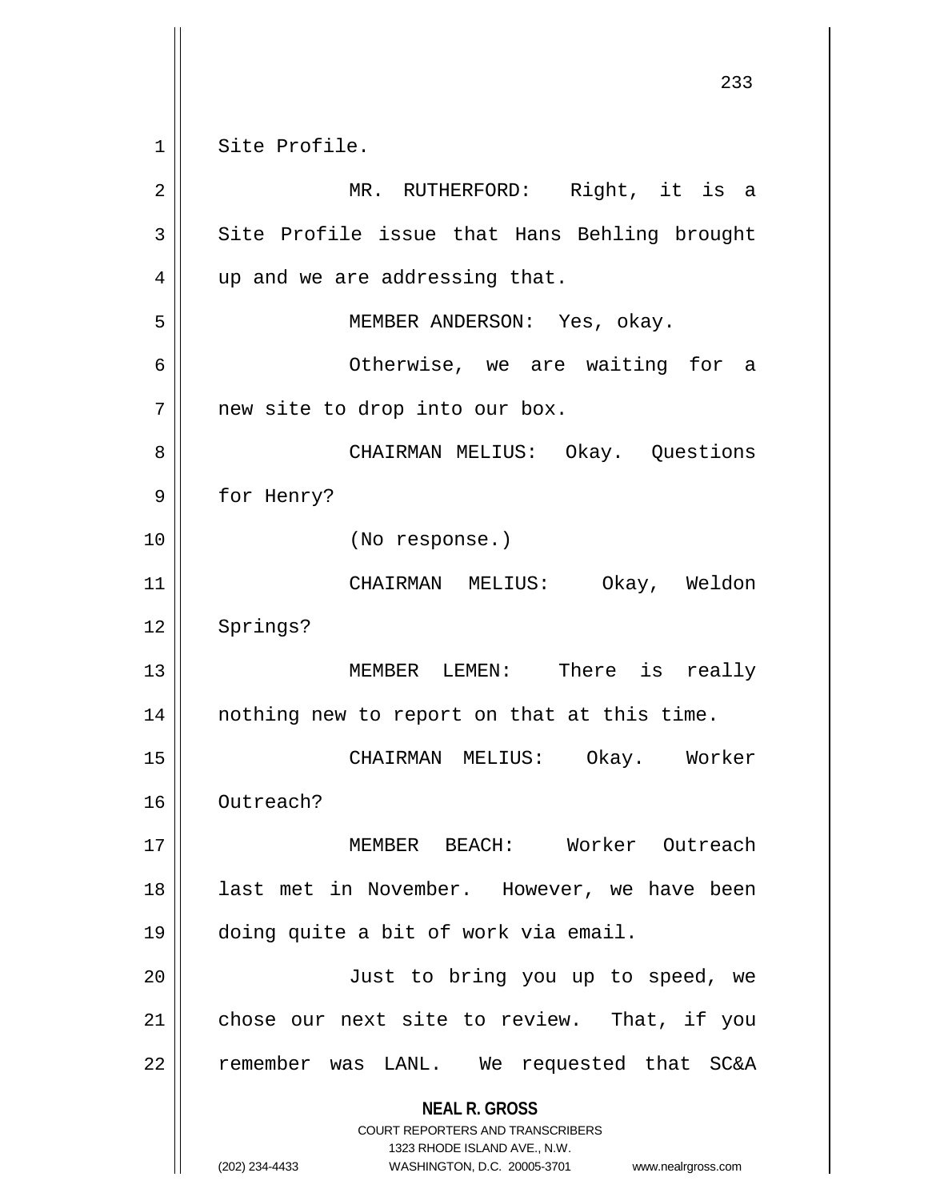Site Profile.

MR. RUTHERFORD: Right, it is a Site Profile issue that Hans Behling brought up and we are addressing that.

MEMBER ANDERSON: Yes, okay.

Otherwise, we are waiting for a new site to drop into our box.

CHAIRMAN MELIUS: Okay. Questions for Henry?

(No response.)

CHAIRMAN MELIUS: Okay, Weldon Springs?

MEMBER LEMEN: There is really nothing new to report on that at this time.

CHAIRMAN MELIUS: Okay. Worker Outreach?

MEMBER BEACH: Worker Outreach last met in November. However, we have been doing quite a bit of work via email.

Just to bring you up to speed, we chose our next site to review. That, if you remember was LANL. We requested that SC&A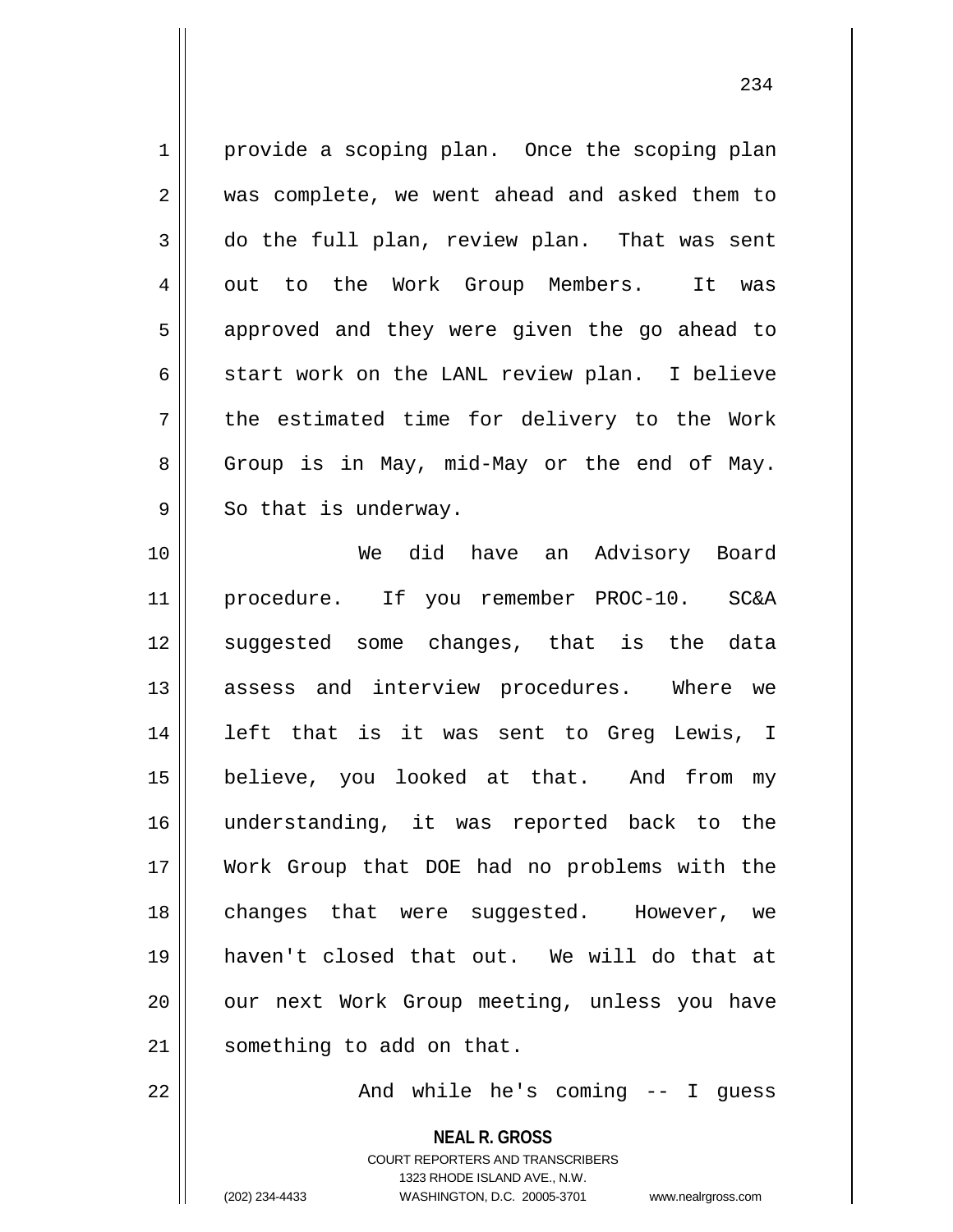provide a scoping plan. Once the scoping plan was complete, we went ahead and asked them to do the full plan, review plan. That was sent out to the Work Group Members. It was approved and they were given the go ahead to start work on the LANL review plan. I believe the estimated time for delivery to the Work Group is in May, mid-May or the end of May. So that is underway.

We did have an Advisory Board procedure. If you remember PROC-10. SC&A suggested some changes, that is the data assess and interview procedures. Where we left that is it was sent to Greg Lewis, I believe, you looked at that. And from my understanding, it was reported back to the Work Group that DOE had no problems with the changes that were suggested. However, we haven't closed that out. We will do that at our next Work Group meeting, unless you have something to add on that.

And while he's coming -- I guess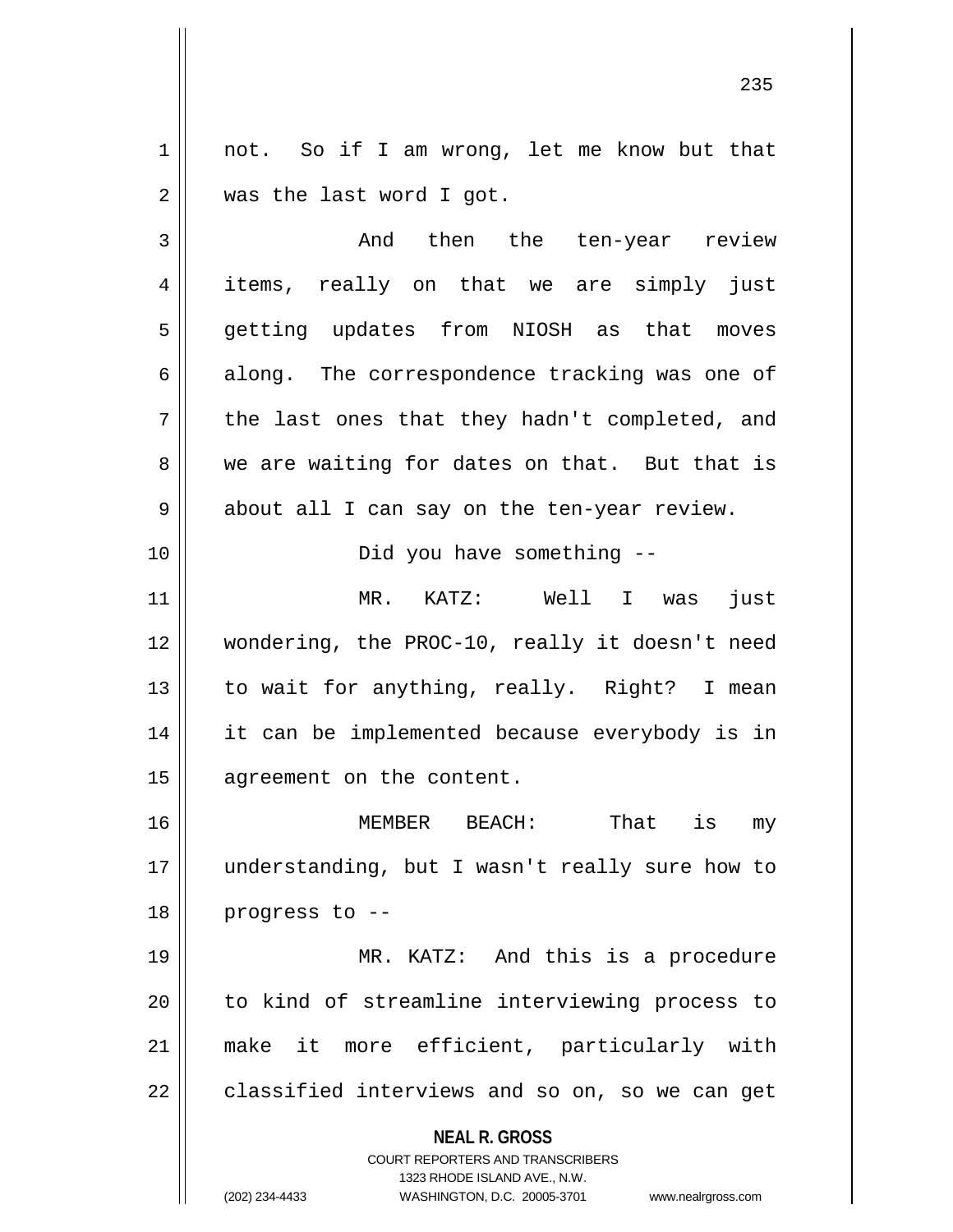not. So if I am wrong, let me know but that was the last word I got.

And then the ten-year review items, really on that we are simply just getting updates from NIOSH as that moves along. The correspondence tracking was one of the last ones that they hadn't completed, and we are waiting for dates on that. But that is about all I can say on the ten-year review.

Did you have something --

MR. KATZ: Well I was just wondering, the PROC-10, really it doesn't need to wait for anything, really. Right? I mean it can be implemented because everybody is in agreement on the content.

MEMBER BEACH: That is my understanding, but I wasn't really sure how to progress to --

MR. KATZ: And this is a procedure to kind of streamline interviewing process to make it more efficient, particularly with classified interviews and so on, so we can get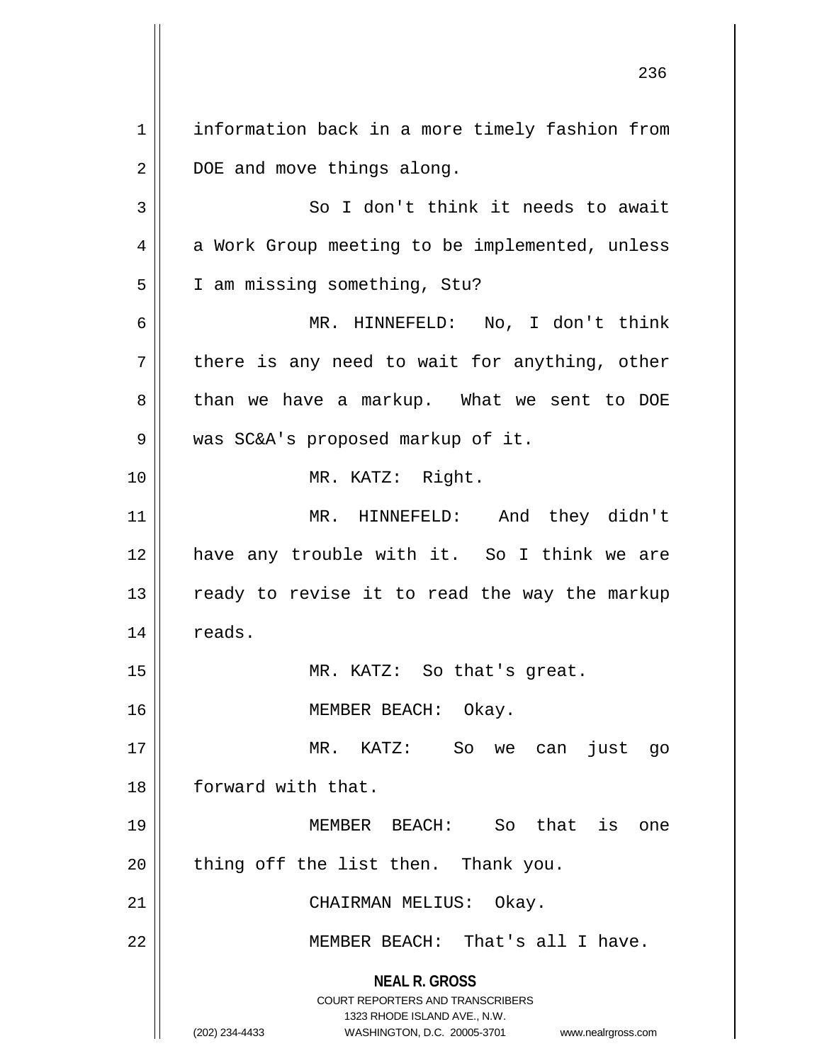information back in a more timely fashion from DOE and move things along.

So I don't think it needs to await a Work Group meeting to be implemented, unless I am missing something, Stu?

MR. HINNEFELD: No, I don't think there is any need to wait for anything, other than we have a markup. What we sent to DOE was SC&A's proposed markup of it.

MR. KATZ: Right.

MR. HINNEFELD: And they didn't have any trouble with it. So I think we are ready to revise it to read the way the markup reads.

MR. KATZ: So that's great.

MEMBER BEACH: Okay.

MR. KATZ: So we can just go forward with that.

MEMBER BEACH: So that is one thing off the list then. Thank you.

CHAIRMAN MELIUS: Okay.

MEMBER BEACH: That's all I have.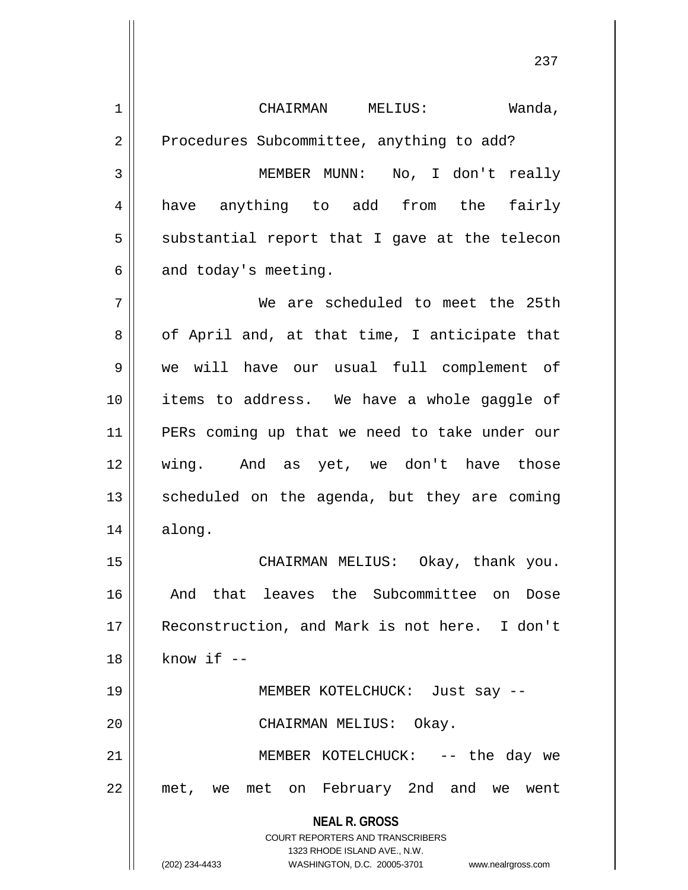CHAIRMAN MELIUS: Wanda, Procedures Subcommittee, anything to add?

MEMBER MUNN: No, I don't really have anything to add from the fairly substantial report that I gave at the telecon and today's meeting.

We are scheduled to meet the 25th of April and, at that time, I anticipate that we will have our usual full complement of items to address. We have a whole gaggle of PERs coming up that we need to take under our wing. And as yet, we don't have those scheduled on the agenda, but they are coming along.

CHAIRMAN MELIUS: Okay, thank you. And that leaves the Subcommittee on Dose Reconstruction, and Mark is not here. I don't know if --

MEMBER KOTELCHUCK: Just say --

CHAIRMAN MELIUS: Okay.

MEMBER KOTELCHUCK: -- the day we met, we met on February 2nd and we went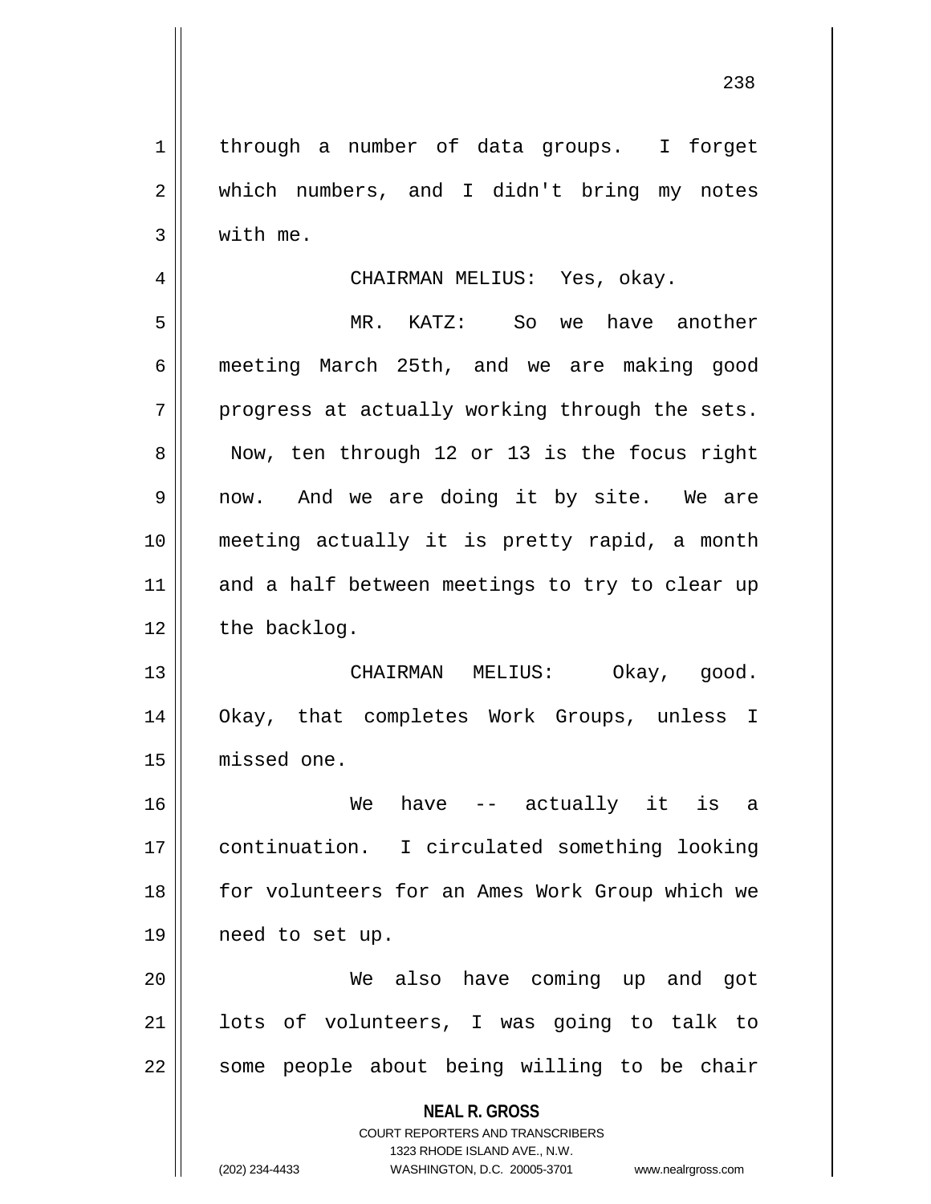through a number of data groups. I forget which numbers, and I didn't bring my notes with me.

CHAIRMAN MELIUS: Yes, okay.

MR. KATZ: So we have another meeting March 25th, and we are making good progress at actually working through the sets. Now, ten through 12 or 13 is the focus right now. And we are doing it by site. We are meeting actually it is pretty rapid, a month and a half between meetings to try to clear up the backlog.

CHAIRMAN MELIUS: Okay, good. Okay, that completes Work Groups, unless I missed one.

We have -- actually it is a continuation. I circulated something looking for volunteers for an Ames Work Group which we need to set up.

We also have coming up and got lots of volunteers, I was going to talk to some people about being willing to be chair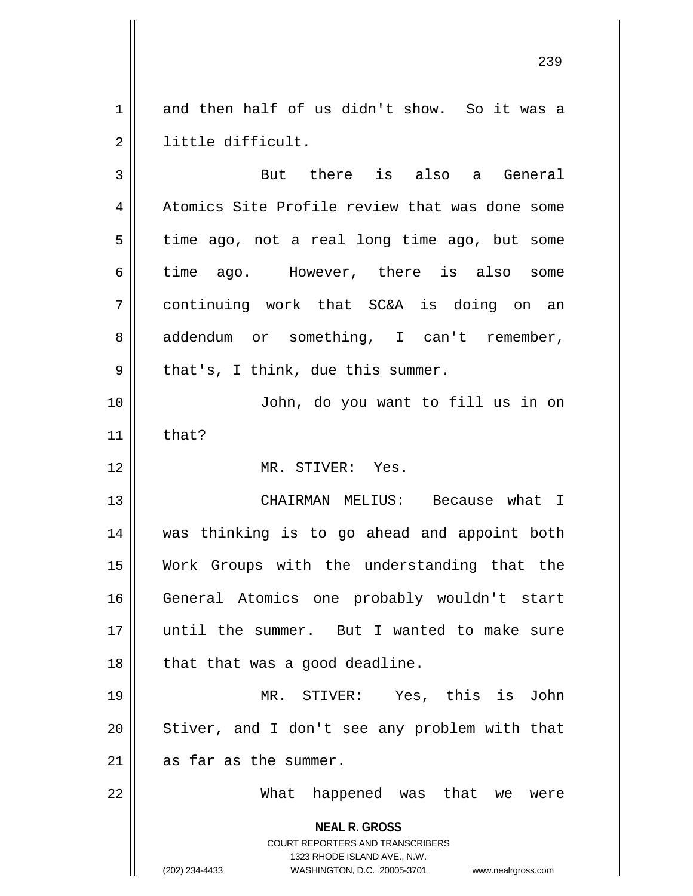and then half of us didn't show. So it was a little difficult.

But there is also a General Atomics Site Profile review that was done some time ago, not a real long time ago, but some time ago. However, there is also some continuing work that SC&A is doing on an addendum or something, I can't remember, that's, I think, due this summer.

John, do you want to fill us in on that?

MR. STIVER: Yes.

CHAIRMAN MELIUS: Because what I was thinking is to go ahead and appoint both Work Groups with the understanding that the General Atomics one probably wouldn't start until the summer. But I wanted to make sure that that was a good deadline.

MR. STIVER: Yes, this is John Stiver, and I don't see any problem with that as far as the summer.

What happened was that we were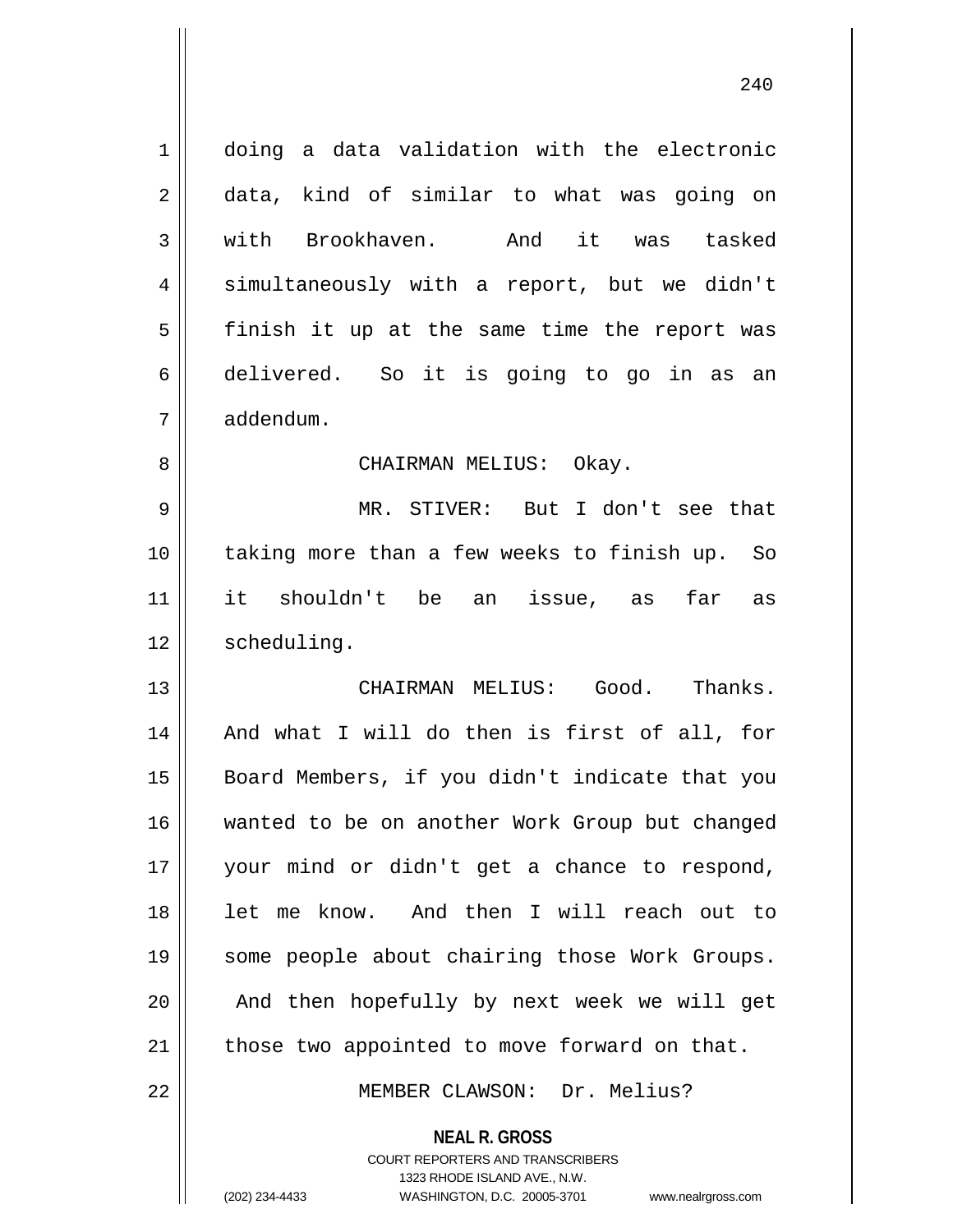doing a data validation with the electronic data, kind of similar to what was going on with Brookhaven. And it was tasked simultaneously with a report, but we didn't finish it up at the same time the report was delivered. So it is going to go in as an addendum.

CHAIRMAN MELIUS: Okay.

MR. STIVER: But I don't see that taking more than a few weeks to finish up. So it shouldn't be an issue, as far as scheduling.

CHAIRMAN MELIUS: Good. Thanks. And what I will do then is first of all, for Board Members, if you didn't indicate that you wanted to be on another Work Group but changed your mind or didn't get a chance to respond, let me know. And then I will reach out to some people about chairing those Work Groups. And then hopefully by next week we will get those two appointed to move forward on that.

MEMBER CLAWSON: Dr. Melius?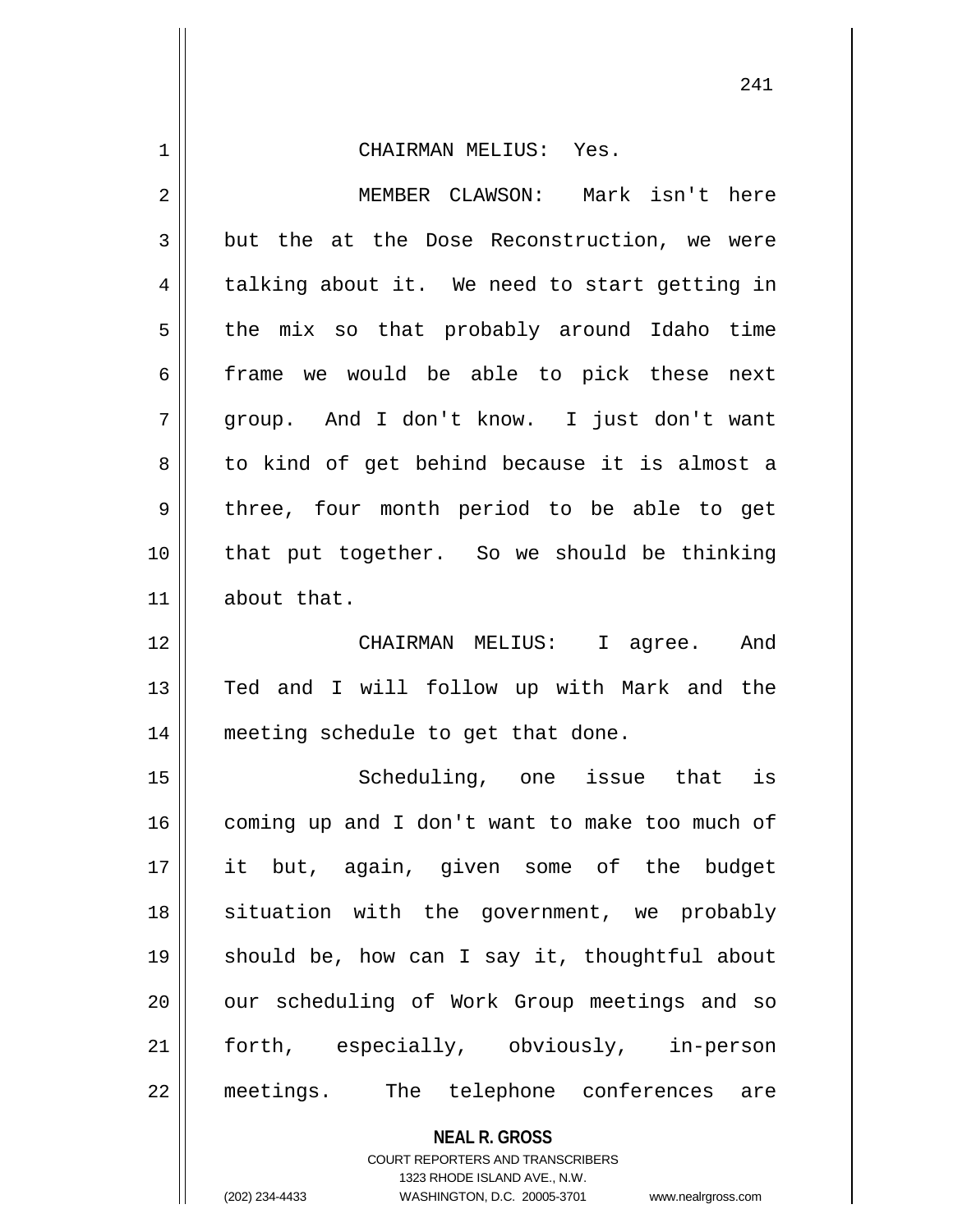CHAIRMAN MELIUS: Yes.

MEMBER CLAWSON: Mark isn't here but the at the Dose Reconstruction, we were talking about it. We need to start getting in the mix so that probably around Idaho time frame we would be able to pick these next group. And I don't know. I just don't want to kind of get behind because it is almost a three, four month period to be able to get that put together. So we should be thinking about that.

CHAIRMAN MELIUS: I agree. And Ted and I will follow up with Mark and the meeting schedule to get that done.

Scheduling, one issue that is coming up and I don't want to make too much of it but, again, given some of the budget situation with the government, we probably should be, how can I say it, thoughtful about our scheduling of Work Group meetings and so forth, especially, obviously, in-person meetings. The telephone conferences are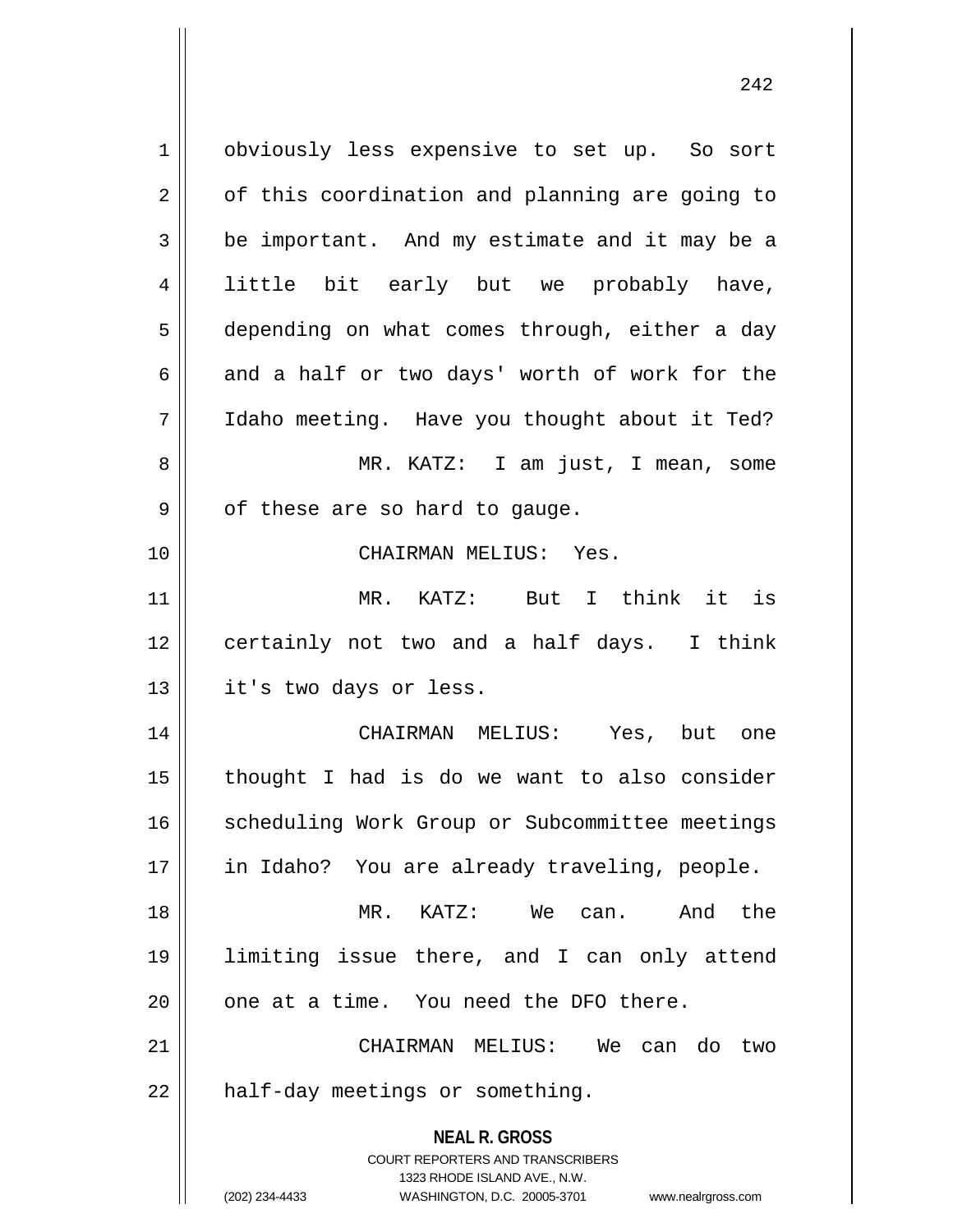obviously less expensive to set up. So sort of this coordination and planning are going to be important. And my estimate and it may be a little bit early but we probably have, depending on what comes through, either a day and a half or two days' worth of work for the Idaho meeting. Have you thought about it Ted?

MR. KATZ: I am just, I mean, some of these are so hard to gauge.

CHAIRMAN MELIUS: Yes.

MR. KATZ: But I think it is certainly not two and a half days. I think it's two days or less.

CHAIRMAN MELIUS: Yes, but one thought I had is do we want to also consider scheduling Work Group or Subcommittee meetings in Idaho? You are already traveling, people.

MR. KATZ: We can. And the limiting issue there, and I can only attend one at a time. You need the DFO there.

CHAIRMAN MELIUS: We can do two half-day meetings or something.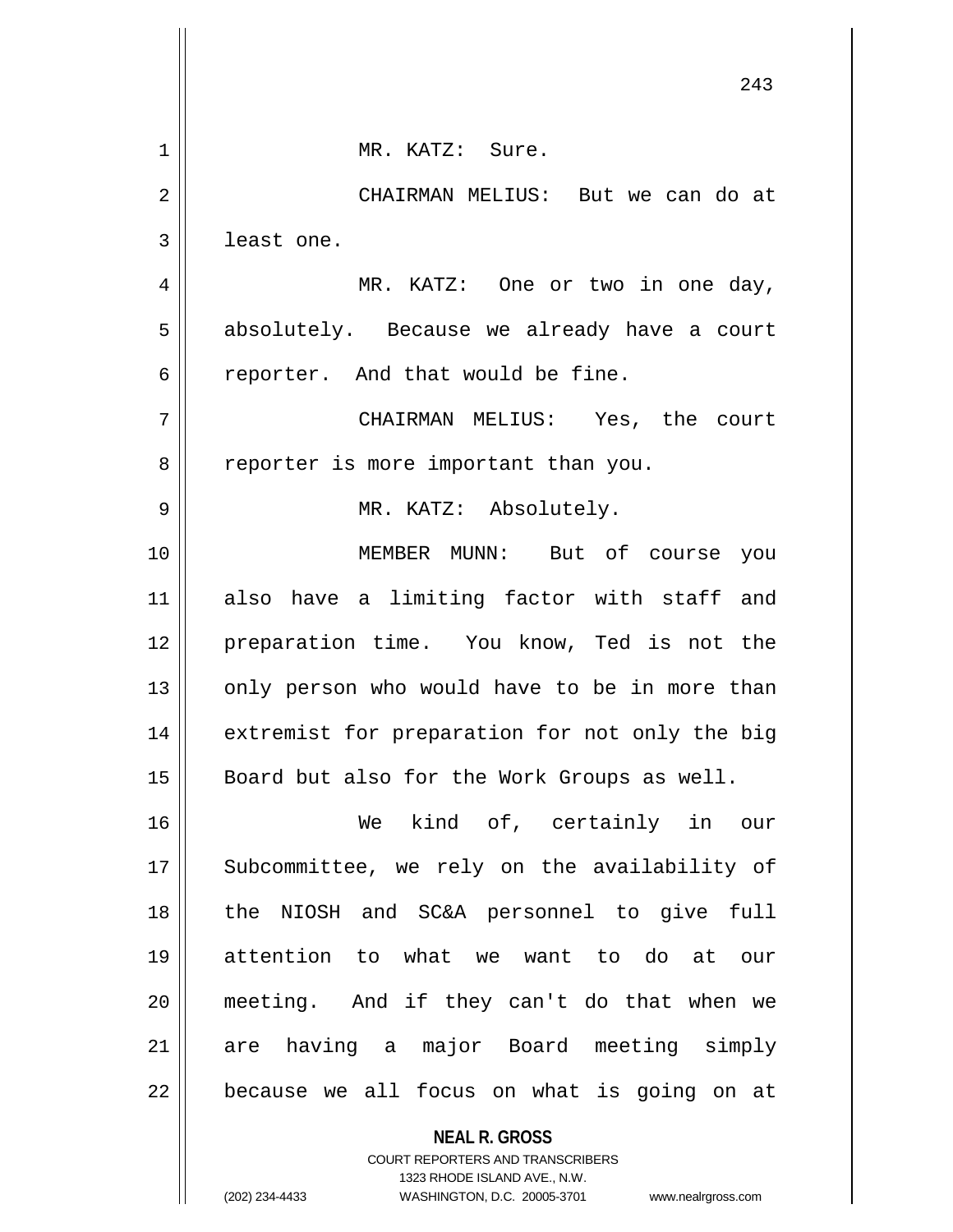MR. KATZ: Sure.

CHAIRMAN MELIUS: But we can do at least one.

MR. KATZ: One or two in one day, absolutely. Because we already have a court reporter. And that would be fine.

CHAIRMAN MELIUS: Yes, the court reporter is more important than you.

MR. KATZ: Absolutely.

MEMBER MUNN: But of course you also have a limiting factor with staff and preparation time. You know, Ted is not the only person who would have to be in more than extremist for preparation for not only the big Board but also for the Work Groups as well.

We kind of, certainly in our Subcommittee, we rely on the availability of the NIOSH and SC&A personnel to give full attention to what we want to do at our meeting. And if they can't do that when we are having a major Board meeting simply because we all focus on what is going on at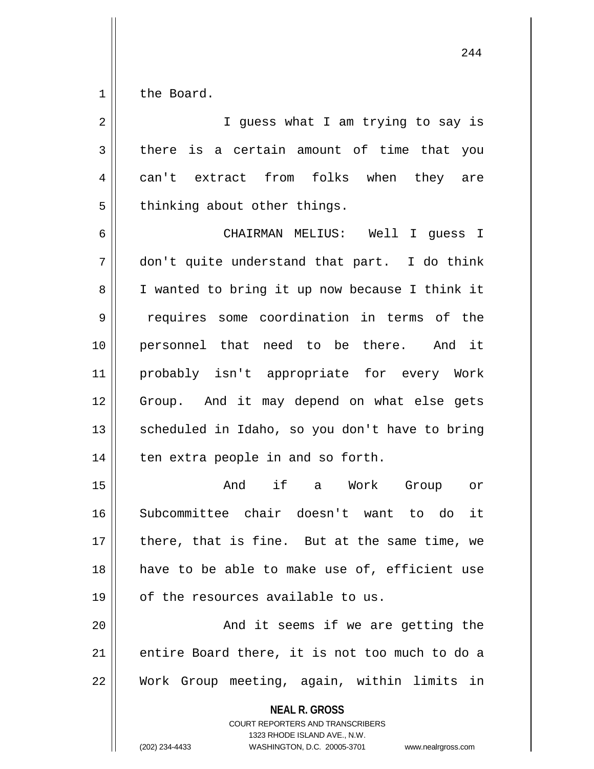the Board.

I guess what I am trying to say is there is a certain amount of time that you can't extract from folks when they are thinking about other things.

CHAIRMAN MELIUS: Well I guess I don't quite understand that part. I do think I wanted to bring it up now because I think it requires some coordination in terms of the personnel that need to be there. And it probably isn't appropriate for every Work Group. And it may depend on what else gets scheduled in Idaho, so you don't have to bring ten extra people in and so forth.

And if a Work Group or Subcommittee chair doesn't want to do it there, that is fine. But at the same time, we have to be able to make use of, efficient use of the resources available to us.

And it seems if we are getting the entire Board there, it is not too much to do a Work Group meeting, again, within limits in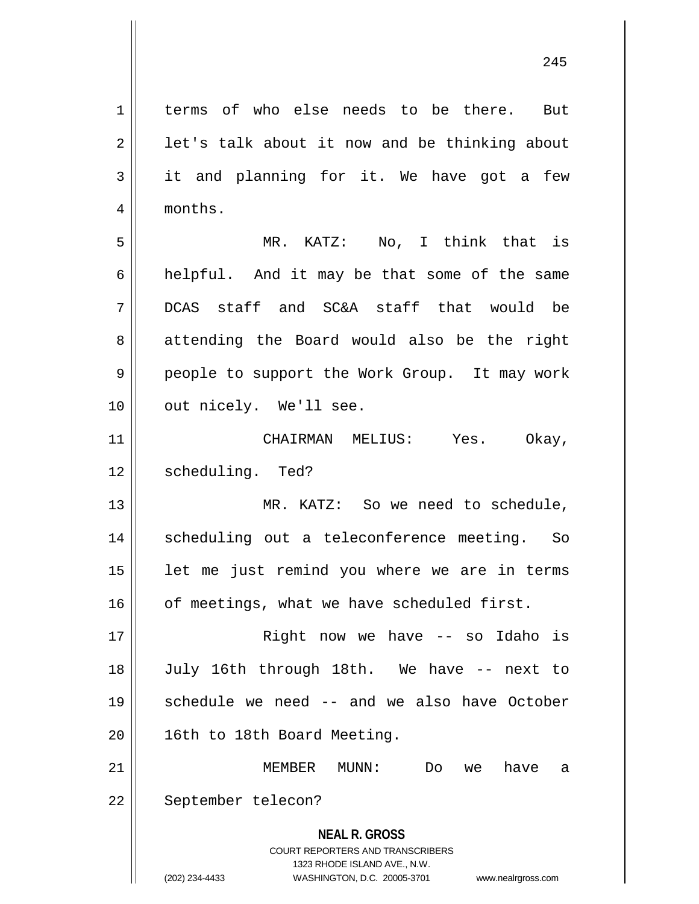terms of who else needs to be there. But let's talk about it now and be thinking about it and planning for it. We have got a few months.

MR. KATZ: No, I think that is helpful. And it may be that some of the same DCAS staff and SC&A staff that would be attending the Board would also be the right people to support the Work Group. It may work out nicely. We'll see.

CHAIRMAN MELIUS: Yes. Okay, scheduling. Ted?

MR. KATZ: So we need to schedule, scheduling out a teleconference meeting. So let me just remind you where we are in terms of meetings, what we have scheduled first.

Right now we have -- so Idaho is July 16th through 18th. We have -- next to schedule we need -- and we also have October 16th to 18th Board Meeting.

MEMBER MUNN: Do we have a September telecon?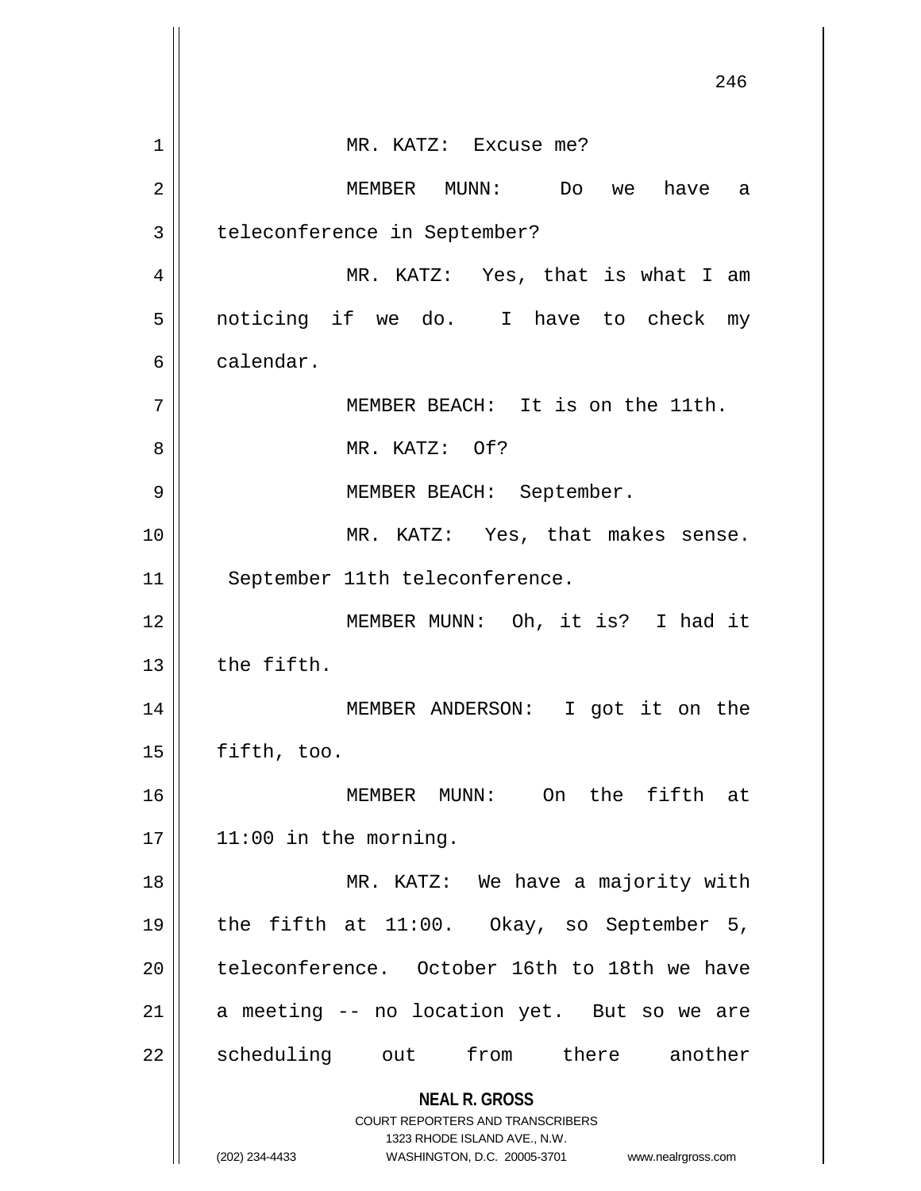MR. KATZ: Excuse me?

MEMBER MUNN: Do we have a teleconference in September?

MR. KATZ: Yes, that is what I am noticing if we do. I have to check my calendar.

MEMBER BEACH: It is on the 11th.

MR. KATZ: Of?

MEMBER BEACH: September.

MR. KATZ: Yes, that makes sense. September 11th teleconference.

MEMBER MUNN: Oh, it is? I had it the fifth.

MEMBER ANDERSON: I got it on the fifth, too.

MEMBER MUNN: On the fifth at 11:00 in the morning.

MR. KATZ: We have a majority with the fifth at 11:00. Okay, so September 5, teleconference. October 16th to 18th we have a meeting -- no location yet. But so we are scheduling out from there another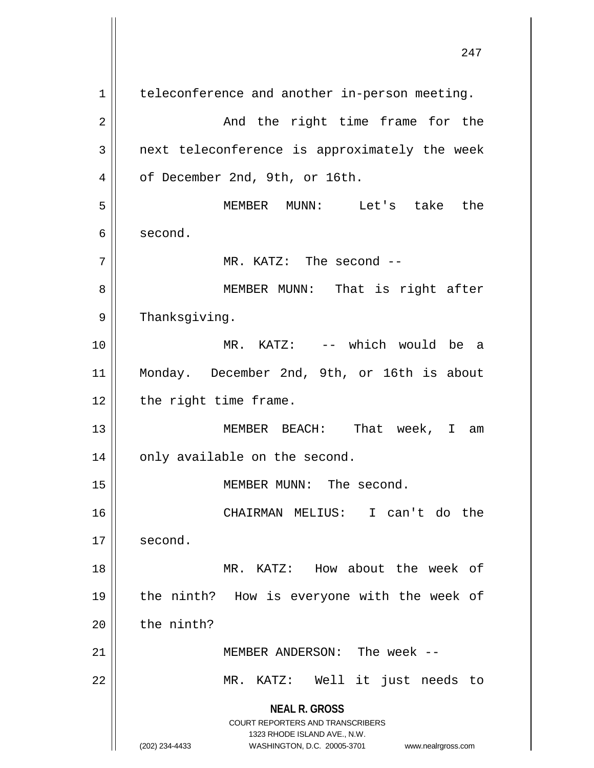teleconference and another in-person meeting.

And the right time frame for the next teleconference is approximately the week of December 2nd, 9th, or 16th.

MEMBER MUNN: Let's take the second.

MR. KATZ: The second --

MEMBER MUNN: That is right after Thanksgiving.

MR. KATZ: -- which would be a Monday. December 2nd, 9th, or 16th is about the right time frame.

MEMBER BEACH: That week, I am only available on the second.

MEMBER MUNN: The second.

CHAIRMAN MELIUS: I can't do the second.

MR. KATZ: How about the week of the ninth? How is everyone with the week of the ninth?

MEMBER ANDERSON: The week --

MR. KATZ: Well it just needs to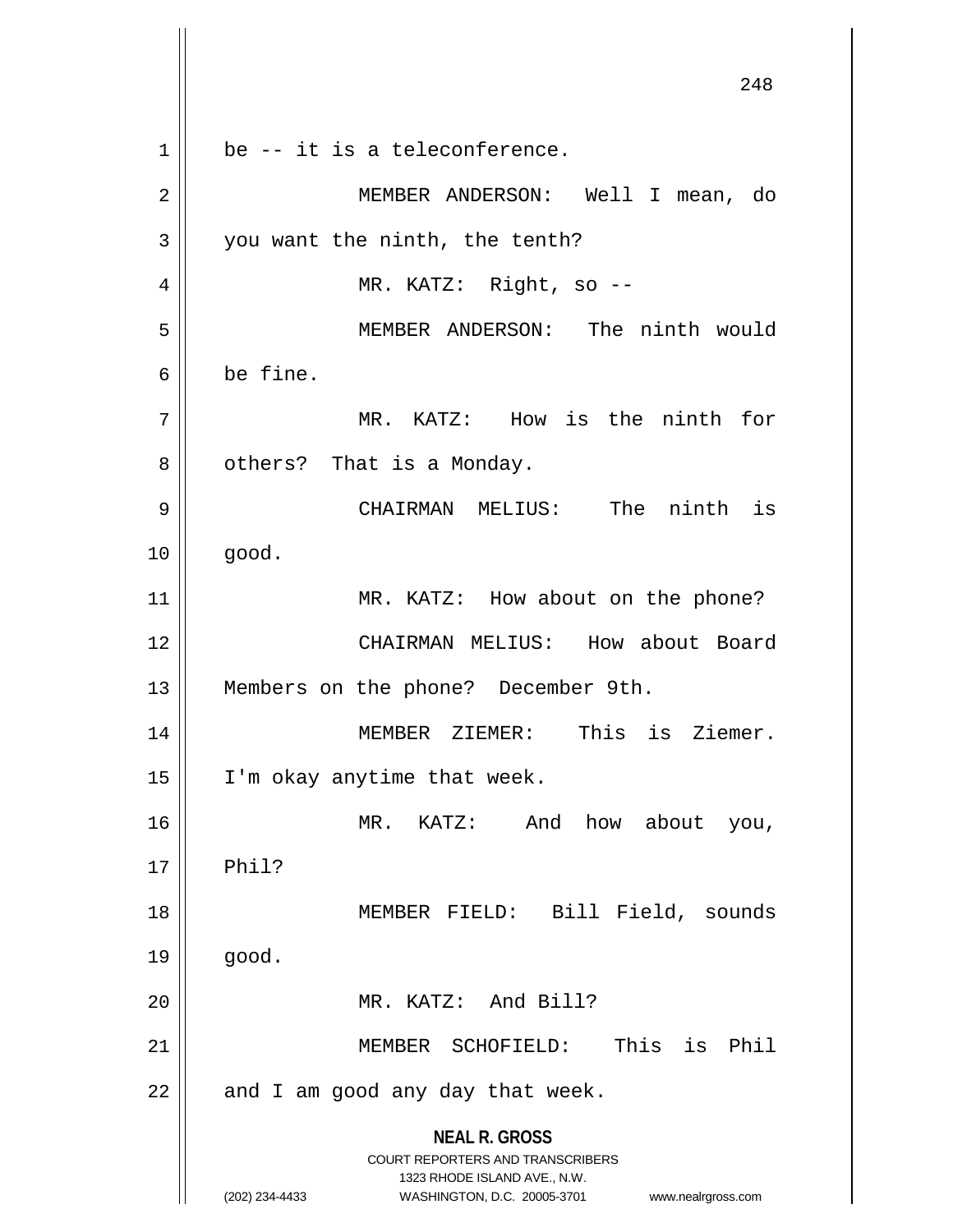be -- it is a teleconference.

MEMBER ANDERSON: Well I mean, do you want the ninth, the tenth?

MR. KATZ: Right, so --

MEMBER ANDERSON: The ninth would be fine.

MR. KATZ: How is the ninth for others? That is a Monday.

CHAIRMAN MELIUS: The ninth is good.

MR. KATZ: How about on the phone?

CHAIRMAN MELIUS: How about Board Members on the phone? December 9th.

MEMBER ZIEMER: This is Ziemer. I'm okay anytime that week.

MR. KATZ: And how about you, Phil?

MEMBER FIELD: Bill Field, sounds good.

MR. KATZ: And Bill?

MEMBER SCHOFIELD: This is Phil and I am good any day that week.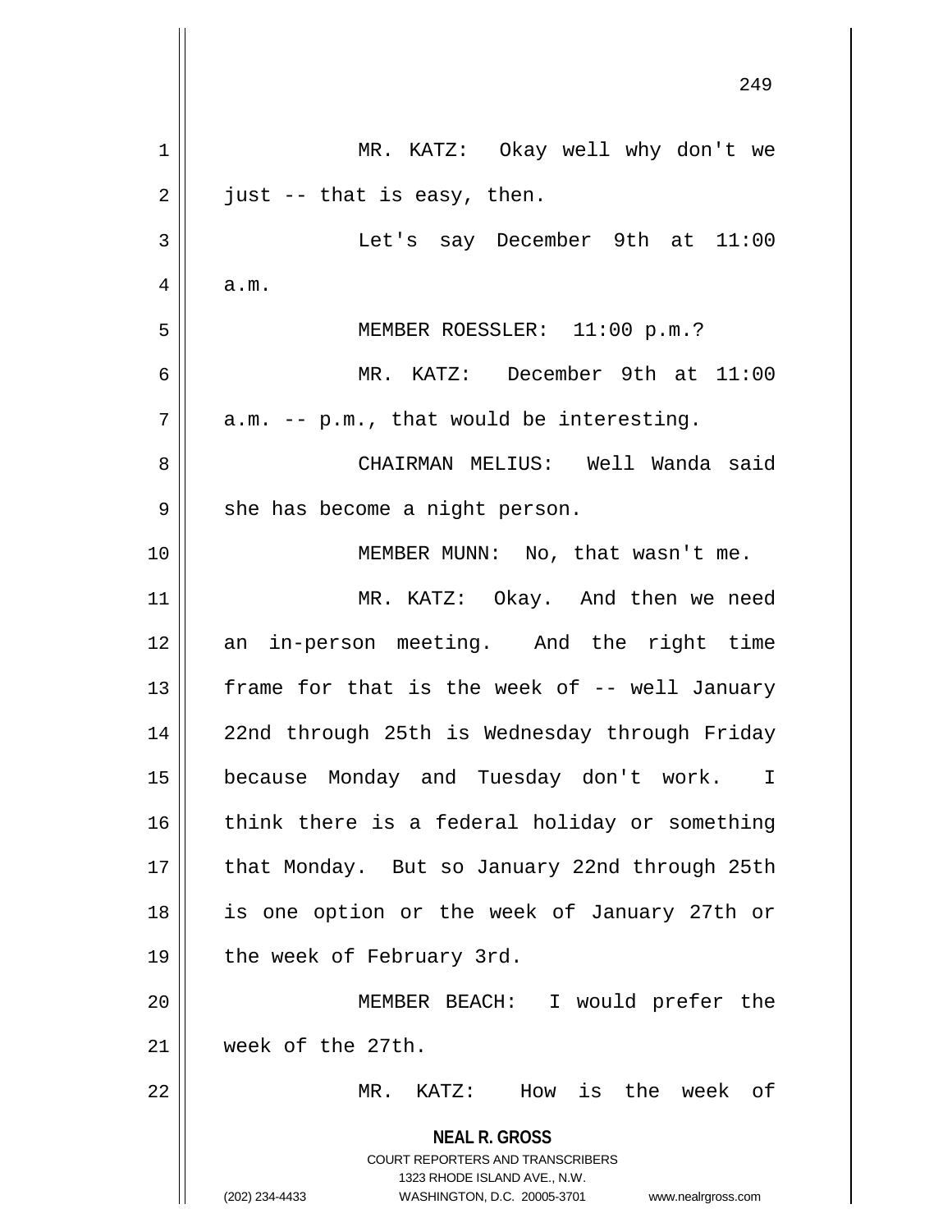MR. KATZ: Okay well why don't we just -- that is easy, then.

Let's say December 9th at 11:00 a.m.

MEMBER ROESSLER: 11:00 p.m.?

MR. KATZ: December 9th at 11:00 a.m. -- p.m., that would be interesting.

CHAIRMAN MELIUS: Well Wanda said she has become a night person.

MEMBER MUNN: No, that wasn't me.

MR. KATZ: Okay. And then we need an in-person meeting. And the right time frame for that is the week of -- well January 22nd through 25th is Wednesday through Friday because Monday and Tuesday don't work. I think there is a federal holiday or something that Monday. But so January 22nd through 25th is one option or the week of January 27th or the week of February 3rd.

MEMBER BEACH: I would prefer the week of the 27th.

MR. KATZ: How is the week of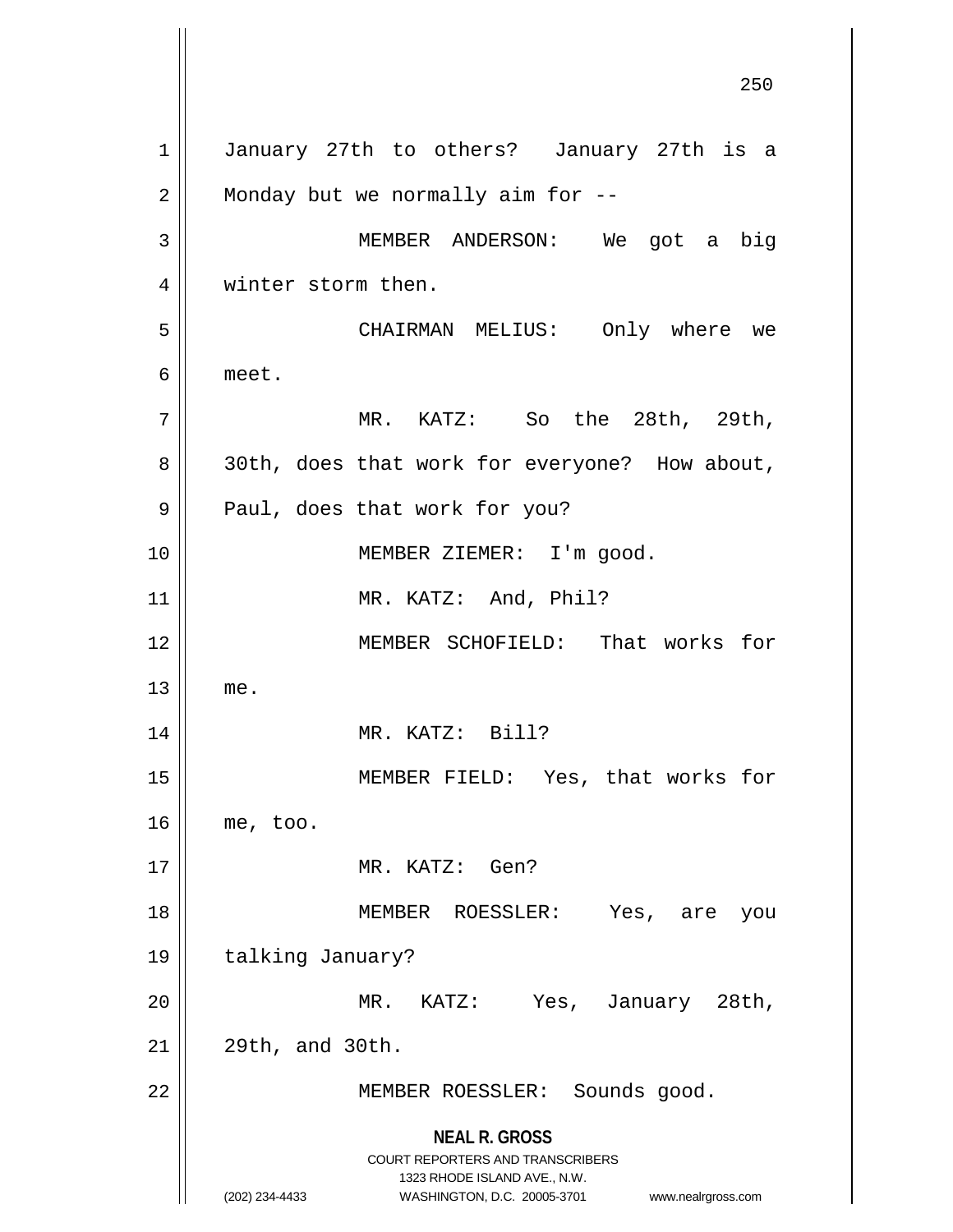January 27th to others? January 27th is a Monday but we normally aim for --

MEMBER ANDERSON: We got a big winter storm then.

CHAIRMAN MELIUS: Only where we meet.

MR. KATZ: So the 28th, 29th, 30th, does that work for everyone? How about, Paul, does that work for you?

MEMBER ZIEMER: I'm good.

MR. KATZ: And, Phil?

MEMBER SCHOFIELD: That works for me.

MR. KATZ: Bill?

MEMBER FIELD: Yes, that works for me, too.

MR. KATZ: Gen?

MEMBER ROESSLER: Yes, are you talking January?

MR. KATZ: Yes, January 28th, 29th, and 30th.

MEMBER ROESSLER: Sounds good.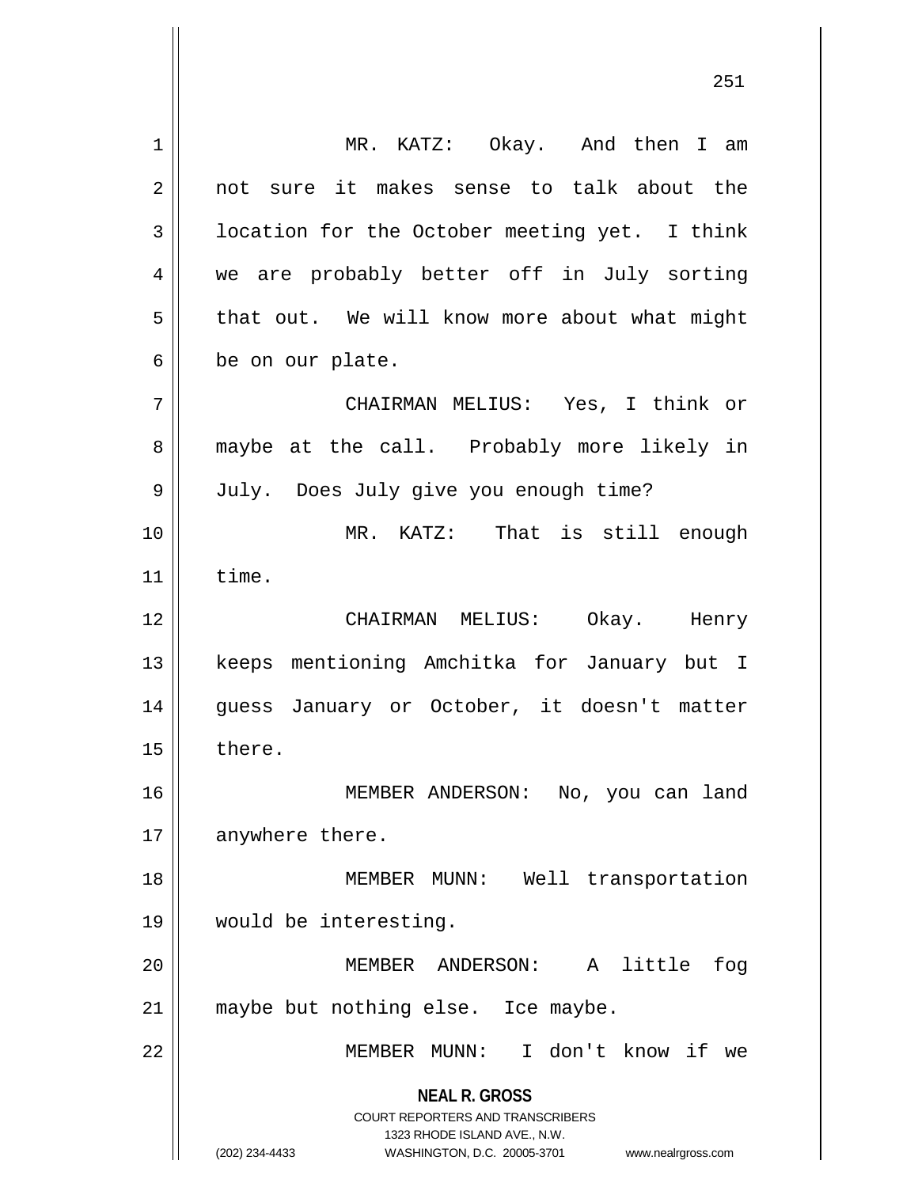MR. KATZ: Okay. And then I am not sure it makes sense to talk about the location for the October meeting yet. I think we are probably better off in July sorting that out. We will know more about what might be on our plate.

CHAIRMAN MELIUS: Yes, I think or maybe at the call. Probably more likely in July. Does July give you enough time?

MR. KATZ: That is still enough time.

CHAIRMAN MELIUS: Okay. Henry keeps mentioning Amchitka for January but I guess January or October, it doesn't matter there.

MEMBER ANDERSON: No, you can land anywhere there.

MEMBER MUNN: Well transportation would be interesting.

MEMBER ANDERSON: A little fog maybe but nothing else. Ice maybe.

MEMBER MUNN: I don't know if we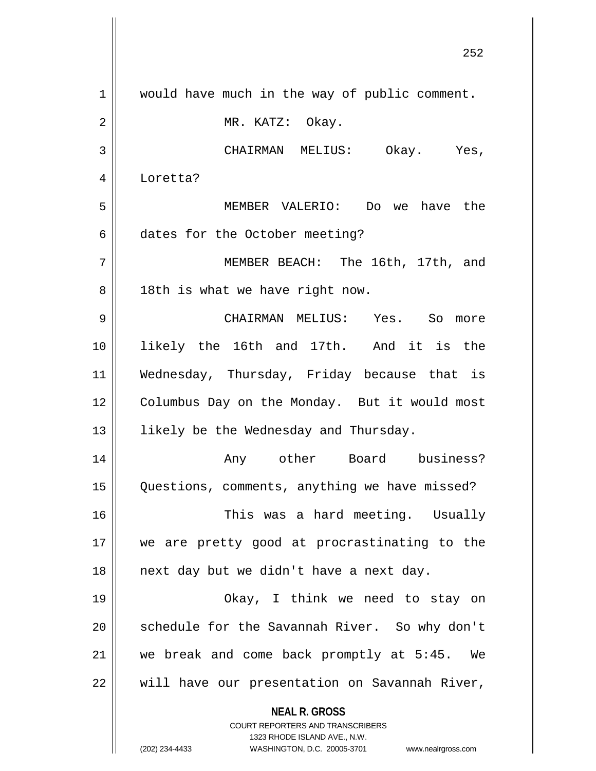would have much in the way of public comment.

MR. KATZ: Okay.

CHAIRMAN MELIUS: Okay. Yes, Loretta?

MEMBER VALERIO: Do we have the dates for the October meeting?

MEMBER BEACH: The 16th, 17th, and 18th is what we have right now.

CHAIRMAN MELIUS: Yes. So more likely the 16th and 17th. And it is the Wednesday, Thursday, Friday because that is Columbus Day on the Monday. But it would most likely be the Wednesday and Thursday.

Any other Board business? Questions, comments, anything we have missed?

This was a hard meeting. Usually we are pretty good at procrastinating to the next day but we didn't have a next day.

Okay, I think we need to stay on schedule for the Savannah River. So why don't we break and come back promptly at 5:45. We will have our presentation on Savannah River,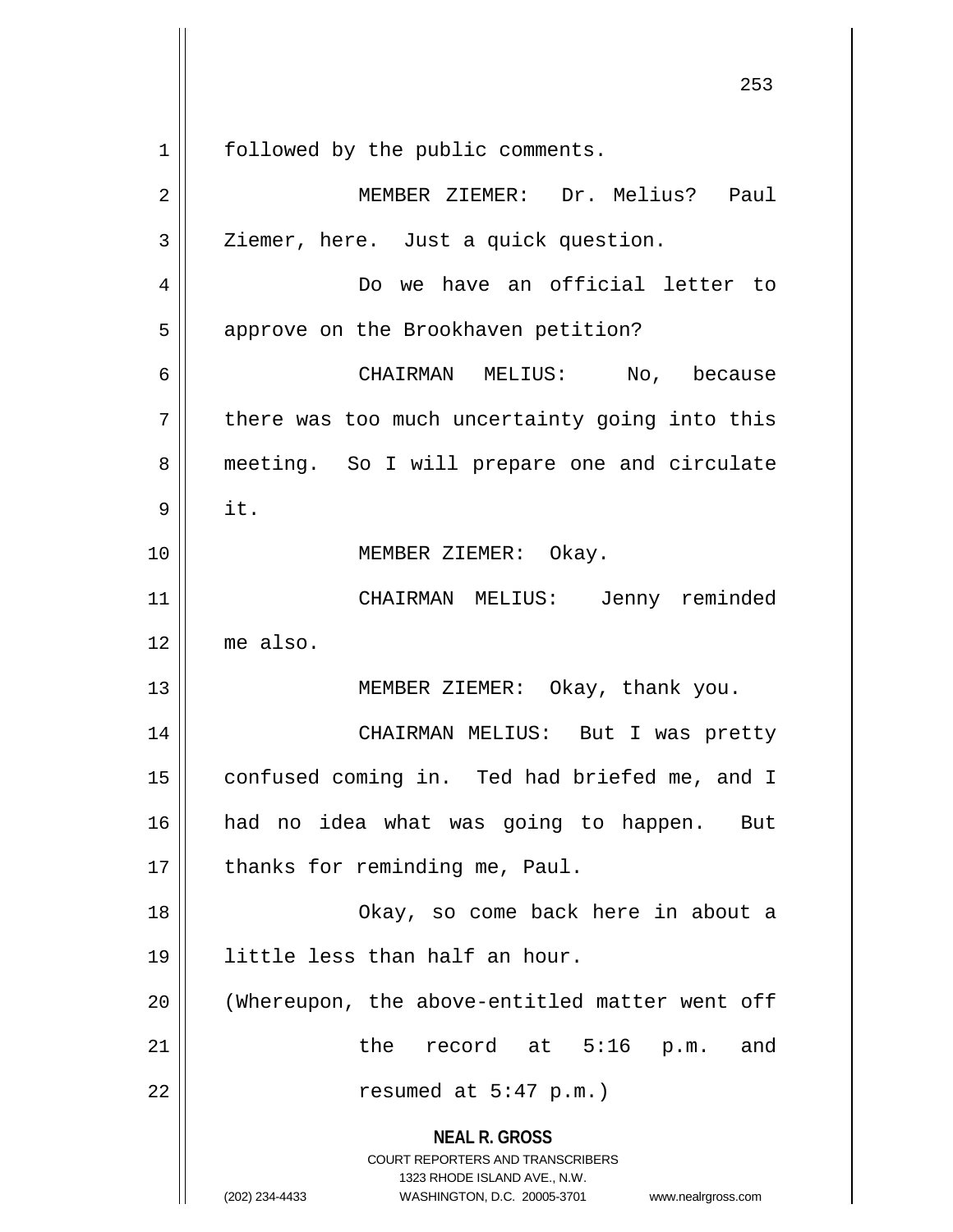followed by the public comments.

MEMBER ZIEMER: Dr. Melius? Paul Ziemer, here. Just a quick question.

Do we have an official letter to approve on the Brookhaven petition?

CHAIRMAN MELIUS: No, because there was too much uncertainty going into this meeting. So I will prepare one and circulate it.

MEMBER ZIEMER: Okay.

CHAIRMAN MELIUS: Jenny reminded me also.

MEMBER ZIEMER: Okay, thank you.

CHAIRMAN MELIUS: But I was pretty confused coming in. Ted had briefed me, and I had no idea what was going to happen. But thanks for reminding me, Paul.

Okay, so come back here in about a little less than half an hour.

(Whereupon, the above-entitled matter went off the record at 5:16 p.m. and resumed at 5:47 p.m.)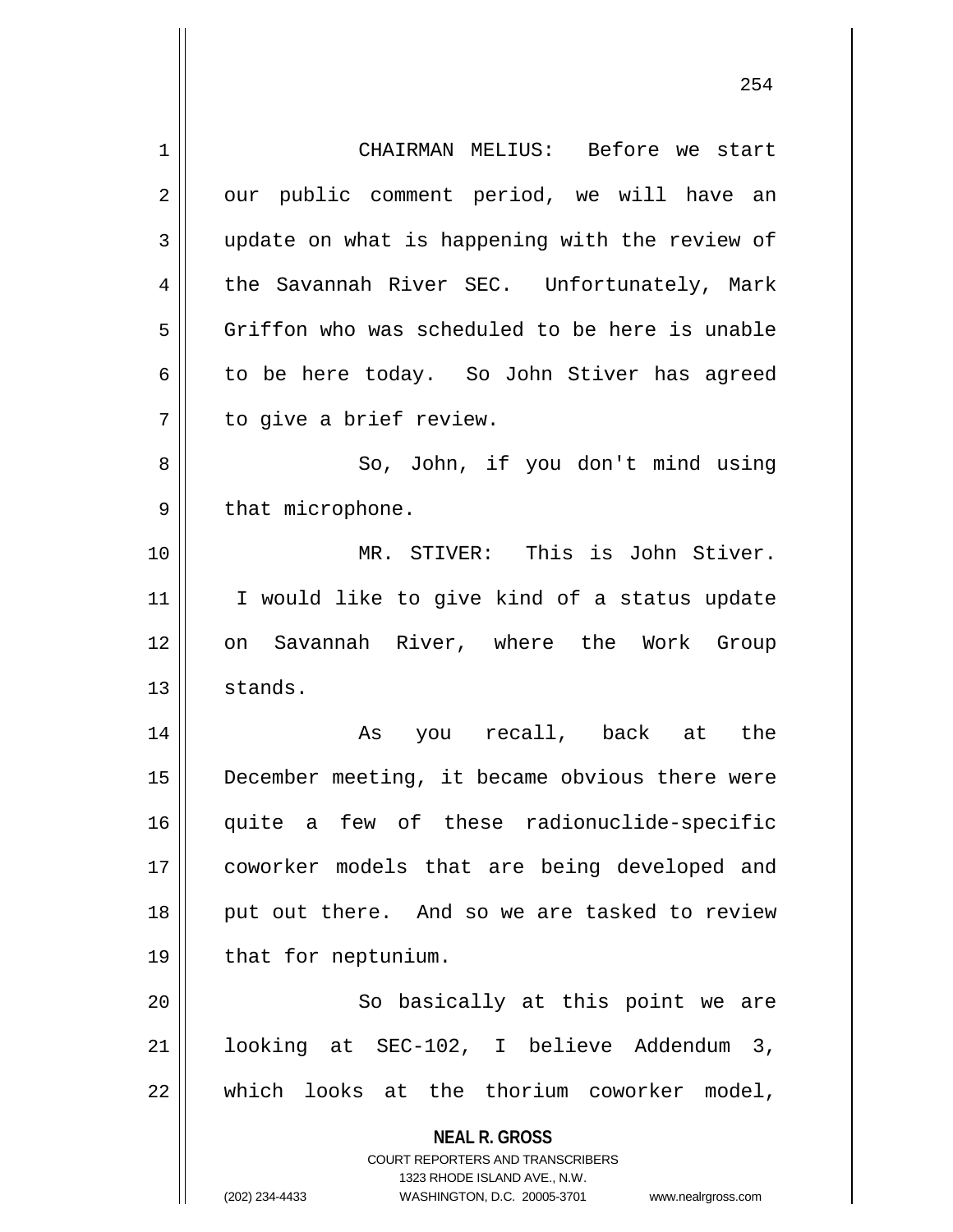CHAIRMAN MELIUS: Before we start our public comment period, we will have an update on what is happening with the review of the Savannah River SEC. Unfortunately, Mark Griffon who was scheduled to be here is unable to be here today. So John Stiver has agreed to give a brief review.

So, John, if you don't mind using that microphone.

MR. STIVER: This is John Stiver. I would like to give kind of a status update on Savannah River, where the Work Group stands.

As you recall, back at the December meeting, it became obvious there were quite a few of these radionuclide-specific coworker models that are being developed and put out there. And so we are tasked to review that for neptunium.

So basically at this point we are looking at SEC-102, I believe Addendum 3, which looks at the thorium coworker model,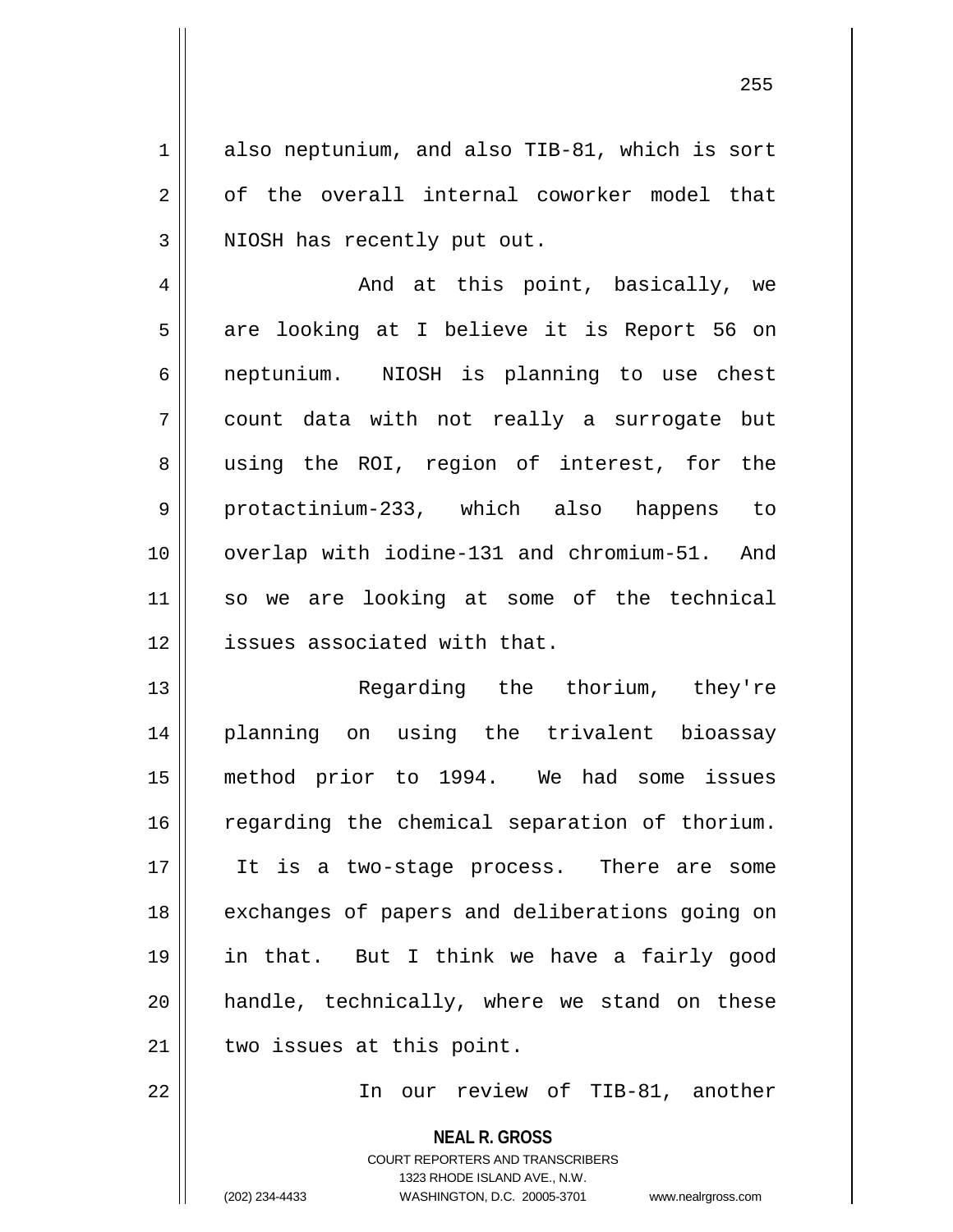also neptunium, and also TIB-81, which is sort of the overall internal coworker model that NIOSH has recently put out.

And at this point, basically, we are looking at I believe it is Report 56 on neptunium. NIOSH is planning to use chest count data with not really a surrogate but using the ROI, region of interest, for the protactinium-233, which also happens to overlap with iodine-131 and chromium-51. And so we are looking at some of the technical issues associated with that.

Regarding the thorium, they're planning on using the trivalent bioassay method prior to 1994. We had some issues regarding the chemical separation of thorium. It is a two-stage process. There are some exchanges of papers and deliberations going on in that. But I think we have a fairly good handle, technically, where we stand on these two issues at this point.

In our review of TIB-81, another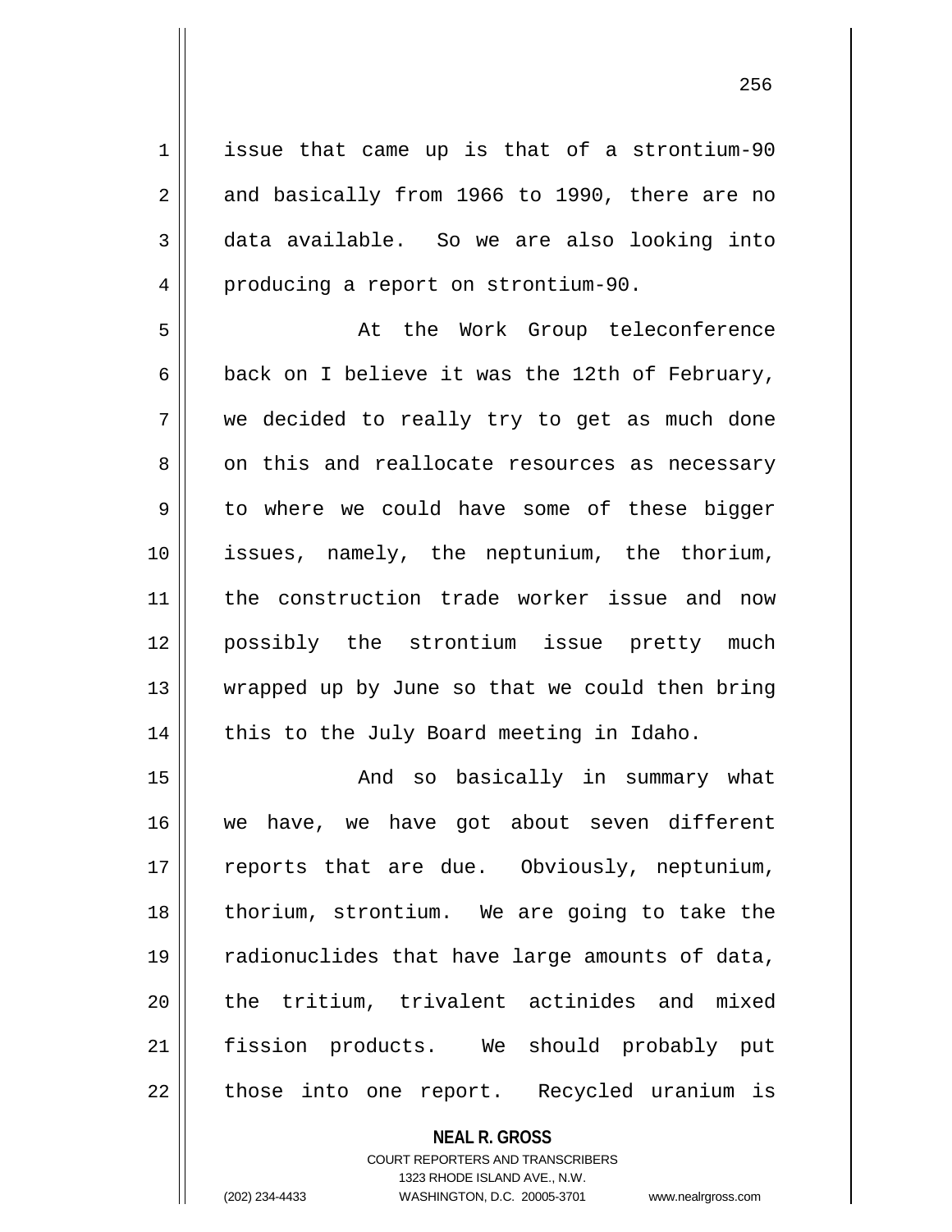issue that came up is that of a strontium-90 and basically from 1966 to 1990, there are no data available. So we are also looking into producing a report on strontium-90.

At the Work Group teleconference back on I believe it was the 12th of February, we decided to really try to get as much done on this and reallocate resources as necessary to where we could have some of these bigger issues, namely, the neptunium, the thorium, the construction trade worker issue and now possibly the strontium issue pretty much wrapped up by June so that we could then bring this to the July Board meeting in Idaho.

And so basically in summary what we have, we have got about seven different reports that are due. Obviously, neptunium, thorium, strontium. We are going to take the radionuclides that have large amounts of data, the tritium, trivalent actinides and mixed fission products. We should probably put those into one report. Recycled uranium is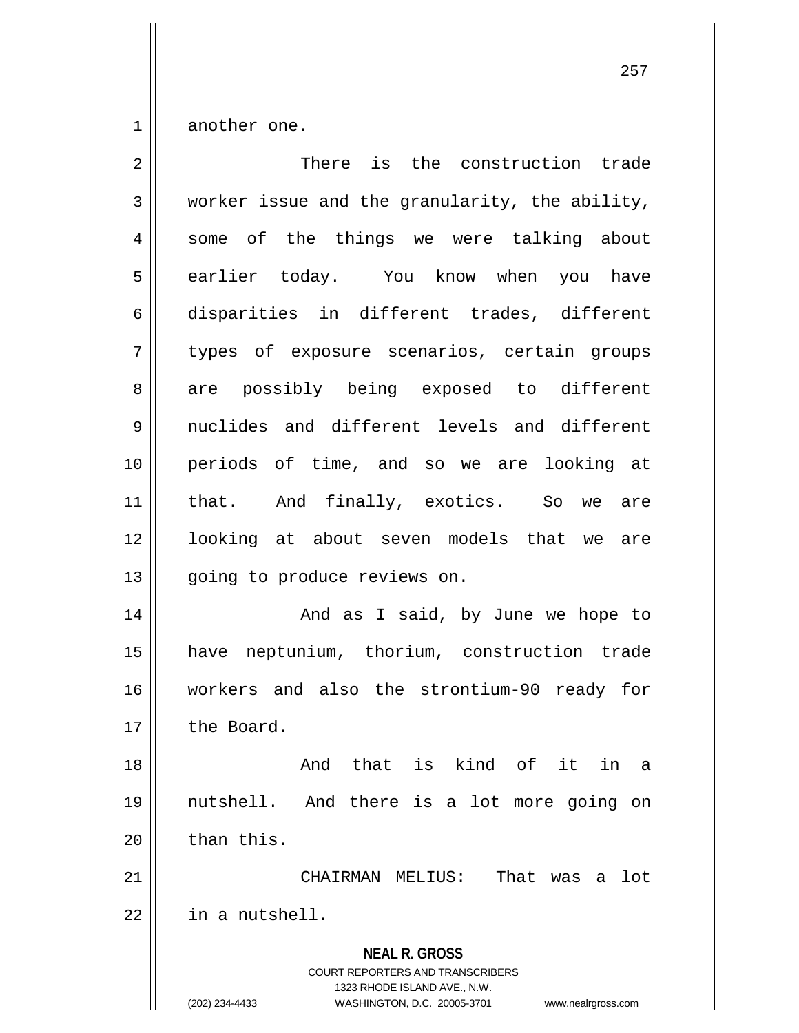another one.

There is the construction trade worker issue and the granularity, the ability, some of the things we were talking about earlier today. You know when you have disparities in different trades, different types of exposure scenarios, certain groups are possibly being exposed to different nuclides and different levels and different periods of time, and so we are looking at that. And finally, exotics. So we are looking at about seven models that we are going to produce reviews on.

And as I said, by June we hope to have neptunium, thorium, construction trade workers and also the strontium-90 ready for the Board.

And that is kind of it in a nutshell. And there is a lot more going on than this.

CHAIRMAN MELIUS: That was a lot in a nutshell.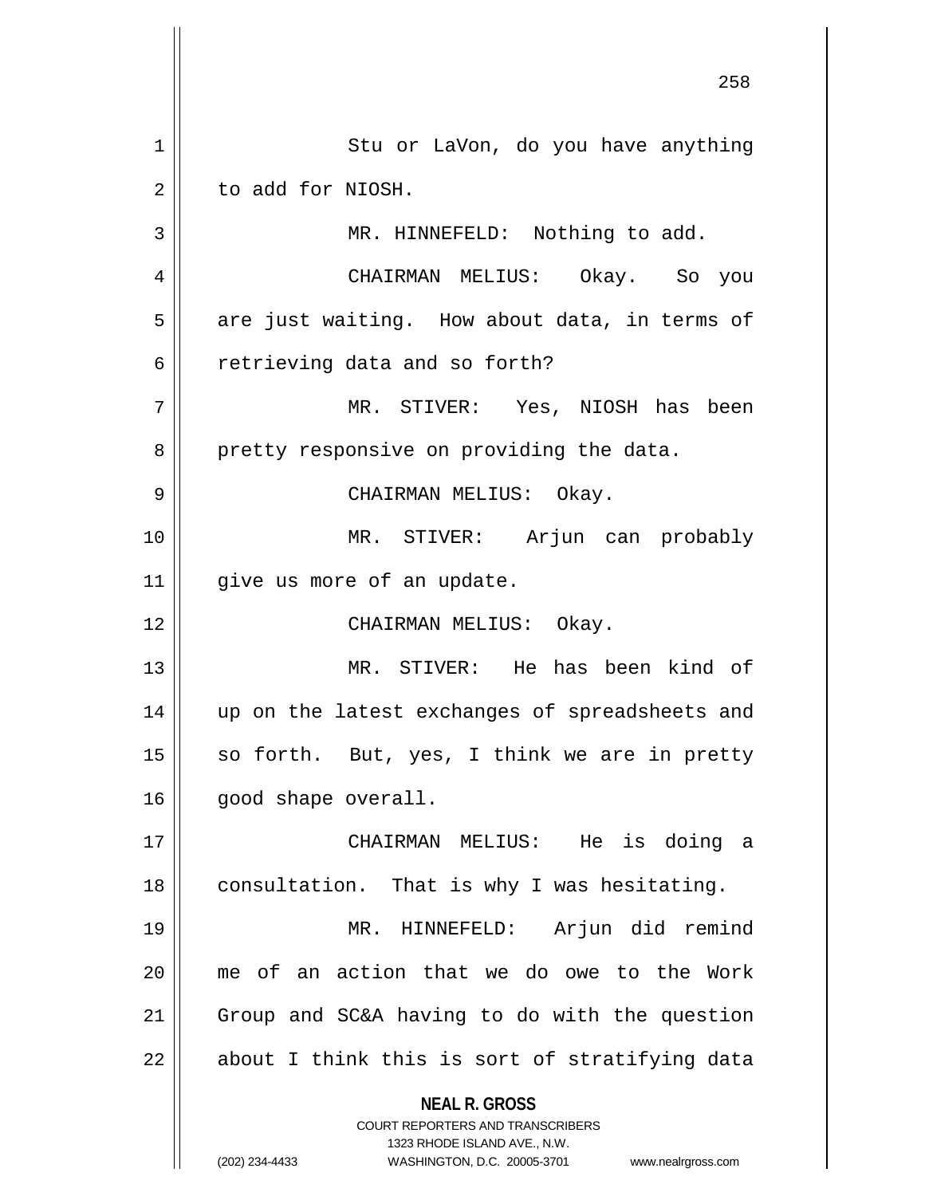Stu or LaVon, do you have anything to add for NIOSH.

MR. HINNEFELD: Nothing to add.

CHAIRMAN MELIUS: Okay. So you are just waiting. How about data, in terms of retrieving data and so forth?

MR. STIVER: Yes, NIOSH has been pretty responsive on providing the data.

CHAIRMAN MELIUS: Okay.

MR. STIVER: Arjun can probably give us more of an update.

CHAIRMAN MELIUS: Okay.

MR. STIVER: He has been kind of up on the latest exchanges of spreadsheets and so forth. But, yes, I think we are in pretty good shape overall.

CHAIRMAN MELIUS: He is doing a consultation. That is why I was hesitating.

MR. HINNEFELD: Arjun did remind me of an action that we do owe to the Work Group and SC&A having to do with the question about I think this is sort of stratifying data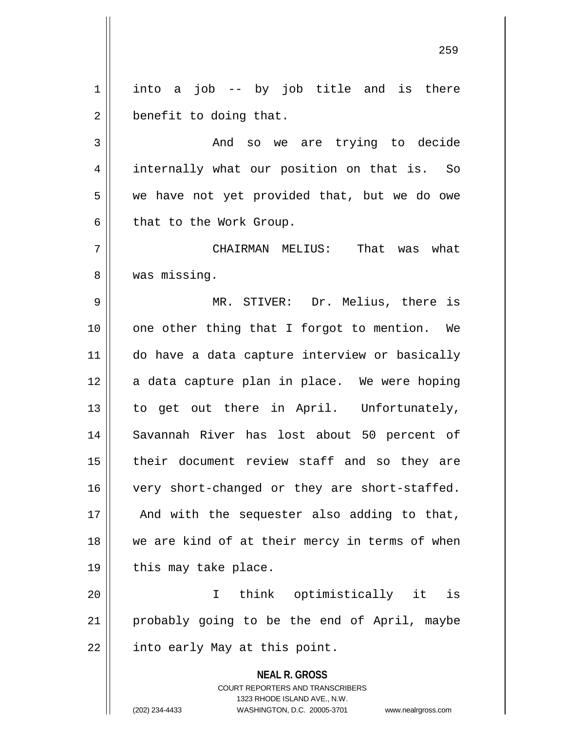into a job -- by job title and is there benefit to doing that.

And so we are trying to decide internally what our position on that is. So we have not yet provided that, but we do owe that to the Work Group.

CHAIRMAN MELIUS: That was what was missing.

MR. STIVER: Dr. Melius, there is one other thing that I forgot to mention. We do have a data capture interview or basically a data capture plan in place. We were hoping to get out there in April. Unfortunately, Savannah River has lost about 50 percent of their document review staff and so they are very short-changed or they are short-staffed. And with the sequester also adding to that, we are kind of at their mercy in terms of when this may take place.

I think optimistically it is probably going to be the end of April, maybe into early May at this point.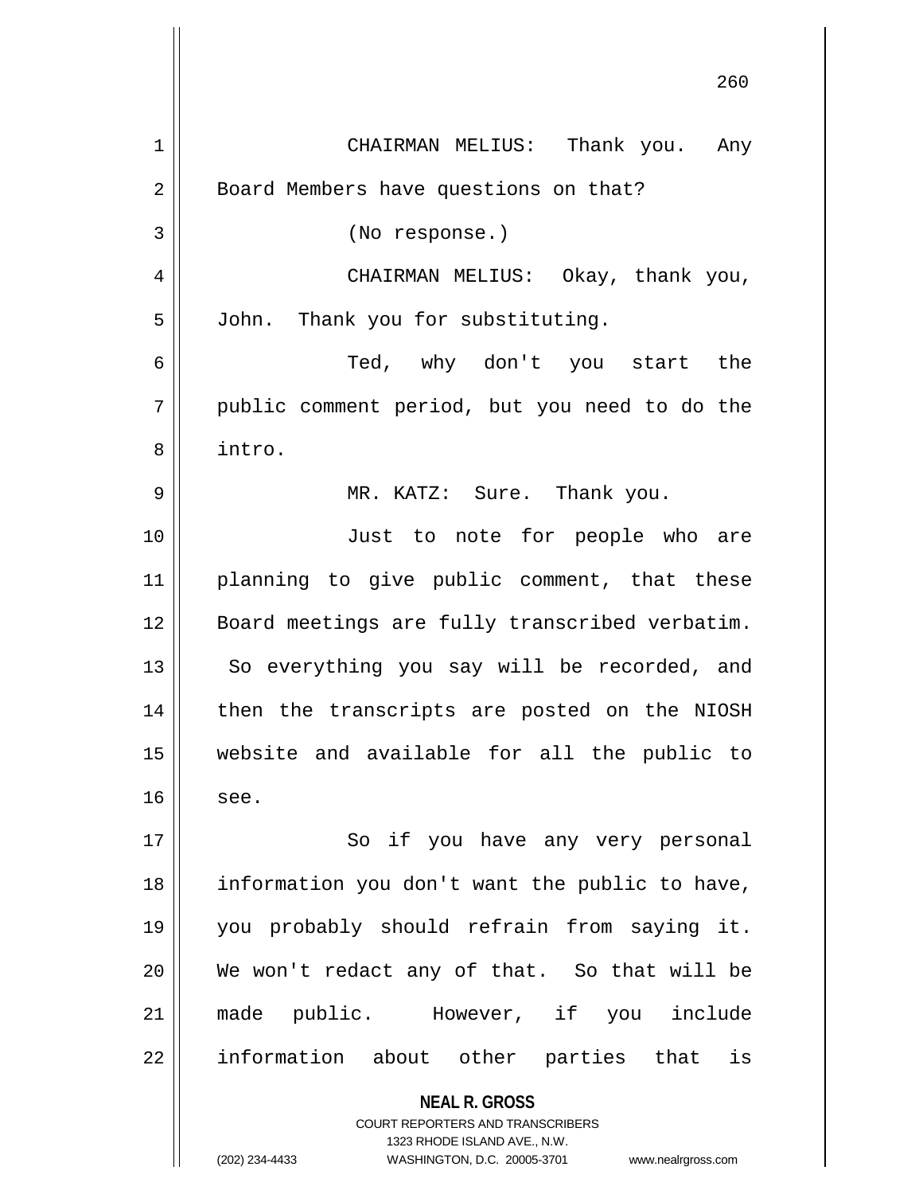CHAIRMAN MELIUS: Thank you. Any Board Members have questions on that?

(No response.)

CHAIRMAN MELIUS: Okay, thank you, John. Thank you for substituting.

Ted, why don't you start the public comment period, but you need to do the intro.

MR. KATZ: Sure. Thank you.

Just to note for people who are planning to give public comment, that these Board meetings are fully transcribed verbatim. So everything you say will be recorded, and then the transcripts are posted on the NIOSH website and available for all the public to see.

So if you have any very personal information you don't want the public to have, you probably should refrain from saying it. We won't redact any of that. So that will be made public. However, if you include information about other parties that is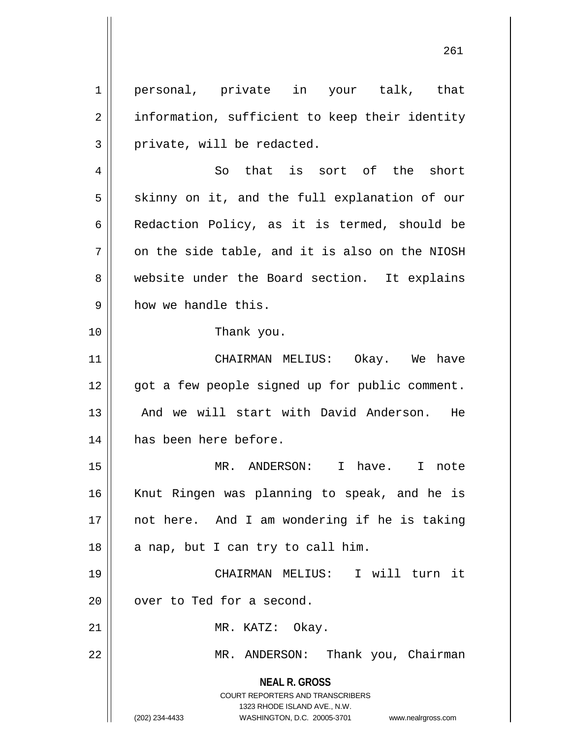personal, private in your talk, that information, sufficient to keep their identity private, will be redacted.

So that is sort of the short skinny on it, and the full explanation of our Redaction Policy, as it is termed, should be on the side table, and it is also on the NIOSH website under the Board section. It explains how we handle this.

Thank you.

CHAIRMAN MELIUS: Okay. We have got a few people signed up for public comment. And we will start with David Anderson. He has been here before.

MR. ANDERSON: I have. I note Knut Ringen was planning to speak, and he is not here. And I am wondering if he is taking a nap, but I can try to call him.

CHAIRMAN MELIUS: I will turn it over to Ted for a second.

MR. KATZ: Okay.

MR. ANDERSON: Thank you, Chairman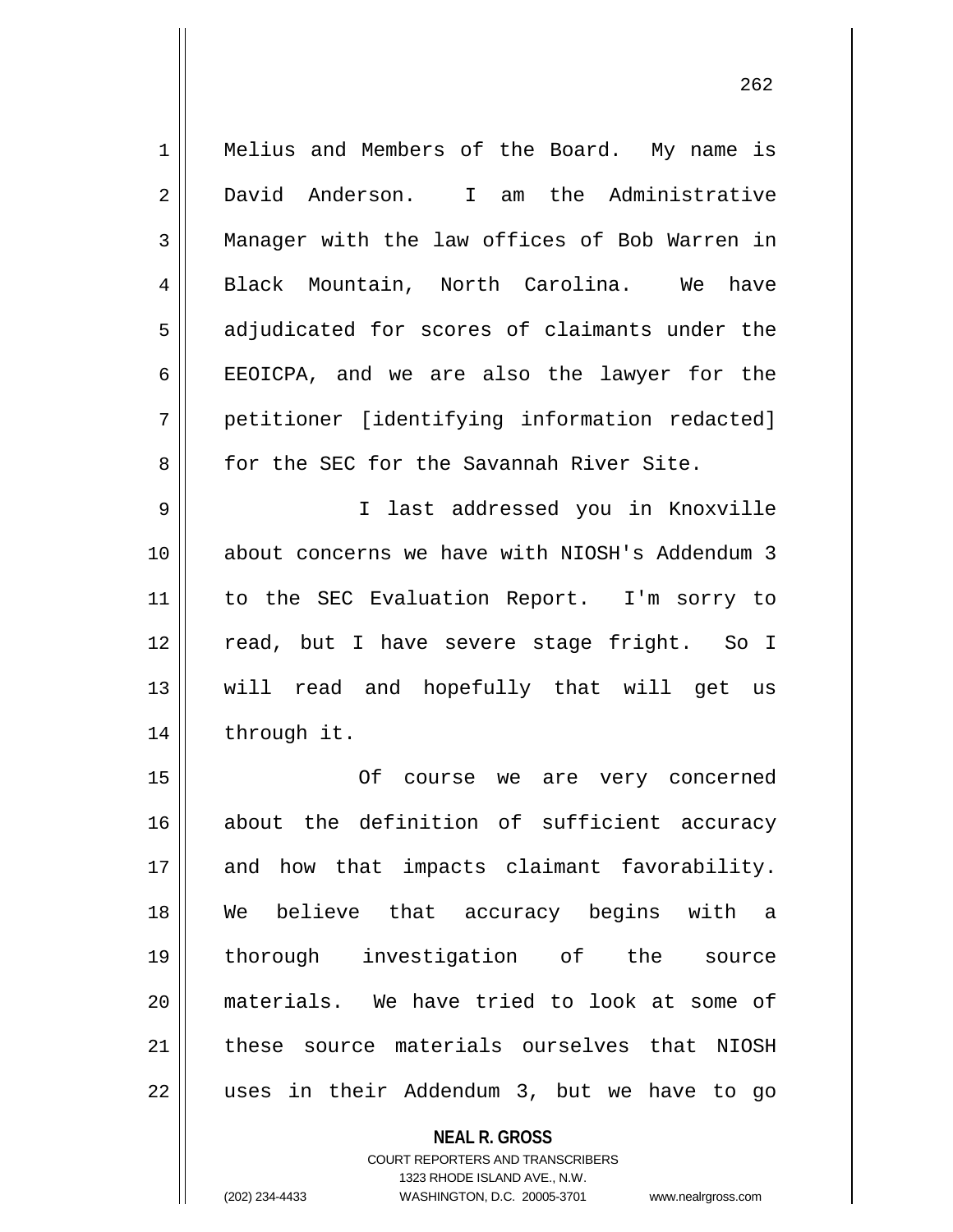Melius and Members of the Board. My name is David Anderson. I am the Administrative Manager with the law offices of Bob Warren in Black Mountain, North Carolina. We have adjudicated for scores of claimants under the EEOICPA, and we are also the lawyer for the petitioner [identifying information redacted] for the SEC for the Savannah River Site.

I last addressed you in Knoxville about concerns we have with NIOSH's Addendum 3 to the SEC Evaluation Report. I'm sorry to read, but I have severe stage fright. So I will read and hopefully that will get us through it.

Of course we are very concerned about the definition of sufficient accuracy and how that impacts claimant favorability. We believe that accuracy begins with a thorough investigation of the source materials. We have tried to look at some of these source materials ourselves that NIOSH uses in their Addendum 3, but we have to go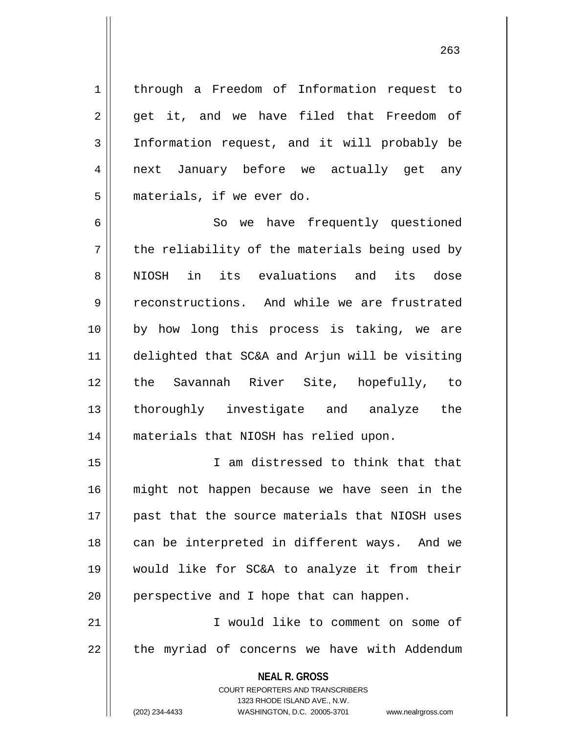through a Freedom of Information request to get it, and we have filed that Freedom of Information request, and it will probably be next January before we actually get any materials, if we ever do.

So we have frequently questioned the reliability of the materials being used by NIOSH in its evaluations and its dose reconstructions. And while we are frustrated by how long this process is taking, we are delighted that SC&A and Arjun will be visiting the Savannah River Site, hopefully, to thoroughly investigate and analyze the materials that NIOSH has relied upon.

I am distressed to think that that might not happen because we have seen in the past that the source materials that NIOSH uses can be interpreted in different ways. And we would like for SC&A to analyze it from their perspective and I hope that can happen.

I would like to comment on some of the myriad of concerns we have with Addendum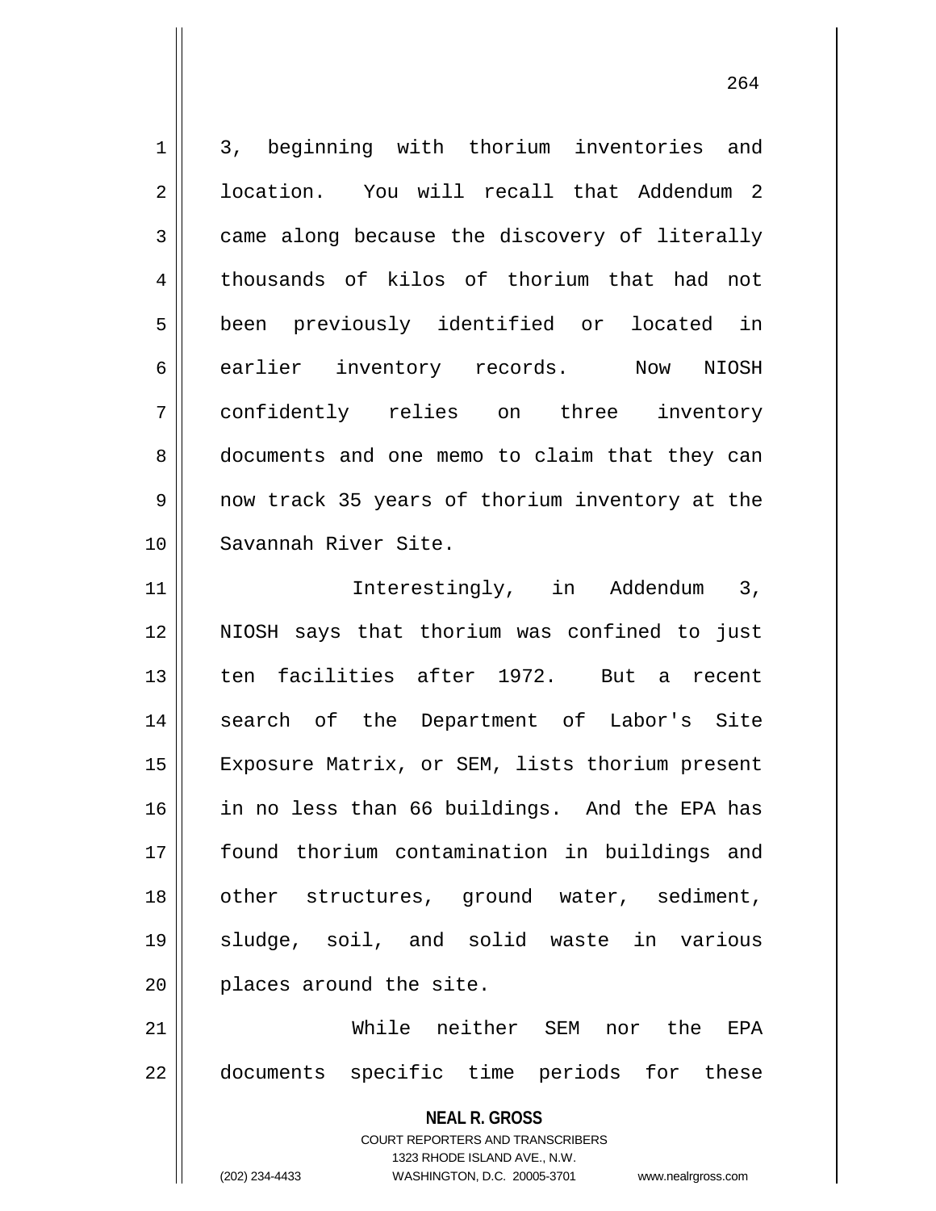3, beginning with thorium inventories and location. You will recall that Addendum 2 came along because the discovery of literally thousands of kilos of thorium that had not been previously identified or located in earlier inventory records. Now NIOSH confidently relies on three inventory documents and one memo to claim that they can now track 35 years of thorium inventory at the Savannah River Site.

Interestingly, in Addendum 3, NIOSH says that thorium was confined to just ten facilities after 1972. But a recent search of the Department of Labor's Site Exposure Matrix, or SEM, lists thorium present in no less than 66 buildings. And the EPA has found thorium contamination in buildings and other structures, ground water, sediment, sludge, soil, and solid waste in various places around the site.

While neither SEM nor the EPA documents specific time periods for these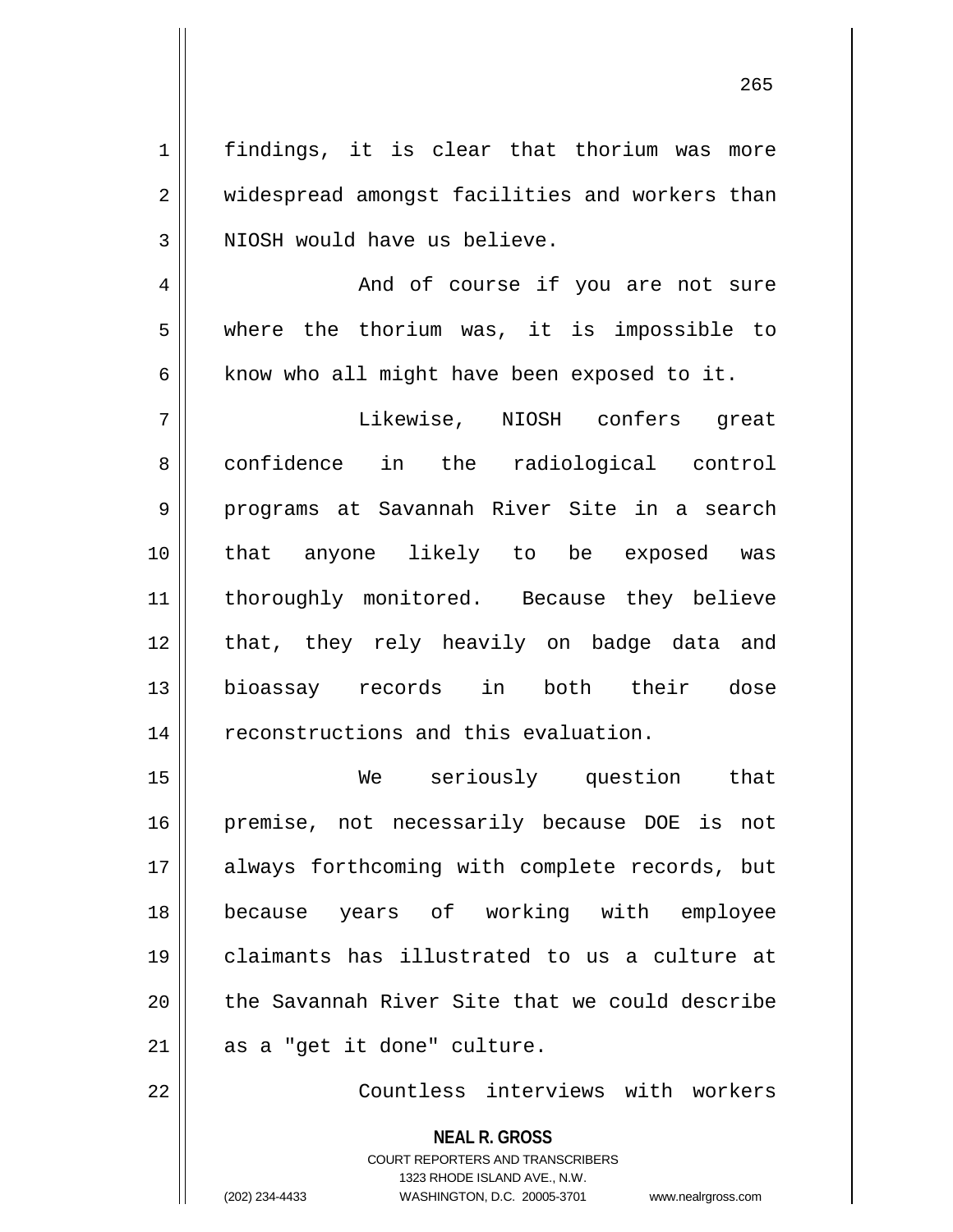findings, it is clear that thorium was more widespread amongst facilities and workers than NIOSH would have us believe.

And of course if you are not sure where the thorium was, it is impossible to know who all might have been exposed to it.

Likewise, NIOSH confers great confidence in the radiological control programs at Savannah River Site in a search that anyone likely to be exposed was thoroughly monitored. Because they believe that, they rely heavily on badge data and bioassay records in both their dose reconstructions and this evaluation.

We seriously question that premise, not necessarily because DOE is not always forthcoming with complete records, but because years of working with employee claimants has illustrated to us a culture at the Savannah River Site that we could describe as a "get it done" culture.

Countless interviews with workers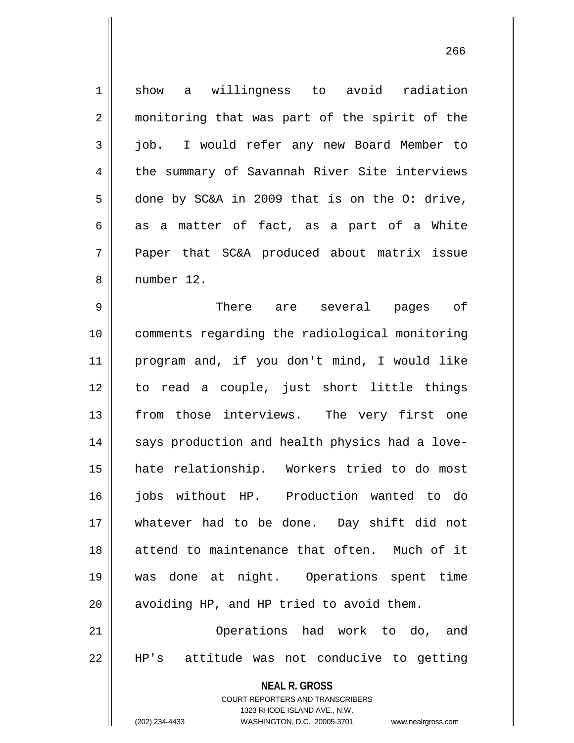show a willingness to avoid radiation monitoring that was part of the spirit of the job. I would refer any new Board Member to the summary of Savannah River Site interviews done by SC&A in 2009 that is on the O: drive, as a matter of fact, as a part of a White Paper that SC&A produced about matrix issue number 12.

There are several pages of comments regarding the radiological monitoring program and, if you don't mind, I would like to read a couple, just short little things from those interviews. The very first one says production and health physics had a love-hate relationship. Workers tried to do most jobs without HP. Production wanted to do whatever had to be done. Day shift did not attend to maintenance that often. Much of it was done at night. Operations spent time avoiding HP, and HP tried to avoid them.

Operations had work to do, and HP's attitude was not conducive to getting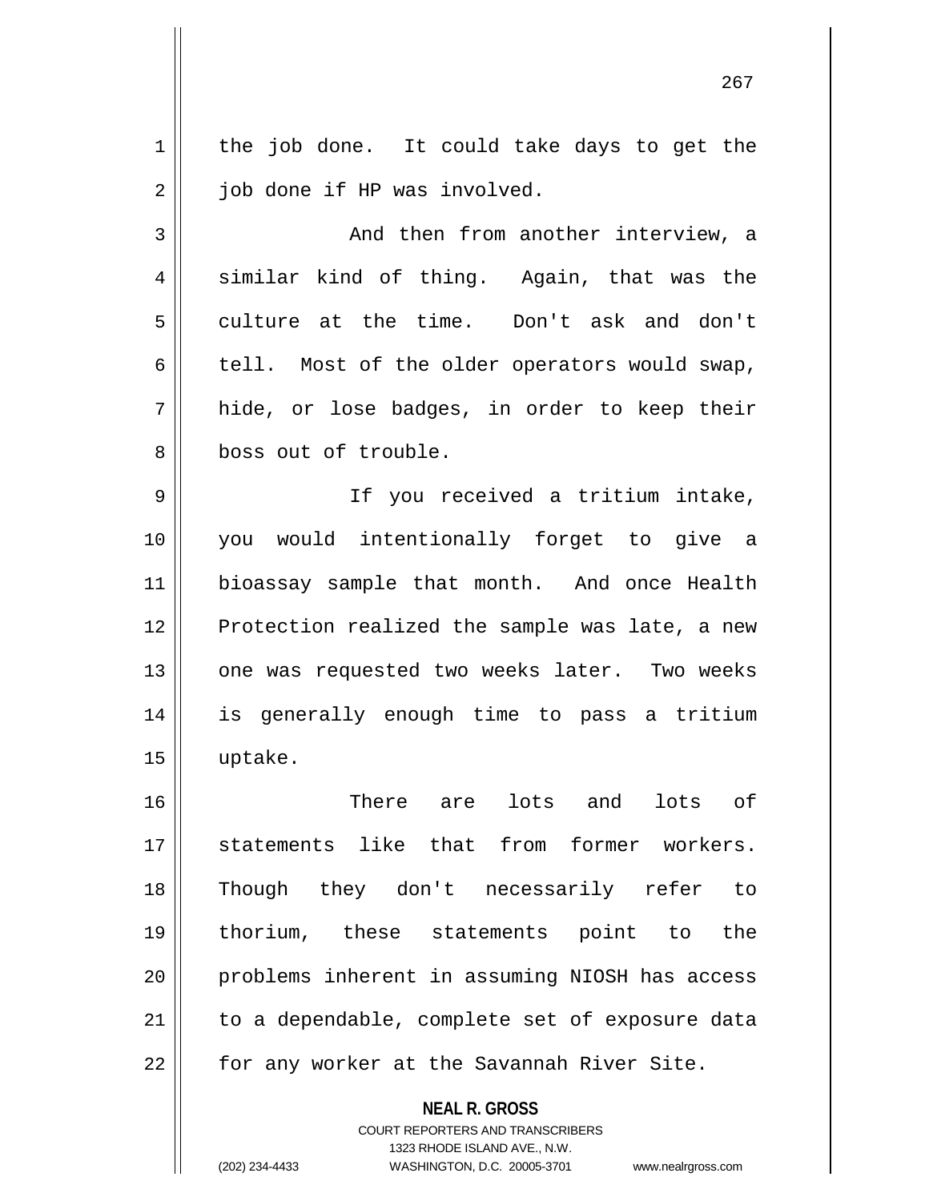the job done. It could take days to get the job done if HP was involved.

And then from another interview, a similar kind of thing. Again, that was the culture at the time. Don't ask and don't tell. Most of the older operators would swap, hide, or lose badges, in order to keep their boss out of trouble.

If you received a tritium intake, you would intentionally forget to give a bioassay sample that month. And once Health Protection realized the sample was late, a new one was requested two weeks later. Two weeks is generally enough time to pass a tritium uptake.

There are lots and lots of statements like that from former workers. Though they don't necessarily refer to thorium, these statements point to the problems inherent in assuming NIOSH has access to a dependable, complete set of exposure data for any worker at the Savannah River Site.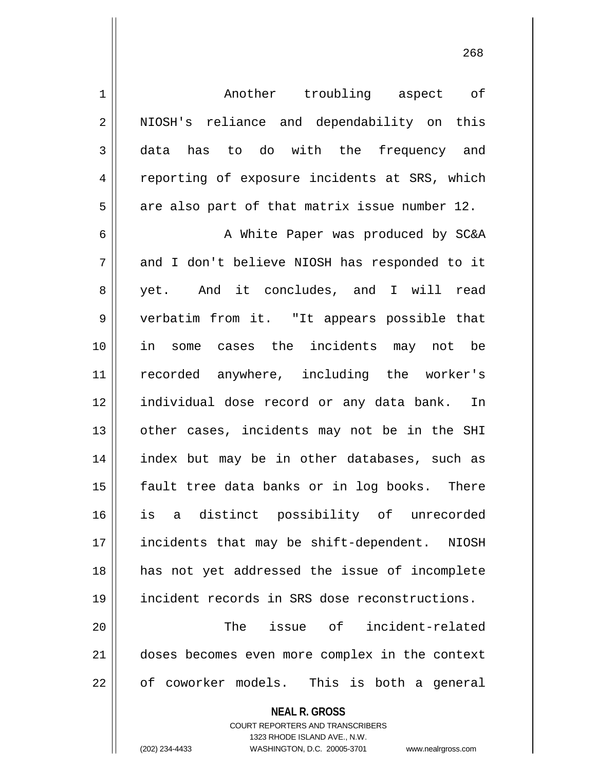Another troubling aspect of NIOSH's reliance and dependability on this data has to do with the frequency and reporting of exposure incidents at SRS, which are also part of that matrix issue number 12.

A White Paper was produced by SC&A and I don't believe NIOSH has responded to it yet. And it concludes, and I will read verbatim from it. "It appears possible that in some cases the incidents may not be recorded anywhere, including the worker's individual dose record or any data bank. In other cases, incidents may not be in the SHI index but may be in other databases, such as fault tree data banks or in log books. There is a distinct possibility of unrecorded incidents that may be shift-dependent. NIOSH has not yet addressed the issue of incomplete incident records in SRS dose reconstructions.

The issue of incident-related doses becomes even more complex in the context of coworker models. This is both a general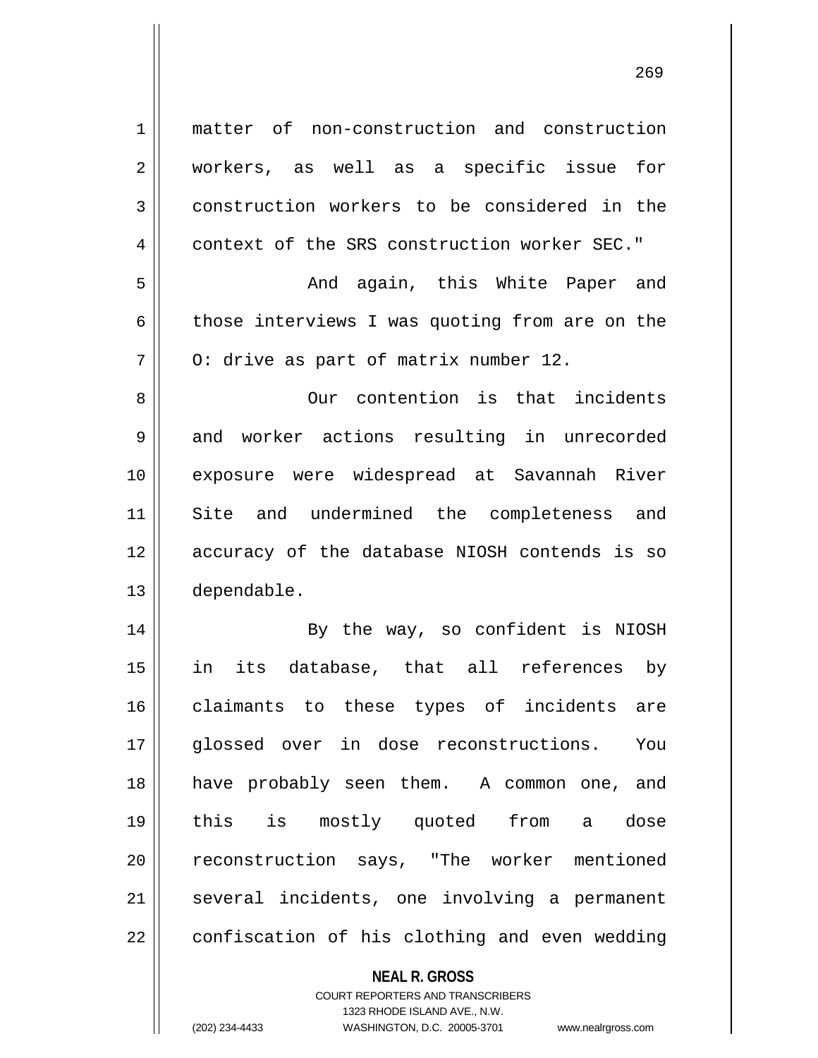matter of non-construction and construction workers, as well as a specific issue for construction workers to be considered in the context of the SRS construction worker SEC."

And again, this White Paper and those interviews I was quoting from are on the O: drive as part of matrix number 12.

Our contention is that incidents and worker actions resulting in unrecorded exposure were widespread at Savannah River Site and undermined the completeness and accuracy of the database NIOSH contends is so dependable.

By the way, so confident is NIOSH in its database, that all references by claimants to these types of incidents are glossed over in dose reconstructions. You have probably seen them. A common one, and this is mostly quoted from a dose reconstruction says, "The worker mentioned several incidents, one involving a permanent confiscation of his clothing and even wedding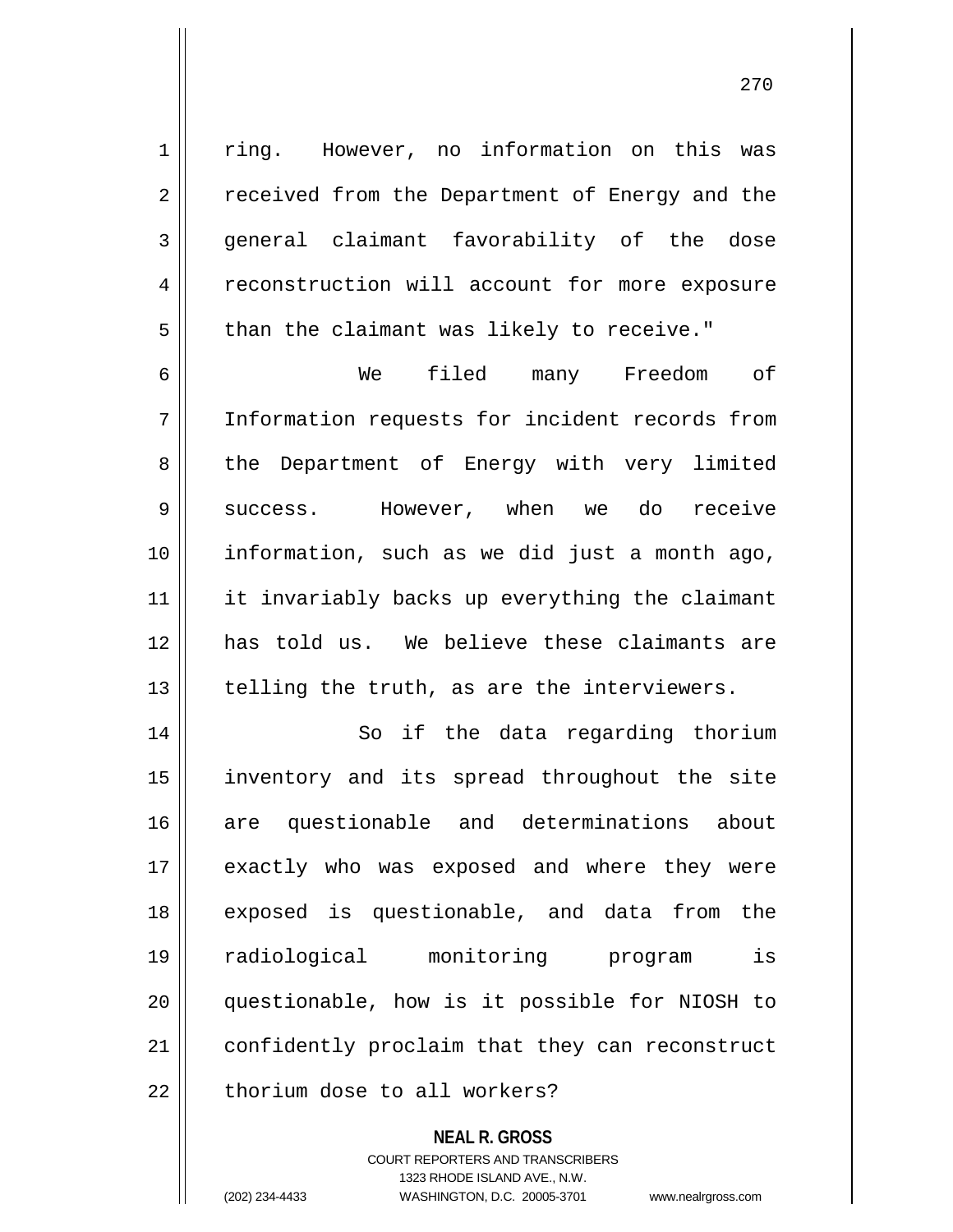ring. However, no information on this was received from the Department of Energy and the general claimant favorability of the dose reconstruction will account for more exposure than the claimant was likely to receive."

We filed many Freedom of Information requests for incident records from the Department of Energy with very limited success. However, when we do receive information, such as we did just a month ago, it invariably backs up everything the claimant has told us. We believe these claimants are telling the truth, as are the interviewers.

So if the data regarding thorium inventory and its spread throughout the site are questionable and determinations about exactly who was exposed and where they were exposed is questionable, and data from the radiological monitoring program is questionable, how is it possible for NIOSH to confidently proclaim that they can reconstruct thorium dose to all workers?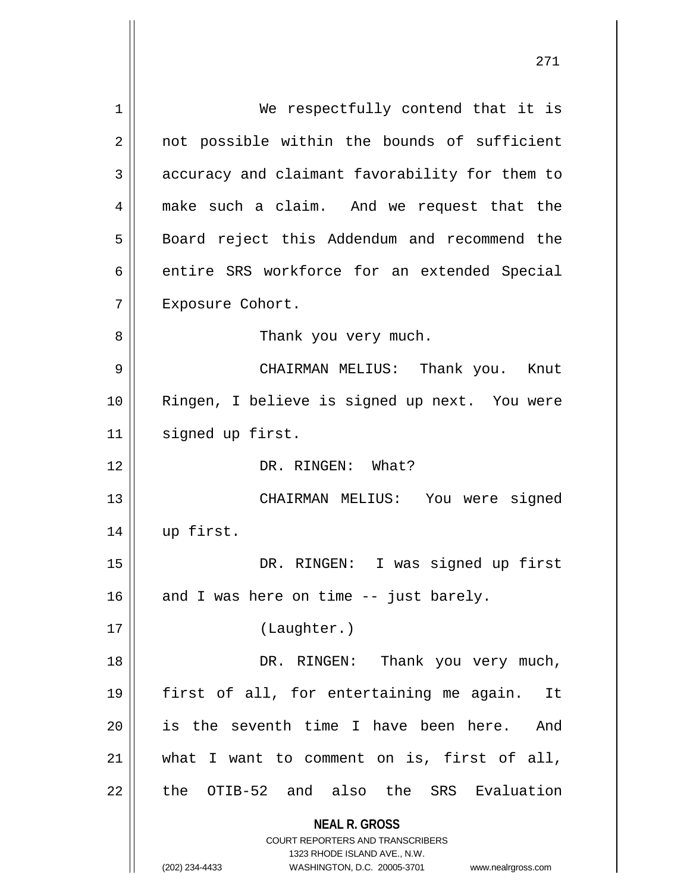We respectfully contend that it is not possible within the bounds of sufficient accuracy and claimant favorability for them to make such a claim. And we request that the Board reject this Addendum and recommend the entire SRS workforce for an extended Special Exposure Cohort.

Thank you very much.

CHAIRMAN MELIUS: Thank you. Knut Ringen, I believe is signed up next. You were signed up first.

DR. RINGEN: What?

CHAIRMAN MELIUS: You were signed up first.

DR. RINGEN: I was signed up first and I was here on time -- just barely.

(Laughter.)

DR. RINGEN: Thank you very much, first of all, for entertaining me again. It is the seventh time I have been here. And what I want to comment on is, first of all, the OTIB-52 and also the SRS Evaluation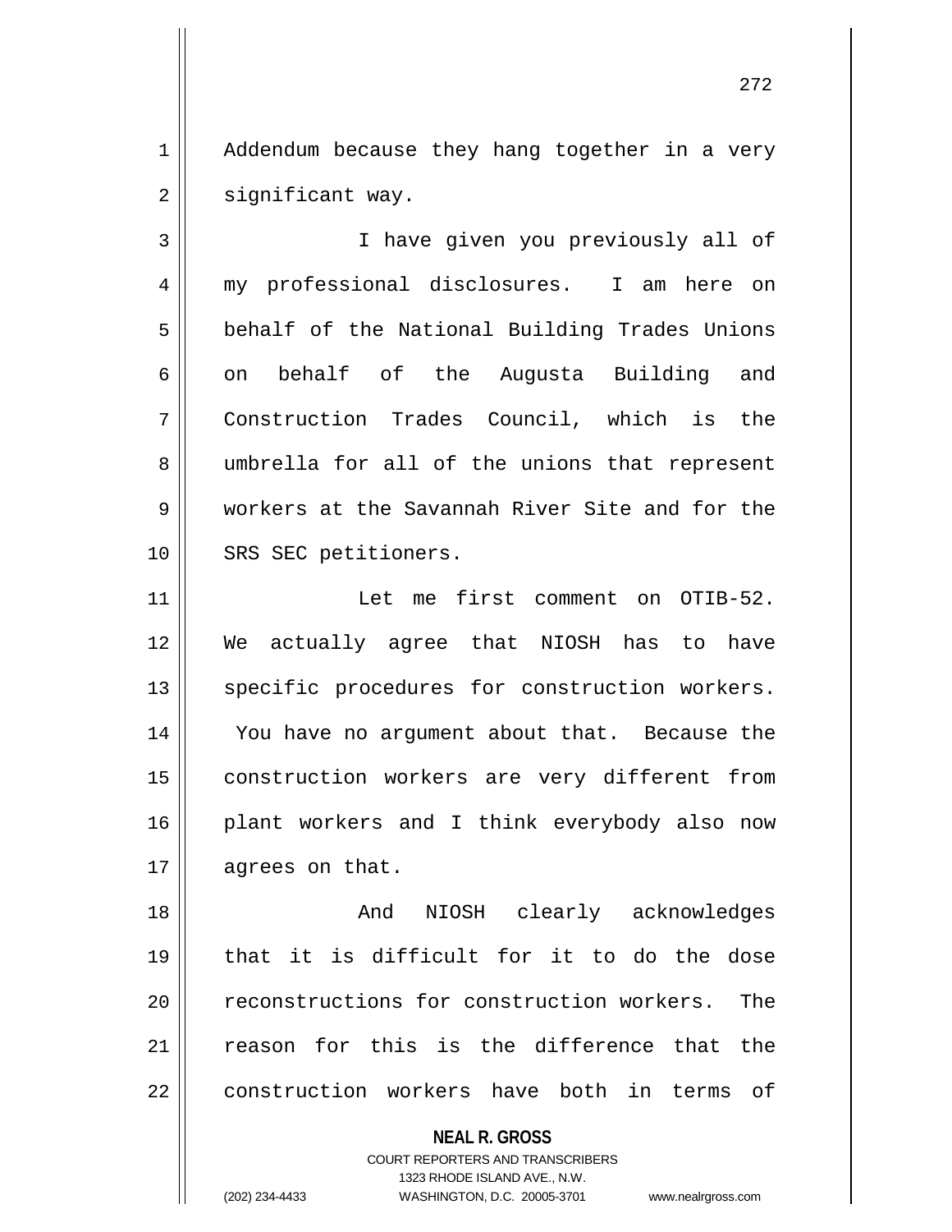Addendum because they hang together in a very significant way.

I have given you previously all of my professional disclosures. I am here on behalf of the National Building Trades Unions on behalf of the Augusta Building and Construction Trades Council, which is the umbrella for all of the unions that represent workers at the Savannah River Site and for the SRS SEC petitioners.

Let me first comment on OTIB-52. We actually agree that NIOSH has to have specific procedures for construction workers. You have no argument about that. Because the construction workers are very different from plant workers and I think everybody also now agrees on that.

And NIOSH clearly acknowledges that it is difficult for it to do the dose reconstructions for construction workers. The reason for this is the difference that the construction workers have both in terms of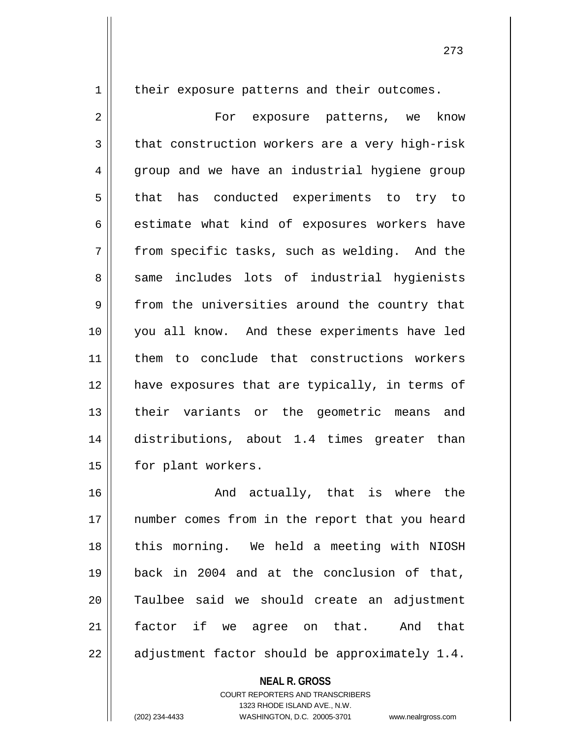their exposure patterns and their outcomes.

For exposure patterns, we know that construction workers are a very high-risk group and we have an industrial hygiene group that has conducted experiments to try to estimate what kind of exposures workers have from specific tasks, such as welding. And the same includes lots of industrial hygienists from the universities around the country that you all know. And these experiments have led them to conclude that constructions workers have exposures that are typically, in terms of their variants or the geometric means and distributions, about 1.4 times greater than for plant workers.

And actually, that is where the number comes from in the report that you heard this morning. We held a meeting with NIOSH back in 2004 and at the conclusion of that, Taulbee said we should create an adjustment factor if we agree on that. And that adjustment factor should be approximately 1.4.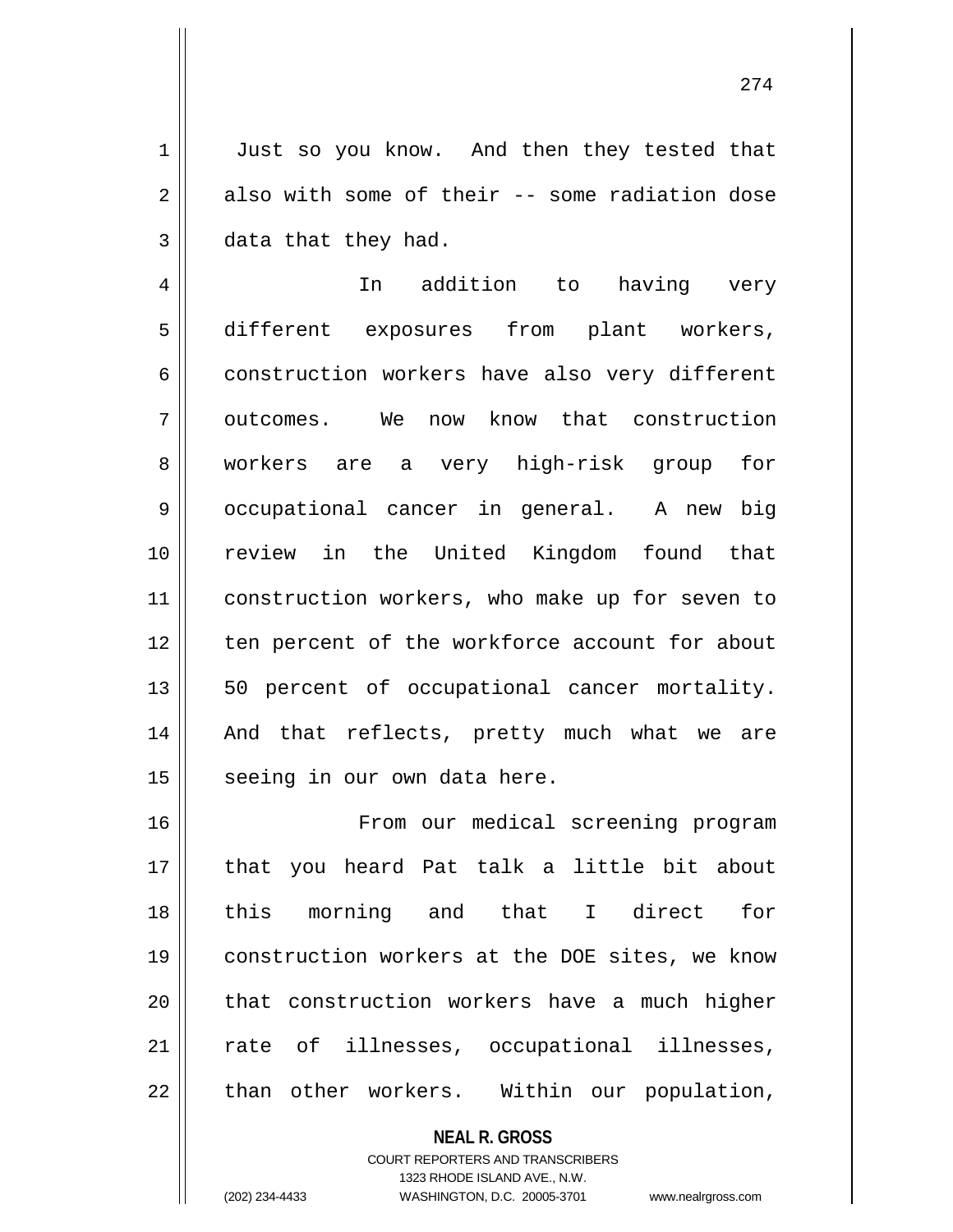Just so you know. And then they tested that also with some of their -- some radiation dose data that they had.

In addition to having very different exposures from plant workers, construction workers have also very different outcomes. We now know that construction workers are a very high-risk group for occupational cancer in general. A new big review in the United Kingdom found that construction workers, who make up for seven to ten percent of the workforce account for about 50 percent of occupational cancer mortality. And that reflects, pretty much what we are seeing in our own data here.

From our medical screening program that you heard Pat talk a little bit about this morning and that I direct for construction workers at the DOE sites, we know that construction workers have a much higher rate of illnesses, occupational illnesses, than other workers. Within our population,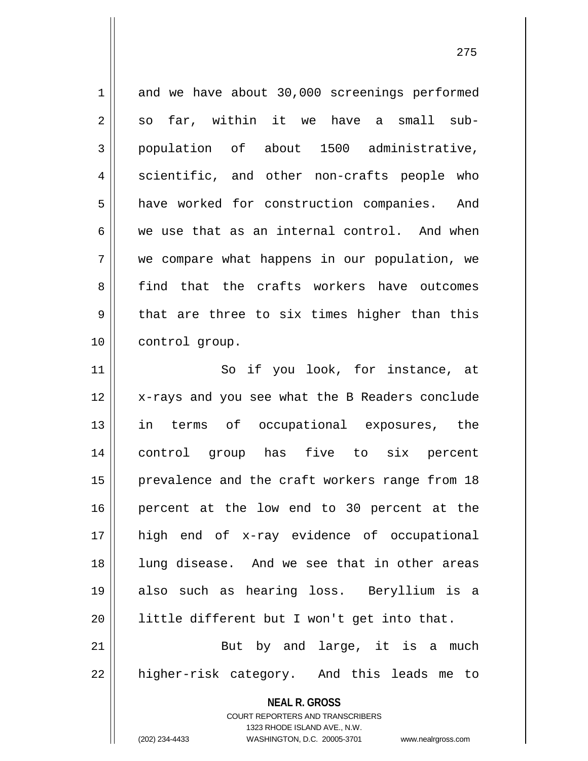and we have about 30,000 screenings performed so far, within it we have a small sub-population of about 1500 administrative, scientific, and other non-crafts people who have worked for construction companies. And we use that as an internal control. And when we compare what happens in our population, we find that the crafts workers have outcomes that are three to six times higher than this control group.

So if you look, for instance, at x-rays and you see what the B Readers conclude in terms of occupational exposures, the control group has five to six percent prevalence and the craft workers range from 18 percent at the low end to 30 percent at the high end of x-ray evidence of occupational lung disease. And we see that in other areas also such as hearing loss. Beryllium is a little different but I won't get into that.

But by and large, it is a much higher-risk category. And this leads me to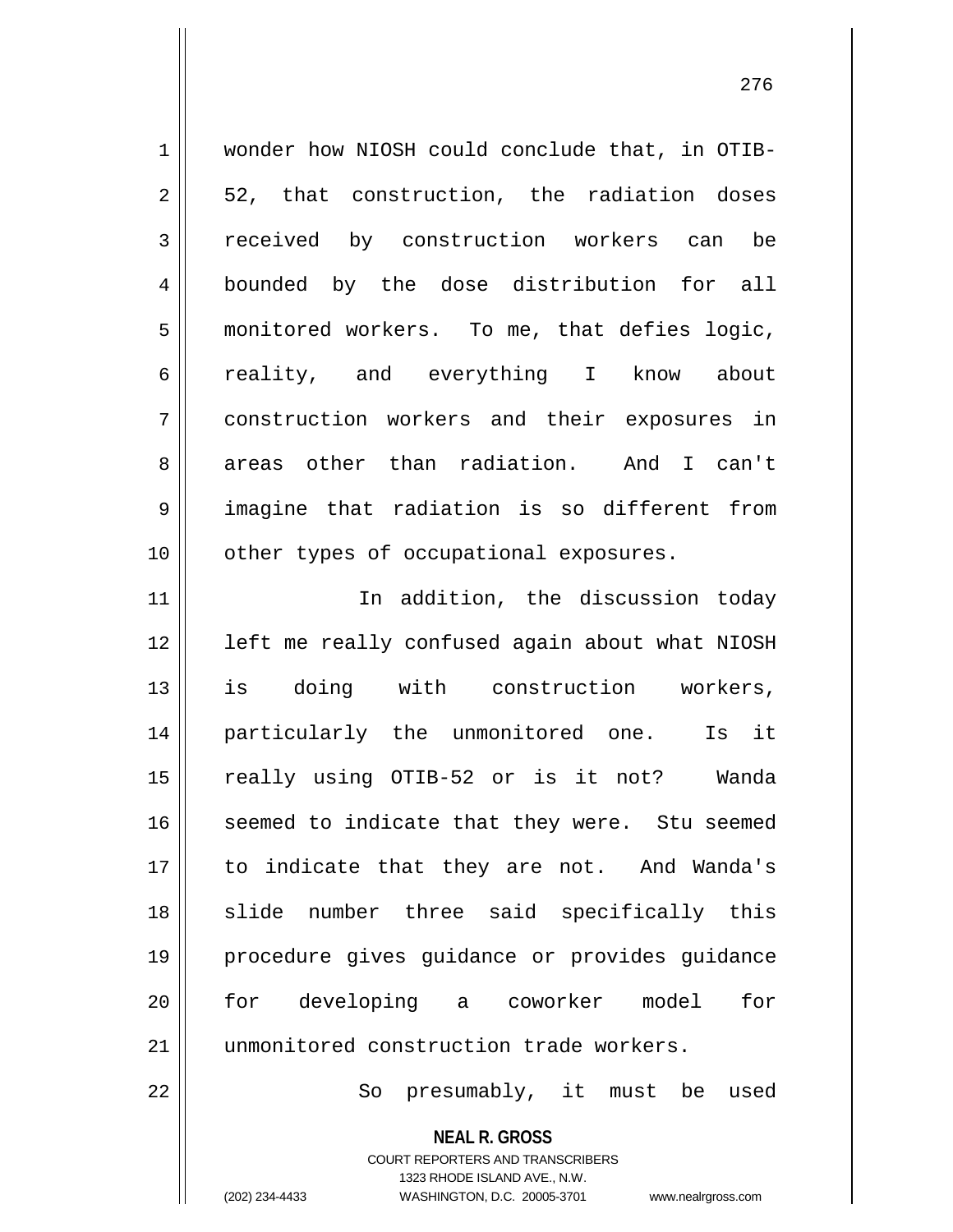wonder how NIOSH could conclude that, in OTIB-52, that construction, the radiation doses received by construction workers can be bounded by the dose distribution for all monitored workers. To me, that defies logic, reality, and everything I know about construction workers and their exposures in areas other than radiation. And I can't imagine that radiation is so different from other types of occupational exposures.

In addition, the discussion today left me really confused again about what NIOSH is doing with construction workers, particularly the unmonitored one. Is it really using OTIB-52 or is it not? Wanda seemed to indicate that they were. Stu seemed to indicate that they are not. And Wanda's slide number three said specifically this procedure gives guidance or provides guidance for developing a coworker model for unmonitored construction trade workers.

So presumably, it must be used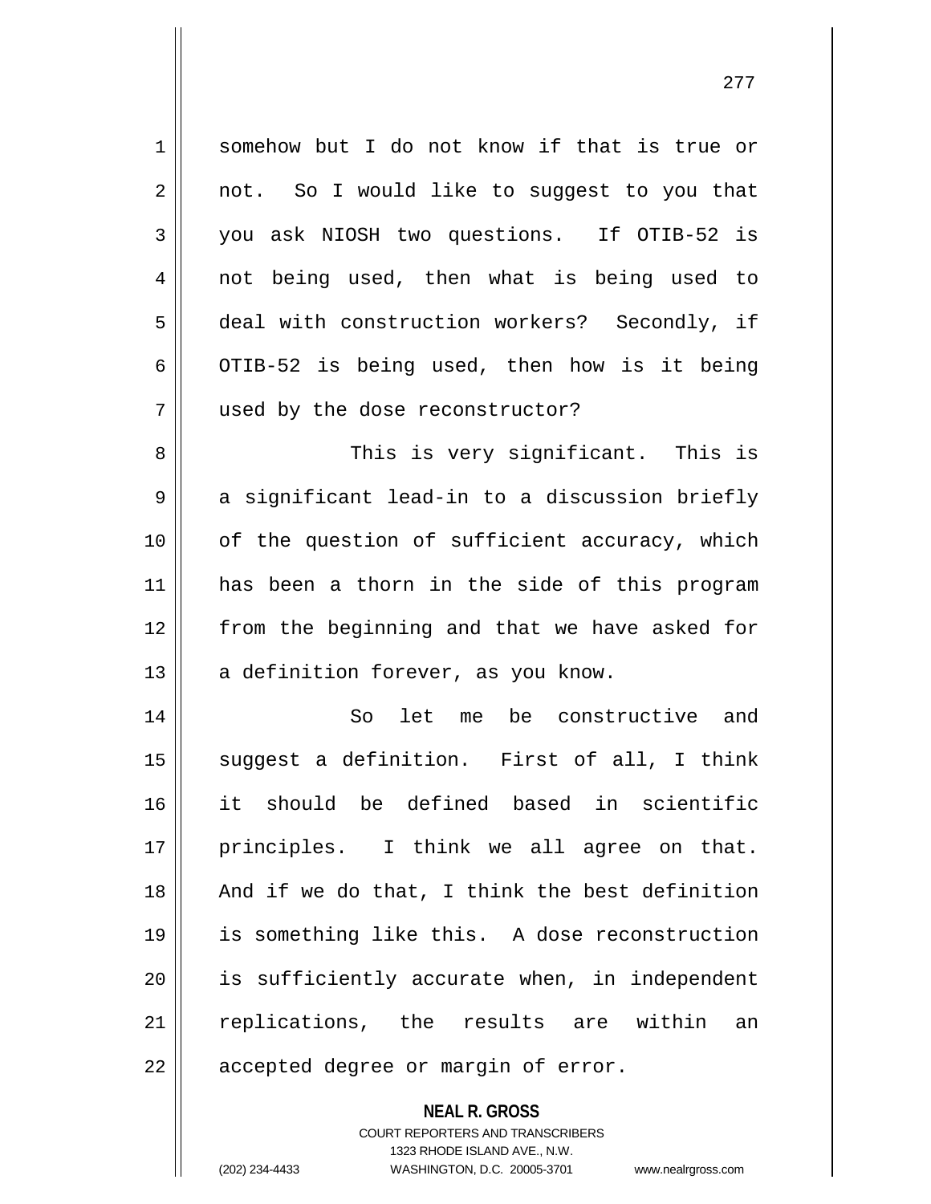somehow but I do not know if that is true or not. So I would like to suggest to you that you ask NIOSH two questions. If OTIB-52 is not being used, then what is being used to deal with construction workers? Secondly, if OTIB-52 is being used, then how is it being used by the dose reconstructor?

This is very significant. This is a significant lead-in to a discussion briefly of the question of sufficient accuracy, which has been a thorn in the side of this program from the beginning and that we have asked for a definition forever, as you know.

So let me be constructive and suggest a definition. First of all, I think it should be defined based in scientific principles. I think we all agree on that. And if we do that, I think the best definition is something like this. A dose reconstruction is sufficiently accurate when, in independent replications, the results are within an accepted degree or margin of error.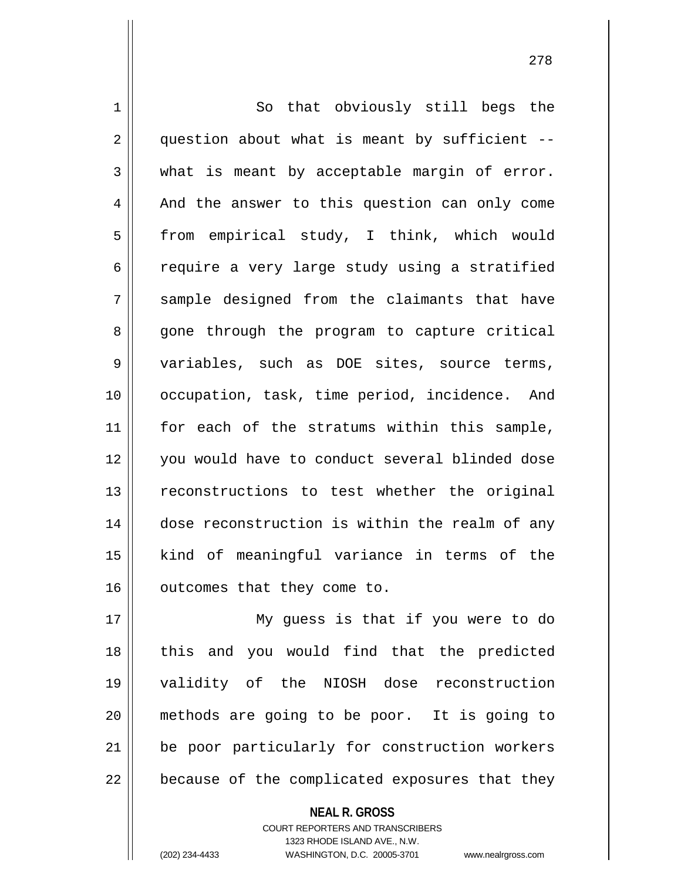So that obviously still begs the question about what is meant by sufficient -- what is meant by acceptable margin of error. And the answer to this question can only come from empirical study, I think, which would require a very large study using a stratified sample designed from the claimants that have gone through the program to capture critical variables, such as DOE sites, source terms, occupation, task, time period, incidence. And for each of the stratums within this sample, you would have to conduct several blinded dose reconstructions to test whether the original dose reconstruction is within the realm of any kind of meaningful variance in terms of the outcomes that they come to.

My guess is that if you were to do this and you would find that the predicted validity of the NIOSH dose reconstruction methods are going to be poor. It is going to be poor particularly for construction workers because of the complicated exposures that they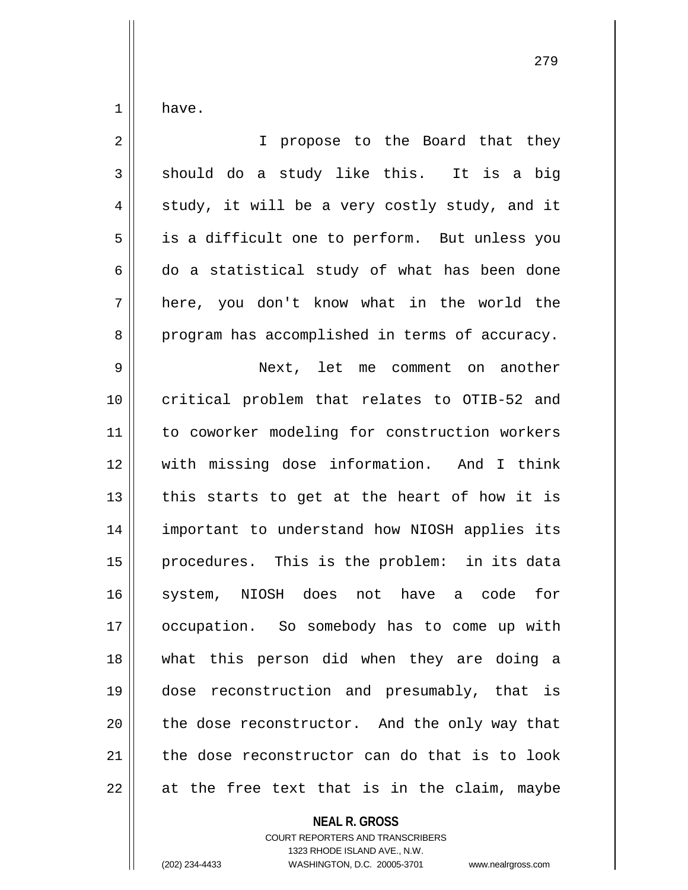have.

I propose to the Board that they should do a study like this. It is a big study, it will be a very costly study, and it is a difficult one to perform. But unless you do a statistical study of what has been done here, you don't know what in the world the program has accomplished in terms of accuracy.

Next, let me comment on another critical problem that relates to OTIB-52 and to coworker modeling for construction workers with missing dose information. And I think this starts to get at the heart of how it is important to understand how NIOSH applies its procedures. This is the problem: in its data system, NIOSH does not have a code for occupation. So somebody has to come up with what this person did when they are doing a dose reconstruction and presumably, that is the dose reconstructor. And the only way that the dose reconstructor can do that is to look at the free text that is in the claim, maybe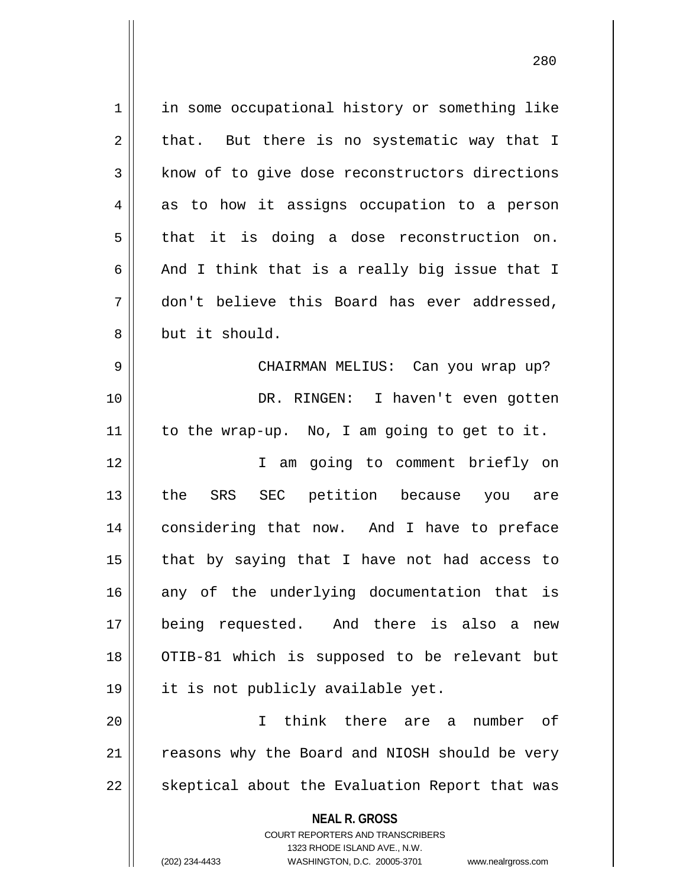in some occupational history or something like that. But there is no systematic way that I know of to give dose reconstructors directions as to how it assigns occupation to a person that it is doing a dose reconstruction on. And I think that is a really big issue that I don't believe this Board has ever addressed, but it should.

CHAIRMAN MELIUS: Can you wrap up?

DR. RINGEN: I haven't even gotten to the wrap-up. No, I am going to get to it.

I am going to comment briefly on the SRS SEC petition because you are considering that now. And I have to preface that by saying that I have not had access to any of the underlying documentation that is being requested. And there is also a new OTIB-81 which is supposed to be relevant but it is not publicly available yet.

I think there are a number of reasons why the Board and NIOSH should be very skeptical about the Evaluation Report that was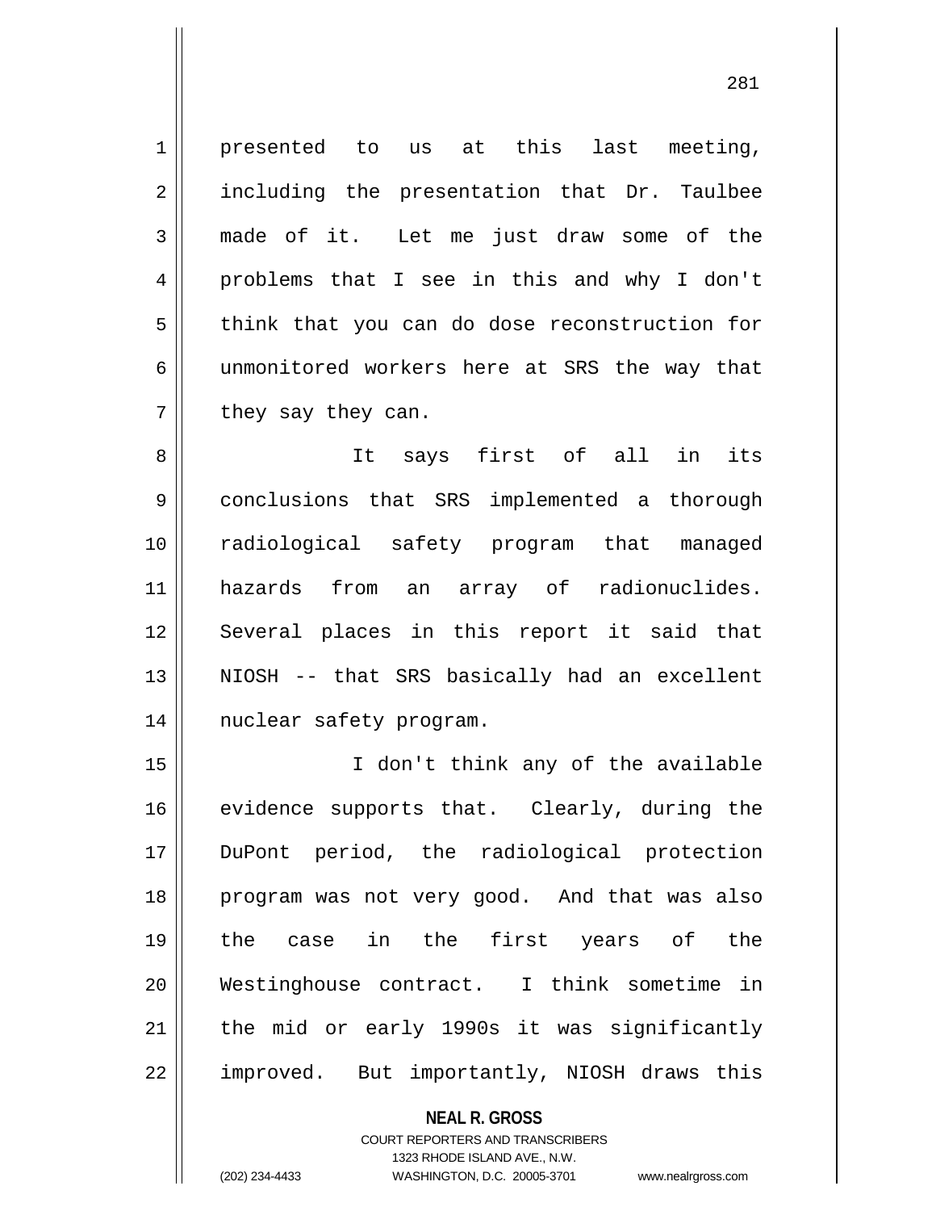presented to us at this last meeting, including the presentation that Dr. Taulbee made of it. Let me just draw some of the problems that I see in this and why I don't think that you can do dose reconstruction for unmonitored workers here at SRS the way that they say they can.

It says first of all in its conclusions that SRS implemented a thorough radiological safety program that managed hazards from an array of radionuclides. Several places in this report it said that NIOSH -- that SRS basically had an excellent nuclear safety program.

I don't think any of the available evidence supports that. Clearly, during the DuPont period, the radiological protection program was not very good. And that was also the case in the first years of the Westinghouse contract. I think sometime in the mid or early 1990s it was significantly improved. But importantly, NIOSH draws this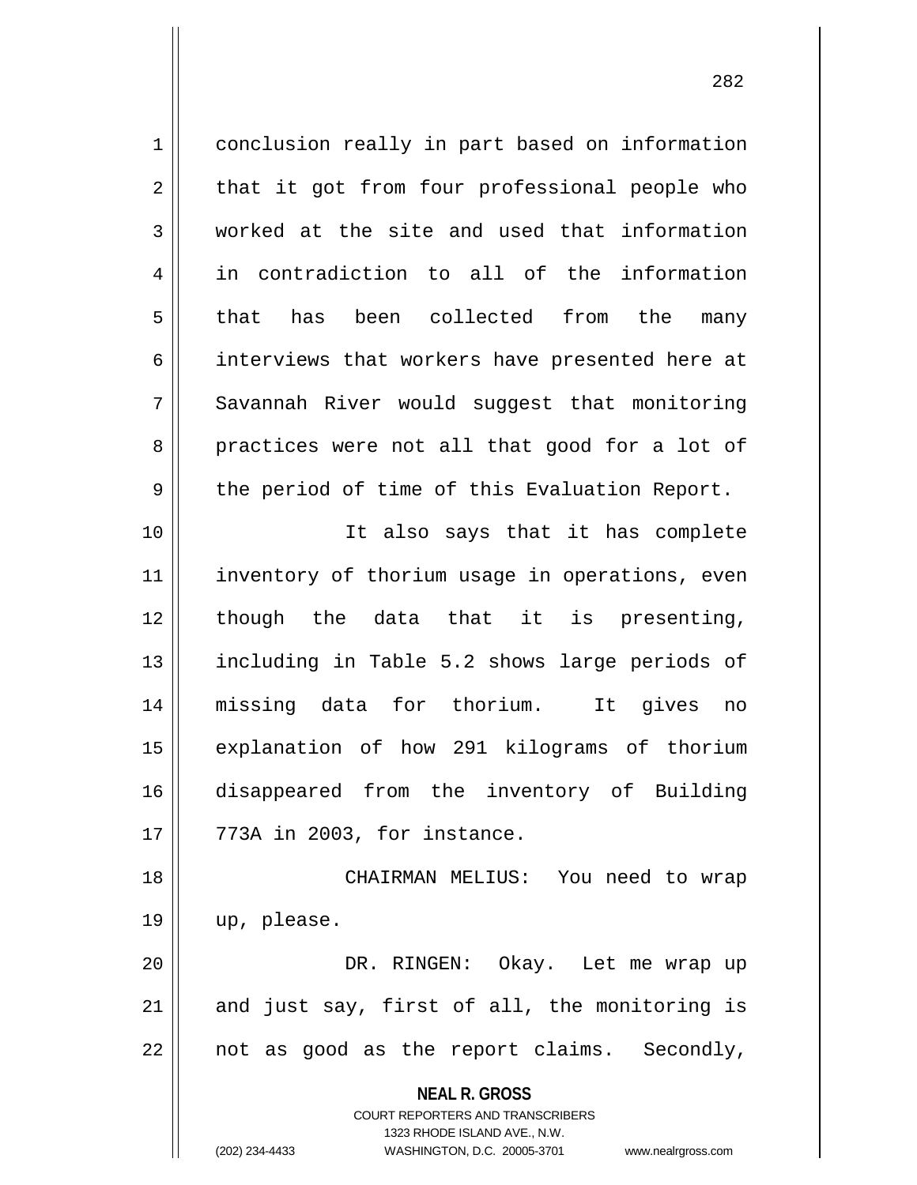conclusion really in part based on information that it got from four professional people who worked at the site and used that information in contradiction to all of the information that has been collected from the many interviews that workers have presented here at Savannah River would suggest that monitoring practices were not all that good for a lot of the period of time of this Evaluation Report.

It also says that it has complete inventory of thorium usage in operations, even though the data that it is presenting, including in Table 5.2 shows large periods of missing data for thorium. It gives no explanation of how 291 kilograms of thorium disappeared from the inventory of Building 773A in 2003, for instance.

CHAIRMAN MELIUS: You need to wrap up, please.

DR. RINGEN: Okay. Let me wrap up and just say, first of all, the monitoring is not as good as the report claims. Secondly,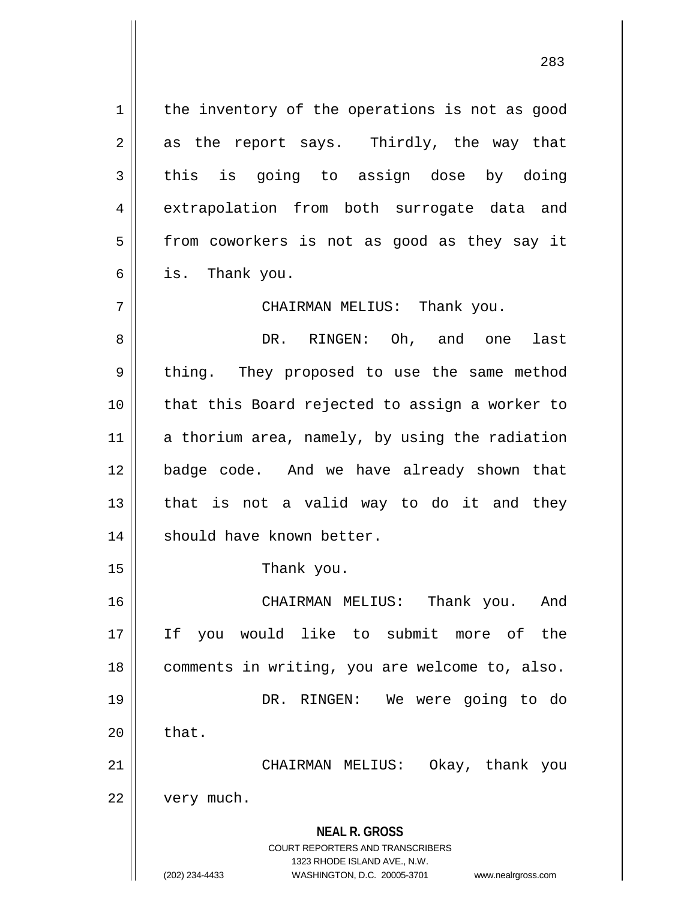the inventory of the operations is not as good as the report says. Thirdly, the way that this is going to assign dose by doing extrapolation from both surrogate data and from coworkers is not as good as they say it is. Thank you.

CHAIRMAN MELIUS: Thank you.

DR. RINGEN: Oh, and one last thing. They proposed to use the same method that this Board rejected to assign a worker to a thorium area, namely, by using the radiation badge code. And we have already shown that that is not a valid way to do it and they should have known better.

Thank you.

CHAIRMAN MELIUS: Thank you. And If you would like to submit more of the comments in writing, you are welcome to, also.

DR. RINGEN: We were going to do that.

CHAIRMAN MELIUS: Okay, thank you very much.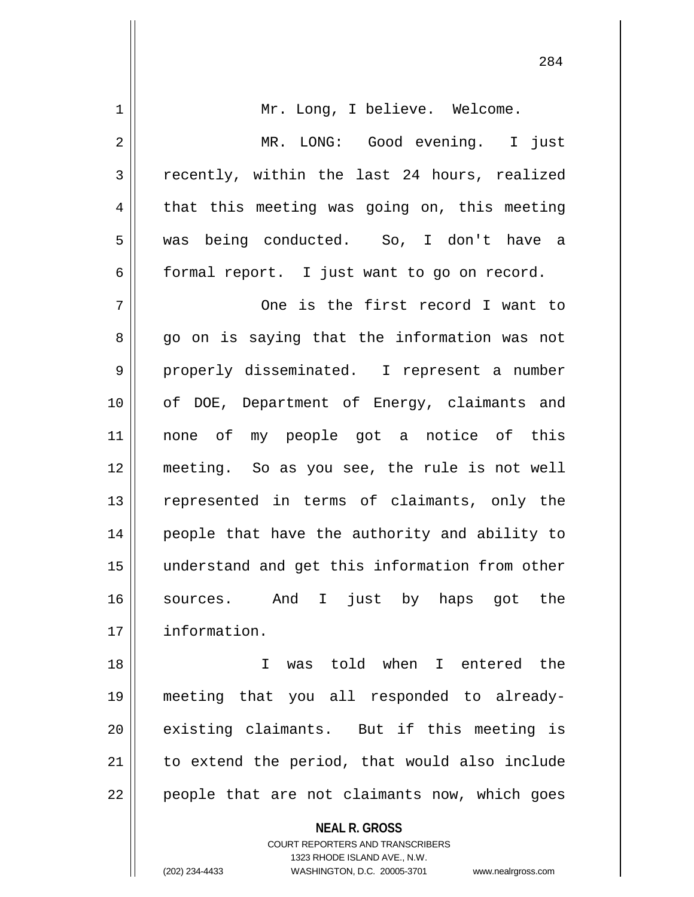Mr. Long, I believe. Welcome.

MR. LONG: Good evening. I just recently, within the last 24 hours, realized that this meeting was going on, this meeting was being conducted. So, I don't have a formal report. I just want to go on record.

One is the first record I want to go on is saying that the information was not properly disseminated. I represent a number of DOE, Department of Energy, claimants and none of my people got a notice of this meeting. So as you see, the rule is not well represented in terms of claimants, only the people that have the authority and ability to understand and get this information from other sources. And I just by haps got the information.

I was told when I entered the meeting that you all responded to already-existing claimants. But if this meeting is to extend the period, that would also include people that are not claimants now, which goes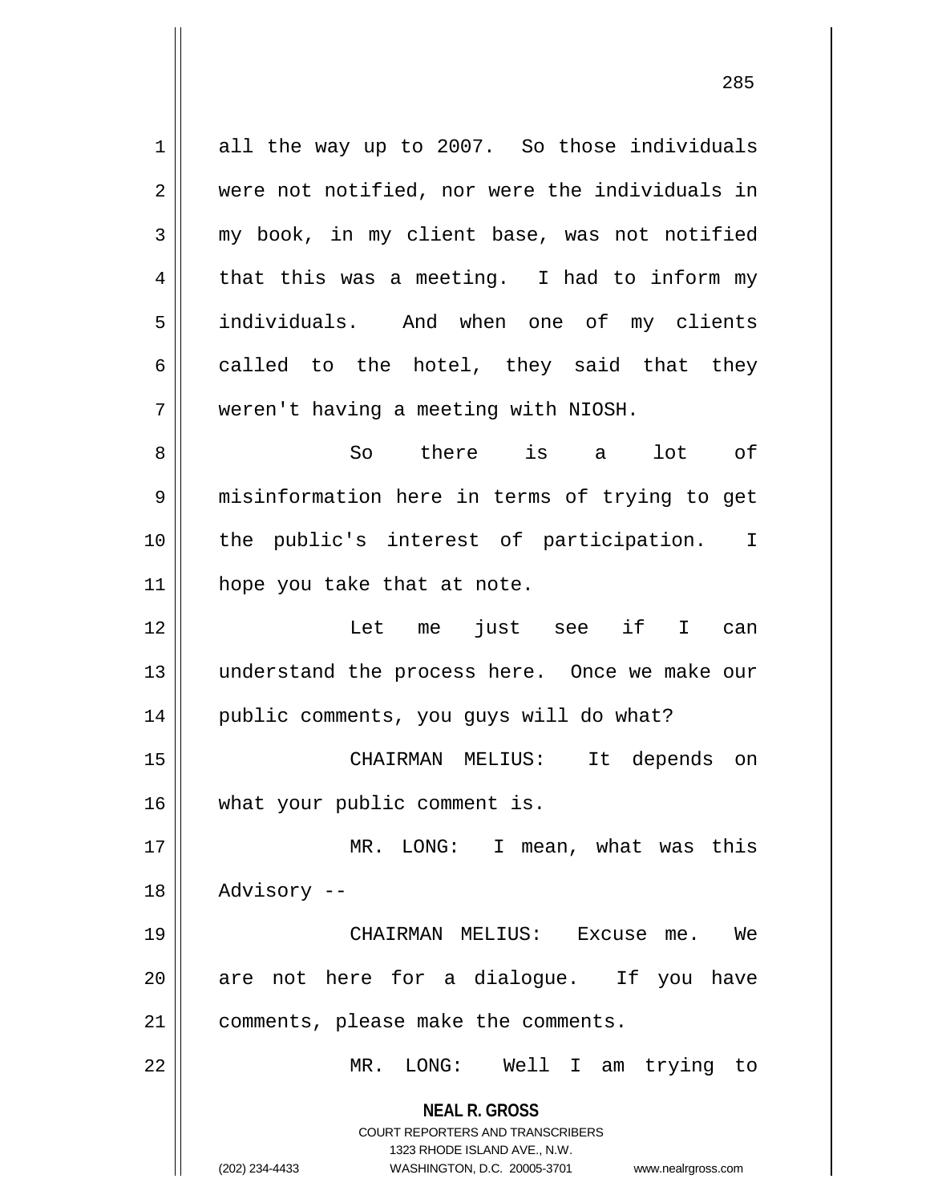all the way up to 2007. So those individuals were not notified, nor were the individuals in my book, in my client base, was not notified that this was a meeting. I had to inform my individuals. And when one of my clients called to the hotel, they said that they weren't having a meeting with NIOSH.

So there is a lot of misinformation here in terms of trying to get the public's interest of participation. I hope you take that at note.

Let me just see if I can understand the process here. Once we make our public comments, you guys will do what?

CHAIRMAN MELIUS: It depends on what your public comment is.

MR. LONG: I mean, what was this Advisory --

CHAIRMAN MELIUS: Excuse me. We are not here for a dialogue. If you have comments, please make the comments.

MR. LONG: Well I am trying to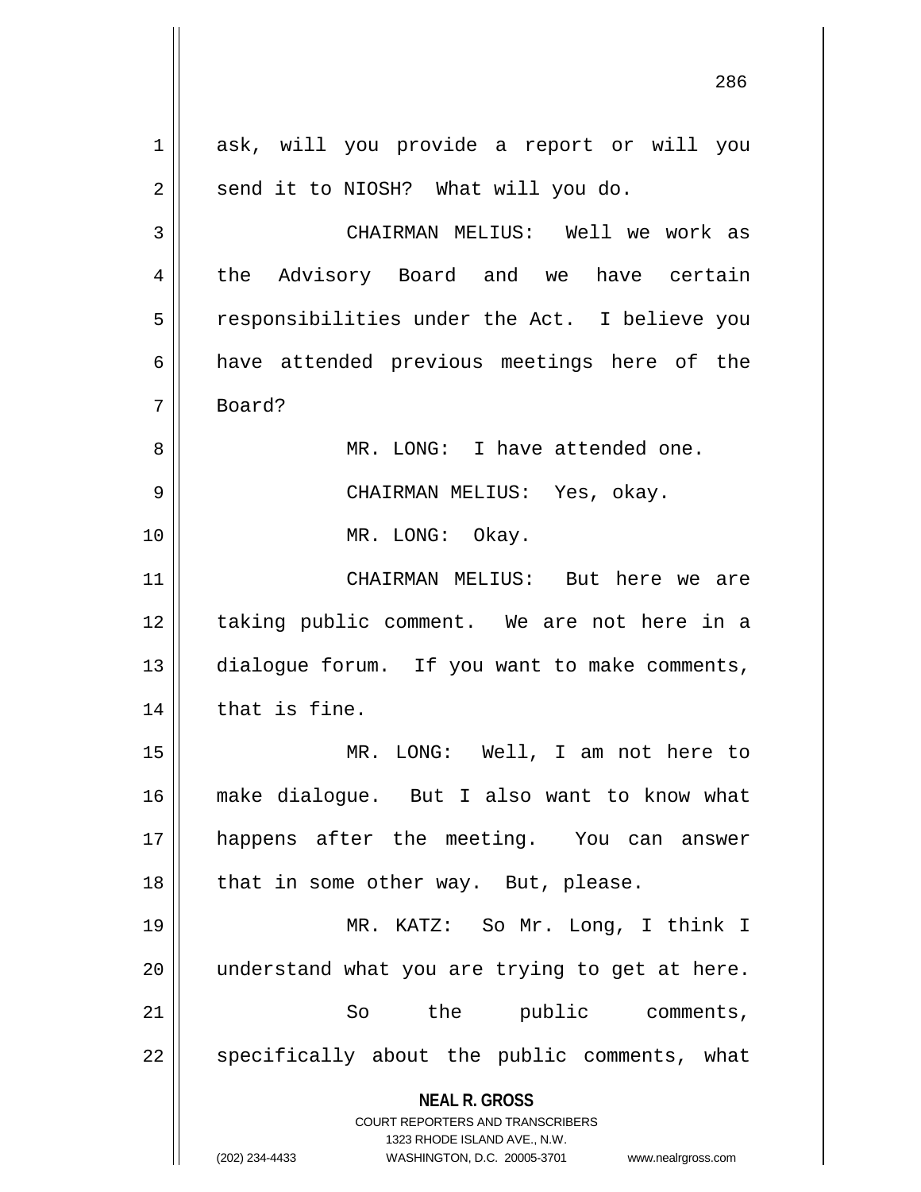ask, will you provide a report or will you send it to NIOSH? What will you do.

CHAIRMAN MELIUS: Well we work as the Advisory Board and we have certain responsibilities under the Act. I believe you have attended previous meetings here of the Board?

MR. LONG: I have attended one.

CHAIRMAN MELIUS: Yes, okay.

MR. LONG: Okay.

CHAIRMAN MELIUS: But here we are taking public comment. We are not here in a dialogue forum. If you want to make comments, that is fine.

MR. LONG: Well, I am not here to make dialogue. But I also want to know what happens after the meeting. You can answer that in some other way. But, please.

MR. KATZ: So Mr. Long, I think I understand what you are trying to get at here.

So the public comments, specifically about the public comments, what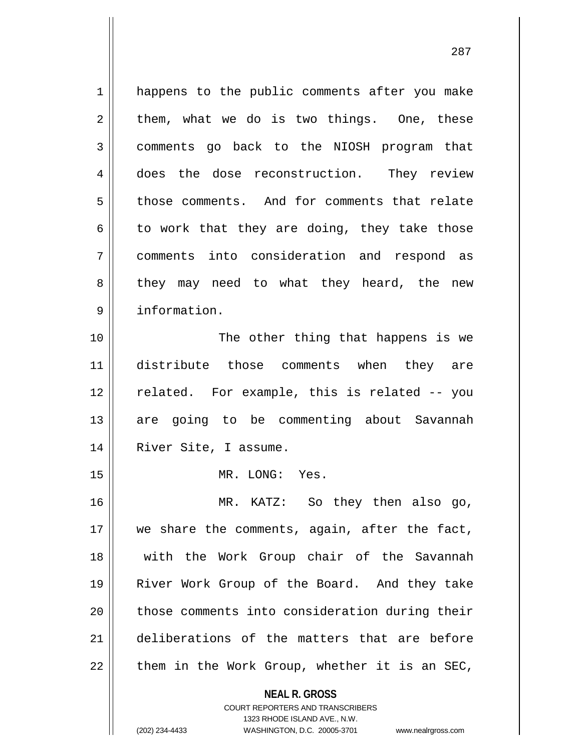happens to the public comments after you make them, what we do is two things. One, these comments go back to the NIOSH program that does the dose reconstruction. They review those comments. And for comments that relate to work that they are doing, they take those comments into consideration and respond as they may need to what they heard, the new information.

The other thing that happens is we distribute those comments when they are related. For example, this is related -- you are going to be commenting about Savannah River Site, I assume.

MR. LONG: Yes.

MR. KATZ: So they then also go, we share the comments, again, after the fact, with the Work Group chair of the Savannah River Work Group of the Board. And they take those comments into consideration during their deliberations of the matters that are before them in the Work Group, whether it is an SEC,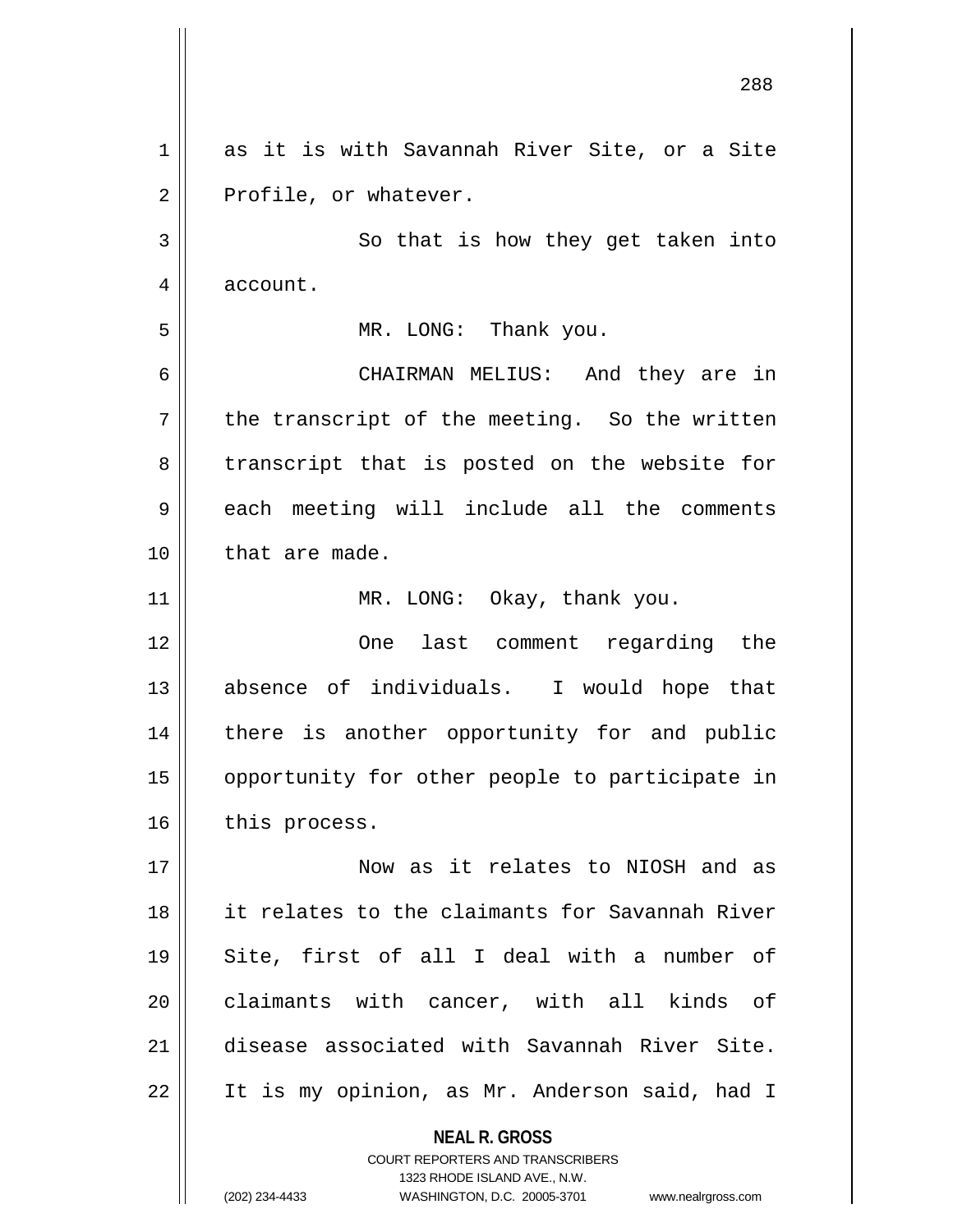as it is with Savannah River Site, or a Site Profile, or whatever.

So that is how they get taken into account.

MR. LONG: Thank you.

CHAIRMAN MELIUS: And they are in the transcript of the meeting. So the written transcript that is posted on the website for each meeting will include all the comments that are made.

MR. LONG: Okay, thank you.

One last comment regarding the absence of individuals. I would hope that there is another opportunity for and public opportunity for other people to participate in this process.

Now as it relates to NIOSH and as it relates to the claimants for Savannah River Site, first of all I deal with a number of claimants with cancer, with all kinds of disease associated with Savannah River Site. It is my opinion, as Mr. Anderson said, had I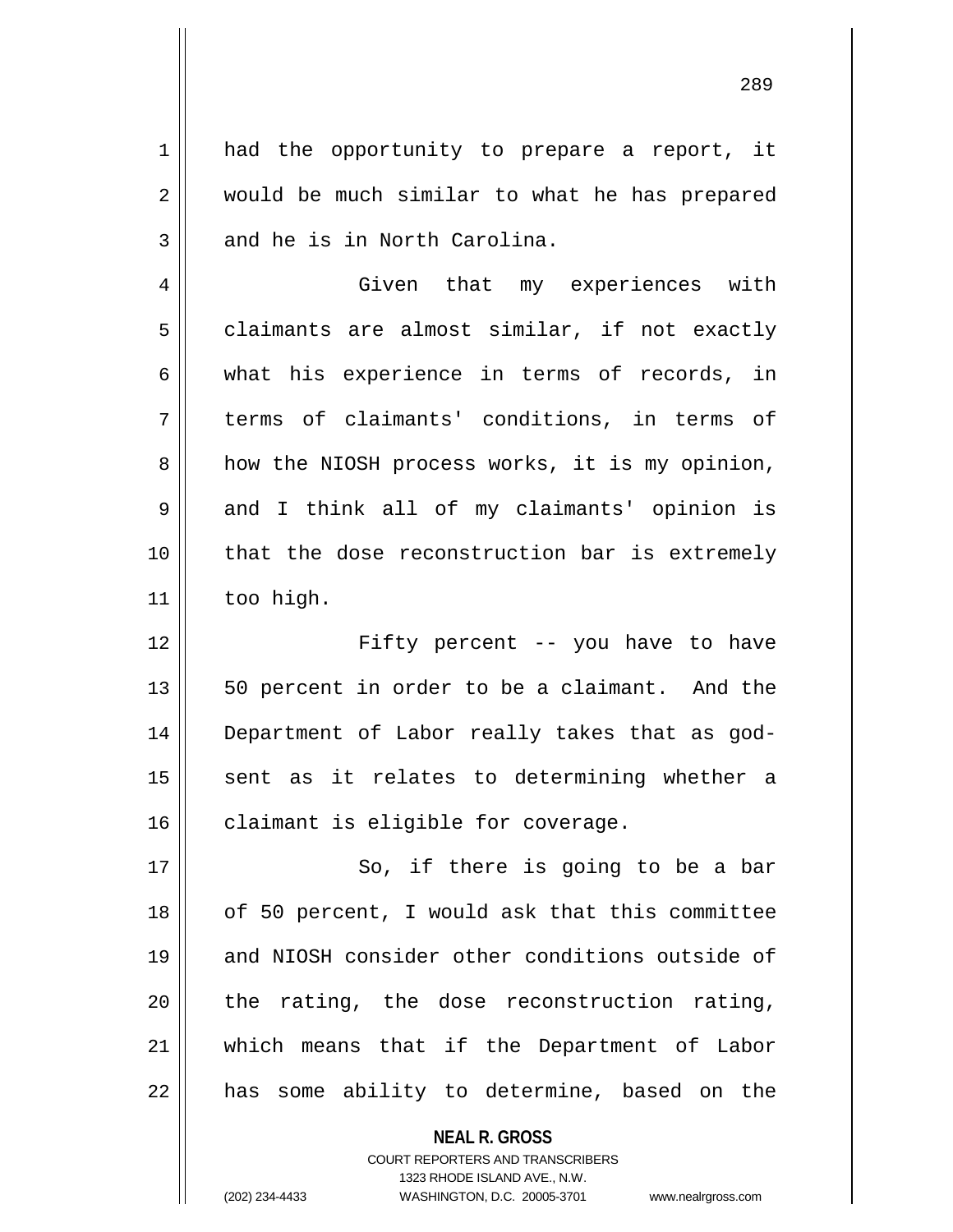had the opportunity to prepare a report, it would be much similar to what he has prepared and he is in North Carolina.

Given that my experiences with claimants are almost similar, if not exactly what his experience in terms of records, in terms of claimants' conditions, in terms of how the NIOSH process works, it is my opinion, and I think all of my claimants' opinion is that the dose reconstruction bar is extremely too high.

Fifty percent -- you have to have 50 percent in order to be a claimant. And the Department of Labor really takes that as god-sent as it relates to determining whether a claimant is eligible for coverage.

So, if there is going to be a bar of 50 percent, I would ask that this committee and NIOSH consider other conditions outside of the rating, the dose reconstruction rating, which means that if the Department of Labor has some ability to determine, based on the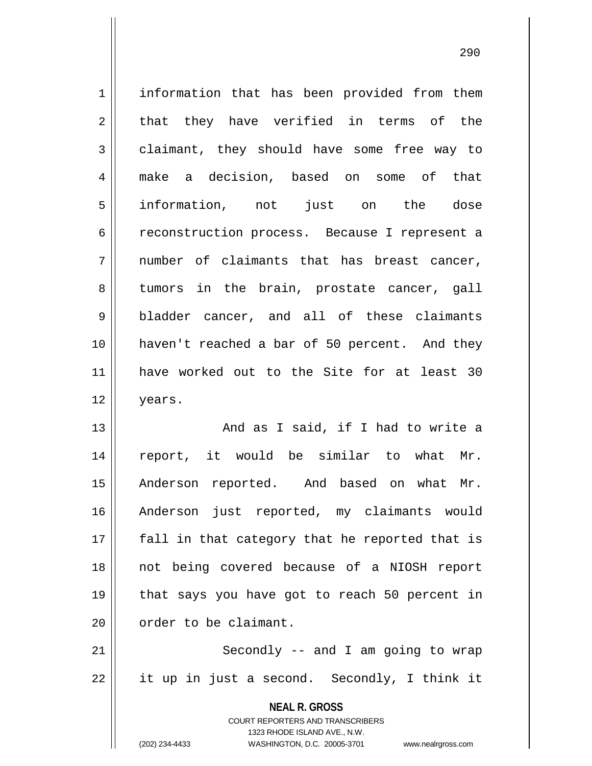information that has been provided from them that they have verified in terms of the claimant, they should have some free way to make a decision, based on some of that information, not just on the dose reconstruction process. Because I represent a number of claimants that has breast cancer, tumors in the brain, prostate cancer, gall bladder cancer, and all of these claimants haven't reached a bar of 50 percent. And they have worked out to the Site for at least 30 years.

And as I said, if I had to write a report, it would be similar to what Mr. Anderson reported. And based on what Mr. Anderson just reported, my claimants would fall in that category that he reported that is not being covered because of a NIOSH report that says you have got to reach 50 percent in order to be claimant.

Secondly -- and I am going to wrap it up in just a second. Secondly, I think it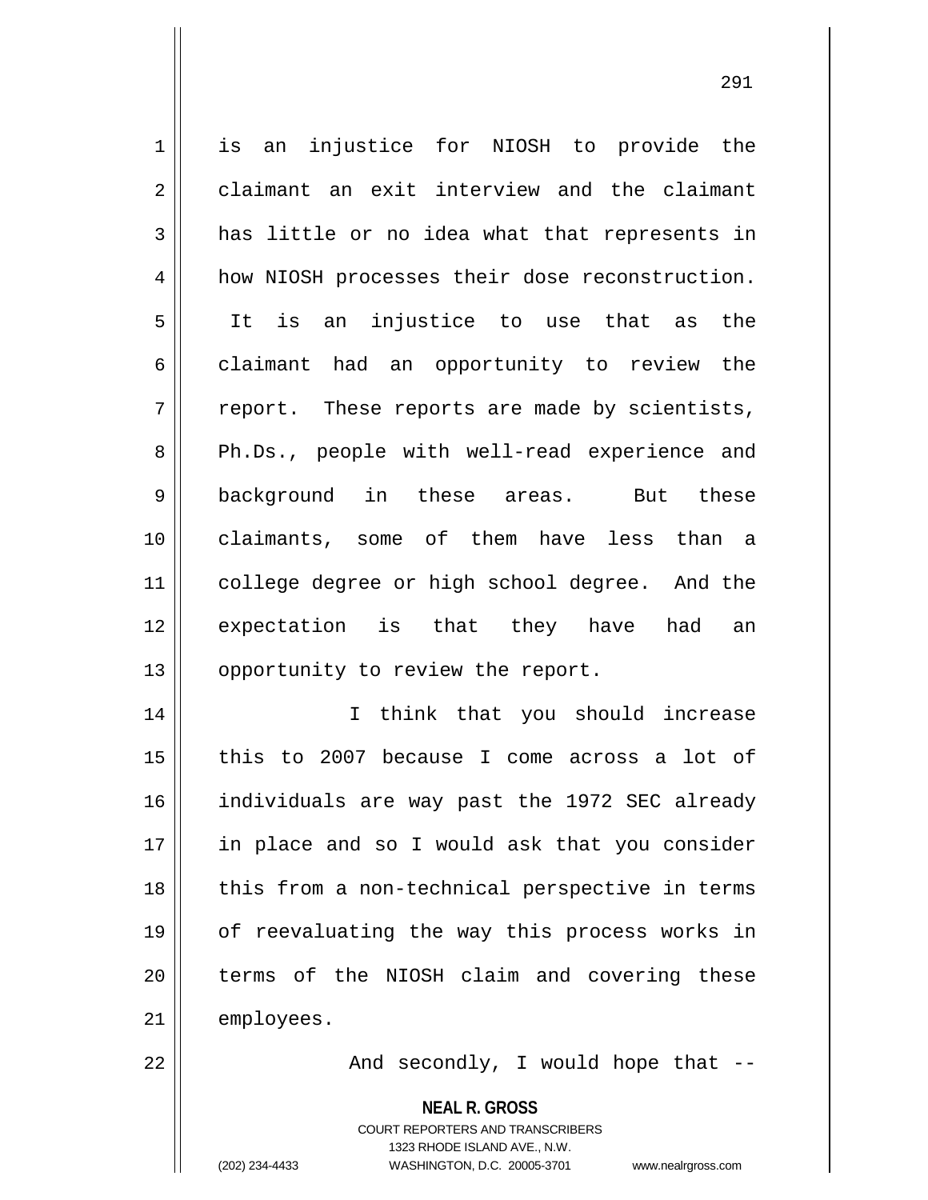is an injustice for NIOSH to provide the claimant an exit interview and the claimant has little or no idea what that represents in how NIOSH processes their dose reconstruction. It is an injustice to use that as the claimant had an opportunity to review the report. These reports are made by scientists, Ph.Ds., people with well-read experience and background in these areas. But these claimants, some of them have less than a college degree or high school degree. And the expectation is that they have had an opportunity to review the report.

I think that you should increase this to 2007 because I come across a lot of individuals are way past the 1972 SEC already in place and so I would ask that you consider this from a non-technical perspective in terms of reevaluating the way this process works in terms of the NIOSH claim and covering these employees.

And secondly, I would hope that --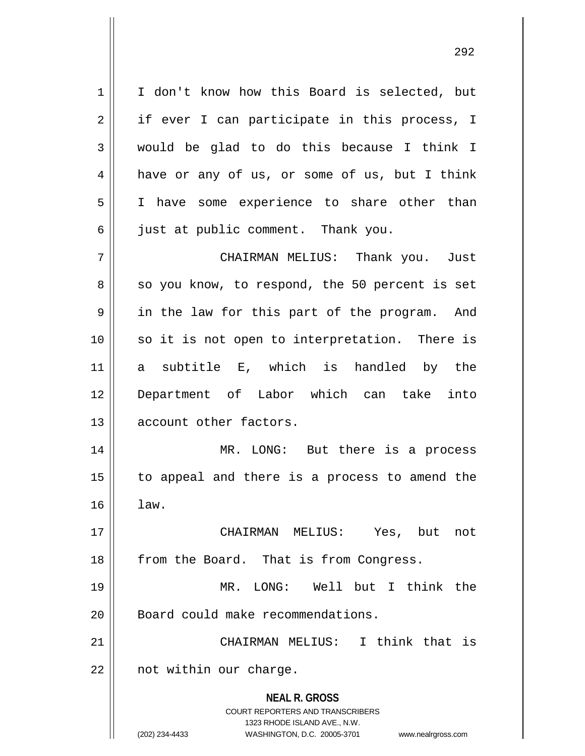I don't know how this Board is selected, but if ever I can participate in this process, I would be glad to do this because I think I have or any of us, or some of us, but I think I have some experience to share other than just at public comment. Thank you.

CHAIRMAN MELIUS: Thank you. Just so you know, to respond, the 50 percent is set in the law for this part of the program. And so it is not open to interpretation. There is a subtitle E, which is handled by the Department of Labor which can take into account other factors.

MR. LONG: But there is a process to appeal and there is a process to amend the law.

CHAIRMAN MELIUS: Yes, but not from the Board. That is from Congress.

MR. LONG: Well but I think the Board could make recommendations.

CHAIRMAN MELIUS: I think that is not within our charge.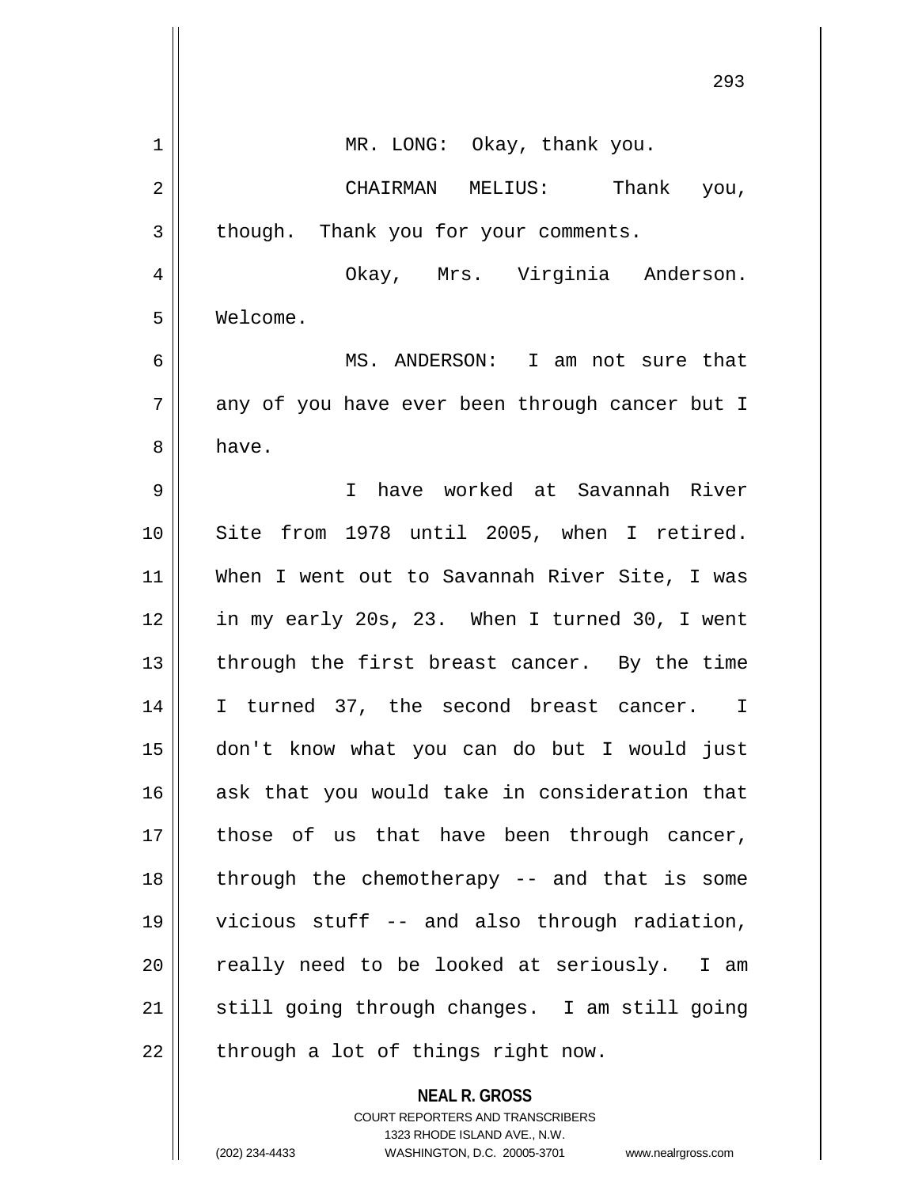MR. LONG: Okay, thank you.

CHAIRMAN MELIUS: Thank you, though. Thank you for your comments.

Okay, Mrs. Virginia Anderson. Welcome.

MS. ANDERSON: I am not sure that any of you have ever been through cancer but I have.

I have worked at Savannah River Site from 1978 until 2005, when I retired. When I went out to Savannah River Site, I was in my early 20s, 23. When I turned 30, I went through the first breast cancer. By the time I turned 37, the second breast cancer. I don't know what you can do but I would just ask that you would take in consideration that those of us that have been through cancer, through the chemotherapy -- and that is some vicious stuff -- and also through radiation, really need to be looked at seriously. I am still going through changes. I am still going through a lot of things right now.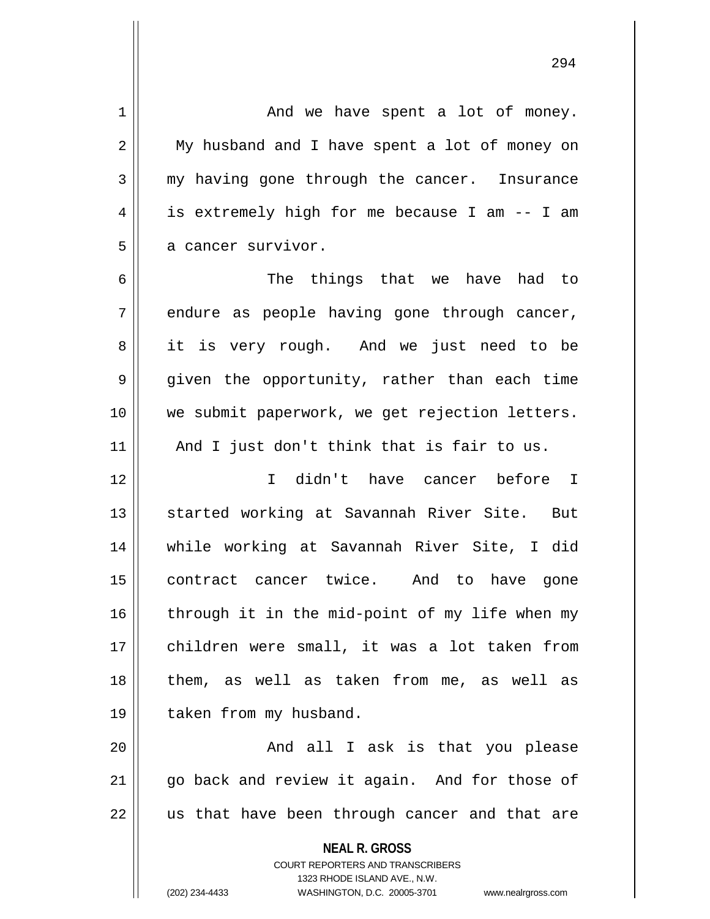And we have spent a lot of money. My husband and I have spent a lot of money on my having gone through the cancer. Insurance is extremely high for me because I am -- I am a cancer survivor.

The things that we have had to endure as people having gone through cancer, it is very rough. And we just need to be given the opportunity, rather than each time we submit paperwork, we get rejection letters. And I just don't think that is fair to us.

I didn't have cancer before I started working at Savannah River Site. But while working at Savannah River Site, I did contract cancer twice. And to have gone through it in the mid-point of my life when my children were small, it was a lot taken from them, as well as taken from me, as well as taken from my husband.

And all I ask is that you please go back and review it again. And for those of us that have been through cancer and that are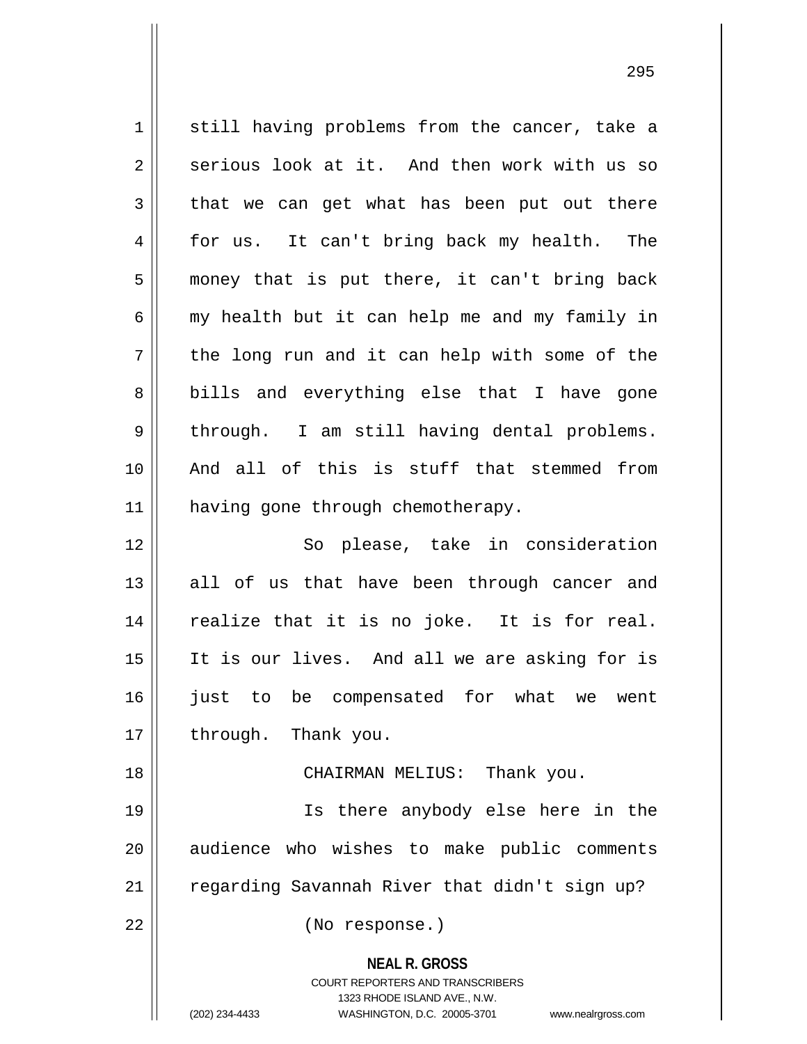still having problems from the cancer, take a serious look at it. And then work with us so that we can get what has been put out there for us. It can't bring back my health. The money that is put there, it can't bring back my health but it can help me and my family in the long run and it can help with some of the bills and everything else that I have gone through. I am still having dental problems. And all of this is stuff that stemmed from having gone through chemotherapy.

So please, take in consideration all of us that have been through cancer and realize that it is no joke. It is for real. It is our lives. And all we are asking for is just to be compensated for what we went through. Thank you.

CHAIRMAN MELIUS: Thank you.

Is there anybody else here in the audience who wishes to make public comments regarding Savannah River that didn't sign up?

(No response.)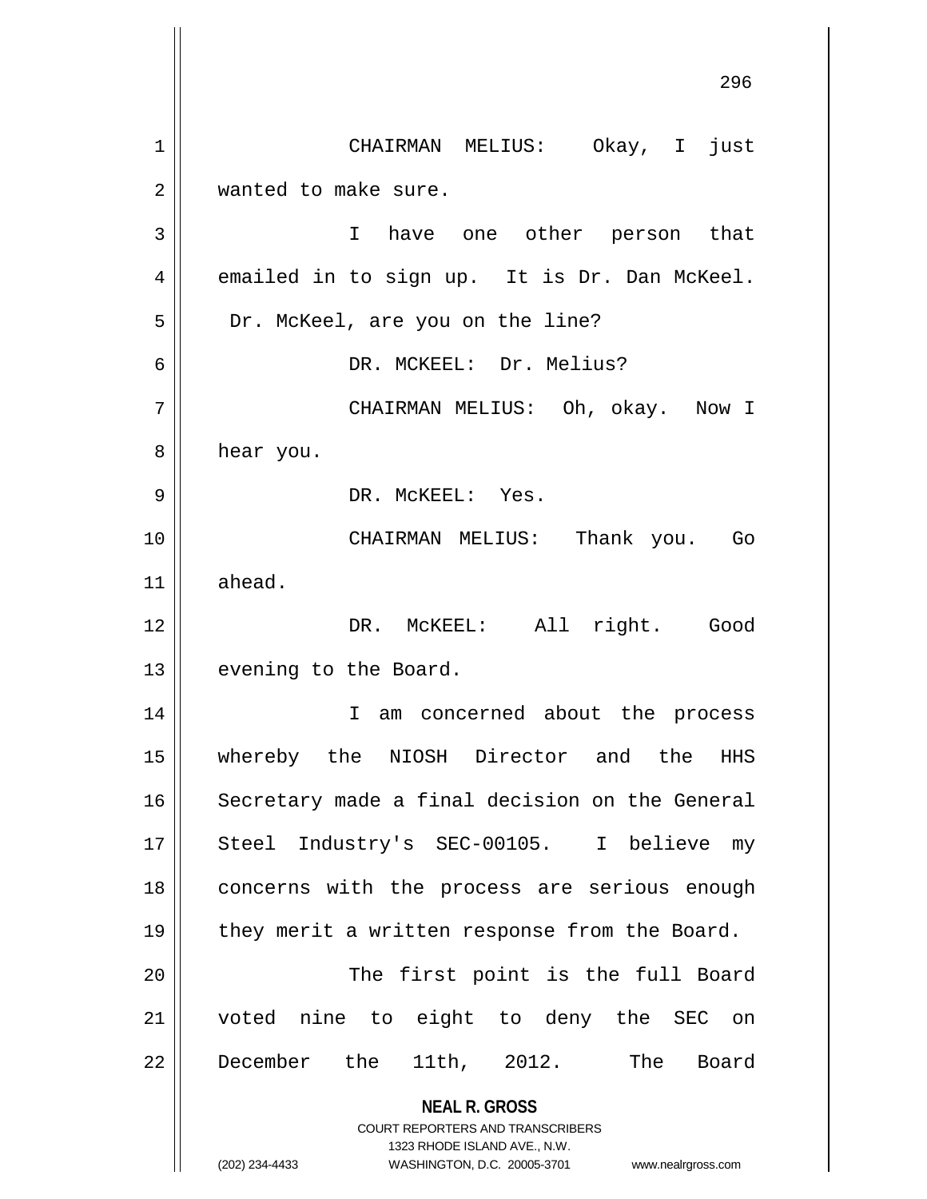CHAIRMAN MELIUS: Okay, I just wanted to make sure.

I have one other person that emailed in to sign up. It is Dr. Dan McKeel. Dr. McKeel, are you on the line?

DR. MCKEEL: Dr. Melius?

CHAIRMAN MELIUS: Oh, okay. Now I hear you.

DR. McKEEL: Yes.

CHAIRMAN MELIUS: Thank you. Go ahead.

DR. McKEEL: All right. Good evening to the Board.

I am concerned about the process whereby the NIOSH Director and the HHS Secretary made a final decision on the General Steel Industry's SEC-00105. I believe my concerns with the process are serious enough they merit a written response from the Board.

The first point is the full Board voted nine to eight to deny the SEC on December the 11th, 2012. The Board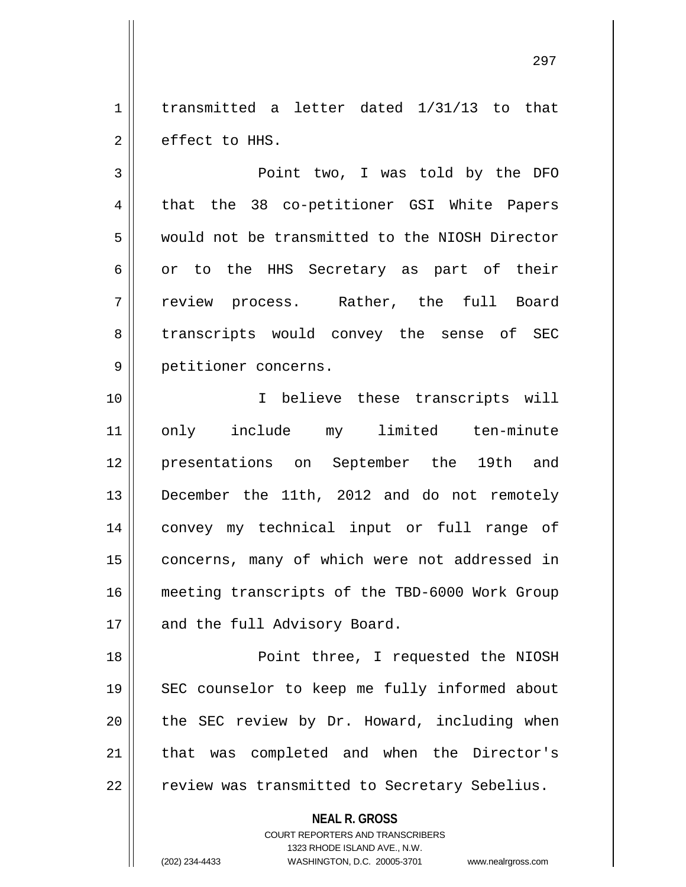transmitted a letter dated 1/31/13 to that effect to HHS.

Point two, I was told by the DFO that the 38 co-petitioner GSI White Papers would not be transmitted to the NIOSH Director or to the HHS Secretary as part of their review process. Rather, the full Board transcripts would convey the sense of SEC petitioner concerns.

I believe these transcripts will only include my limited ten-minute presentations on September the 19th and December the 11th, 2012 and do not remotely convey my technical input or full range of concerns, many of which were not addressed in meeting transcripts of the TBD-6000 Work Group and the full Advisory Board.

Point three, I requested the NIOSH SEC counselor to keep me fully informed about the SEC review by Dr. Howard, including when that was completed and when the Director's review was transmitted to Secretary Sebelius.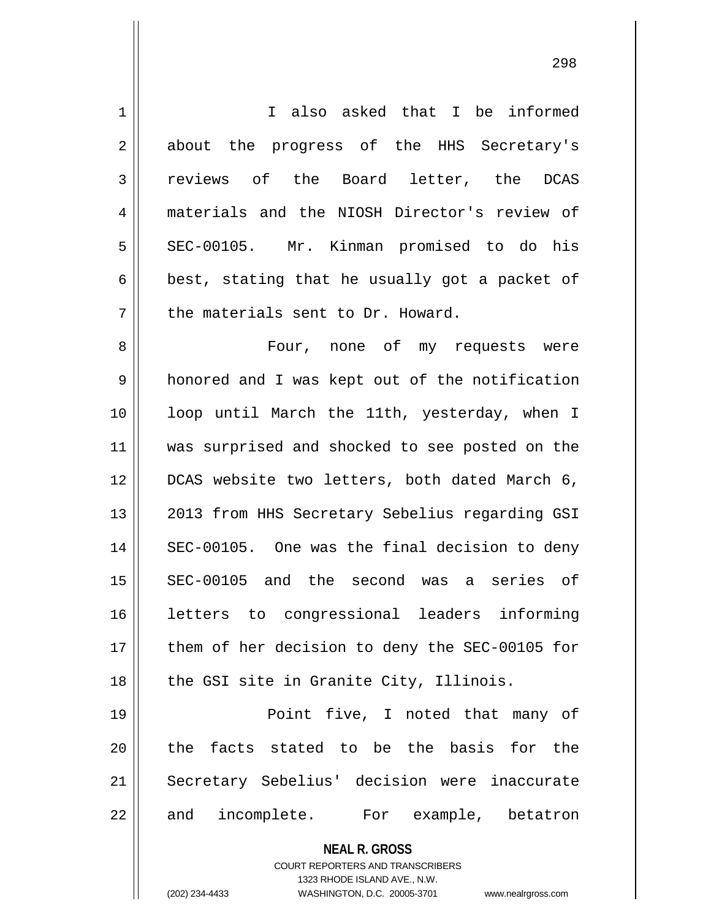I also asked that I be informed about the progress of the HHS Secretary's reviews of the Board letter, the DCAS materials and the NIOSH Director's review of SEC-00105. Mr. Kinman promised to do his best, stating that he usually got a packet of the materials sent to Dr. Howard.

Four, none of my requests were honored and I was kept out of the notification loop until March the 11th, yesterday, when I was surprised and shocked to see posted on the DCAS website two letters, both dated March 6, 2013 from HHS Secretary Sebelius regarding GSI SEC-00105. One was the final decision to deny SEC-00105 and the second was a series of letters to congressional leaders informing them of her decision to deny the SEC-00105 for the GSI site in Granite City, Illinois.

Point five, I noted that many of the facts stated to be the basis for the Secretary Sebelius' decision were inaccurate and incomplete. For example, betatron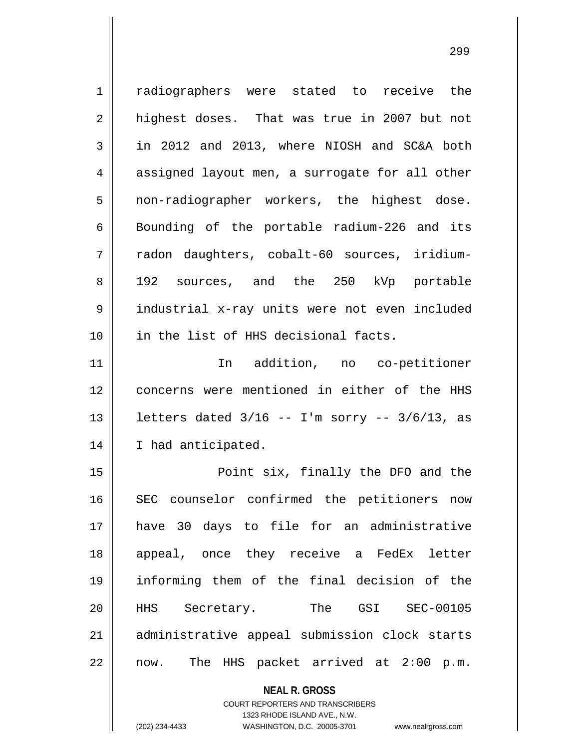radiographers were stated to receive the highest doses. That was true in 2007 but not in 2012 and 2013, where NIOSH and SC&A both assigned layout men, a surrogate for all other non-radiographer workers, the highest dose. Bounding of the portable radium-226 and its radon daughters, cobalt-60 sources, iridium-192 sources, and the 250 kVp portable industrial x-ray units were not even included in the list of HHS decisional facts.

In addition, no co-petitioner concerns were mentioned in either of the HHS letters dated 3/16 -- I'm sorry -- 3/6/13, as I had anticipated.

Point six, finally the DFO and the SEC counselor confirmed the petitioners now have 30 days to file for an administrative appeal, once they receive a FedEx letter informing them of the final decision of the HHS Secretary. The GSI SEC-00105 administrative appeal submission clock starts now. The HHS packet arrived at 2:00 p.m.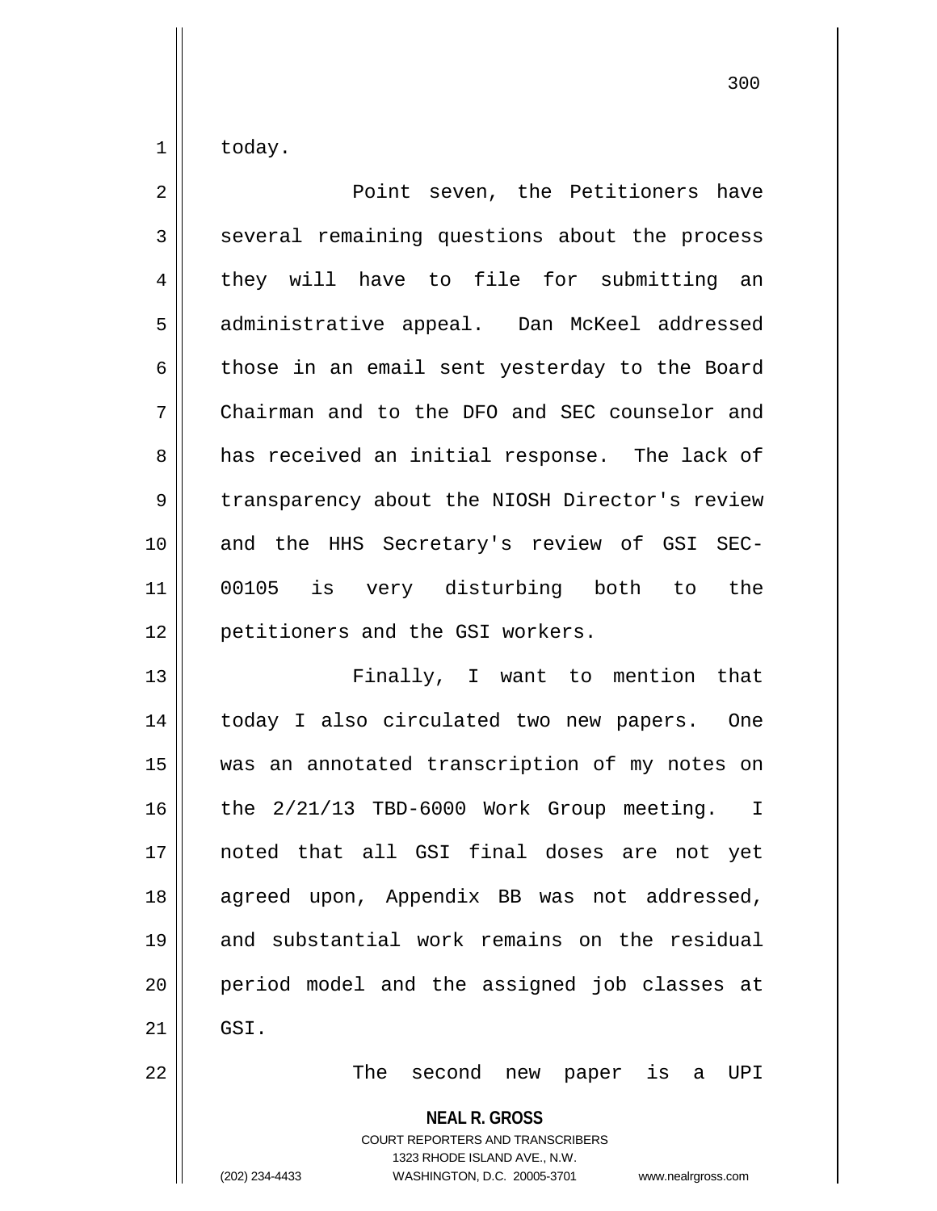today.

Point seven, the Petitioners have several remaining questions about the process they will have to file for submitting an administrative appeal. Dan McKeel addressed those in an email sent yesterday to the Board Chairman and to the DFO and SEC counselor and has received an initial response. The lack of transparency about the NIOSH Director's review and the HHS Secretary's review of GSI SEC-00105 is very disturbing both to the petitioners and the GSI workers.

Finally, I want to mention that today I also circulated two new papers. One was an annotated transcription of my notes on the 2/21/13 TBD-6000 Work Group meeting. I noted that all GSI final doses are not yet agreed upon, Appendix BB was not addressed, and substantial work remains on the residual period model and the assigned job classes at GSI.

The second new paper is a UPI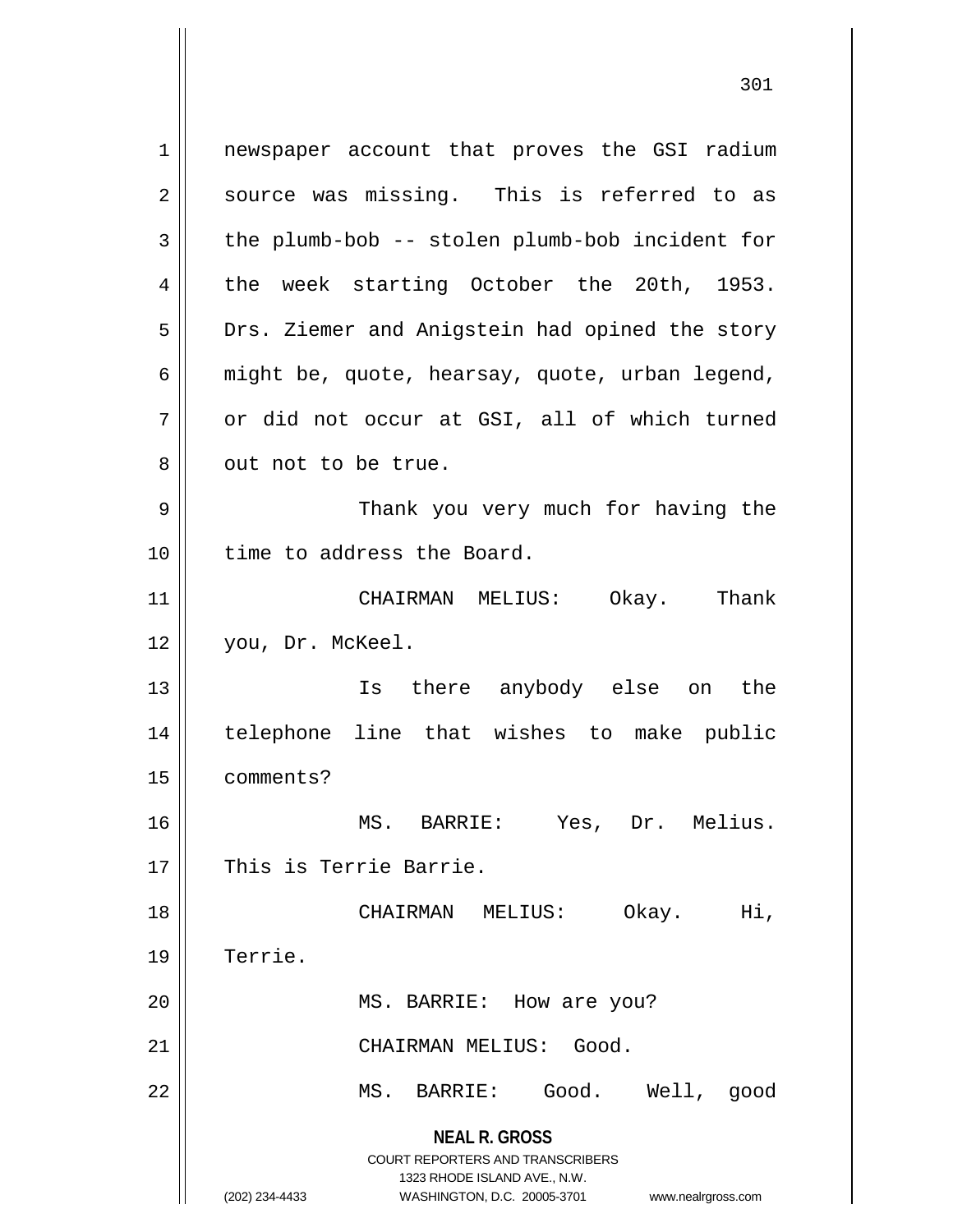newspaper account that proves the GSI radium source was missing. This is referred to as the plumb-bob -- stolen plumb-bob incident for the week starting October the 20th, 1953. Drs. Ziemer and Anigstein had opined the story might be, quote, hearsay, quote, urban legend, or did not occur at GSI, all of which turned out not to be true.

Thank you very much for having the time to address the Board.

CHAIRMAN MELIUS: Okay. Thank you, Dr. McKeel.

Is there anybody else on the telephone line that wishes to make public comments?

MS. BARRIE: Yes, Dr. Melius. This is Terrie Barrie.

CHAIRMAN MELIUS: Okay. Hi, Terrie.

MS. BARRIE: How are you?

CHAIRMAN MELIUS: Good.

MS. BARRIE: Good. Well, good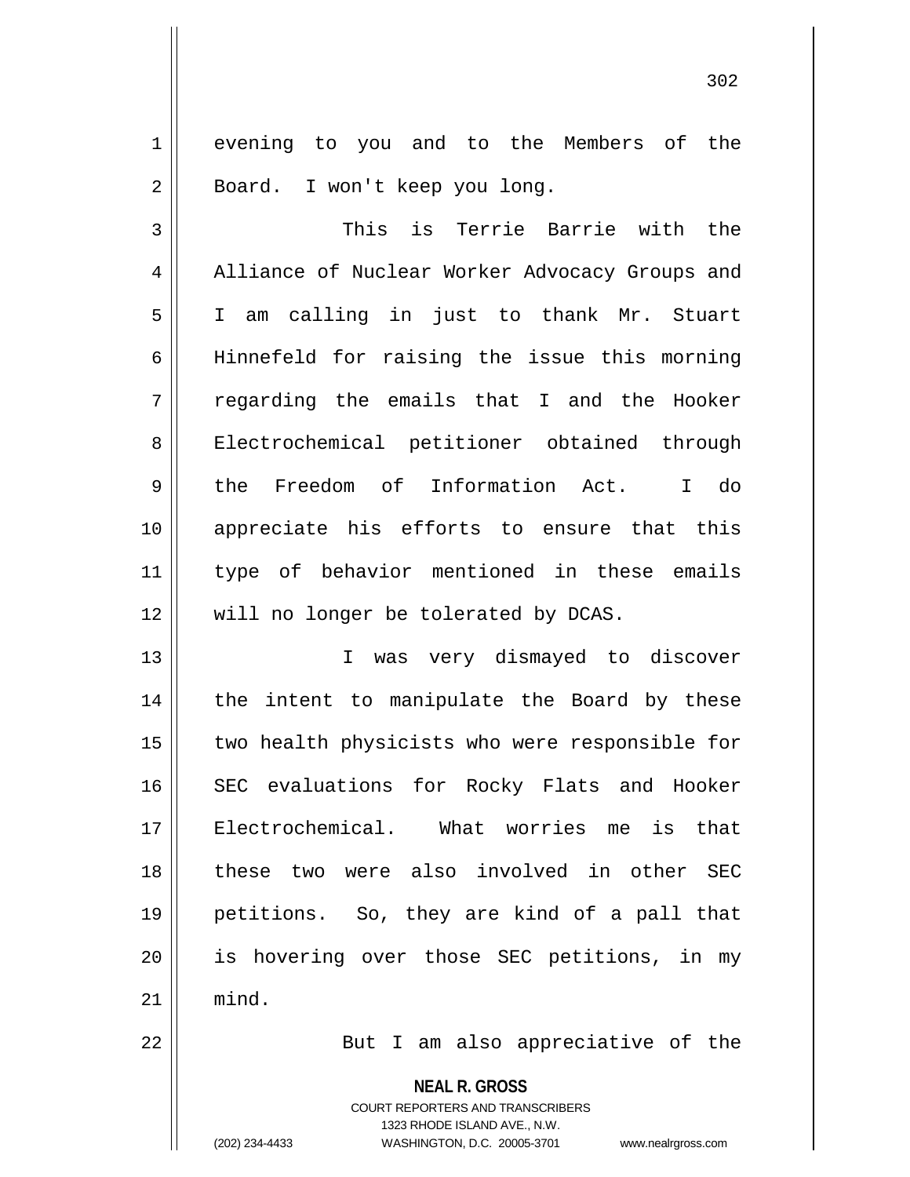evening to you and to the Members of the Board. I won't keep you long.

This is Terrie Barrie with the Alliance of Nuclear Worker Advocacy Groups and I am calling in just to thank Mr. Stuart Hinnefeld for raising the issue this morning regarding the emails that I and the Hooker Electrochemical petitioner obtained through the Freedom of Information Act. I do appreciate his efforts to ensure that this type of behavior mentioned in these emails will no longer be tolerated by DCAS.

I was very dismayed to discover the intent to manipulate the Board by these two health physicists who were responsible for SEC evaluations for Rocky Flats and Hooker Electrochemical. What worries me is that these two were also involved in other SEC petitions. So, they are kind of a pall that is hovering over those SEC petitions, in my mind.

But I am also appreciative of the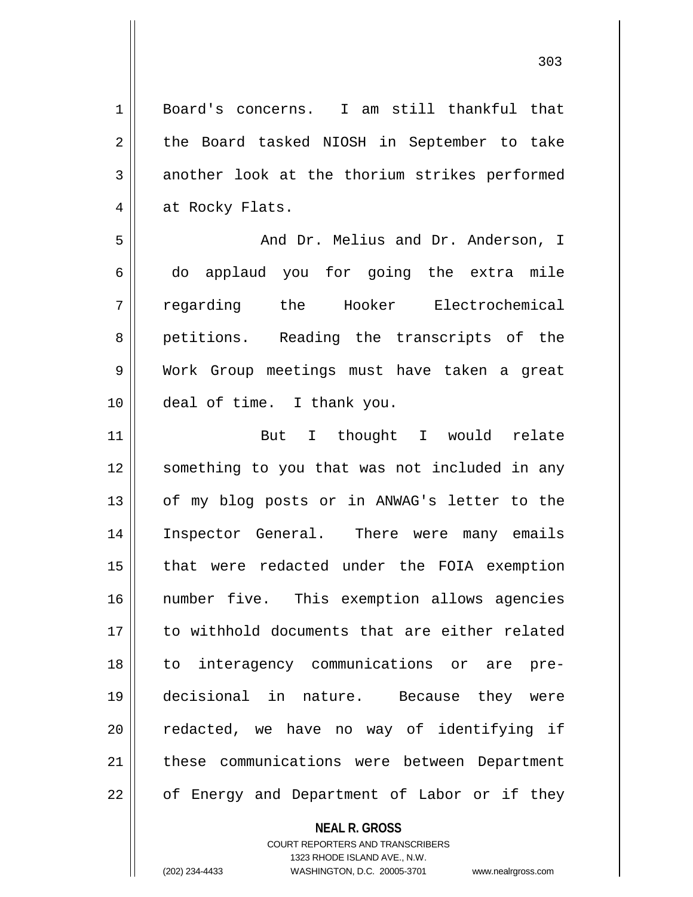Board's concerns. I am still thankful that the Board tasked NIOSH in September to take another look at the thorium strikes performed at Rocky Flats.

And Dr. Melius and Dr. Anderson, I do applaud you for going the extra mile regarding the Hooker Electrochemical petitions. Reading the transcripts of the Work Group meetings must have taken a great deal of time. I thank you.

But I thought I would relate something to you that was not included in any of my blog posts or in ANWAG's letter to the Inspector General. There were many emails that were redacted under the FOIA exemption number five. This exemption allows agencies to withhold documents that are either related to interagency communications or are pre-decisional in nature. Because they were redacted, we have no way of identifying if these communications were between Department of Energy and Department of Labor or if they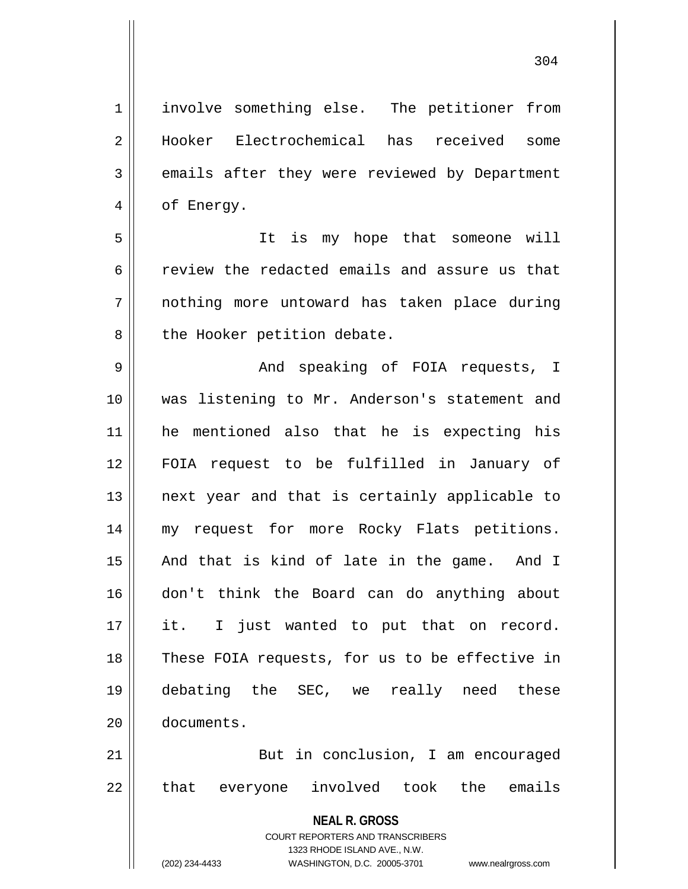involve something else. The petitioner from Hooker Electrochemical has received some emails after they were reviewed by Department of Energy.

It is my hope that someone will review the redacted emails and assure us that nothing more untoward has taken place during the Hooker petition debate.

And speaking of FOIA requests, I was listening to Mr. Anderson's statement and he mentioned also that he is expecting his FOIA request to be fulfilled in January of next year and that is certainly applicable to my request for more Rocky Flats petitions. And that is kind of late in the game. And I don't think the Board can do anything about it. I just wanted to put that on record. These FOIA requests, for us to be effective in debating the SEC, we really need these documents.

But in conclusion, I am encouraged that everyone involved took the emails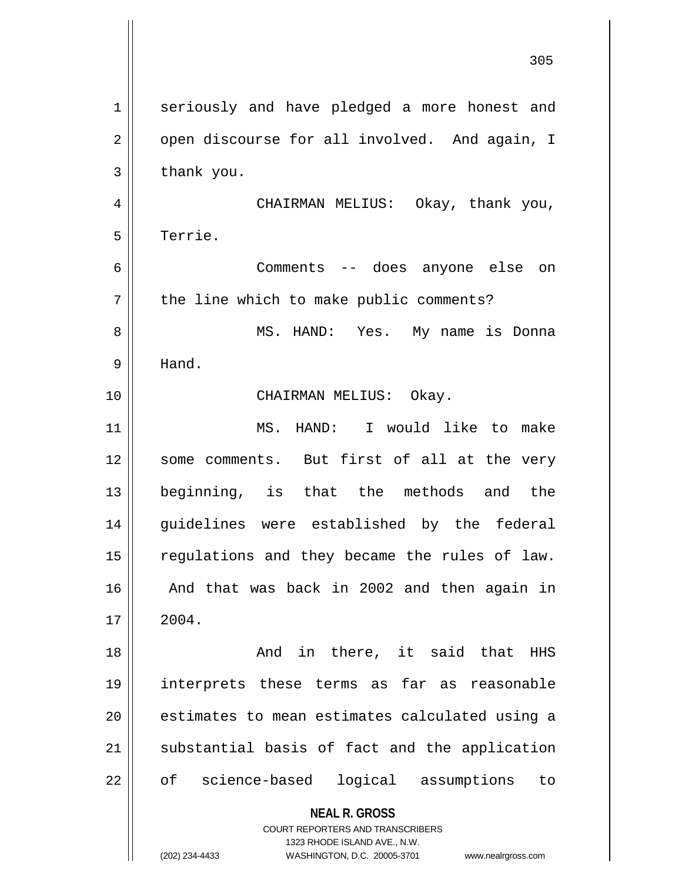seriously and have pledged a more honest and open discourse for all involved. And again, I thank you.

CHAIRMAN MELIUS: Okay, thank you, Terrie.

Comments -- does anyone else on the line which to make public comments?

MS. HAND: Yes. My name is Donna Hand.

CHAIRMAN MELIUS: Okay.

MS. HAND: I would like to make some comments. But first of all at the very beginning, is that the methods and the guidelines were established by the federal regulations and they became the rules of law. And that was back in 2002 and then again in 2004.

And in there, it said that HHS interprets these terms as far as reasonable estimates to mean estimates calculated using a substantial basis of fact and the application of science-based logical assumptions to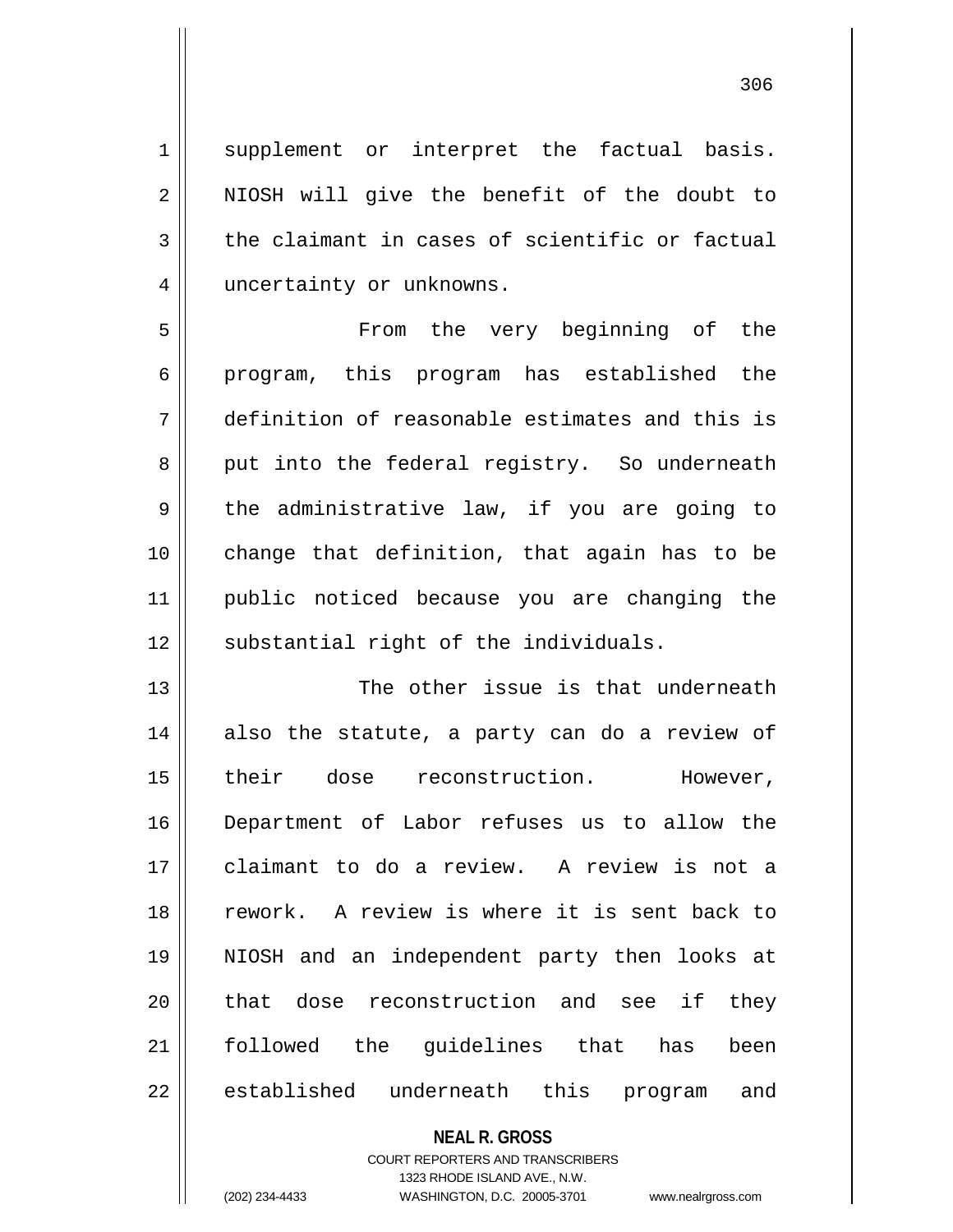supplement or interpret the factual basis. NIOSH will give the benefit of the doubt to the claimant in cases of scientific or factual uncertainty or unknowns.

From the very beginning of the program, this program has established the definition of reasonable estimates and this is put into the federal registry. So underneath the administrative law, if you are going to change that definition, that again has to be public noticed because you are changing the substantial right of the individuals.

The other issue is that underneath also the statute, a party can do a review of their dose reconstruction. However, Department of Labor refuses us to allow the claimant to do a review. A review is not a rework. A review is where it is sent back to NIOSH and an independent party then looks at that dose reconstruction and see if they followed the guidelines that has been established underneath this program and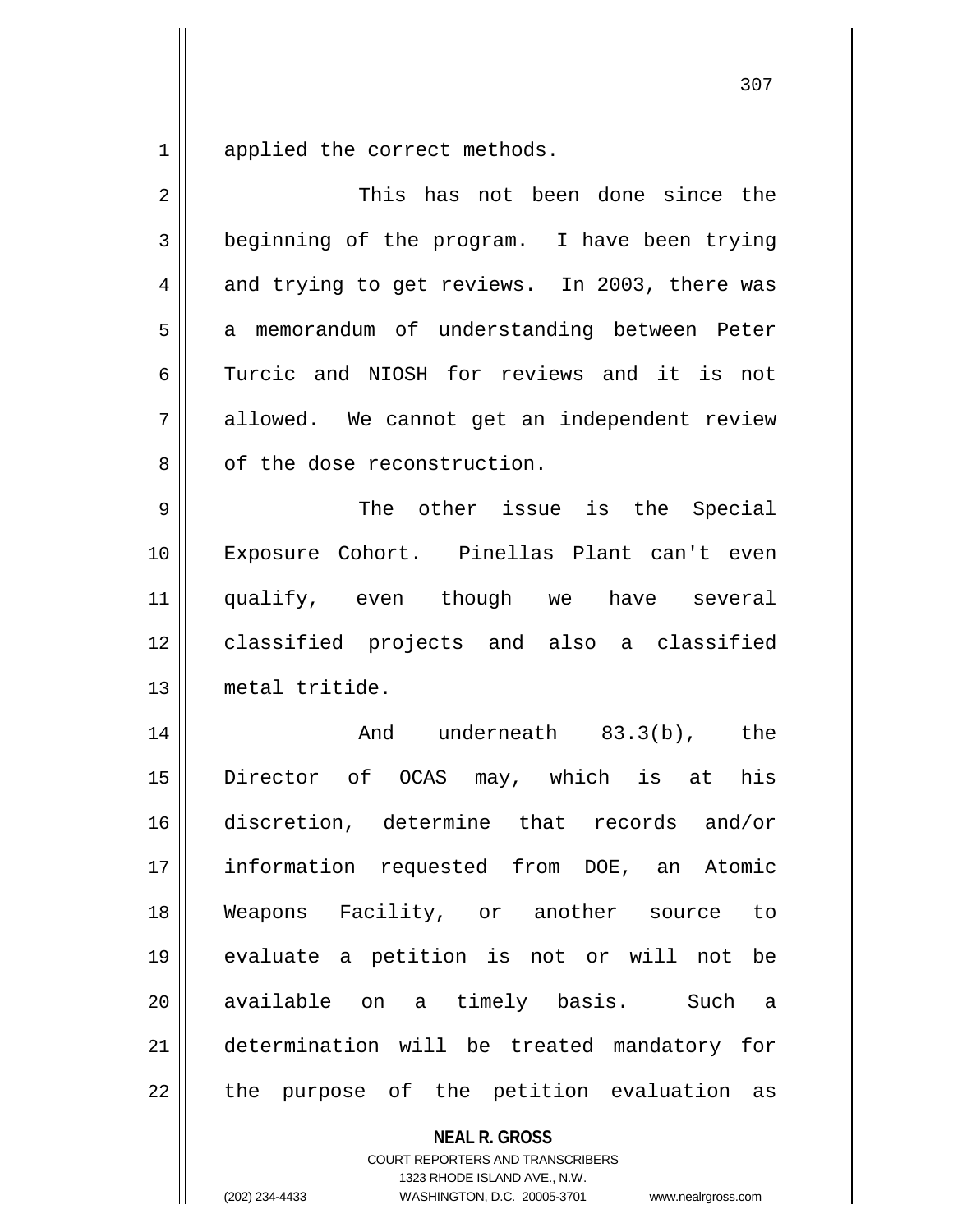applied the correct methods.

This has not been done since the beginning of the program. I have been trying and trying to get reviews. In 2003, there was a memorandum of understanding between Peter Turcic and NIOSH for reviews and it is not allowed. We cannot get an independent review of the dose reconstruction.

The other issue is the Special Exposure Cohort. Pinellas Plant can't even qualify, even though we have several classified projects and also a classified metal tritide.

And underneath 83.3(b), the Director of OCAS may, which is at his discretion, determine that records and/or information requested from DOE, an Atomic Weapons Facility, or another source to evaluate a petition is not or will not be available on a timely basis. Such a determination will be treated mandatory for the purpose of the petition evaluation as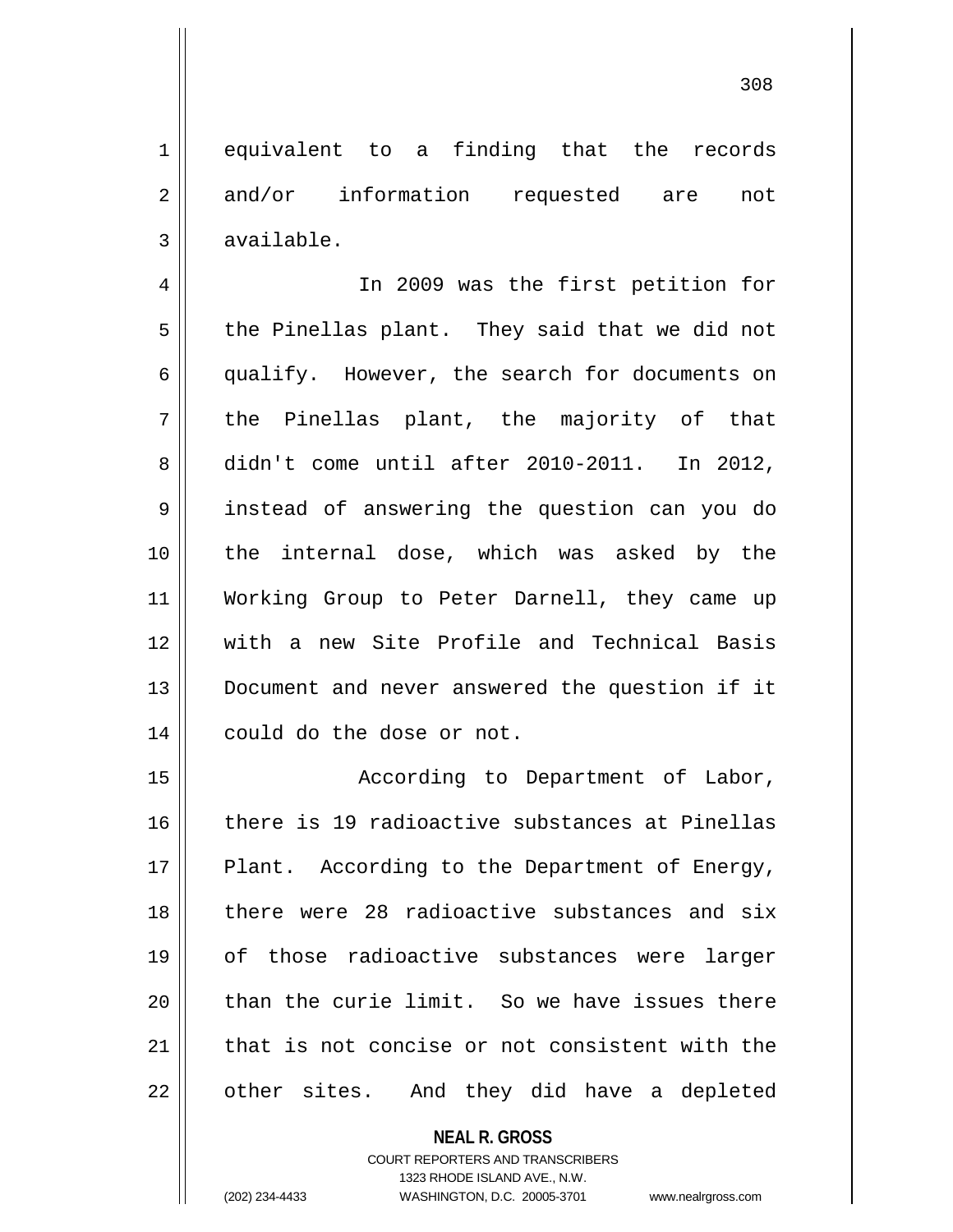equivalent to a finding that the records and/or information requested are not available.

In 2009 was the first petition for the Pinellas plant. They said that we did not qualify. However, the search for documents on the Pinellas plant, the majority of that didn't come until after 2010-2011. In 2012, instead of answering the question can you do the internal dose, which was asked by the Working Group to Peter Darnell, they came up with a new Site Profile and Technical Basis Document and never answered the question if it could do the dose or not.

According to Department of Labor, there is 19 radioactive substances at Pinellas Plant. According to the Department of Energy, there were 28 radioactive substances and six of those radioactive substances were larger than the curie limit. So we have issues there that is not concise or not consistent with the other sites. And they did have a depleted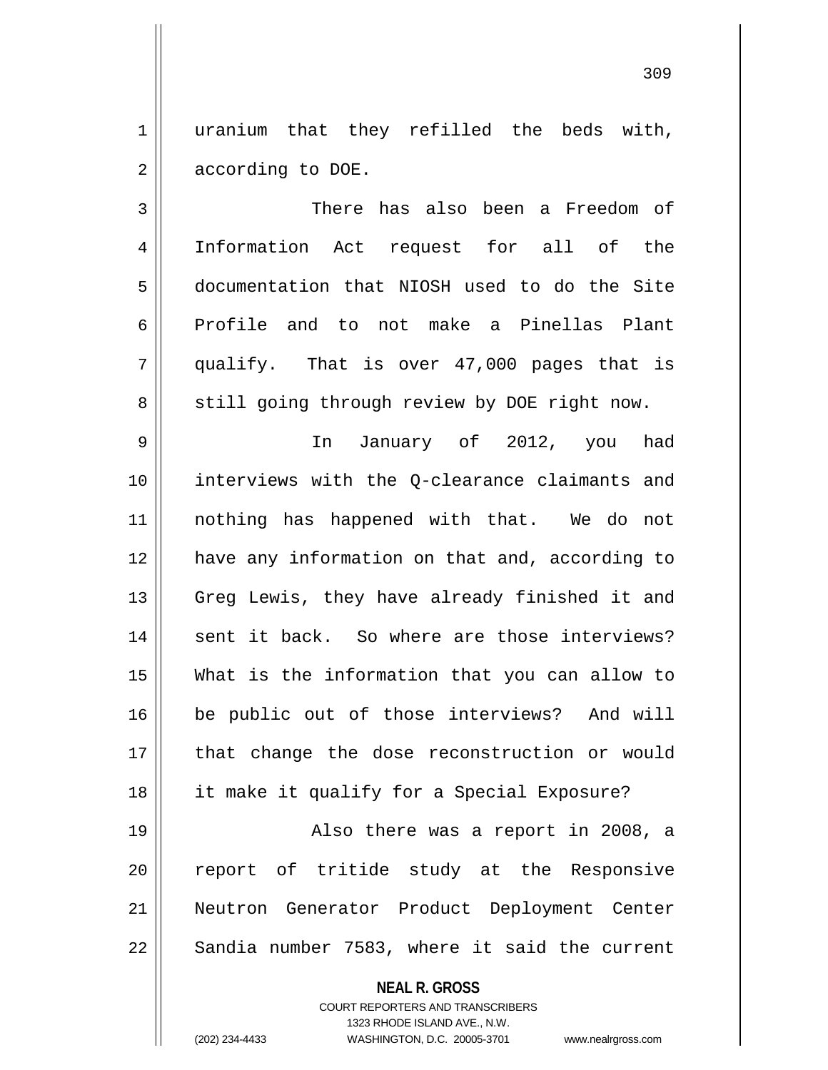uranium that they refilled the beds with, according to DOE.

There has also been a Freedom of Information Act request for all of the documentation that NIOSH used to do the Site Profile and to not make a Pinellas Plant qualify. That is over 47,000 pages that is still going through review by DOE right now.

In January of 2012, you had interviews with the Q-clearance claimants and nothing has happened with that. We do not have any information on that and, according to Greg Lewis, they have already finished it and sent it back. So where are those interviews? What is the information that you can allow to be public out of those interviews? And will that change the dose reconstruction or would it make it qualify for a Special Exposure?

Also there was a report in 2008, a report of tritide study at the Responsive Neutron Generator Product Deployment Center Sandia number 7583, where it said the current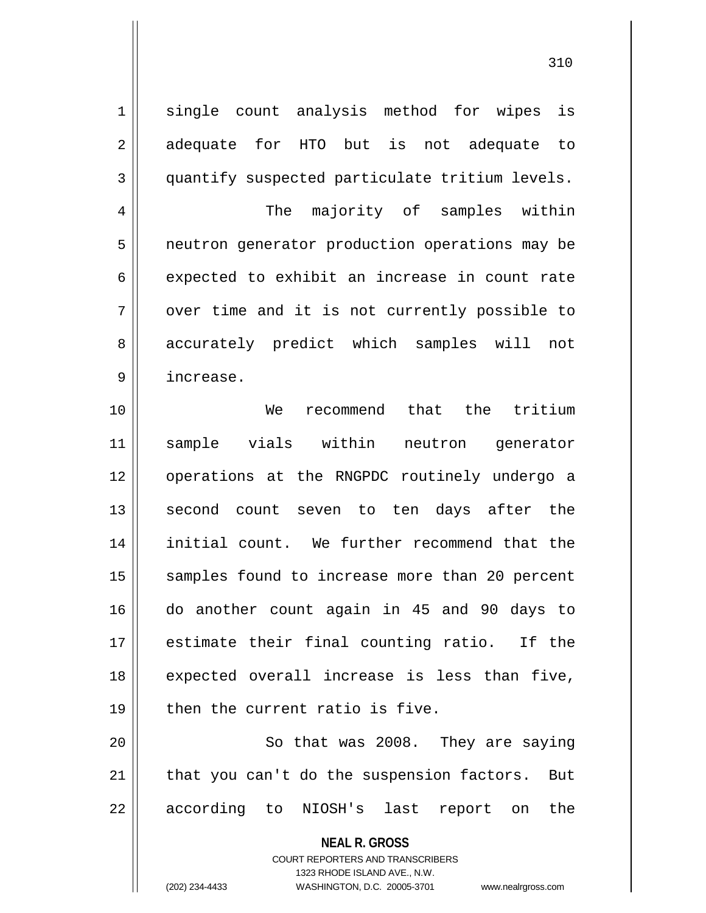single count analysis method for wipes is adequate for HTO but is not adequate to quantify suspected particulate tritium levels.

The majority of samples within neutron generator production operations may be expected to exhibit an increase in count rate over time and it is not currently possible to accurately predict which samples will not increase.

We recommend that the tritium sample vials within neutron generator operations at the RNGPDC routinely undergo a second count seven to ten days after the initial count. We further recommend that the samples found to increase more than 20 percent do another count again in 45 and 90 days to estimate their final counting ratio. If the expected overall increase is less than five, then the current ratio is five.

So that was 2008. They are saying that you can't do the suspension factors. But according to NIOSH's last report on the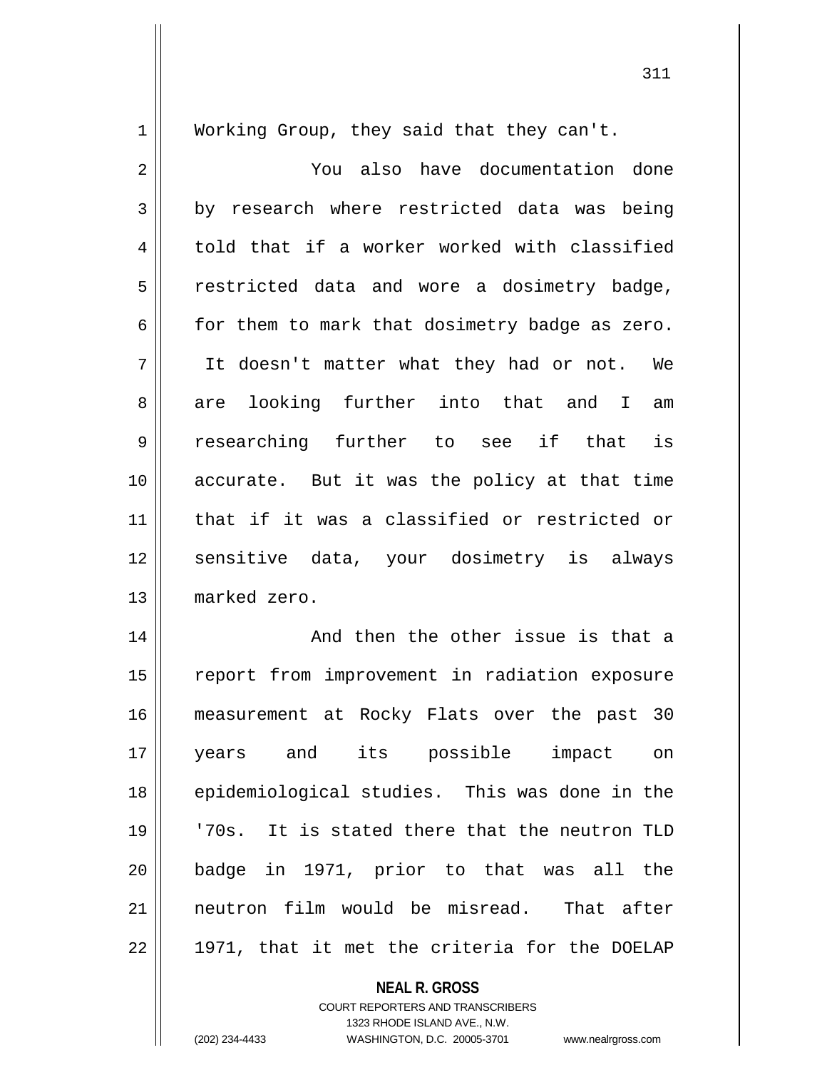Working Group, they said that they can't.

You also have documentation done by research where restricted data was being told that if a worker worked with classified restricted data and wore a dosimetry badge, for them to mark that dosimetry badge as zero. It doesn't matter what they had or not. We are looking further into that and I am researching further to see if that is accurate. But it was the policy at that time that if it was a classified or restricted or sensitive data, your dosimetry is always marked zero.

And then the other issue is that a report from improvement in radiation exposure measurement at Rocky Flats over the past 30 years and its possible impact on epidemiological studies. This was done in the '70s. It is stated there that the neutron TLD badge in 1971, prior to that was all the neutron film would be misread. That after 1971, that it met the criteria for the DOELAP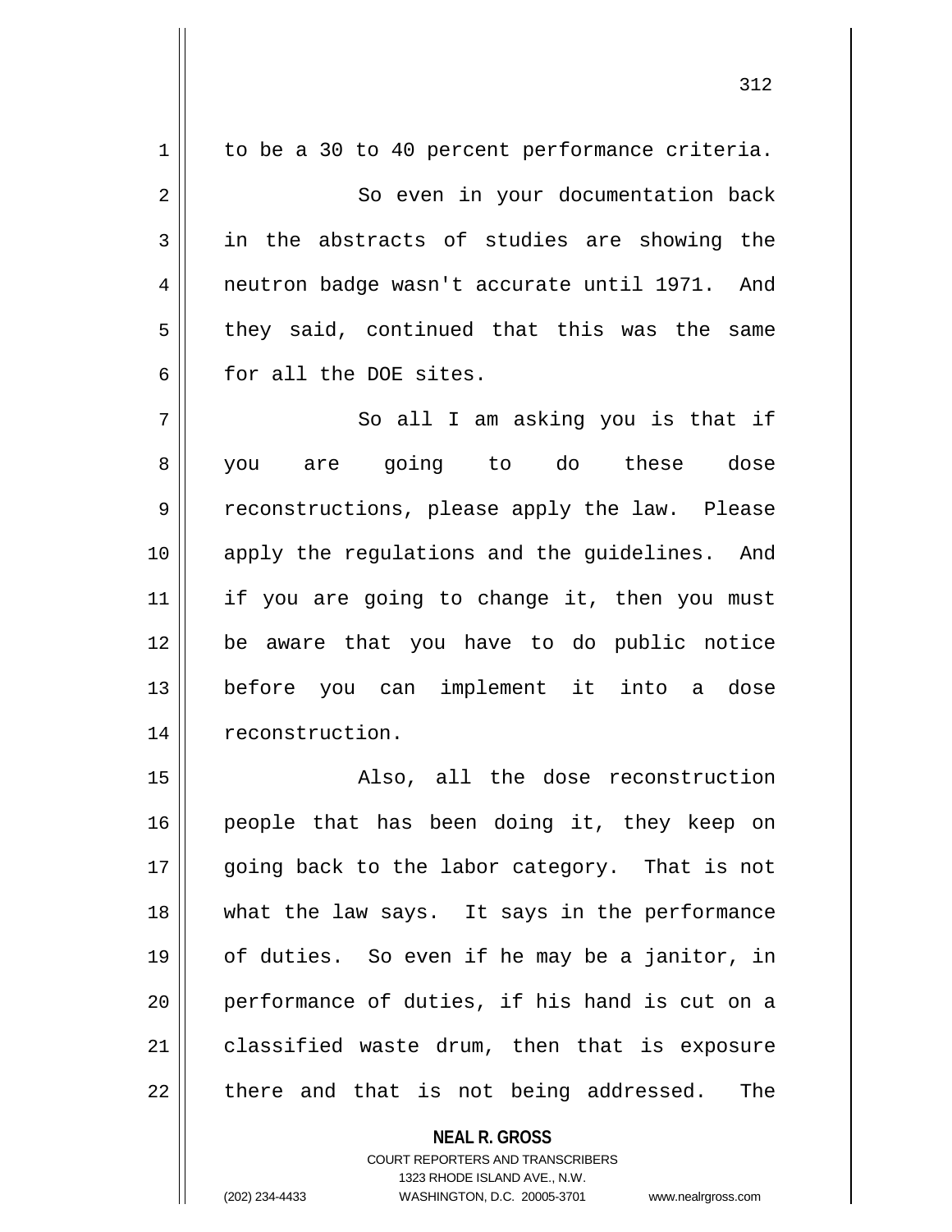to be a 30 to 40 percent performance criteria.

So even in your documentation back in the abstracts of studies are showing the neutron badge wasn't accurate until 1971. And they said, continued that this was the same for all the DOE sites.

So all I am asking you is that if you are going to do these dose reconstructions, please apply the law. Please apply the regulations and the guidelines. And if you are going to change it, then you must be aware that you have to do public notice before you can implement it into a dose reconstruction.

Also, all the dose reconstruction people that has been doing it, they keep on going back to the labor category. That is not what the law says. It says in the performance of duties. So even if he may be a janitor, in performance of duties, if his hand is cut on a classified waste drum, then that is exposure there and that is not being addressed. The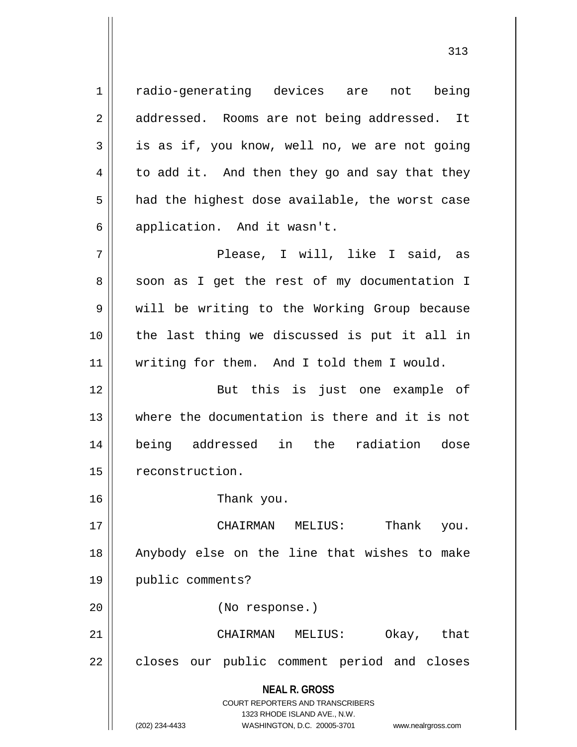radio-generating devices are not being addressed. Rooms are not being addressed. It is as if, you know, well no, we are not going to add it. And then they go and say that they had the highest dose available, the worst case application. And it wasn't.

Please, I will, like I said, as soon as I get the rest of my documentation I will be writing to the Working Group because the last thing we discussed is put it all in writing for them. And I told them I would.

But this is just one example of where the documentation is there and it is not being addressed in the radiation dose reconstruction.

Thank you.

CHAIRMAN MELIUS: Thank you. Anybody else on the line that wishes to make public comments?

(No response.)

CHAIRMAN MELIUS: Okay, that closes our public comment period and closes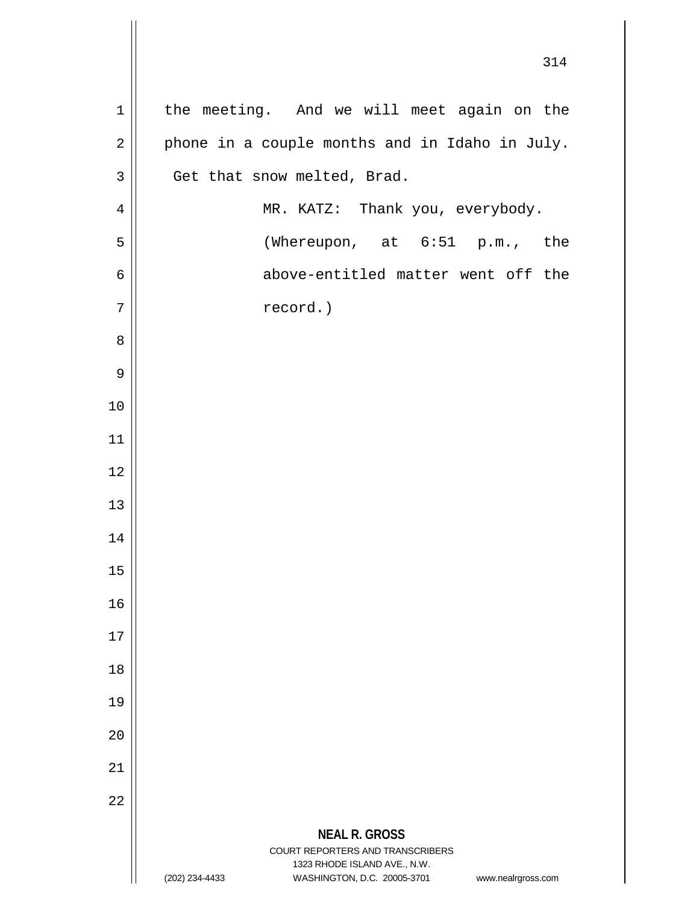the meeting. And we will meet again on the phone in a couple months and in Idaho in July. Get that snow melted, Brad.

MR. KATZ: Thank you, everybody.

(Whereupon, at 6:51 p.m., the above-entitled matter went off the record.)